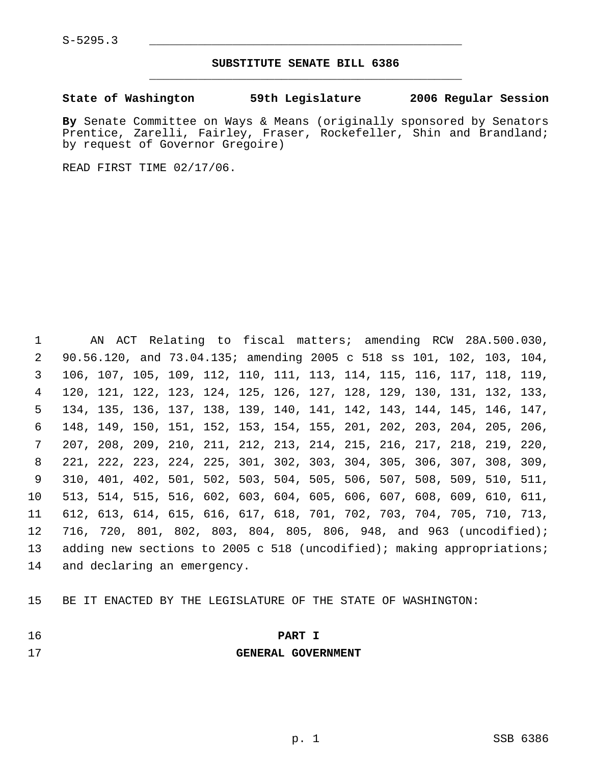S-5295.3

## SUBSTITUTE SENATE BILL 6386

**State of Washington 59th Legislature 2006 Regular Session**

**By** Senate Committee on Ways & Means (originally sponsored by Senators Prentice, Zarelli, Fairley, Fraser, Rockefeller, Shin and Brandland; by request of Governor Gregoire)

READ FIRST TIME 02/17/06.

AN ACT Relating to fiscal matters; amending RCW 28A.500.030, 90.56.120, and 73.04.135; amending 2005 c 518 ss 101, 102, 103, 104, 106, 107, 105, 109, 112, 110, 111, 113, 114, 115, 116, 117, 118, 119, 120, 121, 122, 123, 124, 125, 126, 127, 128, 129, 130, 131, 132, 133, 134, 135, 136, 137, 138, 139, 140, 141, 142, 143, 144, 145, 146, 147, 148, 149, 150, 151, 152, 153, 154, 155, 201, 202, 203, 204, 205, 206, 207, 208, 209, 210, 211, 212, 213, 214, 215, 216, 217, 218, 219, 220, 221, 222, 223, 224, 225, 301, 302, 303, 304, 305, 306, 307, 308, 309, 310, 401, 402, 501, 502, 503, 504, 505, 506, 507, 508, 509, 510, 511, 513, 514, 515, 516, 602, 603, 604, 605, 606, 607, 608, 609, 610, 611, 612, 613, 614, 615, 616, 617, 618, 701, 702, 703, 704, 705, 710, 713, 716, 720, 801, 802, 803, 804, 805, 806, 948, and 963 (uncodified); adding new sections to 2005 c 518 (uncodified); making appropriations; and declaring an emergency.

BE IT ENACTED BY THE LEGISLATURE OF THE STATE OF WASHINGTON:

## PART I
## GENERAL GOVERNMENT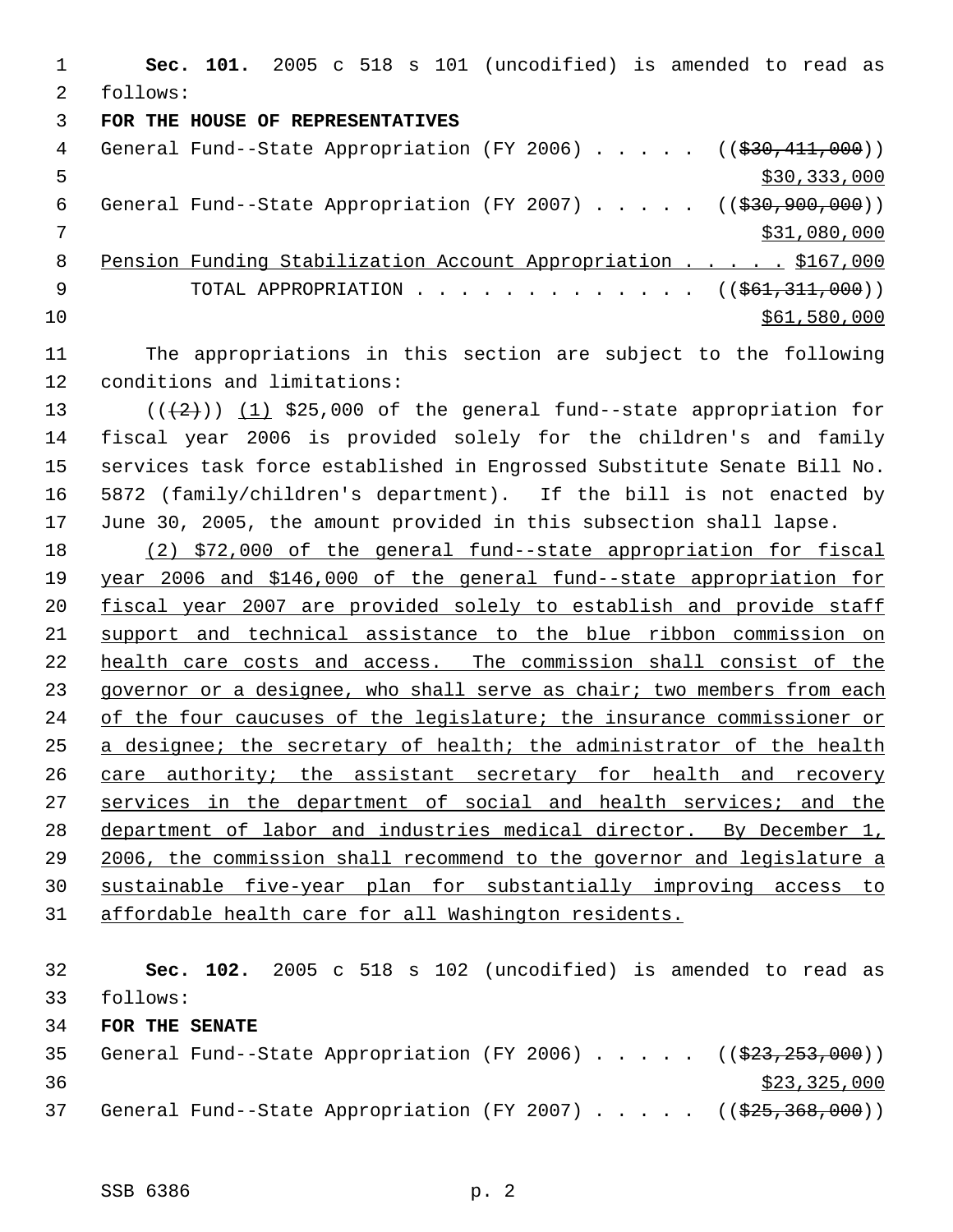**Sec. 101.** 2005 c 518 s 101 (uncodified) is amended to read as follows:

**FOR THE HOUSE OF REPRESENTATIVES**

General Fund--State Appropriation (FY 2006) . . . . . ((~~$30,411,000~~)) $30,333,000

General Fund--State Appropriation (FY 2007) . . . . . ((~~$30,900,000~~)) $31,080,000

Pension Funding Stabilization Account Appropriation . . . . . $167,000

TOTAL APPROPRIATION . . . . . . . . . . . . . ((~~$61,311,000~~)) $61,580,000

The appropriations in this section are subject to the following conditions and limitations:

((~~(2)~~)) (1) $25,000 of the general fund--state appropriation for fiscal year 2006 is provided solely for the children's and family services task force established in Engrossed Substitute Senate Bill No. 5872 (family/children's department). If the bill is not enacted by June 30, 2005, the amount provided in this subsection shall lapse.

(2) $72,000 of the general fund--state appropriation for fiscal year 2006 and $146,000 of the general fund--state appropriation for fiscal year 2007 are provided solely to establish and provide staff support and technical assistance to the blue ribbon commission on health care costs and access. The commission shall consist of the governor or a designee, who shall serve as chair; two members from each of the four caucuses of the legislature; the insurance commissioner or a designee; the secretary of health; the administrator of the health care authority; the assistant secretary for health and recovery services in the department of social and health services; and the department of labor and industries medical director. By December 1, 2006, the commission shall recommend to the governor and legislature a sustainable five-year plan for substantially improving access to affordable health care for all Washington residents.

**Sec. 102.** 2005 c 518 s 102 (uncodified) is amended to read as follows:

**FOR THE SENATE**

General Fund--State Appropriation (FY 2006) . . . . . ((~~$23,253,000~~)) $23,325,000

General Fund--State Appropriation (FY 2007) . . . . . ((~~$25,368,000~~))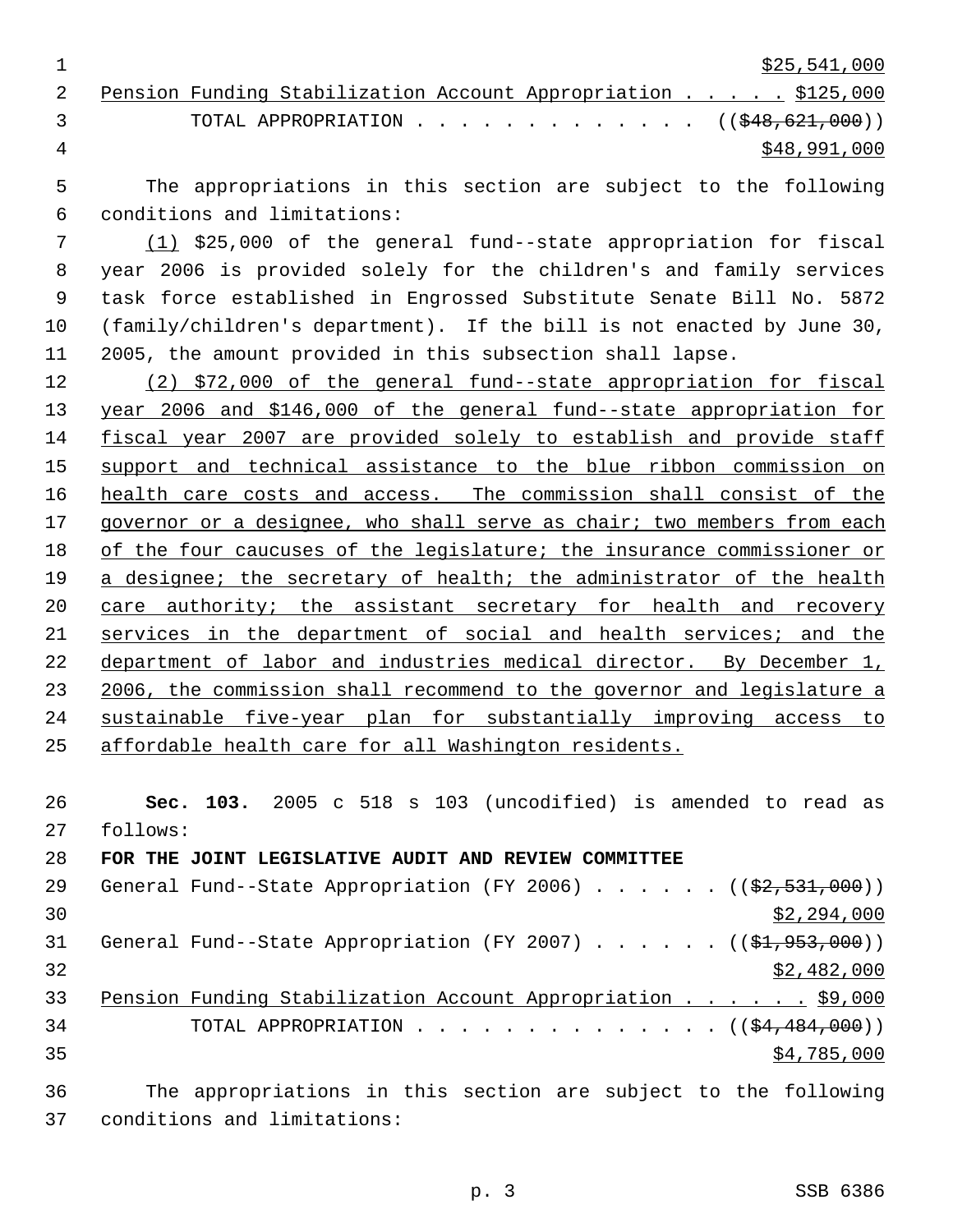$25,541,000

Pension Funding Stabilization Account Appropriation . . . . . $125,000

TOTAL APPROPRIATION . . . . . . . . . . . . . ((~~$48,621,000~~))
$48,991,000

The appropriations in this section are subject to the following conditions and limitations:

(1) $25,000 of the general fund--state appropriation for fiscal year 2006 is provided solely for the children's and family services task force established in Engrossed Substitute Senate Bill No. 5872 (family/children's department). If the bill is not enacted by June 30, 2005, the amount provided in this subsection shall lapse.

(2) $72,000 of the general fund--state appropriation for fiscal year 2006 and $146,000 of the general fund--state appropriation for fiscal year 2007 are provided solely to establish and provide staff support and technical assistance to the blue ribbon commission on health care costs and access. The commission shall consist of the governor or a designee, who shall serve as chair; two members from each of the four caucuses of the legislature; the insurance commissioner or a designee; the secretary of health; the administrator of the health care authority; the assistant secretary for health and recovery services in the department of social and health services; and the department of labor and industries medical director. By December 1, 2006, the commission shall recommend to the governor and legislature a sustainable five-year plan for substantially improving access to affordable health care for all Washington residents.

**Sec. 103.** 2005 c 518 s 103 (uncodified) is amended to read as follows:

**FOR THE JOINT LEGISLATIVE AUDIT AND REVIEW COMMITTEE**

General Fund--State Appropriation (FY 2006) . . . . . . ((~~$2,531,000~~))
$2,294,000

General Fund--State Appropriation (FY 2007) . . . . . . ((~~$1,953,000~~))
$2,482,000

Pension Funding Stabilization Account Appropriation . . . . . . $9,000

TOTAL APPROPRIATION . . . . . . . . . . . . . . ((~~$4,484,000~~))
$4,785,000

The appropriations in this section are subject to the following conditions and limitations: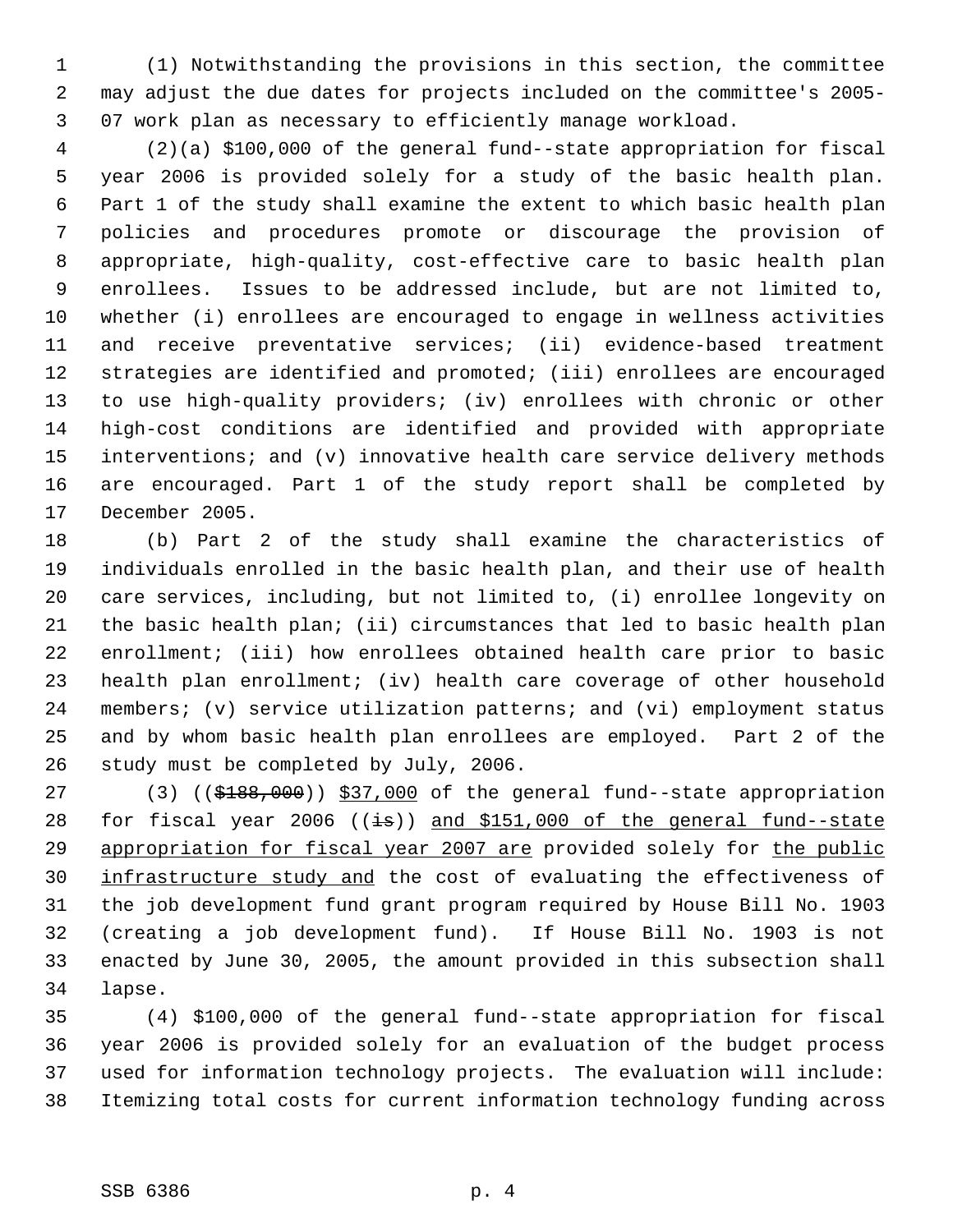(1) Notwithstanding the provisions in this section, the committee may adjust the due dates for projects included on the committee's 2005-07 work plan as necessary to efficiently manage workload.

(2)(a) $100,000 of the general fund--state appropriation for fiscal year 2006 is provided solely for a study of the basic health plan. Part 1 of the study shall examine the extent to which basic health plan policies and procedures promote or discourage the provision of appropriate, high-quality, cost-effective care to basic health plan enrollees. Issues to be addressed include, but are not limited to, whether (i) enrollees are encouraged to engage in wellness activities and receive preventative services; (ii) evidence-based treatment strategies are identified and promoted; (iii) enrollees are encouraged to use high-quality providers; (iv) enrollees with chronic or other high-cost conditions are identified and provided with appropriate interventions; and (v) innovative health care service delivery methods are encouraged. Part 1 of the study report shall be completed by December 2005.

(b) Part 2 of the study shall examine the characteristics of individuals enrolled in the basic health plan, and their use of health care services, including, but not limited to, (i) enrollee longevity on the basic health plan; (ii) circumstances that led to basic health plan enrollment; (iii) how enrollees obtained health care prior to basic health plan enrollment; (iv) health care coverage of other household members; (v) service utilization patterns; and (vi) employment status and by whom basic health plan enrollees are employed. Part 2 of the study must be completed by July, 2006.

(3) ((~~$188,000~~)) <u>$37,000</u> of the general fund--state appropriation for fiscal year 2006 ((~~is~~)) <u>and $151,000 of the general fund--state appropriation for fiscal year 2007 are</u> provided solely for <u>the public infrastructure study and</u> the cost of evaluating the effectiveness of the job development fund grant program required by House Bill No. 1903 (creating a job development fund). If House Bill No. 1903 is not enacted by June 30, 2005, the amount provided in this subsection shall lapse.

(4) $100,000 of the general fund--state appropriation for fiscal year 2006 is provided solely for an evaluation of the budget process used for information technology projects. The evaluation will include: Itemizing total costs for current information technology funding across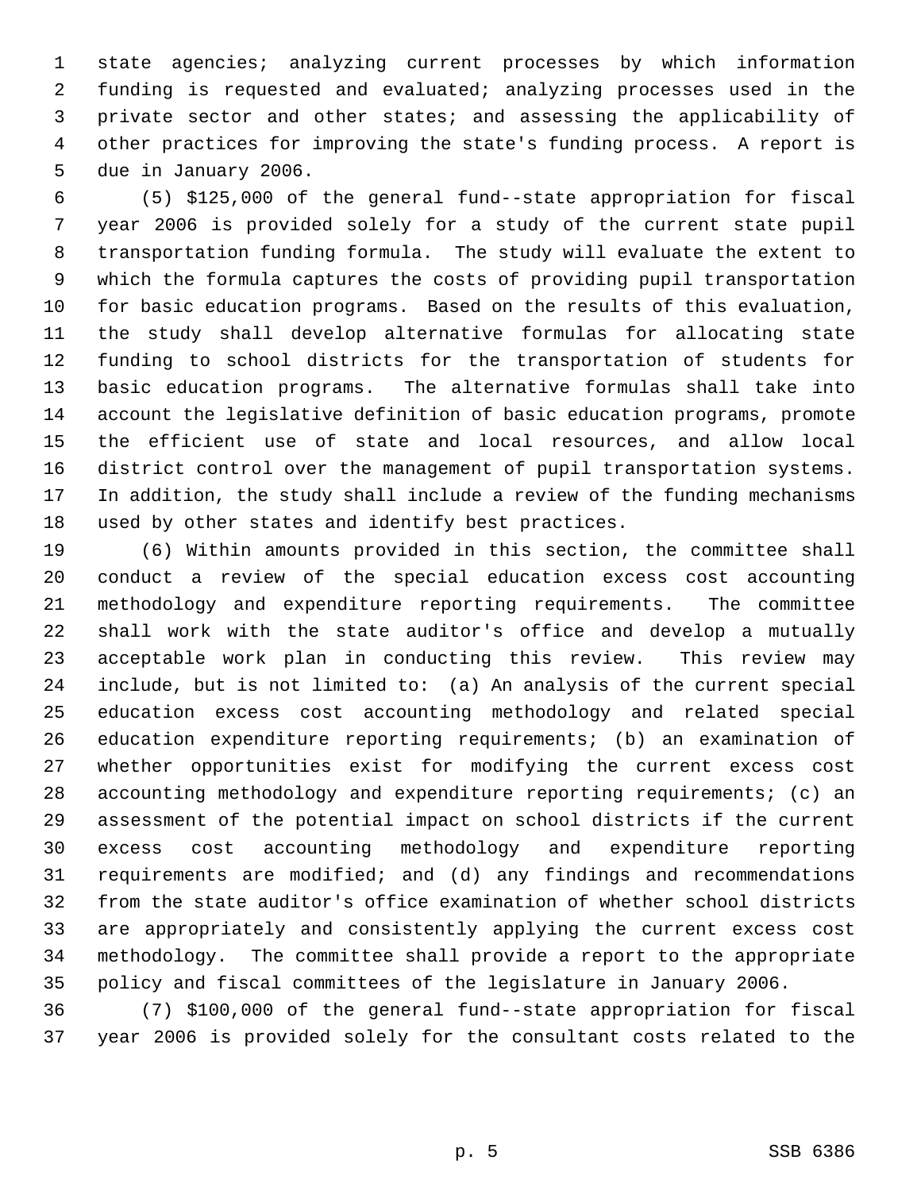state agencies; analyzing current processes by which information funding is requested and evaluated; analyzing processes used in the private sector and other states; and assessing the applicability of other practices for improving the state's funding process. A report is due in January 2006.

(5) $125,000 of the general fund--state appropriation for fiscal year 2006 is provided solely for a study of the current state pupil transportation funding formula. The study will evaluate the extent to which the formula captures the costs of providing pupil transportation for basic education programs. Based on the results of this evaluation, the study shall develop alternative formulas for allocating state funding to school districts for the transportation of students for basic education programs. The alternative formulas shall take into account the legislative definition of basic education programs, promote the efficient use of state and local resources, and allow local district control over the management of pupil transportation systems. In addition, the study shall include a review of the funding mechanisms used by other states and identify best practices.

(6) Within amounts provided in this section, the committee shall conduct a review of the special education excess cost accounting methodology and expenditure reporting requirements. The committee shall work with the state auditor's office and develop a mutually acceptable work plan in conducting this review. This review may include, but is not limited to: (a) An analysis of the current special education excess cost accounting methodology and related special education expenditure reporting requirements; (b) an examination of whether opportunities exist for modifying the current excess cost accounting methodology and expenditure reporting requirements; (c) an assessment of the potential impact on school districts if the current excess cost accounting methodology and expenditure reporting requirements are modified; and (d) any findings and recommendations from the state auditor's office examination of whether school districts are appropriately and consistently applying the current excess cost methodology. The committee shall provide a report to the appropriate policy and fiscal committees of the legislature in January 2006.

(7) $100,000 of the general fund--state appropriation for fiscal year 2006 is provided solely for the consultant costs related to the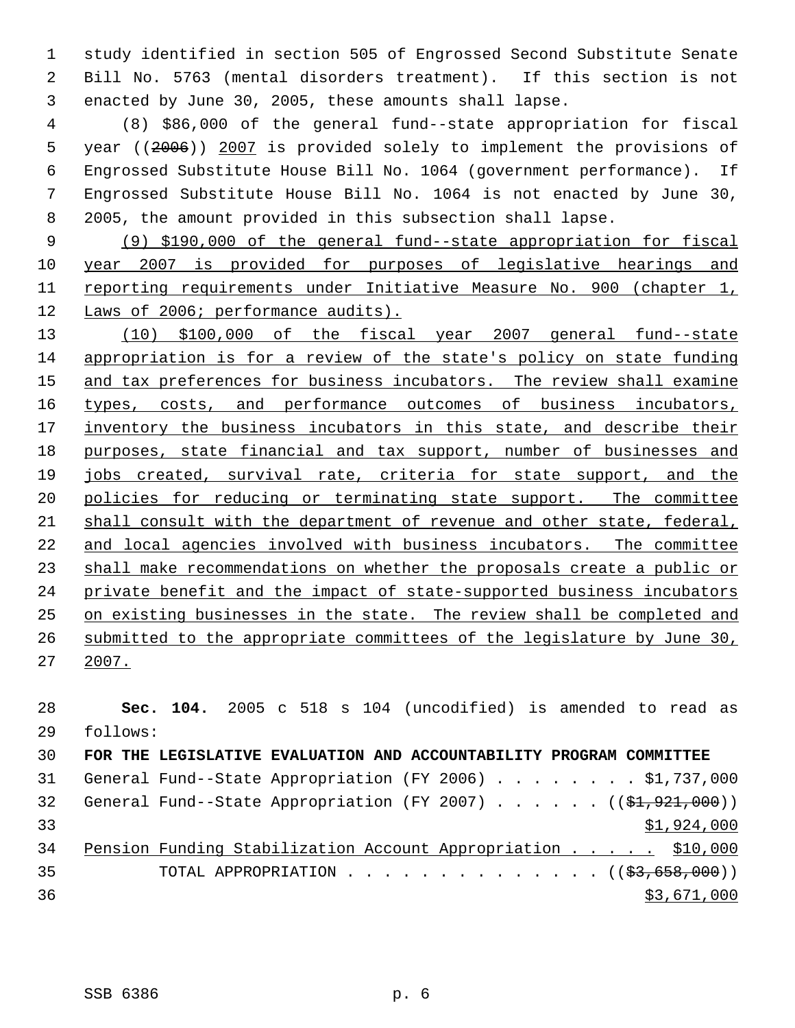study identified in section 505 of Engrossed Second Substitute Senate Bill No. 5763 (mental disorders treatment). If this section is not enacted by June 30, 2005, these amounts shall lapse.

(8) $86,000 of the general fund--state appropriation for fiscal year ((~~2006~~)) <u>2007</u> is provided solely to implement the provisions of Engrossed Substitute House Bill No. 1064 (government performance). If Engrossed Substitute House Bill No. 1064 is not enacted by June 30, 2005, the amount provided in this subsection shall lapse.

<u>(9) $190,000 of the general fund--state appropriation for fiscal year 2007 is provided for purposes of legislative hearings and reporting requirements under Initiative Measure No. 900 (chapter 1, Laws of 2006; performance audits).</u>

<u>(10) $100,000 of the fiscal year 2007 general fund--state appropriation is for a review of the state's policy on state funding and tax preferences for business incubators. The review shall examine types, costs, and performance outcomes of business incubators, inventory the business incubators in this state, and describe their purposes, state financial and tax support, number of businesses and jobs created, survival rate, criteria for state support, and the policies for reducing or terminating state support. The committee shall consult with the department of revenue and other state, federal, and local agencies involved with business incubators. The committee shall make recommendations on whether the proposals create a public or private benefit and the impact of state-supported business incubators on existing businesses in the state. The review shall be completed and submitted to the appropriate committees of the legislature by June 30, 2007.</u>

**Sec. 104.** 2005 c 518 s 104 (uncodified) is amended to read as follows:

**FOR THE LEGISLATIVE EVALUATION AND ACCOUNTABILITY PROGRAM COMMITTEE**

General Fund--State Appropriation (FY 2006) . . . . . . . . $1,737,000
General Fund--State Appropriation (FY 2007) . . . . . . ((~~$1,921,000~~))
<u>$1,924,000</u>
<u>Pension Funding Stabilization Account Appropriation . . . . . $10,000</u>
TOTAL APPROPRIATION . . . . . . . . . . . . . . ((~~$3,658,000~~))
<u>$3,671,000</u>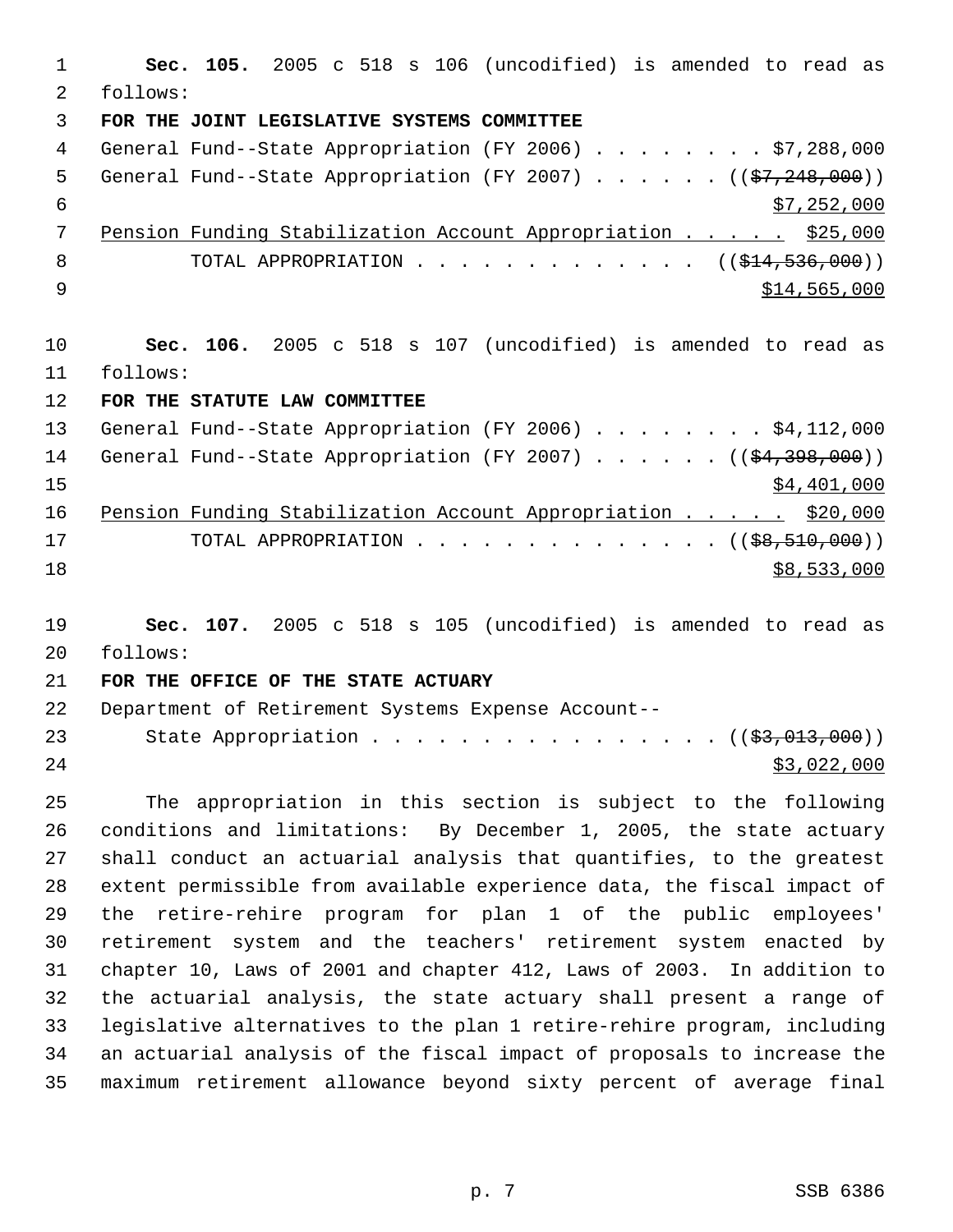**Sec. 105.** 2005 c 518 s 106 (uncodified) is amended to read as follows:

**FOR THE JOINT LEGISLATIVE SYSTEMS COMMITTEE**

General Fund--State Appropriation (FY 2006) . . . . . . . . $7,288,000

General Fund--State Appropriation (FY 2007) . . . . . . (($7,248,000)) $7,252,000

Pension Funding Stabilization Account Appropriation . . . . . $25,000

TOTAL APPROPRIATION . . . . . . . . . . . . . (($14,536,000)) $14,565,000

**Sec. 106.** 2005 c 518 s 107 (uncodified) is amended to read as follows:

**FOR THE STATUTE LAW COMMITTEE**

General Fund--State Appropriation (FY 2006) . . . . . . . . $4,112,000

General Fund--State Appropriation (FY 2007) . . . . . . (($4,398,000)) $4,401,000

Pension Funding Stabilization Account Appropriation . . . . . $20,000

TOTAL APPROPRIATION . . . . . . . . . . . . . . (($8,510,000)) $8,533,000

**Sec. 107.** 2005 c 518 s 105 (uncodified) is amended to read as follows:

**FOR THE OFFICE OF THE STATE ACTUARY**

Department of Retirement Systems Expense Account--

State Appropriation . . . . . . . . . . . . . . . . (($3,013,000)) $3,022,000

The appropriation in this section is subject to the following conditions and limitations: By December 1, 2005, the state actuary shall conduct an actuarial analysis that quantifies, to the greatest extent permissible from available experience data, the fiscal impact of the retire-rehire program for plan 1 of the public employees' retirement system and the teachers' retirement system enacted by chapter 10, Laws of 2001 and chapter 412, Laws of 2003. In addition to the actuarial analysis, the state actuary shall present a range of legislative alternatives to the plan 1 retire-rehire program, including an actuarial analysis of the fiscal impact of proposals to increase the maximum retirement allowance beyond sixty percent of average final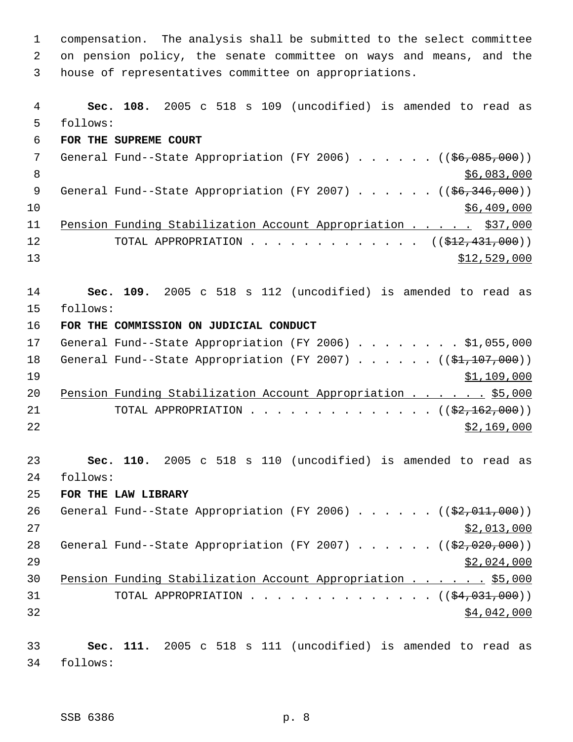compensation. The analysis shall be submitted to the select committee on pension policy, the senate committee on ways and means, and the house of representatives committee on appropriations.

**Sec. 108.** 2005 c 518 s 109 (uncodified) is amended to read as follows:

**FOR THE SUPREME COURT**

General Fund--State Appropriation (FY 2006) . . . . . . (($6,085,000)) $6,083,000

General Fund--State Appropriation (FY 2007) . . . . . . (($6,346,000)) $6,409,000

Pension Funding Stabilization Account Appropriation . . . . . $37,000

TOTAL APPROPRIATION . . . . . . . . . . . . . (($12,431,000)) $12,529,000

**Sec. 109.** 2005 c 518 s 112 (uncodified) is amended to read as follows:

**FOR THE COMMISSION ON JUDICIAL CONDUCT**

General Fund--State Appropriation (FY 2006) . . . . . . . . $1,055,000

General Fund--State Appropriation (FY 2007) . . . . . . (($1,107,000)) $1,109,000

Pension Funding Stabilization Account Appropriation . . . . . . $5,000

TOTAL APPROPRIATION . . . . . . . . . . . . . . (($2,162,000)) $2,169,000

**Sec. 110.** 2005 c 518 s 110 (uncodified) is amended to read as follows:

**FOR THE LAW LIBRARY**

General Fund--State Appropriation (FY 2006) . . . . . . (($2,011,000)) $2,013,000

General Fund--State Appropriation (FY 2007) . . . . . . (($2,020,000)) $2,024,000

Pension Funding Stabilization Account Appropriation . . . . . . $5,000

TOTAL APPROPRIATION . . . . . . . . . . . . . . (($4,031,000)) $4,042,000

**Sec. 111.** 2005 c 518 s 111 (uncodified) is amended to read as follows: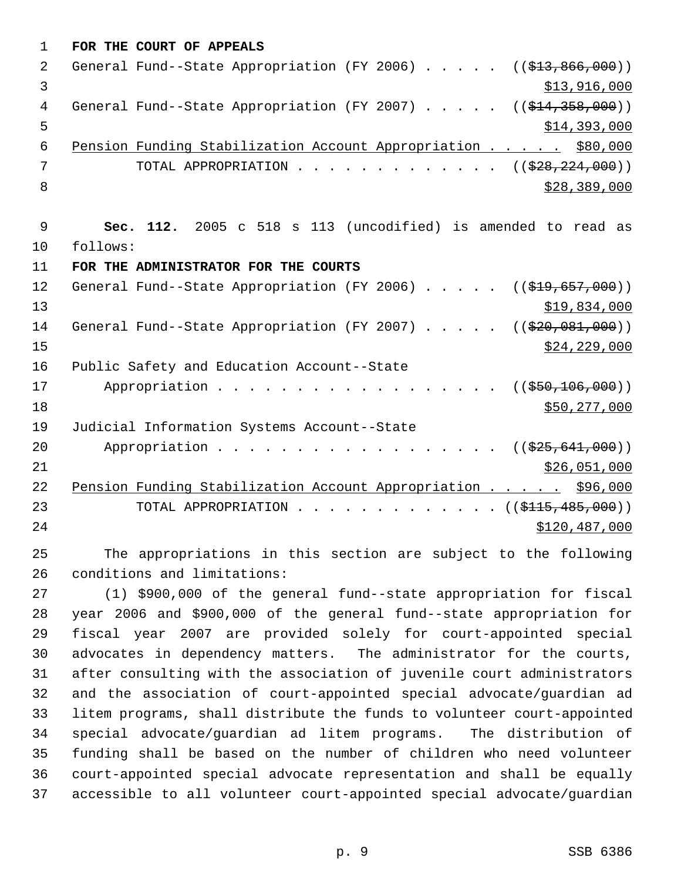**FOR THE COURT OF APPEALS**

General Fund--State Appropriation (FY 2006) . . . . . ((~~$13,866,000~~))
$13,916,000

General Fund--State Appropriation (FY 2007) . . . . . ((~~$14,358,000~~))
$14,393,000

Pension Funding Stabilization Account Appropriation . . . . . $80,000

TOTAL APPROPRIATION . . . . . . . . . . . . . ((~~$28,224,000~~))
$28,389,000

**Sec. 112.** 2005 c 518 s 113 (uncodified) is amended to read as follows:

**FOR THE ADMINISTRATOR FOR THE COURTS**

General Fund--State Appropriation (FY 2006) . . . . . ((~~$19,657,000~~))
$19,834,000

General Fund--State Appropriation (FY 2007) . . . . . ((~~$20,081,000~~))
$24,229,000

Public Safety and Education Account--State Appropriation . . . . . . . . . . . . . . . . . . ((~~$50,106,000~~))
$50,277,000

Judicial Information Systems Account--State Appropriation . . . . . . . . . . . . . . . . . . ((~~$25,641,000~~))
$26,051,000

Pension Funding Stabilization Account Appropriation . . . . . $96,000

TOTAL APPROPRIATION . . . . . . . . . . . . . ((~~$115,485,000~~))
$120,487,000

The appropriations in this section are subject to the following conditions and limitations:

(1) $900,000 of the general fund--state appropriation for fiscal year 2006 and $900,000 of the general fund--state appropriation for fiscal year 2007 are provided solely for court-appointed special advocates in dependency matters. The administrator for the courts, after consulting with the association of juvenile court administrators and the association of court-appointed special advocate/guardian ad litem programs, shall distribute the funds to volunteer court-appointed special advocate/guardian ad litem programs. The distribution of funding shall be based on the number of children who need volunteer court-appointed special advocate representation and shall be equally accessible to all volunteer court-appointed special advocate/guardian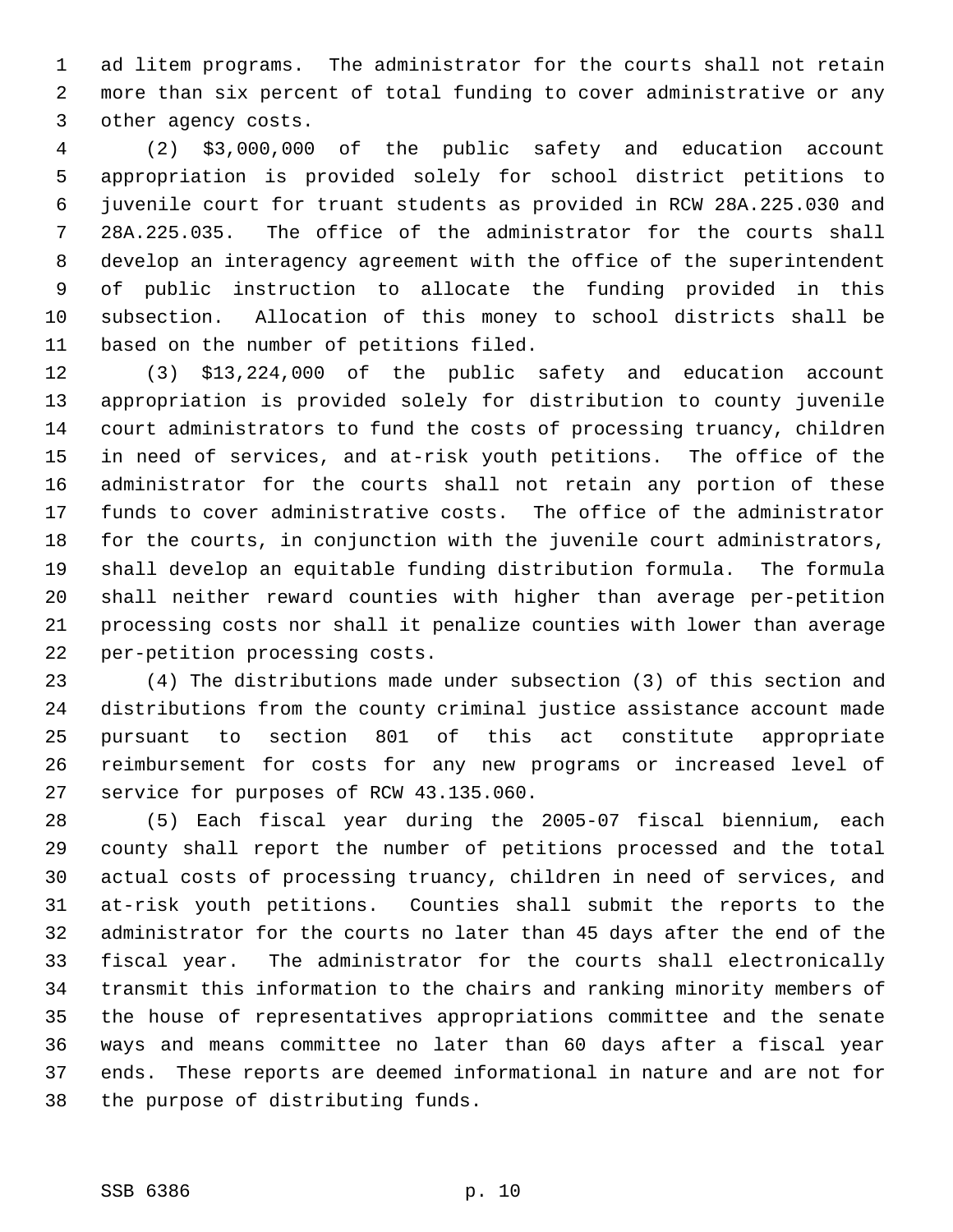ad litem programs. The administrator for the courts shall not retain more than six percent of total funding to cover administrative or any other agency costs.

(2) $3,000,000 of the public safety and education account appropriation is provided solely for school district petitions to juvenile court for truant students as provided in RCW 28A.225.030 and 28A.225.035. The office of the administrator for the courts shall develop an interagency agreement with the office of the superintendent of public instruction to allocate the funding provided in this subsection. Allocation of this money to school districts shall be based on the number of petitions filed.

(3) $13,224,000 of the public safety and education account appropriation is provided solely for distribution to county juvenile court administrators to fund the costs of processing truancy, children in need of services, and at-risk youth petitions. The office of the administrator for the courts shall not retain any portion of these funds to cover administrative costs. The office of the administrator for the courts, in conjunction with the juvenile court administrators, shall develop an equitable funding distribution formula. The formula shall neither reward counties with higher than average per-petition processing costs nor shall it penalize counties with lower than average per-petition processing costs.

(4) The distributions made under subsection (3) of this section and distributions from the county criminal justice assistance account made pursuant to section 801 of this act constitute appropriate reimbursement for costs for any new programs or increased level of service for purposes of RCW 43.135.060.

(5) Each fiscal year during the 2005-07 fiscal biennium, each county shall report the number of petitions processed and the total actual costs of processing truancy, children in need of services, and at-risk youth petitions. Counties shall submit the reports to the administrator for the courts no later than 45 days after the end of the fiscal year. The administrator for the courts shall electronically transmit this information to the chairs and ranking minority members of the house of representatives appropriations committee and the senate ways and means committee no later than 60 days after a fiscal year ends. These reports are deemed informational in nature and are not for the purpose of distributing funds.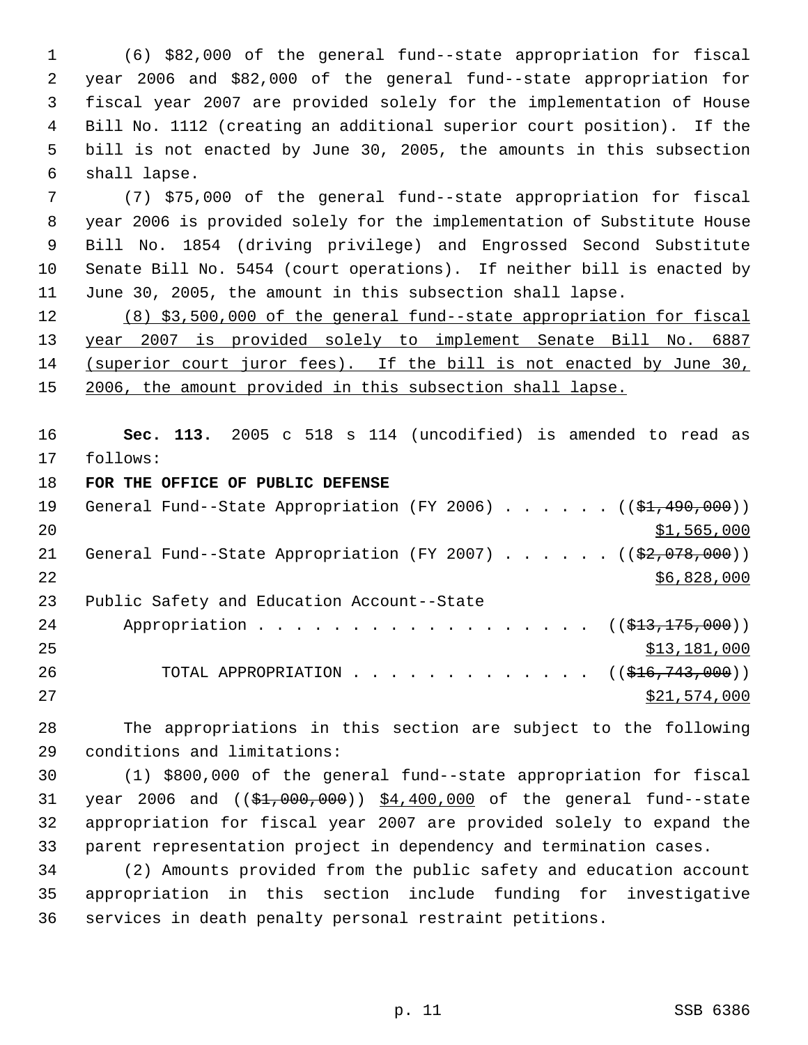(6) $82,000 of the general fund--state appropriation for fiscal year 2006 and $82,000 of the general fund--state appropriation for fiscal year 2007 are provided solely for the implementation of House Bill No. 1112 (creating an additional superior court position). If the bill is not enacted by June 30, 2005, the amounts in this subsection shall lapse.

(7) $75,000 of the general fund--state appropriation for fiscal year 2006 is provided solely for the implementation of Substitute House Bill No. 1854 (driving privilege) and Engrossed Second Substitute Senate Bill No. 5454 (court operations). If neither bill is enacted by June 30, 2005, the amount in this subsection shall lapse.

<u>(8) $3,500,000 of the general fund--state appropriation for fiscal year 2007 is provided solely to implement Senate Bill No. 6887 (superior court juror fees). If the bill is not enacted by June 30, 2006, the amount provided in this subsection shall lapse.</u>

**Sec. 113.** 2005 c 518 s 114 (uncodified) is amended to read as follows:

**FOR THE OFFICE OF PUBLIC DEFENSE**

General Fund--State Appropriation (FY 2006) . . . . . . ((~~$1,490,000~~)) <u>$1,565,000</u>

General Fund--State Appropriation (FY 2007) . . . . . . ((~~$2,078,000~~)) <u>$6,828,000</u>

Public Safety and Education Account--State Appropriation . . . . . . . . . . . . . . . . . . ((~~$13,175,000~~)) <u>$13,181,000</u>

TOTAL APPROPRIATION . . . . . . . . . . . . . ((~~$16,743,000~~)) <u>$21,574,000</u>

The appropriations in this section are subject to the following conditions and limitations:

(1) $800,000 of the general fund--state appropriation for fiscal year 2006 and ((~~$1,000,000~~)) <u>$4,400,000</u> of the general fund--state appropriation for fiscal year 2007 are provided solely to expand the parent representation project in dependency and termination cases.

(2) Amounts provided from the public safety and education account appropriation in this section include funding for investigative services in death penalty personal restraint petitions.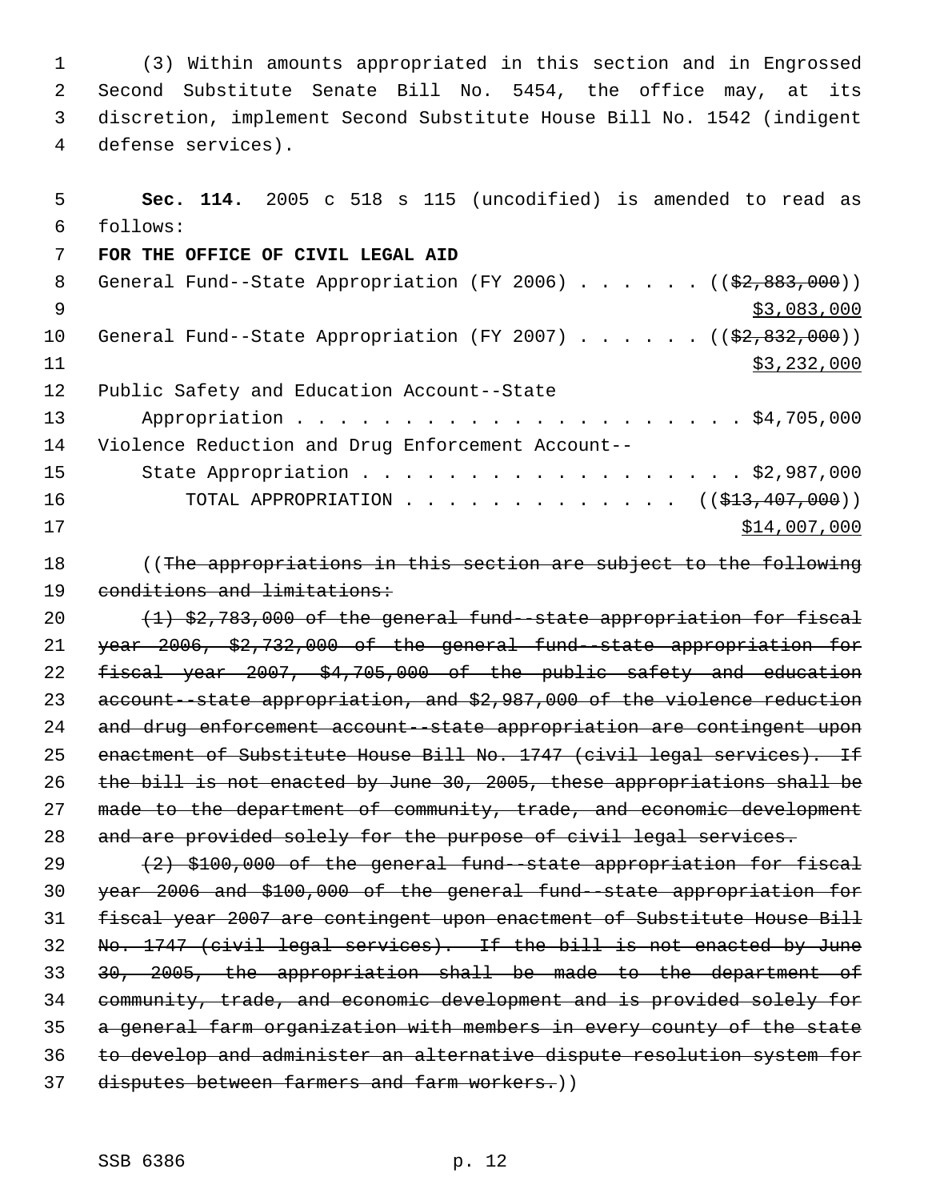(3) Within amounts appropriated in this section and in Engrossed Second Substitute Senate Bill No. 5454, the office may, at its discretion, implement Second Substitute House Bill No. 1542 (indigent defense services).

**Sec. 114.** 2005 c 518 s 115 (uncodified) is amended to read as follows:

**FOR THE OFFICE OF CIVIL LEGAL AID**

General Fund--State Appropriation (FY 2006) . . . . . . ((~~$2,883,000~~)) $3,083,000

General Fund--State Appropriation (FY 2007) . . . . . . ((~~$2,832,000~~)) $3,232,000

Public Safety and Education Account--State Appropriation . . . . . . . . . . . . . . . . . . . . . . $4,705,000

Violence Reduction and Drug Enforcement Account--State Appropriation . . . . . . . . . . . . . . . . . . $2,987,000

TOTAL APPROPRIATION . . . . . . . . . . . . . ((~~$13,407,000~~)) $14,007,000

((~~The appropriations in this section are subject to the following conditions and limitations:~~

~~(1) $2,783,000 of the general fund--state appropriation for fiscal year 2006, $2,732,000 of the general fund--state appropriation for fiscal year 2007, $4,705,000 of the public safety and education account--state appropriation, and $2,987,000 of the violence reduction and drug enforcement account--state appropriation are contingent upon enactment of Substitute House Bill No. 1747 (civil legal services). If the bill is not enacted by June 30, 2005, these appropriations shall be made to the department of community, trade, and economic development and are provided solely for the purpose of civil legal services.~~

~~(2) $100,000 of the general fund--state appropriation for fiscal year 2006 and $100,000 of the general fund--state appropriation for fiscal year 2007 are contingent upon enactment of Substitute House Bill No. 1747 (civil legal services). If the bill is not enacted by June 30, 2005, the appropriation shall be made to the department of community, trade, and economic development and is provided solely for a general farm organization with members in every county of the state to develop and administer an alternative dispute resolution system for disputes between farmers and farm workers.~~))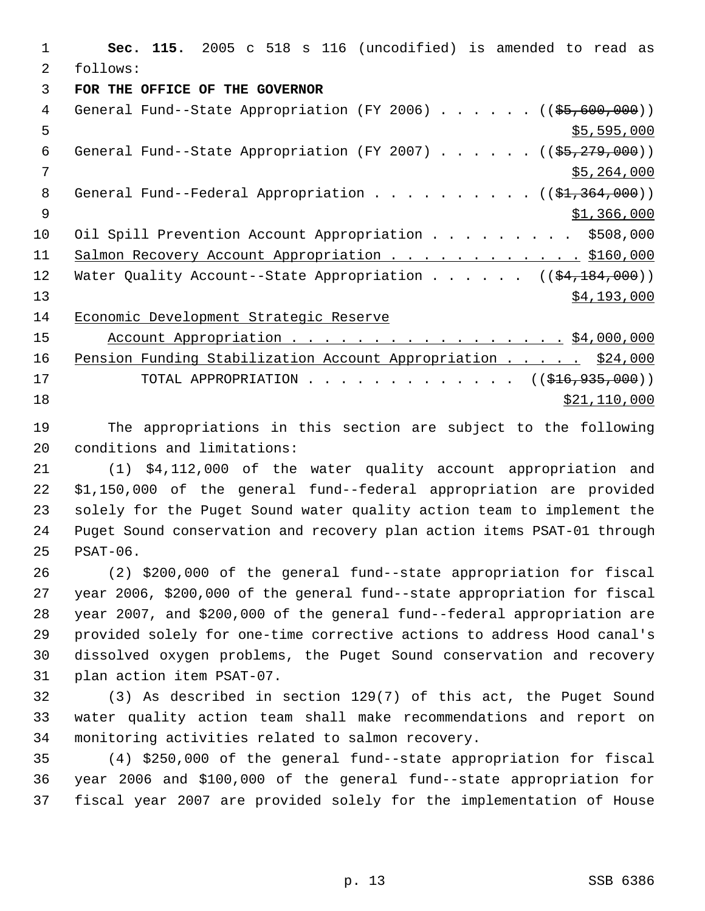**Sec. 115.** 2005 c 518 s 116 (uncodified) is amended to read as follows:

**FOR THE OFFICE OF THE GOVERNOR**

General Fund--State Appropriation (FY 2006) . . . . . . (($5,600,000)) $5,595,000

General Fund--State Appropriation (FY 2007) . . . . . . (($5,279,000)) $5,264,000

General Fund--Federal Appropriation . . . . . . . . . . (($1,364,000)) $1,366,000

Oil Spill Prevention Account Appropriation . . . . . . . . . $508,000

Salmon Recovery Account Appropriation . . . . . . . . . . . . $160,000

Water Quality Account--State Appropriation . . . . . . (($4,184,000)) $4,193,000

Economic Development Strategic Reserve Account Appropriation . . . . . . . . . . . . . . . . . . $4,000,000

Pension Funding Stabilization Account Appropriation . . . . . $24,000

TOTAL APPROPRIATION . . . . . . . . . . . . . (($16,935,000)) $21,110,000

The appropriations in this section are subject to the following conditions and limitations:

(1) $4,112,000 of the water quality account appropriation and $1,150,000 of the general fund--federal appropriation are provided solely for the Puget Sound water quality action team to implement the Puget Sound conservation and recovery plan action items PSAT-01 through PSAT-06.

(2) $200,000 of the general fund--state appropriation for fiscal year 2006, $200,000 of the general fund--state appropriation for fiscal year 2007, and $200,000 of the general fund--federal appropriation are provided solely for one-time corrective actions to address Hood canal's dissolved oxygen problems, the Puget Sound conservation and recovery plan action item PSAT-07.

(3) As described in section 129(7) of this act, the Puget Sound water quality action team shall make recommendations and report on monitoring activities related to salmon recovery.

(4) $250,000 of the general fund--state appropriation for fiscal year 2006 and $100,000 of the general fund--state appropriation for fiscal year 2007 are provided solely for the implementation of House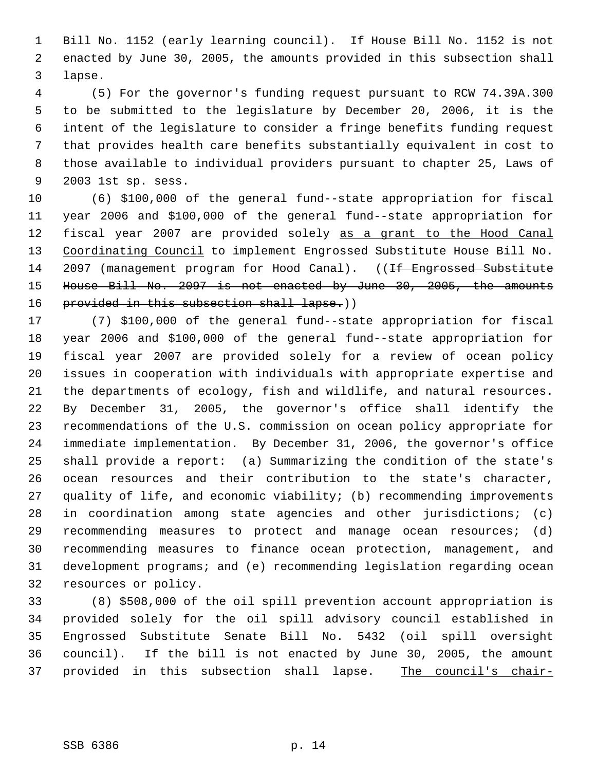Bill No. 1152 (early learning council). If House Bill No. 1152 is not enacted by June 30, 2005, the amounts provided in this subsection shall lapse.

(5) For the governor's funding request pursuant to RCW 74.39A.300 to be submitted to the legislature by December 20, 2006, it is the intent of the legislature to consider a fringe benefits funding request that provides health care benefits substantially equivalent in cost to those available to individual providers pursuant to chapter 25, Laws of 2003 1st sp. sess.

(6) $100,000 of the general fund--state appropriation for fiscal year 2006 and $100,000 of the general fund--state appropriation for fiscal year 2007 are provided solely <u>as a grant to the Hood Canal Coordinating Council</u> to implement Engrossed Substitute House Bill No. 2097 (management program for Hood Canal). ((~~If Engrossed Substitute House Bill No. 2097 is not enacted by June 30, 2005, the amounts provided in this subsection shall lapse.~~))

(7) $100,000 of the general fund--state appropriation for fiscal year 2006 and $100,000 of the general fund--state appropriation for fiscal year 2007 are provided solely for a review of ocean policy issues in cooperation with individuals with appropriate expertise and the departments of ecology, fish and wildlife, and natural resources. By December 31, 2005, the governor's office shall identify the recommendations of the U.S. commission on ocean policy appropriate for immediate implementation. By December 31, 2006, the governor's office shall provide a report: (a) Summarizing the condition of the state's ocean resources and their contribution to the state's character, quality of life, and economic viability; (b) recommending improvements in coordination among state agencies and other jurisdictions; (c) recommending measures to protect and manage ocean resources; (d) recommending measures to finance ocean protection, management, and development programs; and (e) recommending legislation regarding ocean resources or policy.

(8) $508,000 of the oil spill prevention account appropriation is provided solely for the oil spill advisory council established in Engrossed Substitute Senate Bill No. 5432 (oil spill oversight council). If the bill is not enacted by June 30, 2005, the amount provided in this subsection shall lapse. <u>The council's chair-</u>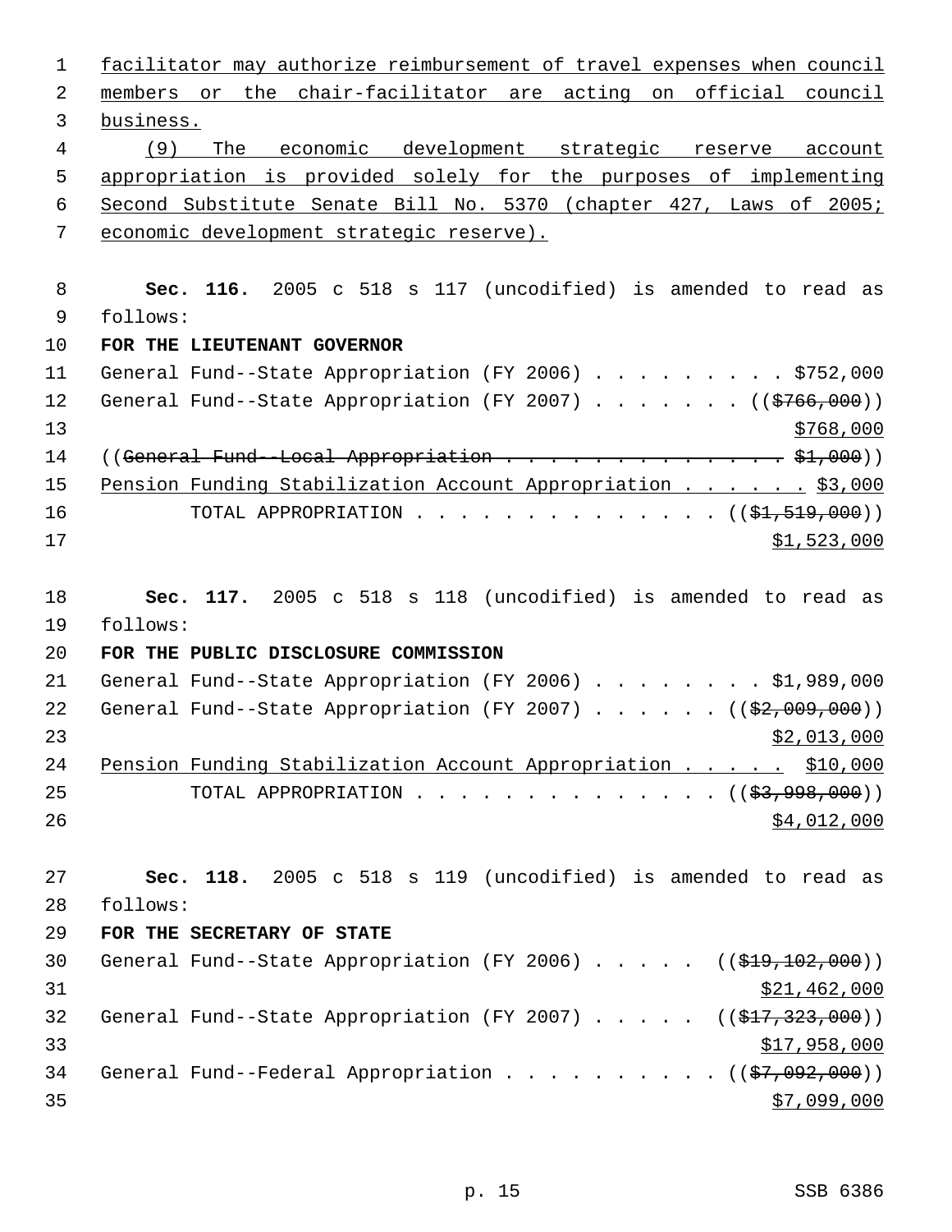facilitator may authorize reimbursement of travel expenses when council members or the chair-facilitator are acting on official council business.

(9) The economic development strategic reserve account appropriation is provided solely for the purposes of implementing Second Substitute Senate Bill No. 5370 (chapter 427, Laws of 2005; economic development strategic reserve).

**Sec. 116.** 2005 c 518 s 117 (uncodified) is amended to read as follows:

**FOR THE LIEUTENANT GOVERNOR**

General Fund--State Appropriation (FY 2006) . . . . . . . . . $752,000
General Fund--State Appropriation (FY 2007) . . . . . . . ((~~$766,000~~))
$768,000
((~~General Fund--Local Appropriation . . . . . . . . . . . . . $1,000~~))
Pension Funding Stabilization Account Appropriation . . . . . . $3,000
TOTAL APPROPRIATION . . . . . . . . . . . . . . ((~~$1,519,000~~))
$1,523,000

**Sec. 117.** 2005 c 518 s 118 (uncodified) is amended to read as follows:

**FOR THE PUBLIC DISCLOSURE COMMISSION**

General Fund--State Appropriation (FY 2006) . . . . . . . . $1,989,000
General Fund--State Appropriation (FY 2007) . . . . . . ((~~$2,009,000~~))
$2,013,000
Pension Funding Stabilization Account Appropriation . . . . . $10,000
TOTAL APPROPRIATION . . . . . . . . . . . . . . ((~~$3,998,000~~))
$4,012,000

**Sec. 118.** 2005 c 518 s 119 (uncodified) is amended to read as follows:

**FOR THE SECRETARY OF STATE**

General Fund--State Appropriation (FY 2006) . . . . . ((~~$19,102,000~~))
$21,462,000
General Fund--State Appropriation (FY 2007) . . . . . ((~~$17,323,000~~))
$17,958,000
General Fund--Federal Appropriation . . . . . . . . . . ((~~$7,092,000~~))
$7,099,000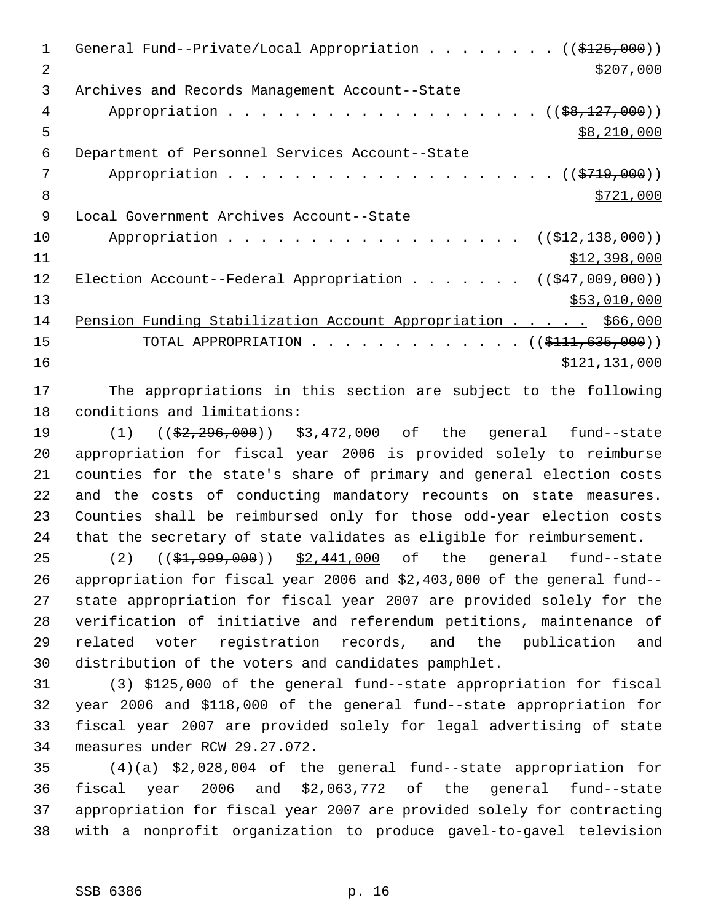General Fund--Private/Local Appropriation . . . . . . . . ((~~$125,000~~))
<u>$207,000</u>

Archives and Records Management Account--State
Appropriation . . . . . . . . . . . . . . . . . . . ((~~$8,127,000~~))
<u>$8,210,000</u>

Department of Personnel Services Account--State
Appropriation . . . . . . . . . . . . . . . . . . . . ((~~$719,000~~))
<u>$721,000</u>

Local Government Archives Account--State
Appropriation . . . . . . . . . . . . . . . . . . ((~~$12,138,000~~))
<u>$12,398,000</u>

Election Account--Federal Appropriation . . . . . . . ((~~$47,009,000~~))
<u>$53,010,000</u>

<u>Pension Funding Stabilization Account Appropriation . . . . . $66,000</u>

TOTAL APPROPRIATION . . . . . . . . . . . . . ((~~$111,635,000~~))
<u>$121,131,000</u>

The appropriations in this section are subject to the following conditions and limitations:

(1) ((~~$2,296,000~~)) <u>$3,472,000</u> of the general fund--state appropriation for fiscal year 2006 is provided solely to reimburse counties for the state's share of primary and general election costs and the costs of conducting mandatory recounts on state measures. Counties shall be reimbursed only for those odd-year election costs that the secretary of state validates as eligible for reimbursement.

(2) ((~~$1,999,000~~)) <u>$2,441,000</u> of the general fund--state appropriation for fiscal year 2006 and $2,403,000 of the general fund--state appropriation for fiscal year 2007 are provided solely for the verification of initiative and referendum petitions, maintenance of related voter registration records, and the publication and distribution of the voters and candidates pamphlet.

(3) $125,000 of the general fund--state appropriation for fiscal year 2006 and $118,000 of the general fund--state appropriation for fiscal year 2007 are provided solely for legal advertising of state measures under RCW 29.27.072.

(4)(a) $2,028,004 of the general fund--state appropriation for fiscal year 2006 and $2,063,772 of the general fund--state appropriation for fiscal year 2007 are provided solely for contracting with a nonprofit organization to produce gavel-to-gavel television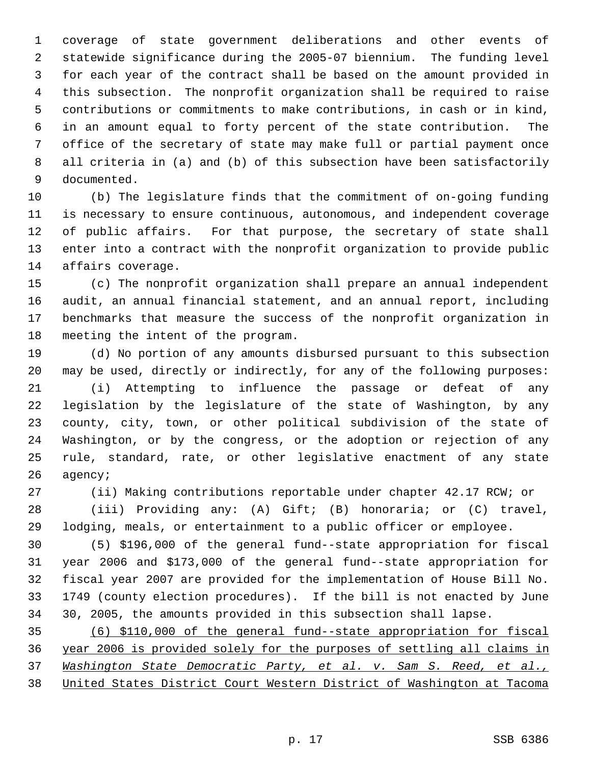coverage of state government deliberations and other events of statewide significance during the 2005-07 biennium. The funding level for each year of the contract shall be based on the amount provided in this subsection. The nonprofit organization shall be required to raise contributions or commitments to make contributions, in cash or in kind, in an amount equal to forty percent of the state contribution. The office of the secretary of state may make full or partial payment once all criteria in (a) and (b) of this subsection have been satisfactorily documented.

(b) The legislature finds that the commitment of on-going funding is necessary to ensure continuous, autonomous, and independent coverage of public affairs. For that purpose, the secretary of state shall enter into a contract with the nonprofit organization to provide public affairs coverage.

(c) The nonprofit organization shall prepare an annual independent audit, an annual financial statement, and an annual report, including benchmarks that measure the success of the nonprofit organization in meeting the intent of the program.

(d) No portion of any amounts disbursed pursuant to this subsection may be used, directly or indirectly, for any of the following purposes:

(i) Attempting to influence the passage or defeat of any legislation by the legislature of the state of Washington, by any county, city, town, or other political subdivision of the state of Washington, or by the congress, or the adoption or rejection of any rule, standard, rate, or other legislative enactment of any state agency;

(ii) Making contributions reportable under chapter 42.17 RCW; or

(iii) Providing any: (A) Gift; (B) honoraria; or (C) travel, lodging, meals, or entertainment to a public officer or employee.

(5) $196,000 of the general fund--state appropriation for fiscal year 2006 and $173,000 of the general fund--state appropriation for fiscal year 2007 are provided for the implementation of House Bill No. 1749 (county election procedures). If the bill is not enacted by June 30, 2005, the amounts provided in this subsection shall lapse.

<u>(6) $110,000 of the general fund--state appropriation for fiscal year 2006 is provided solely for the purposes of settling all claims in *Washington State Democratic Party, et al. v. Sam S. Reed, et al.*, United States District Court Western District of Washington at Tacoma</u>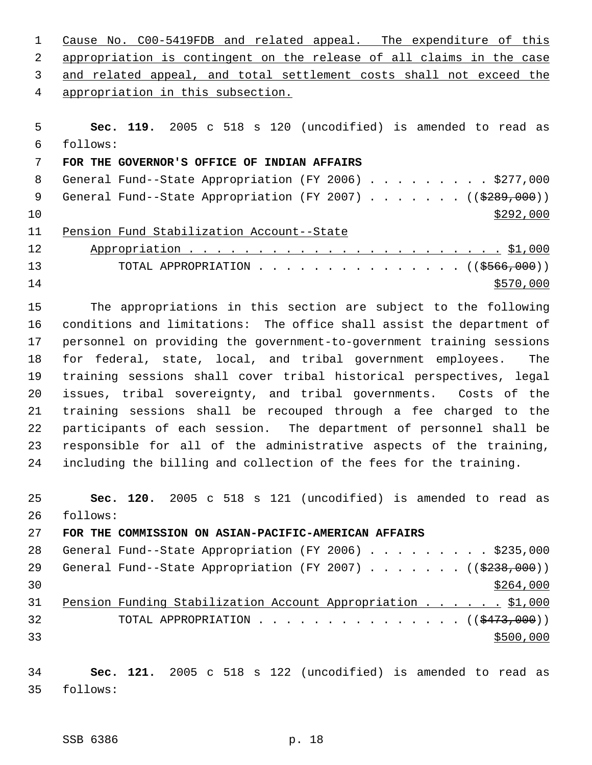Cause No. C00-5419FDB and related appeal. The expenditure of this appropriation is contingent on the release of all claims in the case and related appeal, and total settlement costs shall not exceed the appropriation in this subsection.

**Sec. 119.** 2005 c 518 s 120 (uncodified) is amended to read as follows:

**FOR THE GOVERNOR'S OFFICE OF INDIAN AFFAIRS**

General Fund--State Appropriation (FY 2006) . . . . . . . . . $277,000
General Fund--State Appropriation (FY 2007) . . . . . . . (($289,000)) $292,000
Pension Fund Stabilization Account--State Appropriation . . . . . . . . . . . . . . . . . . . . . . . $1,000
TOTAL APPROPRIATION . . . . . . . . . . . . . . . (($566,000)) $570,000

The appropriations in this section are subject to the following conditions and limitations: The office shall assist the department of personnel on providing the government-to-government training sessions for federal, state, local, and tribal government employees. The training sessions shall cover tribal historical perspectives, legal issues, tribal sovereignty, and tribal governments. Costs of the training sessions shall be recouped through a fee charged to the participants of each session. The department of personnel shall be responsible for all of the administrative aspects of the training, including the billing and collection of the fees for the training.

**Sec. 120.** 2005 c 518 s 121 (uncodified) is amended to read as follows:

**FOR THE COMMISSION ON ASIAN-PACIFIC-AMERICAN AFFAIRS**

General Fund--State Appropriation (FY 2006) . . . . . . . . . $235,000
General Fund--State Appropriation (FY 2007) . . . . . . . (($238,000)) $264,000
Pension Funding Stabilization Account Appropriation . . . . . . $1,000
TOTAL APPROPRIATION . . . . . . . . . . . . . . . (($473,000)) $500,000

**Sec. 121.** 2005 c 518 s 122 (uncodified) is amended to read as follows: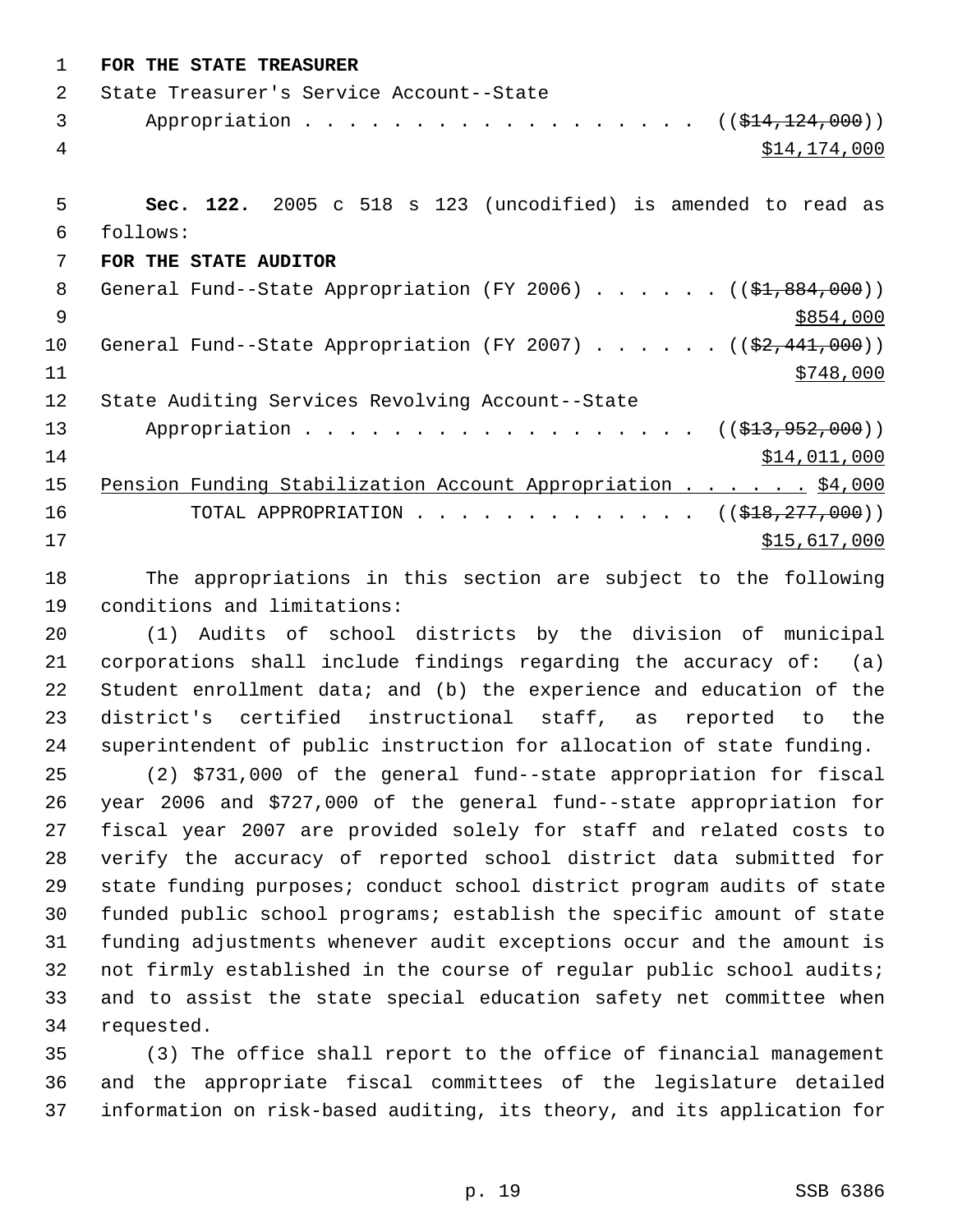**FOR THE STATE TREASURER**

State Treasurer's Service Account--State
    Appropriation . . . . . . . . . . . . . . . . . . . ((~~$14,124,000~~))
<u>$14,174,000</u>

**Sec. 122.** 2005 c 518 s 123 (uncodified) is amended to read as follows:

**FOR THE STATE AUDITOR**

General Fund--State Appropriation (FY 2006) . . . . . . ((~~$1,884,000~~))
<u>$854,000</u>

General Fund--State Appropriation (FY 2007) . . . . . . ((~~$2,441,000~~))
<u>$748,000</u>

State Auditing Services Revolving Account--State
    Appropriation . . . . . . . . . . . . . . . . . . . ((~~$13,952,000~~))
<u>$14,011,000</u>

<u>Pension Funding Stabilization Account Appropriation . . . . . . $4,000</u>

TOTAL APPROPRIATION . . . . . . . . . . . . . . ((~~$18,277,000~~))
<u>$15,617,000</u>

The appropriations in this section are subject to the following conditions and limitations:

(1) Audits of school districts by the division of municipal corporations shall include findings regarding the accuracy of: (a) Student enrollment data; and (b) the experience and education of the district's certified instructional staff, as reported to the superintendent of public instruction for allocation of state funding.

(2) $731,000 of the general fund--state appropriation for fiscal year 2006 and $727,000 of the general fund--state appropriation for fiscal year 2007 are provided solely for staff and related costs to verify the accuracy of reported school district data submitted for state funding purposes; conduct school district program audits of state funded public school programs; establish the specific amount of state funding adjustments whenever audit exceptions occur and the amount is not firmly established in the course of regular public school audits; and to assist the state special education safety net committee when requested.

(3) The office shall report to the office of financial management and the appropriate fiscal committees of the legislature detailed information on risk-based auditing, its theory, and its application for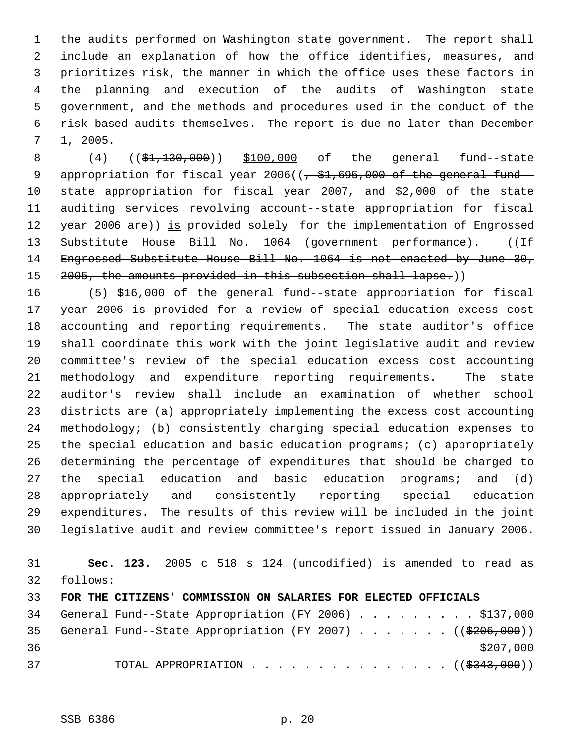the audits performed on Washington state government. The report shall include an explanation of how the office identifies, measures, and prioritizes risk, the manner in which the office uses these factors in the planning and execution of the audits of Washington state government, and the methods and procedures used in the conduct of the risk-based audits themselves. The report is due no later than December 1, 2005.

(4) ((~~$1,130,000~~)) <u>$100,000</u> of the general fund--state appropriation for fiscal year 2006((~~, $1,695,000 of the general fund--state appropriation for fiscal year 2007, and $2,000 of the state auditing services revolving account--state appropriation for fiscal year 2006 are~~)) <u>is</u> provided solely for the implementation of Engrossed Substitute House Bill No. 1064 (government performance). ((~~If Engrossed Substitute House Bill No. 1064 is not enacted by June 30, 2005, the amounts provided in this subsection shall lapse.~~))

(5) $16,000 of the general fund--state appropriation for fiscal year 2006 is provided for a review of special education excess cost accounting and reporting requirements. The state auditor's office shall coordinate this work with the joint legislative audit and review committee's review of the special education excess cost accounting methodology and expenditure reporting requirements. The state auditor's review shall include an examination of whether school districts are (a) appropriately implementing the excess cost accounting methodology; (b) consistently charging special education expenses to the special education and basic education programs; (c) appropriately determining the percentage of expenditures that should be charged to the special education and basic education programs; and (d) appropriately and consistently reporting special education expenditures. The results of this review will be included in the joint legislative audit and review committee's report issued in January 2006.

**Sec. 123.** 2005 c 518 s 124 (uncodified) is amended to read as follows:

**FOR THE CITIZENS' COMMISSION ON SALARIES FOR ELECTED OFFICIALS**

General Fund--State Appropriation (FY 2006) . . . . . . . . . . $137,000

General Fund--State Appropriation (FY 2007) . . . . . . . . ((~~$206,000~~))
<u>$207,000</u>

TOTAL APPROPRIATION . . . . . . . . . . . . . . . . ((~~$343,000~~))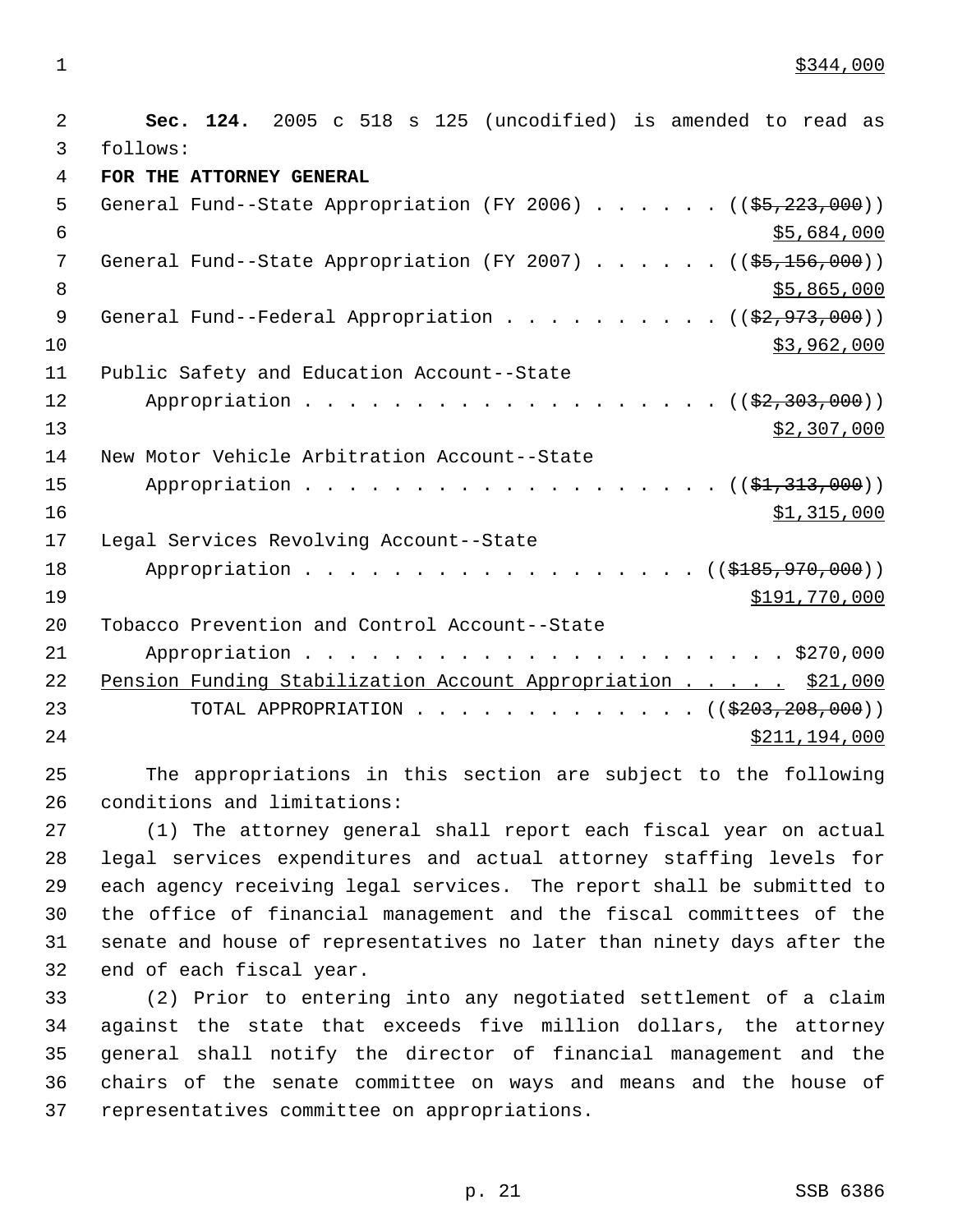$344,000

**Sec. 124.** 2005 c 518 s 125 (uncodified) is amended to read as follows:

**FOR THE ATTORNEY GENERAL**

General Fund--State Appropriation (FY 2006) . . . . . . (($5,223,000)) $5,684,000

General Fund--State Appropriation (FY 2007) . . . . . . (($5,156,000)) $5,865,000

General Fund--Federal Appropriation . . . . . . . . . . (($2,973,000)) $3,962,000

Public Safety and Education Account--State Appropriation . . . . . . . . . . . . . . . . . . . (($2,303,000)) $2,307,000

New Motor Vehicle Arbitration Account--State Appropriation . . . . . . . . . . . . . . . . . . . (($1,313,000)) $1,315,000

Legal Services Revolving Account--State Appropriation . . . . . . . . . . . . . . . . . . (($185,970,000)) $191,770,000

Tobacco Prevention and Control Account--State Appropriation . . . . . . . . . . . . . . . . . . . . . . $270,000

Pension Funding Stabilization Account Appropriation . . . . . $21,000

TOTAL APPROPRIATION . . . . . . . . . . . . . . (($203,208,000)) $211,194,000

The appropriations in this section are subject to the following conditions and limitations:

(1) The attorney general shall report each fiscal year on actual legal services expenditures and actual attorney staffing levels for each agency receiving legal services. The report shall be submitted to the office of financial management and the fiscal committees of the senate and house of representatives no later than ninety days after the end of each fiscal year.

(2) Prior to entering into any negotiated settlement of a claim against the state that exceeds five million dollars, the attorney general shall notify the director of financial management and the chairs of the senate committee on ways and means and the house of representatives committee on appropriations.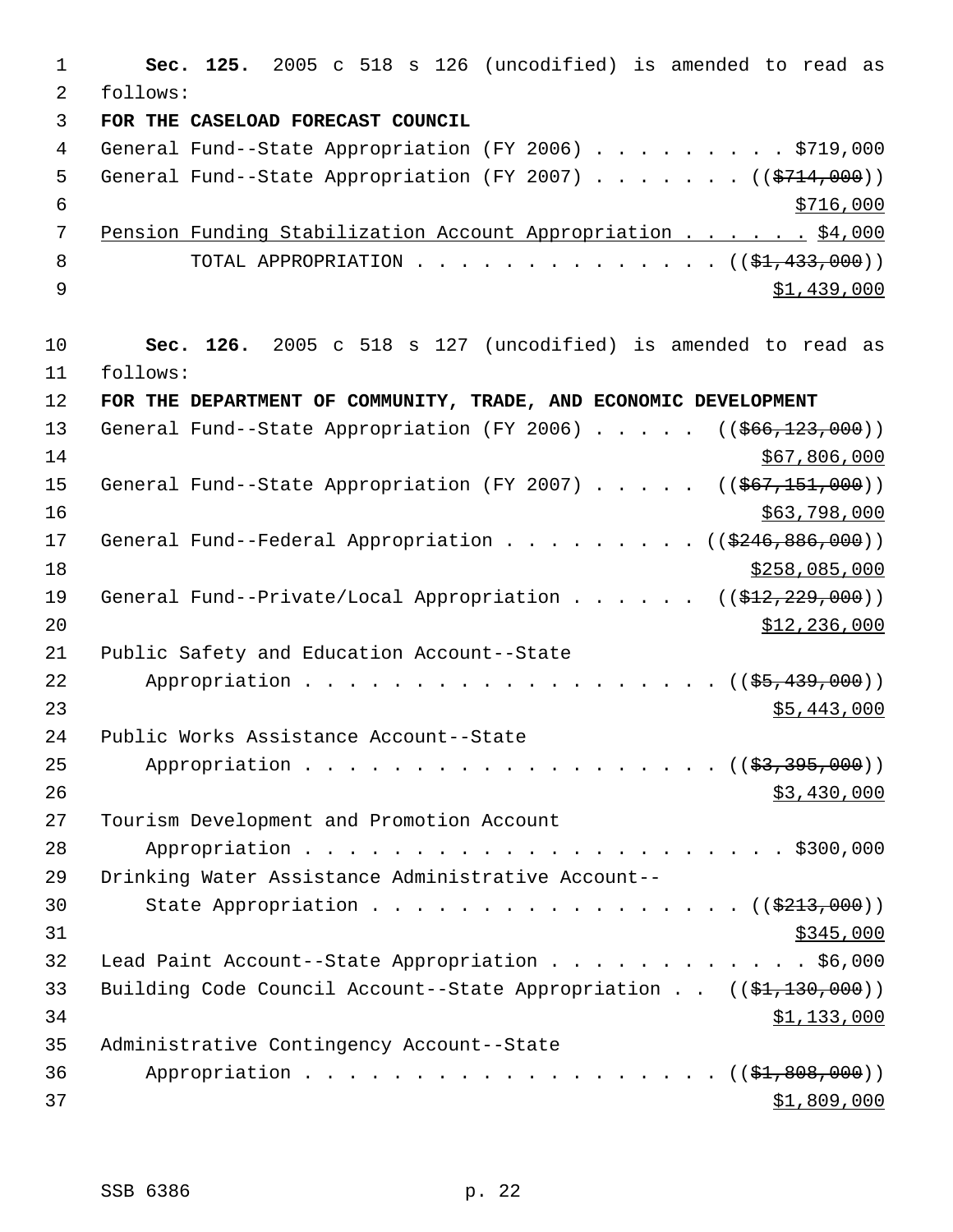**Sec. 125.** 2005 c 518 s 126 (uncodified) is amended to read as follows:

**FOR THE CASELOAD FORECAST COUNCIL**

General Fund--State Appropriation (FY 2006) . . . . . . . . . $719,000

General Fund--State Appropriation (FY 2007) . . . . . . . (($714,000)) $716,000

Pension Funding Stabilization Account Appropriation . . . . . . $4,000

TOTAL APPROPRIATION . . . . . . . . . . . . . . (($1,433,000)) $1,439,000

**Sec. 126.** 2005 c 518 s 127 (uncodified) is amended to read as follows:

**FOR THE DEPARTMENT OF COMMUNITY, TRADE, AND ECONOMIC DEVELOPMENT**

General Fund--State Appropriation (FY 2006) . . . . . (($66,123,000)) $67,806,000

General Fund--State Appropriation (FY 2007) . . . . . (($67,151,000)) $63,798,000

General Fund--Federal Appropriation . . . . . . . . . (($246,886,000)) $258,085,000

General Fund--Private/Local Appropriation . . . . . . (($12,229,000)) $12,236,000

Public Safety and Education Account--State Appropriation . . . . . . . . . . . . . . . . . . . . (($5,439,000)) $5,443,000

Public Works Assistance Account--State Appropriation . . . . . . . . . . . . . . . . . . . . (($3,395,000)) $3,430,000

Tourism Development and Promotion Account Appropriation . . . . . . . . . . . . . . . . . . . . . . . $300,000

Drinking Water Assistance Administrative Account--State Appropriation . . . . . . . . . . . . . . . . . (($213,000)) $345,000

Lead Paint Account--State Appropriation . . . . . . . . . . . . $6,000

Building Code Council Account--State Appropriation . . (($1,130,000)) $1,133,000

Administrative Contingency Account--State Appropriation . . . . . . . . . . . . . . . . . . . . (($1,808,000)) $1,809,000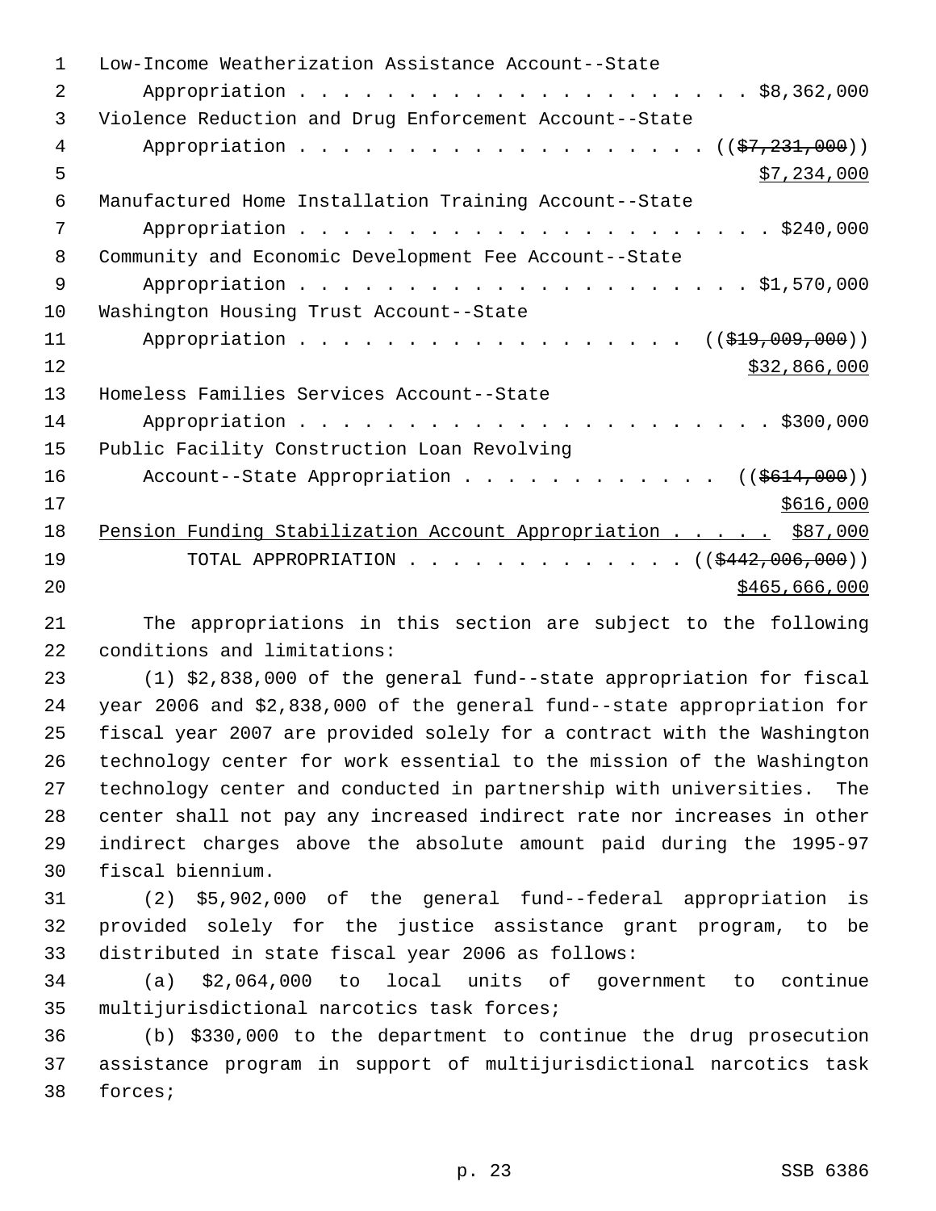Low-Income Weatherization Assistance Account--State
Appropriation . . . . . . . . . . . . . . . . . . . . . . . $8,362,000

Violence Reduction and Drug Enforcement Account--State
Appropriation . . . . . . . . . . . . . . . . . . . . . ((~~$7,231,000~~))
$7,234,000

Manufactured Home Installation Training Account--State
Appropriation . . . . . . . . . . . . . . . . . . . . . . . $240,000

Community and Economic Development Fee Account--State
Appropriation . . . . . . . . . . . . . . . . . . . . . . . $1,570,000

Washington Housing Trust Account--State
Appropriation . . . . . . . . . . . . . . . . . . . . ((~~$19,009,000~~))
$32,866,000

Homeless Families Services Account--State
Appropriation . . . . . . . . . . . . . . . . . . . . . . . $300,000

Public Facility Construction Loan Revolving
Account--State Appropriation . . . . . . . . . . . . ((~~$614,000~~))
$616,000

Pension Funding Stabilization Account Appropriation . . . . . $87,000

TOTAL APPROPRIATION . . . . . . . . . . . . . . ((~~$442,006,000~~))
$465,666,000

The appropriations in this section are subject to the following conditions and limitations:

(1) $2,838,000 of the general fund--state appropriation for fiscal year 2006 and $2,838,000 of the general fund--state appropriation for fiscal year 2007 are provided solely for a contract with the Washington technology center for work essential to the mission of the Washington technology center and conducted in partnership with universities. The center shall not pay any increased indirect rate nor increases in other indirect charges above the absolute amount paid during the 1995-97 fiscal biennium.

(2) $5,902,000 of the general fund--federal appropriation is provided solely for the justice assistance grant program, to be distributed in state fiscal year 2006 as follows:

(a) $2,064,000 to local units of government to continue multijurisdictional narcotics task forces;

(b) $330,000 to the department to continue the drug prosecution assistance program in support of multijurisdictional narcotics task forces;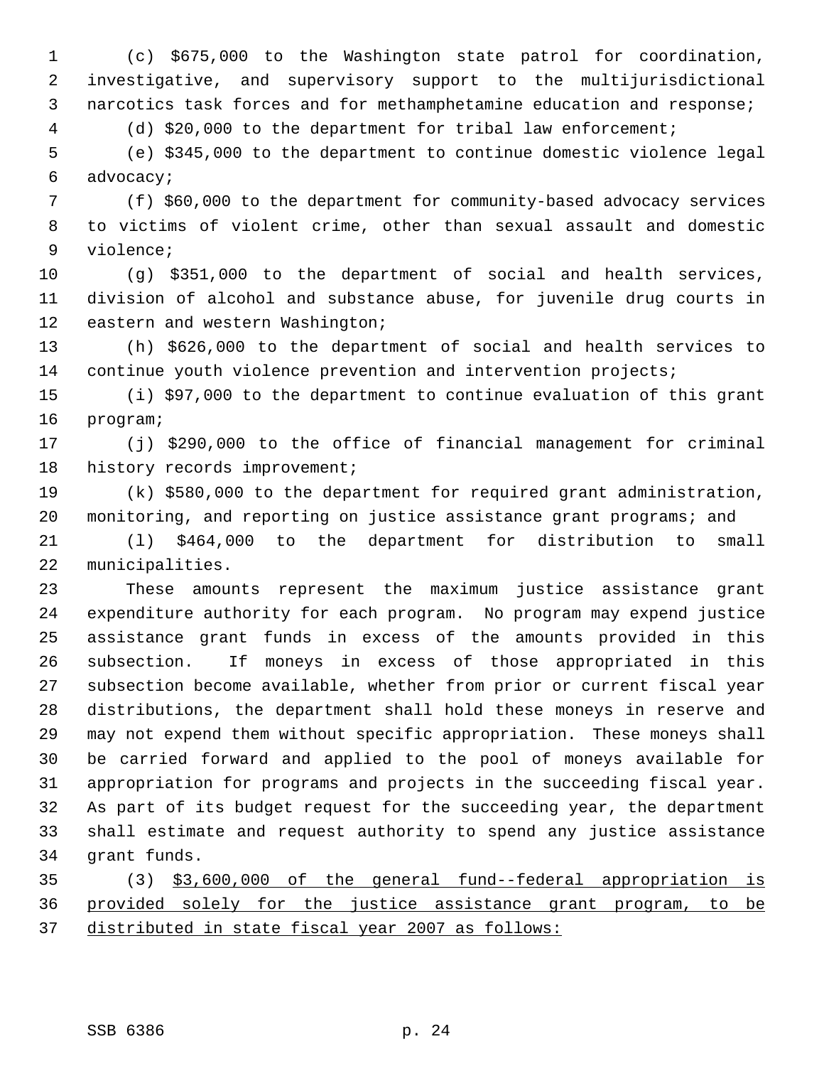(c) $675,000 to the Washington state patrol for coordination, investigative, and supervisory support to the multijurisdictional narcotics task forces and for methamphetamine education and response;

(d) $20,000 to the department for tribal law enforcement;

(e) $345,000 to the department to continue domestic violence legal advocacy;

(f) $60,000 to the department for community-based advocacy services to victims of violent crime, other than sexual assault and domestic violence;

(g) $351,000 to the department of social and health services, division of alcohol and substance abuse, for juvenile drug courts in eastern and western Washington;

(h) $626,000 to the department of social and health services to continue youth violence prevention and intervention projects;

(i) $97,000 to the department to continue evaluation of this grant program;

(j) $290,000 to the office of financial management for criminal history records improvement;

(k) $580,000 to the department for required grant administration, monitoring, and reporting on justice assistance grant programs; and

(l) $464,000 to the department for distribution to small municipalities.

These amounts represent the maximum justice assistance grant expenditure authority for each program. No program may expend justice assistance grant funds in excess of the amounts provided in this subsection. If moneys in excess of those appropriated in this subsection become available, whether from prior or current fiscal year distributions, the department shall hold these moneys in reserve and may not expend them without specific appropriation. These moneys shall be carried forward and applied to the pool of moneys available for appropriation for programs and projects in the succeeding fiscal year. As part of its budget request for the succeeding year, the department shall estimate and request authority to spend any justice assistance grant funds.

(3) <u>$3,600,000 of the general fund--federal appropriation is provided solely for the justice assistance grant program, to be distributed in state fiscal year 2007 as follows:</u>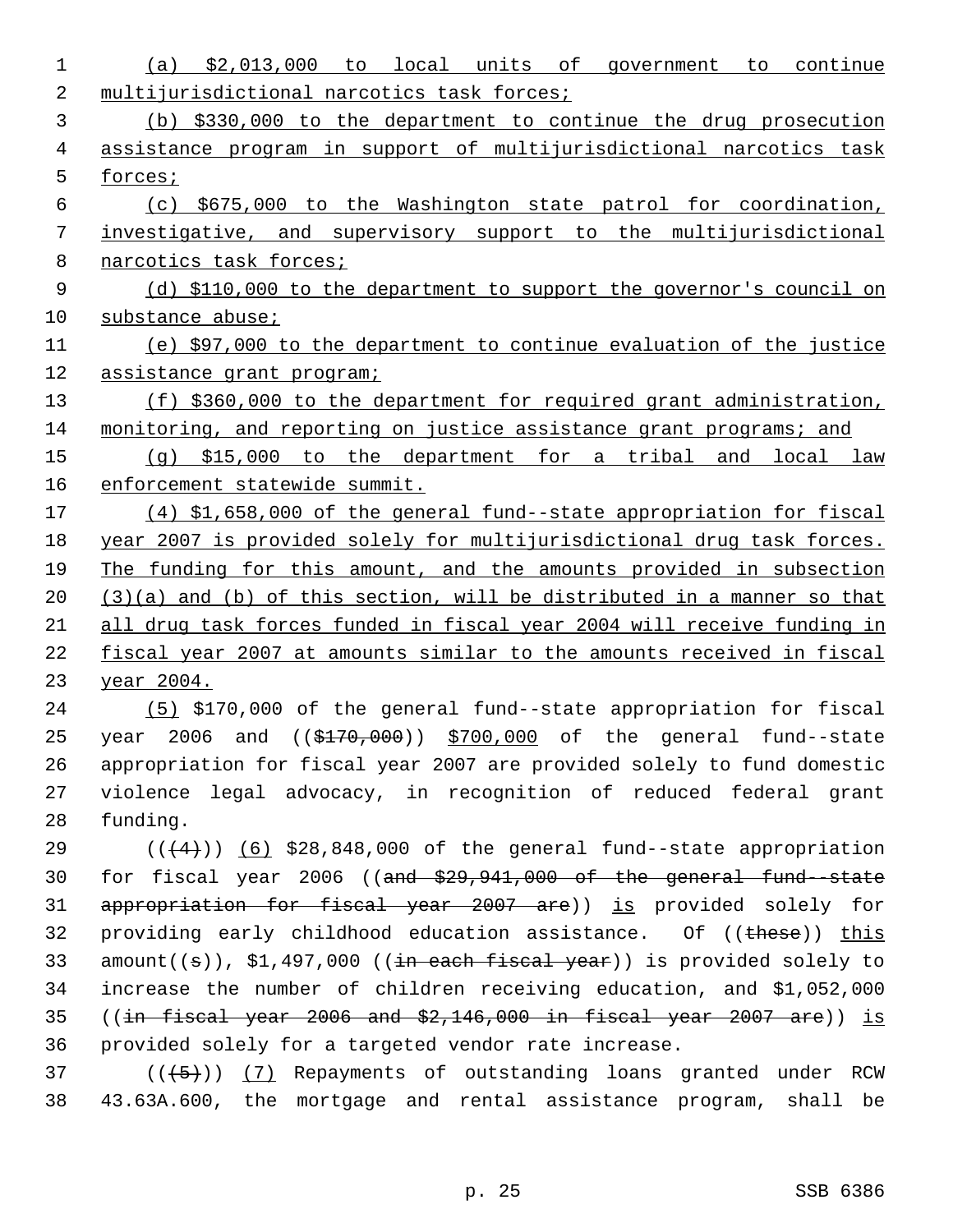(a) $2,013,000 to local units of government to continue multijurisdictional narcotics task forces;

(b) $330,000 to the department to continue the drug prosecution assistance program in support of multijurisdictional narcotics task forces;

(c) $675,000 to the Washington state patrol for coordination, investigative, and supervisory support to the multijurisdictional narcotics task forces;

(d) $110,000 to the department to support the governor's council on substance abuse;

(e) $97,000 to the department to continue evaluation of the justice assistance grant program;

(f) $360,000 to the department for required grant administration, monitoring, and reporting on justice assistance grant programs; and

(g) $15,000 to the department for a tribal and local law enforcement statewide summit.

(4) $1,658,000 of the general fund--state appropriation for fiscal year 2007 is provided solely for multijurisdictional drug task forces. The funding for this amount, and the amounts provided in subsection (3)(a) and (b) of this section, will be distributed in a manner so that all drug task forces funded in fiscal year 2004 will receive funding in fiscal year 2007 at amounts similar to the amounts received in fiscal year 2004.

(5) $170,000 of the general fund--state appropriation for fiscal year 2006 and (($170,000)) $700,000 of the general fund--state appropriation for fiscal year 2007 are provided solely to fund domestic violence legal advocacy, in recognition of reduced federal grant funding.

(((4))) (6) $28,848,000 of the general fund--state appropriation for fiscal year 2006 ((and $29,941,000 of the general fund--state appropriation for fiscal year 2007 are)) is provided solely for providing early childhood education assistance. Of ((these)) this amount((s)), $1,497,000 ((in each fiscal year)) is provided solely to increase the number of children receiving education, and $1,052,000 ((in fiscal year 2006 and $2,146,000 in fiscal year 2007 are)) is provided solely for a targeted vendor rate increase.

(((5))) (7) Repayments of outstanding loans granted under RCW 43.63A.600, the mortgage and rental assistance program, shall be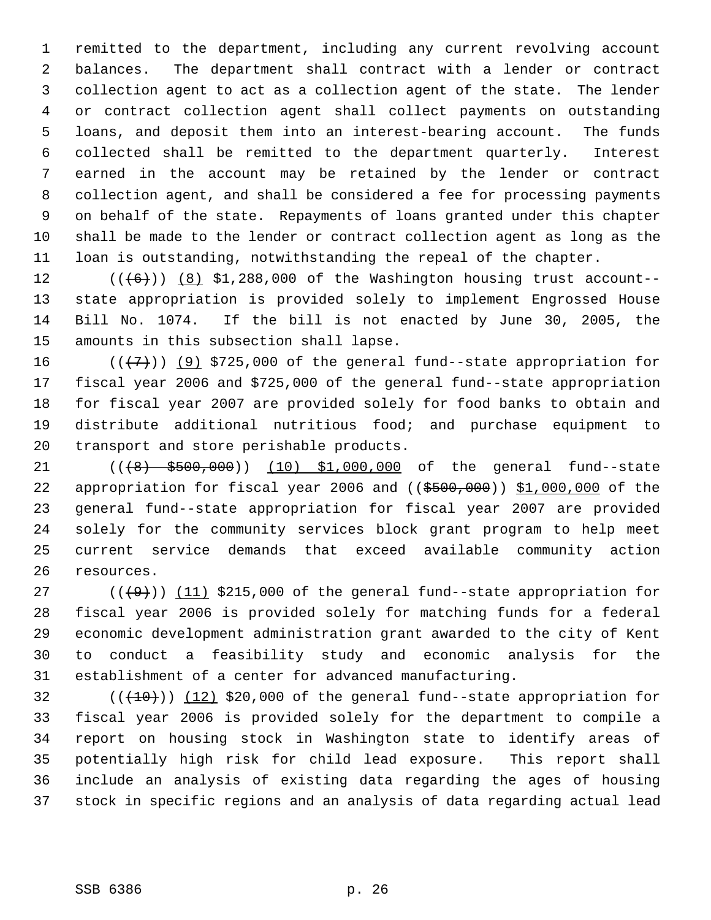remitted to the department, including any current revolving account balances. The department shall contract with a lender or contract collection agent to act as a collection agent of the state. The lender or contract collection agent shall collect payments on outstanding loans, and deposit them into an interest-bearing account. The funds collected shall be remitted to the department quarterly. Interest earned in the account may be retained by the lender or contract collection agent, and shall be considered a fee for processing payments on behalf of the state. Repayments of loans granted under this chapter shall be made to the lender or contract collection agent as long as the loan is outstanding, notwithstanding the repeal of the chapter.

((~~(6)~~)) (8) $1,288,000 of the Washington housing trust account--state appropriation is provided solely to implement Engrossed House Bill No. 1074. If the bill is not enacted by June 30, 2005, the amounts in this subsection shall lapse.

((~~(7)~~)) (9) $725,000 of the general fund--state appropriation for fiscal year 2006 and $725,000 of the general fund--state appropriation for fiscal year 2007 are provided solely for food banks to obtain and distribute additional nutritious food; and purchase equipment to transport and store perishable products.

((~~(8) $500,000~~)) (10) $1,000,000 of the general fund--state appropriation for fiscal year 2006 and ((~~$500,000~~)) $1,000,000 of the general fund--state appropriation for fiscal year 2007 are provided solely for the community services block grant program to help meet current service demands that exceed available community action resources.

((~~(9)~~)) (11) $215,000 of the general fund--state appropriation for fiscal year 2006 is provided solely for matching funds for a federal economic development administration grant awarded to the city of Kent to conduct a feasibility study and economic analysis for the establishment of a center for advanced manufacturing.

((~~(10)~~)) (12) $20,000 of the general fund--state appropriation for fiscal year 2006 is provided solely for the department to compile a report on housing stock in Washington state to identify areas of potentially high risk for child lead exposure. This report shall include an analysis of existing data regarding the ages of housing stock in specific regions and an analysis of data regarding actual lead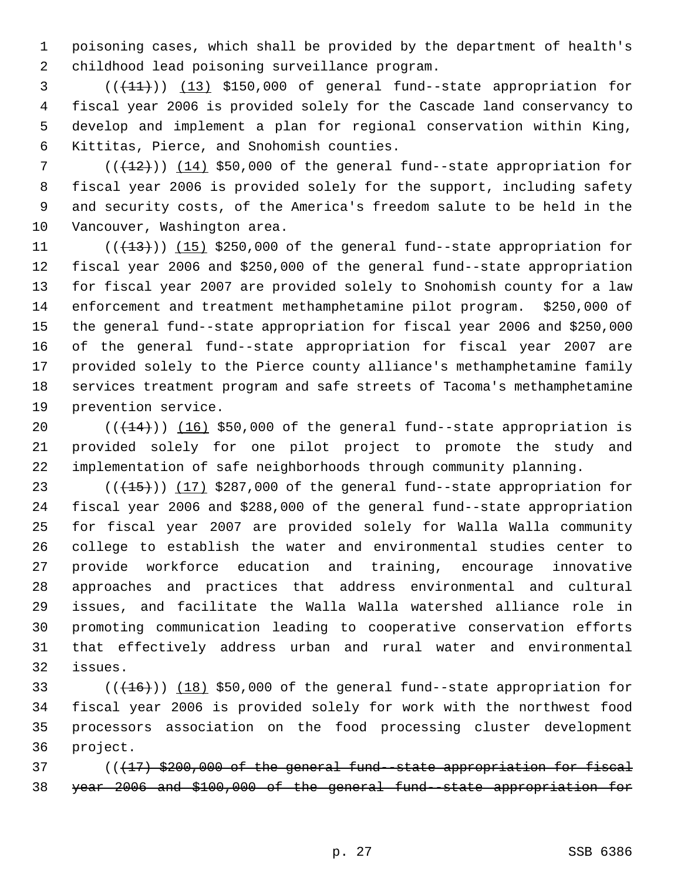poisoning cases, which shall be provided by the department of health's childhood lead poisoning surveillance program.

((~~(11)~~)) (13) $150,000 of general fund--state appropriation for fiscal year 2006 is provided solely for the Cascade land conservancy to develop and implement a plan for regional conservation within King, Kittitas, Pierce, and Snohomish counties.

((~~(12)~~)) (14) $50,000 of the general fund--state appropriation for fiscal year 2006 is provided solely for the support, including safety and security costs, of the America's freedom salute to be held in the Vancouver, Washington area.

((~~(13)~~)) (15) $250,000 of the general fund--state appropriation for fiscal year 2006 and $250,000 of the general fund--state appropriation for fiscal year 2007 are provided solely to Snohomish county for a law enforcement and treatment methamphetamine pilot program. $250,000 of the general fund--state appropriation for fiscal year 2006 and $250,000 of the general fund--state appropriation for fiscal year 2007 are provided solely to the Pierce county alliance's methamphetamine family services treatment program and safe streets of Tacoma's methamphetamine prevention service.

((~~(14)~~)) (16) $50,000 of the general fund--state appropriation is provided solely for one pilot project to promote the study and implementation of safe neighborhoods through community planning.

((~~(15)~~)) (17) $287,000 of the general fund--state appropriation for fiscal year 2006 and $288,000 of the general fund--state appropriation for fiscal year 2007 are provided solely for Walla Walla community college to establish the water and environmental studies center to provide workforce education and training, encourage innovative approaches and practices that address environmental and cultural issues, and facilitate the Walla Walla watershed alliance role in promoting communication leading to cooperative conservation efforts that effectively address urban and rural water and environmental issues.

((~~(16)~~)) (18) $50,000 of the general fund--state appropriation for fiscal year 2006 is provided solely for work with the northwest food processors association on the food processing cluster development project.

((~~(17) $200,000 of the general fund--state appropriation for fiscal year 2006 and $100,000 of the general fund--state appropriation for~~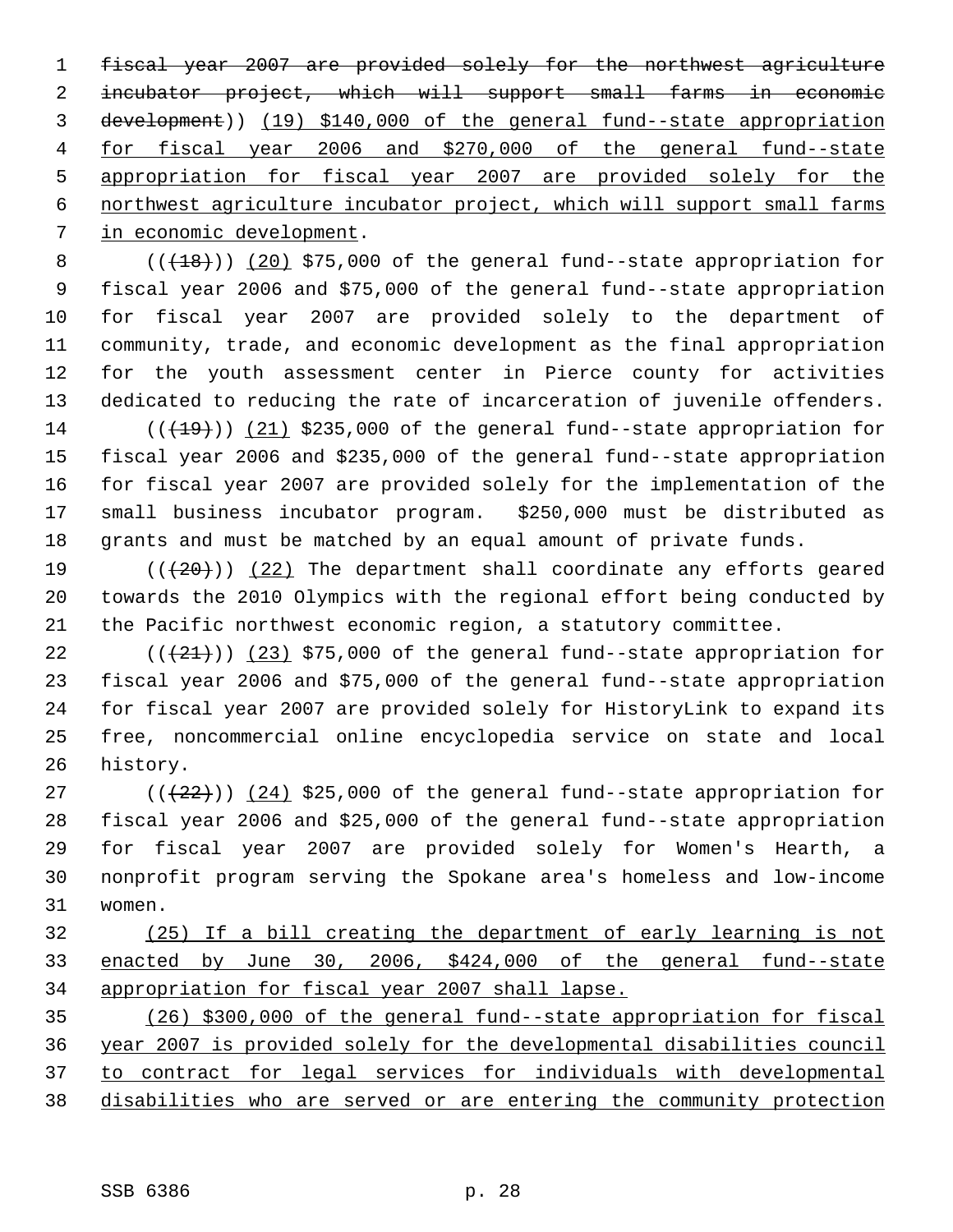~~fiscal year 2007 are provided solely for the northwest agriculture incubator project, which will support small farms in economic development~~)) (19) $140,000 of the general fund--state appropriation for fiscal year 2006 and $270,000 of the general fund--state appropriation for fiscal year 2007 are provided solely for the northwest agriculture incubator project, which will support small farms in economic development.

((~~(18)~~)) (20) $75,000 of the general fund--state appropriation for fiscal year 2006 and $75,000 of the general fund--state appropriation for fiscal year 2007 are provided solely to the department of community, trade, and economic development as the final appropriation for the youth assessment center in Pierce county for activities dedicated to reducing the rate of incarceration of juvenile offenders.

((~~(19)~~)) (21) $235,000 of the general fund--state appropriation for fiscal year 2006 and $235,000 of the general fund--state appropriation for fiscal year 2007 are provided solely for the implementation of the small business incubator program. $250,000 must be distributed as grants and must be matched by an equal amount of private funds.

((~~(20)~~)) (22) The department shall coordinate any efforts geared towards the 2010 Olympics with the regional effort being conducted by the Pacific northwest economic region, a statutory committee.

((~~(21)~~)) (23) $75,000 of the general fund--state appropriation for fiscal year 2006 and $75,000 of the general fund--state appropriation for fiscal year 2007 are provided solely for HistoryLink to expand its free, noncommercial online encyclopedia service on state and local history.

((~~(22)~~)) (24) $25,000 of the general fund--state appropriation for fiscal year 2006 and $25,000 of the general fund--state appropriation for fiscal year 2007 are provided solely for Women's Hearth, a nonprofit program serving the Spokane area's homeless and low-income women.

(25) If a bill creating the department of early learning is not enacted by June 30, 2006, $424,000 of the general fund--state appropriation for fiscal year 2007 shall lapse.

(26) $300,000 of the general fund--state appropriation for fiscal year 2007 is provided solely for the developmental disabilities council to contract for legal services for individuals with developmental disabilities who are served or are entering the community protection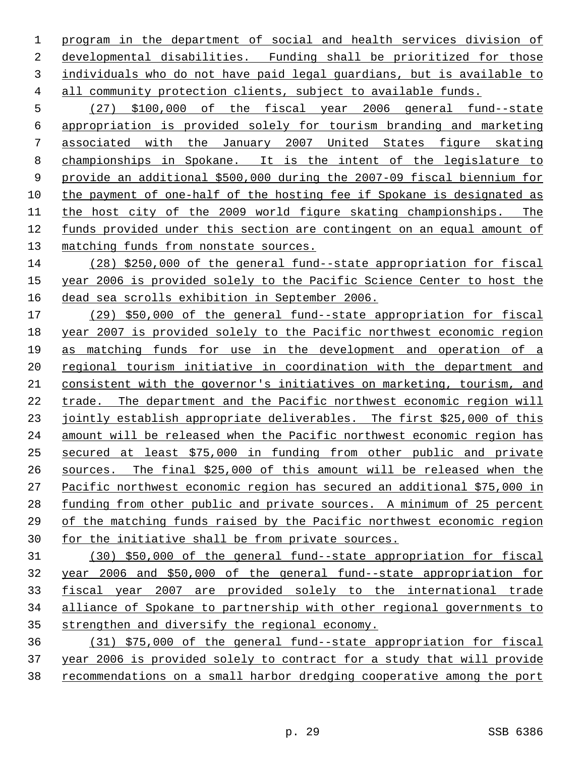program in the department of social and health services division of developmental disabilities. Funding shall be prioritized for those individuals who do not have paid legal guardians, but is available to all community protection clients, subject to available funds.

(27) $100,000 of the fiscal year 2006 general fund--state appropriation is provided solely for tourism branding and marketing associated with the January 2007 United States figure skating championships in Spokane. It is the intent of the legislature to provide an additional $500,000 during the 2007-09 fiscal biennium for the payment of one-half of the hosting fee if Spokane is designated as the host city of the 2009 world figure skating championships. The funds provided under this section are contingent on an equal amount of matching funds from nonstate sources.

(28) $250,000 of the general fund--state appropriation for fiscal year 2006 is provided solely to the Pacific Science Center to host the dead sea scrolls exhibition in September 2006.

(29) $50,000 of the general fund--state appropriation for fiscal year 2007 is provided solely to the Pacific northwest economic region as matching funds for use in the development and operation of a regional tourism initiative in coordination with the department and consistent with the governor's initiatives on marketing, tourism, and trade. The department and the Pacific northwest economic region will jointly establish appropriate deliverables. The first $25,000 of this amount will be released when the Pacific northwest economic region has secured at least $75,000 in funding from other public and private sources. The final $25,000 of this amount will be released when the Pacific northwest economic region has secured an additional $75,000 in funding from other public and private sources. A minimum of 25 percent of the matching funds raised by the Pacific northwest economic region for the initiative shall be from private sources.

(30) $50,000 of the general fund--state appropriation for fiscal year 2006 and $50,000 of the general fund--state appropriation for fiscal year 2007 are provided solely to the international trade alliance of Spokane to partnership with other regional governments to strengthen and diversify the regional economy.

(31) $75,000 of the general fund--state appropriation for fiscal year 2006 is provided solely to contract for a study that will provide recommendations on a small harbor dredging cooperative among the port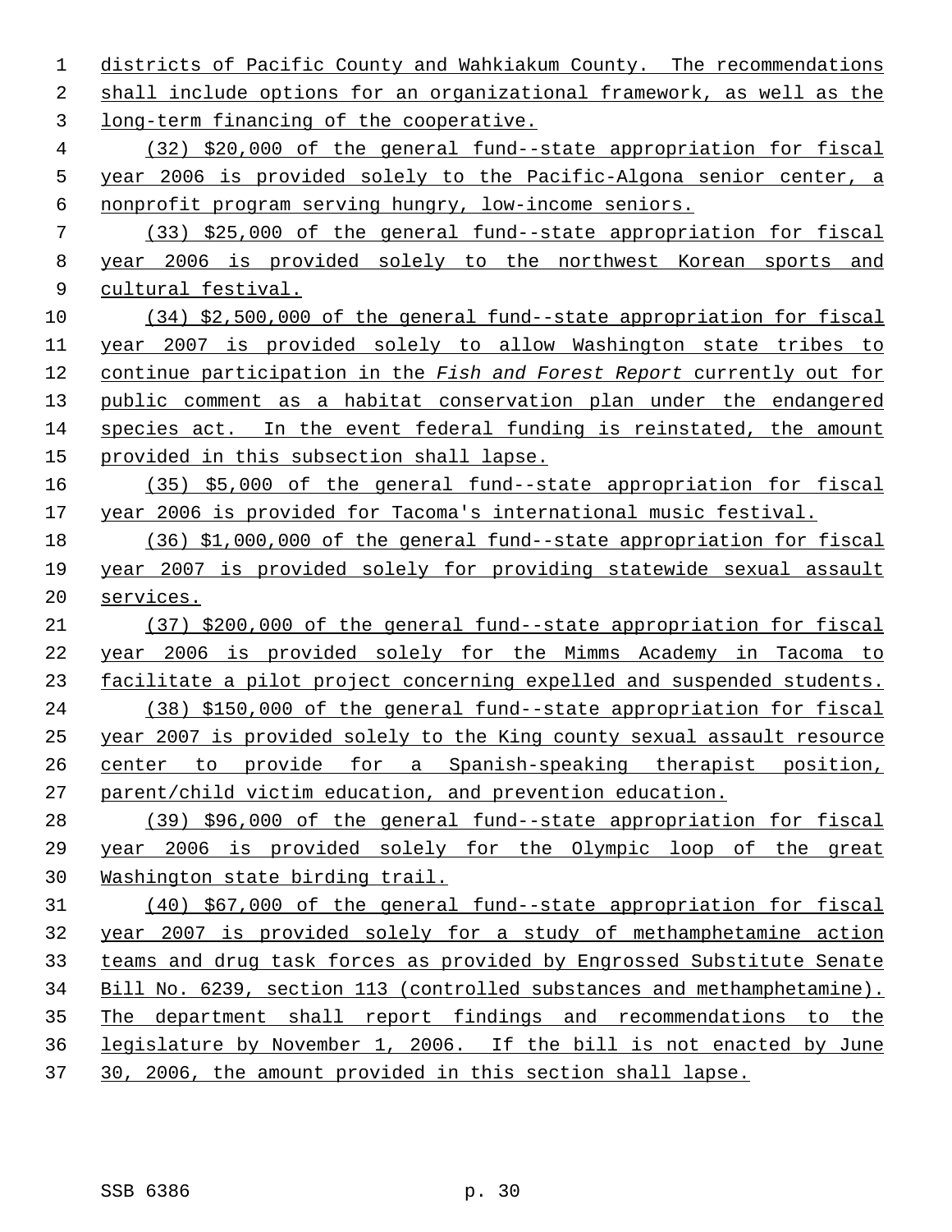districts of Pacific County and Wahkiakum County. The recommendations shall include options for an organizational framework, as well as the long-term financing of the cooperative.

(32) $20,000 of the general fund--state appropriation for fiscal year 2006 is provided solely to the Pacific-Algona senior center, a nonprofit program serving hungry, low-income seniors.

(33) $25,000 of the general fund--state appropriation for fiscal year 2006 is provided solely to the northwest Korean sports and cultural festival.

(34) $2,500,000 of the general fund--state appropriation for fiscal year 2007 is provided solely to allow Washington state tribes to continue participation in the *Fish and Forest Report* currently out for public comment as a habitat conservation plan under the endangered species act. In the event federal funding is reinstated, the amount provided in this subsection shall lapse.

(35) $5,000 of the general fund--state appropriation for fiscal year 2006 is provided for Tacoma's international music festival.

(36) $1,000,000 of the general fund--state appropriation for fiscal year 2007 is provided solely for providing statewide sexual assault services.

(37) $200,000 of the general fund--state appropriation for fiscal year 2006 is provided solely for the Mimms Academy in Tacoma to facilitate a pilot project concerning expelled and suspended students.

(38) $150,000 of the general fund--state appropriation for fiscal year 2007 is provided solely to the King county sexual assault resource center to provide for a Spanish-speaking therapist position, parent/child victim education, and prevention education.

(39) $96,000 of the general fund--state appropriation for fiscal year 2006 is provided solely for the Olympic loop of the great Washington state birding trail.

(40) $67,000 of the general fund--state appropriation for fiscal year 2007 is provided solely for a study of methamphetamine action teams and drug task forces as provided by Engrossed Substitute Senate Bill No. 6239, section 113 (controlled substances and methamphetamine). The department shall report findings and recommendations to the legislature by November 1, 2006. If the bill is not enacted by June 30, 2006, the amount provided in this section shall lapse.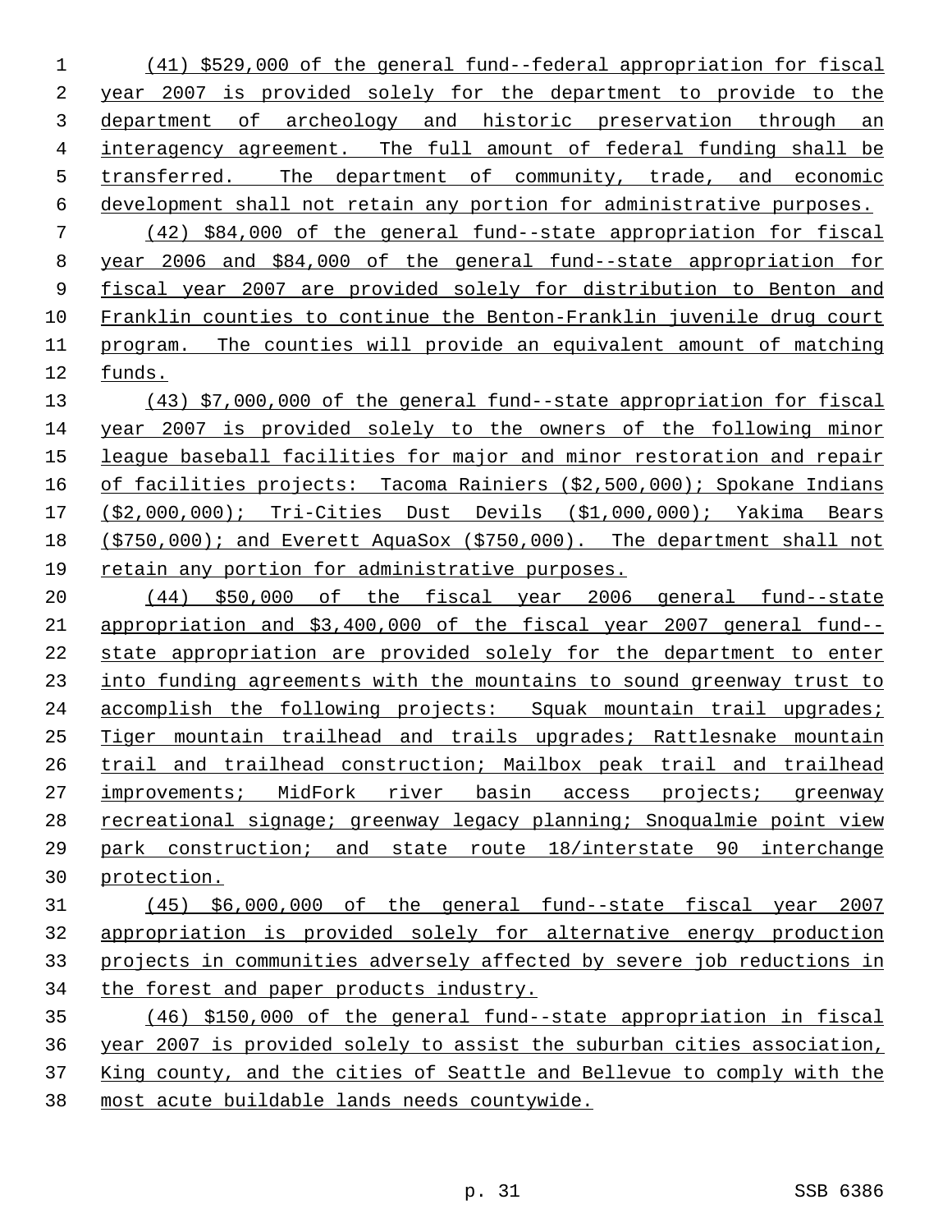(41) $529,000 of the general fund--federal appropriation for fiscal year 2007 is provided solely for the department to provide to the department of archeology and historic preservation through an interagency agreement. The full amount of federal funding shall be transferred. The department of community, trade, and economic development shall not retain any portion for administrative purposes.

(42) $84,000 of the general fund--state appropriation for fiscal year 2006 and $84,000 of the general fund--state appropriation for fiscal year 2007 are provided solely for distribution to Benton and Franklin counties to continue the Benton-Franklin juvenile drug court program. The counties will provide an equivalent amount of matching funds.

(43) $7,000,000 of the general fund--state appropriation for fiscal year 2007 is provided solely to the owners of the following minor league baseball facilities for major and minor restoration and repair of facilities projects: Tacoma Rainiers ($2,500,000); Spokane Indians ($2,000,000); Tri-Cities Dust Devils ($1,000,000); Yakima Bears ($750,000); and Everett AquaSox ($750,000). The department shall not retain any portion for administrative purposes.

(44) $50,000 of the fiscal year 2006 general fund--state appropriation and $3,400,000 of the fiscal year 2007 general fund--state appropriation are provided solely for the department to enter into funding agreements with the mountains to sound greenway trust to accomplish the following projects: Squak mountain trail upgrades; Tiger mountain trailhead and trails upgrades; Rattlesnake mountain trail and trailhead construction; Mailbox peak trail and trailhead improvements; MidFork river basin access projects; greenway recreational signage; greenway legacy planning; Snoqualmie point view park construction; and state route 18/interstate 90 interchange protection.

(45) $6,000,000 of the general fund--state fiscal year 2007 appropriation is provided solely for alternative energy production projects in communities adversely affected by severe job reductions in the forest and paper products industry.

(46) $150,000 of the general fund--state appropriation in fiscal year 2007 is provided solely to assist the suburban cities association, King county, and the cities of Seattle and Bellevue to comply with the most acute buildable lands needs countywide.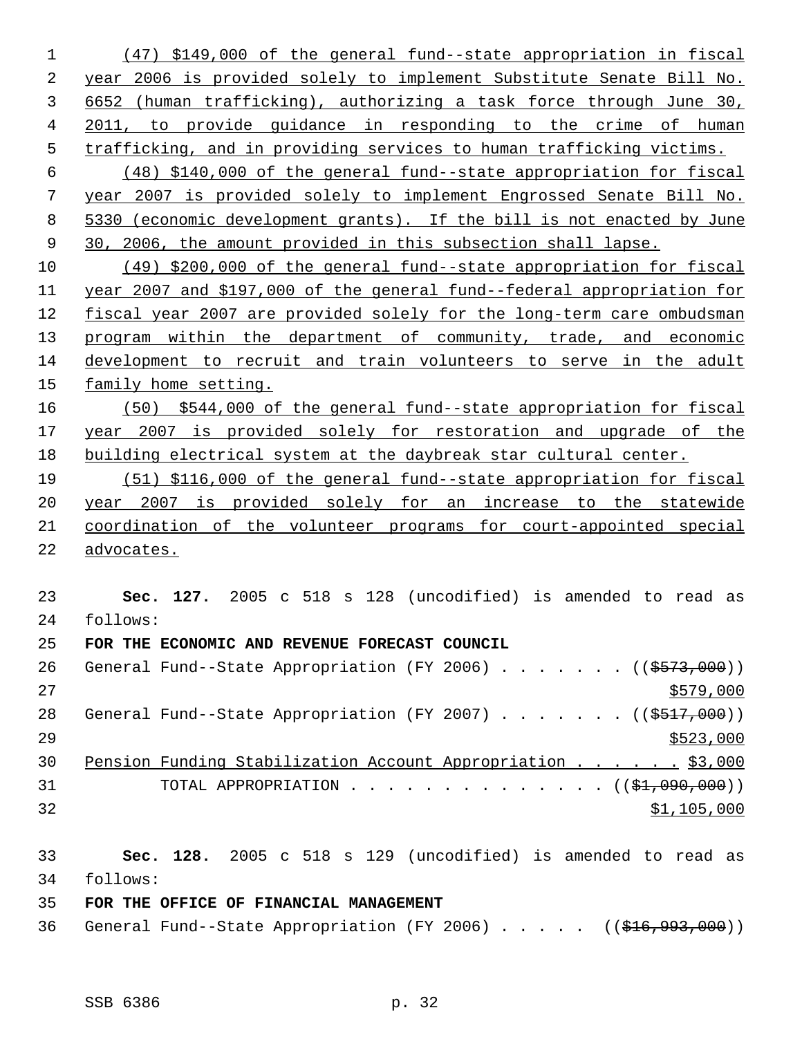(47) $149,000 of the general fund--state appropriation in fiscal year 2006 is provided solely to implement Substitute Senate Bill No. 6652 (human trafficking), authorizing a task force through June 30, 2011, to provide guidance in responding to the crime of human trafficking, and in providing services to human trafficking victims.

(48) $140,000 of the general fund--state appropriation for fiscal year 2007 is provided solely to implement Engrossed Senate Bill No. 5330 (economic development grants). If the bill is not enacted by June 30, 2006, the amount provided in this subsection shall lapse.

(49) $200,000 of the general fund--state appropriation for fiscal year 2007 and $197,000 of the general fund--federal appropriation for fiscal year 2007 are provided solely for the long-term care ombudsman program within the department of community, trade, and economic development to recruit and train volunteers to serve in the adult family home setting.

(50) $544,000 of the general fund--state appropriation for fiscal year 2007 is provided solely for restoration and upgrade of the building electrical system at the daybreak star cultural center.

(51) $116,000 of the general fund--state appropriation for fiscal year 2007 is provided solely for an increase to the statewide coordination of the volunteer programs for court-appointed special advocates.

**Sec. 127.** 2005 c 518 s 128 (uncodified) is amended to read as follows:

**FOR THE ECONOMIC AND REVENUE FORECAST COUNCIL**

General Fund--State Appropriation (FY 2006) . . . . . . . (($573,000)) $579,000

General Fund--State Appropriation (FY 2007) . . . . . . . (($517,000)) $523,000

Pension Funding Stabilization Account Appropriation . . . . . . $3,000

TOTAL APPROPRIATION . . . . . . . . . . . . . . (($1,090,000)) $1,105,000

**Sec. 128.** 2005 c 518 s 129 (uncodified) is amended to read as follows:

**FOR THE OFFICE OF FINANCIAL MANAGEMENT**

General Fund--State Appropriation (FY 2006) . . . . . (($16,993,000))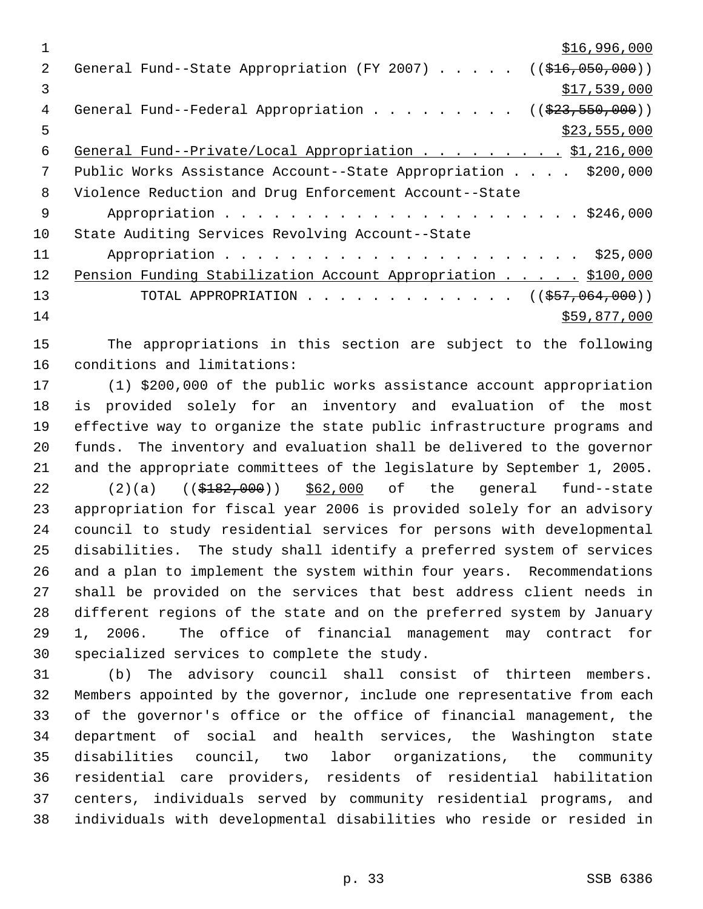$16,996,000

General Fund--State Appropriation (FY 2007) . . . . . ((~~$16,050,000~~))

$17,539,000

General Fund--Federal Appropriation . . . . . . . . . ((~~$23,550,000~~))

$23,555,000

General Fund--Private/Local Appropriation . . . . . . . . . $1,216,000

Public Works Assistance Account--State Appropriation . . . . $200,000

Violence Reduction and Drug Enforcement Account--State
Appropriation . . . . . . . . . . . . . . . . . . . . . . . $246,000

State Auditing Services Revolving Account--State
Appropriation . . . . . . . . . . . . . . . . . . . . . . . $25,000

Pension Funding Stabilization Account Appropriation . . . . . $100,000

TOTAL APPROPRIATION . . . . . . . . . . . . . ((~~$57,064,000~~))

$59,877,000

The appropriations in this section are subject to the following conditions and limitations:

(1) $200,000 of the public works assistance account appropriation is provided solely for an inventory and evaluation of the most effective way to organize the state public infrastructure programs and funds. The inventory and evaluation shall be delivered to the governor and the appropriate committees of the legislature by September 1, 2005.

(2)(a) ((~~$182,000~~)) $62,000 of the general fund--state appropriation for fiscal year 2006 is provided solely for an advisory council to study residential services for persons with developmental disabilities. The study shall identify a preferred system of services and a plan to implement the system within four years. Recommendations shall be provided on the services that best address client needs in different regions of the state and on the preferred system by January 1, 2006. The office of financial management may contract for specialized services to complete the study.

(b) The advisory council shall consist of thirteen members. Members appointed by the governor, include one representative from each of the governor's office or the office of financial management, the department of social and health services, the Washington state disabilities council, two labor organizations, the community residential care providers, residents of residential habilitation centers, individuals served by community residential programs, and individuals with developmental disabilities who reside or resided in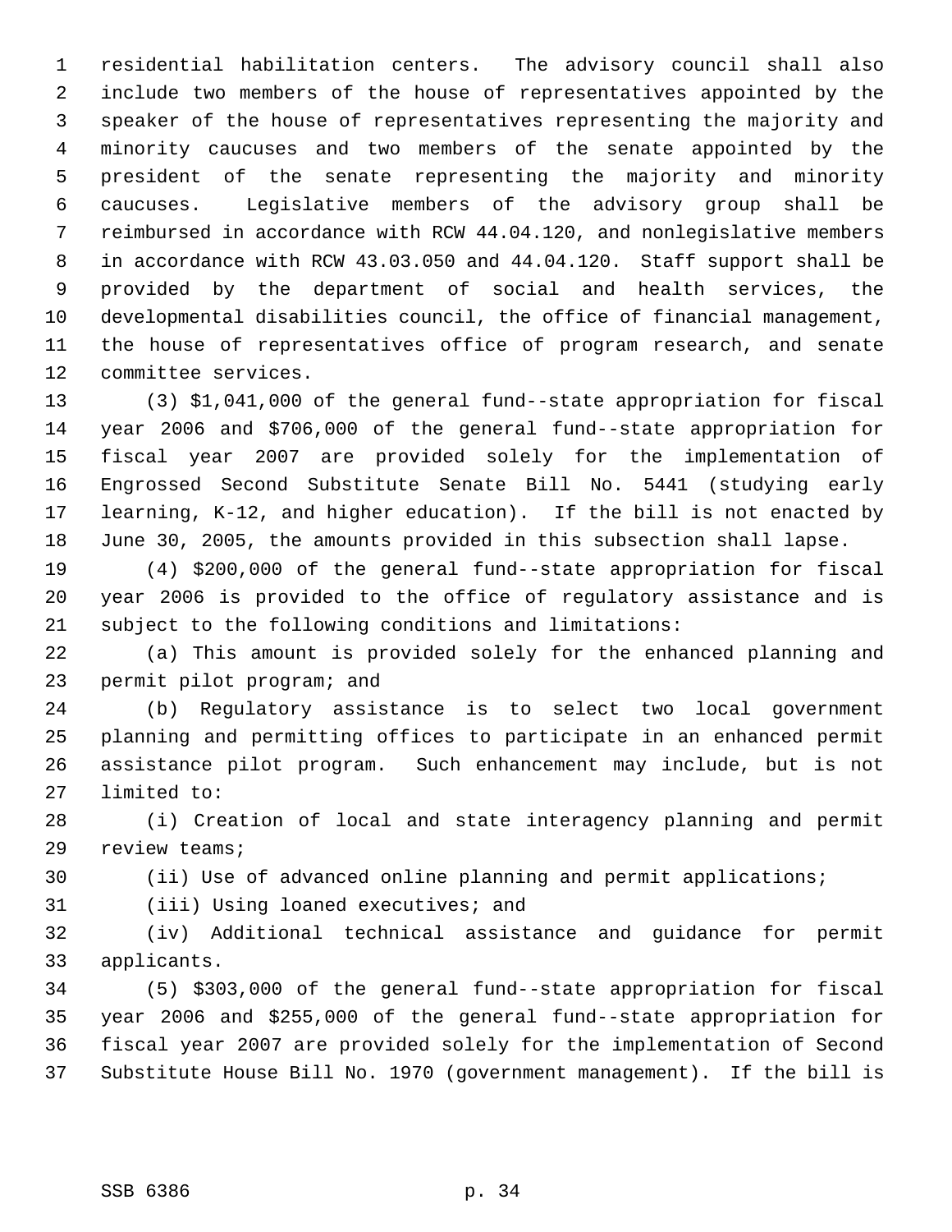residential habilitation centers. The advisory council shall also include two members of the house of representatives appointed by the speaker of the house of representatives representing the majority and minority caucuses and two members of the senate appointed by the president of the senate representing the majority and minority caucuses. Legislative members of the advisory group shall be reimbursed in accordance with RCW 44.04.120, and nonlegislative members in accordance with RCW 43.03.050 and 44.04.120. Staff support shall be provided by the department of social and health services, the developmental disabilities council, the office of financial management, the house of representatives office of program research, and senate committee services.

(3) $1,041,000 of the general fund--state appropriation for fiscal year 2006 and $706,000 of the general fund--state appropriation for fiscal year 2007 are provided solely for the implementation of Engrossed Second Substitute Senate Bill No. 5441 (studying early learning, K-12, and higher education). If the bill is not enacted by June 30, 2005, the amounts provided in this subsection shall lapse.

(4) $200,000 of the general fund--state appropriation for fiscal year 2006 is provided to the office of regulatory assistance and is subject to the following conditions and limitations:

(a) This amount is provided solely for the enhanced planning and permit pilot program; and

(b) Regulatory assistance is to select two local government planning and permitting offices to participate in an enhanced permit assistance pilot program. Such enhancement may include, but is not limited to:

(i) Creation of local and state interagency planning and permit review teams;

(ii) Use of advanced online planning and permit applications;

(iii) Using loaned executives; and

(iv) Additional technical assistance and guidance for permit applicants.

(5) $303,000 of the general fund--state appropriation for fiscal year 2006 and $255,000 of the general fund--state appropriation for fiscal year 2007 are provided solely for the implementation of Second Substitute House Bill No. 1970 (government management). If the bill is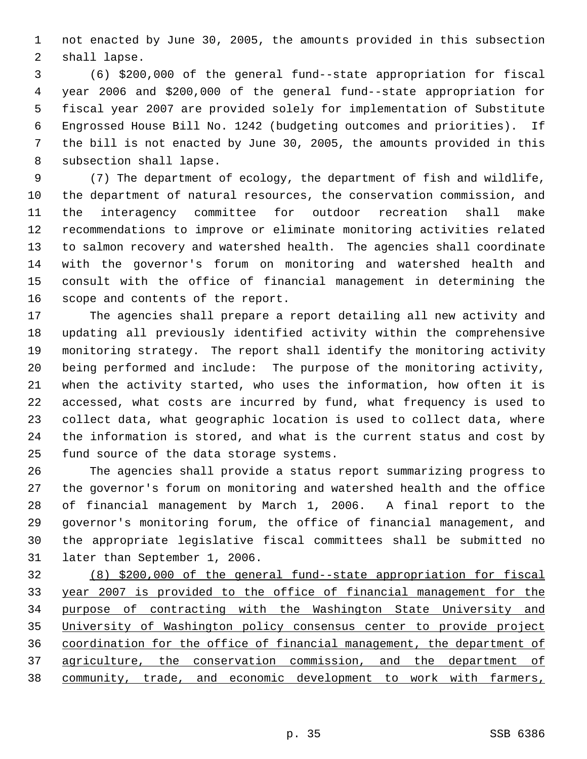not enacted by June 30, 2005, the amounts provided in this subsection shall lapse.

(6) $200,000 of the general fund--state appropriation for fiscal year 2006 and $200,000 of the general fund--state appropriation for fiscal year 2007 are provided solely for implementation of Substitute Engrossed House Bill No. 1242 (budgeting outcomes and priorities). If the bill is not enacted by June 30, 2005, the amounts provided in this subsection shall lapse.

(7) The department of ecology, the department of fish and wildlife, the department of natural resources, the conservation commission, and the interagency committee for outdoor recreation shall make recommendations to improve or eliminate monitoring activities related to salmon recovery and watershed health. The agencies shall coordinate with the governor's forum on monitoring and watershed health and consult with the office of financial management in determining the scope and contents of the report.

The agencies shall prepare a report detailing all new activity and updating all previously identified activity within the comprehensive monitoring strategy. The report shall identify the monitoring activity being performed and include: The purpose of the monitoring activity, when the activity started, who uses the information, how often it is accessed, what costs are incurred by fund, what frequency is used to collect data, what geographic location is used to collect data, where the information is stored, and what is the current status and cost by fund source of the data storage systems.

The agencies shall provide a status report summarizing progress to the governor's forum on monitoring and watershed health and the office of financial management by March 1, 2006. A final report to the governor's monitoring forum, the office of financial management, and the appropriate legislative fiscal committees shall be submitted no later than September 1, 2006.

(8) $200,000 of the general fund--state appropriation for fiscal year 2007 is provided to the office of financial management for the purpose of contracting with the Washington State University and University of Washington policy consensus center to provide project coordination for the office of financial management, the department of agriculture, the conservation commission, and the department of community, trade, and economic development to work with farmers,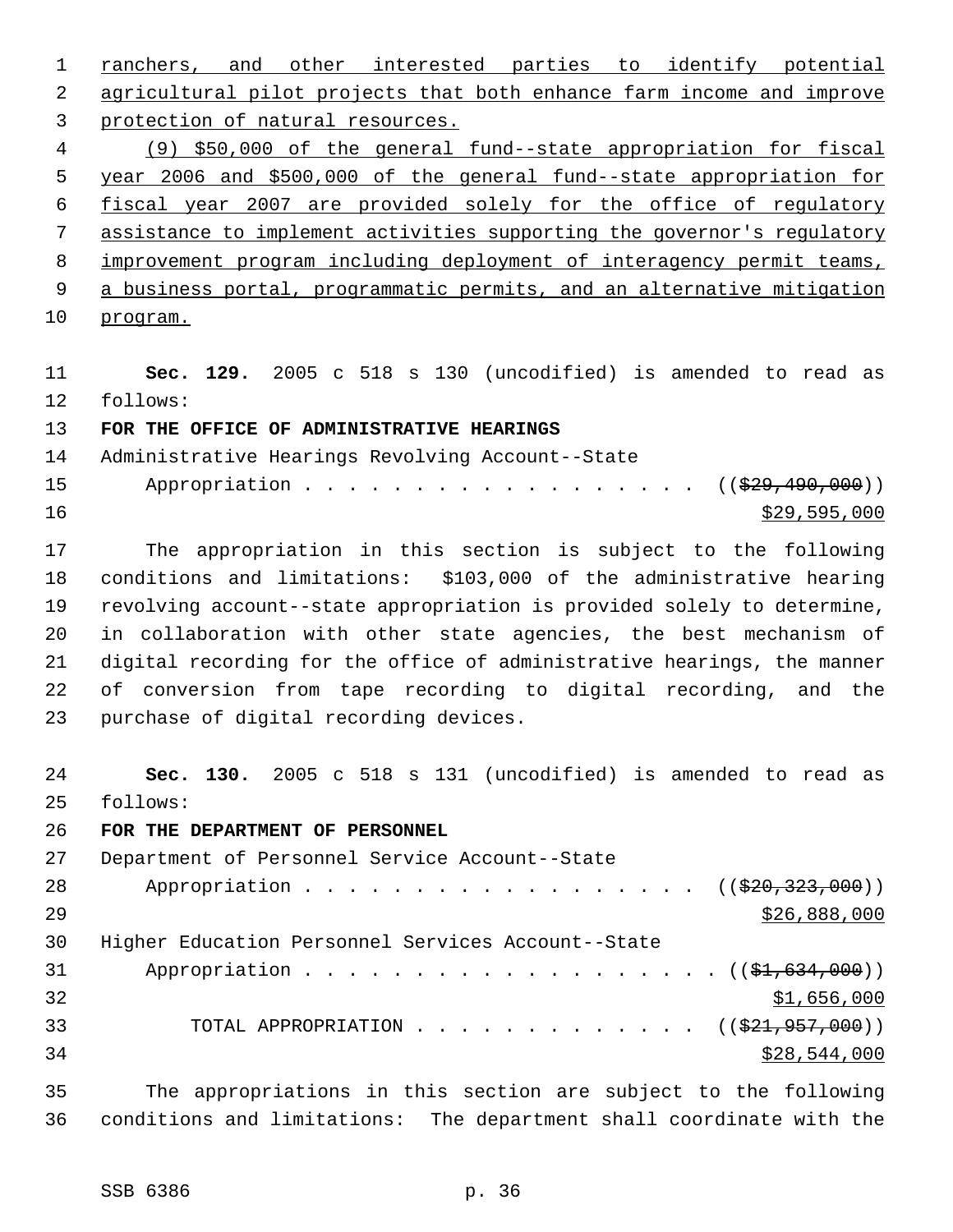ranchers, and other interested parties to identify potential agricultural pilot projects that both enhance farm income and improve protection of natural resources.

(9) $50,000 of the general fund--state appropriation for fiscal year 2006 and $500,000 of the general fund--state appropriation for fiscal year 2007 are provided solely for the office of regulatory assistance to implement activities supporting the governor's regulatory improvement program including deployment of interagency permit teams, a business portal, programmatic permits, and an alternative mitigation program.

**Sec. 129.** 2005 c 518 s 130 (uncodified) is amended to read as follows:

**FOR THE OFFICE OF ADMINISTRATIVE HEARINGS**

Administrative Hearings Revolving Account--State Appropriation . . . . . . . . . . . . . . . . . . . (($29,490,000)) $29,595,000

The appropriation in this section is subject to the following conditions and limitations: $103,000 of the administrative hearing revolving account--state appropriation is provided solely to determine, in collaboration with other state agencies, the best mechanism of digital recording for the office of administrative hearings, the manner of conversion from tape recording to digital recording, and the purchase of digital recording devices.

**Sec. 130.** 2005 c 518 s 131 (uncodified) is amended to read as follows:

**FOR THE DEPARTMENT OF PERSONNEL**

Department of Personnel Service Account--State Appropriation . . . . . . . . . . . . . . . . . . . (($20,323,000)) $26,888,000

Higher Education Personnel Services Account--State Appropriation . . . . . . . . . . . . . . . . . . . . (($1,634,000)) $1,656,000

TOTAL APPROPRIATION . . . . . . . . . . . . . (($21,957,000)) $28,544,000

The appropriations in this section are subject to the following conditions and limitations: The department shall coordinate with the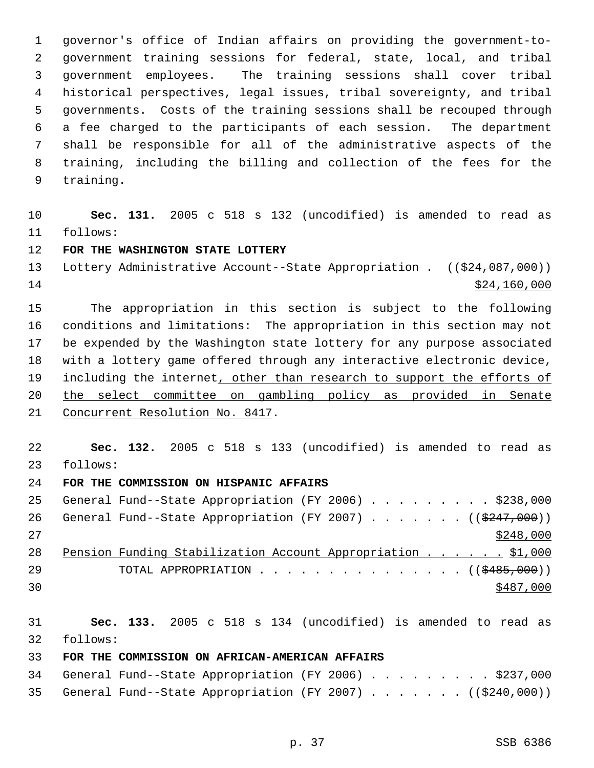governor's office of Indian affairs on providing the government-to-government training sessions for federal, state, local, and tribal government employees. The training sessions shall cover tribal historical perspectives, legal issues, tribal sovereignty, and tribal governments. Costs of the training sessions shall be recouped through a fee charged to the participants of each session. The department shall be responsible for all of the administrative aspects of the training, including the billing and collection of the fees for the training.

**Sec. 131.** 2005 c 518 s 132 (uncodified) is amended to read as follows:

**FOR THE WASHINGTON STATE LOTTERY**

Lottery Administrative Account--State Appropriation . ((~~$24,087,000~~))
<u>$24,160,000</u>

The appropriation in this section is subject to the following conditions and limitations: The appropriation in this section may not be expended by the Washington state lottery for any purpose associated with a lottery game offered through any interactive electronic device, including the internet<u>, other than research to support the efforts of the select committee on gambling policy as provided in Senate Concurrent Resolution No. 8417</u>.

**Sec. 132.** 2005 c 518 s 133 (uncodified) is amended to read as follows:

**FOR THE COMMISSION ON HISPANIC AFFAIRS**

General Fund--State Appropriation (FY 2006) . . . . . . . . . $238,000
General Fund--State Appropriation (FY 2007) . . . . . . . ((~~$247,000~~))
<u>$248,000</u>
<u>Pension Funding Stabilization Account Appropriation . . . . . . $1,000</u>
TOTAL APPROPRIATION . . . . . . . . . . . . . . . . ((~~$485,000~~))
<u>$487,000</u>

**Sec. 133.** 2005 c 518 s 134 (uncodified) is amended to read as follows:

**FOR THE COMMISSION ON AFRICAN-AMERICAN AFFAIRS**

General Fund--State Appropriation (FY 2006) . . . . . . . . . $237,000
General Fund--State Appropriation (FY 2007) . . . . . . . ((~~$240,000~~))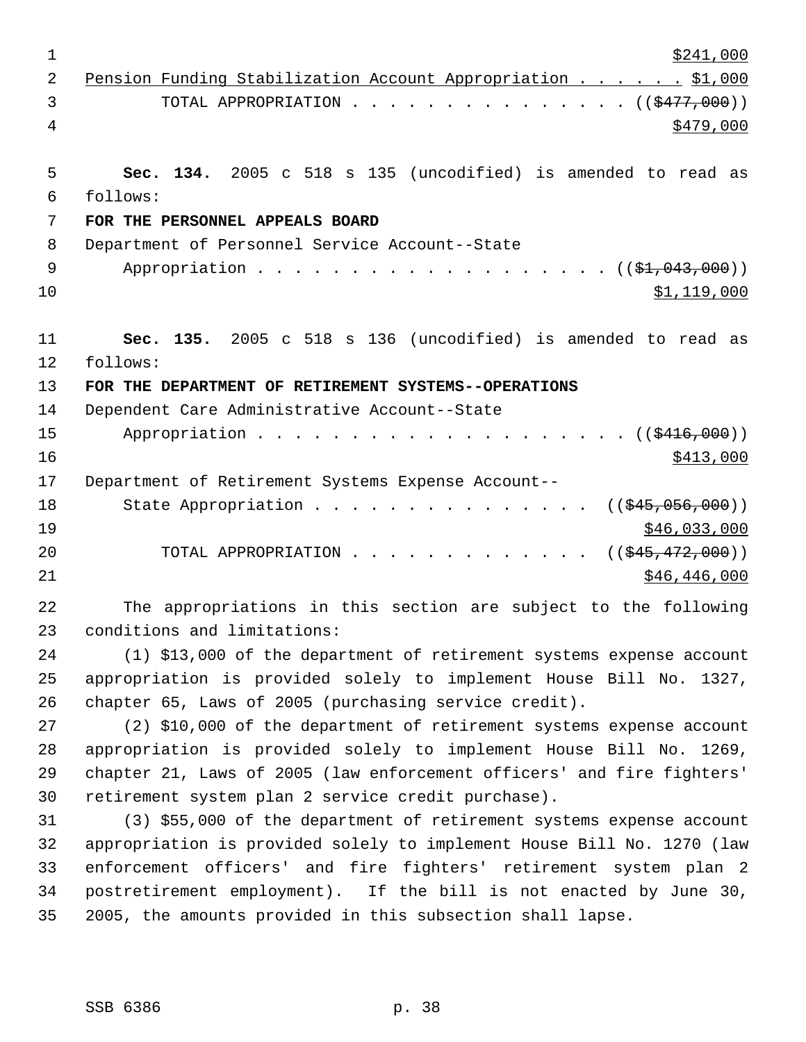$241,000

Pension Funding Stabilization Account Appropriation . . . . . . $1,000

TOTAL APPROPRIATION . . . . . . . . . . . . . . . (($477,000)) $479,000

**Sec. 134.** 2005 c 518 s 135 (uncodified) is amended to read as follows:

**FOR THE PERSONNEL APPEALS BOARD**

Department of Personnel Service Account--State Appropriation . . . . . . . . . . . . . . . . . . . . (($1,043,000)) $1,119,000

**Sec. 135.** 2005 c 518 s 136 (uncodified) is amended to read as follows:

**FOR THE DEPARTMENT OF RETIREMENT SYSTEMS--OPERATIONS**

Dependent Care Administrative Account--State Appropriation . . . . . . . . . . . . . . . . . . . . (($416,000)) $413,000

Department of Retirement Systems Expense Account--State Appropriation . . . . . . . . . . . . . . . . (($45,056,000)) $46,033,000

TOTAL APPROPRIATION . . . . . . . . . . . . . (($45,472,000)) $46,446,000

The appropriations in this section are subject to the following conditions and limitations:

(1) $13,000 of the department of retirement systems expense account appropriation is provided solely to implement House Bill No. 1327, chapter 65, Laws of 2005 (purchasing service credit).

(2) $10,000 of the department of retirement systems expense account appropriation is provided solely to implement House Bill No. 1269, chapter 21, Laws of 2005 (law enforcement officers' and fire fighters' retirement system plan 2 service credit purchase).

(3) $55,000 of the department of retirement systems expense account appropriation is provided solely to implement House Bill No. 1270 (law enforcement officers' and fire fighters' retirement system plan 2 postretirement employment). If the bill is not enacted by June 30, 2005, the amounts provided in this subsection shall lapse.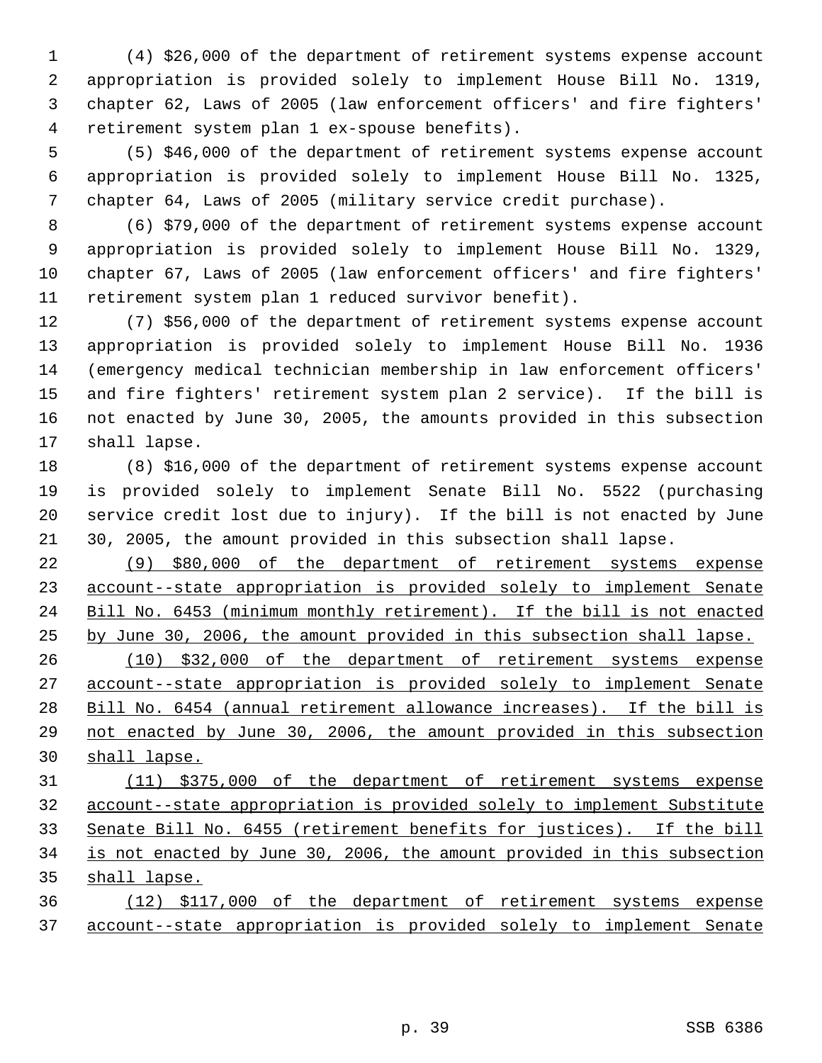(4) $26,000 of the department of retirement systems expense account appropriation is provided solely to implement House Bill No. 1319, chapter 62, Laws of 2005 (law enforcement officers' and fire fighters' retirement system plan 1 ex-spouse benefits).

(5) $46,000 of the department of retirement systems expense account appropriation is provided solely to implement House Bill No. 1325, chapter 64, Laws of 2005 (military service credit purchase).

(6) $79,000 of the department of retirement systems expense account appropriation is provided solely to implement House Bill No. 1329, chapter 67, Laws of 2005 (law enforcement officers' and fire fighters' retirement system plan 1 reduced survivor benefit).

(7) $56,000 of the department of retirement systems expense account appropriation is provided solely to implement House Bill No. 1936 (emergency medical technician membership in law enforcement officers' and fire fighters' retirement system plan 2 service). If the bill is not enacted by June 30, 2005, the amounts provided in this subsection shall lapse.

(8) $16,000 of the department of retirement systems expense account is provided solely to implement Senate Bill No. 5522 (purchasing service credit lost due to injury). If the bill is not enacted by June 30, 2005, the amount provided in this subsection shall lapse.

(9) $80,000 of the department of retirement systems expense account--state appropriation is provided solely to implement Senate Bill No. 6453 (minimum monthly retirement). If the bill is not enacted by June 30, 2006, the amount provided in this subsection shall lapse.

(10) $32,000 of the department of retirement systems expense account--state appropriation is provided solely to implement Senate Bill No. 6454 (annual retirement allowance increases). If the bill is not enacted by June 30, 2006, the amount provided in this subsection shall lapse.

(11) $375,000 of the department of retirement systems expense account--state appropriation is provided solely to implement Substitute Senate Bill No. 6455 (retirement benefits for justices). If the bill is not enacted by June 30, 2006, the amount provided in this subsection shall lapse.

(12) $117,000 of the department of retirement systems expense account--state appropriation is provided solely to implement Senate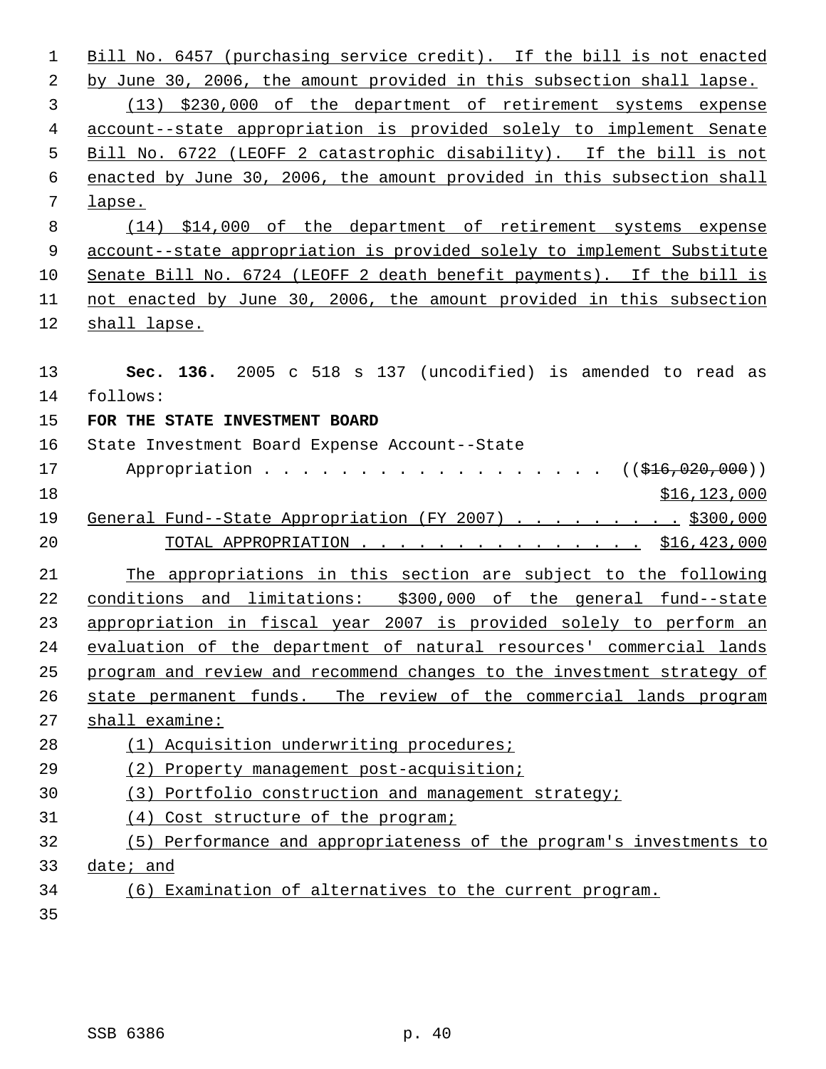Bill No. 6457 (purchasing service credit). If the bill is not enacted by June 30, 2006, the amount provided in this subsection shall lapse.

(13) $230,000 of the department of retirement systems expense account--state appropriation is provided solely to implement Senate Bill No. 6722 (LEOFF 2 catastrophic disability). If the bill is not enacted by June 30, 2006, the amount provided in this subsection shall lapse.

(14) $14,000 of the department of retirement systems expense account--state appropriation is provided solely to implement Substitute Senate Bill No. 6724 (LEOFF 2 death benefit payments). If the bill is not enacted by June 30, 2006, the amount provided in this subsection shall lapse.

**Sec. 136.** 2005 c 518 s 137 (uncodified) is amended to read as follows:

**FOR THE STATE INVESTMENT BOARD**

State Investment Board Expense Account--State Appropriation . . . . . . . . . . . . . . . . . . (($16,020,000)) $16,123,000

General Fund--State Appropriation (FY 2007) . . . . . . . . . $300,000

TOTAL APPROPRIATION . . . . . . . . . . . . . . . $16,423,000

The appropriations in this section are subject to the following conditions and limitations: $300,000 of the general fund--state appropriation in fiscal year 2007 is provided solely to perform an evaluation of the department of natural resources' commercial lands program and review and recommend changes to the investment strategy of state permanent funds. The review of the commercial lands program shall examine:

(1) Acquisition underwriting procedures;

(2) Property management post-acquisition;

(3) Portfolio construction and management strategy;

(4) Cost structure of the program;

(5) Performance and appropriateness of the program's investments to date; and

(6) Examination of alternatives to the current program.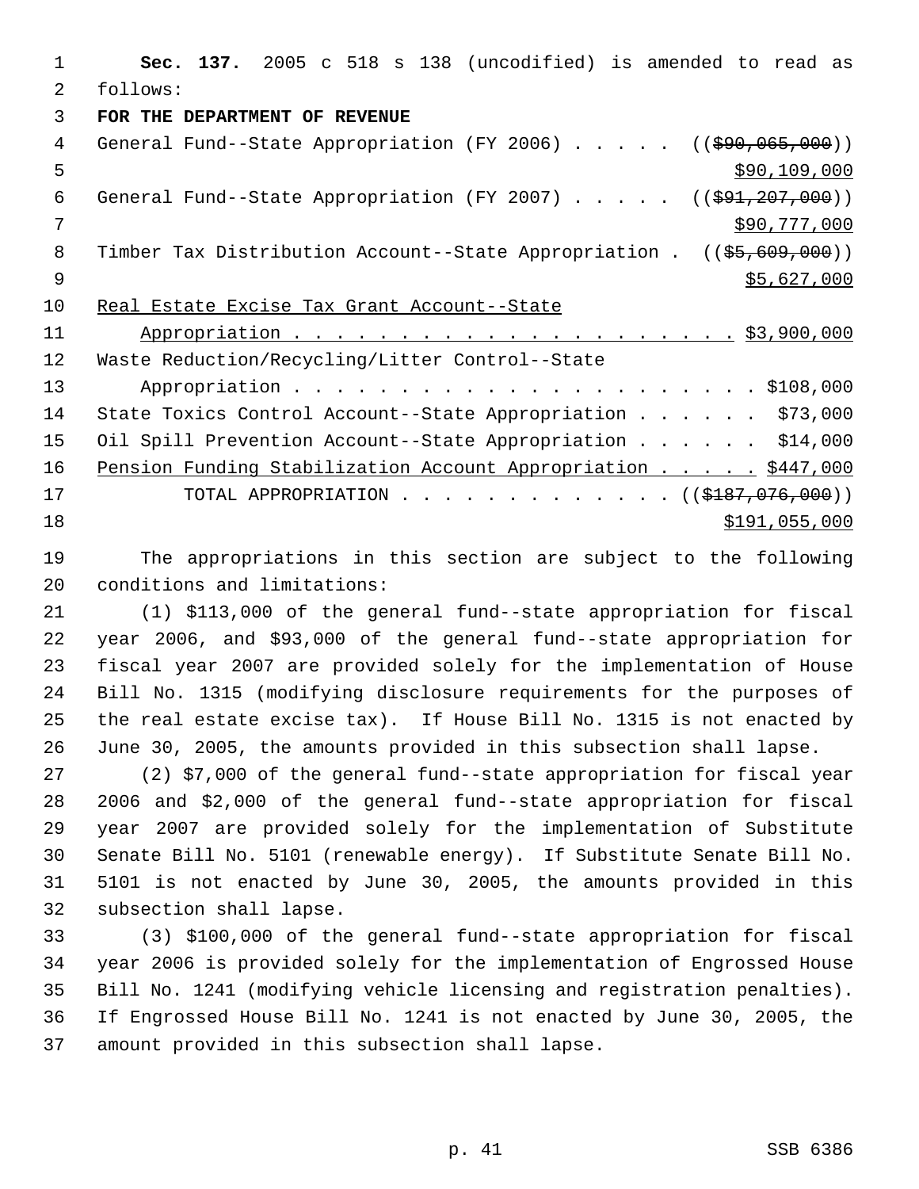**Sec. 137.** 2005 c 518 s 138 (uncodified) is amended to read as follows:

**FOR THE DEPARTMENT OF REVENUE**

General Fund--State Appropriation (FY 2006) . . . . . ((~~$90,065,000~~)) <u>$90,109,000</u>

General Fund--State Appropriation (FY 2007) . . . . . ((~~$91,207,000~~)) <u>$90,777,000</u>

Timber Tax Distribution Account--State Appropriation . ((~~$5,609,000~~)) <u>$5,627,000</u>

<u>Real Estate Excise Tax Grant Account--State Appropriation . . . . . . . . . . . . . . . . . . . . . . $3,900,000</u>

Waste Reduction/Recycling/Litter Control--State Appropriation . . . . . . . . . . . . . . . . . . . . . . $108,000

State Toxics Control Account--State Appropriation . . . . . . $73,000

Oil Spill Prevention Account--State Appropriation . . . . . . $14,000

<u>Pension Funding Stabilization Account Appropriation . . . . . $447,000</u>

TOTAL APPROPRIATION . . . . . . . . . . . . . ((~~$187,076,000~~)) <u>$191,055,000</u>

The appropriations in this section are subject to the following conditions and limitations:

(1) $113,000 of the general fund--state appropriation for fiscal year 2006, and $93,000 of the general fund--state appropriation for fiscal year 2007 are provided solely for the implementation of House Bill No. 1315 (modifying disclosure requirements for the purposes of the real estate excise tax). If House Bill No. 1315 is not enacted by June 30, 2005, the amounts provided in this subsection shall lapse.

(2) $7,000 of the general fund--state appropriation for fiscal year 2006 and $2,000 of the general fund--state appropriation for fiscal year 2007 are provided solely for the implementation of Substitute Senate Bill No. 5101 (renewable energy). If Substitute Senate Bill No. 5101 is not enacted by June 30, 2005, the amounts provided in this subsection shall lapse.

(3) $100,000 of the general fund--state appropriation for fiscal year 2006 is provided solely for the implementation of Engrossed House Bill No. 1241 (modifying vehicle licensing and registration penalties). If Engrossed House Bill No. 1241 is not enacted by June 30, 2005, the amount provided in this subsection shall lapse.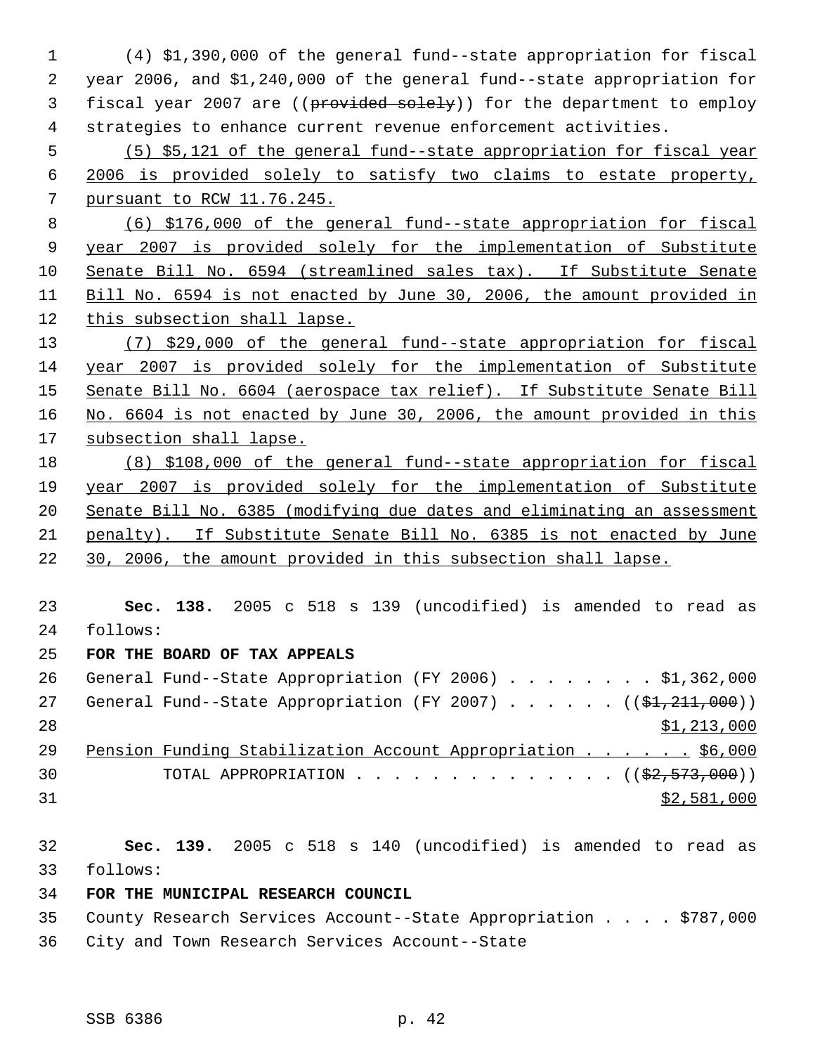(4) $1,390,000 of the general fund--state appropriation for fiscal year 2006, and $1,240,000 of the general fund--state appropriation for fiscal year 2007 are ((~~provided solely~~)) for the department to employ strategies to enhance current revenue enforcement activities.

<u>(5) $5,121 of the general fund--state appropriation for fiscal year 2006 is provided solely to satisfy two claims to estate property, pursuant to RCW 11.76.245.</u>

<u>(6) $176,000 of the general fund--state appropriation for fiscal year 2007 is provided solely for the implementation of Substitute Senate Bill No. 6594 (streamlined sales tax). If Substitute Senate Bill No. 6594 is not enacted by June 30, 2006, the amount provided in this subsection shall lapse.</u>

<u>(7) $29,000 of the general fund--state appropriation for fiscal year 2007 is provided solely for the implementation of Substitute Senate Bill No. 6604 (aerospace tax relief). If Substitute Senate Bill No. 6604 is not enacted by June 30, 2006, the amount provided in this subsection shall lapse.</u>

<u>(8) $108,000 of the general fund--state appropriation for fiscal year 2007 is provided solely for the implementation of Substitute Senate Bill No. 6385 (modifying due dates and eliminating an assessment penalty). If Substitute Senate Bill No. 6385 is not enacted by June 30, 2006, the amount provided in this subsection shall lapse.</u>

**Sec. 138.** 2005 c 518 s 139 (uncodified) is amended to read as follows:

**FOR THE BOARD OF TAX APPEALS**

General Fund--State Appropriation (FY 2006) . . . . . . . . $1,362,000
General Fund--State Appropriation (FY 2007) . . . . . . ((~~$1,211,000~~))
<u>$1,213,000</u>
<u>Pension Funding Stabilization Account Appropriation . . . . . . $6,000</u>
TOTAL APPROPRIATION . . . . . . . . . . . . . . ((~~$2,573,000~~))
<u>$2,581,000</u>

**Sec. 139.** 2005 c 518 s 140 (uncodified) is amended to read as follows:

**FOR THE MUNICIPAL RESEARCH COUNCIL**

County Research Services Account--State Appropriation . . . . $787,000
City and Town Research Services Account--State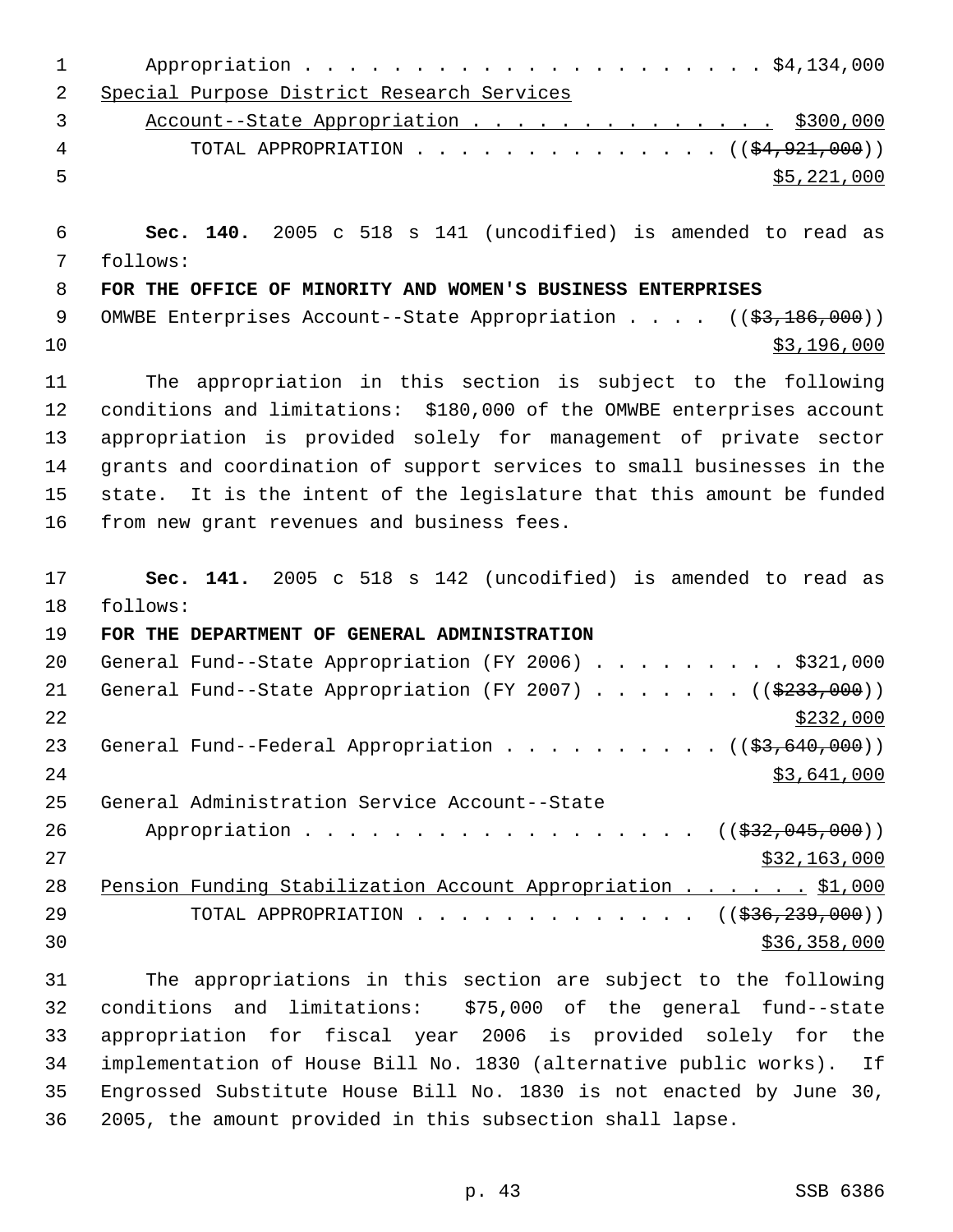Appropriation . . . . . . . . . . . . . . . . . . . . . $4,134,000

Special Purpose District Research Services Account--State Appropriation . . . . . . . . . . . . . . . $300,000

TOTAL APPROPRIATION . . . . . . . . . . . . . . (($4,921,000)) $5,221,000

**Sec. 140.** 2005 c 518 s 141 (uncodified) is amended to read as follows:

**FOR THE OFFICE OF MINORITY AND WOMEN'S BUSINESS ENTERPRISES**

OMWBE Enterprises Account--State Appropriation . . . . (($3,186,000)) $3,196,000

The appropriation in this section is subject to the following conditions and limitations: $180,000 of the OMWBE enterprises account appropriation is provided solely for management of private sector grants and coordination of support services to small businesses in the state. It is the intent of the legislature that this amount be funded from new grant revenues and business fees.

**Sec. 141.** 2005 c 518 s 142 (uncodified) is amended to read as follows:

**FOR THE DEPARTMENT OF GENERAL ADMINISTRATION**

General Fund--State Appropriation (FY 2006) . . . . . . . . . $321,000

General Fund--State Appropriation (FY 2007) . . . . . . . (($233,000)) $232,000

General Fund--Federal Appropriation . . . . . . . . . . (($3,640,000)) $3,641,000

General Administration Service Account--State Appropriation . . . . . . . . . . . . . . . . . . (($32,045,000)) $32,163,000

Pension Funding Stabilization Account Appropriation . . . . . . $1,000

TOTAL APPROPRIATION . . . . . . . . . . . . . . (($36,239,000)) $36,358,000

The appropriations in this section are subject to the following conditions and limitations: $75,000 of the general fund--state appropriation for fiscal year 2006 is provided solely for the implementation of House Bill No. 1830 (alternative public works). If Engrossed Substitute House Bill No. 1830 is not enacted by June 30, 2005, the amount provided in this subsection shall lapse.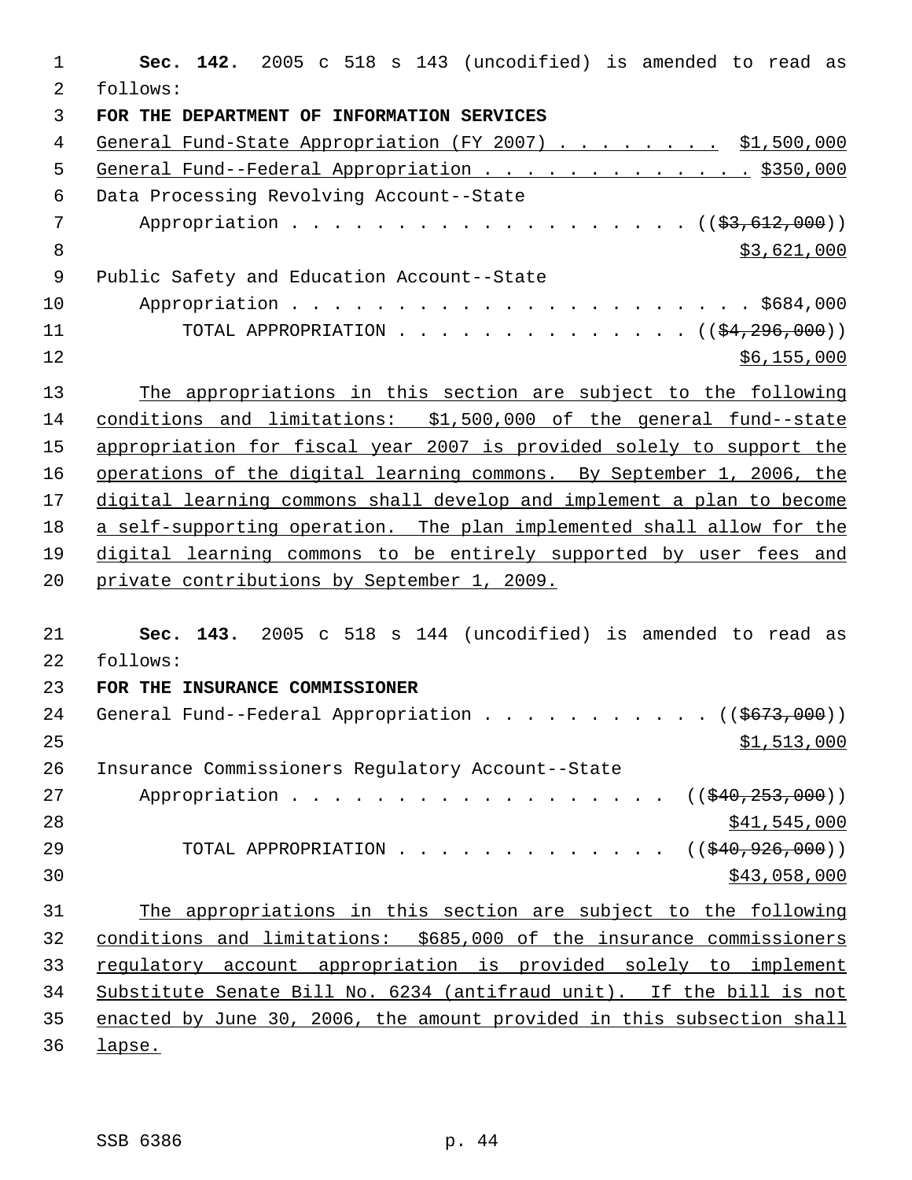**Sec. 142.** 2005 c 518 s 143 (uncodified) is amended to read as follows:

**FOR THE DEPARTMENT OF INFORMATION SERVICES**

General Fund-State Appropriation (FY 2007) . . . . . . . . . $1,500,000

General Fund--Federal Appropriation . . . . . . . . . . . . . $350,000

Data Processing Revolving Account--State Appropriation . . . . . . . . . . . . . . . . . . . . . ((~~$3,612,000~~)) $3,621,000

Public Safety and Education Account--State Appropriation . . . . . . . . . . . . . . . . . . . . . . . $684,000

TOTAL APPROPRIATION . . . . . . . . . . . . . . . ((~~$4,296,000~~)) $6,155,000

The appropriations in this section are subject to the following conditions and limitations: $1,500,000 of the general fund--state appropriation for fiscal year 2007 is provided solely to support the operations of the digital learning commons. By September 1, 2006, the digital learning commons shall develop and implement a plan to become a self-supporting operation. The plan implemented shall allow for the digital learning commons to be entirely supported by user fees and private contributions by September 1, 2009.

**Sec. 143.** 2005 c 518 s 144 (uncodified) is amended to read as follows:

**FOR THE INSURANCE COMMISSIONER**

General Fund--Federal Appropriation . . . . . . . . . . . ((~~$673,000~~)) $1,513,000

Insurance Commissioners Regulatory Account--State Appropriation . . . . . . . . . . . . . . . . . . ((~~$40,253,000~~)) $41,545,000

TOTAL APPROPRIATION . . . . . . . . . . . . . ((~~$40,926,000~~)) $43,058,000

The appropriations in this section are subject to the following conditions and limitations: $685,000 of the insurance commissioners regulatory account appropriation is provided solely to implement Substitute Senate Bill No. 6234 (antifraud unit). If the bill is not enacted by June 30, 2006, the amount provided in this subsection shall lapse.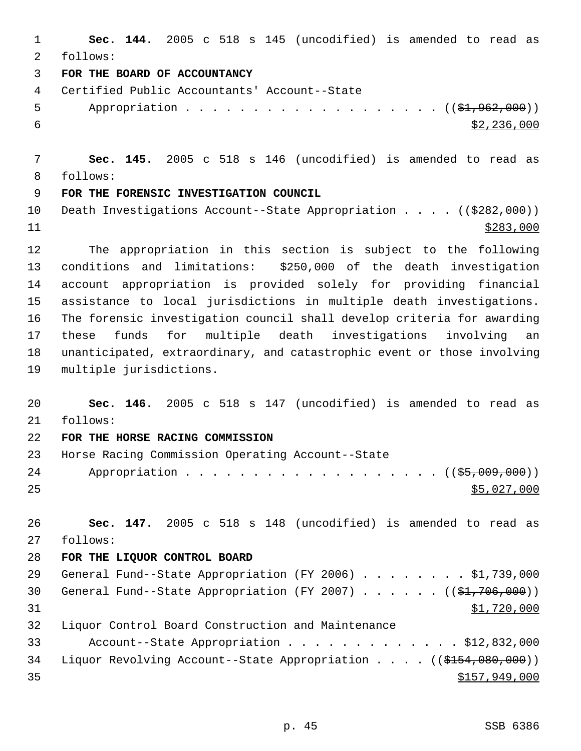**Sec. 144.** 2005 c 518 s 145 (uncodified) is amended to read as follows:

**FOR THE BOARD OF ACCOUNTANCY**

Certified Public Accountants' Account--State Appropriation . . . . . . . . . . . . . . . . . . . . ((~~$1,962,000~~)) $2,236,000

**Sec. 145.** 2005 c 518 s 146 (uncodified) is amended to read as follows:

**FOR THE FORENSIC INVESTIGATION COUNCIL**

Death Investigations Account--State Appropriation . . . . ((~~$282,000~~)) $283,000

The appropriation in this section is subject to the following conditions and limitations: $250,000 of the death investigation account appropriation is provided solely for providing financial assistance to local jurisdictions in multiple death investigations. The forensic investigation council shall develop criteria for awarding these funds for multiple death investigations involving an unanticipated, extraordinary, and catastrophic event or those involving multiple jurisdictions.

**Sec. 146.** 2005 c 518 s 147 (uncodified) is amended to read as follows:

**FOR THE HORSE RACING COMMISSION**

Horse Racing Commission Operating Account--State Appropriation . . . . . . . . . . . . . . . . . . . . ((~~$5,009,000~~)) $5,027,000

**Sec. 147.** 2005 c 518 s 148 (uncodified) is amended to read as follows:

**FOR THE LIQUOR CONTROL BOARD**

General Fund--State Appropriation (FY 2006) . . . . . . . . $1,739,000

General Fund--State Appropriation (FY 2007) . . . . . . ((~~$1,706,000~~)) $1,720,000

Liquor Control Board Construction and Maintenance Account--State Appropriation . . . . . . . . . . . . . $12,832,000

Liquor Revolving Account--State Appropriation . . . . ((~~$154,080,000~~)) $157,949,000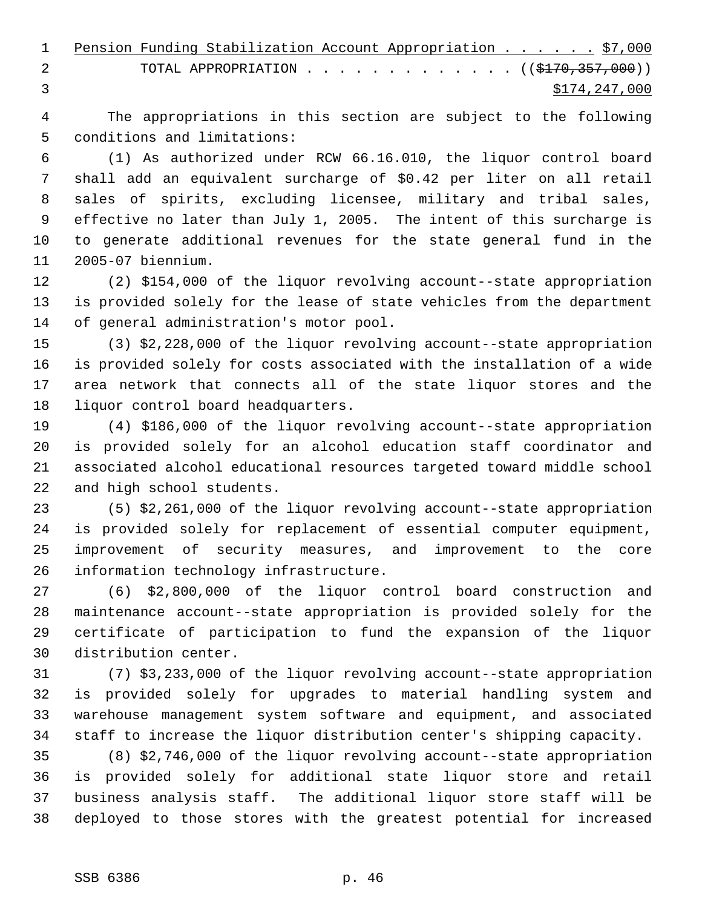Pension Funding Stabilization Account Appropriation . . . . . . $7,000

TOTAL APPROPRIATION . . . . . . . . . . . . . (($170,357,000))
$174,247,000

The appropriations in this section are subject to the following conditions and limitations:

(1) As authorized under RCW 66.16.010, the liquor control board shall add an equivalent surcharge of $0.42 per liter on all retail sales of spirits, excluding licensee, military and tribal sales, effective no later than July 1, 2005. The intent of this surcharge is to generate additional revenues for the state general fund in the 2005-07 biennium.

(2) $154,000 of the liquor revolving account--state appropriation is provided solely for the lease of state vehicles from the department of general administration's motor pool.

(3) $2,228,000 of the liquor revolving account--state appropriation is provided solely for costs associated with the installation of a wide area network that connects all of the state liquor stores and the liquor control board headquarters.

(4) $186,000 of the liquor revolving account--state appropriation is provided solely for an alcohol education staff coordinator and associated alcohol educational resources targeted toward middle school and high school students.

(5) $2,261,000 of the liquor revolving account--state appropriation is provided solely for replacement of essential computer equipment, improvement of security measures, and improvement to the core information technology infrastructure.

(6) $2,800,000 of the liquor control board construction and maintenance account--state appropriation is provided solely for the certificate of participation to fund the expansion of the liquor distribution center.

(7) $3,233,000 of the liquor revolving account--state appropriation is provided solely for upgrades to material handling system and warehouse management system software and equipment, and associated staff to increase the liquor distribution center's shipping capacity.

(8) $2,746,000 of the liquor revolving account--state appropriation is provided solely for additional state liquor store and retail business analysis staff. The additional liquor store staff will be deployed to those stores with the greatest potential for increased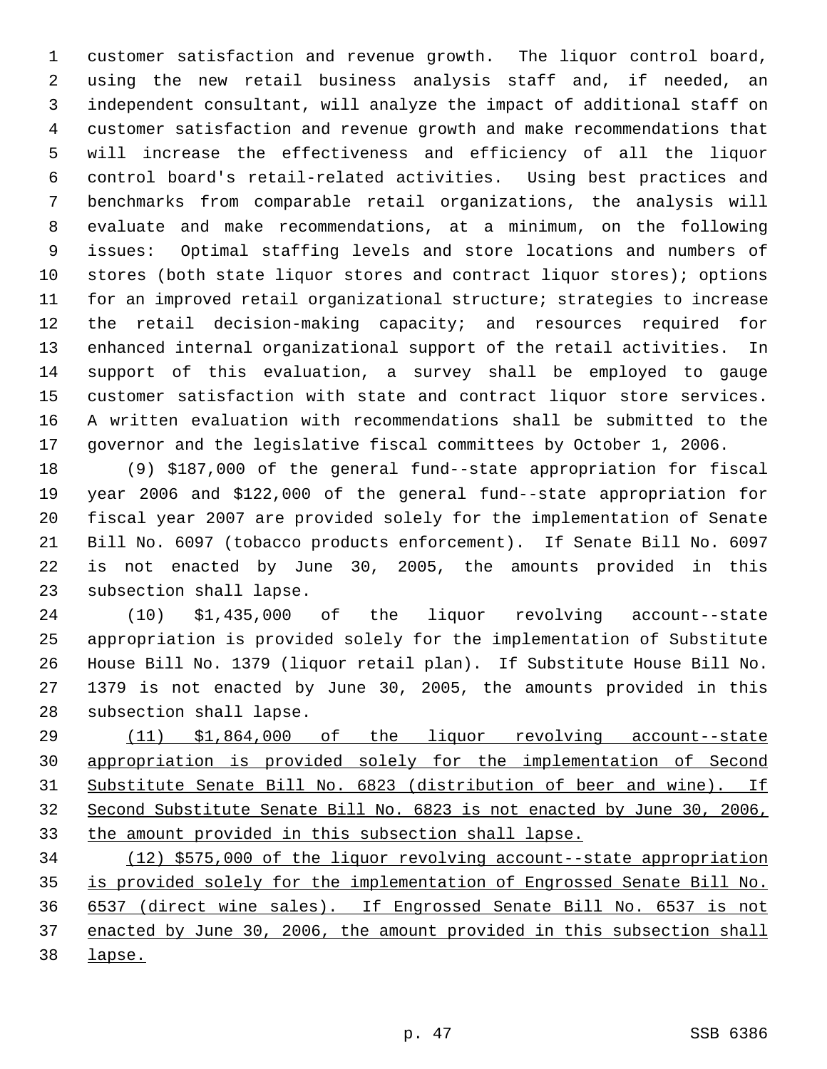customer satisfaction and revenue growth. The liquor control board, using the new retail business analysis staff and, if needed, an independent consultant, will analyze the impact of additional staff on customer satisfaction and revenue growth and make recommendations that will increase the effectiveness and efficiency of all the liquor control board's retail-related activities. Using best practices and benchmarks from comparable retail organizations, the analysis will evaluate and make recommendations, at a minimum, on the following issues: Optimal staffing levels and store locations and numbers of stores (both state liquor stores and contract liquor stores); options for an improved retail organizational structure; strategies to increase the retail decision-making capacity; and resources required for enhanced internal organizational support of the retail activities. In support of this evaluation, a survey shall be employed to gauge customer satisfaction with state and contract liquor store services. A written evaluation with recommendations shall be submitted to the governor and the legislative fiscal committees by October 1, 2006.

(9) $187,000 of the general fund--state appropriation for fiscal year 2006 and $122,000 of the general fund--state appropriation for fiscal year 2007 are provided solely for the implementation of Senate Bill No. 6097 (tobacco products enforcement). If Senate Bill No. 6097 is not enacted by June 30, 2005, the amounts provided in this subsection shall lapse.

(10) $1,435,000 of the liquor revolving account--state appropriation is provided solely for the implementation of Substitute House Bill No. 1379 (liquor retail plan). If Substitute House Bill No. 1379 is not enacted by June 30, 2005, the amounts provided in this subsection shall lapse.

<u>(11) $1,864,000 of the liquor revolving account--state appropriation is provided solely for the implementation of Second Substitute Senate Bill No. 6823 (distribution of beer and wine). If Second Substitute Senate Bill No. 6823 is not enacted by June 30, 2006, the amount provided in this subsection shall lapse.</u>

<u>(12) $575,000 of the liquor revolving account--state appropriation is provided solely for the implementation of Engrossed Senate Bill No. 6537 (direct wine sales). If Engrossed Senate Bill No. 6537 is not enacted by June 30, 2006, the amount provided in this subsection shall lapse.</u>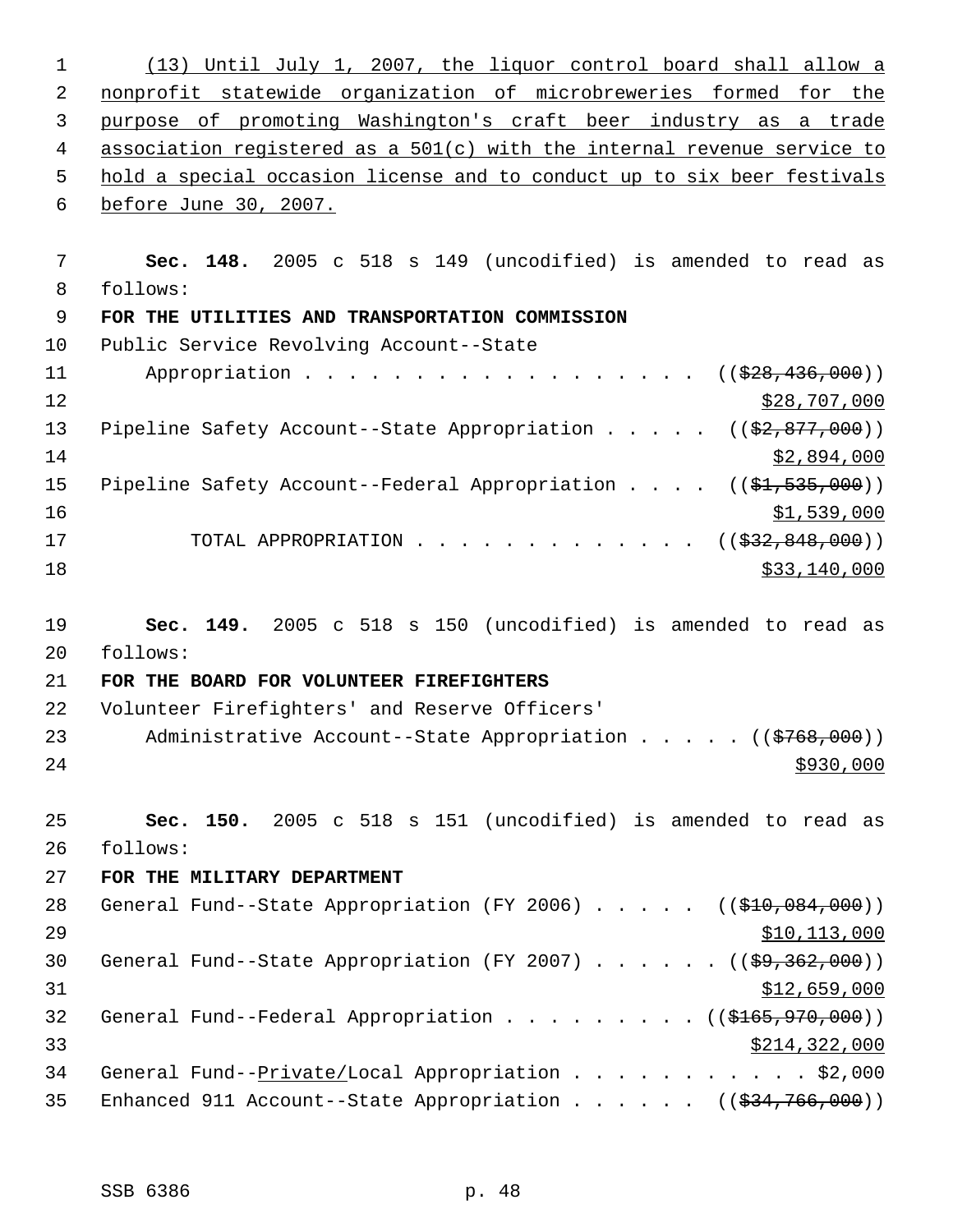(13) Until July 1, 2007, the liquor control board shall allow a nonprofit statewide organization of microbreweries formed for the purpose of promoting Washington's craft beer industry as a trade association registered as a 501(c) with the internal revenue service to hold a special occasion license and to conduct up to six beer festivals before June 30, 2007.

**Sec. 148.** 2005 c 518 s 149 (uncodified) is amended to read as follows:

**FOR THE UTILITIES AND TRANSPORTATION COMMISSION**

Public Service Revolving Account--State Appropriation . . . . . . . . . . . . . . . . . . (($28,436,000)) $28,707,000

Pipeline Safety Account--State Appropriation . . . . . (($2,877,000)) $2,894,000

Pipeline Safety Account--Federal Appropriation . . . . (($1,535,000)) $1,539,000

TOTAL APPROPRIATION . . . . . . . . . . . . . (($32,848,000)) $33,140,000

**Sec. 149.** 2005 c 518 s 150 (uncodified) is amended to read as follows:

**FOR THE BOARD FOR VOLUNTEER FIREFIGHTERS**

Volunteer Firefighters' and Reserve Officers' Administrative Account--State Appropriation . . . . . (($768,000)) $930,000

**Sec. 150.** 2005 c 518 s 151 (uncodified) is amended to read as follows:

**FOR THE MILITARY DEPARTMENT**

General Fund--State Appropriation (FY 2006) . . . . . (($10,084,000)) $10,113,000

General Fund--State Appropriation (FY 2007) . . . . . . (($9,362,000)) $12,659,000

General Fund--Federal Appropriation . . . . . . . . . (($165,970,000)) $214,322,000

General Fund--Private/Local Appropriation . . . . . . . . . . . $2,000

Enhanced 911 Account--State Appropriation . . . . . . (($34,766,000))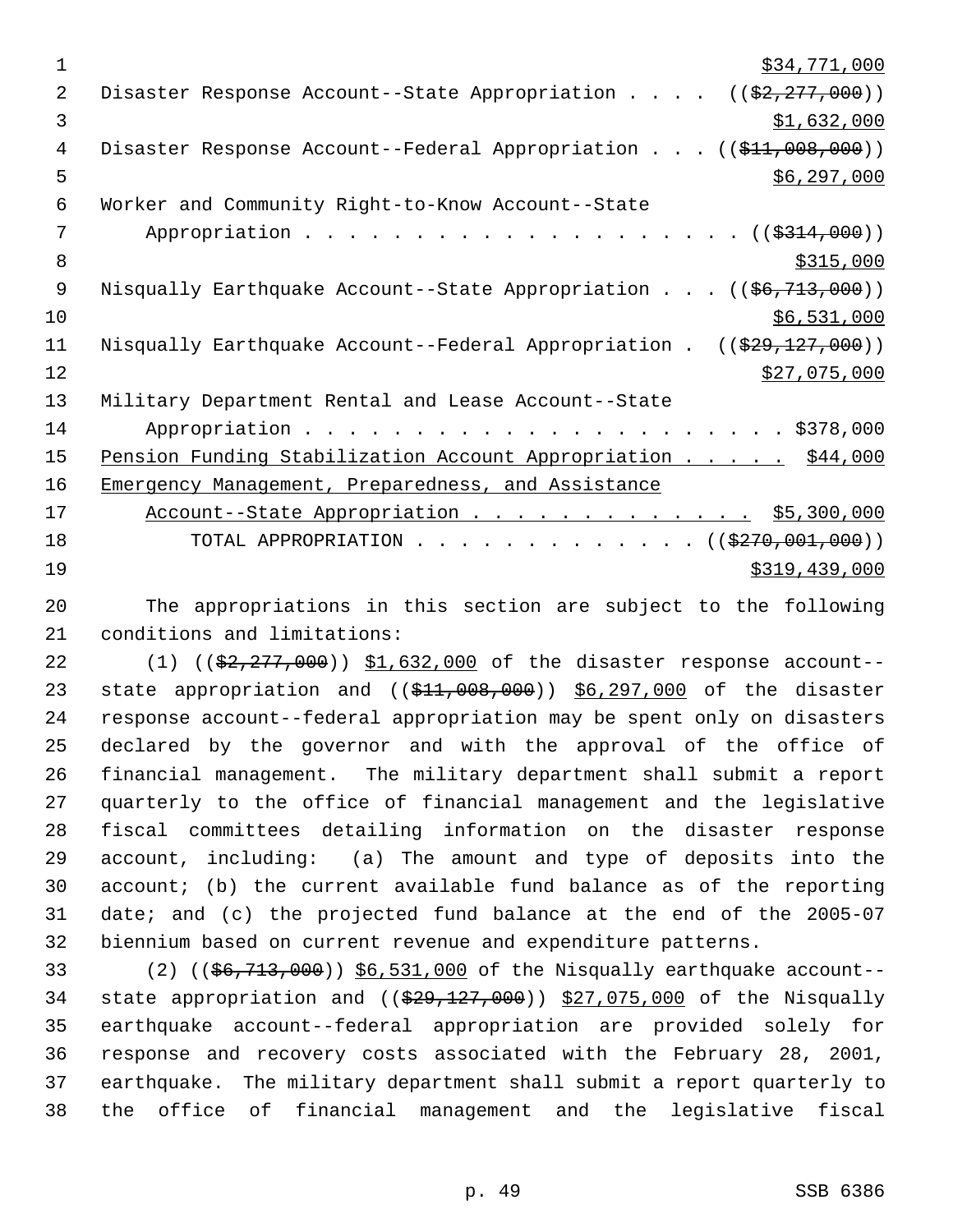$34,771,000

Disaster Response Account--State Appropriation . . . . (($2,277,000))
$1,632,000

Disaster Response Account--Federal Appropriation . . . (($11,008,000))
$6,297,000

Worker and Community Right-to-Know Account--State
Appropriation . . . . . . . . . . . . . . . . . . . . (($314,000))
$315,000

Nisqually Earthquake Account--State Appropriation . . . (($6,713,000))
$6,531,000

Nisqually Earthquake Account--Federal Appropriation . (($29,127,000))
$27,075,000

Military Department Rental and Lease Account--State
Appropriation . . . . . . . . . . . . . . . . . . . . . . $378,000

Pension Funding Stabilization Account Appropriation . . . . . $44,000

Emergency Management, Preparedness, and Assistance
Account--State Appropriation . . . . . . . . . . . . . $5,300,000

TOTAL APPROPRIATION . . . . . . . . . . . . . (($270,001,000))
$319,439,000

The appropriations in this section are subject to the following conditions and limitations:

(1) (($2,277,000)) $1,632,000 of the disaster response account--state appropriation and (($11,008,000)) $6,297,000 of the disaster response account--federal appropriation may be spent only on disasters declared by the governor and with the approval of the office of financial management. The military department shall submit a report quarterly to the office of financial management and the legislative fiscal committees detailing information on the disaster response account, including: (a) The amount and type of deposits into the account; (b) the current available fund balance as of the reporting date; and (c) the projected fund balance at the end of the 2005-07 biennium based on current revenue and expenditure patterns.

(2) (($6,713,000)) $6,531,000 of the Nisqually earthquake account--state appropriation and (($29,127,000)) $27,075,000 of the Nisqually earthquake account--federal appropriation are provided solely for response and recovery costs associated with the February 28, 2001, earthquake. The military department shall submit a report quarterly to the office of financial management and the legislative fiscal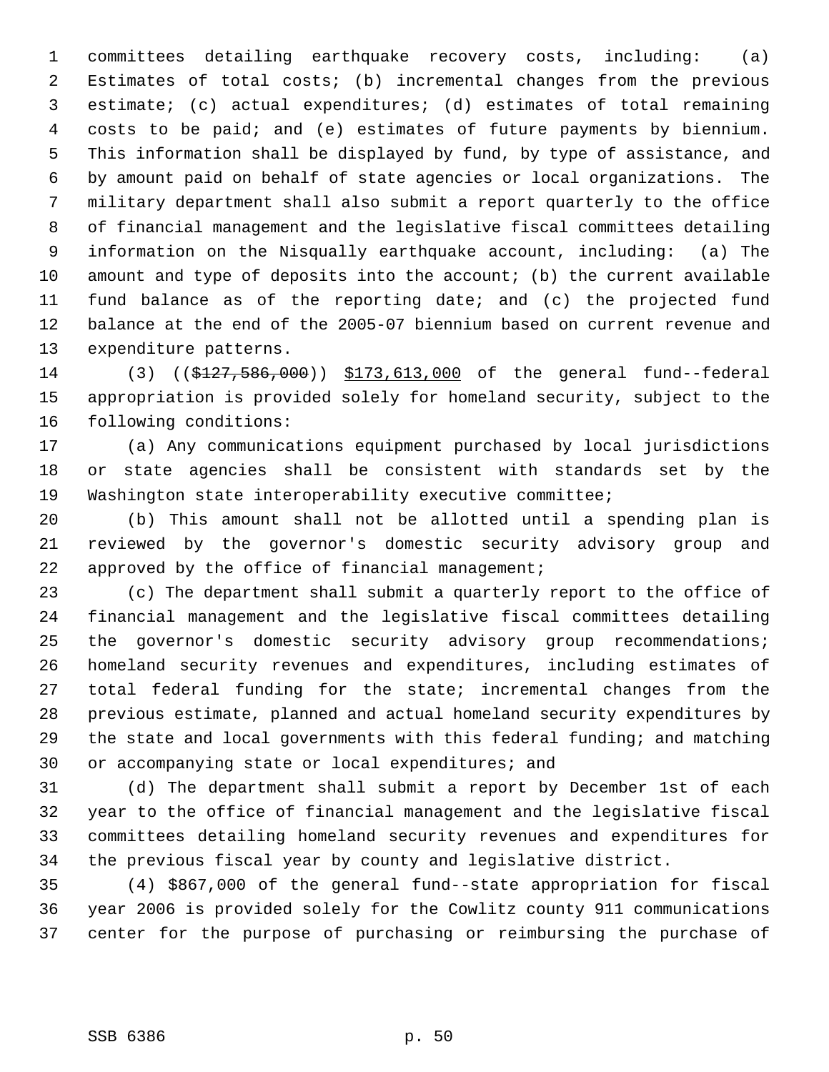committees detailing earthquake recovery costs, including: (a) Estimates of total costs; (b) incremental changes from the previous estimate; (c) actual expenditures; (d) estimates of total remaining costs to be paid; and (e) estimates of future payments by biennium. This information shall be displayed by fund, by type of assistance, and by amount paid on behalf of state agencies or local organizations. The military department shall also submit a report quarterly to the office of financial management and the legislative fiscal committees detailing information on the Nisqually earthquake account, including: (a) The amount and type of deposits into the account; (b) the current available fund balance as of the reporting date; and (c) the projected fund balance at the end of the 2005-07 biennium based on current revenue and expenditure patterns.

(3) ((~~$127,586,000~~)) <u>$173,613,000</u> of the general fund--federal appropriation is provided solely for homeland security, subject to the following conditions:

(a) Any communications equipment purchased by local jurisdictions or state agencies shall be consistent with standards set by the Washington state interoperability executive committee;

(b) This amount shall not be allotted until a spending plan is reviewed by the governor's domestic security advisory group and approved by the office of financial management;

(c) The department shall submit a quarterly report to the office of financial management and the legislative fiscal committees detailing the governor's domestic security advisory group recommendations; homeland security revenues and expenditures, including estimates of total federal funding for the state; incremental changes from the previous estimate, planned and actual homeland security expenditures by the state and local governments with this federal funding; and matching or accompanying state or local expenditures; and

(d) The department shall submit a report by December 1st of each year to the office of financial management and the legislative fiscal committees detailing homeland security revenues and expenditures for the previous fiscal year by county and legislative district.

(4) $867,000 of the general fund--state appropriation for fiscal year 2006 is provided solely for the Cowlitz county 911 communications center for the purpose of purchasing or reimbursing the purchase of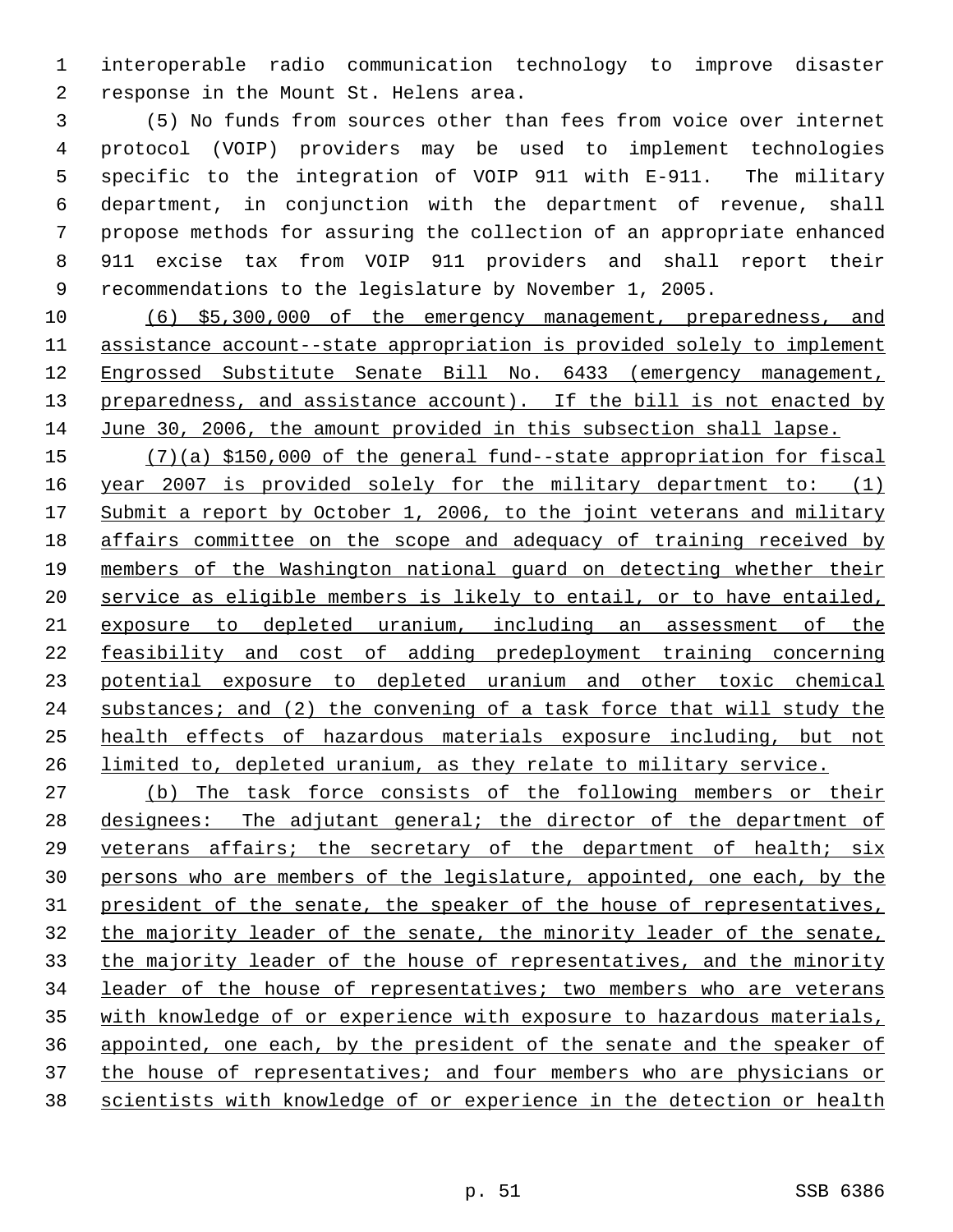interoperable radio communication technology to improve disaster response in the Mount St. Helens area.

(5) No funds from sources other than fees from voice over internet protocol (VOIP) providers may be used to implement technologies specific to the integration of VOIP 911 with E-911. The military department, in conjunction with the department of revenue, shall propose methods for assuring the collection of an appropriate enhanced 911 excise tax from VOIP 911 providers and shall report their recommendations to the legislature by November 1, 2005.

(6) $5,300,000 of the emergency management, preparedness, and assistance account--state appropriation is provided solely to implement Engrossed Substitute Senate Bill No. 6433 (emergency management, preparedness, and assistance account). If the bill is not enacted by June 30, 2006, the amount provided in this subsection shall lapse.

(7)(a) $150,000 of the general fund--state appropriation for fiscal year 2007 is provided solely for the military department to: (1) Submit a report by October 1, 2006, to the joint veterans and military affairs committee on the scope and adequacy of training received by members of the Washington national guard on detecting whether their service as eligible members is likely to entail, or to have entailed, exposure to depleted uranium, including an assessment of the feasibility and cost of adding predeployment training concerning potential exposure to depleted uranium and other toxic chemical substances; and (2) the convening of a task force that will study the health effects of hazardous materials exposure including, but not limited to, depleted uranium, as they relate to military service.

(b) The task force consists of the following members or their designees: The adjutant general; the director of the department of veterans affairs; the secretary of the department of health; six persons who are members of the legislature, appointed, one each, by the president of the senate, the speaker of the house of representatives, the majority leader of the senate, the minority leader of the senate, the majority leader of the house of representatives, and the minority leader of the house of representatives; two members who are veterans with knowledge of or experience with exposure to hazardous materials, appointed, one each, by the president of the senate and the speaker of the house of representatives; and four members who are physicians or scientists with knowledge of or experience in the detection or health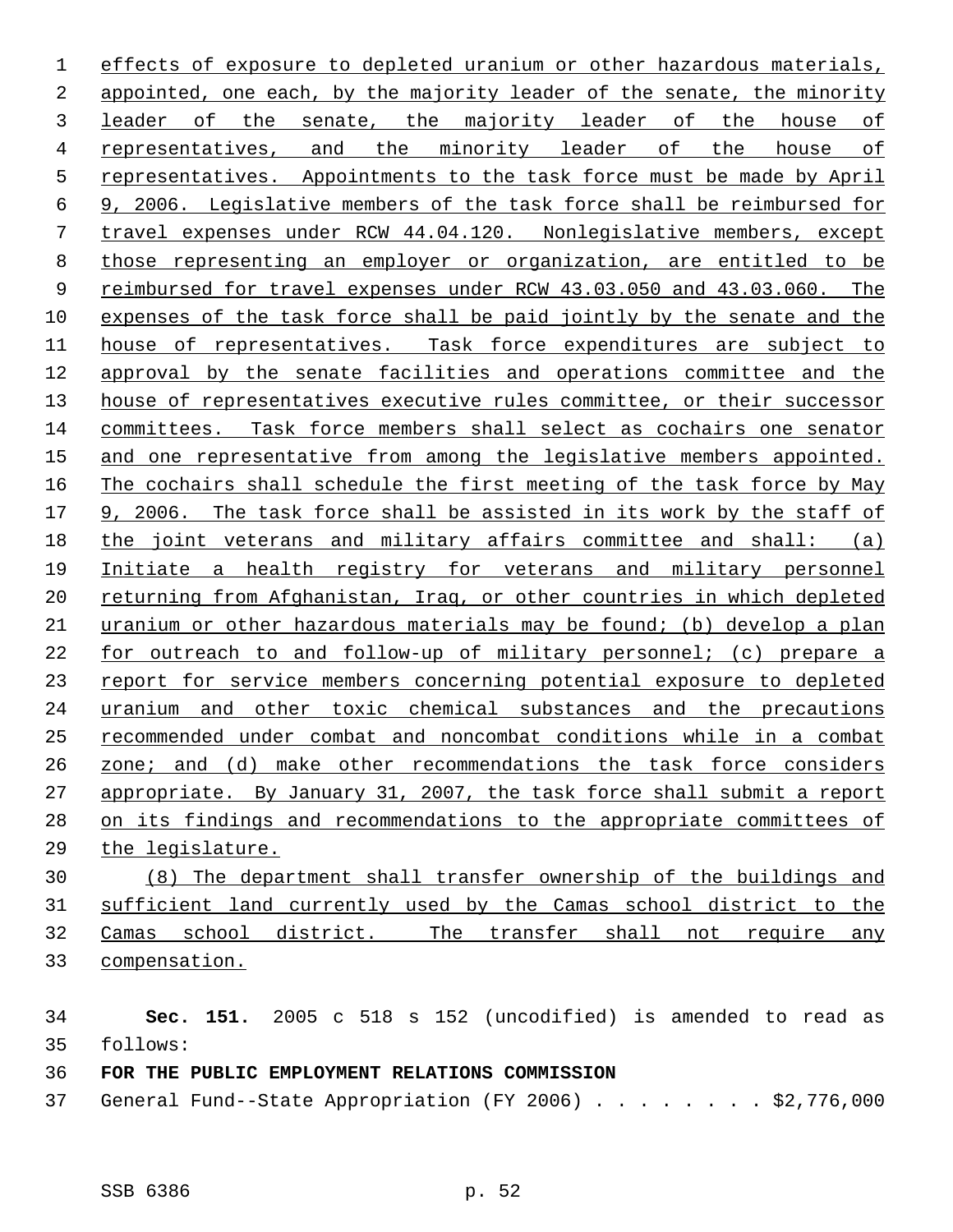effects of exposure to depleted uranium or other hazardous materials, appointed, one each, by the majority leader of the senate, the minority leader of the senate, the majority leader of the house of representatives, and the minority leader of the house of representatives. Appointments to the task force must be made by April 9, 2006. Legislative members of the task force shall be reimbursed for travel expenses under RCW 44.04.120. Nonlegislative members, except those representing an employer or organization, are entitled to be reimbursed for travel expenses under RCW 43.03.050 and 43.03.060. The expenses of the task force shall be paid jointly by the senate and the house of representatives. Task force expenditures are subject to approval by the senate facilities and operations committee and the house of representatives executive rules committee, or their successor committees. Task force members shall select as cochairs one senator and one representative from among the legislative members appointed. The cochairs shall schedule the first meeting of the task force by May 9, 2006. The task force shall be assisted in its work by the staff of the joint veterans and military affairs committee and shall: (a) Initiate a health registry for veterans and military personnel returning from Afghanistan, Iraq, or other countries in which depleted uranium or other hazardous materials may be found; (b) develop a plan for outreach to and follow-up of military personnel; (c) prepare a report for service members concerning potential exposure to depleted uranium and other toxic chemical substances and the precautions recommended under combat and noncombat conditions while in a combat zone; and (d) make other recommendations the task force considers appropriate. By January 31, 2007, the task force shall submit a report on its findings and recommendations to the appropriate committees of the legislature.

(8) The department shall transfer ownership of the buildings and sufficient land currently used by the Camas school district to the Camas school district. The transfer shall not require any compensation.

**Sec. 151.** 2005 c 518 s 152 (uncodified) is amended to read as follows:

**FOR THE PUBLIC EMPLOYMENT RELATIONS COMMISSION**

General Fund--State Appropriation (FY 2006) . . . . . . . . $2,776,000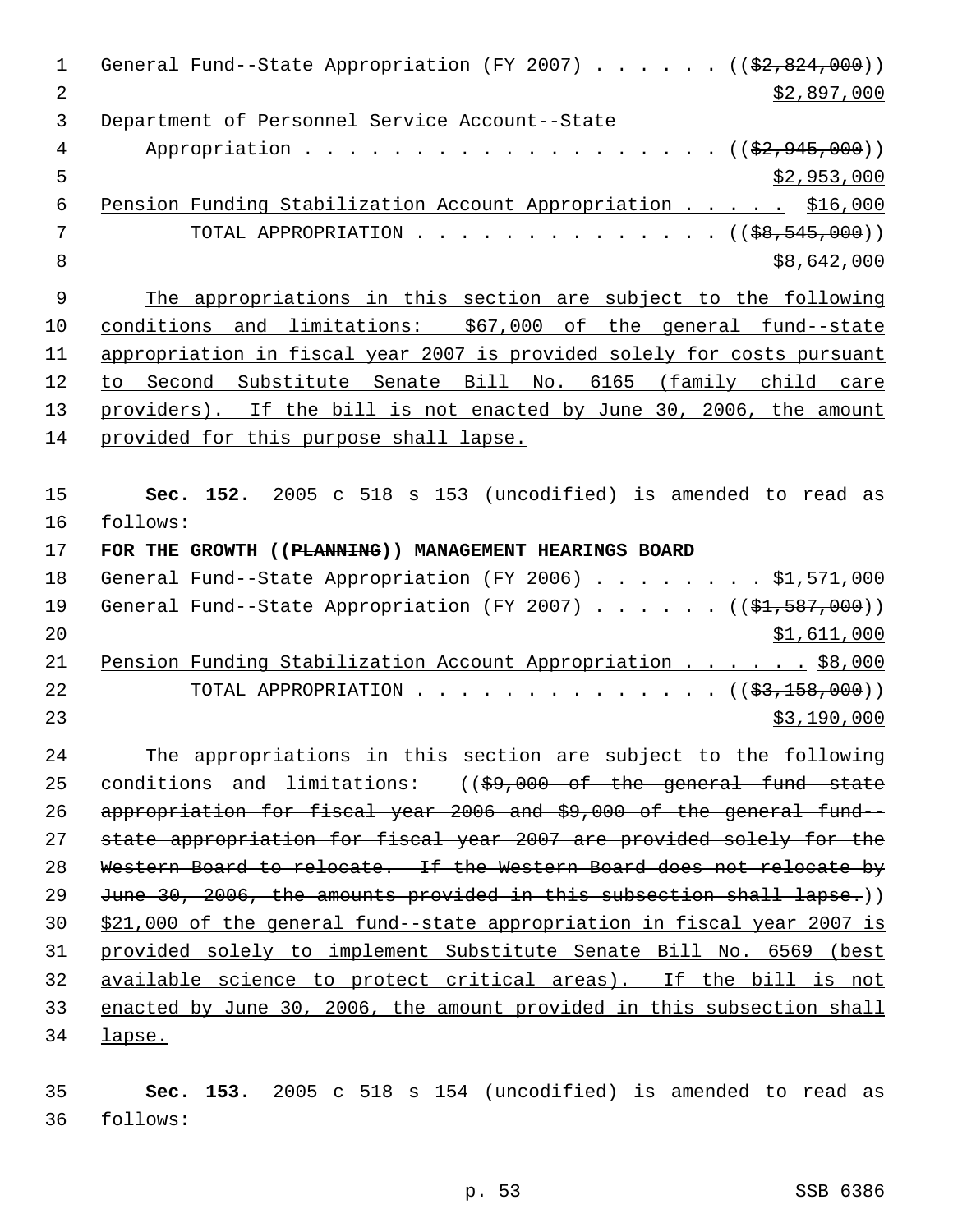General Fund--State Appropriation (FY 2007) . . . . . . (($2,824,000))
$2,897,000

Department of Personnel Service Account--State
Appropriation . . . . . . . . . . . . . . . . . . . (($2,945,000))
$2,953,000

Pension Funding Stabilization Account Appropriation . . . . . $16,000

TOTAL APPROPRIATION . . . . . . . . . . . . . . (($8,545,000))
$8,642,000

The appropriations in this section are subject to the following conditions and limitations: $67,000 of the general fund--state appropriation in fiscal year 2007 is provided solely for costs pursuant to Second Substitute Senate Bill No. 6165 (family child care providers). If the bill is not enacted by June 30, 2006, the amount provided for this purpose shall lapse.

**Sec. 152.** 2005 c 518 s 153 (uncodified) is amended to read as follows:

**FOR THE GROWTH ((PLANNING)) MANAGEMENT HEARINGS BOARD**

General Fund--State Appropriation (FY 2006) . . . . . . . . $1,571,000

General Fund--State Appropriation (FY 2007) . . . . . . (($1,587,000))
$1,611,000

Pension Funding Stabilization Account Appropriation . . . . . . $8,000

TOTAL APPROPRIATION . . . . . . . . . . . . . . (($3,158,000))
$3,190,000

The appropriations in this section are subject to the following conditions and limitations: (($9,000 of the general fund--state appropriation for fiscal year 2006 and $9,000 of the general fund--state appropriation for fiscal year 2007 are provided solely for the Western Board to relocate. If the Western Board does not relocate by June 30, 2006, the amounts provided in this subsection shall lapse.)) $21,000 of the general fund--state appropriation in fiscal year 2007 is provided solely to implement Substitute Senate Bill No. 6569 (best available science to protect critical areas). If the bill is not enacted by June 30, 2006, the amount provided in this subsection shall lapse.

**Sec. 153.** 2005 c 518 s 154 (uncodified) is amended to read as follows: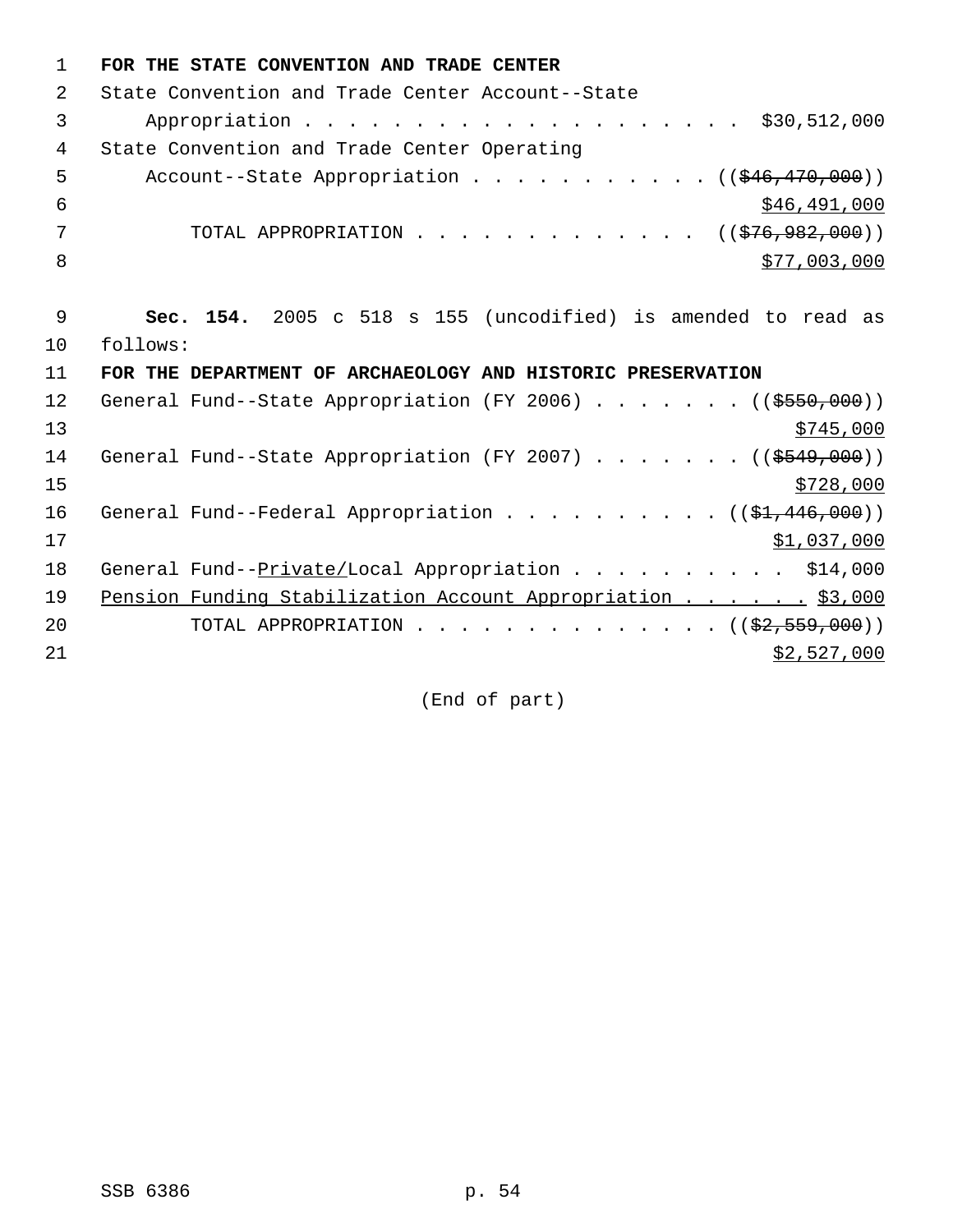**FOR THE STATE CONVENTION AND TRADE CENTER**

State Convention and Trade Center Account--State Appropriation . . . . . . . . . . . . . . . . . . . . $30,512,000

State Convention and Trade Center Operating Account--State Appropriation . . . . . . . . . . . (($46,470,000)) $46,491,000

TOTAL APPROPRIATION . . . . . . . . . . . . . (($76,982,000)) $77,003,000

**Sec. 154.** 2005 c 518 s 155 (uncodified) is amended to read as follows:

**FOR THE DEPARTMENT OF ARCHAEOLOGY AND HISTORIC PRESERVATION**

General Fund--State Appropriation (FY 2006) . . . . . . . (($550,000)) $745,000

General Fund--State Appropriation (FY 2007) . . . . . . . (($549,000)) $728,000

General Fund--Federal Appropriation . . . . . . . . . . (($1,446,000)) $1,037,000

General Fund--Private/Local Appropriation . . . . . . . . . . $14,000

Pension Funding Stabilization Account Appropriation . . . . . . $3,000

TOTAL APPROPRIATION . . . . . . . . . . . . . . (($2,559,000)) $2,527,000

(End of part)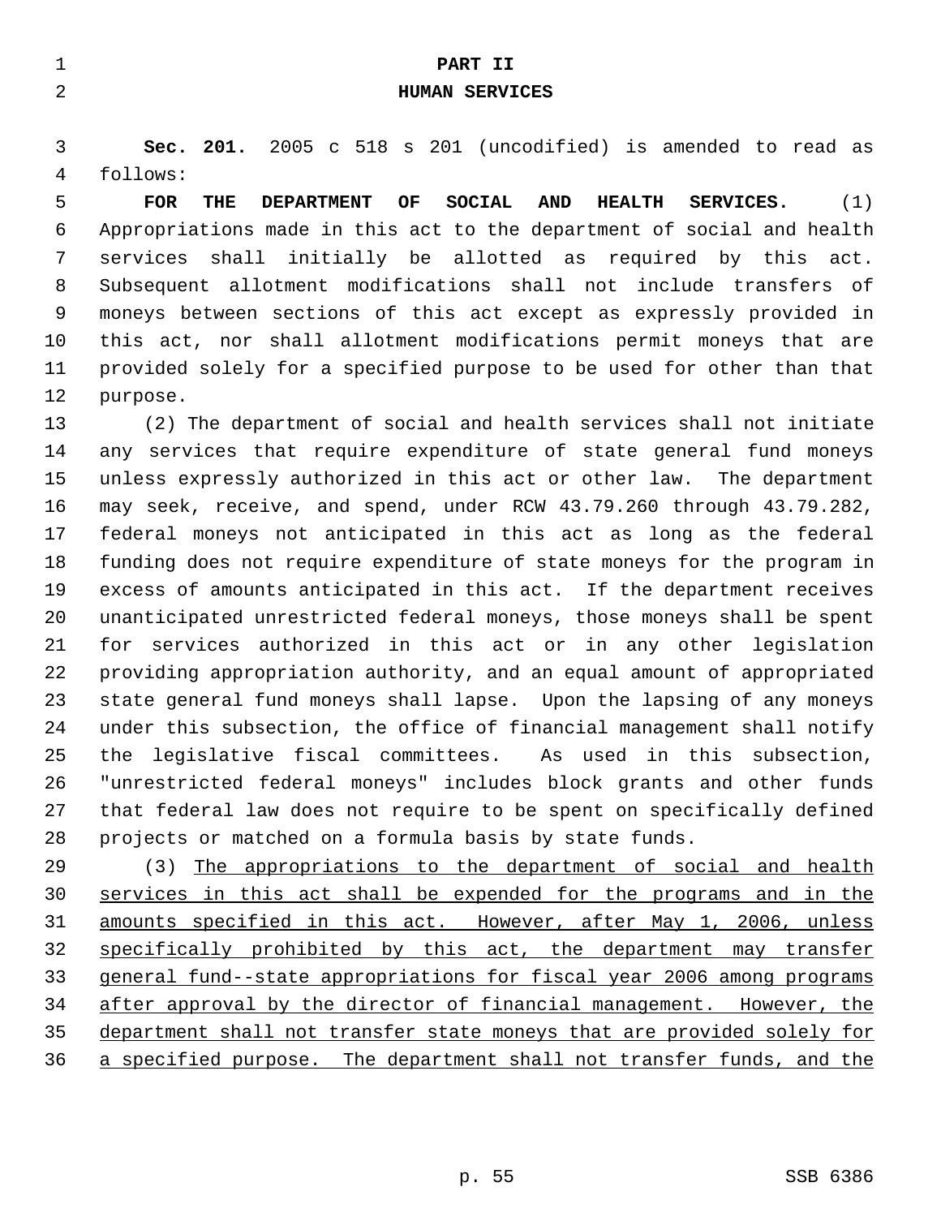# PART II
## HUMAN SERVICES

**Sec. 201.** 2005 c 518 s 201 (uncodified) is amended to read as follows:

**FOR THE DEPARTMENT OF SOCIAL AND HEALTH SERVICES.** (1) Appropriations made in this act to the department of social and health services shall initially be allotted as required by this act. Subsequent allotment modifications shall not include transfers of moneys between sections of this act except as expressly provided in this act, nor shall allotment modifications permit moneys that are provided solely for a specified purpose to be used for other than that purpose.

(2) The department of social and health services shall not initiate any services that require expenditure of state general fund moneys unless expressly authorized in this act or other law. The department may seek, receive, and spend, under RCW 43.79.260 through 43.79.282, federal moneys not anticipated in this act as long as the federal funding does not require expenditure of state moneys for the program in excess of amounts anticipated in this act. If the department receives unanticipated unrestricted federal moneys, those moneys shall be spent for services authorized in this act or in any other legislation providing appropriation authority, and an equal amount of appropriated state general fund moneys shall lapse. Upon the lapsing of any moneys under this subsection, the office of financial management shall notify the legislative fiscal committees. As used in this subsection, "unrestricted federal moneys" includes block grants and other funds that federal law does not require to be spent on specifically defined projects or matched on a formula basis by state funds.

(3) <u>The appropriations to the department of social and health services in this act shall be expended for the programs and in the amounts specified in this act. However, after May 1, 2006, unless specifically prohibited by this act, the department may transfer general fund--state appropriations for fiscal year 2006 among programs after approval by the director of financial management. However, the department shall not transfer state moneys that are provided solely for a specified purpose. The department shall not transfer funds, and the</u>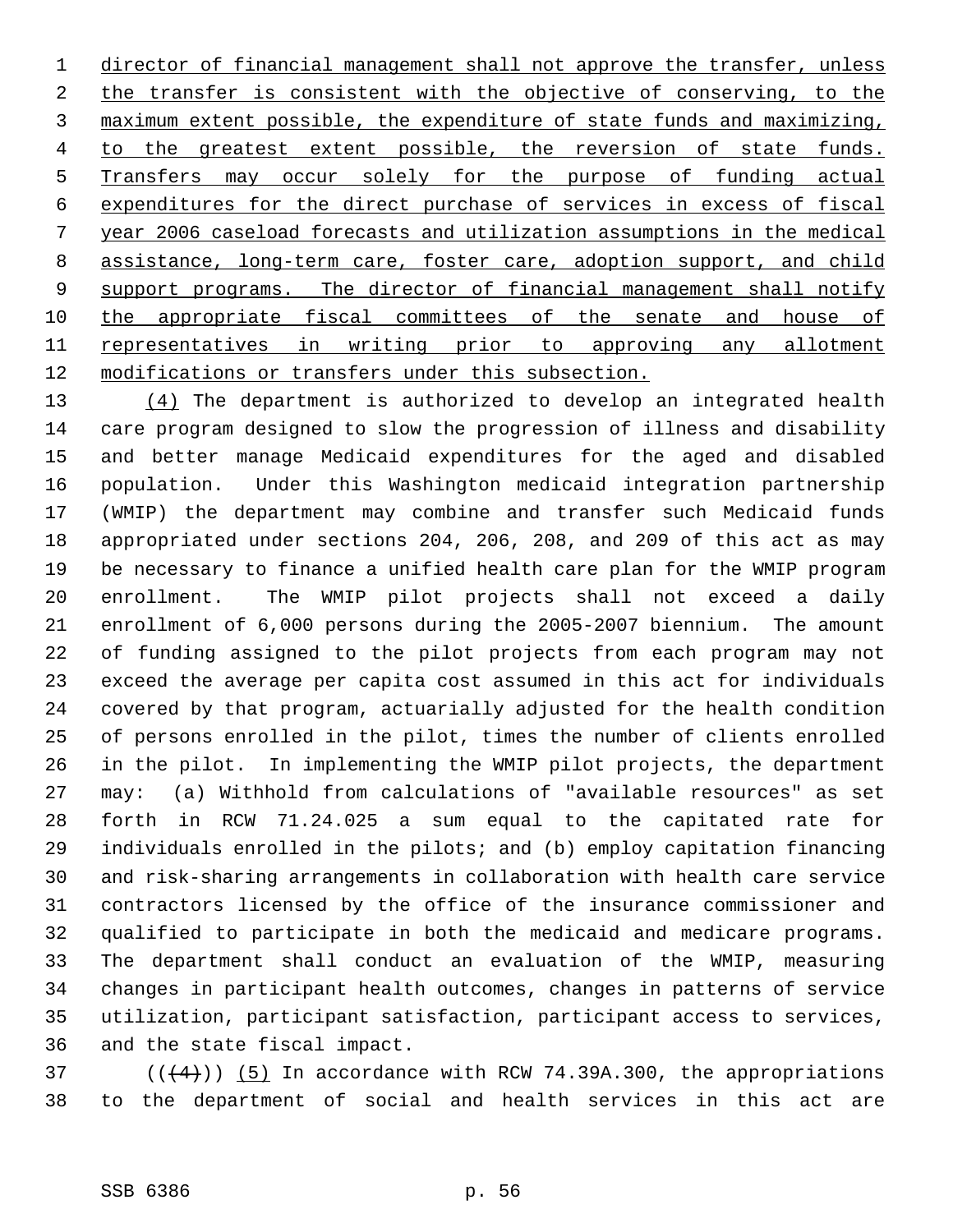director of financial management shall not approve the transfer, unless the transfer is consistent with the objective of conserving, to the maximum extent possible, the expenditure of state funds and maximizing, to the greatest extent possible, the reversion of state funds. Transfers may occur solely for the purpose of funding actual expenditures for the direct purchase of services in excess of fiscal year 2006 caseload forecasts and utilization assumptions in the medical assistance, long-term care, foster care, adoption support, and child support programs. The director of financial management shall notify the appropriate fiscal committees of the senate and house of representatives in writing prior to approving any allotment modifications or transfers under this subsection.

(4) The department is authorized to develop an integrated health care program designed to slow the progression of illness and disability and better manage Medicaid expenditures for the aged and disabled population. Under this Washington medicaid integration partnership (WMIP) the department may combine and transfer such Medicaid funds appropriated under sections 204, 206, 208, and 209 of this act as may be necessary to finance a unified health care plan for the WMIP program enrollment. The WMIP pilot projects shall not exceed a daily enrollment of 6,000 persons during the 2005-2007 biennium. The amount of funding assigned to the pilot projects from each program may not exceed the average per capita cost assumed in this act for individuals covered by that program, actuarially adjusted for the health condition of persons enrolled in the pilot, times the number of clients enrolled in the pilot. In implementing the WMIP pilot projects, the department may: (a) Withhold from calculations of "available resources" as set forth in RCW 71.24.025 a sum equal to the capitated rate for individuals enrolled in the pilots; and (b) employ capitation financing and risk-sharing arrangements in collaboration with health care service contractors licensed by the office of the insurance commissioner and qualified to participate in both the medicaid and medicare programs. The department shall conduct an evaluation of the WMIP, measuring changes in participant health outcomes, changes in patterns of service utilization, participant satisfaction, participant access to services, and the state fiscal impact.

(((4))) (5) In accordance with RCW 74.39A.300, the appropriations to the department of social and health services in this act are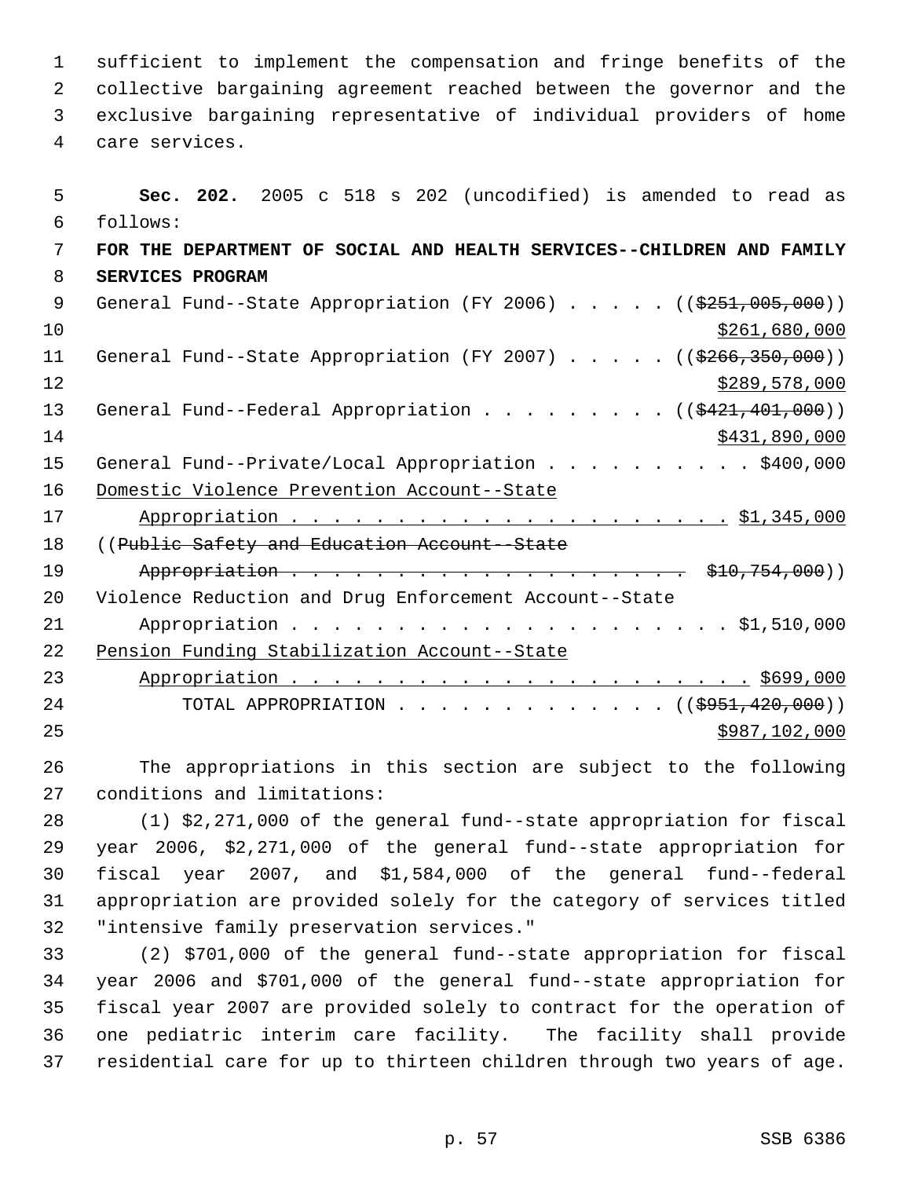sufficient to implement the compensation and fringe benefits of the collective bargaining agreement reached between the governor and the exclusive bargaining representative of individual providers of home care services.

**Sec. 202.** 2005 c 518 s 202 (uncodified) is amended to read as follows:

**FOR THE DEPARTMENT OF SOCIAL AND HEALTH SERVICES--CHILDREN AND FAMILY SERVICES PROGRAM**

General Fund--State Appropriation (FY 2006) . . . . . ((~~$251,005,000~~))
<u>$261,680,000</u>

General Fund--State Appropriation (FY 2007) . . . . . ((~~$266,350,000~~))
<u>$289,578,000</u>

General Fund--Federal Appropriation . . . . . . . . . ((~~$421,401,000~~))
<u>$431,890,000</u>

General Fund--Private/Local Appropriation . . . . . . . . . . $400,000

<u>Domestic Violence Prevention Account--State Appropriation . . . . . . . . . . . . . . . . . . . . . . $1,345,000</u>

((~~Public Safety and Education Account--State Appropriation . . . . . . . . . . . . . . . . . . . . . $10,754,000~~))

Violence Reduction and Drug Enforcement Account--State Appropriation . . . . . . . . . . . . . . . . . . . . . . $1,510,000

<u>Pension Funding Stabilization Account--State Appropriation . . . . . . . . . . . . . . . . . . . . . . . $699,000</u>

TOTAL APPROPRIATION . . . . . . . . . . . . . . ((~~$951,420,000~~))
<u>$987,102,000</u>

The appropriations in this section are subject to the following conditions and limitations:

(1) $2,271,000 of the general fund--state appropriation for fiscal year 2006, $2,271,000 of the general fund--state appropriation for fiscal year 2007, and $1,584,000 of the general fund--federal appropriation are provided solely for the category of services titled "intensive family preservation services."

(2) $701,000 of the general fund--state appropriation for fiscal year 2006 and $701,000 of the general fund--state appropriation for fiscal year 2007 are provided solely to contract for the operation of one pediatric interim care facility. The facility shall provide residential care for up to thirteen children through two years of age.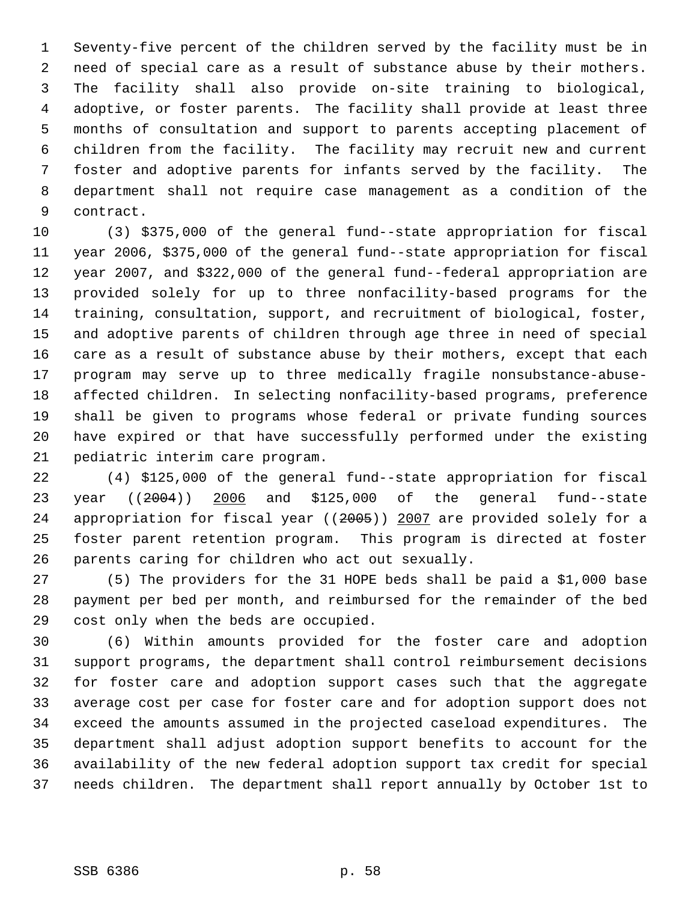Seventy-five percent of the children served by the facility must be in need of special care as a result of substance abuse by their mothers. The facility shall also provide on-site training to biological, adoptive, or foster parents. The facility shall provide at least three months of consultation and support to parents accepting placement of children from the facility. The facility may recruit new and current foster and adoptive parents for infants served by the facility. The department shall not require case management as a condition of the contract.

(3) $375,000 of the general fund--state appropriation for fiscal year 2006, $375,000 of the general fund--state appropriation for fiscal year 2007, and $322,000 of the general fund--federal appropriation are provided solely for up to three nonfacility-based programs for the training, consultation, support, and recruitment of biological, foster, and adoptive parents of children through age three in need of special care as a result of substance abuse by their mothers, except that each program may serve up to three medically fragile nonsubstance-abuse-affected children. In selecting nonfacility-based programs, preference shall be given to programs whose federal or private funding sources have expired or that have successfully performed under the existing pediatric interim care program.

(4) $125,000 of the general fund--state appropriation for fiscal year ((~~2004~~)) 2006 and $125,000 of the general fund--state appropriation for fiscal year ((~~2005~~)) 2007 are provided solely for a foster parent retention program. This program is directed at foster parents caring for children who act out sexually.

(5) The providers for the 31 HOPE beds shall be paid a $1,000 base payment per bed per month, and reimbursed for the remainder of the bed cost only when the beds are occupied.

(6) Within amounts provided for the foster care and adoption support programs, the department shall control reimbursement decisions for foster care and adoption support cases such that the aggregate average cost per case for foster care and for adoption support does not exceed the amounts assumed in the projected caseload expenditures. The department shall adjust adoption support benefits to account for the availability of the new federal adoption support tax credit for special needs children. The department shall report annually by October 1st to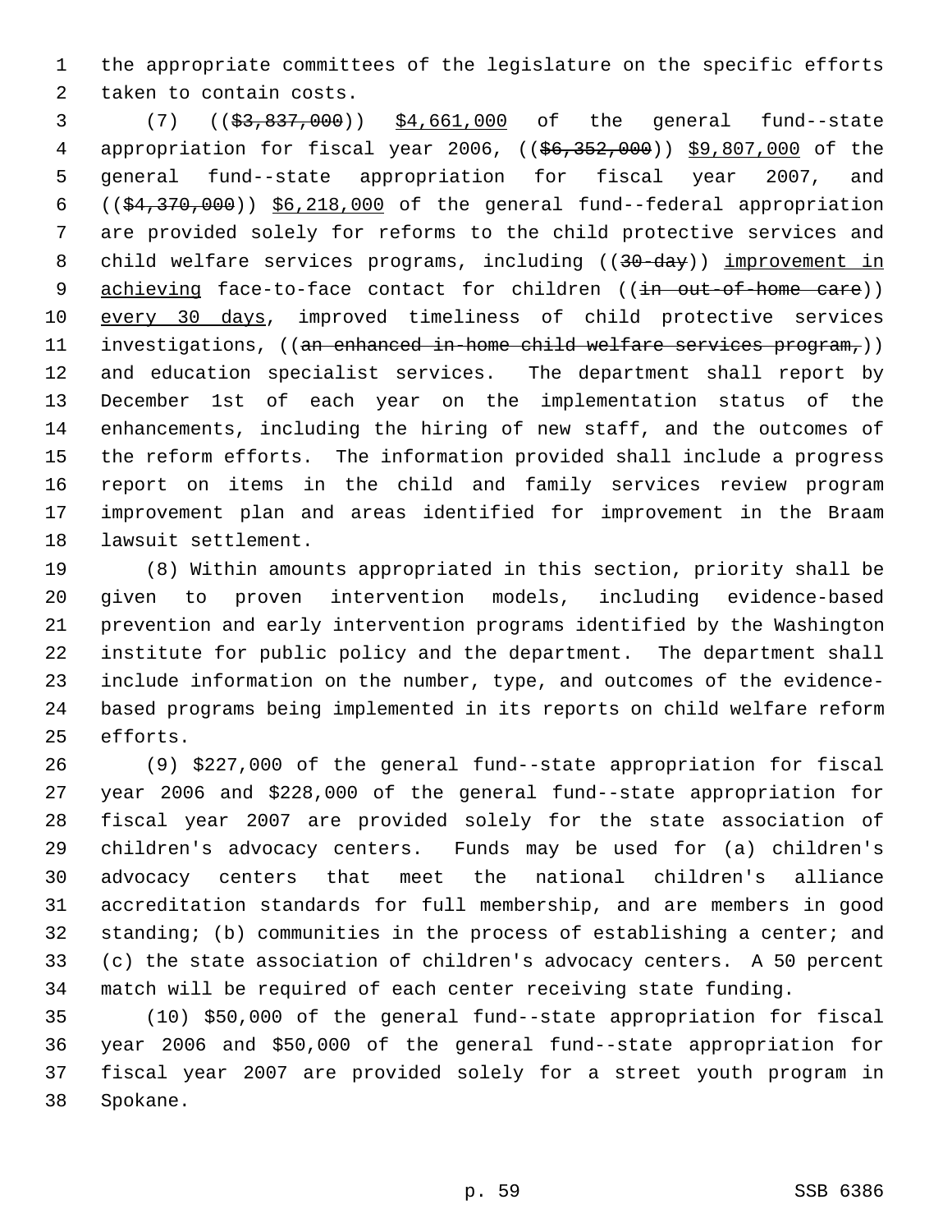the appropriate committees of the legislature on the specific efforts taken to contain costs.

(7) ((~~$3,837,000~~)) $4,661,000 of the general fund--state appropriation for fiscal year 2006, ((~~$6,352,000~~)) $9,807,000 of the general fund--state appropriation for fiscal year 2007, and ((~~$4,370,000~~)) $6,218,000 of the general fund--federal appropriation are provided solely for reforms to the child protective services and child welfare services programs, including ((~~30-day~~)) improvement in achieving face-to-face contact for children ((~~in out-of-home care~~)) every 30 days, improved timeliness of child protective services investigations, ((~~an enhanced in-home child welfare services program,~~)) and education specialist services. The department shall report by December 1st of each year on the implementation status of the enhancements, including the hiring of new staff, and the outcomes of the reform efforts. The information provided shall include a progress report on items in the child and family services review program improvement plan and areas identified for improvement in the Braam lawsuit settlement.

(8) Within amounts appropriated in this section, priority shall be given to proven intervention models, including evidence-based prevention and early intervention programs identified by the Washington institute for public policy and the department. The department shall include information on the number, type, and outcomes of the evidence-based programs being implemented in its reports on child welfare reform efforts.

(9) $227,000 of the general fund--state appropriation for fiscal year 2006 and $228,000 of the general fund--state appropriation for fiscal year 2007 are provided solely for the state association of children's advocacy centers. Funds may be used for (a) children's advocacy centers that meet the national children's alliance accreditation standards for full membership, and are members in good standing; (b) communities in the process of establishing a center; and (c) the state association of children's advocacy centers. A 50 percent match will be required of each center receiving state funding.

(10) $50,000 of the general fund--state appropriation for fiscal year 2006 and $50,000 of the general fund--state appropriation for fiscal year 2007 are provided solely for a street youth program in Spokane.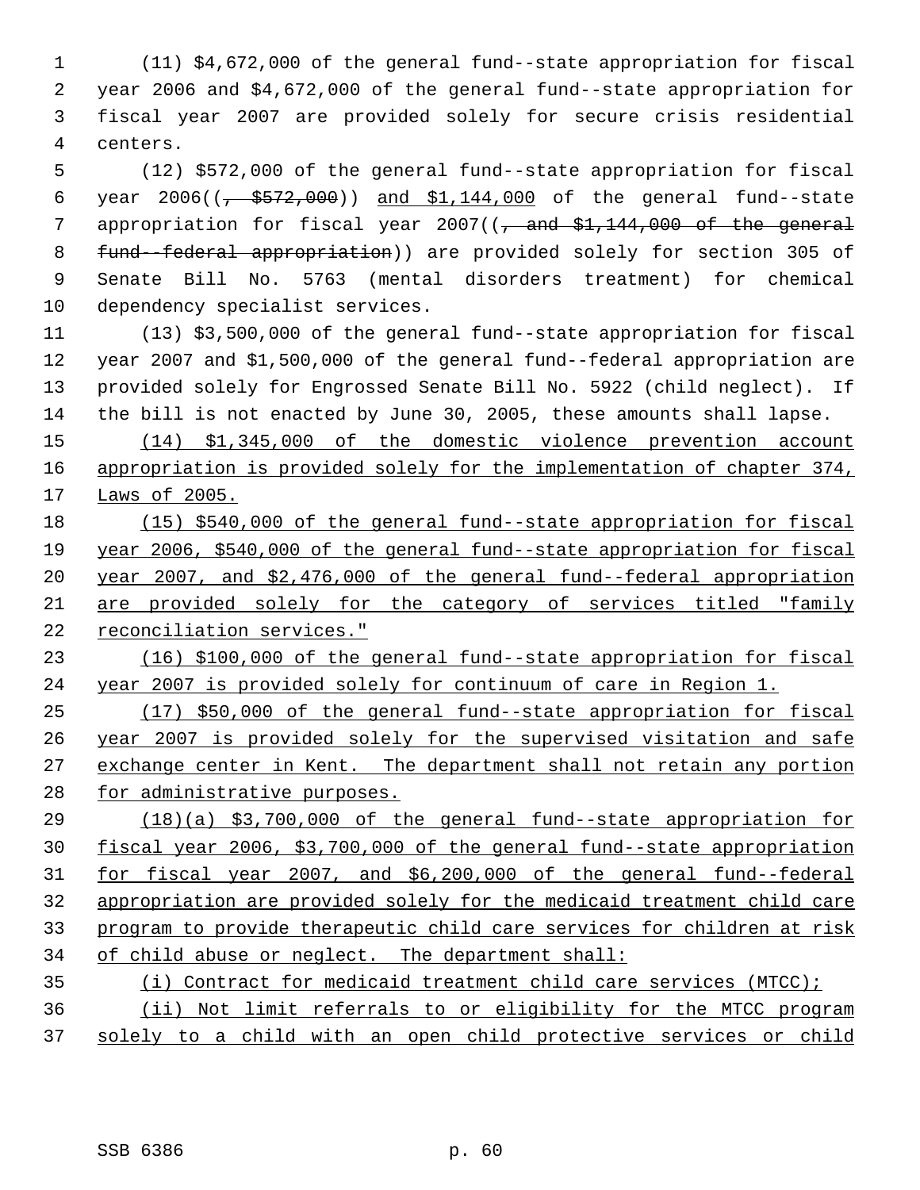(11) $4,672,000 of the general fund--state appropriation for fiscal year 2006 and $4,672,000 of the general fund--state appropriation for fiscal year 2007 are provided solely for secure crisis residential centers.

(12) $572,000 of the general fund--state appropriation for fiscal year 2006((~~, $572,000~~)) <u>and $1,144,000</u> of the general fund--state appropriation for fiscal year 2007((~~, and $1,144,000 of the general fund--federal appropriation~~)) are provided solely for section 305 of Senate Bill No. 5763 (mental disorders treatment) for chemical dependency specialist services.

(13) $3,500,000 of the general fund--state appropriation for fiscal year 2007 and $1,500,000 of the general fund--federal appropriation are provided solely for Engrossed Senate Bill No. 5922 (child neglect). If the bill is not enacted by June 30, 2005, these amounts shall lapse.

<u>(14) $1,345,000 of the domestic violence prevention account appropriation is provided solely for the implementation of chapter 374, Laws of 2005.</u>

<u>(15) $540,000 of the general fund--state appropriation for fiscal year 2006, $540,000 of the general fund--state appropriation for fiscal year 2007, and $2,476,000 of the general fund--federal appropriation are provided solely for the category of services titled "family reconciliation services."</u>

<u>(16) $100,000 of the general fund--state appropriation for fiscal year 2007 is provided solely for continuum of care in Region 1.</u>

<u>(17) $50,000 of the general fund--state appropriation for fiscal year 2007 is provided solely for the supervised visitation and safe exchange center in Kent. The department shall not retain any portion for administrative purposes.</u>

<u>(18)(a) $3,700,000 of the general fund--state appropriation for fiscal year 2006, $3,700,000 of the general fund--state appropriation for fiscal year 2007, and $6,200,000 of the general fund--federal appropriation are provided solely for the medicaid treatment child care program to provide therapeutic child care services for children at risk of child abuse or neglect. The department shall:</u>

<u>(i) Contract for medicaid treatment child care services (MTCC);</u>

<u>(ii) Not limit referrals to or eligibility for the MTCC program solely to a child with an open child protective services or child</u>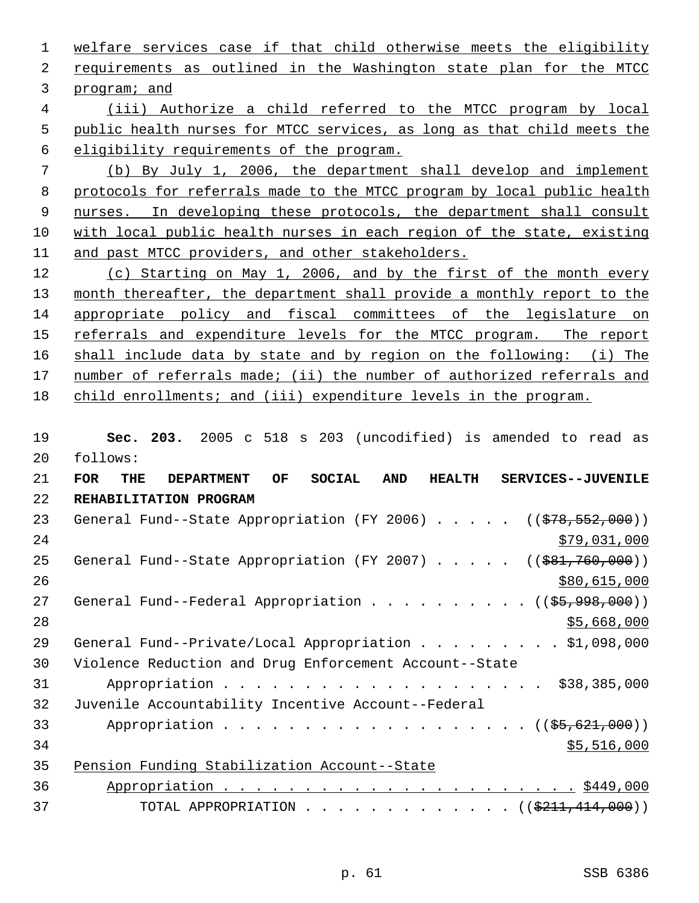welfare services case if that child otherwise meets the eligibility requirements as outlined in the Washington state plan for the MTCC program; and

(iii) Authorize a child referred to the MTCC program by local public health nurses for MTCC services, as long as that child meets the eligibility requirements of the program.

(b) By July 1, 2006, the department shall develop and implement protocols for referrals made to the MTCC program by local public health nurses. In developing these protocols, the department shall consult with local public health nurses in each region of the state, existing and past MTCC providers, and other stakeholders.

(c) Starting on May 1, 2006, and by the first of the month every month thereafter, the department shall provide a monthly report to the appropriate policy and fiscal committees of the legislature on referrals and expenditure levels for the MTCC program. The report shall include data by state and by region on the following: (i) The number of referrals made; (ii) the number of authorized referrals and child enrollments; and (iii) expenditure levels in the program.

**Sec. 203.** 2005 c 518 s 203 (uncodified) is amended to read as follows:

**FOR THE DEPARTMENT OF SOCIAL AND HEALTH SERVICES--JUVENILE REHABILITATION PROGRAM**

General Fund--State Appropriation (FY 2006) . . . . . ((~~$78,552,000~~)) $79,031,000

General Fund--State Appropriation (FY 2007) . . . . . ((~~$81,760,000~~)) $80,615,000

General Fund--Federal Appropriation . . . . . . . . . . ((~~$5,998,000~~)) $5,668,000

General Fund--Private/Local Appropriation . . . . . . . . . $1,098,000

Violence Reduction and Drug Enforcement Account--State Appropriation . . . . . . . . . . . . . . . . . . . . . $38,385,000

Juvenile Accountability Incentive Account--Federal Appropriation . . . . . . . . . . . . . . . . . . . . ((~~$5,621,000~~)) $5,516,000

Pension Funding Stabilization Account--State Appropriation . . . . . . . . . . . . . . . . . . . . . . . $449,000

TOTAL APPROPRIATION . . . . . . . . . . . . . ((~~$211,414,000~~))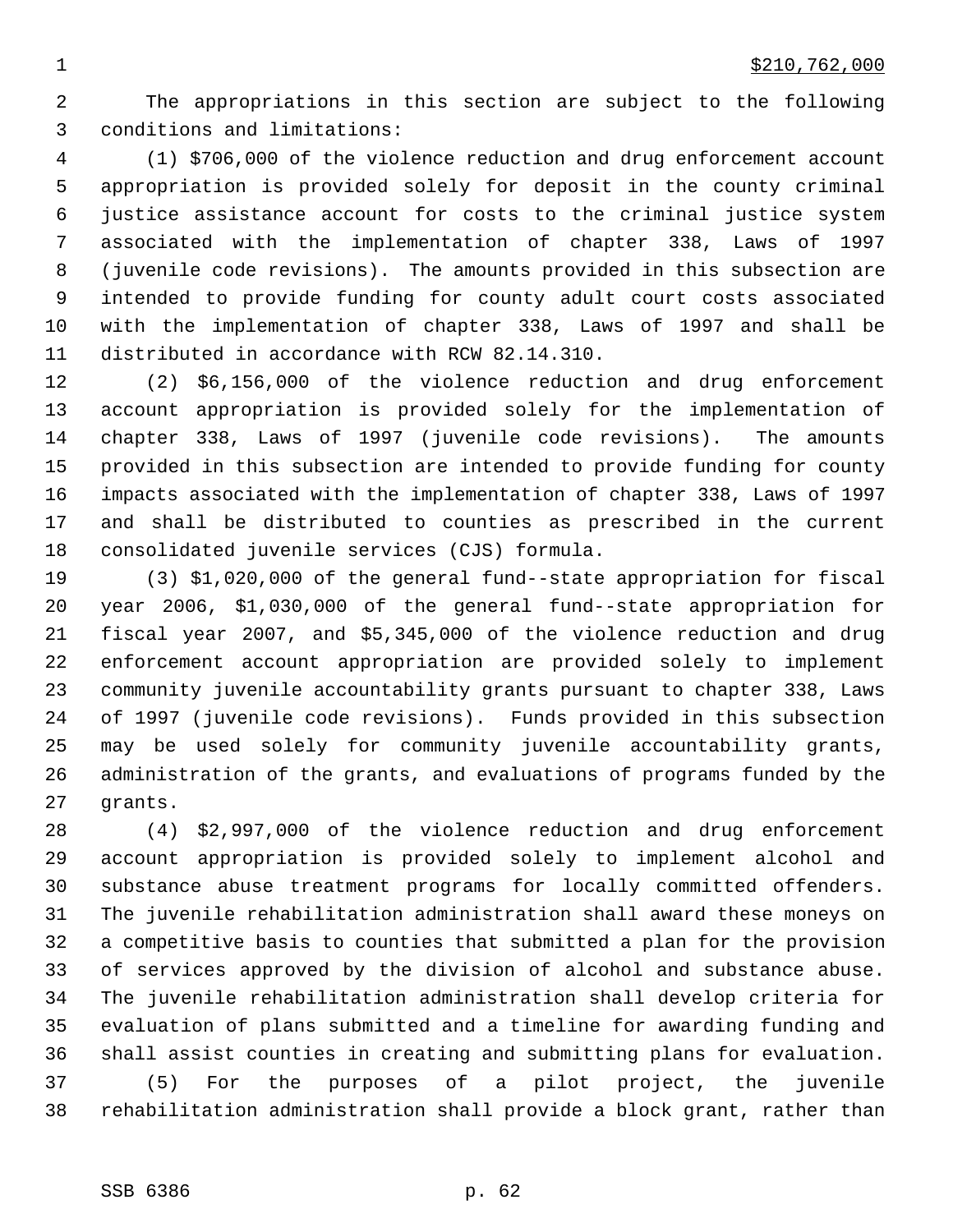$210,762,000

The appropriations in this section are subject to the following conditions and limitations:

(1) $706,000 of the violence reduction and drug enforcement account appropriation is provided solely for deposit in the county criminal justice assistance account for costs to the criminal justice system associated with the implementation of chapter 338, Laws of 1997 (juvenile code revisions). The amounts provided in this subsection are intended to provide funding for county adult court costs associated with the implementation of chapter 338, Laws of 1997 and shall be distributed in accordance with RCW 82.14.310.

(2) $6,156,000 of the violence reduction and drug enforcement account appropriation is provided solely for the implementation of chapter 338, Laws of 1997 (juvenile code revisions). The amounts provided in this subsection are intended to provide funding for county impacts associated with the implementation of chapter 338, Laws of 1997 and shall be distributed to counties as prescribed in the current consolidated juvenile services (CJS) formula.

(3) $1,020,000 of the general fund--state appropriation for fiscal year 2006, $1,030,000 of the general fund--state appropriation for fiscal year 2007, and $5,345,000 of the violence reduction and drug enforcement account appropriation are provided solely to implement community juvenile accountability grants pursuant to chapter 338, Laws of 1997 (juvenile code revisions). Funds provided in this subsection may be used solely for community juvenile accountability grants, administration of the grants, and evaluations of programs funded by the grants.

(4) $2,997,000 of the violence reduction and drug enforcement account appropriation is provided solely to implement alcohol and substance abuse treatment programs for locally committed offenders. The juvenile rehabilitation administration shall award these moneys on a competitive basis to counties that submitted a plan for the provision of services approved by the division of alcohol and substance abuse. The juvenile rehabilitation administration shall develop criteria for evaluation of plans submitted and a timeline for awarding funding and shall assist counties in creating and submitting plans for evaluation.

(5) For the purposes of a pilot project, the juvenile rehabilitation administration shall provide a block grant, rather than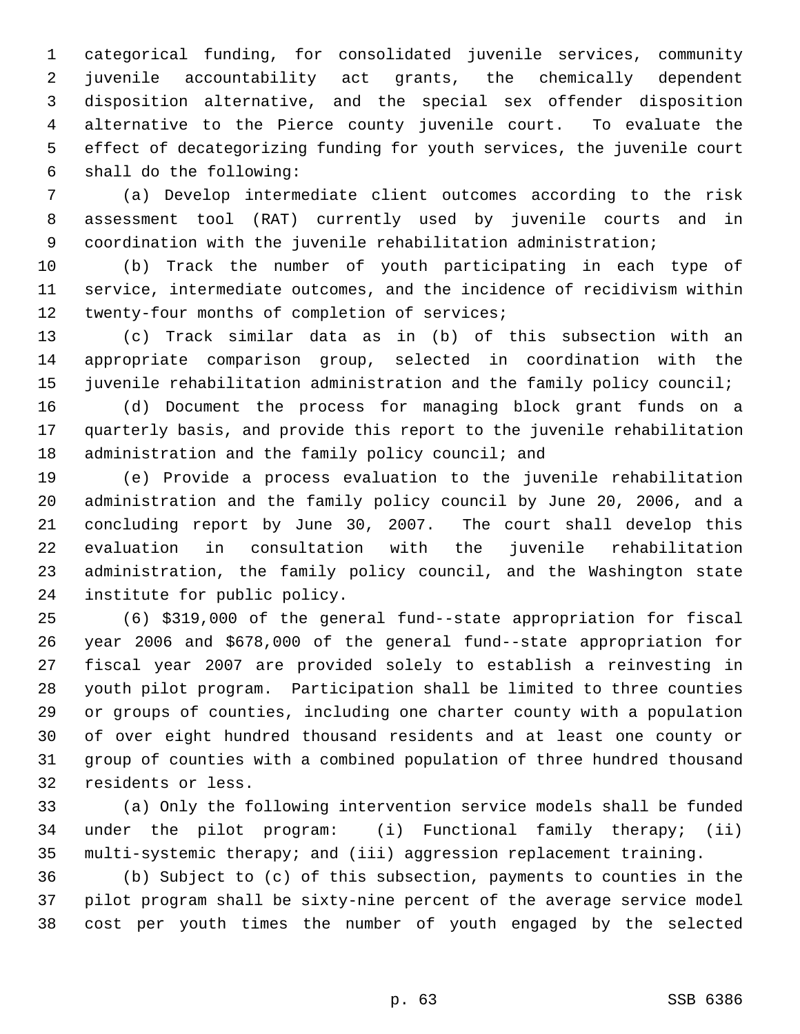categorical funding, for consolidated juvenile services, community juvenile accountability act grants, the chemically dependent disposition alternative, and the special sex offender disposition alternative to the Pierce county juvenile court. To evaluate the effect of decategorizing funding for youth services, the juvenile court shall do the following:

(a) Develop intermediate client outcomes according to the risk assessment tool (RAT) currently used by juvenile courts and in coordination with the juvenile rehabilitation administration;

(b) Track the number of youth participating in each type of service, intermediate outcomes, and the incidence of recidivism within twenty-four months of completion of services;

(c) Track similar data as in (b) of this subsection with an appropriate comparison group, selected in coordination with the juvenile rehabilitation administration and the family policy council;

(d) Document the process for managing block grant funds on a quarterly basis, and provide this report to the juvenile rehabilitation administration and the family policy council; and

(e) Provide a process evaluation to the juvenile rehabilitation administration and the family policy council by June 20, 2006, and a concluding report by June 30, 2007. The court shall develop this evaluation in consultation with the juvenile rehabilitation administration, the family policy council, and the Washington state institute for public policy.

(6) $319,000 of the general fund--state appropriation for fiscal year 2006 and $678,000 of the general fund--state appropriation for fiscal year 2007 are provided solely to establish a reinvesting in youth pilot program. Participation shall be limited to three counties or groups of counties, including one charter county with a population of over eight hundred thousand residents and at least one county or group of counties with a combined population of three hundred thousand residents or less.

(a) Only the following intervention service models shall be funded under the pilot program: (i) Functional family therapy; (ii) multi-systemic therapy; and (iii) aggression replacement training.

(b) Subject to (c) of this subsection, payments to counties in the pilot program shall be sixty-nine percent of the average service model cost per youth times the number of youth engaged by the selected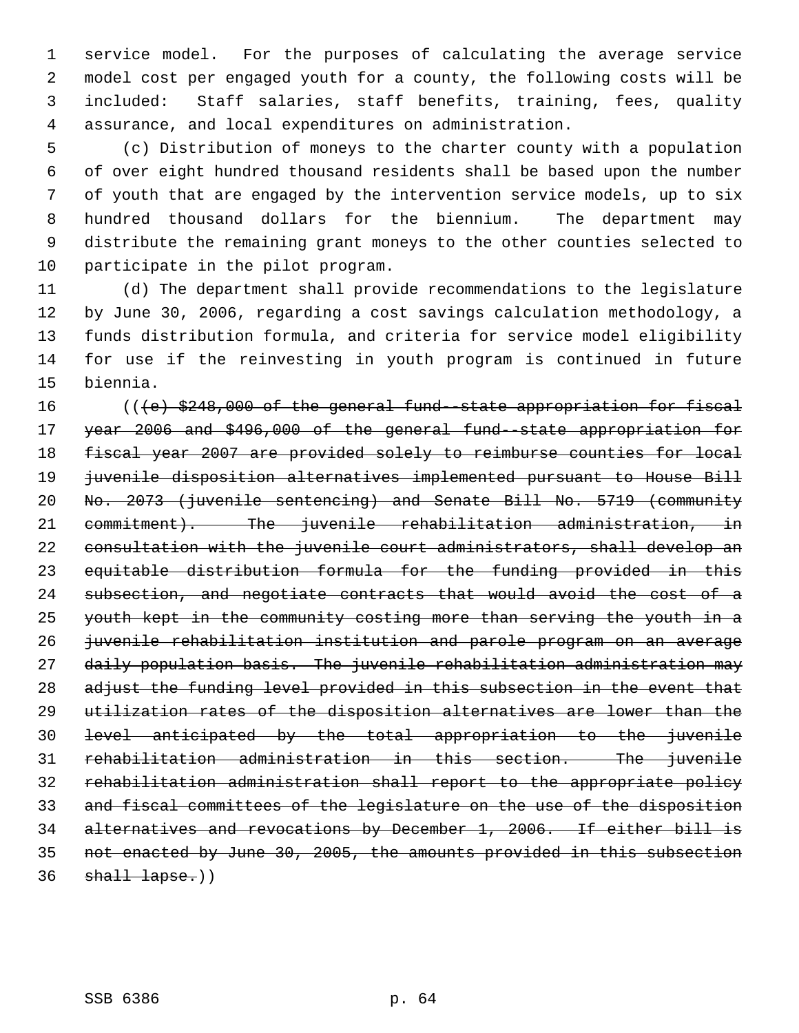service model. For the purposes of calculating the average service model cost per engaged youth for a county, the following costs will be included: Staff salaries, staff benefits, training, fees, quality assurance, and local expenditures on administration.

(c) Distribution of moneys to the charter county with a population of over eight hundred thousand residents shall be based upon the number of youth that are engaged by the intervention service models, up to six hundred thousand dollars for the biennium. The department may distribute the remaining grant moneys to the other counties selected to participate in the pilot program.

(d) The department shall provide recommendations to the legislature by June 30, 2006, regarding a cost savings calculation methodology, a funds distribution formula, and criteria for service model eligibility for use if the reinvesting in youth program is continued in future biennia.

((~~(e) $248,000 of the general fund--state appropriation for fiscal year 2006 and $496,000 of the general fund--state appropriation for fiscal year 2007 are provided solely to reimburse counties for local juvenile disposition alternatives implemented pursuant to House Bill No. 2073 (juvenile sentencing) and Senate Bill No. 5719 (community commitment). The juvenile rehabilitation administration, in consultation with the juvenile court administrators, shall develop an equitable distribution formula for the funding provided in this subsection, and negotiate contracts that would avoid the cost of a youth kept in the community costing more than serving the youth in a juvenile rehabilitation institution and parole program on an average daily population basis. The juvenile rehabilitation administration may adjust the funding level provided in this subsection in the event that utilization rates of the disposition alternatives are lower than the level anticipated by the total appropriation to the juvenile rehabilitation administration in this section. The juvenile rehabilitation administration shall report to the appropriate policy and fiscal committees of the legislature on the use of the disposition alternatives and revocations by December 1, 2006. If either bill is not enacted by June 30, 2005, the amounts provided in this subsection shall lapse.~~))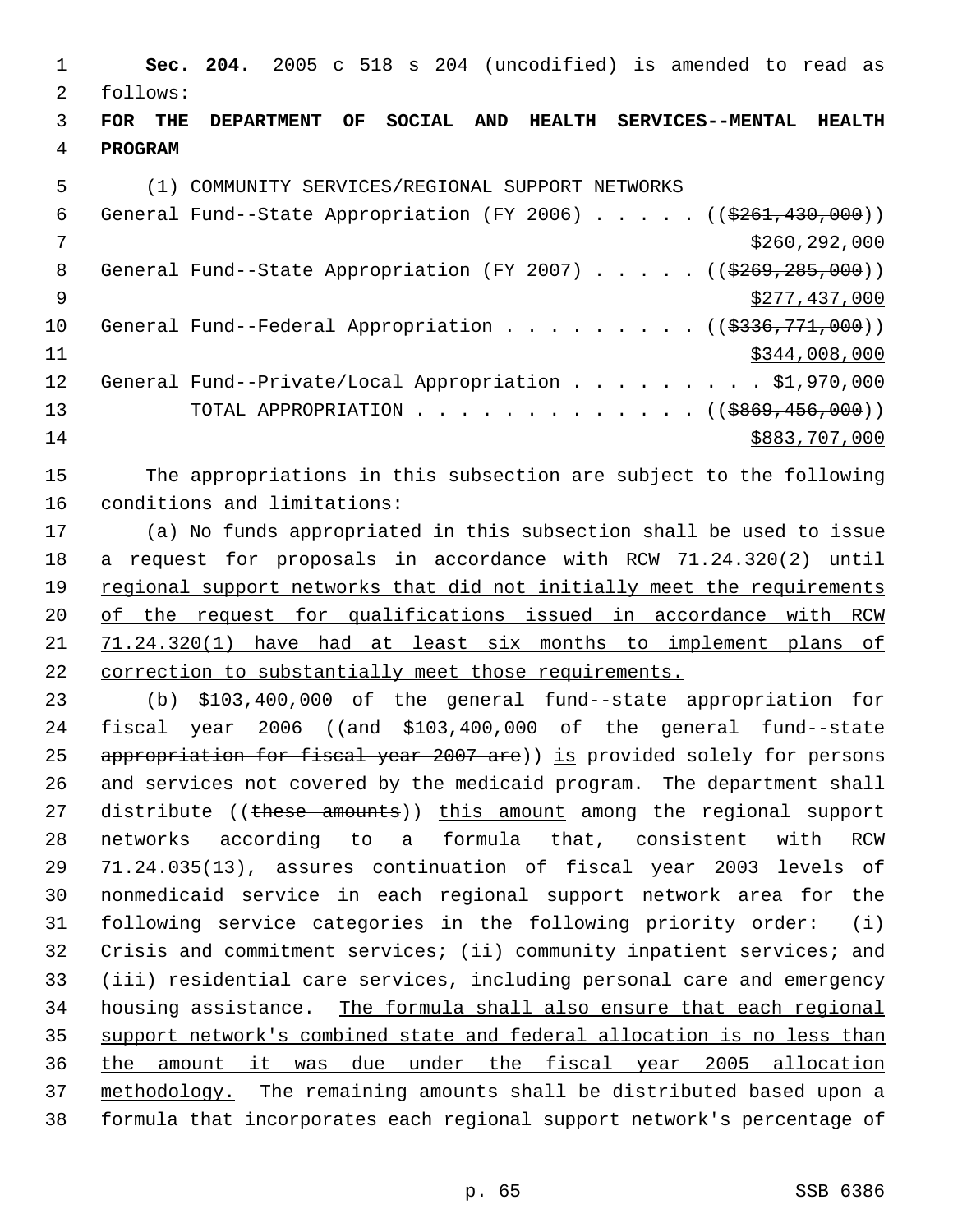**Sec. 204.** 2005 c 518 s 204 (uncodified) is amended to read as follows:

**FOR THE DEPARTMENT OF SOCIAL AND HEALTH SERVICES--MENTAL HEALTH PROGRAM**

(1) COMMUNITY SERVICES/REGIONAL SUPPORT NETWORKS

General Fund--State Appropriation (FY 2006) . . . . . (($261,430,000))
$260,292,000

General Fund--State Appropriation (FY 2007) . . . . . (($269,285,000))
$277,437,000

General Fund--Federal Appropriation . . . . . . . . . (($336,771,000))
$344,008,000

General Fund--Private/Local Appropriation . . . . . . . . . $1,970,000

TOTAL APPROPRIATION . . . . . . . . . . . . . (($869,456,000))
$883,707,000

The appropriations in this subsection are subject to the following conditions and limitations:

(a) No funds appropriated in this subsection shall be used to issue a request for proposals in accordance with RCW 71.24.320(2) until regional support networks that did not initially meet the requirements of the request for qualifications issued in accordance with RCW 71.24.320(1) have had at least six months to implement plans of correction to substantially meet those requirements.

(b) $103,400,000 of the general fund--state appropriation for fiscal year 2006 ((and $103,400,000 of the general fund--state appropriation for fiscal year 2007 are)) is provided solely for persons and services not covered by the medicaid program. The department shall distribute ((these amounts)) this amount among the regional support networks according to a formula that, consistent with RCW 71.24.035(13), assures continuation of fiscal year 2003 levels of nonmedicaid service in each regional support network area for the following service categories in the following priority order: (i) Crisis and commitment services; (ii) community inpatient services; and (iii) residential care services, including personal care and emergency housing assistance. The formula shall also ensure that each regional support network's combined state and federal allocation is no less than the amount it was due under the fiscal year 2005 allocation methodology. The remaining amounts shall be distributed based upon a formula that incorporates each regional support network's percentage of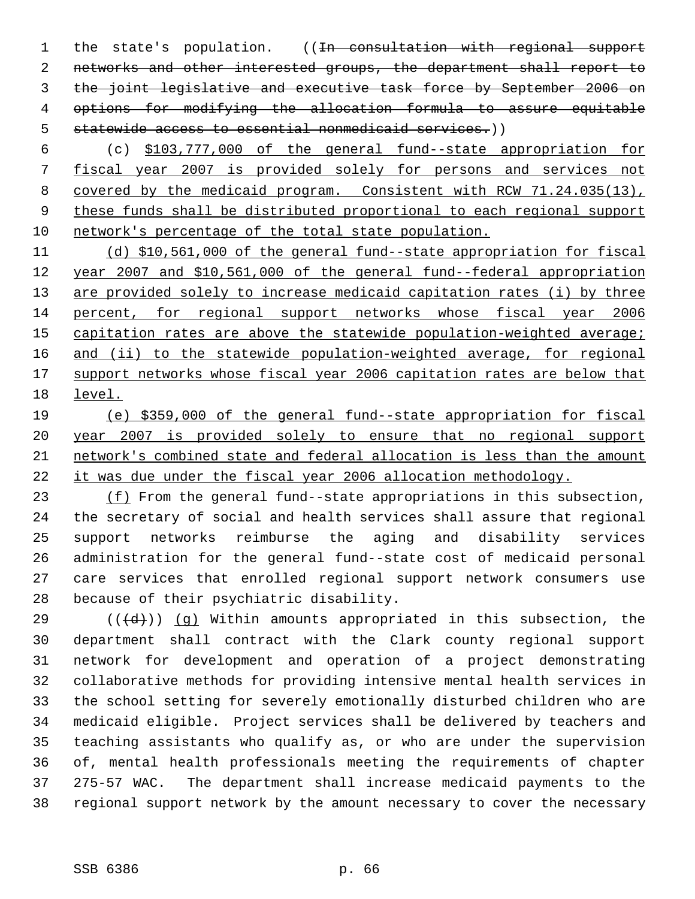the state's population. ((~~In consultation with regional support networks and other interested groups, the department shall report to the joint legislative and executive task force by September 2006 on options for modifying the allocation formula to assure equitable statewide access to essential nonmedicaid services.~~))

(c) <u>$103,777,000 of the general fund--state appropriation for fiscal year 2007 is provided solely for persons and services not covered by the medicaid program. Consistent with RCW 71.24.035(13), these funds shall be distributed proportional to each regional support network's percentage of the total state population.</u>

<u>(d) $10,561,000 of the general fund--state appropriation for fiscal year 2007 and $10,561,000 of the general fund--federal appropriation are provided solely to increase medicaid capitation rates (i) by three percent, for regional support networks whose fiscal year 2006 capitation rates are above the statewide population-weighted average; and (ii) to the statewide population-weighted average, for regional support networks whose fiscal year 2006 capitation rates are below that level.</u>

<u>(e) $359,000 of the general fund--state appropriation for fiscal year 2007 is provided solely to ensure that no regional support network's combined state and federal allocation is less than the amount it was due under the fiscal year 2006 allocation methodology.</u>

<u>(f)</u> From the general fund--state appropriations in this subsection, the secretary of social and health services shall assure that regional support networks reimburse the aging and disability services administration for the general fund--state cost of medicaid personal care services that enrolled regional support network consumers use because of their psychiatric disability.

((~~(d)~~)) <u>(g)</u> Within amounts appropriated in this subsection, the department shall contract with the Clark county regional support network for development and operation of a project demonstrating collaborative methods for providing intensive mental health services in the school setting for severely emotionally disturbed children who are medicaid eligible. Project services shall be delivered by teachers and teaching assistants who qualify as, or who are under the supervision of, mental health professionals meeting the requirements of chapter 275-57 WAC. The department shall increase medicaid payments to the regional support network by the amount necessary to cover the necessary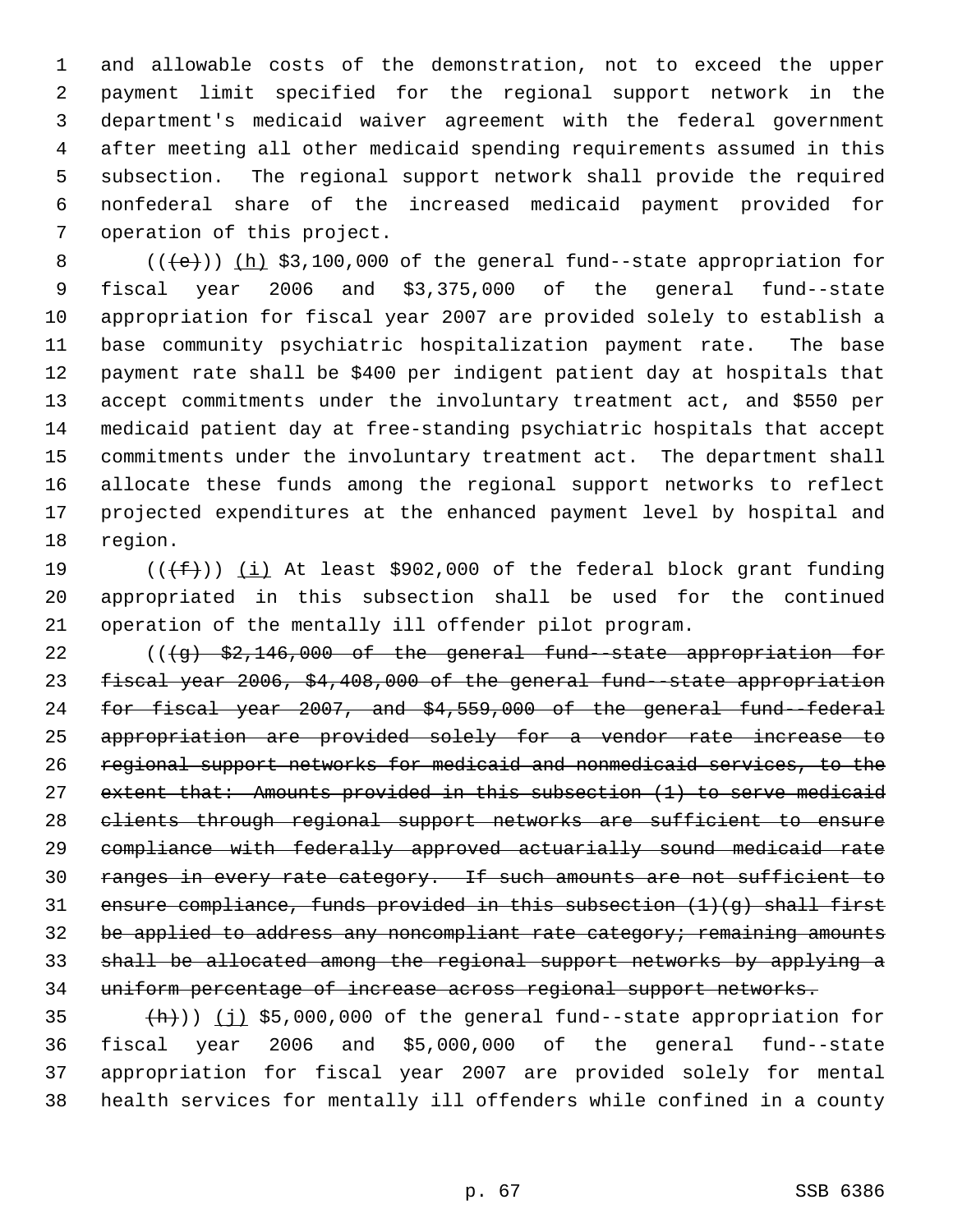and allowable costs of the demonstration, not to exceed the upper payment limit specified for the regional support network in the department's medicaid waiver agreement with the federal government after meeting all other medicaid spending requirements assumed in this subsection. The regional support network shall provide the required nonfederal share of the increased medicaid payment provided for operation of this project.

((~~(e)~~)) (h) $3,100,000 of the general fund--state appropriation for fiscal year 2006 and $3,375,000 of the general fund--state appropriation for fiscal year 2007 are provided solely to establish a base community psychiatric hospitalization payment rate. The base payment rate shall be $400 per indigent patient day at hospitals that accept commitments under the involuntary treatment act, and $550 per medicaid patient day at free-standing psychiatric hospitals that accept commitments under the involuntary treatment act. The department shall allocate these funds among the regional support networks to reflect projected expenditures at the enhanced payment level by hospital and region.

((~~(f)~~)) (i) At least $902,000 of the federal block grant funding appropriated in this subsection shall be used for the continued operation of the mentally ill offender pilot program.

((~~(g) $2,146,000 of the general fund--state appropriation for fiscal year 2006, $4,408,000 of the general fund--state appropriation for fiscal year 2007, and $4,559,000 of the general fund--federal appropriation are provided solely for a vendor rate increase to regional support networks for medicaid and nonmedicaid services, to the extent that: Amounts provided in this subsection (1) to serve medicaid clients through regional support networks are sufficient to ensure compliance with federally approved actuarially sound medicaid rate ranges in every rate category. If such amounts are not sufficient to ensure compliance, funds provided in this subsection (1)(g) shall first be applied to address any noncompliant rate category; remaining amounts shall be allocated among the regional support networks by applying a uniform percentage of increase across regional support networks.~~

~~(h)~~)) (j) $5,000,000 of the general fund--state appropriation for fiscal year 2006 and $5,000,000 of the general fund--state appropriation for fiscal year 2007 are provided solely for mental health services for mentally ill offenders while confined in a county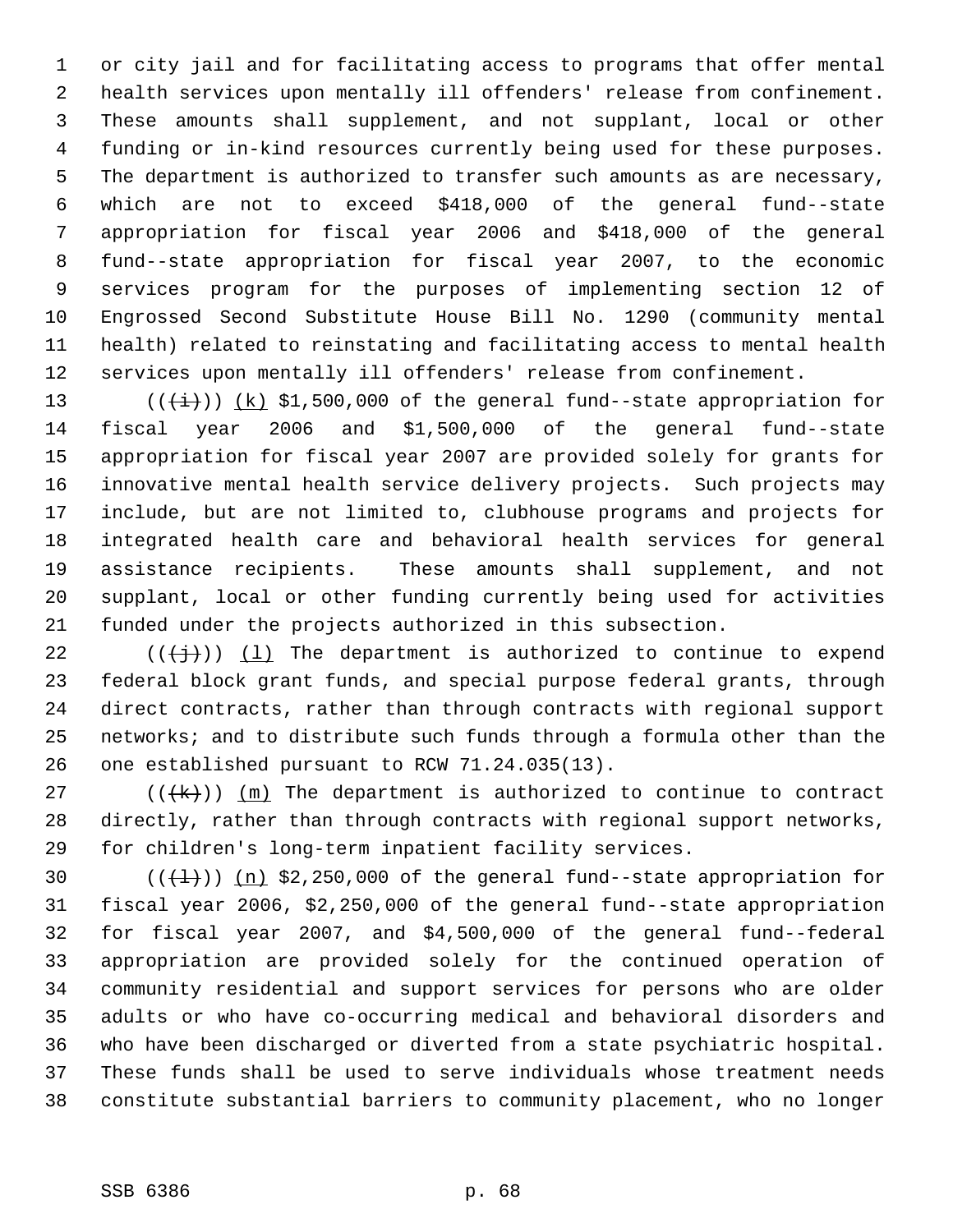or city jail and for facilitating access to programs that offer mental health services upon mentally ill offenders' release from confinement. These amounts shall supplement, and not supplant, local or other funding or in-kind resources currently being used for these purposes. The department is authorized to transfer such amounts as are necessary, which are not to exceed $418,000 of the general fund--state appropriation for fiscal year 2006 and $418,000 of the general fund--state appropriation for fiscal year 2007, to the economic services program for the purposes of implementing section 12 of Engrossed Second Substitute House Bill No. 1290 (community mental health) related to reinstating and facilitating access to mental health services upon mentally ill offenders' release from confinement.

(((i))) (k) $1,500,000 of the general fund--state appropriation for fiscal year 2006 and $1,500,000 of the general fund--state appropriation for fiscal year 2007 are provided solely for grants for innovative mental health service delivery projects. Such projects may include, but are not limited to, clubhouse programs and projects for integrated health care and behavioral health services for general assistance recipients. These amounts shall supplement, and not supplant, local or other funding currently being used for activities funded under the projects authorized in this subsection.

(((j))) (l) The department is authorized to continue to expend federal block grant funds, and special purpose federal grants, through direct contracts, rather than through contracts with regional support networks; and to distribute such funds through a formula other than the one established pursuant to RCW 71.24.035(13).

(((k))) (m) The department is authorized to continue to contract directly, rather than through contracts with regional support networks, for children's long-term inpatient facility services.

(((l))) (n) $2,250,000 of the general fund--state appropriation for fiscal year 2006, $2,250,000 of the general fund--state appropriation for fiscal year 2007, and $4,500,000 of the general fund--federal appropriation are provided solely for the continued operation of community residential and support services for persons who are older adults or who have co-occurring medical and behavioral disorders and who have been discharged or diverted from a state psychiatric hospital. These funds shall be used to serve individuals whose treatment needs constitute substantial barriers to community placement, who no longer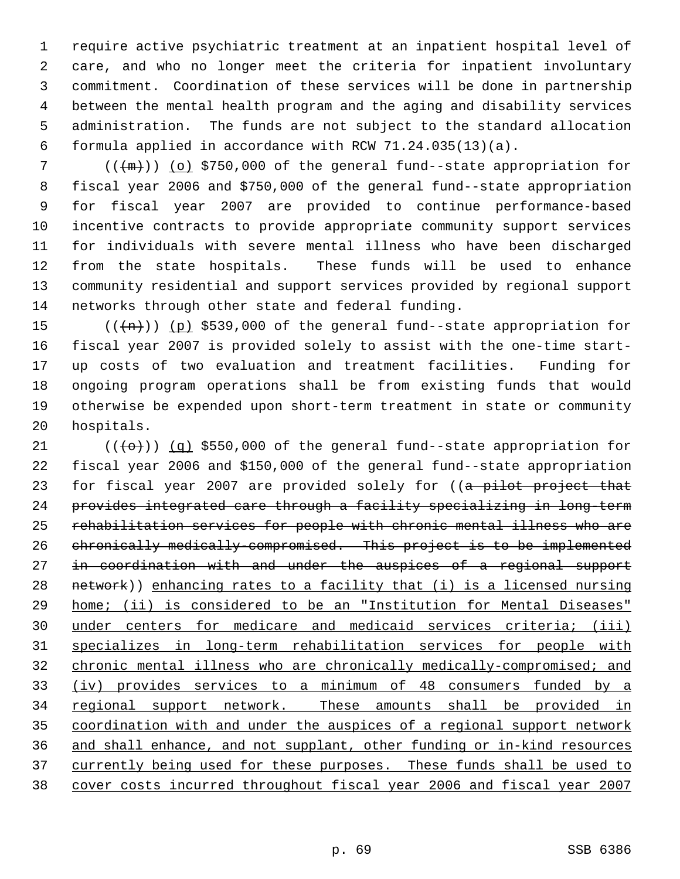require active psychiatric treatment at an inpatient hospital level of care, and who no longer meet the criteria for inpatient involuntary commitment. Coordination of these services will be done in partnership between the mental health program and the aging and disability services administration. The funds are not subject to the standard allocation formula applied in accordance with RCW 71.24.035(13)(a).

((~~(m)~~)) (o) $750,000 of the general fund--state appropriation for fiscal year 2006 and $750,000 of the general fund--state appropriation for fiscal year 2007 are provided to continue performance-based incentive contracts to provide appropriate community support services for individuals with severe mental illness who have been discharged from the state hospitals. These funds will be used to enhance community residential and support services provided by regional support networks through other state and federal funding.

((~~(n)~~)) (p) $539,000 of the general fund--state appropriation for fiscal year 2007 is provided solely to assist with the one-time start-up costs of two evaluation and treatment facilities. Funding for ongoing program operations shall be from existing funds that would otherwise be expended upon short-term treatment in state or community hospitals.

((~~(o)~~)) (q) $550,000 of the general fund--state appropriation for fiscal year 2006 and $150,000 of the general fund--state appropriation for fiscal year 2007 are provided solely for ((~~a pilot project that provides integrated care through a facility specializing in long-term rehabilitation services for people with chronic mental illness who are chronically medically-compromised. This project is to be implemented in coordination with and under the auspices of a regional support network~~)) enhancing rates to a facility that (i) is a licensed nursing home; (ii) is considered to be an "Institution for Mental Diseases" under centers for medicare and medicaid services criteria; (iii) specializes in long-term rehabilitation services for people with chronic mental illness who are chronically medically-compromised; and (iv) provides services to a minimum of 48 consumers funded by a regional support network. These amounts shall be provided in coordination with and under the auspices of a regional support network and shall enhance, and not supplant, other funding or in-kind resources currently being used for these purposes. These funds shall be used to cover costs incurred throughout fiscal year 2006 and fiscal year 2007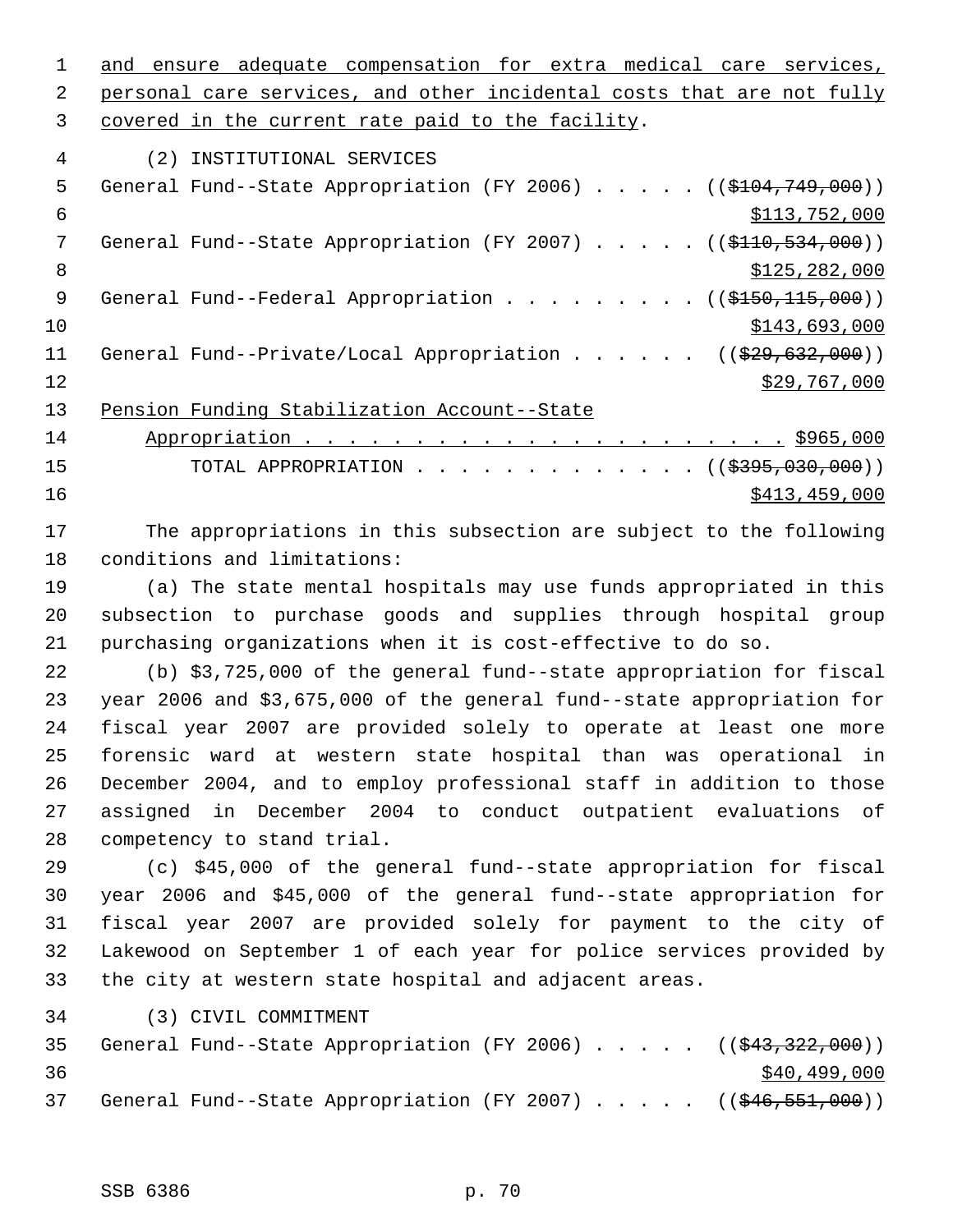and ensure adequate compensation for extra medical care services, personal care services, and other incidental costs that are not fully covered in the current rate paid to the facility.

(2) INSTITUTIONAL SERVICES

General Fund--State Appropriation (FY 2006) . . . . . (($104,749,000)) $113,752,000

General Fund--State Appropriation (FY 2007) . . . . . (($110,534,000)) $125,282,000

General Fund--Federal Appropriation . . . . . . . . . (($150,115,000)) $143,693,000

General Fund--Private/Local Appropriation . . . . . . (($29,632,000)) $29,767,000

Pension Funding Stabilization Account--State Appropriation . . . . . . . . . . . . . . . . . . . . . . $965,000

TOTAL APPROPRIATION . . . . . . . . . . . . . . (($395,030,000)) $413,459,000

The appropriations in this subsection are subject to the following conditions and limitations:

(a) The state mental hospitals may use funds appropriated in this subsection to purchase goods and supplies through hospital group purchasing organizations when it is cost-effective to do so.

(b) $3,725,000 of the general fund--state appropriation for fiscal year 2006 and $3,675,000 of the general fund--state appropriation for fiscal year 2007 are provided solely to operate at least one more forensic ward at western state hospital than was operational in December 2004, and to employ professional staff in addition to those assigned in December 2004 to conduct outpatient evaluations of competency to stand trial.

(c) $45,000 of the general fund--state appropriation for fiscal year 2006 and $45,000 of the general fund--state appropriation for fiscal year 2007 are provided solely for payment to the city of Lakewood on September 1 of each year for police services provided by the city at western state hospital and adjacent areas.

(3) CIVIL COMMITMENT

General Fund--State Appropriation (FY 2006) . . . . . (($43,322,000)) $40,499,000

General Fund--State Appropriation (FY 2007) . . . . . (($46,551,000))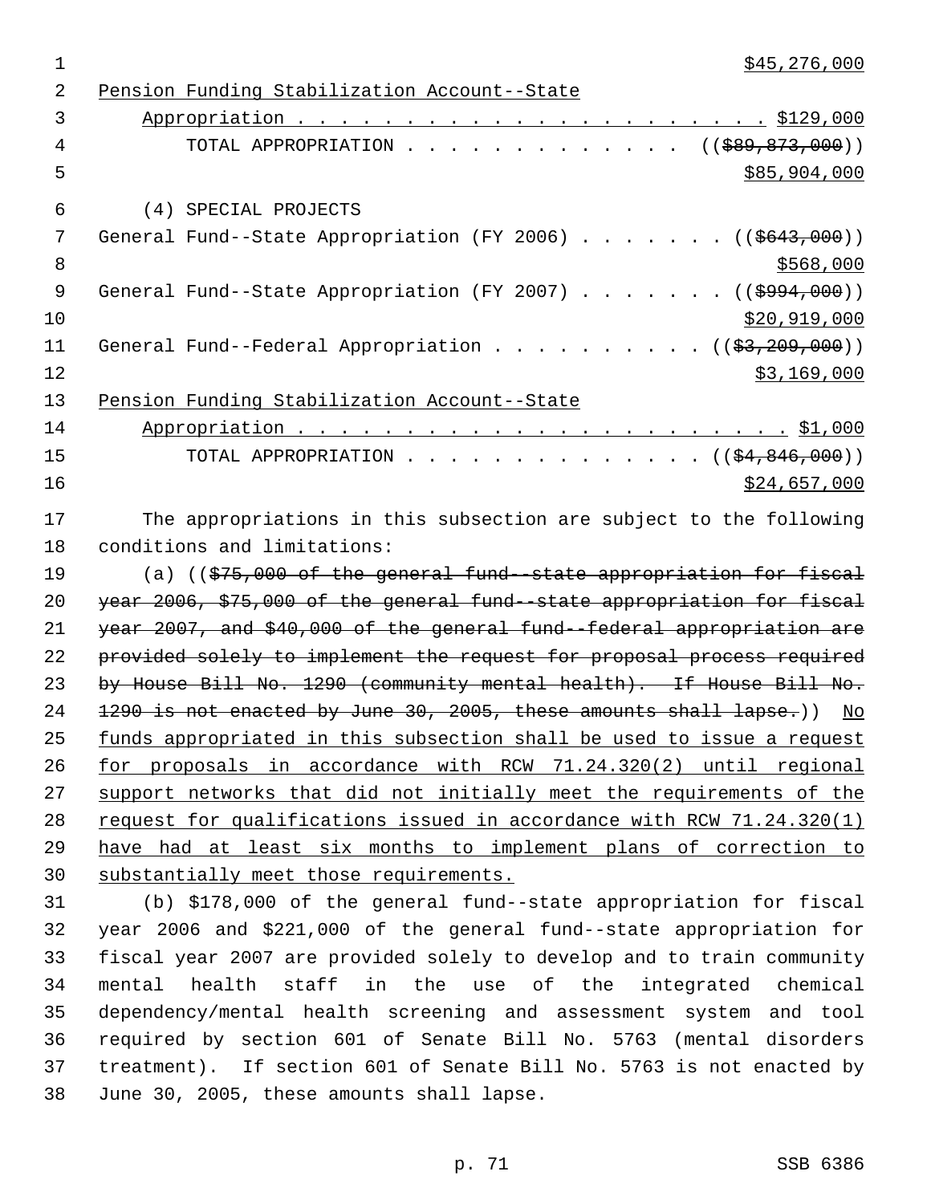$45,276,000

Pension Funding Stabilization Account--State Appropriation . . . . . . . . . . . . . . . . . . . . . . . $129,000

TOTAL APPROPRIATION . . . . . . . . . . . . . (($89,873,000)) $85,904,000

(4) SPECIAL PROJECTS

General Fund--State Appropriation (FY 2006) . . . . . . . (($643,000)) $568,000

General Fund--State Appropriation (FY 2007) . . . . . . . (($994,000)) $20,919,000

General Fund--Federal Appropriation . . . . . . . . . . (($3,209,000)) $3,169,000

Pension Funding Stabilization Account--State Appropriation . . . . . . . . . . . . . . . . . . . . . . . . $1,000

TOTAL APPROPRIATION . . . . . . . . . . . . . . (($4,846,000)) $24,657,000

The appropriations in this subsection are subject to the following conditions and limitations:

(a) (($75,000 of the general fund--state appropriation for fiscal year 2006, $75,000 of the general fund--state appropriation for fiscal year 2007, and $40,000 of the general fund--federal appropriation are provided solely to implement the request for proposal process required by House Bill No. 1290 (community mental health). If House Bill No. 1290 is not enacted by June 30, 2005, these amounts shall lapse.)) No funds appropriated in this subsection shall be used to issue a request for proposals in accordance with RCW 71.24.320(2) until regional support networks that did not initially meet the requirements of the request for qualifications issued in accordance with RCW 71.24.320(1) have had at least six months to implement plans of correction to substantially meet those requirements.

(b) $178,000 of the general fund--state appropriation for fiscal year 2006 and $221,000 of the general fund--state appropriation for fiscal year 2007 are provided solely to develop and to train community mental health staff in the use of the integrated chemical dependency/mental health screening and assessment system and tool required by section 601 of Senate Bill No. 5763 (mental disorders treatment). If section 601 of Senate Bill No. 5763 is not enacted by June 30, 2005, these amounts shall lapse.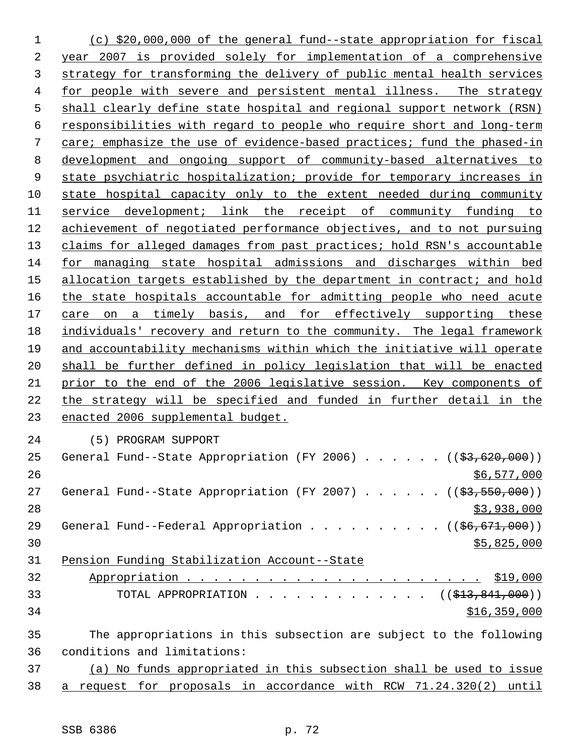(c) $20,000,000 of the general fund--state appropriation for fiscal year 2007 is provided solely for implementation of a comprehensive strategy for transforming the delivery of public mental health services for people with severe and persistent mental illness. The strategy shall clearly define state hospital and regional support network (RSN) responsibilities with regard to people who require short and long-term care; emphasize the use of evidence-based practices; fund the phased-in development and ongoing support of community-based alternatives to state psychiatric hospitalization; provide for temporary increases in state hospital capacity only to the extent needed during community service development; link the receipt of community funding to achievement of negotiated performance objectives, and to not pursuing claims for alleged damages from past practices; hold RSN's accountable for managing state hospital admissions and discharges within bed allocation targets established by the department in contract; and hold the state hospitals accountable for admitting people who need acute care on a timely basis, and for effectively supporting these individuals' recovery and return to the community. The legal framework and accountability mechanisms within which the initiative will operate shall be further defined in policy legislation that will be enacted prior to the end of the 2006 legislative session. Key components of the strategy will be specified and funded in further detail in the enacted 2006 supplemental budget.

(5) PROGRAM SUPPORT

General Fund--State Appropriation (FY 2006) . . . . . . ((~~$3,620,000~~))
$6,577,000

General Fund--State Appropriation (FY 2007) . . . . . . ((~~$3,550,000~~))
$3,938,000

General Fund--Federal Appropriation . . . . . . . . . . ((~~$6,671,000~~))
$5,825,000

Pension Funding Stabilization Account--State
Appropriation . . . . . . . . . . . . . . . . . . . . . . . $19,000

TOTAL APPROPRIATION . . . . . . . . . . . . . ((~~$13,841,000~~))
$16,359,000

The appropriations in this subsection are subject to the following conditions and limitations:

(a) No funds appropriated in this subsection shall be used to issue a request for proposals in accordance with RCW 71.24.320(2) until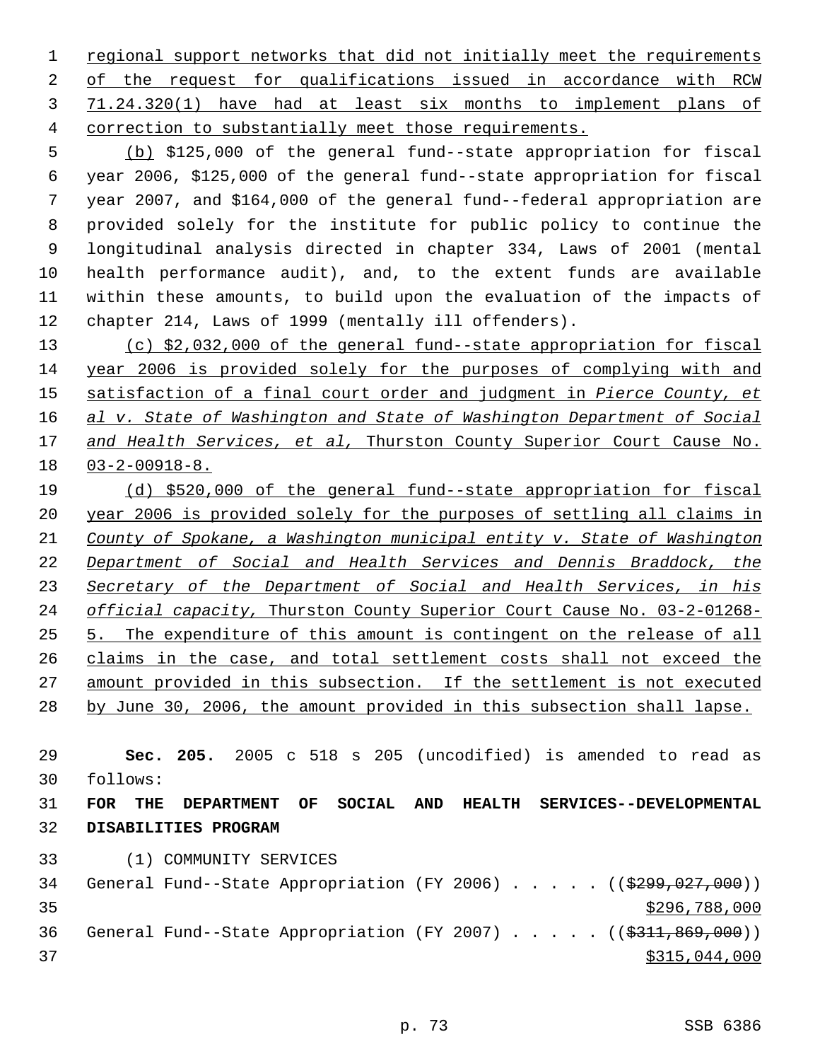regional support networks that did not initially meet the requirements of the request for qualifications issued in accordance with RCW 71.24.320(1) have had at least six months to implement plans of correction to substantially meet those requirements.

(b) $125,000 of the general fund--state appropriation for fiscal year 2006, $125,000 of the general fund--state appropriation for fiscal year 2007, and $164,000 of the general fund--federal appropriation are provided solely for the institute for public policy to continue the longitudinal analysis directed in chapter 334, Laws of 2001 (mental health performance audit), and, to the extent funds are available within these amounts, to build upon the evaluation of the impacts of chapter 214, Laws of 1999 (mentally ill offenders).

(c) $2,032,000 of the general fund--state appropriation for fiscal year 2006 is provided solely for the purposes of complying with and satisfaction of a final court order and judgment in *Pierce County, et al v. State of Washington and State of Washington Department of Social and Health Services, et al,* Thurston County Superior Court Cause No. 03-2-00918-8.

(d) $520,000 of the general fund--state appropriation for fiscal year 2006 is provided solely for the purposes of settling all claims in *County of Spokane, a Washington municipal entity v. State of Washington Department of Social and Health Services and Dennis Braddock, the Secretary of the Department of Social and Health Services, in his official capacity,* Thurston County Superior Court Cause No. 03-2-01268-5. The expenditure of this amount is contingent on the release of all claims in the case, and total settlement costs shall not exceed the amount provided in this subsection. If the settlement is not executed by June 30, 2006, the amount provided in this subsection shall lapse.

**Sec. 205.** 2005 c 518 s 205 (uncodified) is amended to read as follows:

**FOR THE DEPARTMENT OF SOCIAL AND HEALTH SERVICES--DEVELOPMENTAL DISABILITIES PROGRAM**

(1) COMMUNITY SERVICES

General Fund--State Appropriation (FY 2006) . . . . . (($299,027,000))
$296,788,000

General Fund--State Appropriation (FY 2007) . . . . . (($311,869,000))
$315,044,000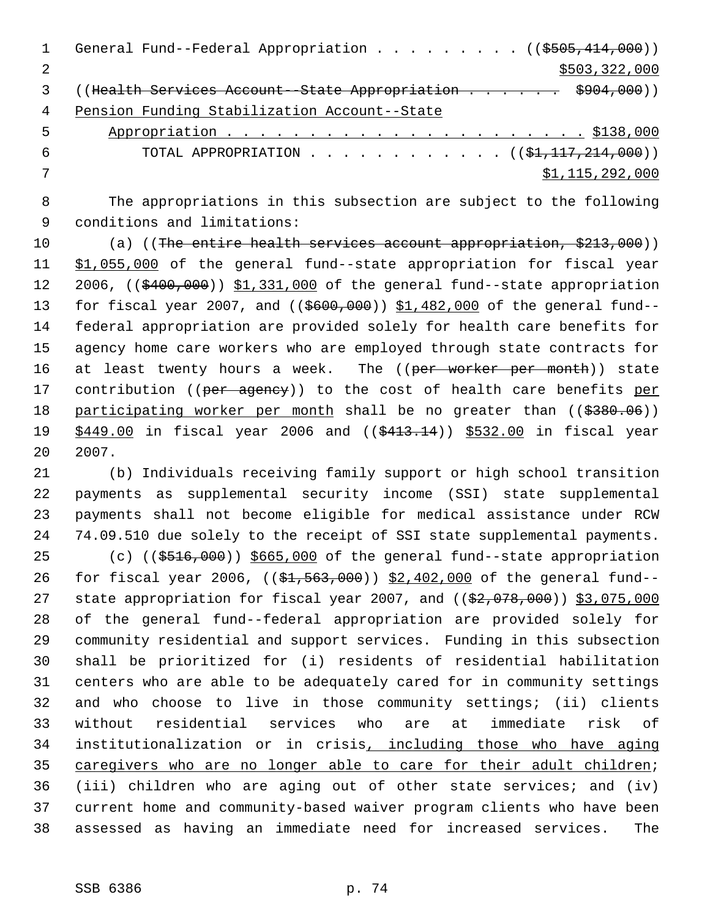General Fund--Federal Appropriation . . . . . . . . . ((~~$505,414,000~~))
$503,322,000

((~~Health Services Account--State Appropriation . . . . . . $904,000~~))

Pension Funding Stabilization Account--State Appropriation . . . . . . . . . . . . . . . . . . . . . . . $138,000

TOTAL APPROPRIATION . . . . . . . . . . . . ((~~$1,117,214,000~~))
$1,115,292,000

The appropriations in this subsection are subject to the following conditions and limitations:

(a) ((~~The entire health services account appropriation, $213,000~~)) $1,055,000 of the general fund--state appropriation for fiscal year 2006, ((~~$400,000~~)) $1,331,000 of the general fund--state appropriation for fiscal year 2007, and ((~~$600,000~~)) $1,482,000 of the general fund--federal appropriation are provided solely for health care benefits for agency home care workers who are employed through state contracts for at least twenty hours a week. The ((~~per worker per month~~)) state contribution ((~~per agency~~)) to the cost of health care benefits per participating worker per month shall be no greater than ((~~$380.06~~)) $449.00 in fiscal year 2006 and ((~~$413.14~~)) $532.00 in fiscal year 2007.

(b) Individuals receiving family support or high school transition payments as supplemental security income (SSI) state supplemental payments shall not become eligible for medical assistance under RCW 74.09.510 due solely to the receipt of SSI state supplemental payments.

(c) ((~~$516,000~~)) $665,000 of the general fund--state appropriation for fiscal year 2006, ((~~$1,563,000~~)) $2,402,000 of the general fund--state appropriation for fiscal year 2007, and ((~~$2,078,000~~)) $3,075,000 of the general fund--federal appropriation are provided solely for community residential and support services. Funding in this subsection shall be prioritized for (i) residents of residential habilitation centers who are able to be adequately cared for in community settings and who choose to live in those community settings; (ii) clients without residential services who are at immediate risk of institutionalization or in crisis, including those who have aging caregivers who are no longer able to care for their adult children; (iii) children who are aging out of other state services; and (iv) current home and community-based waiver program clients who have been assessed as having an immediate need for increased services. The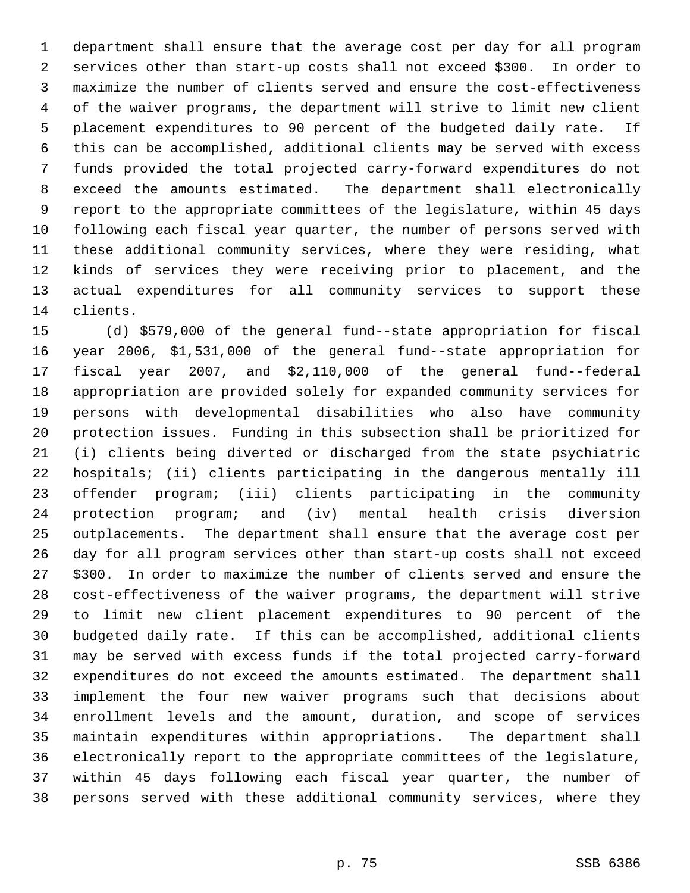department shall ensure that the average cost per day for all program services other than start-up costs shall not exceed $300. In order to maximize the number of clients served and ensure the cost-effectiveness of the waiver programs, the department will strive to limit new client placement expenditures to 90 percent of the budgeted daily rate. If this can be accomplished, additional clients may be served with excess funds provided the total projected carry-forward expenditures do not exceed the amounts estimated. The department shall electronically report to the appropriate committees of the legislature, within 45 days following each fiscal year quarter, the number of persons served with these additional community services, where they were residing, what kinds of services they were receiving prior to placement, and the actual expenditures for all community services to support these clients.

(d) $579,000 of the general fund--state appropriation for fiscal year 2006, $1,531,000 of the general fund--state appropriation for fiscal year 2007, and $2,110,000 of the general fund--federal appropriation are provided solely for expanded community services for persons with developmental disabilities who also have community protection issues. Funding in this subsection shall be prioritized for (i) clients being diverted or discharged from the state psychiatric hospitals; (ii) clients participating in the dangerous mentally ill offender program; (iii) clients participating in the community protection program; and (iv) mental health crisis diversion outplacements. The department shall ensure that the average cost per day for all program services other than start-up costs shall not exceed $300. In order to maximize the number of clients served and ensure the cost-effectiveness of the waiver programs, the department will strive to limit new client placement expenditures to 90 percent of the budgeted daily rate. If this can be accomplished, additional clients may be served with excess funds if the total projected carry-forward expenditures do not exceed the amounts estimated. The department shall implement the four new waiver programs such that decisions about enrollment levels and the amount, duration, and scope of services maintain expenditures within appropriations. The department shall electronically report to the appropriate committees of the legislature, within 45 days following each fiscal year quarter, the number of persons served with these additional community services, where they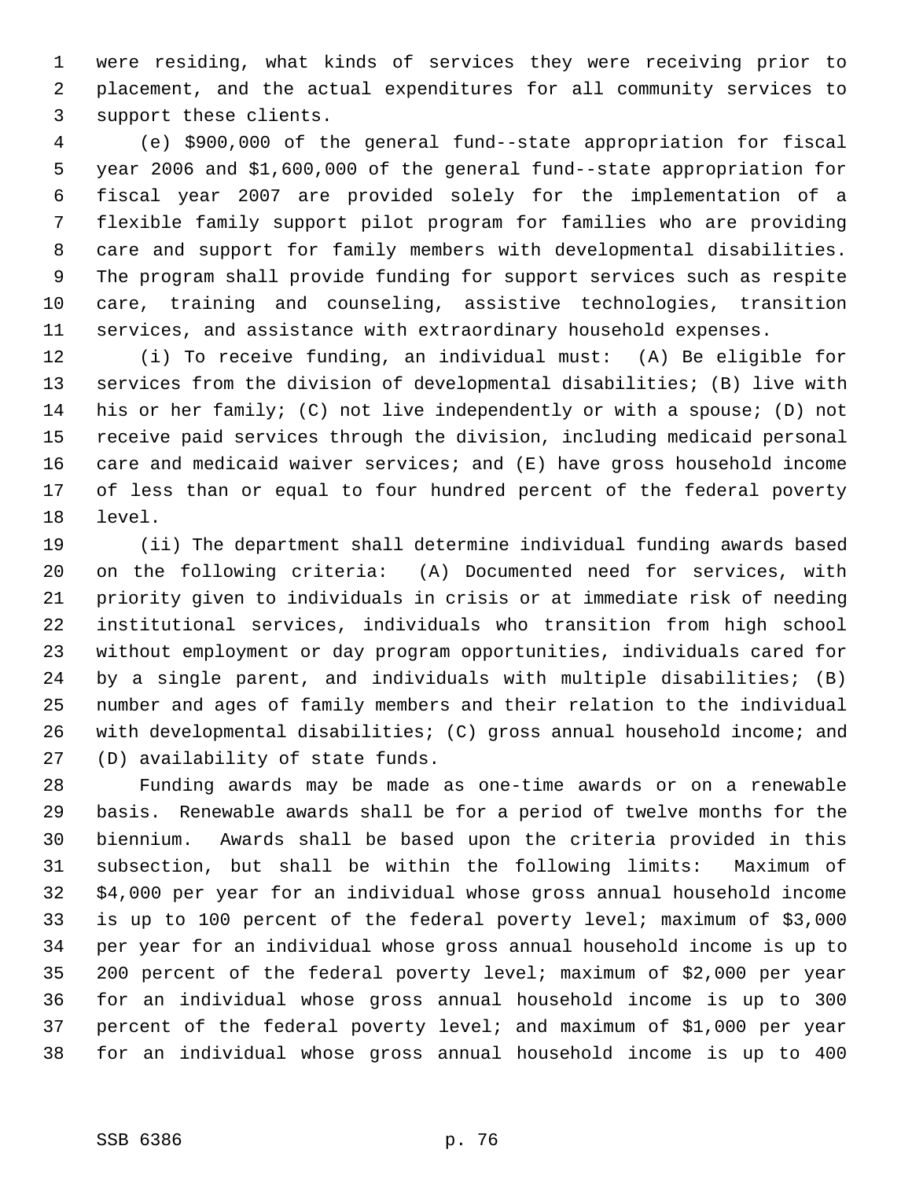were residing, what kinds of services they were receiving prior to placement, and the actual expenditures for all community services to support these clients.

(e) $900,000 of the general fund--state appropriation for fiscal year 2006 and $1,600,000 of the general fund--state appropriation for fiscal year 2007 are provided solely for the implementation of a flexible family support pilot program for families who are providing care and support for family members with developmental disabilities. The program shall provide funding for support services such as respite care, training and counseling, assistive technologies, transition services, and assistance with extraordinary household expenses.

(i) To receive funding, an individual must: (A) Be eligible for services from the division of developmental disabilities; (B) live with his or her family; (C) not live independently or with a spouse; (D) not receive paid services through the division, including medicaid personal care and medicaid waiver services; and (E) have gross household income of less than or equal to four hundred percent of the federal poverty level.

(ii) The department shall determine individual funding awards based on the following criteria: (A) Documented need for services, with priority given to individuals in crisis or at immediate risk of needing institutional services, individuals who transition from high school without employment or day program opportunities, individuals cared for by a single parent, and individuals with multiple disabilities; (B) number and ages of family members and their relation to the individual with developmental disabilities; (C) gross annual household income; and (D) availability of state funds.

Funding awards may be made as one-time awards or on a renewable basis. Renewable awards shall be for a period of twelve months for the biennium. Awards shall be based upon the criteria provided in this subsection, but shall be within the following limits: Maximum of $4,000 per year for an individual whose gross annual household income is up to 100 percent of the federal poverty level; maximum of $3,000 per year for an individual whose gross annual household income is up to 200 percent of the federal poverty level; maximum of $2,000 per year for an individual whose gross annual household income is up to 300 percent of the federal poverty level; and maximum of $1,000 per year for an individual whose gross annual household income is up to 400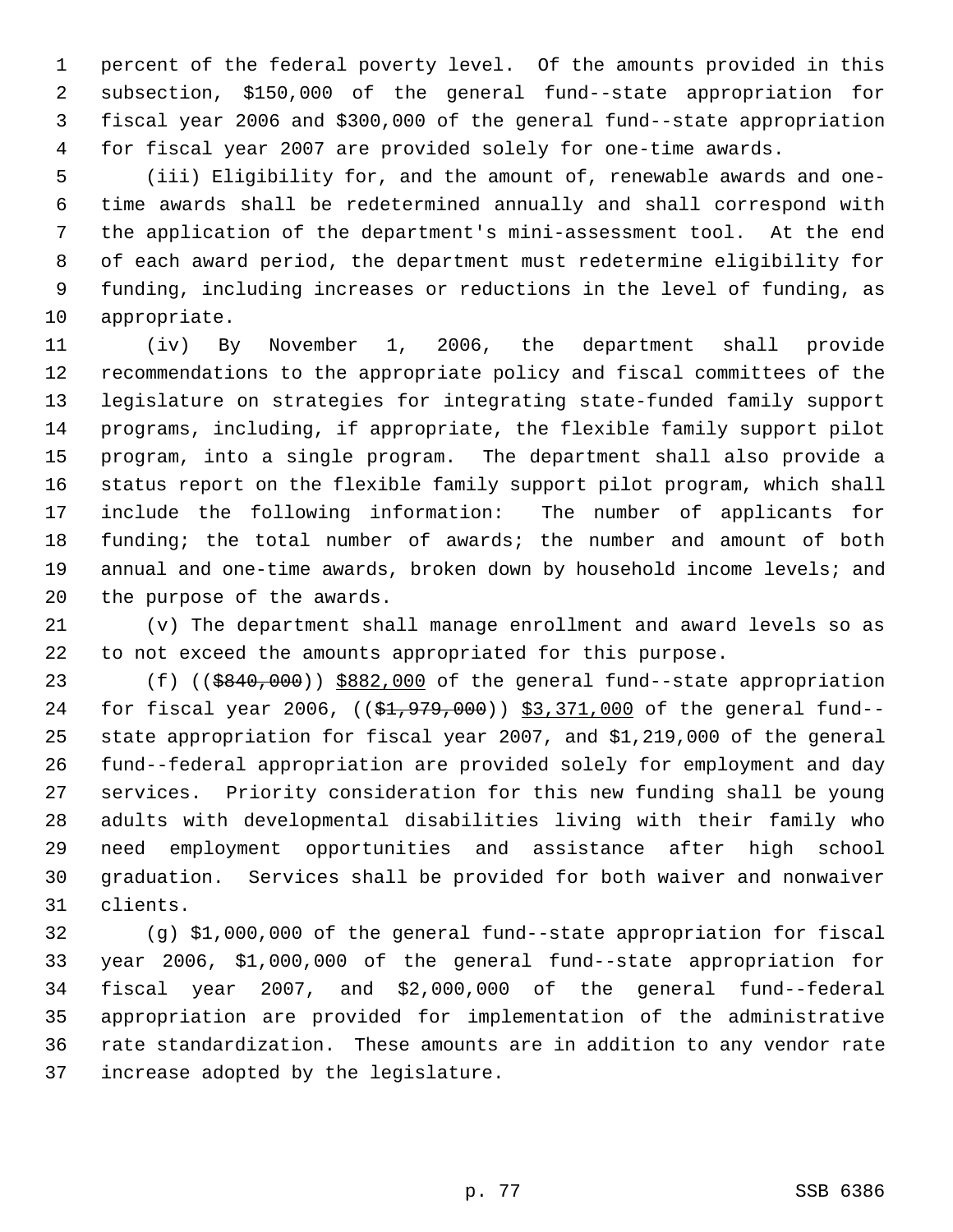percent of the federal poverty level. Of the amounts provided in this subsection, $150,000 of the general fund--state appropriation for fiscal year 2006 and $300,000 of the general fund--state appropriation for fiscal year 2007 are provided solely for one-time awards.

(iii) Eligibility for, and the amount of, renewable awards and one-time awards shall be redetermined annually and shall correspond with the application of the department's mini-assessment tool. At the end of each award period, the department must redetermine eligibility for funding, including increases or reductions in the level of funding, as appropriate.

(iv) By November 1, 2006, the department shall provide recommendations to the appropriate policy and fiscal committees of the legislature on strategies for integrating state-funded family support programs, including, if appropriate, the flexible family support pilot program, into a single program. The department shall also provide a status report on the flexible family support pilot program, which shall include the following information: The number of applicants for funding; the total number of awards; the number and amount of both annual and one-time awards, broken down by household income levels; and the purpose of the awards.

(v) The department shall manage enrollment and award levels so as to not exceed the amounts appropriated for this purpose.

(f) ((~~$840,000~~)) <u>$882,000</u> of the general fund--state appropriation for fiscal year 2006, ((~~$1,979,000~~)) <u>$3,371,000</u> of the general fund--state appropriation for fiscal year 2007, and $1,219,000 of the general fund--federal appropriation are provided solely for employment and day services. Priority consideration for this new funding shall be young adults with developmental disabilities living with their family who need employment opportunities and assistance after high school graduation. Services shall be provided for both waiver and nonwaiver clients.

(g) $1,000,000 of the general fund--state appropriation for fiscal year 2006, $1,000,000 of the general fund--state appropriation for fiscal year 2007, and $2,000,000 of the general fund--federal appropriation are provided for implementation of the administrative rate standardization. These amounts are in addition to any vendor rate increase adopted by the legislature.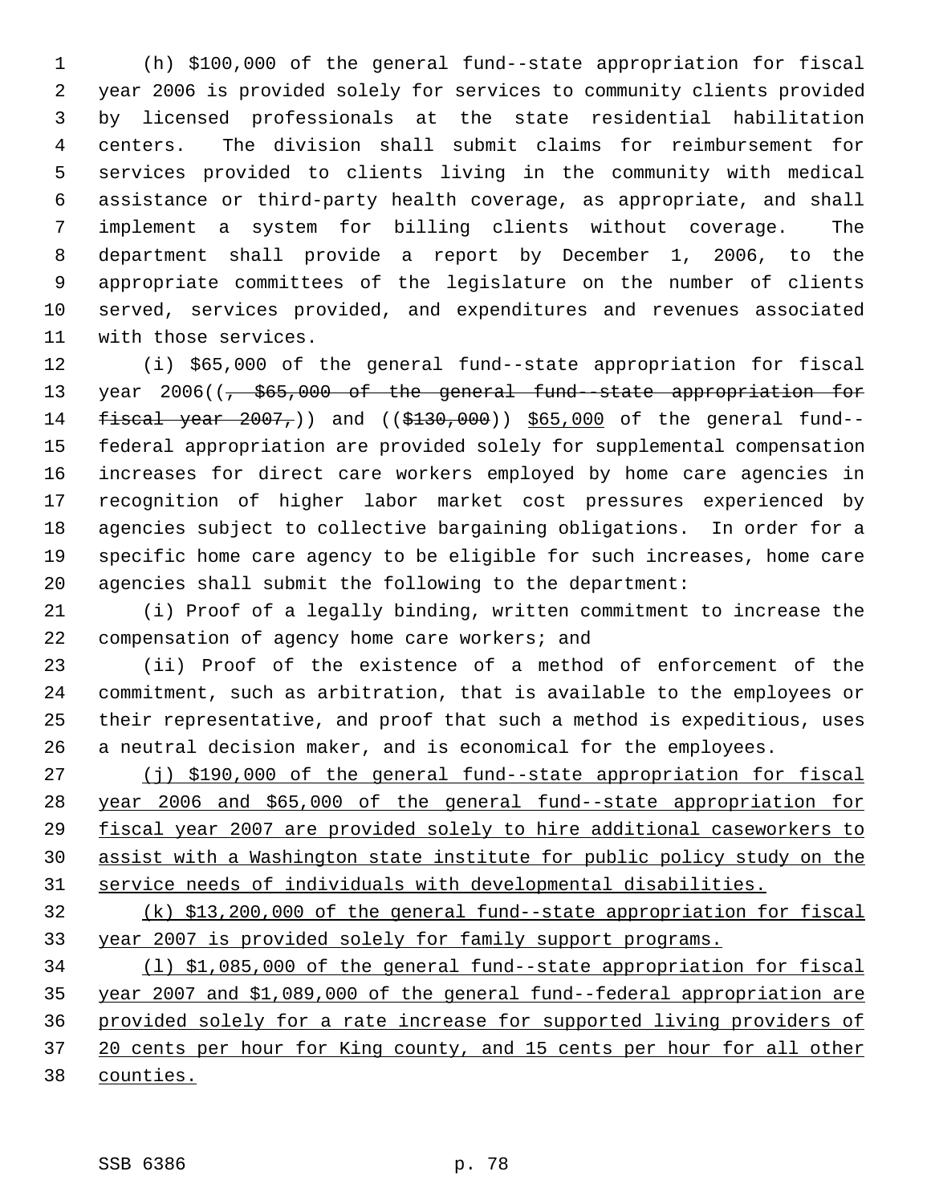(h) $100,000 of the general fund--state appropriation for fiscal year 2006 is provided solely for services to community clients provided by licensed professionals at the state residential habilitation centers. The division shall submit claims for reimbursement for services provided to clients living in the community with medical assistance or third-party health coverage, as appropriate, and shall implement a system for billing clients without coverage. The department shall provide a report by December 1, 2006, to the appropriate committees of the legislature on the number of clients served, services provided, and expenditures and revenues associated with those services.

(i) $65,000 of the general fund--state appropriation for fiscal year 2006((~~, $65,000 of the general fund--state appropriation for fiscal year 2007,~~)) and ((~~$130,000~~)) <u>$65,000</u> of the general fund--federal appropriation are provided solely for supplemental compensation increases for direct care workers employed by home care agencies in recognition of higher labor market cost pressures experienced by agencies subject to collective bargaining obligations. In order for a specific home care agency to be eligible for such increases, home care agencies shall submit the following to the department:

(i) Proof of a legally binding, written commitment to increase the compensation of agency home care workers; and

(ii) Proof of the existence of a method of enforcement of the commitment, such as arbitration, that is available to the employees or their representative, and proof that such a method is expeditious, uses a neutral decision maker, and is economical for the employees.

<u>(j) $190,000 of the general fund--state appropriation for fiscal year 2006 and $65,000 of the general fund--state appropriation for fiscal year 2007 are provided solely to hire additional caseworkers to assist with a Washington state institute for public policy study on the service needs of individuals with developmental disabilities.</u>

<u>(k) $13,200,000 of the general fund--state appropriation for fiscal year 2007 is provided solely for family support programs.</u>

<u>(l) $1,085,000 of the general fund--state appropriation for fiscal year 2007 and $1,089,000 of the general fund--federal appropriation are provided solely for a rate increase for supported living providers of 20 cents per hour for King county, and 15 cents per hour for all other counties.</u>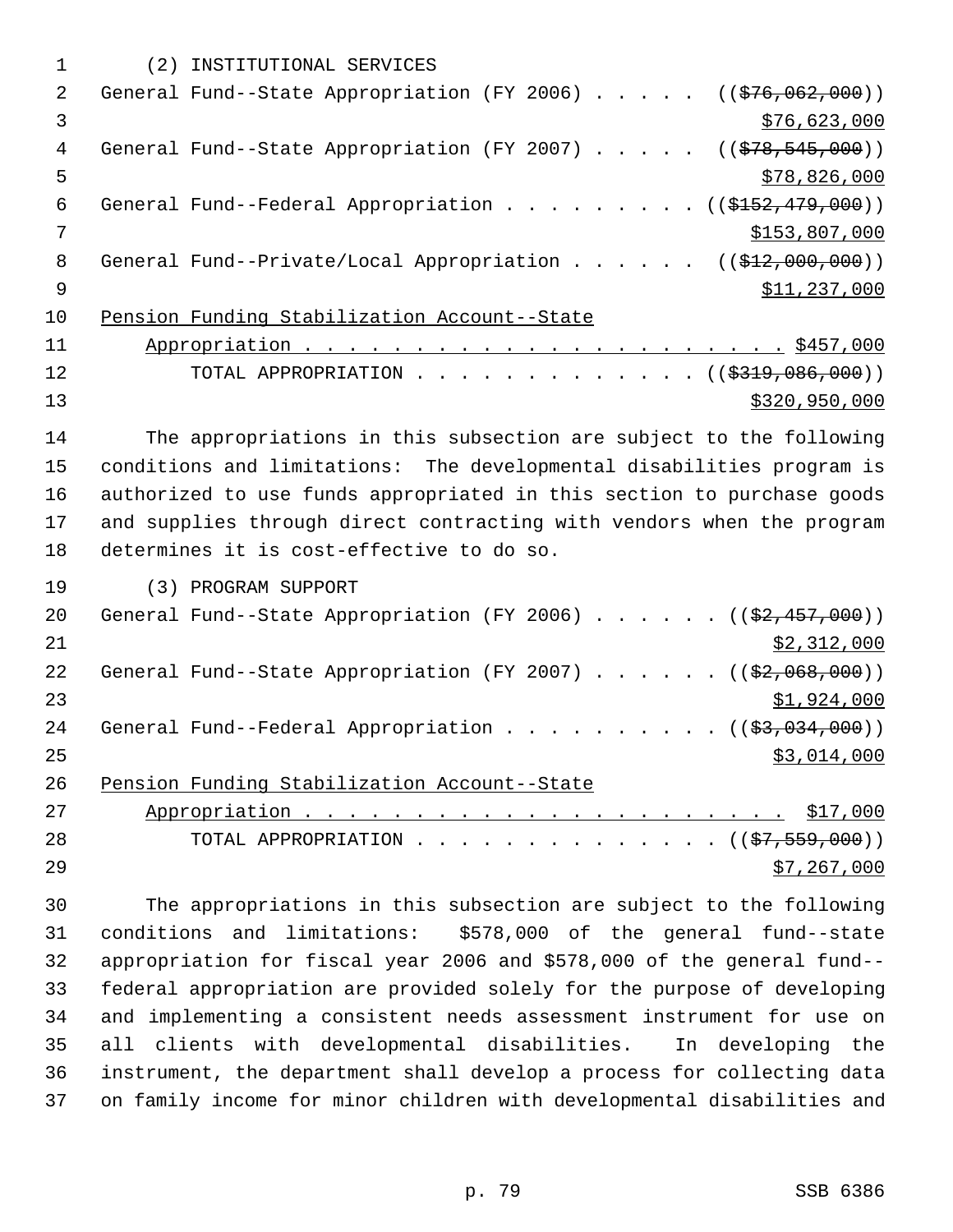(2) INSTITUTIONAL SERVICES

General Fund--State Appropriation (FY 2006) . . . . . ((~~$76,062,000~~))
$76,623,000

General Fund--State Appropriation (FY 2007) . . . . . ((~~$78,545,000~~))
$78,826,000

General Fund--Federal Appropriation . . . . . . . . . ((~~$152,479,000~~))
$153,807,000

General Fund--Private/Local Appropriation . . . . . . ((~~$12,000,000~~))
$11,237,000

Pension Funding Stabilization Account--State Appropriation . . . . . . . . . . . . . . . . . . . . . . $457,000

TOTAL APPROPRIATION . . . . . . . . . . . . . ((~~$319,086,000~~))
$320,950,000

The appropriations in this subsection are subject to the following conditions and limitations: The developmental disabilities program is authorized to use funds appropriated in this section to purchase goods and supplies through direct contracting with vendors when the program determines it is cost-effective to do so.

(3) PROGRAM SUPPORT

General Fund--State Appropriation (FY 2006) . . . . . . ((~~$2,457,000~~))
$2,312,000

General Fund--State Appropriation (FY 2007) . . . . . . ((~~$2,068,000~~))
$1,924,000

General Fund--Federal Appropriation . . . . . . . . . . ((~~$3,034,000~~))
$3,014,000

Pension Funding Stabilization Account--State Appropriation . . . . . . . . . . . . . . . . . . . . . . $17,000

TOTAL APPROPRIATION . . . . . . . . . . . . . . ((~~$7,559,000~~))
$7,267,000

The appropriations in this subsection are subject to the following conditions and limitations: $578,000 of the general fund--state appropriation for fiscal year 2006 and $578,000 of the general fund--federal appropriation are provided solely for the purpose of developing and implementing a consistent needs assessment instrument for use on all clients with developmental disabilities. In developing the instrument, the department shall develop a process for collecting data on family income for minor children with developmental disabilities and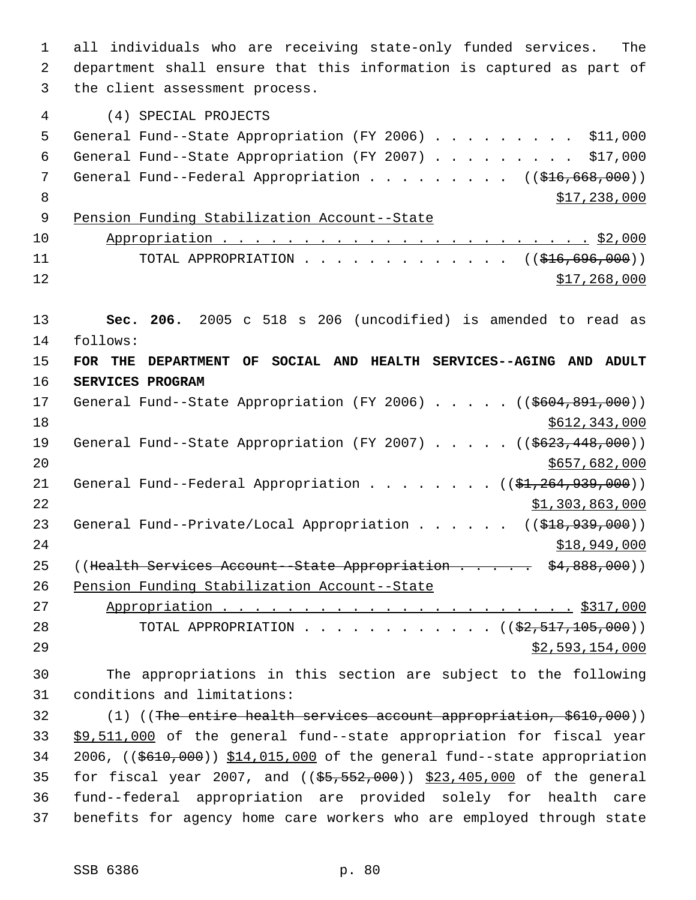all individuals who are receiving state-only funded services. The department shall ensure that this information is captured as part of the client assessment process.

(4) SPECIAL PROJECTS

General Fund--State Appropriation (FY 2006) . . . . . . . . . $11,000
General Fund--State Appropriation (FY 2007) . . . . . . . . . $17,000
General Fund--Federal Appropriation . . . . . . . . . ((~~$16,668,000~~))
<u>$17,238,000</u>
<u>Pension Funding Stabilization Account--State</u>
<u>Appropriation . . . . . . . . . . . . . . . . . . . . . . . $2,000</u>
TOTAL APPROPRIATION . . . . . . . . . . . . . ((~~$16,696,000~~))
<u>$17,268,000</u>

**Sec. 206.** 2005 c 518 s 206 (uncodified) is amended to read as follows:

**FOR THE DEPARTMENT OF SOCIAL AND HEALTH SERVICES--AGING AND ADULT SERVICES PROGRAM**

General Fund--State Appropriation (FY 2006) . . . . . ((~~$604,891,000~~))
<u>$612,343,000</u>
General Fund--State Appropriation (FY 2007) . . . . . ((~~$623,448,000~~))
<u>$657,682,000</u>
General Fund--Federal Appropriation . . . . . . . . ((~~$1,264,939,000~~))
<u>$1,303,863,000</u>
General Fund--Private/Local Appropriation . . . . . . ((~~$18,939,000~~))
<u>$18,949,000</u>
((~~Health Services Account--State Appropriation . . . . . $4,888,000~~))
<u>Pension Funding Stabilization Account--State</u>
<u>Appropriation . . . . . . . . . . . . . . . . . . . . . . $317,000</u>
TOTAL APPROPRIATION . . . . . . . . . . . . ((~~$2,517,105,000~~))
<u>$2,593,154,000</u>

The appropriations in this section are subject to the following conditions and limitations:

(1) ((~~The entire health services account appropriation, $610,000~~)) <u>$9,511,000</u> of the general fund--state appropriation for fiscal year 2006, ((~~$610,000~~)) <u>$14,015,000</u> of the general fund--state appropriation for fiscal year 2007, and ((~~$5,552,000~~)) <u>$23,405,000</u> of the general fund--federal appropriation are provided solely for health care benefits for agency home care workers who are employed through state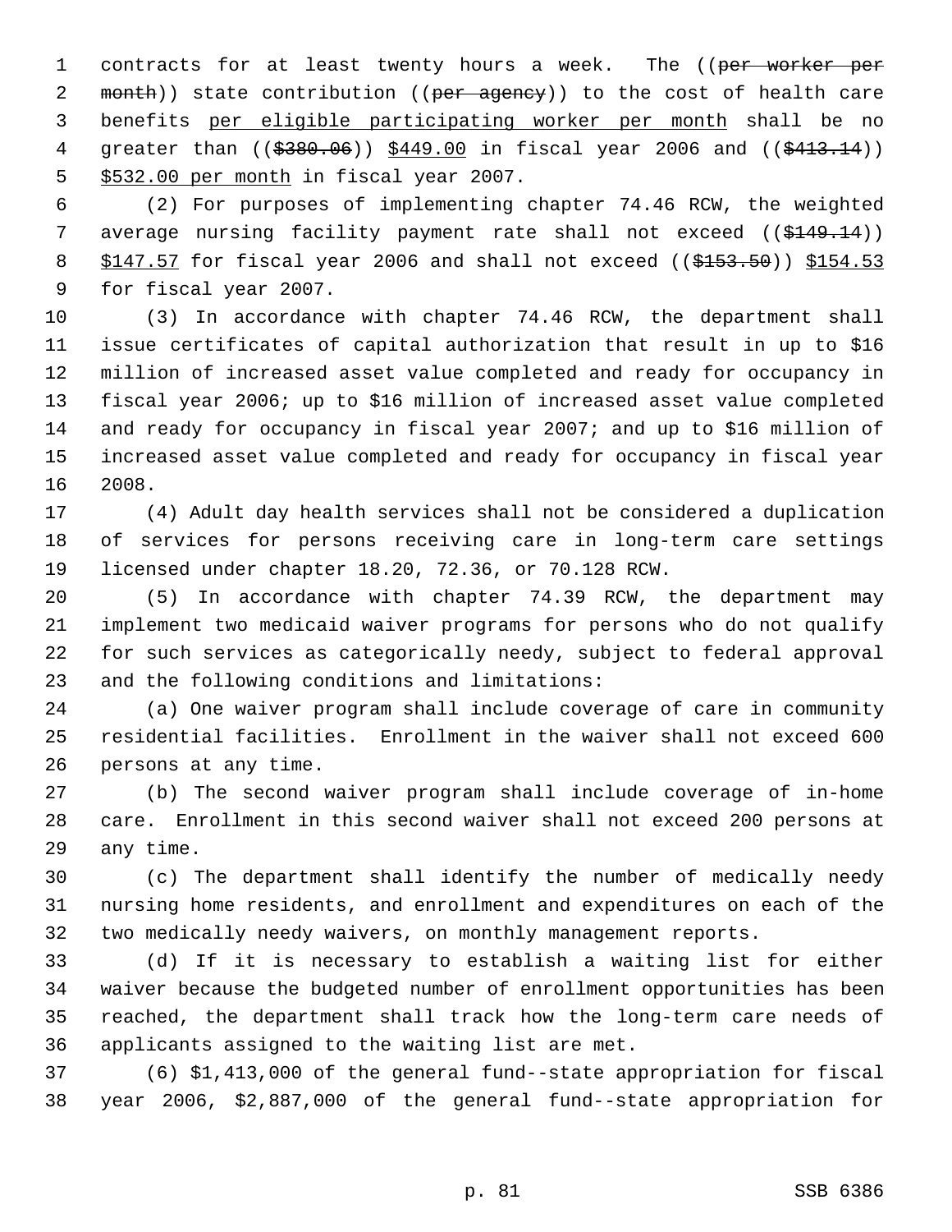contracts for at least twenty hours a week. The ((~~per worker per month~~)) state contribution ((~~per agency~~)) to the cost of health care benefits <u>per eligible participating worker per month</u> shall be no greater than ((~~$380.06~~)) <u>$449.00</u> in fiscal year 2006 and ((~~$413.14~~)) <u>$532.00 per month</u> in fiscal year 2007.

(2) For purposes of implementing chapter 74.46 RCW, the weighted average nursing facility payment rate shall not exceed ((~~$149.14~~)) <u>$147.57</u> for fiscal year 2006 and shall not exceed ((~~$153.50~~)) <u>$154.53</u> for fiscal year 2007.

(3) In accordance with chapter 74.46 RCW, the department shall issue certificates of capital authorization that result in up to $16 million of increased asset value completed and ready for occupancy in fiscal year 2006; up to $16 million of increased asset value completed and ready for occupancy in fiscal year 2007; and up to $16 million of increased asset value completed and ready for occupancy in fiscal year 2008.

(4) Adult day health services shall not be considered a duplication of services for persons receiving care in long-term care settings licensed under chapter 18.20, 72.36, or 70.128 RCW.

(5) In accordance with chapter 74.39 RCW, the department may implement two medicaid waiver programs for persons who do not qualify for such services as categorically needy, subject to federal approval and the following conditions and limitations:

(a) One waiver program shall include coverage of care in community residential facilities. Enrollment in the waiver shall not exceed 600 persons at any time.

(b) The second waiver program shall include coverage of in-home care. Enrollment in this second waiver shall not exceed 200 persons at any time.

(c) The department shall identify the number of medically needy nursing home residents, and enrollment and expenditures on each of the two medically needy waivers, on monthly management reports.

(d) If it is necessary to establish a waiting list for either waiver because the budgeted number of enrollment opportunities has been reached, the department shall track how the long-term care needs of applicants assigned to the waiting list are met.

(6) $1,413,000 of the general fund--state appropriation for fiscal year 2006, $2,887,000 of the general fund--state appropriation for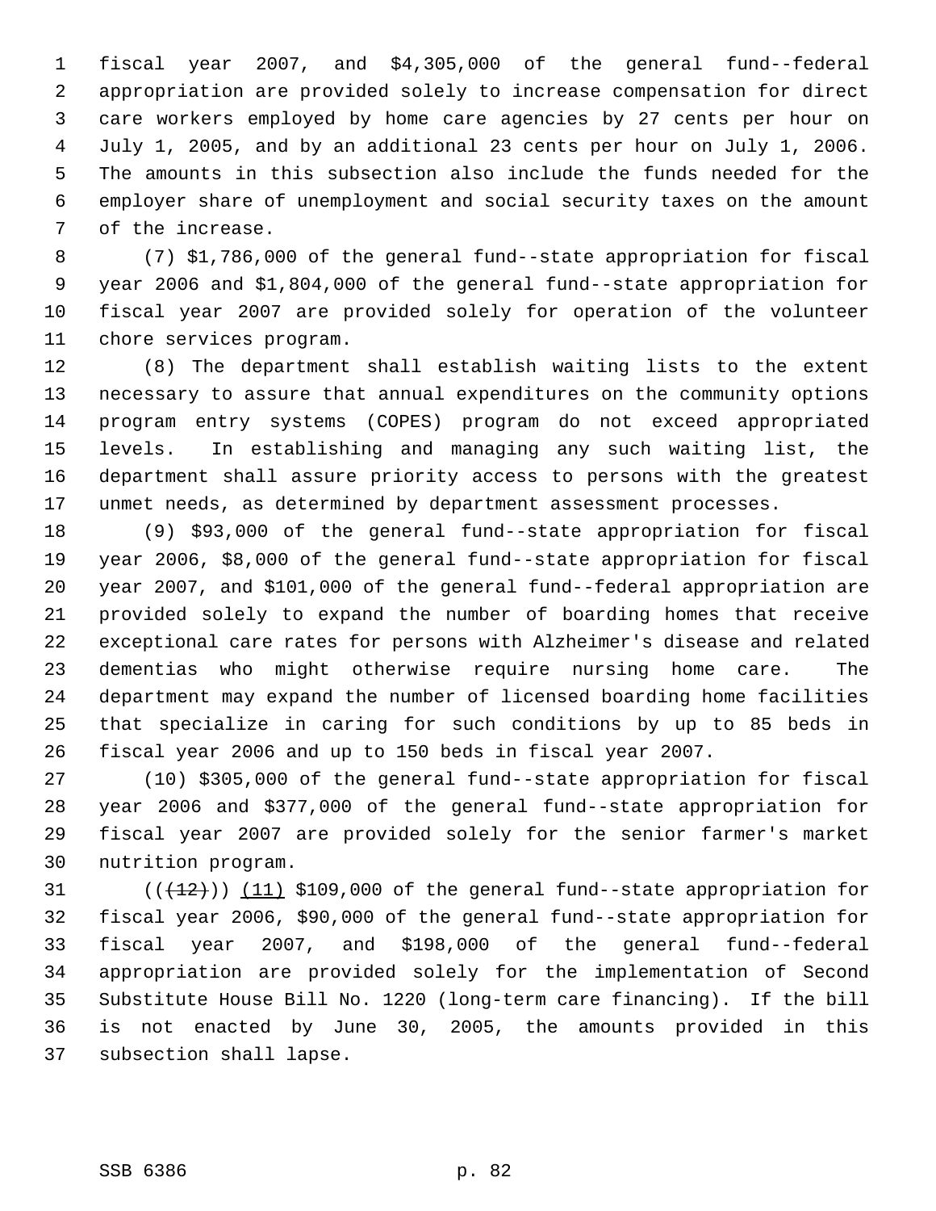fiscal year 2007, and $4,305,000 of the general fund--federal appropriation are provided solely to increase compensation for direct care workers employed by home care agencies by 27 cents per hour on July 1, 2005, and by an additional 23 cents per hour on July 1, 2006. The amounts in this subsection also include the funds needed for the employer share of unemployment and social security taxes on the amount of the increase.

(7) $1,786,000 of the general fund--state appropriation for fiscal year 2006 and $1,804,000 of the general fund--state appropriation for fiscal year 2007 are provided solely for operation of the volunteer chore services program.

(8) The department shall establish waiting lists to the extent necessary to assure that annual expenditures on the community options program entry systems (COPES) program do not exceed appropriated levels. In establishing and managing any such waiting list, the department shall assure priority access to persons with the greatest unmet needs, as determined by department assessment processes.

(9) $93,000 of the general fund--state appropriation for fiscal year 2006, $8,000 of the general fund--state appropriation for fiscal year 2007, and $101,000 of the general fund--federal appropriation are provided solely to expand the number of boarding homes that receive exceptional care rates for persons with Alzheimer's disease and related dementias who might otherwise require nursing home care. The department may expand the number of licensed boarding home facilities that specialize in caring for such conditions by up to 85 beds in fiscal year 2006 and up to 150 beds in fiscal year 2007.

(10) $305,000 of the general fund--state appropriation for fiscal year 2006 and $377,000 of the general fund--state appropriation for fiscal year 2007 are provided solely for the senior farmer's market nutrition program.

((~~(12)~~)) (11) $109,000 of the general fund--state appropriation for fiscal year 2006, $90,000 of the general fund--state appropriation for fiscal year 2007, and $198,000 of the general fund--federal appropriation are provided solely for the implementation of Second Substitute House Bill No. 1220 (long-term care financing). If the bill is not enacted by June 30, 2005, the amounts provided in this subsection shall lapse.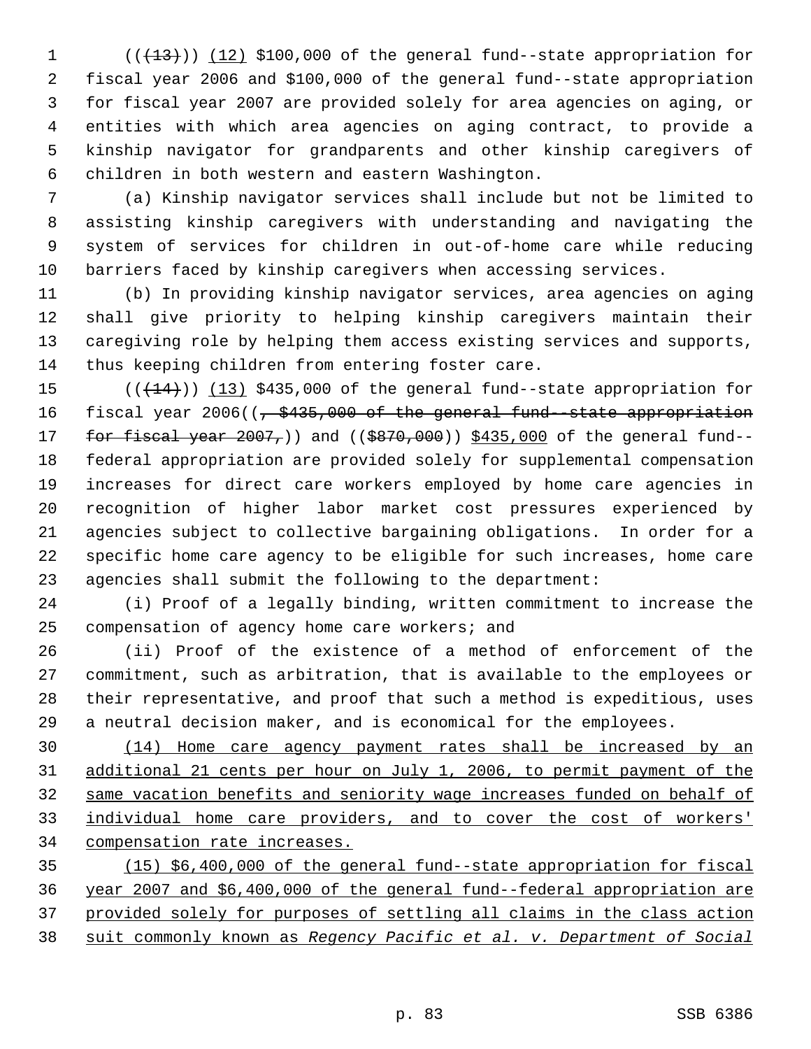(((13))) (12) $100,000 of the general fund--state appropriation for fiscal year 2006 and $100,000 of the general fund--state appropriation for fiscal year 2007 are provided solely for area agencies on aging, or entities with which area agencies on aging contract, to provide a kinship navigator for grandparents and other kinship caregivers of children in both western and eastern Washington.

(a) Kinship navigator services shall include but not be limited to assisting kinship caregivers with understanding and navigating the system of services for children in out-of-home care while reducing barriers faced by kinship caregivers when accessing services.

(b) In providing kinship navigator services, area agencies on aging shall give priority to helping kinship caregivers maintain their caregiving role by helping them access existing services and supports, thus keeping children from entering foster care.

(((14))) (13) $435,000 of the general fund--state appropriation for fiscal year 2006((, $435,000 of the general fund--state appropriation for fiscal year 2007,)) and (($870,000)) $435,000 of the general fund--federal appropriation are provided solely for supplemental compensation increases for direct care workers employed by home care agencies in recognition of higher labor market cost pressures experienced by agencies subject to collective bargaining obligations. In order for a specific home care agency to be eligible for such increases, home care agencies shall submit the following to the department:

(i) Proof of a legally binding, written commitment to increase the compensation of agency home care workers; and

(ii) Proof of the existence of a method of enforcement of the commitment, such as arbitration, that is available to the employees or their representative, and proof that such a method is expeditious, uses a neutral decision maker, and is economical for the employees.

(14) Home care agency payment rates shall be increased by an additional 21 cents per hour on July 1, 2006, to permit payment of the same vacation benefits and seniority wage increases funded on behalf of individual home care providers, and to cover the cost of workers' compensation rate increases.

(15) $6,400,000 of the general fund--state appropriation for fiscal year 2007 and $6,400,000 of the general fund--federal appropriation are provided solely for purposes of settling all claims in the class action suit commonly known as *Regency Pacific et al. v. Department of Social*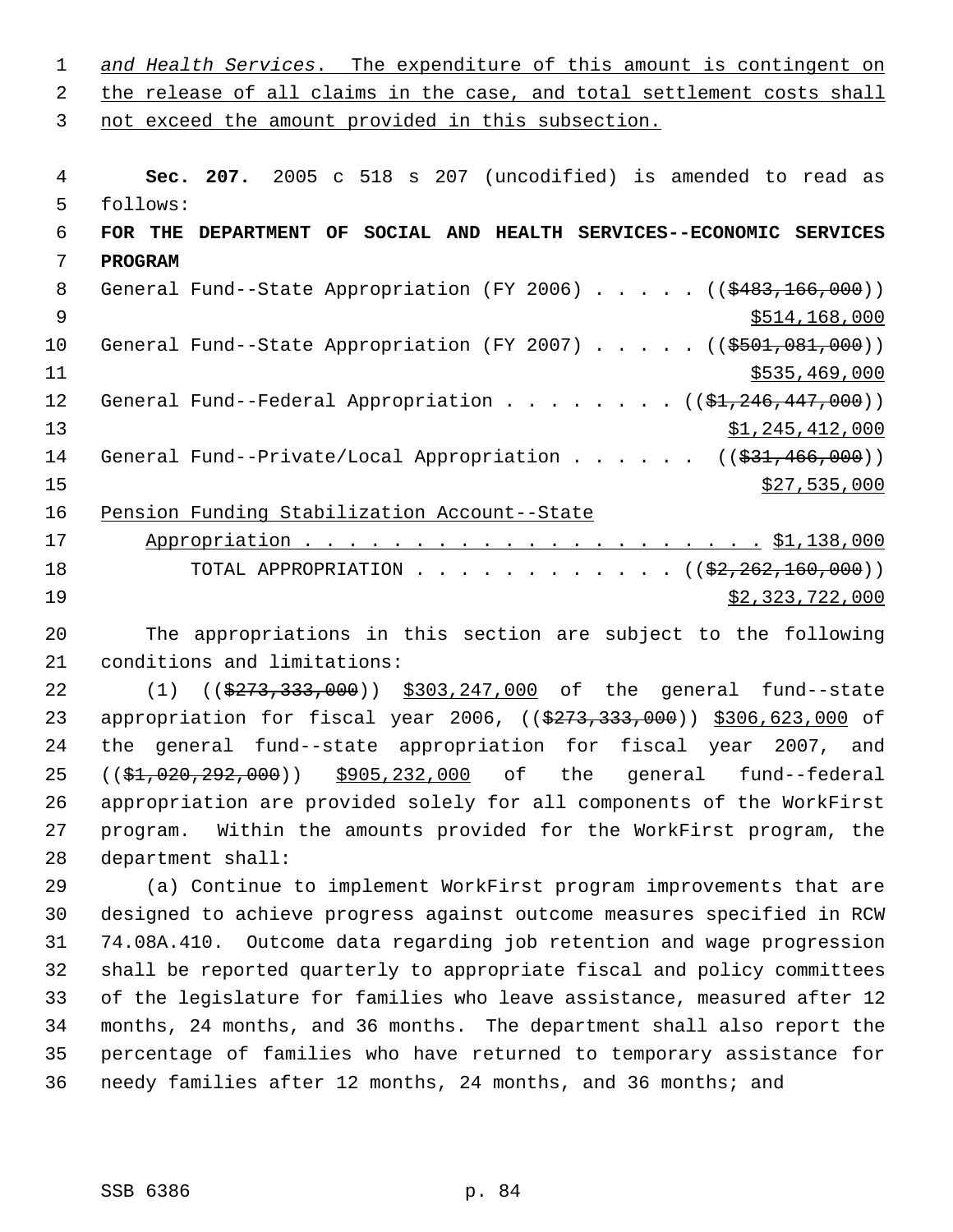*and Health Services*. The expenditure of this amount is contingent on the release of all claims in the case, and total settlement costs shall not exceed the amount provided in this subsection.

**Sec. 207.** 2005 c 518 s 207 (uncodified) is amended to read as follows:

**FOR THE DEPARTMENT OF SOCIAL AND HEALTH SERVICES--ECONOMIC SERVICES PROGRAM**

General Fund--State Appropriation (FY 2006) . . . . . (($483,166,000)) $514,168,000

General Fund--State Appropriation (FY 2007) . . . . . (($501,081,000)) $535,469,000

General Fund--Federal Appropriation . . . . . . . . (($1,246,447,000)) $1,245,412,000

General Fund--Private/Local Appropriation . . . . . . (($31,466,000)) $27,535,000

Pension Funding Stabilization Account--State Appropriation . . . . . . . . . . . . . . . . . . . . . $1,138,000

TOTAL APPROPRIATION . . . . . . . . . . . . (($2,262,160,000)) $2,323,722,000

The appropriations in this section are subject to the following conditions and limitations:

(1) (($273,333,000)) $303,247,000 of the general fund--state appropriation for fiscal year 2006, (($273,333,000)) $306,623,000 of the general fund--state appropriation for fiscal year 2007, and (($1,020,292,000)) $905,232,000 of the general fund--federal appropriation are provided solely for all components of the WorkFirst program. Within the amounts provided for the WorkFirst program, the department shall:

(a) Continue to implement WorkFirst program improvements that are designed to achieve progress against outcome measures specified in RCW 74.08A.410. Outcome data regarding job retention and wage progression shall be reported quarterly to appropriate fiscal and policy committees of the legislature for families who leave assistance, measured after 12 months, 24 months, and 36 months. The department shall also report the percentage of families who have returned to temporary assistance for needy families after 12 months, 24 months, and 36 months; and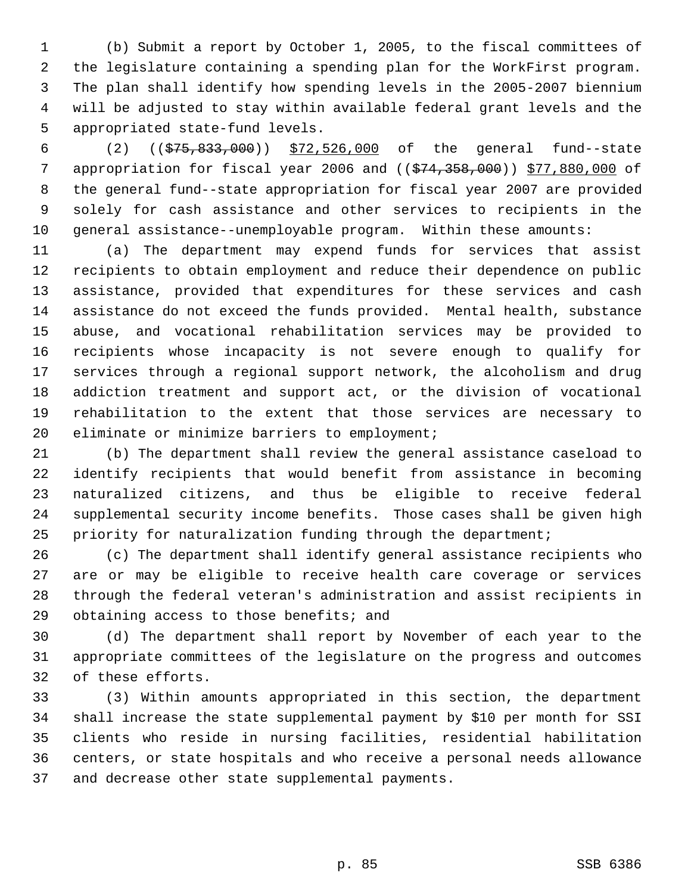(b) Submit a report by October 1, 2005, to the fiscal committees of the legislature containing a spending plan for the WorkFirst program. The plan shall identify how spending levels in the 2005-2007 biennium will be adjusted to stay within available federal grant levels and the appropriated state-fund levels.

(2) ((~~$75,833,000~~)) $72,526,000 of the general fund--state appropriation for fiscal year 2006 and ((~~$74,358,000~~)) $77,880,000 of the general fund--state appropriation for fiscal year 2007 are provided solely for cash assistance and other services to recipients in the general assistance--unemployable program. Within these amounts:

(a) The department may expend funds for services that assist recipients to obtain employment and reduce their dependence on public assistance, provided that expenditures for these services and cash assistance do not exceed the funds provided. Mental health, substance abuse, and vocational rehabilitation services may be provided to recipients whose incapacity is not severe enough to qualify for services through a regional support network, the alcoholism and drug addiction treatment and support act, or the division of vocational rehabilitation to the extent that those services are necessary to eliminate or minimize barriers to employment;

(b) The department shall review the general assistance caseload to identify recipients that would benefit from assistance in becoming naturalized citizens, and thus be eligible to receive federal supplemental security income benefits. Those cases shall be given high priority for naturalization funding through the department;

(c) The department shall identify general assistance recipients who are or may be eligible to receive health care coverage or services through the federal veteran's administration and assist recipients in obtaining access to those benefits; and

(d) The department shall report by November of each year to the appropriate committees of the legislature on the progress and outcomes of these efforts.

(3) Within amounts appropriated in this section, the department shall increase the state supplemental payment by $10 per month for SSI clients who reside in nursing facilities, residential habilitation centers, or state hospitals and who receive a personal needs allowance and decrease other state supplemental payments.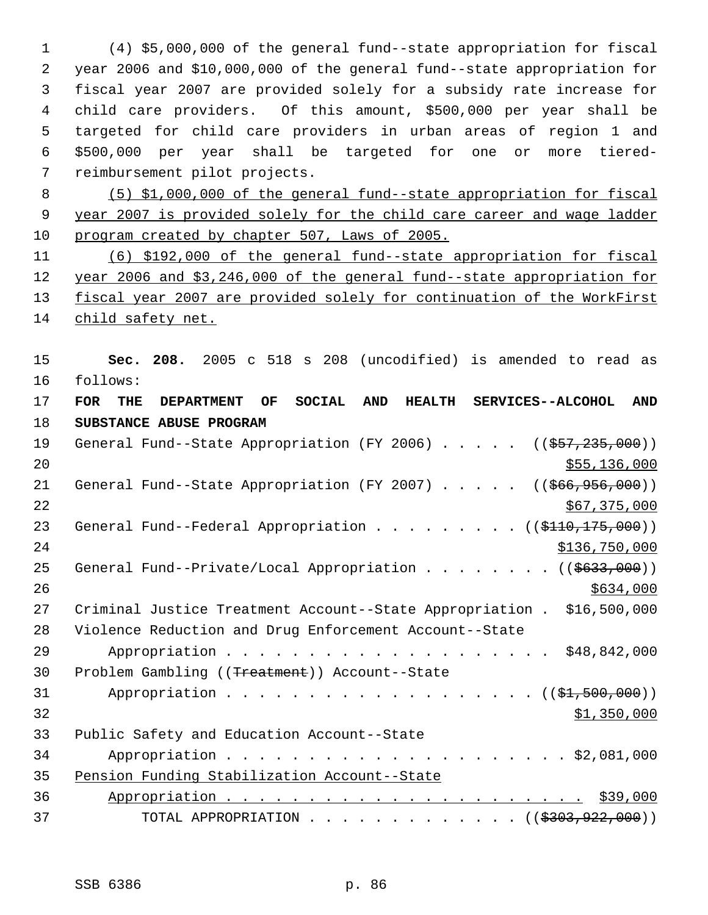(4) $5,000,000 of the general fund--state appropriation for fiscal year 2006 and $10,000,000 of the general fund--state appropriation for fiscal year 2007 are provided solely for a subsidy rate increase for child care providers. Of this amount, $500,000 per year shall be targeted for child care providers in urban areas of region 1 and $500,000 per year shall be targeted for one or more tiered-reimbursement pilot projects.

(5) $1,000,000 of the general fund--state appropriation for fiscal year 2007 is provided solely for the child care career and wage ladder program created by chapter 507, Laws of 2005.

(6) $192,000 of the general fund--state appropriation for fiscal year 2006 and $3,246,000 of the general fund--state appropriation for fiscal year 2007 are provided solely for continuation of the WorkFirst child safety net.

**Sec. 208.** 2005 c 518 s 208 (uncodified) is amended to read as follows:

**FOR THE DEPARTMENT OF SOCIAL AND HEALTH SERVICES--ALCOHOL AND SUBSTANCE ABUSE PROGRAM**

General Fund--State Appropriation (FY 2006) . . . . . (( ~~$57,235,000~~ )) $55,136,000

General Fund--State Appropriation (FY 2007) . . . . . (( ~~$66,956,000~~ )) $67,375,000

General Fund--Federal Appropriation . . . . . . . . . (( ~~$110,175,000~~ )) $136,750,000

General Fund--Private/Local Appropriation . . . . . . . . (( ~~$633,000~~ )) $634,000

Criminal Justice Treatment Account--State Appropriation . $16,500,000

Violence Reduction and Drug Enforcement Account--State Appropriation . . . . . . . . . . . . . . . . . . . . . $48,842,000

Problem Gambling (( ~~Treatment~~ )) Account--State Appropriation . . . . . . . . . . . . . . . . . . . . (( ~~$1,500,000~~ )) $1,350,000

Public Safety and Education Account--State Appropriation . . . . . . . . . . . . . . . . . . . . . . $2,081,000

Pension Funding Stabilization Account--State Appropriation . . . . . . . . . . . . . . . . . . . . . . $39,000

TOTAL APPROPRIATION . . . . . . . . . . . . . (( ~~$303,922,000~~ ))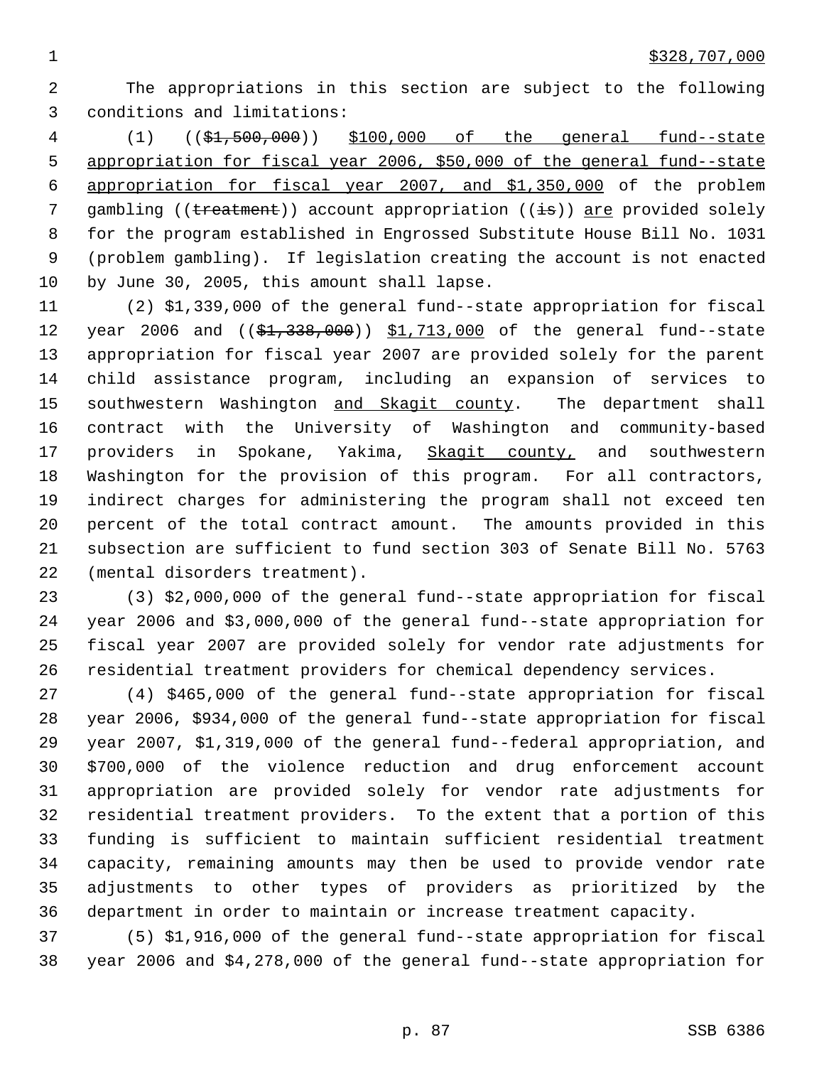$328,707,000

The appropriations in this section are subject to the following conditions and limitations:

(1) (($1,500,000)) $100,000 of the general fund--state appropriation for fiscal year 2006, $50,000 of the general fund--state appropriation for fiscal year 2007, and $1,350,000 of the problem gambling ((treatment)) account appropriation ((is)) are provided solely for the program established in Engrossed Substitute House Bill No. 1031 (problem gambling). If legislation creating the account is not enacted by June 30, 2005, this amount shall lapse.

(2) $1,339,000 of the general fund--state appropriation for fiscal year 2006 and (($1,338,000)) $1,713,000 of the general fund--state appropriation for fiscal year 2007 are provided solely for the parent child assistance program, including an expansion of services to southwestern Washington and Skagit county. The department shall contract with the University of Washington and community-based providers in Spokane, Yakima, Skagit county, and southwestern Washington for the provision of this program. For all contractors, indirect charges for administering the program shall not exceed ten percent of the total contract amount. The amounts provided in this subsection are sufficient to fund section 303 of Senate Bill No. 5763 (mental disorders treatment).

(3) $2,000,000 of the general fund--state appropriation for fiscal year 2006 and $3,000,000 of the general fund--state appropriation for fiscal year 2007 are provided solely for vendor rate adjustments for residential treatment providers for chemical dependency services.

(4) $465,000 of the general fund--state appropriation for fiscal year 2006, $934,000 of the general fund--state appropriation for fiscal year 2007, $1,319,000 of the general fund--federal appropriation, and $700,000 of the violence reduction and drug enforcement account appropriation are provided solely for vendor rate adjustments for residential treatment providers. To the extent that a portion of this funding is sufficient to maintain sufficient residential treatment capacity, remaining amounts may then be used to provide vendor rate adjustments to other types of providers as prioritized by the department in order to maintain or increase treatment capacity.

(5) $1,916,000 of the general fund--state appropriation for fiscal year 2006 and $4,278,000 of the general fund--state appropriation for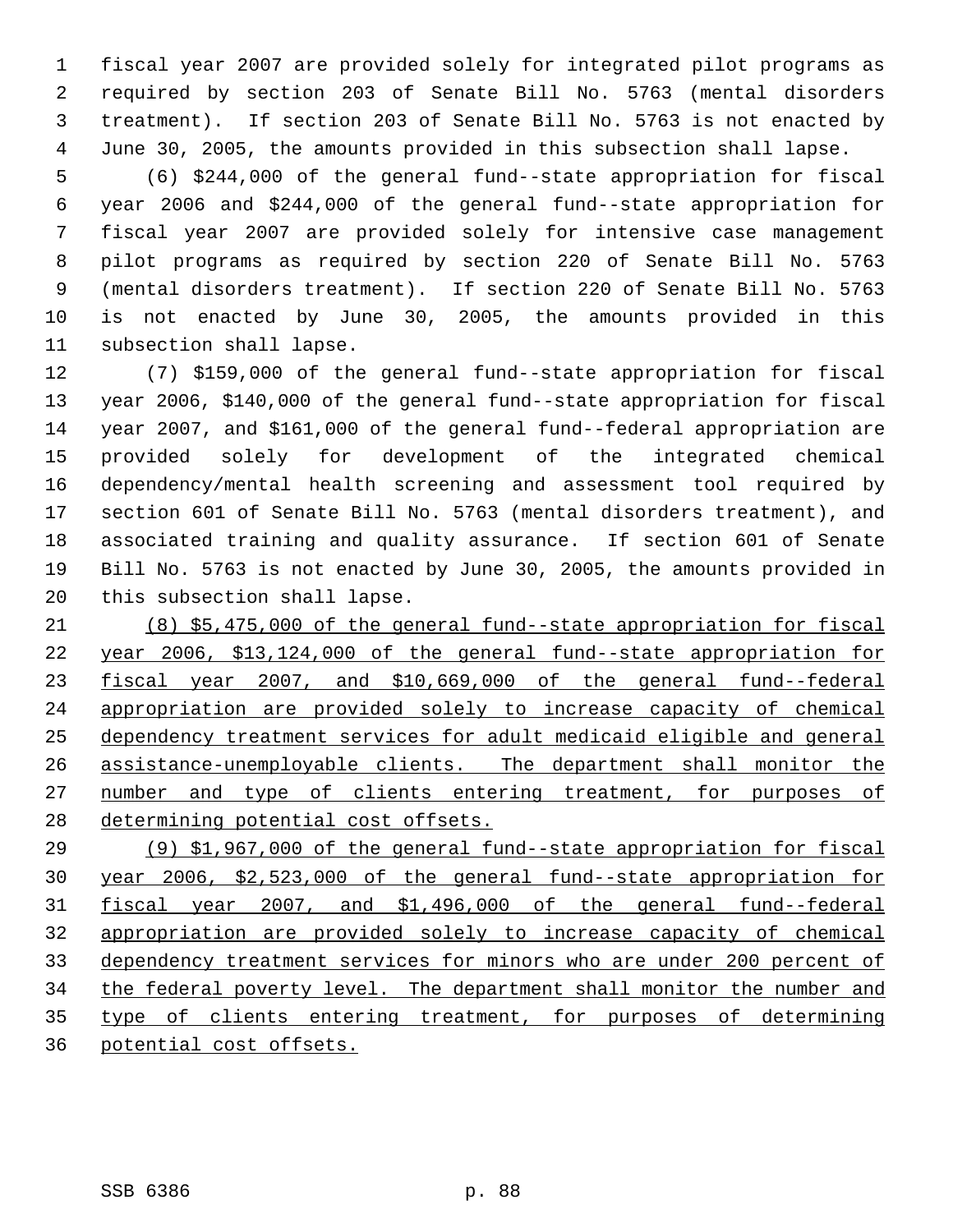fiscal year 2007 are provided solely for integrated pilot programs as required by section 203 of Senate Bill No. 5763 (mental disorders treatment). If section 203 of Senate Bill No. 5763 is not enacted by June 30, 2005, the amounts provided in this subsection shall lapse.

(6) $244,000 of the general fund--state appropriation for fiscal year 2006 and $244,000 of the general fund--state appropriation for fiscal year 2007 are provided solely for intensive case management pilot programs as required by section 220 of Senate Bill No. 5763 (mental disorders treatment). If section 220 of Senate Bill No. 5763 is not enacted by June 30, 2005, the amounts provided in this subsection shall lapse.

(7) $159,000 of the general fund--state appropriation for fiscal year 2006, $140,000 of the general fund--state appropriation for fiscal year 2007, and $161,000 of the general fund--federal appropriation are provided solely for development of the integrated chemical dependency/mental health screening and assessment tool required by section 601 of Senate Bill No. 5763 (mental disorders treatment), and associated training and quality assurance. If section 601 of Senate Bill No. 5763 is not enacted by June 30, 2005, the amounts provided in this subsection shall lapse.

<u>(8) $5,475,000 of the general fund--state appropriation for fiscal year 2006, $13,124,000 of the general fund--state appropriation for fiscal year 2007, and $10,669,000 of the general fund--federal appropriation are provided solely to increase capacity of chemical dependency treatment services for adult medicaid eligible and general assistance-unemployable clients. The department shall monitor the number and type of clients entering treatment, for purposes of determining potential cost offsets.</u>

<u>(9) $1,967,000 of the general fund--state appropriation for fiscal year 2006, $2,523,000 of the general fund--state appropriation for fiscal year 2007, and $1,496,000 of the general fund--federal appropriation are provided solely to increase capacity of chemical dependency treatment services for minors who are under 200 percent of the federal poverty level. The department shall monitor the number and type of clients entering treatment, for purposes of determining potential cost offsets.</u>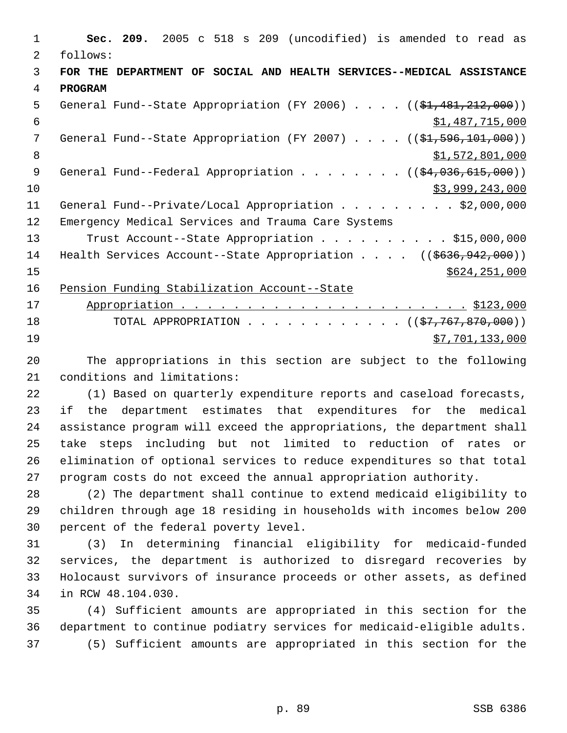**Sec. 209.** 2005 c 518 s 209 (uncodified) is amended to read as follows:

**FOR THE DEPARTMENT OF SOCIAL AND HEALTH SERVICES--MEDICAL ASSISTANCE PROGRAM**

General Fund--State Appropriation (FY 2006) . . . . ((~~$1,481,212,000~~)) $1,487,715,000

General Fund--State Appropriation (FY 2007) . . . . ((~~$1,596,101,000~~)) $1,572,801,000

General Fund--Federal Appropriation . . . . . . . . ((~~$4,036,615,000~~)) $3,999,243,000

General Fund--Private/Local Appropriation . . . . . . . . . $2,000,000

Emergency Medical Services and Trauma Care Systems Trust Account--State Appropriation . . . . . . . . . . $15,000,000

Health Services Account--State Appropriation . . . . ((~~$636,942,000~~)) $624,251,000

Pension Funding Stabilization Account--State Appropriation . . . . . . . . . . . . . . . . . . . . . . $123,000

TOTAL APPROPRIATION . . . . . . . . . . . . ((~~$7,767,870,000~~)) $7,701,133,000

The appropriations in this section are subject to the following conditions and limitations:

(1) Based on quarterly expenditure reports and caseload forecasts, if the department estimates that expenditures for the medical assistance program will exceed the appropriations, the department shall take steps including but not limited to reduction of rates or elimination of optional services to reduce expenditures so that total program costs do not exceed the annual appropriation authority.

(2) The department shall continue to extend medicaid eligibility to children through age 18 residing in households with incomes below 200 percent of the federal poverty level.

(3) In determining financial eligibility for medicaid-funded services, the department is authorized to disregard recoveries by Holocaust survivors of insurance proceeds or other assets, as defined in RCW 48.104.030.

(4) Sufficient amounts are appropriated in this section for the department to continue podiatry services for medicaid-eligible adults.

(5) Sufficient amounts are appropriated in this section for the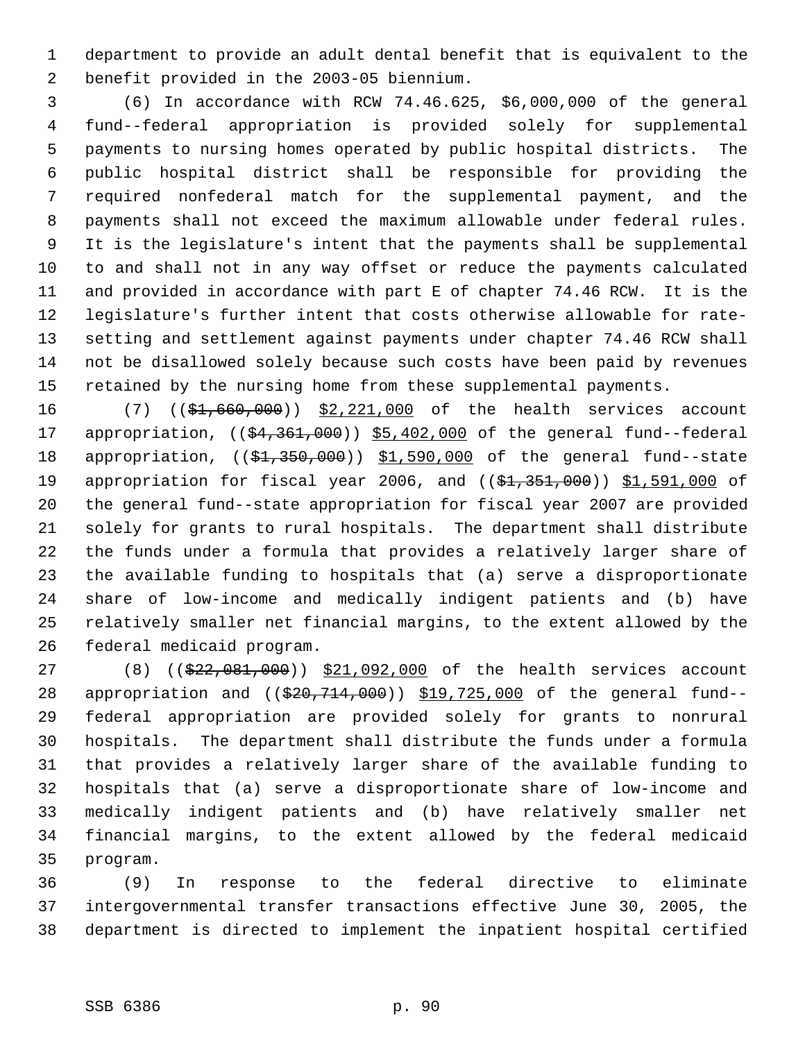department to provide an adult dental benefit that is equivalent to the benefit provided in the 2003-05 biennium.

(6) In accordance with RCW 74.46.625, $6,000,000 of the general fund--federal appropriation is provided solely for supplemental payments to nursing homes operated by public hospital districts. The public hospital district shall be responsible for providing the required nonfederal match for the supplemental payment, and the payments shall not exceed the maximum allowable under federal rules. It is the legislature's intent that the payments shall be supplemental to and shall not in any way offset or reduce the payments calculated and provided in accordance with part E of chapter 74.46 RCW. It is the legislature's further intent that costs otherwise allowable for rate-setting and settlement against payments under chapter 74.46 RCW shall not be disallowed solely because such costs have been paid by revenues retained by the nursing home from these supplemental payments.

(7) ((~~$1,660,000~~)) <u>$2,221,000</u> of the health services account appropriation, ((~~$4,361,000~~)) <u>$5,402,000</u> of the general fund--federal appropriation, ((~~$1,350,000~~)) <u>$1,590,000</u> of the general fund--state appropriation for fiscal year 2006, and ((~~$1,351,000~~)) <u>$1,591,000</u> of the general fund--state appropriation for fiscal year 2007 are provided solely for grants to rural hospitals. The department shall distribute the funds under a formula that provides a relatively larger share of the available funding to hospitals that (a) serve a disproportionate share of low-income and medically indigent patients and (b) have relatively smaller net financial margins, to the extent allowed by the federal medicaid program.

(8) ((~~$22,081,000~~)) <u>$21,092,000</u> of the health services account appropriation and ((~~$20,714,000~~)) <u>$19,725,000</u> of the general fund--federal appropriation are provided solely for grants to nonrural hospitals. The department shall distribute the funds under a formula that provides a relatively larger share of the available funding to hospitals that (a) serve a disproportionate share of low-income and medically indigent patients and (b) have relatively smaller net financial margins, to the extent allowed by the federal medicaid program.

(9) In response to the federal directive to eliminate intergovernmental transfer transactions effective June 30, 2005, the department is directed to implement the inpatient hospital certified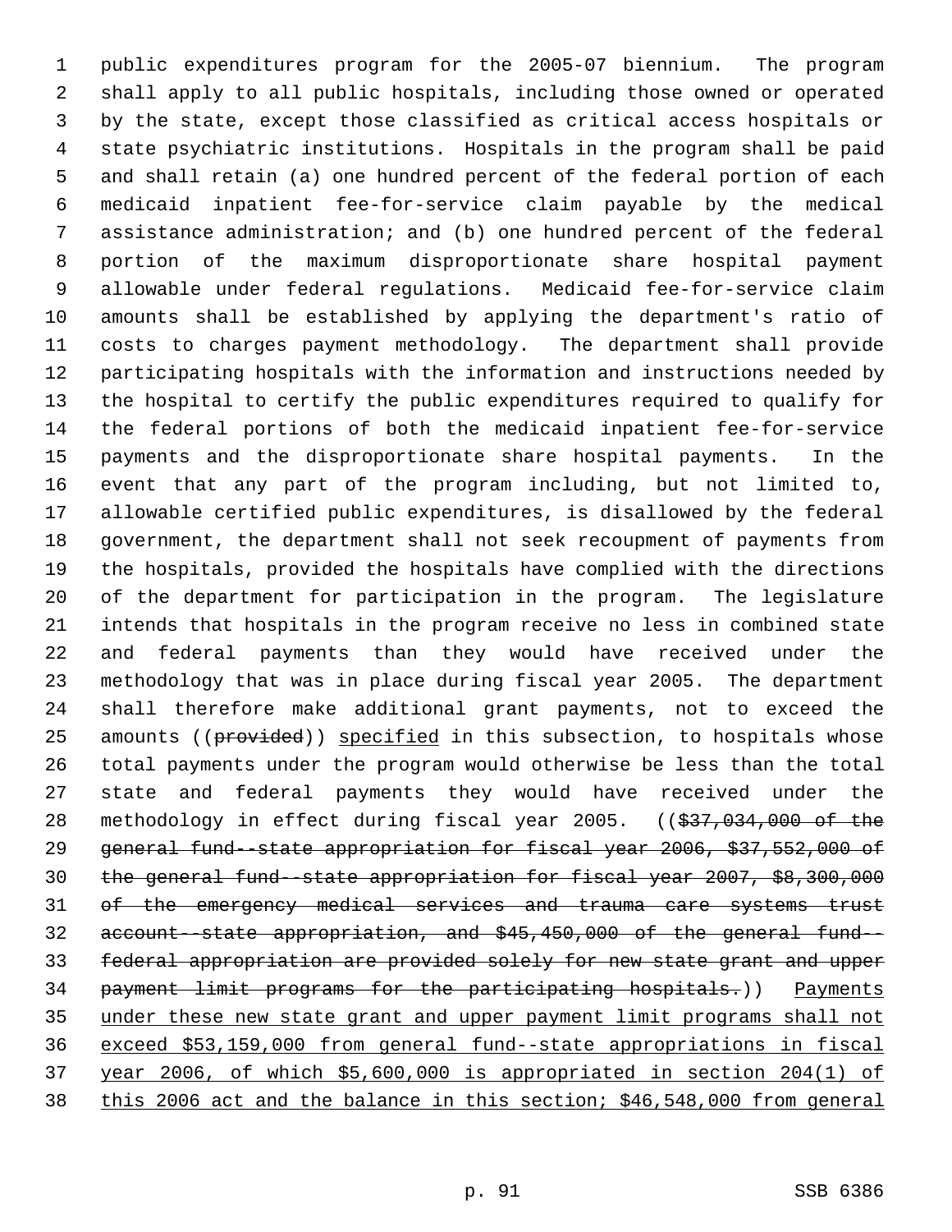public expenditures program for the 2005-07 biennium. The program shall apply to all public hospitals, including those owned or operated by the state, except those classified as critical access hospitals or state psychiatric institutions. Hospitals in the program shall be paid and shall retain (a) one hundred percent of the federal portion of each medicaid inpatient fee-for-service claim payable by the medical assistance administration; and (b) one hundred percent of the federal portion of the maximum disproportionate share hospital payment allowable under federal regulations. Medicaid fee-for-service claim amounts shall be established by applying the department's ratio of costs to charges payment methodology. The department shall provide participating hospitals with the information and instructions needed by the hospital to certify the public expenditures required to qualify for the federal portions of both the medicaid inpatient fee-for-service payments and the disproportionate share hospital payments. In the event that any part of the program including, but not limited to, allowable certified public expenditures, is disallowed by the federal government, the department shall not seek recoupment of payments from the hospitals, provided the hospitals have complied with the directions of the department for participation in the program. The legislature intends that hospitals in the program receive no less in combined state and federal payments than they would have received under the methodology that was in place during fiscal year 2005. The department shall therefore make additional grant payments, not to exceed the amounts ((~~provided~~)) <u>specified</u> in this subsection, to hospitals whose total payments under the program would otherwise be less than the total state and federal payments they would have received under the methodology in effect during fiscal year 2005. ((~~$37,034,000 of the general fund--state appropriation for fiscal year 2006, $37,552,000 of the general fund--state appropriation for fiscal year 2007, $8,300,000 of the emergency medical services and trauma care systems trust account--state appropriation, and $45,450,000 of the general fund--federal appropriation are provided solely for new state grant and upper payment limit programs for the participating hospitals.~~)) <u>Payments under these new state grant and upper payment limit programs shall not exceed $53,159,000 from general fund--state appropriations in fiscal year 2006, of which $5,600,000 is appropriated in section 204(1) of this 2006 act and the balance in this section; $46,548,000 from general</u>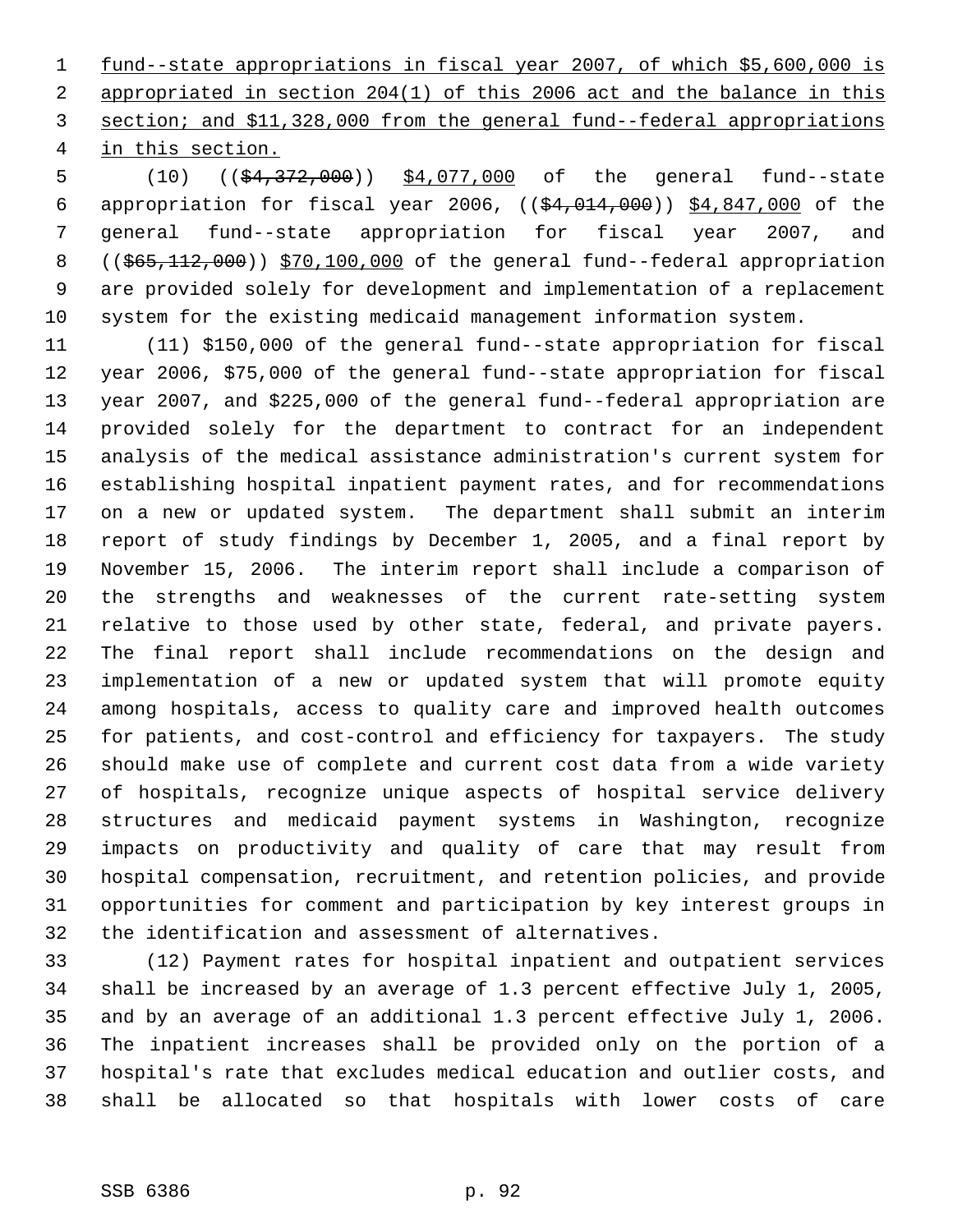fund--state appropriations in fiscal year 2007, of which $5,600,000 is appropriated in section 204(1) of this 2006 act and the balance in this section; and $11,328,000 from the general fund--federal appropriations in this section.

(10) ((~~$4,372,000~~)) $4,077,000 of the general fund--state appropriation for fiscal year 2006, ((~~$4,014,000~~)) $4,847,000 of the general fund--state appropriation for fiscal year 2007, and ((~~$65,112,000~~)) $70,100,000 of the general fund--federal appropriation are provided solely for development and implementation of a replacement system for the existing medicaid management information system.

(11) $150,000 of the general fund--state appropriation for fiscal year 2006, $75,000 of the general fund--state appropriation for fiscal year 2007, and $225,000 of the general fund--federal appropriation are provided solely for the department to contract for an independent analysis of the medical assistance administration's current system for establishing hospital inpatient payment rates, and for recommendations on a new or updated system. The department shall submit an interim report of study findings by December 1, 2005, and a final report by November 15, 2006. The interim report shall include a comparison of the strengths and weaknesses of the current rate-setting system relative to those used by other state, federal, and private payers. The final report shall include recommendations on the design and implementation of a new or updated system that will promote equity among hospitals, access to quality care and improved health outcomes for patients, and cost-control and efficiency for taxpayers. The study should make use of complete and current cost data from a wide variety of hospitals, recognize unique aspects of hospital service delivery structures and medicaid payment systems in Washington, recognize impacts on productivity and quality of care that may result from hospital compensation, recruitment, and retention policies, and provide opportunities for comment and participation by key interest groups in the identification and assessment of alternatives.

(12) Payment rates for hospital inpatient and outpatient services shall be increased by an average of 1.3 percent effective July 1, 2005, and by an average of an additional 1.3 percent effective July 1, 2006. The inpatient increases shall be provided only on the portion of a hospital's rate that excludes medical education and outlier costs, and shall be allocated so that hospitals with lower costs of care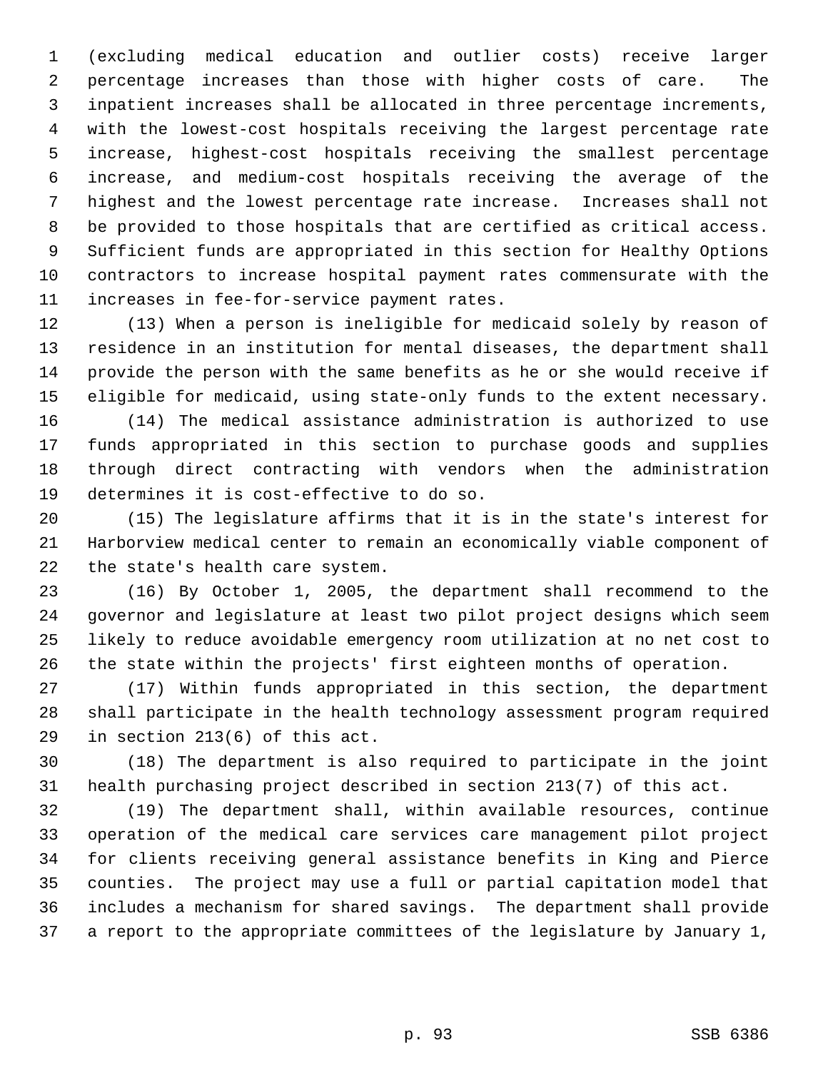(excluding medical education and outlier costs) receive larger percentage increases than those with higher costs of care. The inpatient increases shall be allocated in three percentage increments, with the lowest-cost hospitals receiving the largest percentage rate increase, highest-cost hospitals receiving the smallest percentage increase, and medium-cost hospitals receiving the average of the highest and the lowest percentage rate increase. Increases shall not be provided to those hospitals that are certified as critical access. Sufficient funds are appropriated in this section for Healthy Options contractors to increase hospital payment rates commensurate with the increases in fee-for-service payment rates.

(13) When a person is ineligible for medicaid solely by reason of residence in an institution for mental diseases, the department shall provide the person with the same benefits as he or she would receive if eligible for medicaid, using state-only funds to the extent necessary.

(14) The medical assistance administration is authorized to use funds appropriated in this section to purchase goods and supplies through direct contracting with vendors when the administration determines it is cost-effective to do so.

(15) The legislature affirms that it is in the state's interest for Harborview medical center to remain an economically viable component of the state's health care system.

(16) By October 1, 2005, the department shall recommend to the governor and legislature at least two pilot project designs which seem likely to reduce avoidable emergency room utilization at no net cost to the state within the projects' first eighteen months of operation.

(17) Within funds appropriated in this section, the department shall participate in the health technology assessment program required in section 213(6) of this act.

(18) The department is also required to participate in the joint health purchasing project described in section 213(7) of this act.

(19) The department shall, within available resources, continue operation of the medical care services care management pilot project for clients receiving general assistance benefits in King and Pierce counties. The project may use a full or partial capitation model that includes a mechanism for shared savings. The department shall provide a report to the appropriate committees of the legislature by January 1,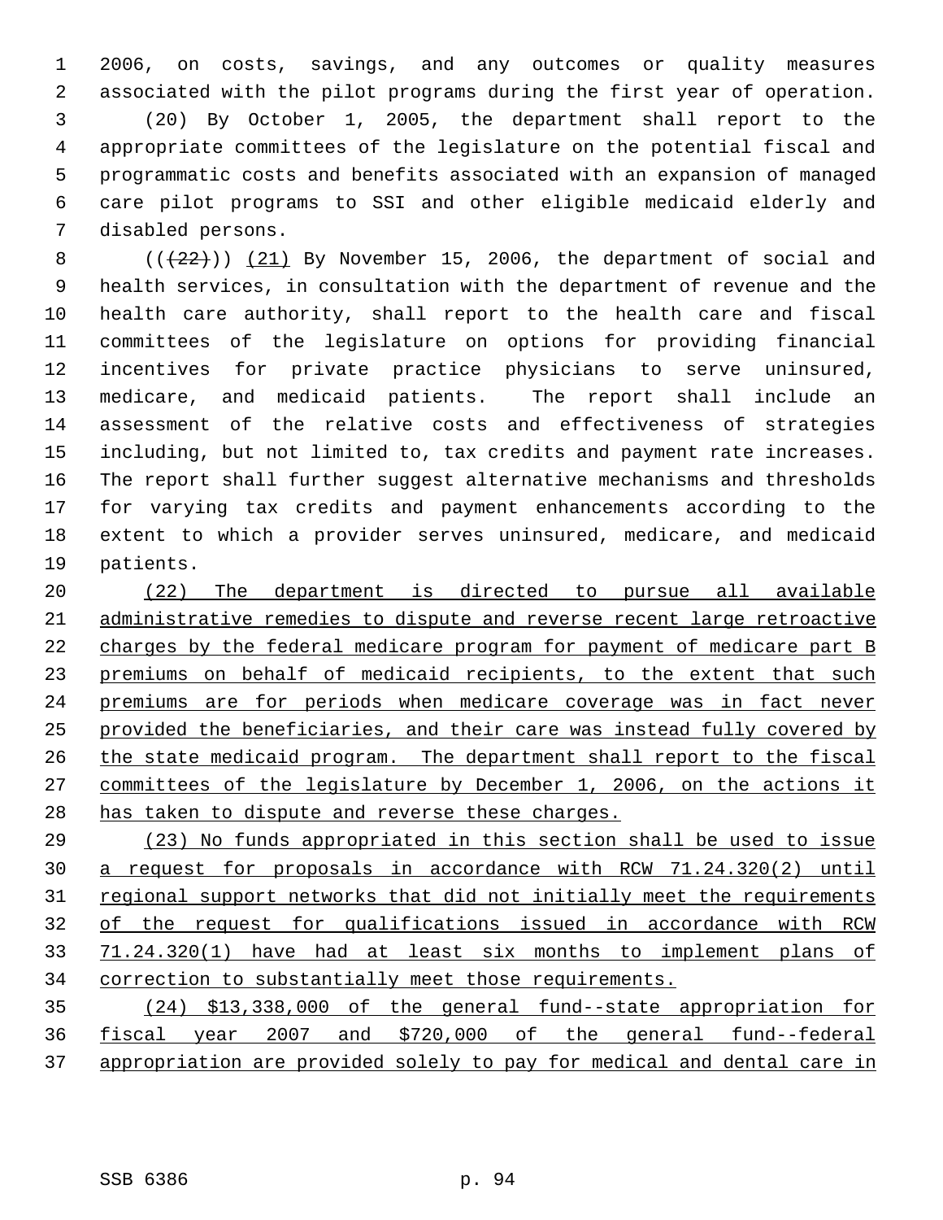2006, on costs, savings, and any outcomes or quality measures associated with the pilot programs during the first year of operation.

(20) By October 1, 2005, the department shall report to the appropriate committees of the legislature on the potential fiscal and programmatic costs and benefits associated with an expansion of managed care pilot programs to SSI and other eligible medicaid elderly and disabled persons.

~~((22))~~ (21) By November 15, 2006, the department of social and health services, in consultation with the department of revenue and the health care authority, shall report to the health care and fiscal committees of the legislature on options for providing financial incentives for private practice physicians to serve uninsured, medicare, and medicaid patients. The report shall include an assessment of the relative costs and effectiveness of strategies including, but not limited to, tax credits and payment rate increases. The report shall further suggest alternative mechanisms and thresholds for varying tax credits and payment enhancements according to the extent to which a provider serves uninsured, medicare, and medicaid patients.

(22) The department is directed to pursue all available administrative remedies to dispute and reverse recent large retroactive charges by the federal medicare program for payment of medicare part B premiums on behalf of medicaid recipients, to the extent that such premiums are for periods when medicare coverage was in fact never provided the beneficiaries, and their care was instead fully covered by the state medicaid program. The department shall report to the fiscal committees of the legislature by December 1, 2006, on the actions it has taken to dispute and reverse these charges.

(23) No funds appropriated in this section shall be used to issue a request for proposals in accordance with RCW 71.24.320(2) until regional support networks that did not initially meet the requirements of the request for qualifications issued in accordance with RCW 71.24.320(1) have had at least six months to implement plans of correction to substantially meet those requirements.

(24) $13,338,000 of the general fund--state appropriation for fiscal year 2007 and $720,000 of the general fund--federal appropriation are provided solely to pay for medical and dental care in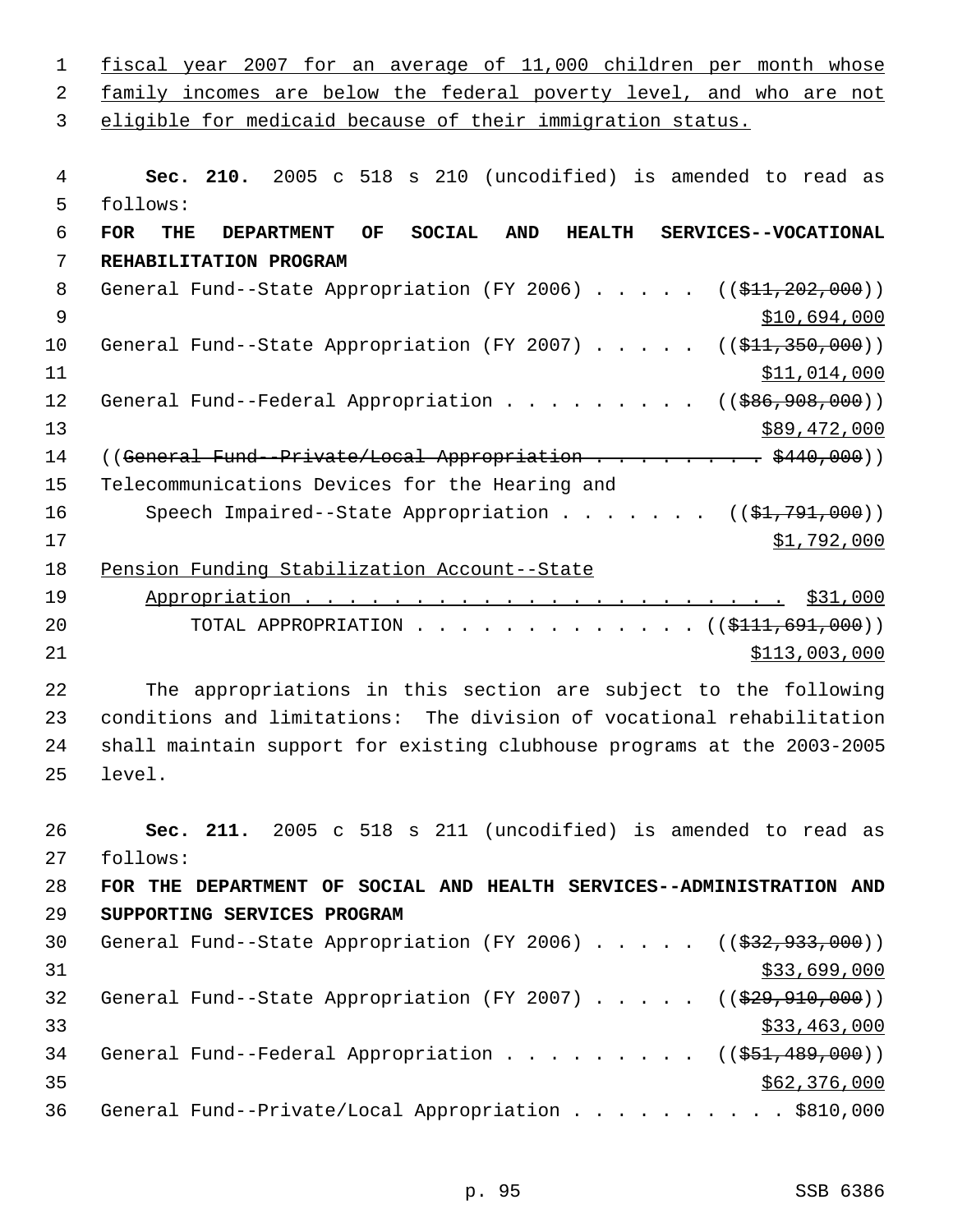fiscal year 2007 for an average of 11,000 children per month whose family incomes are below the federal poverty level, and who are not eligible for medicaid because of their immigration status.

**Sec. 210.** 2005 c 518 s 210 (uncodified) is amended to read as follows:

**FOR THE DEPARTMENT OF SOCIAL AND HEALTH SERVICES--VOCATIONAL REHABILITATION PROGRAM**

General Fund--State Appropriation (FY 2006) . . . . . ((~~$11,202,000~~)) $10,694,000

General Fund--State Appropriation (FY 2007) . . . . . ((~~$11,350,000~~)) $11,014,000

General Fund--Federal Appropriation . . . . . . . . . ((~~$86,908,000~~)) $89,472,000

((~~General Fund--Private/Local Appropriation . . . . . . . . . $440,000~~))

Telecommunications Devices for the Hearing and Speech Impaired--State Appropriation . . . . . . . ((~~$1,791,000~~)) $1,792,000

Pension Funding Stabilization Account--State Appropriation . . . . . . . . . . . . . . . . . . . . . . . $31,000

TOTAL APPROPRIATION . . . . . . . . . . . . . ((~~$111,691,000~~)) $113,003,000

The appropriations in this section are subject to the following conditions and limitations: The division of vocational rehabilitation shall maintain support for existing clubhouse programs at the 2003-2005 level.

**Sec. 211.** 2005 c 518 s 211 (uncodified) is amended to read as follows:

**FOR THE DEPARTMENT OF SOCIAL AND HEALTH SERVICES--ADMINISTRATION AND SUPPORTING SERVICES PROGRAM**

General Fund--State Appropriation (FY 2006) . . . . . ((~~$32,933,000~~)) $33,699,000

General Fund--State Appropriation (FY 2007) . . . . . ((~~$29,910,000~~)) $33,463,000

General Fund--Federal Appropriation . . . . . . . . . ((~~$51,489,000~~)) $62,376,000

General Fund--Private/Local Appropriation . . . . . . . . . . $810,000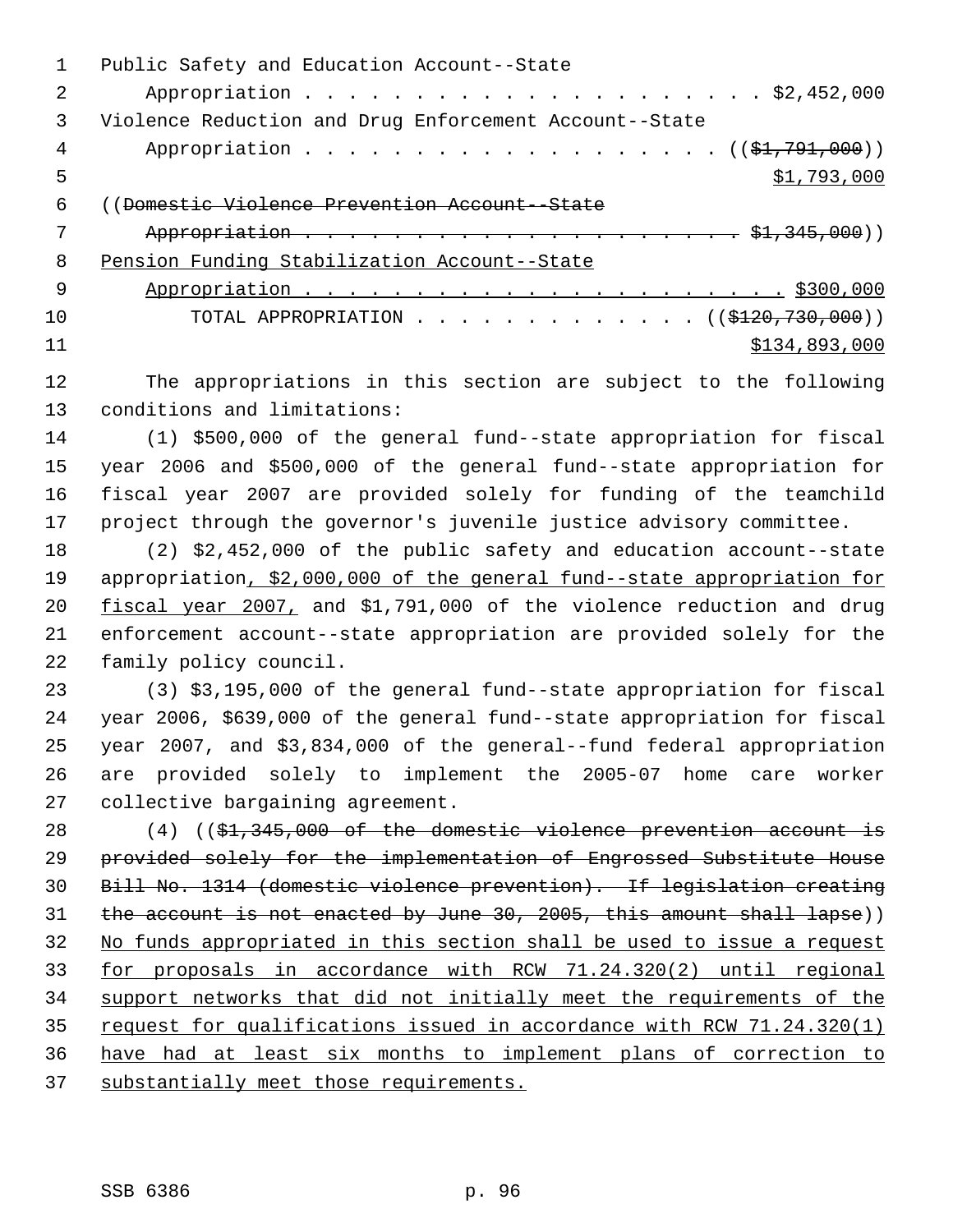Public Safety and Education Account--State
    Appropriation . . . . . . . . . . . . . . . . . . . . . . $2,452,000
Violence Reduction and Drug Enforcement Account--State
    Appropriation . . . . . . . . . . . . . . . . . . . . (($1,791,000))
                                                                $1,793,000
((Domestic Violence Prevention Account--State
    Appropriation . . . . . . . . . . . . . . . . . . . . . . $1,345,000))
Pensión Funding Stabilization Account--State
    Appropriation . . . . . . . . . . . . . . . . . . . . . . . $300,000
        TOTAL APPROPRIATION . . . . . . . . . . . . . . (($120,730,000))
                                                              $134,893,000

The appropriations in this section are subject to the following conditions and limitations:

(1) $500,000 of the general fund--state appropriation for fiscal year 2006 and $500,000 of the general fund--state appropriation for fiscal year 2007 are provided solely for funding of the teamchild project through the governor's juvenile justice advisory committee.

(2) $2,452,000 of the public safety and education account--state appropriation, $2,000,000 of the general fund--state appropriation for fiscal year 2007, and $1,791,000 of the violence reduction and drug enforcement account--state appropriation are provided solely for the family policy council.

(3) $3,195,000 of the general fund--state appropriation for fiscal year 2006, $639,000 of the general fund--state appropriation for fiscal year 2007, and $3,834,000 of the general--fund federal appropriation are provided solely to implement the 2005-07 home care worker collective bargaining agreement.

(4) (($1,345,000 of the domestic violence prevention account is provided solely for the implementation of Engrossed Substitute House Bill No. 1314 (domestic violence prevention). If legislation creating the account is not enacted by June 30, 2005, this amount shall lapse)) No funds appropriated in this section shall be used to issue a request for proposals in accordance with RCW 71.24.320(2) until regional support networks that did not initially meet the requirements of the request for qualifications issued in accordance with RCW 71.24.320(1) have had at least six months to implement plans of correction to substantially meet those requirements.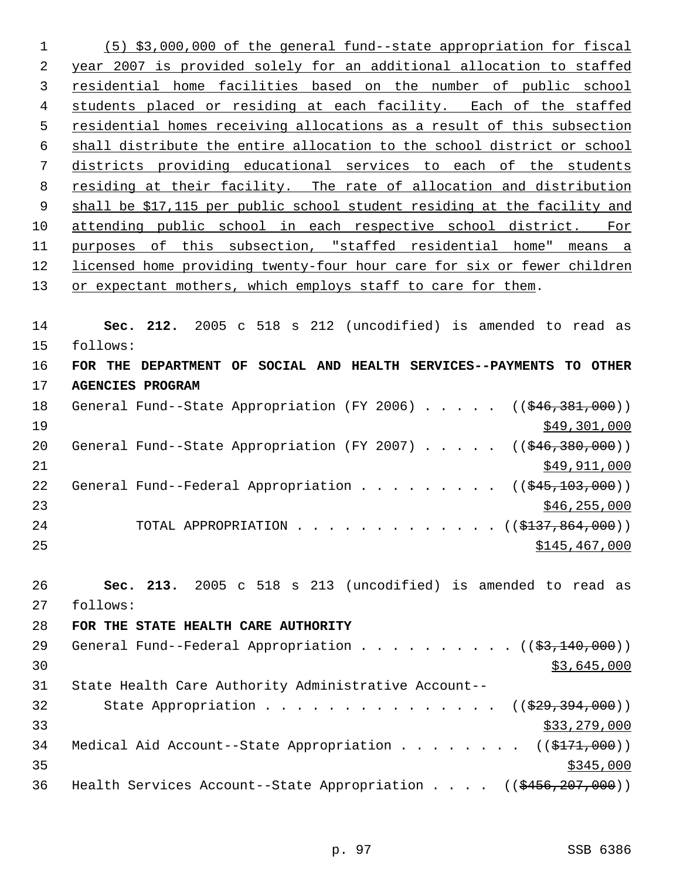(5) $3,000,000 of the general fund--state appropriation for fiscal year 2007 is provided solely for an additional allocation to staffed residential home facilities based on the number of public school students placed or residing at each facility. Each of the staffed residential homes receiving allocations as a result of this subsection shall distribute the entire allocation to the school district or school districts providing educational services to each of the students residing at their facility. The rate of allocation and distribution shall be $17,115 per public school student residing at the facility and attending public school in each respective school district. For purposes of this subsection, "staffed residential home" means a licensed home providing twenty-four hour care for six or fewer children or expectant mothers, which employs staff to care for them.

**Sec. 212.** 2005 c 518 s 212 (uncodified) is amended to read as follows:

**FOR THE DEPARTMENT OF SOCIAL AND HEALTH SERVICES--PAYMENTS TO OTHER AGENCIES PROGRAM**

General Fund--State Appropriation (FY 2006) . . . . . (($46,381,000)) $49,301,000

General Fund--State Appropriation (FY 2007) . . . . . (($46,380,000)) $49,911,000

General Fund--Federal Appropriation . . . . . . . . . (($45,103,000)) $46,255,000

TOTAL APPROPRIATION . . . . . . . . . . . . . (($137,864,000)) $145,467,000

**Sec. 213.** 2005 c 518 s 213 (uncodified) is amended to read as follows:

**FOR THE STATE HEALTH CARE AUTHORITY**

General Fund--Federal Appropriation . . . . . . . . . . (($3,140,000)) $3,645,000

State Health Care Authority Administrative Account--State Appropriation . . . . . . . . . . . . . . . (($29,394,000)) $33,279,000

Medical Aid Account--State Appropriation . . . . . . . . (($171,000)) $345,000

Health Services Account--State Appropriation . . . . (($456,207,000))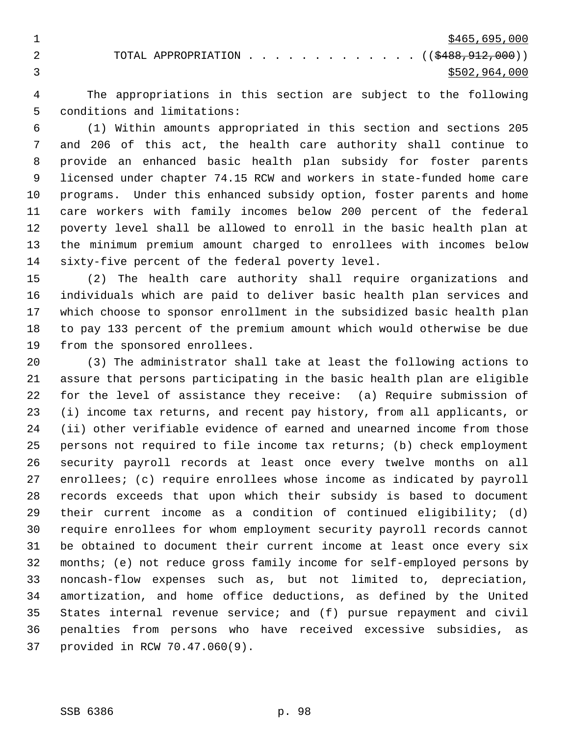$465,695,000

TOTAL APPROPRIATION . . . . . . . . . . . . . (($488,912,000))
$502,964,000

The appropriations in this section are subject to the following conditions and limitations:

(1) Within amounts appropriated in this section and sections 205 and 206 of this act, the health care authority shall continue to provide an enhanced basic health plan subsidy for foster parents licensed under chapter 74.15 RCW and workers in state-funded home care programs. Under this enhanced subsidy option, foster parents and home care workers with family incomes below 200 percent of the federal poverty level shall be allowed to enroll in the basic health plan at the minimum premium amount charged to enrollees with incomes below sixty-five percent of the federal poverty level.

(2) The health care authority shall require organizations and individuals which are paid to deliver basic health plan services and which choose to sponsor enrollment in the subsidized basic health plan to pay 133 percent of the premium amount which would otherwise be due from the sponsored enrollees.

(3) The administrator shall take at least the following actions to assure that persons participating in the basic health plan are eligible for the level of assistance they receive: (a) Require submission of (i) income tax returns, and recent pay history, from all applicants, or (ii) other verifiable evidence of earned and unearned income from those persons not required to file income tax returns; (b) check employment security payroll records at least once every twelve months on all enrollees; (c) require enrollees whose income as indicated by payroll records exceeds that upon which their subsidy is based to document their current income as a condition of continued eligibility; (d) require enrollees for whom employment security payroll records cannot be obtained to document their current income at least once every six months; (e) not reduce gross family income for self-employed persons by noncash-flow expenses such as, but not limited to, depreciation, amortization, and home office deductions, as defined by the United States internal revenue service; and (f) pursue repayment and civil penalties from persons who have received excessive subsidies, as provided in RCW 70.47.060(9).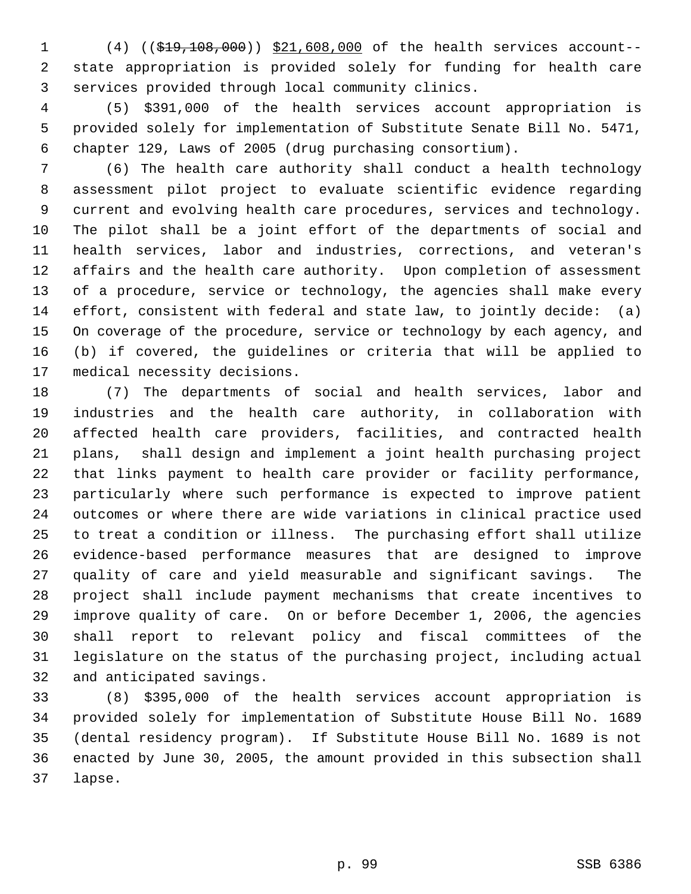(4) ((~~$19,108,000~~)) $21,608,000 of the health services account--state appropriation is provided solely for funding for health care services provided through local community clinics.

(5) $391,000 of the health services account appropriation is provided solely for implementation of Substitute Senate Bill No. 5471, chapter 129, Laws of 2005 (drug purchasing consortium).

(6) The health care authority shall conduct a health technology assessment pilot project to evaluate scientific evidence regarding current and evolving health care procedures, services and technology. The pilot shall be a joint effort of the departments of social and health services, labor and industries, corrections, and veteran's affairs and the health care authority. Upon completion of assessment of a procedure, service or technology, the agencies shall make every effort, consistent with federal and state law, to jointly decide: (a) On coverage of the procedure, service or technology by each agency, and (b) if covered, the guidelines or criteria that will be applied to medical necessity decisions.

(7) The departments of social and health services, labor and industries and the health care authority, in collaboration with affected health care providers, facilities, and contracted health plans, shall design and implement a joint health purchasing project that links payment to health care provider or facility performance, particularly where such performance is expected to improve patient outcomes or where there are wide variations in clinical practice used to treat a condition or illness. The purchasing effort shall utilize evidence-based performance measures that are designed to improve quality of care and yield measurable and significant savings. The project shall include payment mechanisms that create incentives to improve quality of care. On or before December 1, 2006, the agencies shall report to relevant policy and fiscal committees of the legislature on the status of the purchasing project, including actual and anticipated savings.

(8) $395,000 of the health services account appropriation is provided solely for implementation of Substitute House Bill No. 1689 (dental residency program). If Substitute House Bill No. 1689 is not enacted by June 30, 2005, the amount provided in this subsection shall lapse.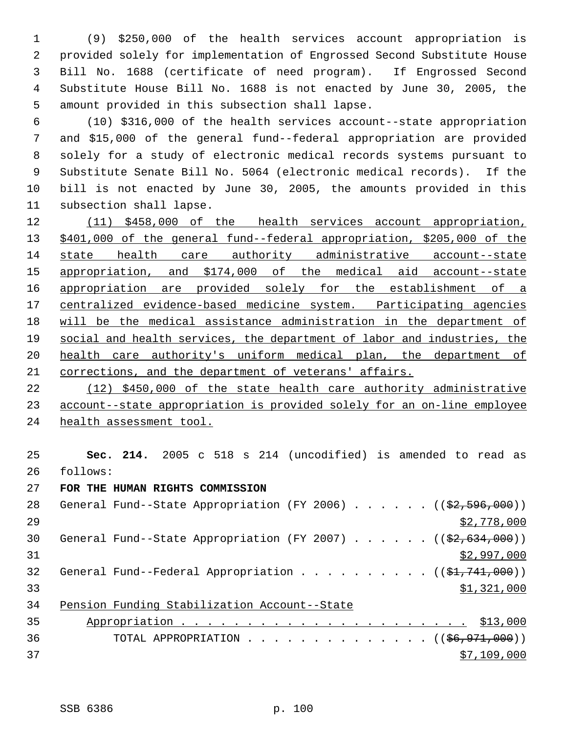(9) $250,000 of the health services account appropriation is provided solely for implementation of Engrossed Second Substitute House Bill No. 1688 (certificate of need program). If Engrossed Second Substitute House Bill No. 1688 is not enacted by June 30, 2005, the amount provided in this subsection shall lapse.

(10) $316,000 of the health services account--state appropriation and $15,000 of the general fund--federal appropriation are provided solely for a study of electronic medical records systems pursuant to Substitute Senate Bill No. 5064 (electronic medical records). If the bill is not enacted by June 30, 2005, the amounts provided in this subsection shall lapse.

<u>(11) $458,000 of the health services account appropriation, $401,000 of the general fund--federal appropriation, $205,000 of the state health care authority administrative account--state appropriation, and $174,000 of the medical aid account--state appropriation are provided solely for the establishment of a centralized evidence-based medicine system. Participating agencies will be the medical assistance administration in the department of social and health services, the department of labor and industries, the health care authority's uniform medical plan, the department of corrections, and the department of veterans' affairs.</u>

<u>(12) $450,000 of the state health care authority administrative account--state appropriation is provided solely for an on-line employee health assessment tool.</u>

**Sec. 214.** 2005 c 518 s 214 (uncodified) is amended to read as follows:

**FOR THE HUMAN RIGHTS COMMISSION**

General Fund--State Appropriation (FY 2006) . . . . . . ((~~$2,596,000~~)) <u>$2,778,000</u>

General Fund--State Appropriation (FY 2007) . . . . . . ((~~$2,634,000~~)) <u>$2,997,000</u>

General Fund--Federal Appropriation . . . . . . . . . . ((~~$1,741,000~~)) <u>$1,321,000</u>

<u>Pension Funding Stabilization Account--State Appropriation . . . . . . . . . . . . . . . . . . . . . . . $13,000</u>

TOTAL APPROPRIATION . . . . . . . . . . . . . . . ((~~$6,971,000~~)) <u>$7,109,000</u>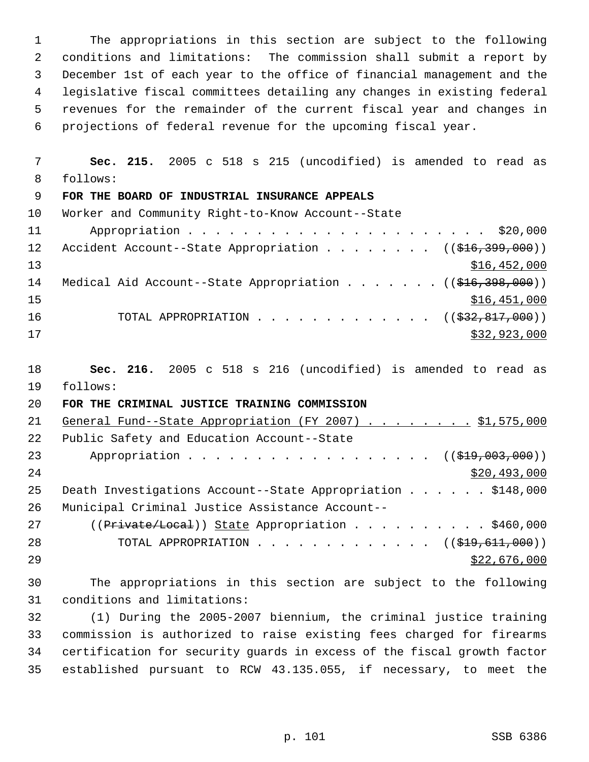The appropriations in this section are subject to the following conditions and limitations: The commission shall submit a report by December 1st of each year to the office of financial management and the legislative fiscal committees detailing any changes in existing federal revenues for the remainder of the current fiscal year and changes in projections of federal revenue for the upcoming fiscal year.

**Sec. 215.** 2005 c 518 s 215 (uncodified) is amended to read as follows:

**FOR THE BOARD OF INDUSTRIAL INSURANCE APPEALS**

Worker and Community Right-to-Know Account--State Appropriation . . . . . . . . . . . . . . . . . . . . . . $20,000

Accident Account--State Appropriation . . . . . . . . ((~~$16,399,000~~)) <u>$16,452,000</u>

Medical Aid Account--State Appropriation . . . . . . . ((~~$16,398,000~~)) <u>$16,451,000</u>

TOTAL APPROPRIATION . . . . . . . . . . . . . ((~~$32,817,000~~)) <u>$32,923,000</u>

**Sec. 216.** 2005 c 518 s 216 (uncodified) is amended to read as follows:

**FOR THE CRIMINAL JUSTICE TRAINING COMMISSION**

<u>General Fund--State Appropriation (FY 2007) . . . . . . . . $1,575,000</u>

Public Safety and Education Account--State Appropriation . . . . . . . . . . . . . . . . . . ((~~$19,003,000~~)) <u>$20,493,000</u>

Death Investigations Account--State Appropriation . . . . . . $148,000

Municipal Criminal Justice Assistance Account--((~~Private/Local~~)) <u>State</u> Appropriation . . . . . . . . . . $460,000

TOTAL APPROPRIATION . . . . . . . . . . . . . ((~~$19,611,000~~)) <u>$22,676,000</u>

The appropriations in this section are subject to the following conditions and limitations:

(1) During the 2005-2007 biennium, the criminal justice training commission is authorized to raise existing fees charged for firearms certification for security guards in excess of the fiscal growth factor established pursuant to RCW 43.135.055, if necessary, to meet the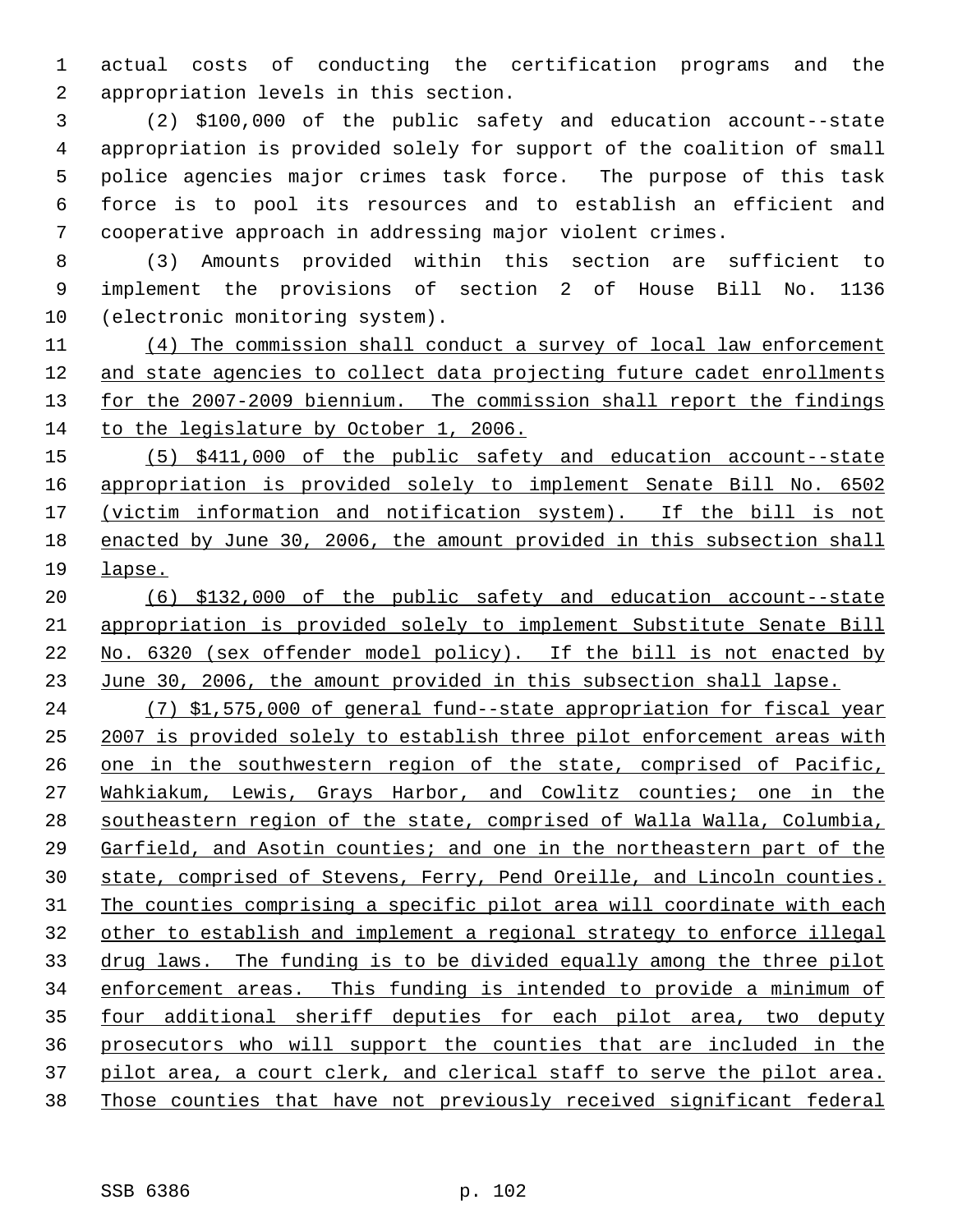actual costs of conducting the certification programs and the appropriation levels in this section.

(2) $100,000 of the public safety and education account--state appropriation is provided solely for support of the coalition of small police agencies major crimes task force. The purpose of this task force is to pool its resources and to establish an efficient and cooperative approach in addressing major violent crimes.

(3) Amounts provided within this section are sufficient to implement the provisions of section 2 of House Bill No. 1136 (electronic monitoring system).

(4) The commission shall conduct a survey of local law enforcement and state agencies to collect data projecting future cadet enrollments for the 2007-2009 biennium. The commission shall report the findings to the legislature by October 1, 2006.

(5) $411,000 of the public safety and education account--state appropriation is provided solely to implement Senate Bill No. 6502 (victim information and notification system). If the bill is not enacted by June 30, 2006, the amount provided in this subsection shall lapse.

(6) $132,000 of the public safety and education account--state appropriation is provided solely to implement Substitute Senate Bill No. 6320 (sex offender model policy). If the bill is not enacted by June 30, 2006, the amount provided in this subsection shall lapse.

(7) $1,575,000 of general fund--state appropriation for fiscal year 2007 is provided solely to establish three pilot enforcement areas with one in the southwestern region of the state, comprised of Pacific, Wahkiakum, Lewis, Grays Harbor, and Cowlitz counties; one in the southeastern region of the state, comprised of Walla Walla, Columbia, Garfield, and Asotin counties; and one in the northeastern part of the state, comprised of Stevens, Ferry, Pend Oreille, and Lincoln counties. The counties comprising a specific pilot area will coordinate with each other to establish and implement a regional strategy to enforce illegal drug laws. The funding is to be divided equally among the three pilot enforcement areas. This funding is intended to provide a minimum of four additional sheriff deputies for each pilot area, two deputy prosecutors who will support the counties that are included in the pilot area, a court clerk, and clerical staff to serve the pilot area. Those counties that have not previously received significant federal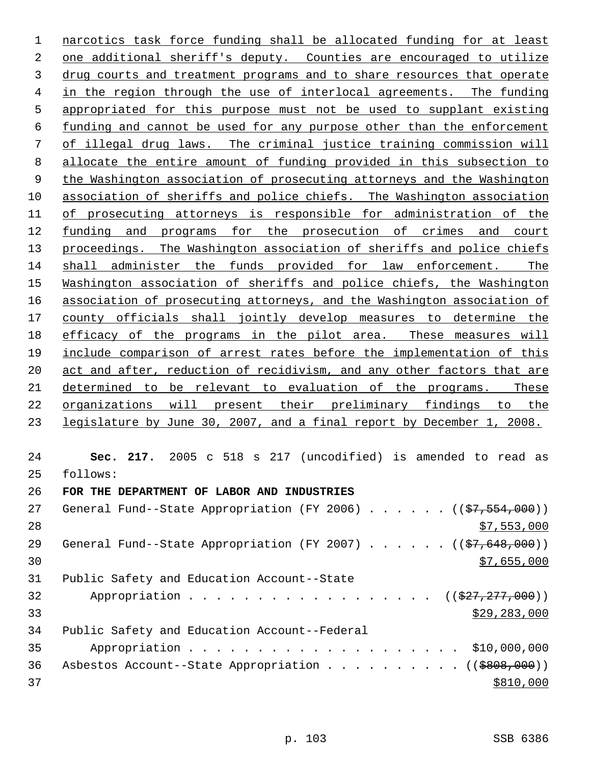narcotics task force funding shall be allocated funding for at least one additional sheriff's deputy. Counties are encouraged to utilize drug courts and treatment programs and to share resources that operate in the region through the use of interlocal agreements. The funding appropriated for this purpose must not be used to supplant existing funding and cannot be used for any purpose other than the enforcement of illegal drug laws. The criminal justice training commission will allocate the entire amount of funding provided in this subsection to the Washington association of prosecuting attorneys and the Washington association of sheriffs and police chiefs. The Washington association of prosecuting attorneys is responsible for administration of the funding and programs for the prosecution of crimes and court proceedings. The Washington association of sheriffs and police chiefs shall administer the funds provided for law enforcement. The Washington association of sheriffs and police chiefs, the Washington association of prosecuting attorneys, and the Washington association of county officials shall jointly develop measures to determine the efficacy of the programs in the pilot area. These measures will include comparison of arrest rates before the implementation of this act and after, reduction of recidivism, and any other factors that are determined to be relevant to evaluation of the programs. These organizations will present their preliminary findings to the legislature by June 30, 2007, and a final report by December 1, 2008.

**Sec. 217.** 2005 c 518 s 217 (uncodified) is amended to read as follows:

**FOR THE DEPARTMENT OF LABOR AND INDUSTRIES**

General Fund--State Appropriation (FY 2006) . . . . . . (($7,554,000)) $7,553,000

General Fund--State Appropriation (FY 2007) . . . . . . (($7,648,000)) $7,655,000

Public Safety and Education Account--State Appropriation . . . . . . . . . . . . . . . . . . . (($27,277,000)) $29,283,000

Public Safety and Education Account--Federal Appropriation . . . . . . . . . . . . . . . . . . . . $10,000,000

Asbestos Account--State Appropriation . . . . . . . . . . (($808,000)) $810,000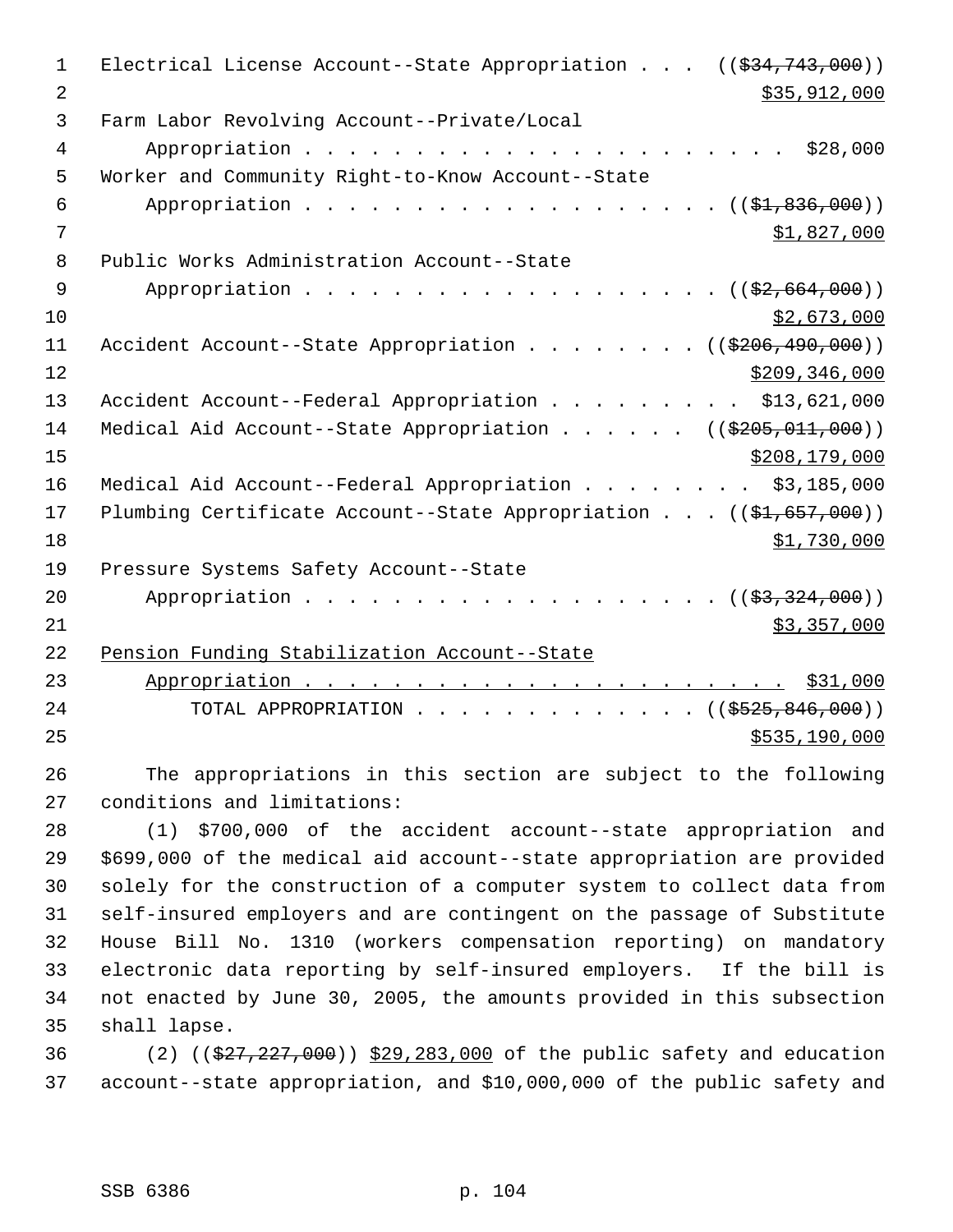Electrical License Account--State Appropriation . . . ((~~$34,743,000~~))
<u>$35,912,000</u>

Farm Labor Revolving Account--Private/Local
Appropriation . . . . . . . . . . . . . . . . . . . . . . $28,000

Worker and Community Right-to-Know Account--State
Appropriation . . . . . . . . . . . . . . . . . . . ((~~$1,836,000~~))
<u>$1,827,000</u>

Public Works Administration Account--State
Appropriation . . . . . . . . . . . . . . . . . . . ((~~$2,664,000~~))
<u>$2,673,000</u>

Accident Account--State Appropriation . . . . . . . . ((~~$206,490,000~~))
<u>$209,346,000</u>

Accident Account--Federal Appropriation . . . . . . . . . $13,621,000

Medical Aid Account--State Appropriation . . . . . . ((~~$205,011,000~~))
<u>$208,179,000</u>

Medical Aid Account--Federal Appropriation . . . . . . . . $3,185,000

Plumbing Certificate Account--State Appropriation . . . ((~~$1,657,000~~))
<u>$1,730,000</u>

Pressure Systems Safety Account--State
Appropriation . . . . . . . . . . . . . . . . . . . ((~~$3,324,000~~))
<u>$3,357,000</u>

<u>Pension Funding Stabilization Account--State</u>
<u>Appropriation . . . . . . . . . . . . . . . . . . . . . . $31,000</u>

TOTAL APPROPRIATION . . . . . . . . . . . . . . ((~~$525,846,000~~))
<u>$535,190,000</u>

The appropriations in this section are subject to the following conditions and limitations:

(1) $700,000 of the accident account--state appropriation and $699,000 of the medical aid account--state appropriation are provided solely for the construction of a computer system to collect data from self-insured employers and are contingent on the passage of Substitute House Bill No. 1310 (workers compensation reporting) on mandatory electronic data reporting by self-insured employers. If the bill is not enacted by June 30, 2005, the amounts provided in this subsection shall lapse.

(2) ((~~$27,227,000~~)) <u>$29,283,000</u> of the public safety and education account--state appropriation, and $10,000,000 of the public safety and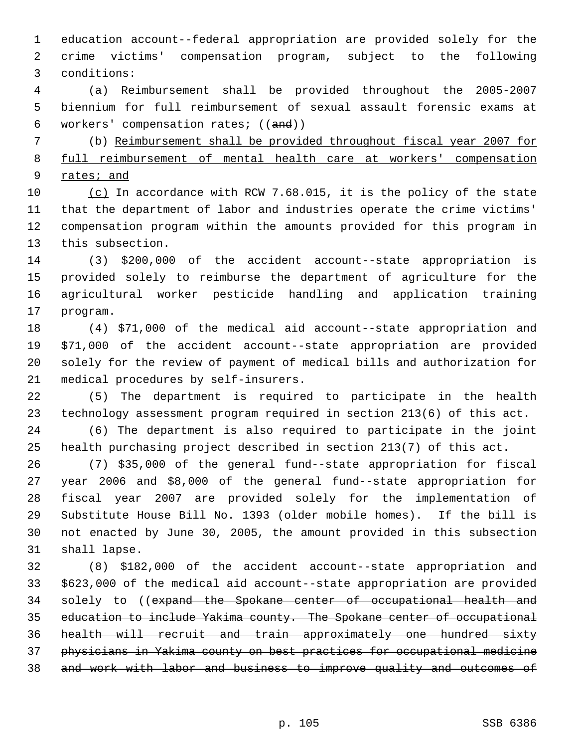education account--federal appropriation are provided solely for the crime victims' compensation program, subject to the following conditions:

(a) Reimbursement shall be provided throughout the 2005-2007 biennium for full reimbursement of sexual assault forensic exams at workers' compensation rates; ((~~and~~))

(b) <u>Reimbursement shall be provided throughout fiscal year 2007 for full reimbursement of mental health care at workers' compensation rates; and</u>

<u>(c)</u> In accordance with RCW 7.68.015, it is the policy of the state that the department of labor and industries operate the crime victims' compensation program within the amounts provided for this program in this subsection.

(3) $200,000 of the accident account--state appropriation is provided solely to reimburse the department of agriculture for the agricultural worker pesticide handling and application training program.

(4) $71,000 of the medical aid account--state appropriation and $71,000 of the accident account--state appropriation are provided solely for the review of payment of medical bills and authorization for medical procedures by self-insurers.

(5) The department is required to participate in the health technology assessment program required in section 213(6) of this act.

(6) The department is also required to participate in the joint health purchasing project described in section 213(7) of this act.

(7) $35,000 of the general fund--state appropriation for fiscal year 2006 and $8,000 of the general fund--state appropriation for fiscal year 2007 are provided solely for the implementation of Substitute House Bill No. 1393 (older mobile homes). If the bill is not enacted by June 30, 2005, the amount provided in this subsection shall lapse.

(8) $182,000 of the accident account--state appropriation and $623,000 of the medical aid account--state appropriation are provided solely to ((~~expand the Spokane center of occupational health and education to include Yakima county. The Spokane center of occupational health will recruit and train approximately one hundred sixty physicians in Yakima county on best practices for occupational medicine and work with labor and business to improve quality and outcomes of~~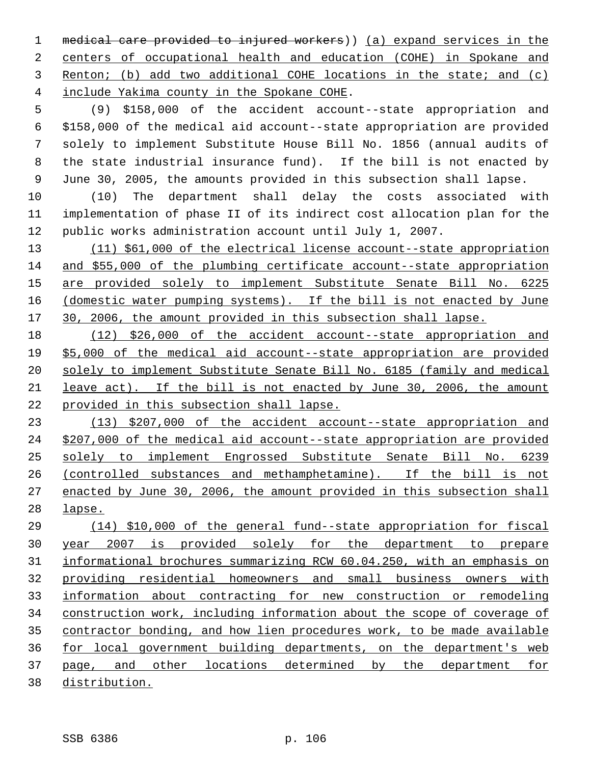~~medical care provided to injured workers~~)) (a) expand services in the centers of occupational health and education (COHE) in Spokane and Renton; (b) add two additional COHE locations in the state; and (c) include Yakima county in the Spokane COHE.

(9) $158,000 of the accident account--state appropriation and $158,000 of the medical aid account--state appropriation are provided solely to implement Substitute House Bill No. 1856 (annual audits of the state industrial insurance fund). If the bill is not enacted by June 30, 2005, the amounts provided in this subsection shall lapse.

(10) The department shall delay the costs associated with implementation of phase II of its indirect cost allocation plan for the public works administration account until July 1, 2007.

(11) $61,000 of the electrical license account--state appropriation and $55,000 of the plumbing certificate account--state appropriation are provided solely to implement Substitute Senate Bill No. 6225 (domestic water pumping systems). If the bill is not enacted by June 30, 2006, the amount provided in this subsection shall lapse.

(12) $26,000 of the accident account--state appropriation and $5,000 of the medical aid account--state appropriation are provided solely to implement Substitute Senate Bill No. 6185 (family and medical leave act). If the bill is not enacted by June 30, 2006, the amount provided in this subsection shall lapse.

(13) $207,000 of the accident account--state appropriation and $207,000 of the medical aid account--state appropriation are provided solely to implement Engrossed Substitute Senate Bill No. 6239 (controlled substances and methamphetamine). If the bill is not enacted by June 30, 2006, the amount provided in this subsection shall lapse.

(14) $10,000 of the general fund--state appropriation for fiscal year 2007 is provided solely for the department to prepare informational brochures summarizing RCW 60.04.250, with an emphasis on providing residential homeowners and small business owners with information about contracting for new construction or remodeling construction work, including information about the scope of coverage of contractor bonding, and how lien procedures work, to be made available for local government building departments, on the department's web page, and other locations determined by the department for distribution.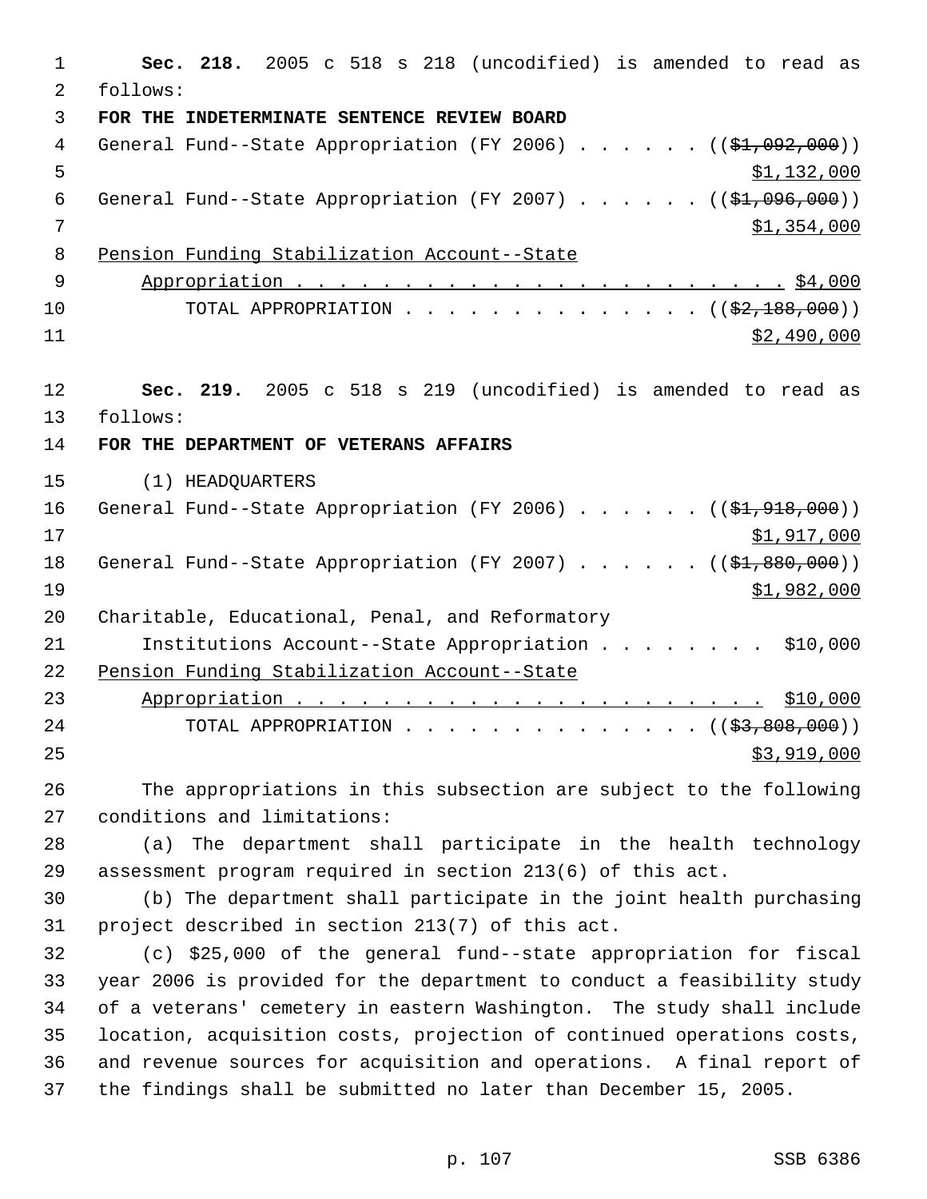**Sec. 218.** 2005 c 518 s 218 (uncodified) is amended to read as follows:

**FOR THE INDETERMINATE SENTENCE REVIEW BOARD**

General Fund--State Appropriation (FY 2006) . . . . . . ((~~$1,092,000~~)) $1,132,000

General Fund--State Appropriation (FY 2007) . . . . . . ((~~$1,096,000~~)) $1,354,000

Pension Funding Stabilization Account--State Appropriation . . . . . . . . . . . . . . . . . . . . . . . $4,000

TOTAL APPROPRIATION . . . . . . . . . . . . . . . ((~~$2,188,000~~)) $2,490,000

**Sec. 219.** 2005 c 518 s 219 (uncodified) is amended to read as follows:

**FOR THE DEPARTMENT OF VETERANS AFFAIRS**

(1) HEADQUARTERS

General Fund--State Appropriation (FY 2006) . . . . . . ((~~$1,918,000~~)) $1,917,000

General Fund--State Appropriation (FY 2007) . . . . . . ((~~$1,880,000~~)) $1,982,000

Charitable, Educational, Penal, and Reformatory Institutions Account--State Appropriation . . . . . . . . $10,000

Pension Funding Stabilization Account--State Appropriation . . . . . . . . . . . . . . . . . . . . . . $10,000

TOTAL APPROPRIATION . . . . . . . . . . . . . . . ((~~$3,808,000~~)) $3,919,000

The appropriations in this subsection are subject to the following conditions and limitations:

(a) The department shall participate in the health technology assessment program required in section 213(6) of this act.

(b) The department shall participate in the joint health purchasing project described in section 213(7) of this act.

(c) $25,000 of the general fund--state appropriation for fiscal year 2006 is provided for the department to conduct a feasibility study of a veterans' cemetery in eastern Washington. The study shall include location, acquisition costs, projection of continued operations costs, and revenue sources for acquisition and operations. A final report of the findings shall be submitted no later than December 15, 2005.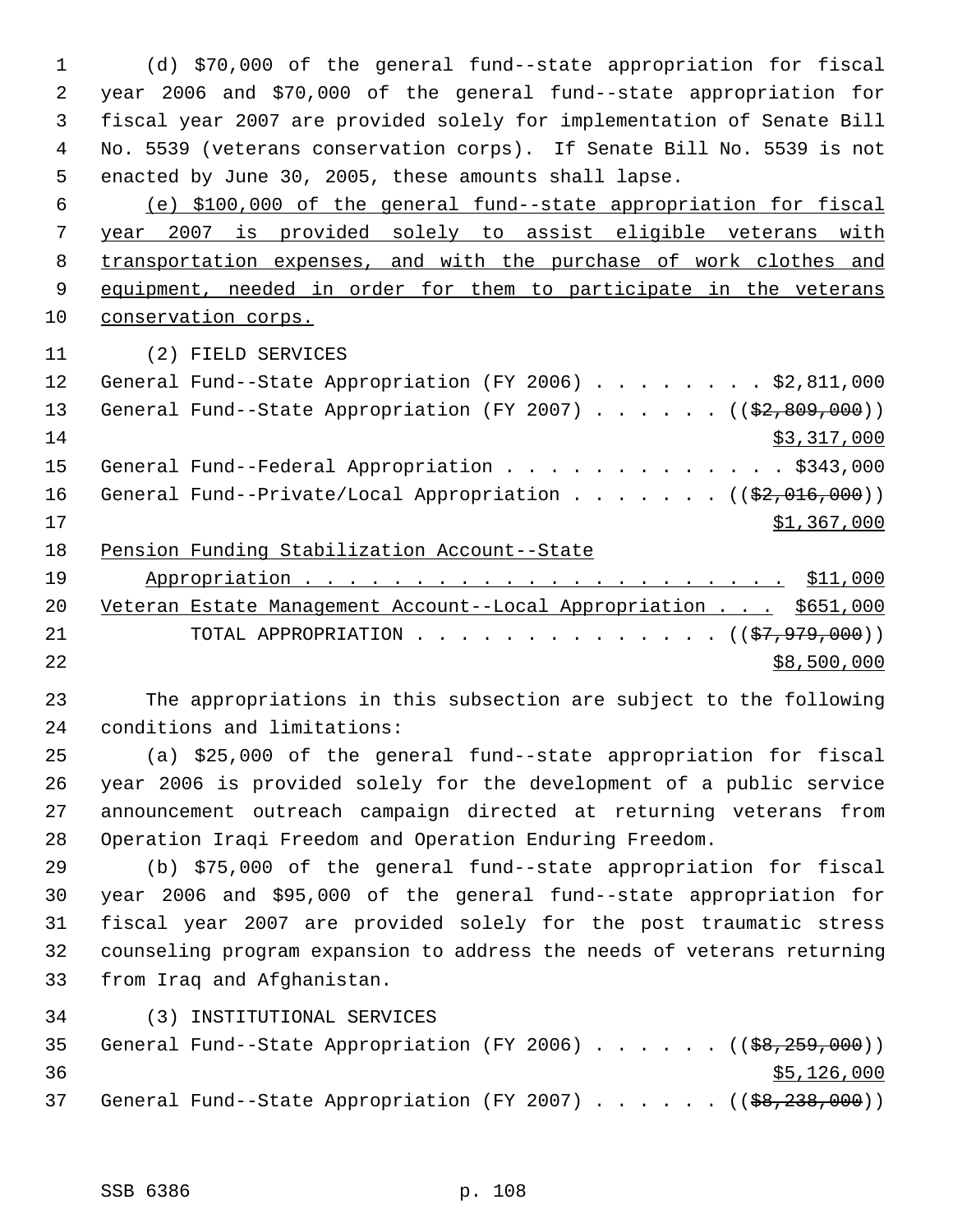(d) $70,000 of the general fund--state appropriation for fiscal year 2006 and $70,000 of the general fund--state appropriation for fiscal year 2007 are provided solely for implementation of Senate Bill No. 5539 (veterans conservation corps). If Senate Bill No. 5539 is not enacted by June 30, 2005, these amounts shall lapse.

<u>(e) $100,000 of the general fund--state appropriation for fiscal year 2007 is provided solely to assist eligible veterans with transportation expenses, and with the purchase of work clothes and equipment, needed in order for them to participate in the veterans conservation corps.</u>

(2) FIELD SERVICES

General Fund--State Appropriation (FY 2006) . . . . . . . . $2,811,000

General Fund--State Appropriation (FY 2007) . . . . . . ((~~$2,809,000~~)) <u>$3,317,000</u>

General Fund--Federal Appropriation . . . . . . . . . . . . . $343,000

General Fund--Private/Local Appropriation . . . . . . . ((~~$2,016,000~~)) <u>$1,367,000</u>

<u>Pension Funding Stabilization Account--State Appropriation . . . . . . . . . . . . . . . . . . . . . . $11,000</u>

<u>Veteran Estate Management Account--Local Appropriation . . . $651,000</u>

TOTAL APPROPRIATION . . . . . . . . . . . . . . . ((~~$7,979,000~~)) <u>$8,500,000</u>

The appropriations in this subsection are subject to the following conditions and limitations:

(a) $25,000 of the general fund--state appropriation for fiscal year 2006 is provided solely for the development of a public service announcement outreach campaign directed at returning veterans from Operation Iraqi Freedom and Operation Enduring Freedom.

(b) $75,000 of the general fund--state appropriation for fiscal year 2006 and $95,000 of the general fund--state appropriation for fiscal year 2007 are provided solely for the post traumatic stress counseling program expansion to address the needs of veterans returning from Iraq and Afghanistan.

(3) INSTITUTIONAL SERVICES

General Fund--State Appropriation (FY 2006) . . . . . . ((~~$8,259,000~~)) <u>$5,126,000</u>

General Fund--State Appropriation (FY 2007) . . . . . . ((~~$8,238,000~~))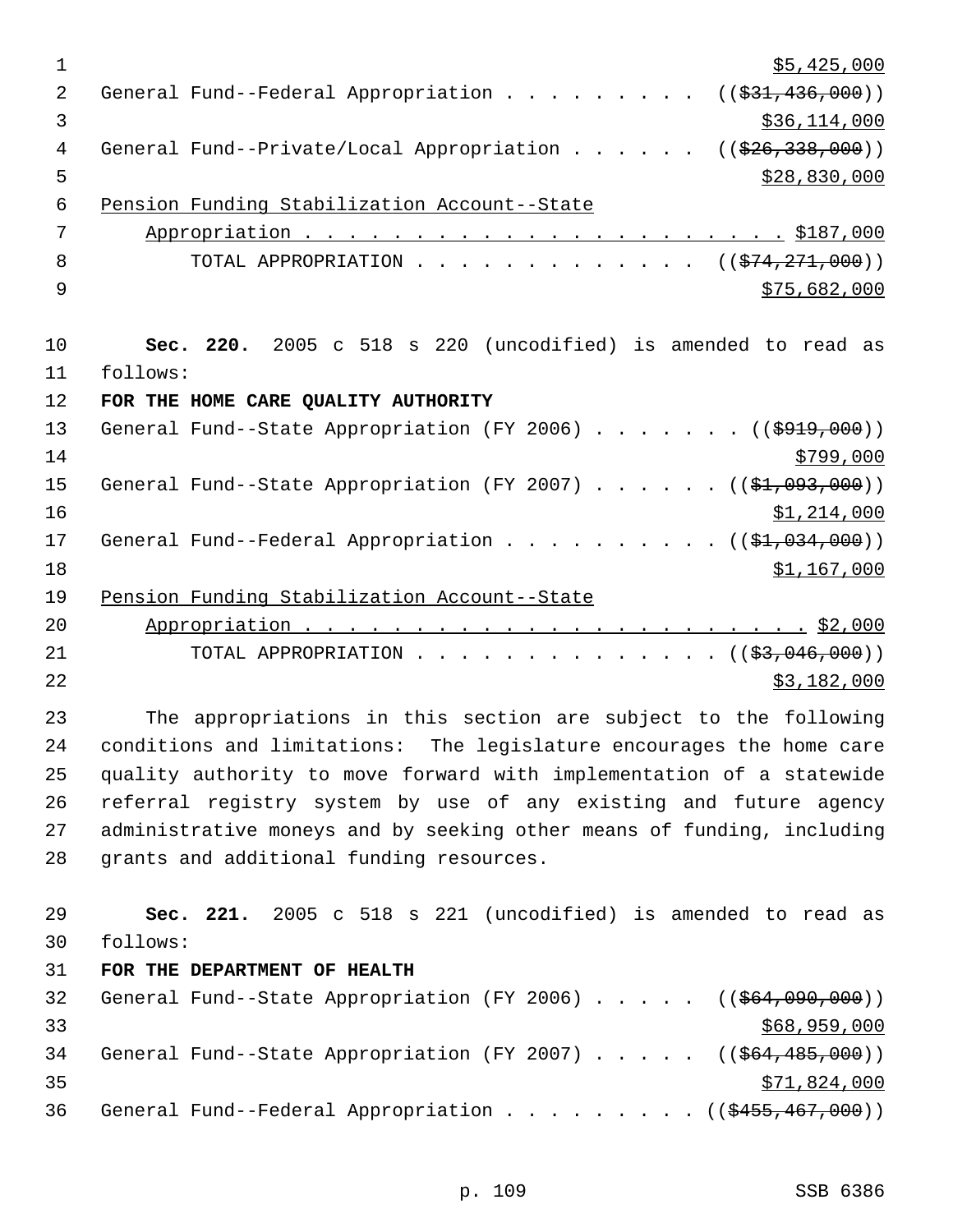$5,425,000

General Fund--Federal Appropriation . . . . . . . . . (($31,436,000))
$36,114,000

General Fund--Private/Local Appropriation . . . . . . (($26,338,000))
$28,830,000

Pension Funding Stabilization Account--State
Appropriation . . . . . . . . . . . . . . . . . . . . . . . $187,000

TOTAL APPROPRIATION . . . . . . . . . . . . . (($74,271,000))
$75,682,000

**Sec. 220.** 2005 c 518 s 220 (uncodified) is amended to read as follows:

**FOR THE HOME CARE QUALITY AUTHORITY**

General Fund--State Appropriation (FY 2006) . . . . . . . (($919,000))
$799,000

General Fund--State Appropriation (FY 2007) . . . . . . (($1,093,000))
$1,214,000

General Fund--Federal Appropriation . . . . . . . . . . (($1,034,000))
$1,167,000

Pension Funding Stabilization Account--State
Appropriation . . . . . . . . . . . . . . . . . . . . . . . $2,000

TOTAL APPROPRIATION . . . . . . . . . . . . . . (($3,046,000))
$3,182,000

The appropriations in this section are subject to the following conditions and limitations: The legislature encourages the home care quality authority to move forward with implementation of a statewide referral registry system by use of any existing and future agency administrative moneys and by seeking other means of funding, including grants and additional funding resources.

**Sec. 221.** 2005 c 518 s 221 (uncodified) is amended to read as follows:

**FOR THE DEPARTMENT OF HEALTH**

General Fund--State Appropriation (FY 2006) . . . . . (($64,090,000))
$68,959,000

General Fund--State Appropriation (FY 2007) . . . . . (($64,485,000))
$71,824,000

General Fund--Federal Appropriation . . . . . . . . . (($455,467,000))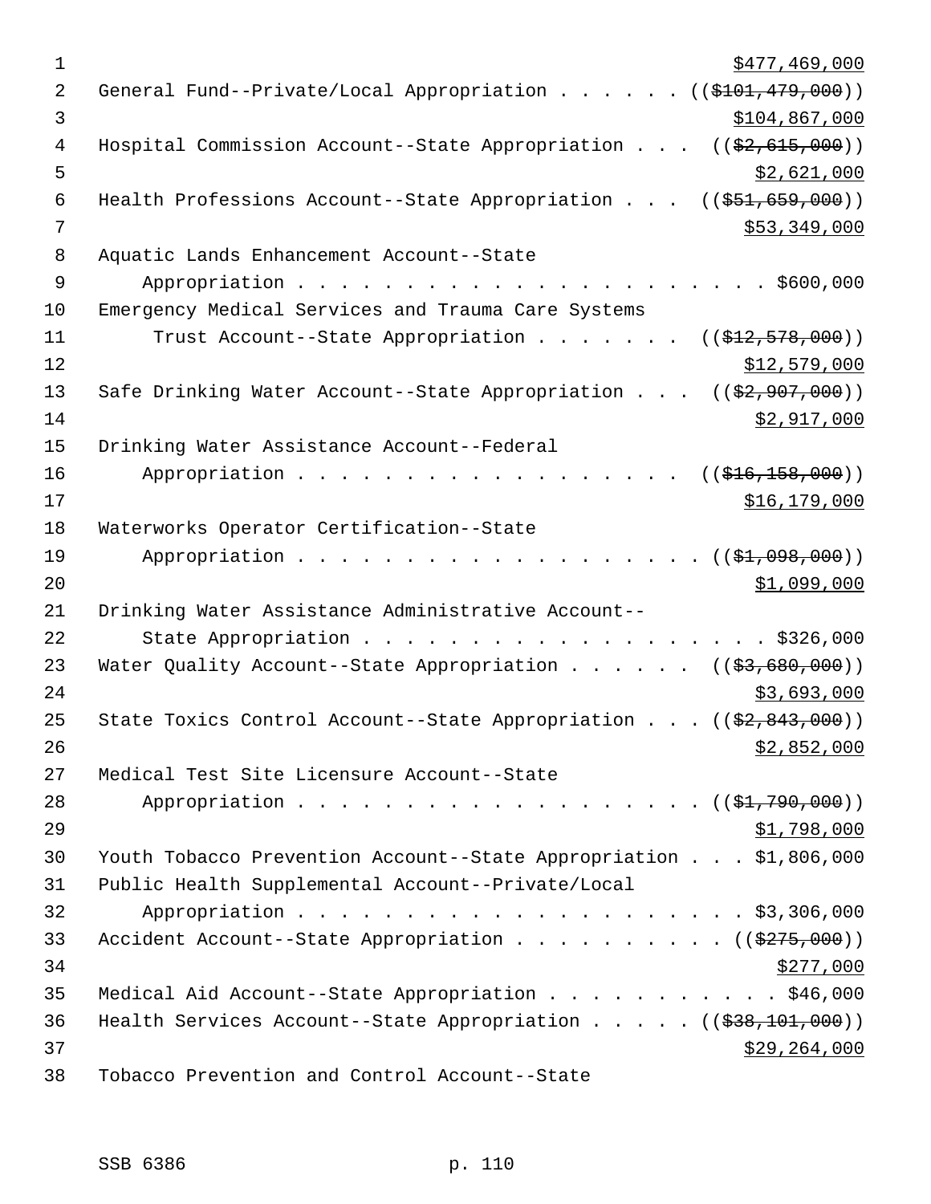$477,469,000

General Fund--Private/Local Appropriation . . . . . . (( ~~$101,479,000~~ ))
$104,867,000

Hospital Commission Account--State Appropriation . . . (( ~~$2,615,000~~ ))
$2,621,000

Health Professions Account--State Appropriation . . . (( ~~$51,659,000~~ ))
$53,349,000

Aquatic Lands Enhancement Account--State
Appropriation . . . . . . . . . . . . . . . . . . . . . . $600,000

Emergency Medical Services and Trauma Care Systems
Trust Account--State Appropriation . . . . . . . (( ~~$12,578,000~~ ))
$12,579,000

Safe Drinking Water Account--State Appropriation . . . (( ~~$2,907,000~~ ))
$2,917,000

Drinking Water Assistance Account--Federal
Appropriation . . . . . . . . . . . . . . . . . . . (( ~~$16,158,000~~ ))
$16,179,000

Waterworks Operator Certification--State
Appropriation . . . . . . . . . . . . . . . . . . . . (( ~~$1,098,000~~ ))
$1,099,000

Drinking Water Assistance Administrative Account--
State Appropriation . . . . . . . . . . . . . . . . . . . $326,000

Water Quality Account--State Appropriation . . . . . . (( ~~$3,680,000~~ ))
$3,693,000

State Toxics Control Account--State Appropriation . . . (( ~~$2,843,000~~ ))
$2,852,000

Medical Test Site Licensure Account--State
Appropriation . . . . . . . . . . . . . . . . . . . . (( ~~$1,790,000~~ ))
$1,798,000

Youth Tobacco Prevention Account--State Appropriation . . . $1,806,000

Public Health Supplemental Account--Private/Local
Appropriation . . . . . . . . . . . . . . . . . . . . . . $3,306,000

Accident Account--State Appropriation . . . . . . . . . . (( ~~$275,000~~ ))
$277,000

Medical Aid Account--State Appropriation . . . . . . . . . . . $46,000

Health Services Account--State Appropriation . . . . . (( ~~$38,101,000~~ ))
$29,264,000

Tobacco Prevention and Control Account--State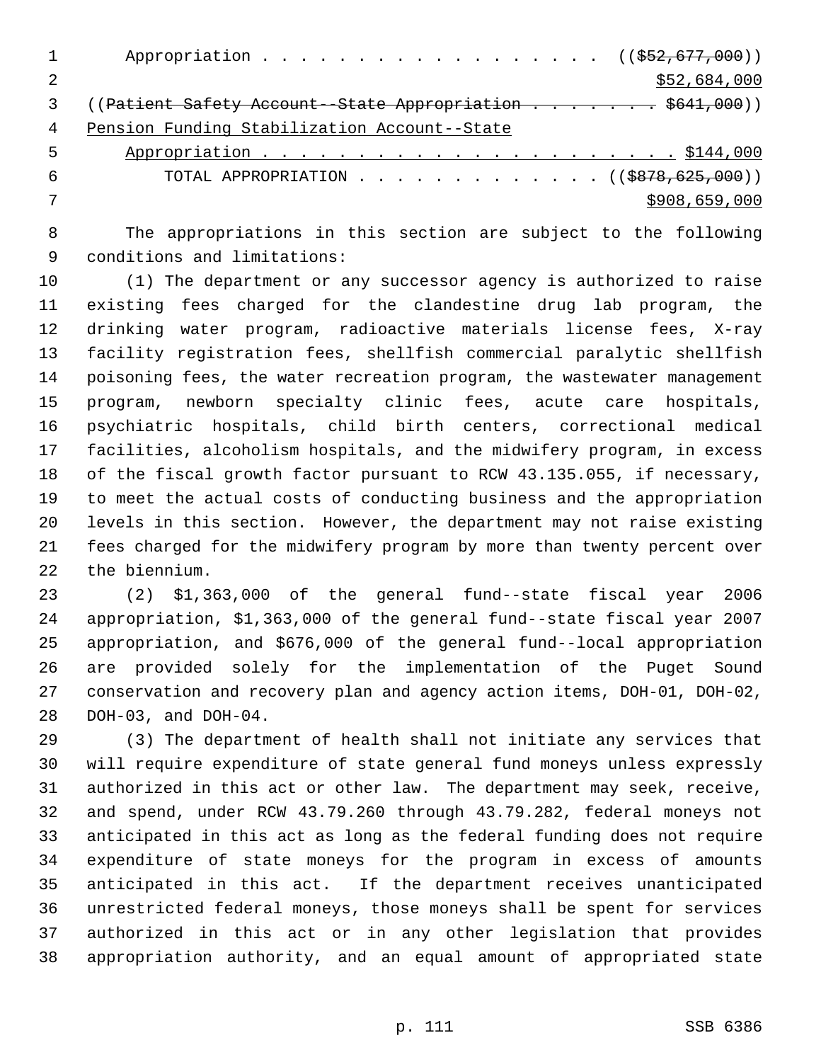Appropriation . . . . . . . . . . . . . . . . . . ((~~$52,677,000~~))
$52,684,000

((~~Patient Safety Account--State Appropriation . . . . . . . $641,000~~))

Pension Funding Stabilization Account--State
Appropriation . . . . . . . . . . . . . . . . . . . . . . $144,000

TOTAL APPROPRIATION . . . . . . . . . . . . . ((~~$878,625,000~~))
$908,659,000

The appropriations in this section are subject to the following conditions and limitations:

(1) The department or any successor agency is authorized to raise existing fees charged for the clandestine drug lab program, the drinking water program, radioactive materials license fees, X-ray facility registration fees, shellfish commercial paralytic shellfish poisoning fees, the water recreation program, the wastewater management program, newborn specialty clinic fees, acute care hospitals, psychiatric hospitals, child birth centers, correctional medical facilities, alcoholism hospitals, and the midwifery program, in excess of the fiscal growth factor pursuant to RCW 43.135.055, if necessary, to meet the actual costs of conducting business and the appropriation levels in this section. However, the department may not raise existing fees charged for the midwifery program by more than twenty percent over the biennium.

(2) $1,363,000 of the general fund--state fiscal year 2006 appropriation, $1,363,000 of the general fund--state fiscal year 2007 appropriation, and $676,000 of the general fund--local appropriation are provided solely for the implementation of the Puget Sound conservation and recovery plan and agency action items, DOH-01, DOH-02, DOH-03, and DOH-04.

(3) The department of health shall not initiate any services that will require expenditure of state general fund moneys unless expressly authorized in this act or other law. The department may seek, receive, and spend, under RCW 43.79.260 through 43.79.282, federal moneys not anticipated in this act as long as the federal funding does not require expenditure of state moneys for the program in excess of amounts anticipated in this act. If the department receives unanticipated unrestricted federal moneys, those moneys shall be spent for services authorized in this act or in any other legislation that provides appropriation authority, and an equal amount of appropriated state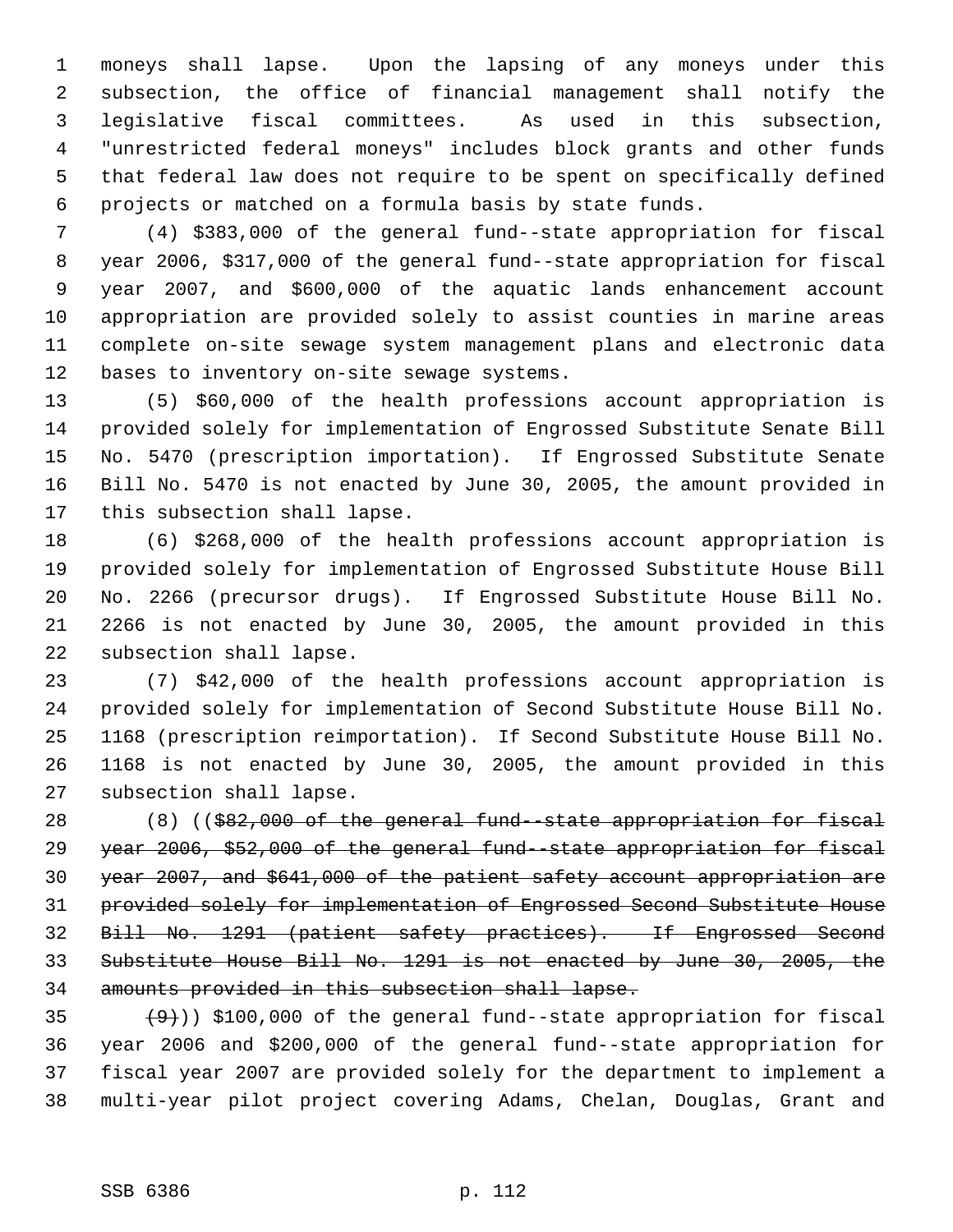moneys shall lapse. Upon the lapsing of any moneys under this subsection, the office of financial management shall notify the legislative fiscal committees. As used in this subsection, "unrestricted federal moneys" includes block grants and other funds that federal law does not require to be spent on specifically defined projects or matched on a formula basis by state funds.

(4) $383,000 of the general fund--state appropriation for fiscal year 2006, $317,000 of the general fund--state appropriation for fiscal year 2007, and $600,000 of the aquatic lands enhancement account appropriation are provided solely to assist counties in marine areas complete on-site sewage system management plans and electronic data bases to inventory on-site sewage systems.

(5) $60,000 of the health professions account appropriation is provided solely for implementation of Engrossed Substitute Senate Bill No. 5470 (prescription importation). If Engrossed Substitute Senate Bill No. 5470 is not enacted by June 30, 2005, the amount provided in this subsection shall lapse.

(6) $268,000 of the health professions account appropriation is provided solely for implementation of Engrossed Substitute House Bill No. 2266 (precursor drugs). If Engrossed Substitute House Bill No. 2266 is not enacted by June 30, 2005, the amount provided in this subsection shall lapse.

(7) $42,000 of the health professions account appropriation is provided solely for implementation of Second Substitute House Bill No. 1168 (prescription reimportation). If Second Substitute House Bill No. 1168 is not enacted by June 30, 2005, the amount provided in this subsection shall lapse.

(8) ((~~$82,000 of the general fund--state appropriation for fiscal year 2006, $52,000 of the general fund--state appropriation for fiscal year 2007, and $641,000 of the patient safety account appropriation are provided solely for implementation of Engrossed Second Substitute House Bill No. 1291 (patient safety practices). If Engrossed Second Substitute House Bill No. 1291 is not enacted by June 30, 2005, the amounts provided in this subsection shall lapse.~~

~~(9)~~)) $100,000 of the general fund--state appropriation for fiscal year 2006 and $200,000 of the general fund--state appropriation for fiscal year 2007 are provided solely for the department to implement a multi-year pilot project covering Adams, Chelan, Douglas, Grant and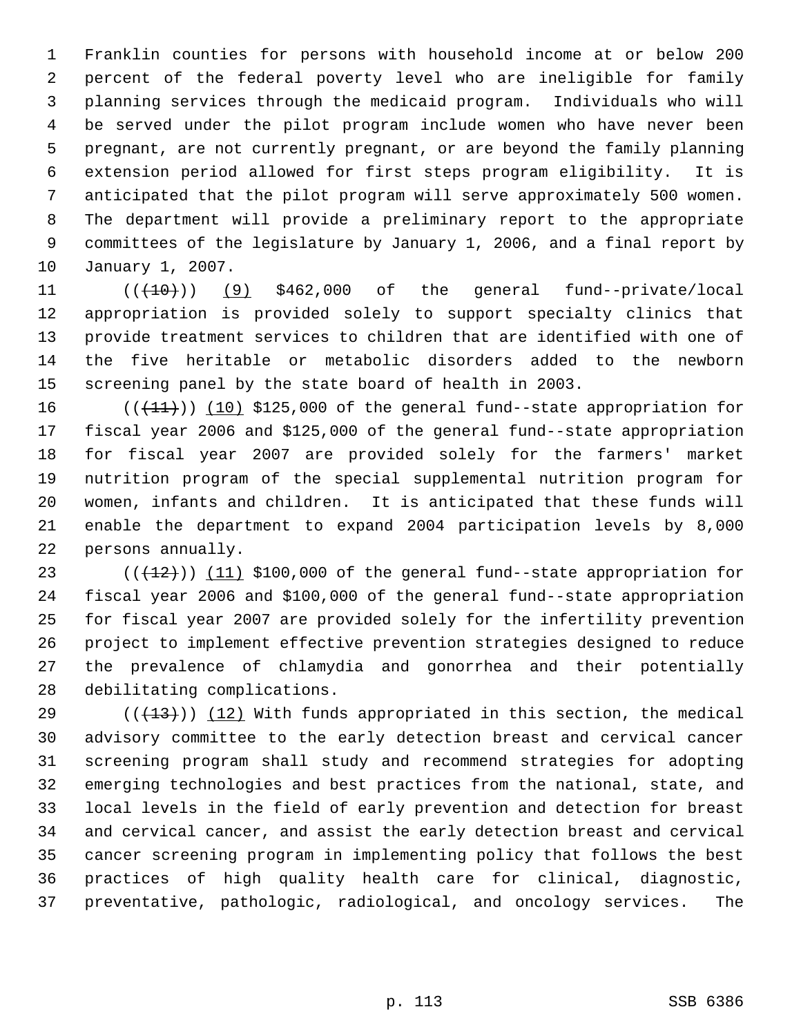Franklin counties for persons with household income at or below 200 percent of the federal poverty level who are ineligible for family planning services through the medicaid program. Individuals who will be served under the pilot program include women who have never been pregnant, are not currently pregnant, or are beyond the family planning extension period allowed for first steps program eligibility. It is anticipated that the pilot program will serve approximately 500 women. The department will provide a preliminary report to the appropriate committees of the legislature by January 1, 2006, and a final report by January 1, 2007.

(((10))) (9) $462,000 of the general fund--private/local appropriation is provided solely to support specialty clinics that provide treatment services to children that are identified with one of the five heritable or metabolic disorders added to the newborn screening panel by the state board of health in 2003.

(((11))) (10) $125,000 of the general fund--state appropriation for fiscal year 2006 and $125,000 of the general fund--state appropriation for fiscal year 2007 are provided solely for the farmers' market nutrition program of the special supplemental nutrition program for women, infants and children. It is anticipated that these funds will enable the department to expand 2004 participation levels by 8,000 persons annually.

(((12))) (11) $100,000 of the general fund--state appropriation for fiscal year 2006 and $100,000 of the general fund--state appropriation for fiscal year 2007 are provided solely for the infertility prevention project to implement effective prevention strategies designed to reduce the prevalence of chlamydia and gonorrhea and their potentially debilitating complications.

(((13))) (12) With funds appropriated in this section, the medical advisory committee to the early detection breast and cervical cancer screening program shall study and recommend strategies for adopting emerging technologies and best practices from the national, state, and local levels in the field of early prevention and detection for breast and cervical cancer, and assist the early detection breast and cervical cancer screening program in implementing policy that follows the best practices of high quality health care for clinical, diagnostic, preventative, pathologic, radiological, and oncology services. The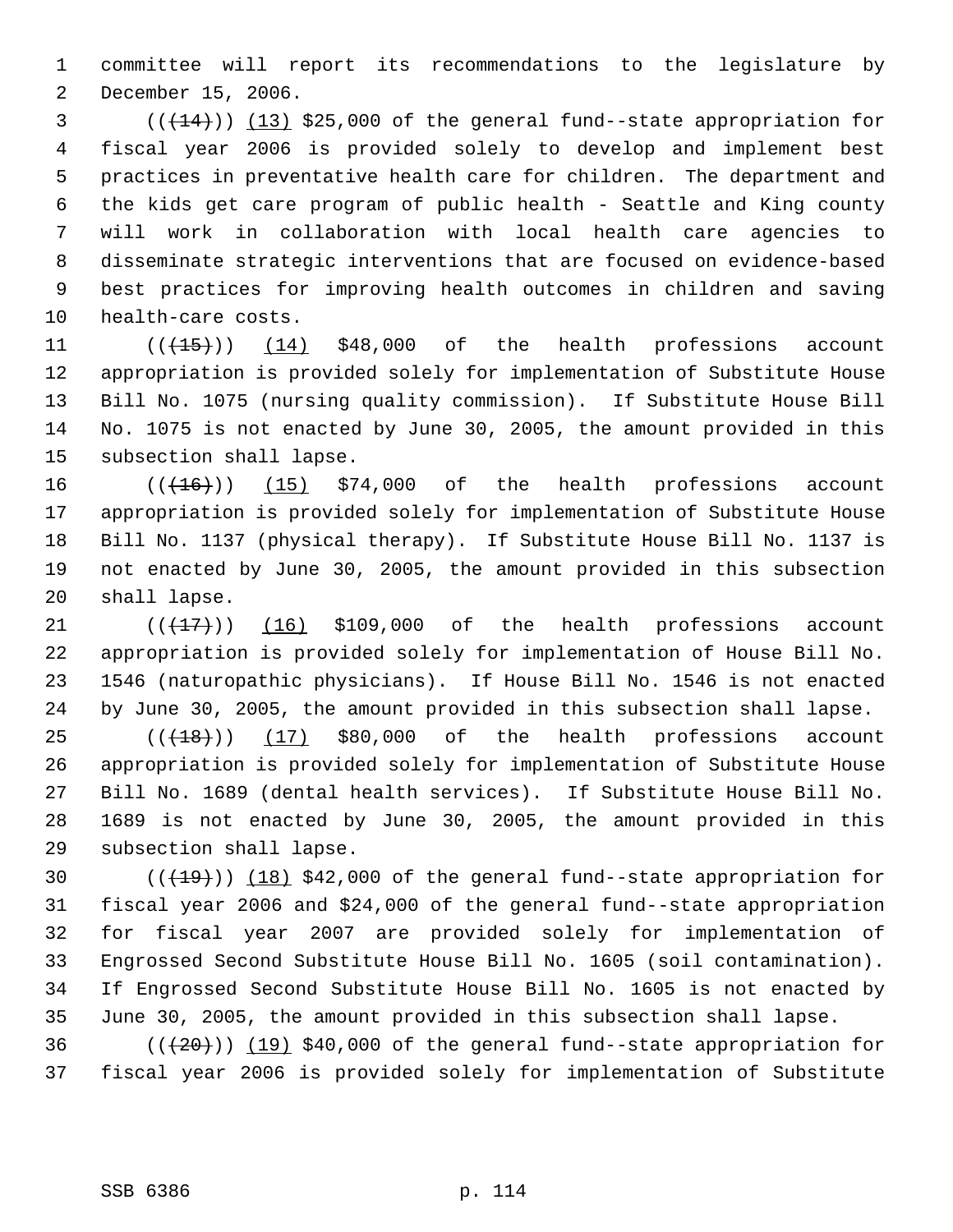committee will report its recommendations to the legislature by December 15, 2006.

(((14))) (13) $25,000 of the general fund--state appropriation for fiscal year 2006 is provided solely to develop and implement best practices in preventative health care for children. The department and the kids get care program of public health - Seattle and King county will work in collaboration with local health care agencies to disseminate strategic interventions that are focused on evidence-based best practices for improving health outcomes in children and saving health-care costs.

(((15))) (14) $48,000 of the health professions account appropriation is provided solely for implementation of Substitute House Bill No. 1075 (nursing quality commission). If Substitute House Bill No. 1075 is not enacted by June 30, 2005, the amount provided in this subsection shall lapse.

(((16))) (15) $74,000 of the health professions account appropriation is provided solely for implementation of Substitute House Bill No. 1137 (physical therapy). If Substitute House Bill No. 1137 is not enacted by June 30, 2005, the amount provided in this subsection shall lapse.

(((17))) (16) $109,000 of the health professions account appropriation is provided solely for implementation of House Bill No. 1546 (naturopathic physicians). If House Bill No. 1546 is not enacted by June 30, 2005, the amount provided in this subsection shall lapse.

(((18))) (17) $80,000 of the health professions account appropriation is provided solely for implementation of Substitute House Bill No. 1689 (dental health services). If Substitute House Bill No. 1689 is not enacted by June 30, 2005, the amount provided in this subsection shall lapse.

(((19))) (18) $42,000 of the general fund--state appropriation for fiscal year 2006 and $24,000 of the general fund--state appropriation for fiscal year 2007 are provided solely for implementation of Engrossed Second Substitute House Bill No. 1605 (soil contamination). If Engrossed Second Substitute House Bill No. 1605 is not enacted by June 30, 2005, the amount provided in this subsection shall lapse.

(((20))) (19) $40,000 of the general fund--state appropriation for fiscal year 2006 is provided solely for implementation of Substitute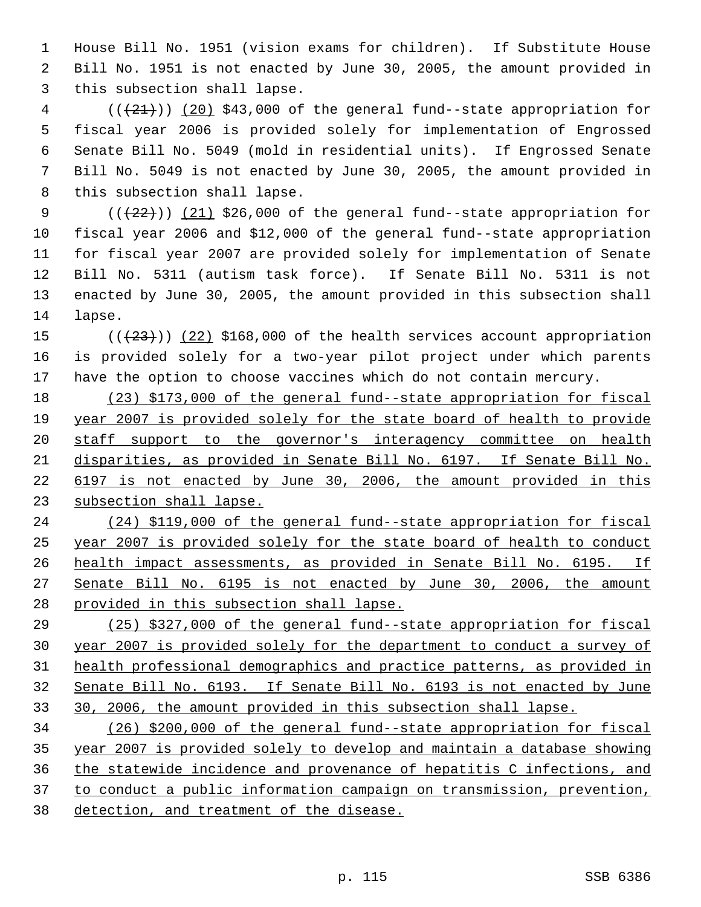House Bill No. 1951 (vision exams for children). If Substitute House Bill No. 1951 is not enacted by June 30, 2005, the amount provided in this subsection shall lapse.

(((21))) (20) $43,000 of the general fund--state appropriation for fiscal year 2006 is provided solely for implementation of Engrossed Senate Bill No. 5049 (mold in residential units). If Engrossed Senate Bill No. 5049 is not enacted by June 30, 2005, the amount provided in this subsection shall lapse.

(((22))) (21) $26,000 of the general fund--state appropriation for fiscal year 2006 and $12,000 of the general fund--state appropriation for fiscal year 2007 are provided solely for implementation of Senate Bill No. 5311 (autism task force). If Senate Bill No. 5311 is not enacted by June 30, 2005, the amount provided in this subsection shall lapse.

(((23))) (22) $168,000 of the health services account appropriation is provided solely for a two-year pilot project under which parents have the option to choose vaccines which do not contain mercury.

(23) $173,000 of the general fund--state appropriation for fiscal year 2007 is provided solely for the state board of health to provide staff support to the governor's interagency committee on health disparities, as provided in Senate Bill No. 6197. If Senate Bill No. 6197 is not enacted by June 30, 2006, the amount provided in this subsection shall lapse.

(24) $119,000 of the general fund--state appropriation for fiscal year 2007 is provided solely for the state board of health to conduct health impact assessments, as provided in Senate Bill No. 6195. If Senate Bill No. 6195 is not enacted by June 30, 2006, the amount provided in this subsection shall lapse.

(25) $327,000 of the general fund--state appropriation for fiscal year 2007 is provided solely for the department to conduct a survey of health professional demographics and practice patterns, as provided in Senate Bill No. 6193. If Senate Bill No. 6193 is not enacted by June 30, 2006, the amount provided in this subsection shall lapse.

(26) $200,000 of the general fund--state appropriation for fiscal year 2007 is provided solely to develop and maintain a database showing the statewide incidence and provenance of hepatitis C infections, and to conduct a public information campaign on transmission, prevention, detection, and treatment of the disease.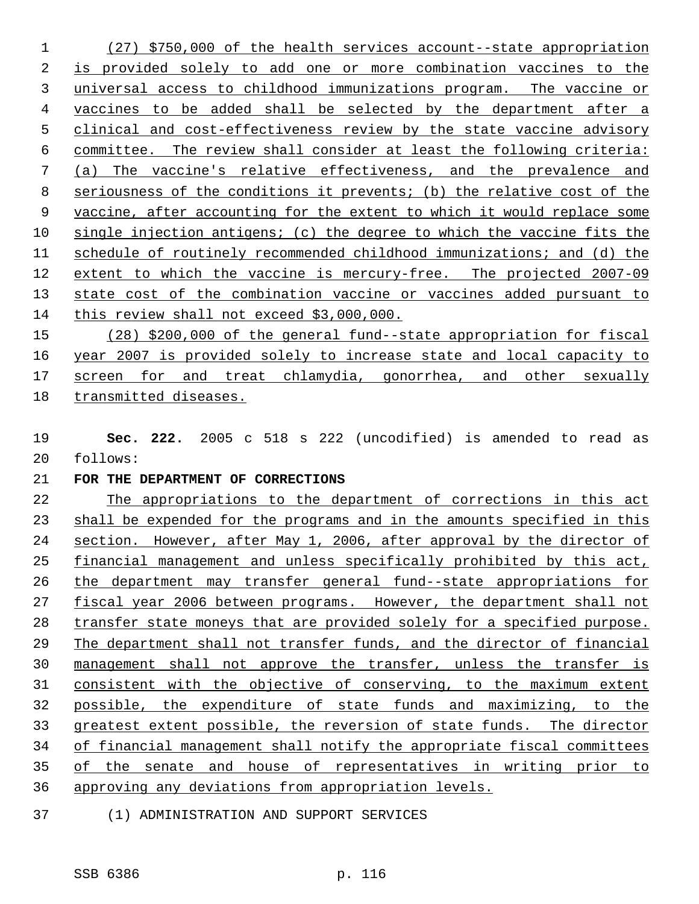(27) $750,000 of the health services account--state appropriation is provided solely to add one or more combination vaccines to the universal access to childhood immunizations program. The vaccine or vaccines to be added shall be selected by the department after a clinical and cost-effectiveness review by the state vaccine advisory committee. The review shall consider at least the following criteria: (a) The vaccine's relative effectiveness, and the prevalence and seriousness of the conditions it prevents; (b) the relative cost of the vaccine, after accounting for the extent to which it would replace some single injection antigens; (c) the degree to which the vaccine fits the schedule of routinely recommended childhood immunizations; and (d) the extent to which the vaccine is mercury-free. The projected 2007-09 state cost of the combination vaccine or vaccines added pursuant to this review shall not exceed $3,000,000.

(28) $200,000 of the general fund--state appropriation for fiscal year 2007 is provided solely to increase state and local capacity to screen for and treat chlamydia, gonorrhea, and other sexually transmitted diseases.

**Sec. 222.** 2005 c 518 s 222 (uncodified) is amended to read as follows:

**FOR THE DEPARTMENT OF CORRECTIONS**

The appropriations to the department of corrections in this act shall be expended for the programs and in the amounts specified in this section. However, after May 1, 2006, after approval by the director of financial management and unless specifically prohibited by this act, the department may transfer general fund--state appropriations for fiscal year 2006 between programs. However, the department shall not transfer state moneys that are provided solely for a specified purpose. The department shall not transfer funds, and the director of financial management shall not approve the transfer, unless the transfer is consistent with the objective of conserving, to the maximum extent possible, the expenditure of state funds and maximizing, to the greatest extent possible, the reversion of state funds. The director of financial management shall notify the appropriate fiscal committees of the senate and house of representatives in writing prior to approving any deviations from appropriation levels.

(1) ADMINISTRATION AND SUPPORT SERVICES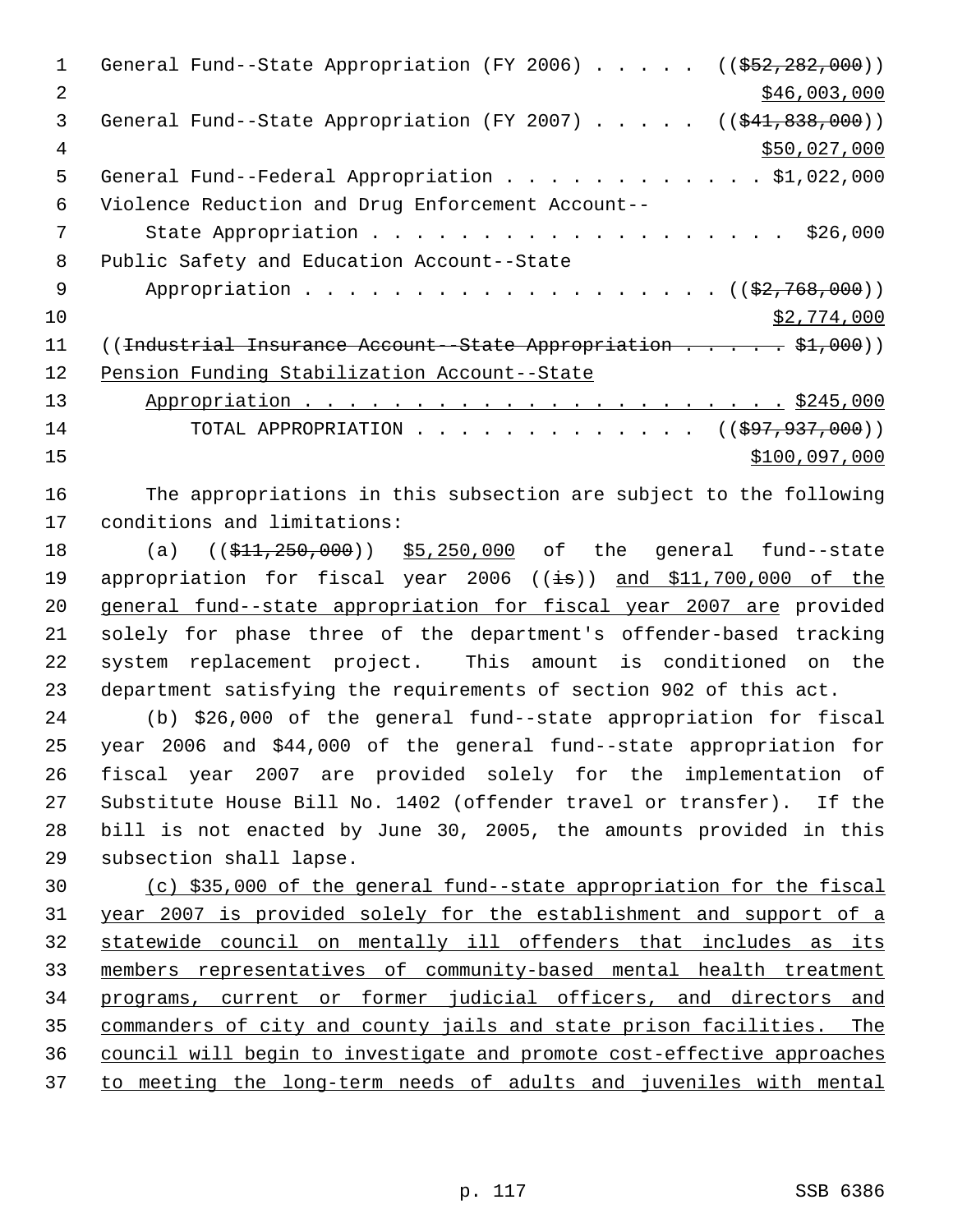General Fund--State Appropriation (FY 2006) . . . . . (($52,282,000))
$46,003,000
General Fund--State Appropriation (FY 2007) . . . . . (($41,838,000))
$50,027,000
General Fund--Federal Appropriation . . . . . . . . . . . . $1,022,000
Violence Reduction and Drug Enforcement Account--
State Appropriation . . . . . . . . . . . . . . . . . . . $26,000
Public Safety and Education Account--State
Appropriation . . . . . . . . . . . . . . . . . . . . (($2,768,000))
$2,774,000
((Industrial Insurance Account--State Appropriation . . . . . . $1,000))
Pension Funding Stabilization Account--State
Appropriation . . . . . . . . . . . . . . . . . . . . . . $245,000
TOTAL APPROPRIATION . . . . . . . . . . . . . . (($97,937,000))
$100,097,000

The appropriations in this subsection are subject to the following conditions and limitations:

(a) (($11,250,000)) $5,250,000 of the general fund--state appropriation for fiscal year 2006 ((is)) and $11,700,000 of the general fund--state appropriation for fiscal year 2007 are provided solely for phase three of the department's offender-based tracking system replacement project. This amount is conditioned on the department satisfying the requirements of section 902 of this act.

(b) $26,000 of the general fund--state appropriation for fiscal year 2006 and $44,000 of the general fund--state appropriation for fiscal year 2007 are provided solely for the implementation of Substitute House Bill No. 1402 (offender travel or transfer). If the bill is not enacted by June 30, 2005, the amounts provided in this subsection shall lapse.

(c) $35,000 of the general fund--state appropriation for the fiscal year 2007 is provided solely for the establishment and support of a statewide council on mentally ill offenders that includes as its members representatives of community-based mental health treatment programs, current or former judicial officers, and directors and commanders of city and county jails and state prison facilities. The council will begin to investigate and promote cost-effective approaches to meeting the long-term needs of adults and juveniles with mental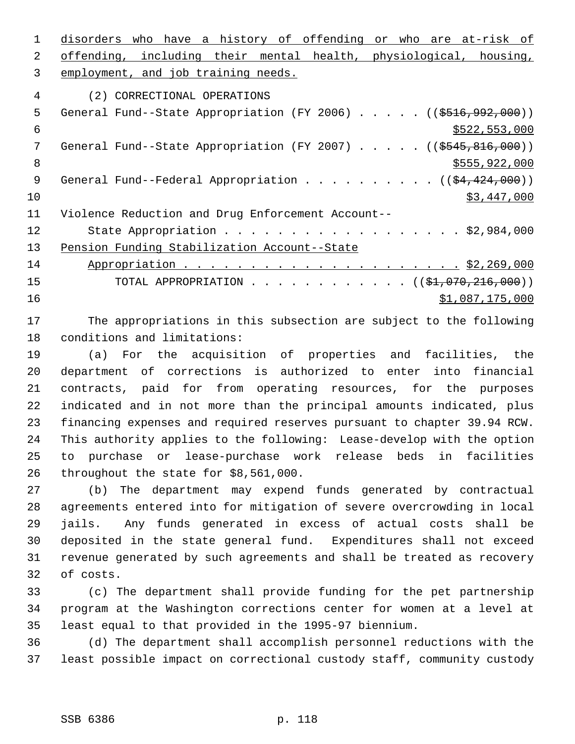disorders who have a history of offending or who are at-risk of offending, including their mental health, physiological, housing, employment, and job training needs.

(2) CORRECTIONAL OPERATIONS

General Fund--State Appropriation (FY 2006) . . . . . (($516,992,000))
$522,553,000

General Fund--State Appropriation (FY 2007) . . . . . (($545,816,000))
$555,922,000

General Fund--Federal Appropriation . . . . . . . . . . (($4,424,000))
$3,447,000

Violence Reduction and Drug Enforcement Account--
State Appropriation . . . . . . . . . . . . . . . . . . . $2,984,000

Pension Funding Stabilization Account--State
Appropriation . . . . . . . . . . . . . . . . . . . . . . $2,269,000

TOTAL APPROPRIATION . . . . . . . . . . . . (($1,070,216,000))
$1,087,175,000

The appropriations in this subsection are subject to the following conditions and limitations:

(a) For the acquisition of properties and facilities, the department of corrections is authorized to enter into financial contracts, paid for from operating resources, for the purposes indicated and in not more than the principal amounts indicated, plus financing expenses and required reserves pursuant to chapter 39.94 RCW. This authority applies to the following: Lease-develop with the option to purchase or lease-purchase work release beds in facilities throughout the state for $8,561,000.

(b) The department may expend funds generated by contractual agreements entered into for mitigation of severe overcrowding in local jails. Any funds generated in excess of actual costs shall be deposited in the state general fund. Expenditures shall not exceed revenue generated by such agreements and shall be treated as recovery of costs.

(c) The department shall provide funding for the pet partnership program at the Washington corrections center for women at a level at least equal to that provided in the 1995-97 biennium.

(d) The department shall accomplish personnel reductions with the least possible impact on correctional custody staff, community custody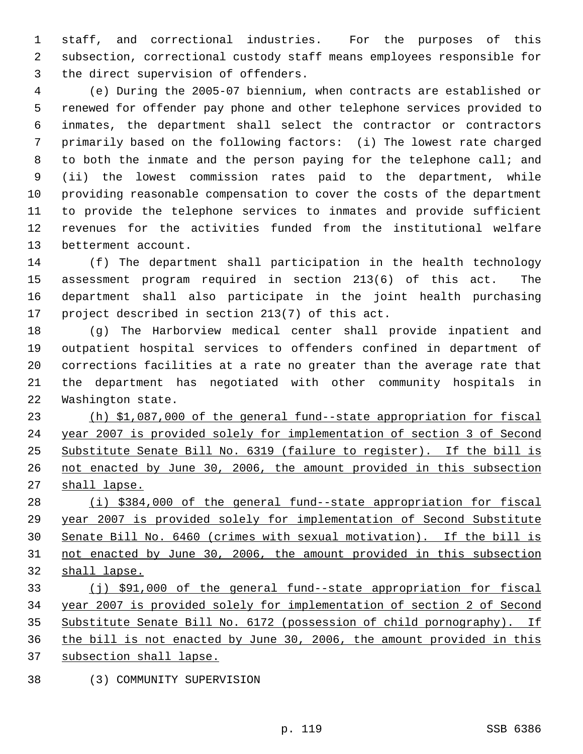staff, and correctional industries. For the purposes of this subsection, correctional custody staff means employees responsible for the direct supervision of offenders.

(e) During the 2005-07 biennium, when contracts are established or renewed for offender pay phone and other telephone services provided to inmates, the department shall select the contractor or contractors primarily based on the following factors: (i) The lowest rate charged to both the inmate and the person paying for the telephone call; and (ii) the lowest commission rates paid to the department, while providing reasonable compensation to cover the costs of the department to provide the telephone services to inmates and provide sufficient revenues for the activities funded from the institutional welfare betterment account.

(f) The department shall participation in the health technology assessment program required in section 213(6) of this act. The department shall also participate in the joint health purchasing project described in section 213(7) of this act.

(g) The Harborview medical center shall provide inpatient and outpatient hospital services to offenders confined in department of corrections facilities at a rate no greater than the average rate that the department has negotiated with other community hospitals in Washington state.

<u>(h) $1,087,000 of the general fund--state appropriation for fiscal year 2007 is provided solely for implementation of section 3 of Second Substitute Senate Bill No. 6319 (failure to register). If the bill is not enacted by June 30, 2006, the amount provided in this subsection shall lapse.</u>

<u>(i) $384,000 of the general fund--state appropriation for fiscal year 2007 is provided solely for implementation of Second Substitute Senate Bill No. 6460 (crimes with sexual motivation). If the bill is not enacted by June 30, 2006, the amount provided in this subsection shall lapse.</u>

<u>(j) $91,000 of the general fund--state appropriation for fiscal year 2007 is provided solely for implementation of section 2 of Second Substitute Senate Bill No. 6172 (possession of child pornography). If the bill is not enacted by June 30, 2006, the amount provided in this subsection shall lapse.</u>

(3) COMMUNITY SUPERVISION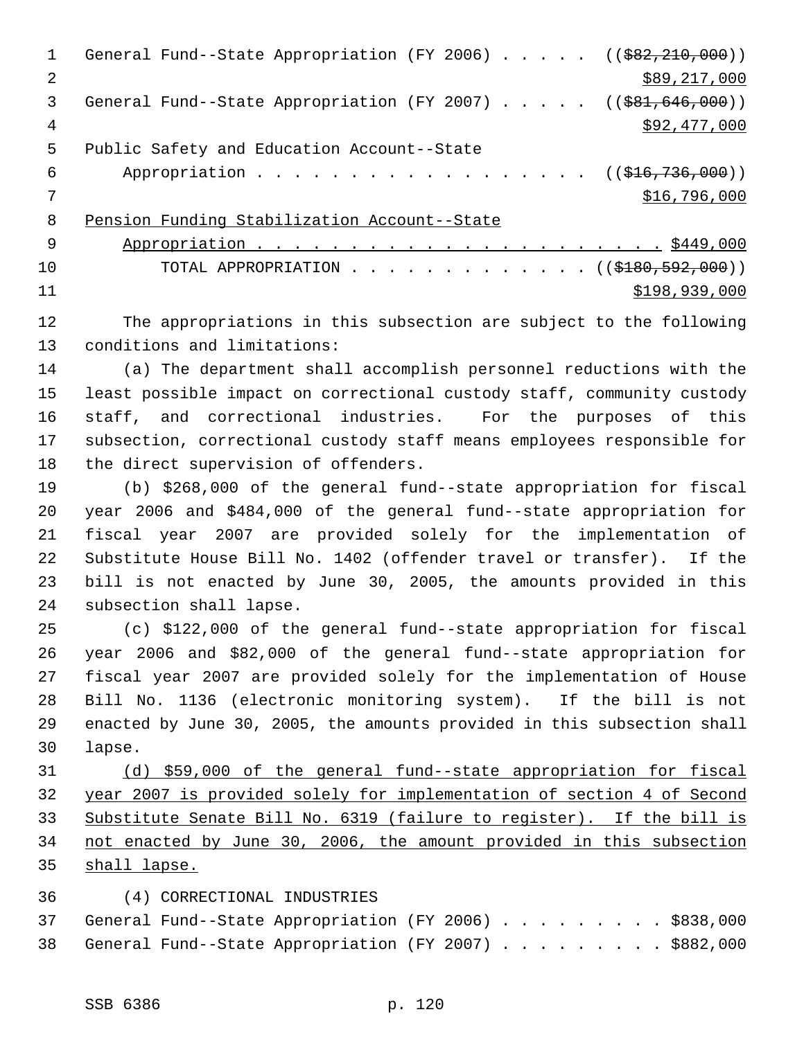General Fund--State Appropriation (FY 2006) . . . . . ((~~$82,210,000~~))
<u>$89,217,000</u>

General Fund--State Appropriation (FY 2007) . . . . . ((~~$81,646,000~~))
<u>$92,477,000</u>

Public Safety and Education Account--State
Appropriation . . . . . . . . . . . . . . . . . . ((~~$16,736,000~~))
<u>$16,796,000</u>

<u>Pension Funding Stabilization Account--State</u>
<u>Appropriation . . . . . . . . . . . . . . . . . . . . . . . $449,000</u>

TOTAL APPROPRIATION . . . . . . . . . . . . . . ((~~$180,592,000~~))
<u>$198,939,000</u>

The appropriations in this subsection are subject to the following conditions and limitations:

(a) The department shall accomplish personnel reductions with the least possible impact on correctional custody staff, community custody staff, and correctional industries. For the purposes of this subsection, correctional custody staff means employees responsible for the direct supervision of offenders.

(b) $268,000 of the general fund--state appropriation for fiscal year 2006 and $484,000 of the general fund--state appropriation for fiscal year 2007 are provided solely for the implementation of Substitute House Bill No. 1402 (offender travel or transfer). If the bill is not enacted by June 30, 2005, the amounts provided in this subsection shall lapse.

(c) $122,000 of the general fund--state appropriation for fiscal year 2006 and $82,000 of the general fund--state appropriation for fiscal year 2007 are provided solely for the implementation of House Bill No. 1136 (electronic monitoring system). If the bill is not enacted by June 30, 2005, the amounts provided in this subsection shall lapse.

<u>(d) $59,000 of the general fund--state appropriation for fiscal year 2007 is provided solely for implementation of section 4 of Second Substitute Senate Bill No. 6319 (failure to register). If the bill is not enacted by June 30, 2006, the amount provided in this subsection shall lapse.</u>

(4) CORRECTIONAL INDUSTRIES

General Fund--State Appropriation (FY 2006) . . . . . . . . . $838,000

General Fund--State Appropriation (FY 2007) . . . . . . . . . $882,000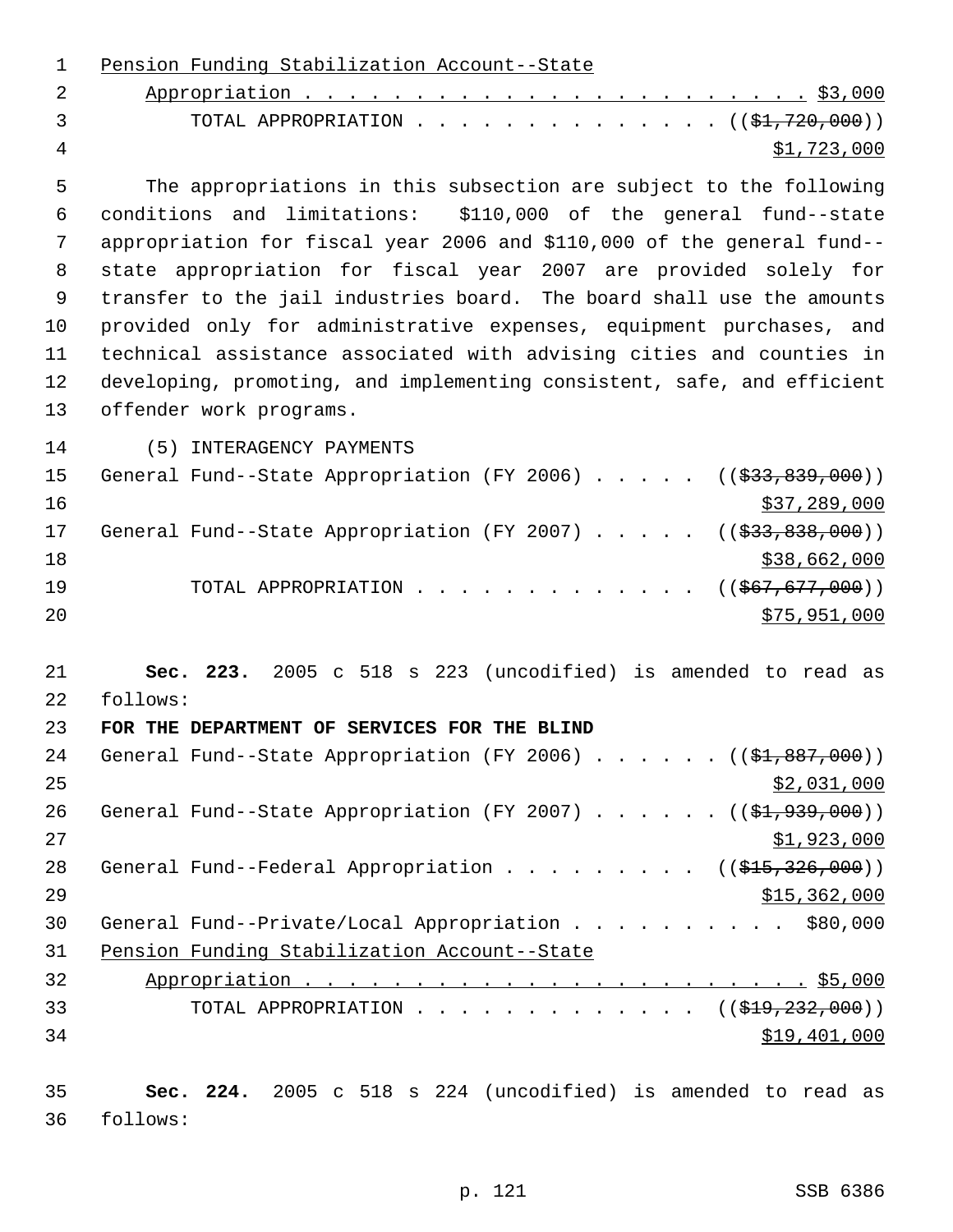Pension Funding Stabilization Account--State
Appropriation . . . . . . . . . . . . . . . . . . . . . . . . $3,000
TOTAL APPROPRIATION . . . . . . . . . . . . . . . ~~(($1,720,000))~~
$1,723,000

The appropriations in this subsection are subject to the following conditions and limitations: $110,000 of the general fund--state appropriation for fiscal year 2006 and $110,000 of the general fund--state appropriation for fiscal year 2007 are provided solely for transfer to the jail industries board. The board shall use the amounts provided only for administrative expenses, equipment purchases, and technical assistance associated with advising cities and counties in developing, promoting, and implementing consistent, safe, and efficient offender work programs.

(5) INTERAGENCY PAYMENTS

General Fund--State Appropriation (FY 2006) . . . . . ~~(($33,839,000))~~
$37,289,000
General Fund--State Appropriation (FY 2007) . . . . . ~~(($33,838,000))~~
$38,662,000
TOTAL APPROPRIATION . . . . . . . . . . . . . ~~(($67,677,000))~~
$75,951,000

**Sec. 223.** 2005 c 518 s 223 (uncodified) is amended to read as follows:

**FOR THE DEPARTMENT OF SERVICES FOR THE BLIND**

General Fund--State Appropriation (FY 2006) . . . . . . ~~(($1,887,000))~~
$2,031,000
General Fund--State Appropriation (FY 2007) . . . . . . ~~(($1,939,000))~~
$1,923,000
General Fund--Federal Appropriation . . . . . . . . . ~~(($15,326,000))~~
$15,362,000
General Fund--Private/Local Appropriation . . . . . . . . . . $80,000
Pension Funding Stabilization Account--State
Appropriation . . . . . . . . . . . . . . . . . . . . . . . . $5,000
TOTAL APPROPRIATION . . . . . . . . . . . . . . . ~~(($19,232,000))~~
$19,401,000

**Sec. 224.** 2005 c 518 s 224 (uncodified) is amended to read as follows: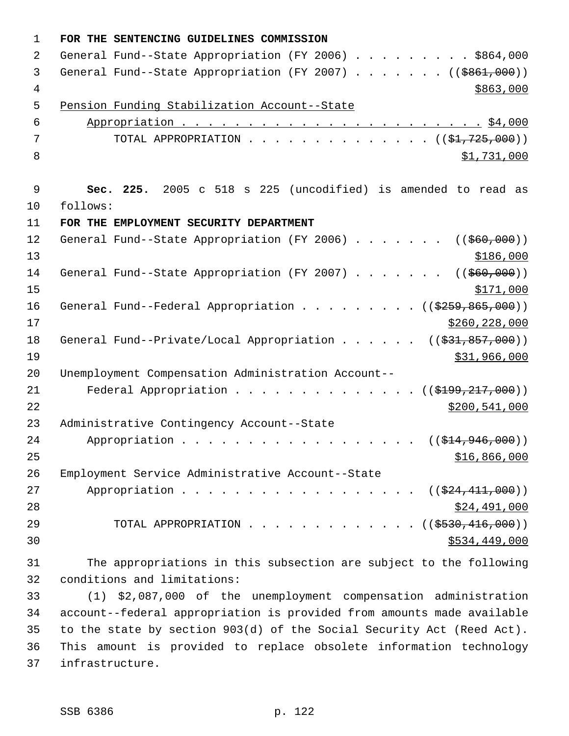**FOR THE SENTENCING GUIDELINES COMMISSION**

General Fund--State Appropriation (FY 2006) . . . . . . . . . $864,000

General Fund--State Appropriation (FY 2007) . . . . . . . (($861,000)) $863,000

Pension Funding Stabilization Account--State Appropriation . . . . . . . . . . . . . . . . . . . . . . . . $4,000

TOTAL APPROPRIATION . . . . . . . . . . . . . . . (($1,725,000)) $1,731,000

**Sec. 225.** 2005 c 518 s 225 (uncodified) is amended to read as follows:

**FOR THE EMPLOYMENT SECURITY DEPARTMENT**

General Fund--State Appropriation (FY 2006) . . . . . . . (($60,000)) $186,000

General Fund--State Appropriation (FY 2007) . . . . . . . (($60,000)) $171,000

General Fund--Federal Appropriation . . . . . . . . . (($259,865,000)) $260,228,000

General Fund--Private/Local Appropriation . . . . . . (($31,857,000)) $31,966,000

Unemployment Compensation Administration Account--Federal Appropriation . . . . . . . . . . . . . . (($199,217,000)) $200,541,000

Administrative Contingency Account--State Appropriation . . . . . . . . . . . . . . . . . . . (($14,946,000)) $16,866,000

Employment Service Administrative Account--State Appropriation . . . . . . . . . . . . . . . . . . . (($24,411,000)) $24,491,000

TOTAL APPROPRIATION . . . . . . . . . . . . . (($530,416,000)) $534,449,000

The appropriations in this subsection are subject to the following conditions and limitations:

(1) $2,087,000 of the unemployment compensation administration account--federal appropriation is provided from amounts made available to the state by section 903(d) of the Social Security Act (Reed Act). This amount is provided to replace obsolete information technology infrastructure.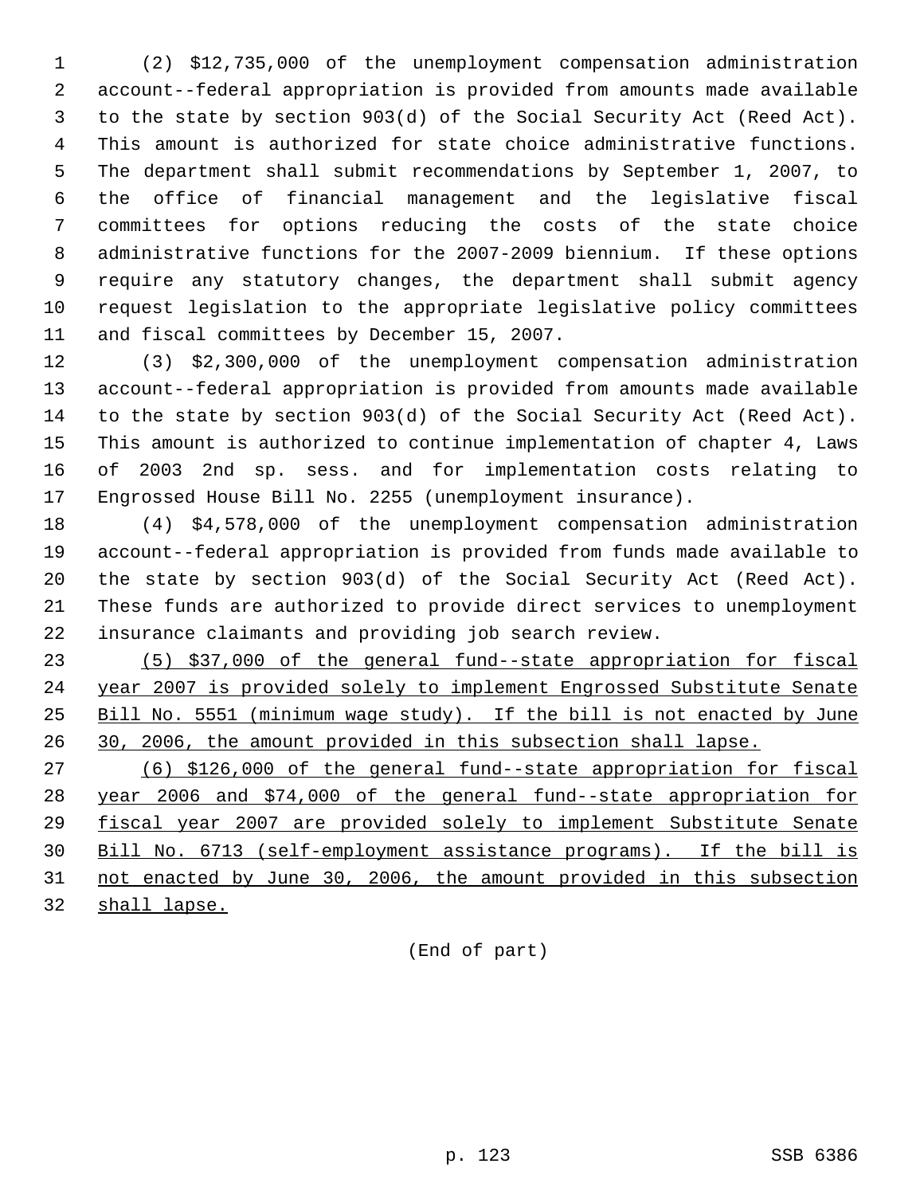(2) $12,735,000 of the unemployment compensation administration account--federal appropriation is provided from amounts made available to the state by section 903(d) of the Social Security Act (Reed Act). This amount is authorized for state choice administrative functions. The department shall submit recommendations by September 1, 2007, to the office of financial management and the legislative fiscal committees for options reducing the costs of the state choice administrative functions for the 2007-2009 biennium. If these options require any statutory changes, the department shall submit agency request legislation to the appropriate legislative policy committees and fiscal committees by December 15, 2007.

(3) $2,300,000 of the unemployment compensation administration account--federal appropriation is provided from amounts made available to the state by section 903(d) of the Social Security Act (Reed Act). This amount is authorized to continue implementation of chapter 4, Laws of 2003 2nd sp. sess. and for implementation costs relating to Engrossed House Bill No. 2255 (unemployment insurance).

(4) $4,578,000 of the unemployment compensation administration account--federal appropriation is provided from funds made available to the state by section 903(d) of the Social Security Act (Reed Act). These funds are authorized to provide direct services to unemployment insurance claimants and providing job search review.

<u>(5) $37,000 of the general fund--state appropriation for fiscal year 2007 is provided solely to implement Engrossed Substitute Senate Bill No. 5551 (minimum wage study). If the bill is not enacted by June 30, 2006, the amount provided in this subsection shall lapse.</u>

<u>(6) $126,000 of the general fund--state appropriation for fiscal year 2006 and $74,000 of the general fund--state appropriation for fiscal year 2007 are provided solely to implement Substitute Senate Bill No. 6713 (self-employment assistance programs). If the bill is not enacted by June 30, 2006, the amount provided in this subsection shall lapse.</u>

(End of part)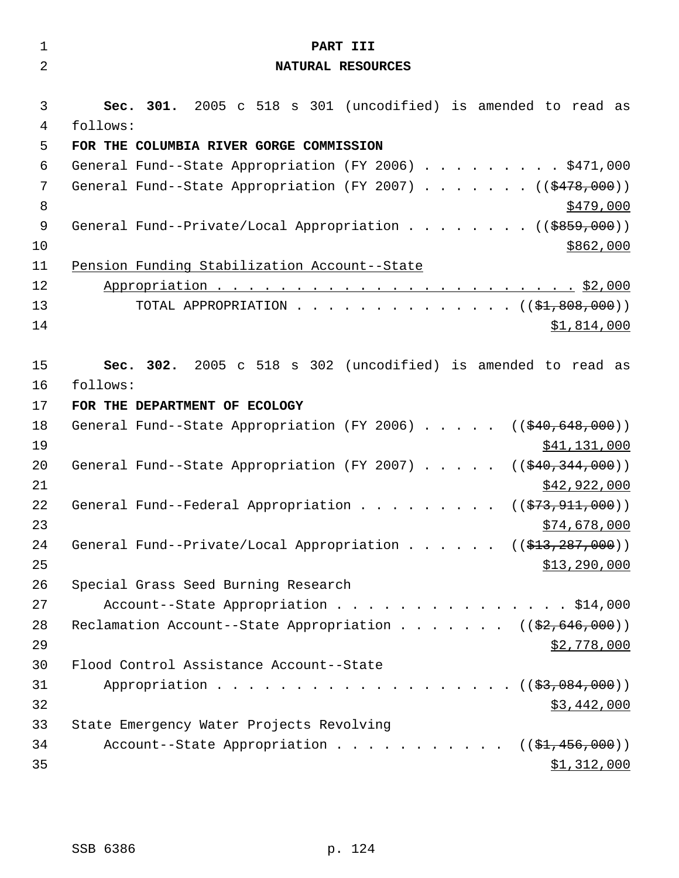**PART III**

**NATURAL RESOURCES**

**Sec. 301.** 2005 c 518 s 301 (uncodified) is amended to read as follows:

**FOR THE COLUMBIA RIVER GORGE COMMISSION**

General Fund--State Appropriation (FY 2006) . . . . . . . . . $471,000

General Fund--State Appropriation (FY 2007) . . . . . . . (( ~~$478,000~~ ))
$479,000

General Fund--Private/Local Appropriation . . . . . . . . (( ~~$859,000~~ ))
$862,000

Pension Funding Stabilization Account--State
Appropriation . . . . . . . . . . . . . . . . . . . . . . . . $2,000

TOTAL APPROPRIATION . . . . . . . . . . . . . . . (( ~~$1,808,000~~ ))
$1,814,000

**Sec. 302.** 2005 c 518 s 302 (uncodified) is amended to read as follows:

**FOR THE DEPARTMENT OF ECOLOGY**

General Fund--State Appropriation (FY 2006) . . . . . (( ~~$40,648,000~~ ))
$41,131,000

General Fund--State Appropriation (FY 2007) . . . . . (( ~~$40,344,000~~ ))
$42,922,000

General Fund--Federal Appropriation . . . . . . . . . (( ~~$73,911,000~~ ))
$74,678,000

General Fund--Private/Local Appropriation . . . . . . (( ~~$13,287,000~~ ))
$13,290,000

Special Grass Seed Burning Research
Account--State Appropriation . . . . . . . . . . . . . . . . $14,000

Reclamation Account--State Appropriation . . . . . . . (( ~~$2,646,000~~ ))
$2,778,000

Flood Control Assistance Account--State
Appropriation . . . . . . . . . . . . . . . . . . . . . (( ~~$3,084,000~~ ))
$3,442,000

State Emergency Water Projects Revolving
Account--State Appropriation . . . . . . . . . . . (( ~~$1,456,000~~ ))
$1,312,000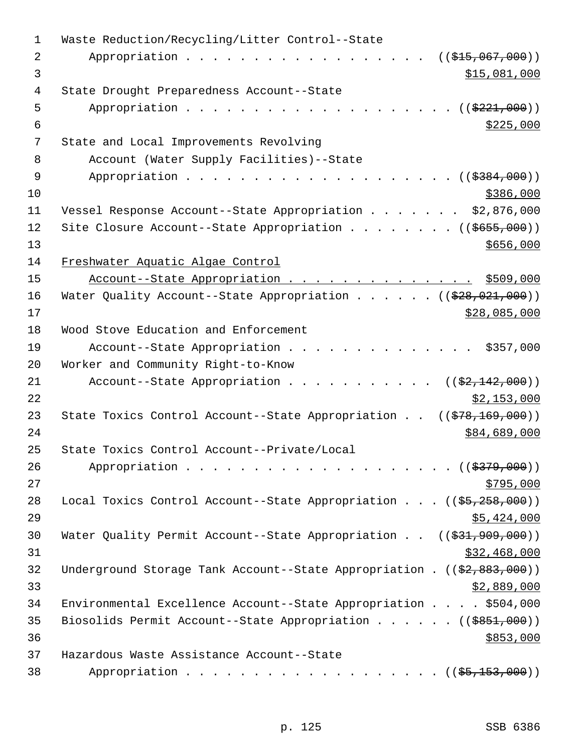Waste Reduction/Recycling/Litter Control--State
Appropriation . . . . . . . . . . . . . . . . . . . ((~~$15,067,000~~))
$15,081,000

State Drought Preparedness Account--State
Appropriation . . . . . . . . . . . . . . . . . . . . . ((~~$221,000~~))
$225,000

State and Local Improvements Revolving
Account (Water Supply Facilities)--State
Appropriation . . . . . . . . . . . . . . . . . . . . . ((~~$384,000~~))
$386,000

Vessel Response Account--State Appropriation . . . . . . . $2,876,000

Site Closure Account--State Appropriation . . . . . . . . ((~~$655,000~~))
$656,000

Freshwater Aquatic Algae Control
Account--State Appropriation . . . . . . . . . . . . . . $509,000

Water Quality Account--State Appropriation . . . . . . ((~~$28,021,000~~))
$28,085,000

Wood Stove Education and Enforcement
Account--State Appropriation . . . . . . . . . . . . . . . $357,000

Worker and Community Right-to-Know
Account--State Appropriation . . . . . . . . . . . ((~~$2,142,000~~))
$2,153,000

State Toxics Control Account--State Appropriation . . ((~~$78,169,000~~))
$84,689,000

State Toxics Control Account--Private/Local
Appropriation . . . . . . . . . . . . . . . . . . . . . ((~~$379,000~~))
$795,000

Local Toxics Control Account--State Appropriation . . . ((~~$5,258,000~~))
$5,424,000

Water Quality Permit Account--State Appropriation . . ((~~$31,909,000~~))
$32,468,000

Underground Storage Tank Account--State Appropriation . ((~~$2,883,000~~))
$2,889,000

Environmental Excellence Account--State Appropriation . . . . $504,000

Biosolids Permit Account--State Appropriation . . . . . . ((~~$851,000~~))
$853,000

Hazardous Waste Assistance Account--State
Appropriation . . . . . . . . . . . . . . . . . . . . ((~~$5,153,000~~))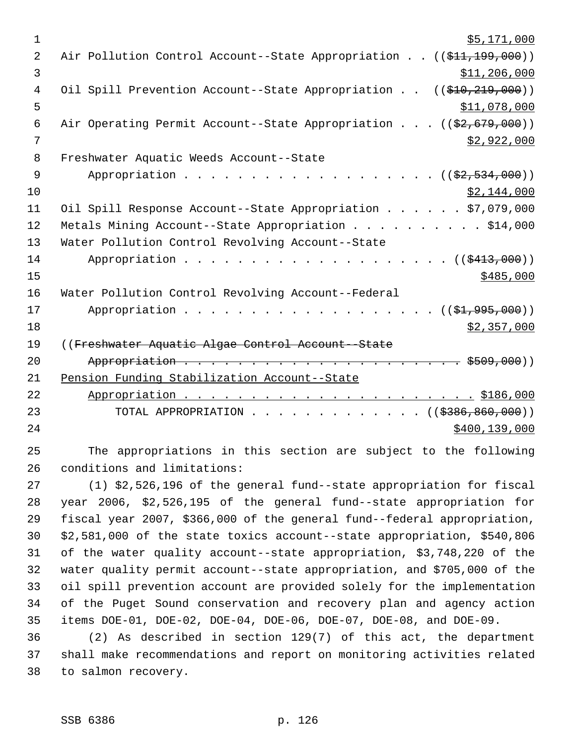$5,171,000

Air Pollution Control Account--State Appropriation . . ((~~$11,199,000~~))
$11,206,000

Oil Spill Prevention Account--State Appropriation . . ((~~$10,219,000~~))
$11,078,000

Air Operating Permit Account--State Appropriation . . . ((~~$2,679,000~~))
$2,922,000

Freshwater Aquatic Weeds Account--State
Appropriation . . . . . . . . . . . . . . . . . . . . ((~~$2,534,000~~))
$2,144,000

Oil Spill Response Account--State Appropriation . . . . . . $7,079,000

Metals Mining Account--State Appropriation . . . . . . . . . . $14,000

Water Pollution Control Revolving Account--State
Appropriation . . . . . . . . . . . . . . . . . . . . ((~~$413,000~~))
$485,000

Water Pollution Control Revolving Account--Federal
Appropriation . . . . . . . . . . . . . . . . . . . . ((~~$1,995,000~~))
$2,357,000

((~~Freshwater Aquatic Algae Control Account--State~~
~~Appropriation . . . . . . . . . . . . . . . . . . . . . . . $509,000~~))

Pension Funding Stabilization Account--State
Appropriation . . . . . . . . . . . . . . . . . . . . . . . $186,000

TOTAL APPROPRIATION . . . . . . . . . . . . . ((~~$386,860,000~~))
$400,139,000

The appropriations in this section are subject to the following conditions and limitations:

(1) $2,526,196 of the general fund--state appropriation for fiscal year 2006, $2,526,195 of the general fund--state appropriation for fiscal year 2007, $366,000 of the general fund--federal appropriation, $2,581,000 of the state toxics account--state appropriation, $540,806 of the water quality account--state appropriation, $3,748,220 of the water quality permit account--state appropriation, and $705,000 of the oil spill prevention account are provided solely for the implementation of the Puget Sound conservation and recovery plan and agency action items DOE-01, DOE-02, DOE-04, DOE-06, DOE-07, DOE-08, and DOE-09.

(2) As described in section 129(7) of this act, the department shall make recommendations and report on monitoring activities related to salmon recovery.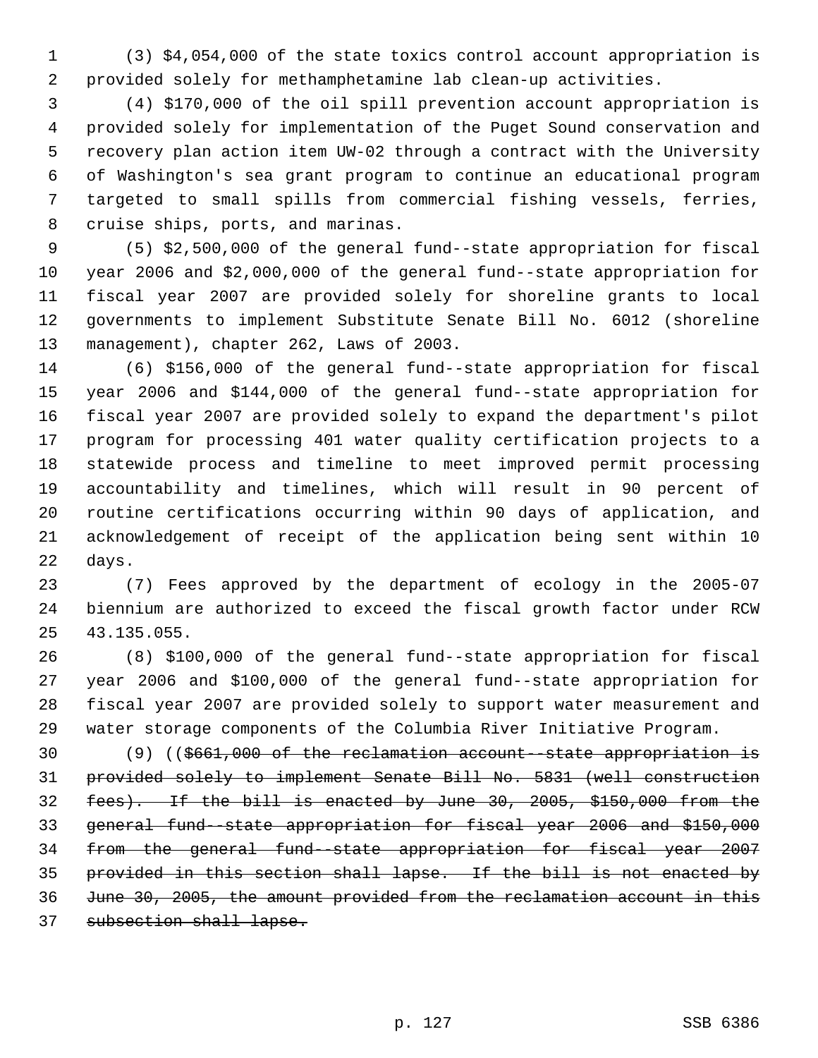(3) $4,054,000 of the state toxics control account appropriation is provided solely for methamphetamine lab clean-up activities.

(4) $170,000 of the oil spill prevention account appropriation is provided solely for implementation of the Puget Sound conservation and recovery plan action item UW-02 through a contract with the University of Washington's sea grant program to continue an educational program targeted to small spills from commercial fishing vessels, ferries, cruise ships, ports, and marinas.

(5) $2,500,000 of the general fund--state appropriation for fiscal year 2006 and $2,000,000 of the general fund--state appropriation for fiscal year 2007 are provided solely for shoreline grants to local governments to implement Substitute Senate Bill No. 6012 (shoreline management), chapter 262, Laws of 2003.

(6) $156,000 of the general fund--state appropriation for fiscal year 2006 and $144,000 of the general fund--state appropriation for fiscal year 2007 are provided solely to expand the department's pilot program for processing 401 water quality certification projects to a statewide process and timeline to meet improved permit processing accountability and timelines, which will result in 90 percent of routine certifications occurring within 90 days of application, and acknowledgement of receipt of the application being sent within 10 days.

(7) Fees approved by the department of ecology in the 2005-07 biennium are authorized to exceed the fiscal growth factor under RCW 43.135.055.

(8) $100,000 of the general fund--state appropriation for fiscal year 2006 and $100,000 of the general fund--state appropriation for fiscal year 2007 are provided solely to support water measurement and water storage components of the Columbia River Initiative Program.

(9) ((~~$661,000 of the reclamation account--state appropriation is provided solely to implement Senate Bill No. 5831 (well construction fees). If the bill is enacted by June 30, 2005, $150,000 from the general fund--state appropriation for fiscal year 2006 and $150,000 from the general fund--state appropriation for fiscal year 2007 provided in this section shall lapse. If the bill is not enacted by June 30, 2005, the amount provided from the reclamation account in this subsection shall lapse.~~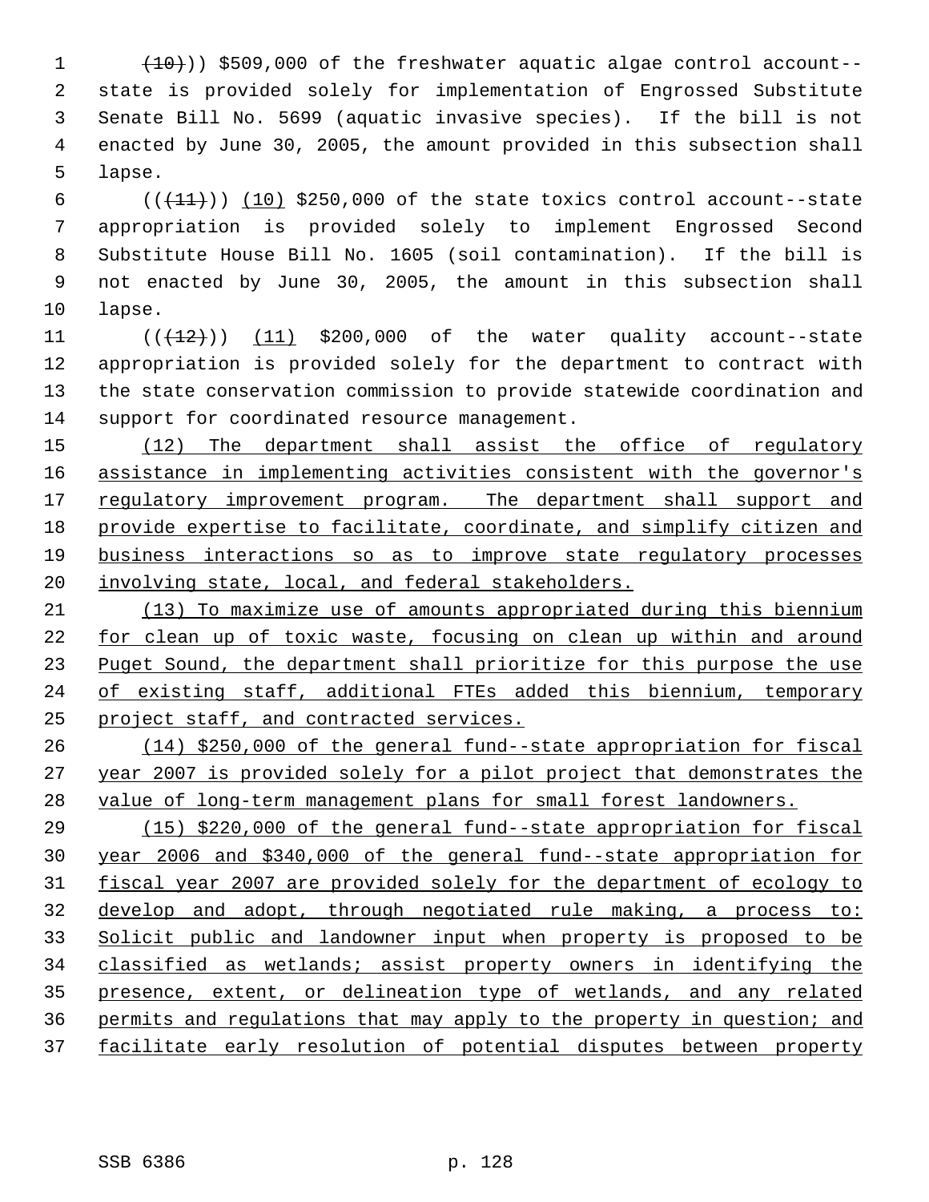(10))) $509,000 of the freshwater aquatic algae control account--state is provided solely for implementation of Engrossed Substitute Senate Bill No. 5699 (aquatic invasive species). If the bill is not enacted by June 30, 2005, the amount provided in this subsection shall lapse.

(((11))) (10) $250,000 of the state toxics control account--state appropriation is provided solely to implement Engrossed Second Substitute House Bill No. 1605 (soil contamination). If the bill is not enacted by June 30, 2005, the amount in this subsection shall lapse.

(((12))) (11) $200,000 of the water quality account--state appropriation is provided solely for the department to contract with the state conservation commission to provide statewide coordination and support for coordinated resource management.

(12) The department shall assist the office of regulatory assistance in implementing activities consistent with the governor's regulatory improvement program. The department shall support and provide expertise to facilitate, coordinate, and simplify citizen and business interactions so as to improve state regulatory processes involving state, local, and federal stakeholders.

(13) To maximize use of amounts appropriated during this biennium for clean up of toxic waste, focusing on clean up within and around Puget Sound, the department shall prioritize for this purpose the use of existing staff, additional FTEs added this biennium, temporary project staff, and contracted services.

(14) $250,000 of the general fund--state appropriation for fiscal year 2007 is provided solely for a pilot project that demonstrates the value of long-term management plans for small forest landowners.

(15) $220,000 of the general fund--state appropriation for fiscal year 2006 and $340,000 of the general fund--state appropriation for fiscal year 2007 are provided solely for the department of ecology to develop and adopt, through negotiated rule making, a process to: Solicit public and landowner input when property is proposed to be classified as wetlands; assist property owners in identifying the presence, extent, or delineation type of wetlands, and any related permits and regulations that may apply to the property in question; and facilitate early resolution of potential disputes between property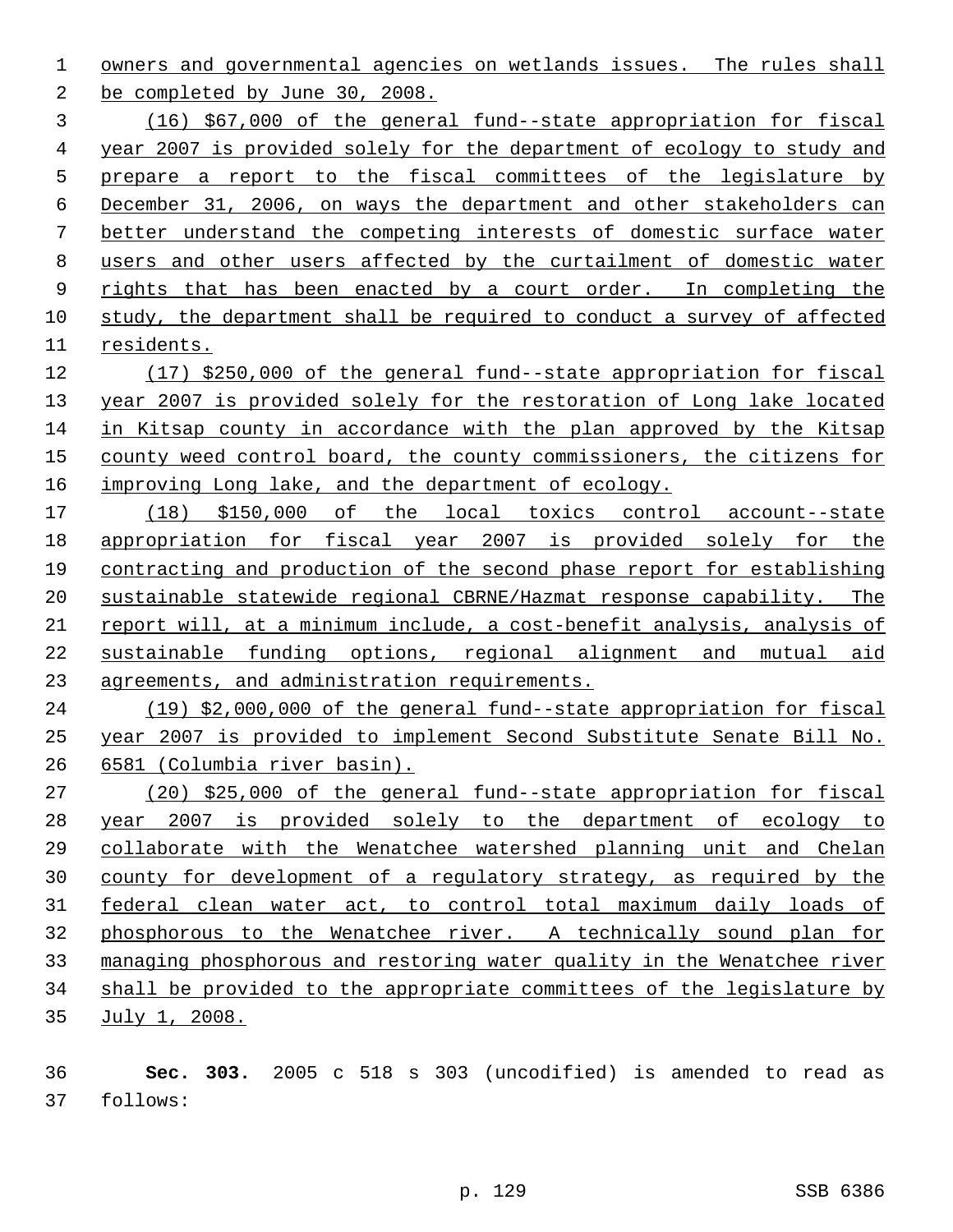owners and governmental agencies on wetlands issues. The rules shall be completed by June 30, 2008.

(16) $67,000 of the general fund--state appropriation for fiscal year 2007 is provided solely for the department of ecology to study and prepare a report to the fiscal committees of the legislature by December 31, 2006, on ways the department and other stakeholders can better understand the competing interests of domestic surface water users and other users affected by the curtailment of domestic water rights that has been enacted by a court order. In completing the study, the department shall be required to conduct a survey of affected residents.

(17) $250,000 of the general fund--state appropriation for fiscal year 2007 is provided solely for the restoration of Long lake located in Kitsap county in accordance with the plan approved by the Kitsap county weed control board, the county commissioners, the citizens for improving Long lake, and the department of ecology.

(18) $150,000 of the local toxics control account--state appropriation for fiscal year 2007 is provided solely for the contracting and production of the second phase report for establishing sustainable statewide regional CBRNE/Hazmat response capability. The report will, at a minimum include, a cost-benefit analysis, analysis of sustainable funding options, regional alignment and mutual aid agreements, and administration requirements.

(19) $2,000,000 of the general fund--state appropriation for fiscal year 2007 is provided to implement Second Substitute Senate Bill No. 6581 (Columbia river basin).

(20) $25,000 of the general fund--state appropriation for fiscal year 2007 is provided solely to the department of ecology to collaborate with the Wenatchee watershed planning unit and Chelan county for development of a regulatory strategy, as required by the federal clean water act, to control total maximum daily loads of phosphorous to the Wenatchee river. A technically sound plan for managing phosphorous and restoring water quality in the Wenatchee river shall be provided to the appropriate committees of the legislature by July 1, 2008.

**Sec. 303.** 2005 c 518 s 303 (uncodified) is amended to read as follows: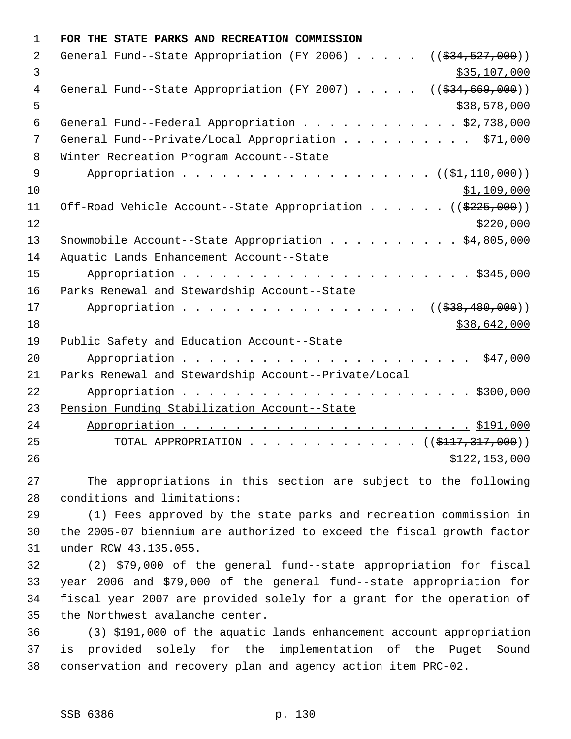**FOR THE STATE PARKS AND RECREATION COMMISSION**

General Fund--State Appropriation (FY 2006) . . . . . ((~~$34,527,000~~))
$35,107,000

General Fund--State Appropriation (FY 2007) . . . . . ((~~$34,669,000~~))
$38,578,000

General Fund--Federal Appropriation . . . . . . . . . . . . $2,738,000

General Fund--Private/Local Appropriation . . . . . . . . . . $71,000

Winter Recreation Program Account--State Appropriation . . . . . . . . . . . . . . . . . . . ((~~$1,110,000~~))
$1,109,000

Off-Road Vehicle Account--State Appropriation . . . . . . ((~~$225,000~~))
$220,000

Snowmobile Account--State Appropriation . . . . . . . . . . $4,805,000

Aquatic Lands Enhancement Account--State Appropriation . . . . . . . . . . . . . . . . . . . . . . . $345,000

Parks Renewal and Stewardship Account--State Appropriation . . . . . . . . . . . . . . . . . . . ((~~$38,480,000~~))
$38,642,000

Public Safety and Education Account--State Appropriation . . . . . . . . . . . . . . . . . . . . . . . $47,000

Parks Renewal and Stewardship Account--Private/Local Appropriation . . . . . . . . . . . . . . . . . . . . . . . $300,000

Pension Funding Stabilization Account--State Appropriation . . . . . . . . . . . . . . . . . . . . . . . $191,000

TOTAL APPROPRIATION . . . . . . . . . . . . . ((~~$117,317,000~~))
$122,153,000

The appropriations in this section are subject to the following conditions and limitations:

(1) Fees approved by the state parks and recreation commission in the 2005-07 biennium are authorized to exceed the fiscal growth factor under RCW 43.135.055.

(2) $79,000 of the general fund--state appropriation for fiscal year 2006 and $79,000 of the general fund--state appropriation for fiscal year 2007 are provided solely for a grant for the operation of the Northwest avalanche center.

(3) $191,000 of the aquatic lands enhancement account appropriation is provided solely for the implementation of the Puget Sound conservation and recovery plan and agency action item PRC-02.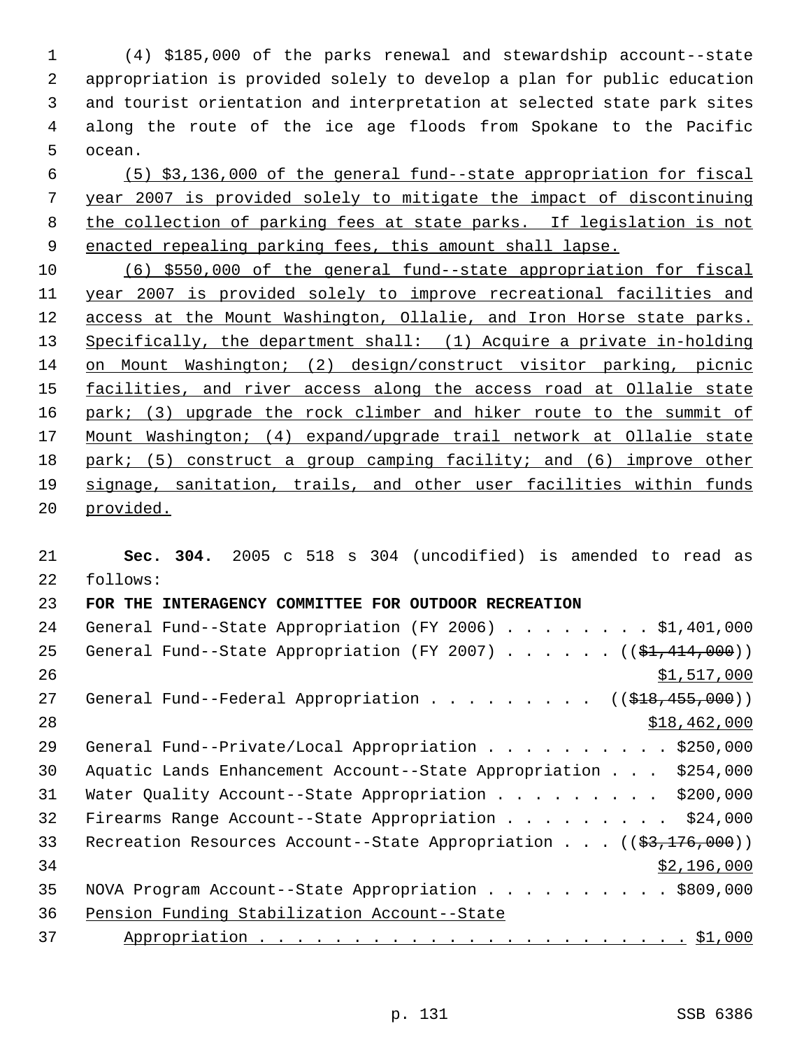(4) $185,000 of the parks renewal and stewardship account--state appropriation is provided solely to develop a plan for public education and tourist orientation and interpretation at selected state park sites along the route of the ice age floods from Spokane to the Pacific ocean.

(5) $3,136,000 of the general fund--state appropriation for fiscal year 2007 is provided solely to mitigate the impact of discontinuing the collection of parking fees at state parks. If legislation is not enacted repealing parking fees, this amount shall lapse.

(6) $550,000 of the general fund--state appropriation for fiscal year 2007 is provided solely to improve recreational facilities and access at the Mount Washington, Ollalie, and Iron Horse state parks. Specifically, the department shall: (1) Acquire a private in-holding on Mount Washington; (2) design/construct visitor parking, picnic facilities, and river access along the access road at Ollalie state park; (3) upgrade the rock climber and hiker route to the summit of Mount Washington; (4) expand/upgrade trail network at Ollalie state park; (5) construct a group camping facility; and (6) improve other signage, sanitation, trails, and other user facilities within funds provided.

**Sec. 304.** 2005 c 518 s 304 (uncodified) is amended to read as follows:

**FOR THE INTERAGENCY COMMITTEE FOR OUTDOOR RECREATION**

General Fund--State Appropriation (FY 2006) . . . . . . . . $1,401,000

General Fund--State Appropriation (FY 2007) . . . . . . (($1,414,000)) $1,517,000

General Fund--Federal Appropriation . . . . . . . . . (($18,455,000)) $18,462,000

General Fund--Private/Local Appropriation . . . . . . . . . . $250,000

Aquatic Lands Enhancement Account--State Appropriation . . . $254,000

Water Quality Account--State Appropriation . . . . . . . . . $200,000

Firearms Range Account--State Appropriation . . . . . . . . . $24,000

Recreation Resources Account--State Appropriation . . . (($3,176,000)) $2,196,000

NOVA Program Account--State Appropriation . . . . . . . . . . $809,000

Pension Funding Stabilization Account--State Appropriation . . . . . . . . . . . . . . . . . . . . . . . . $1,000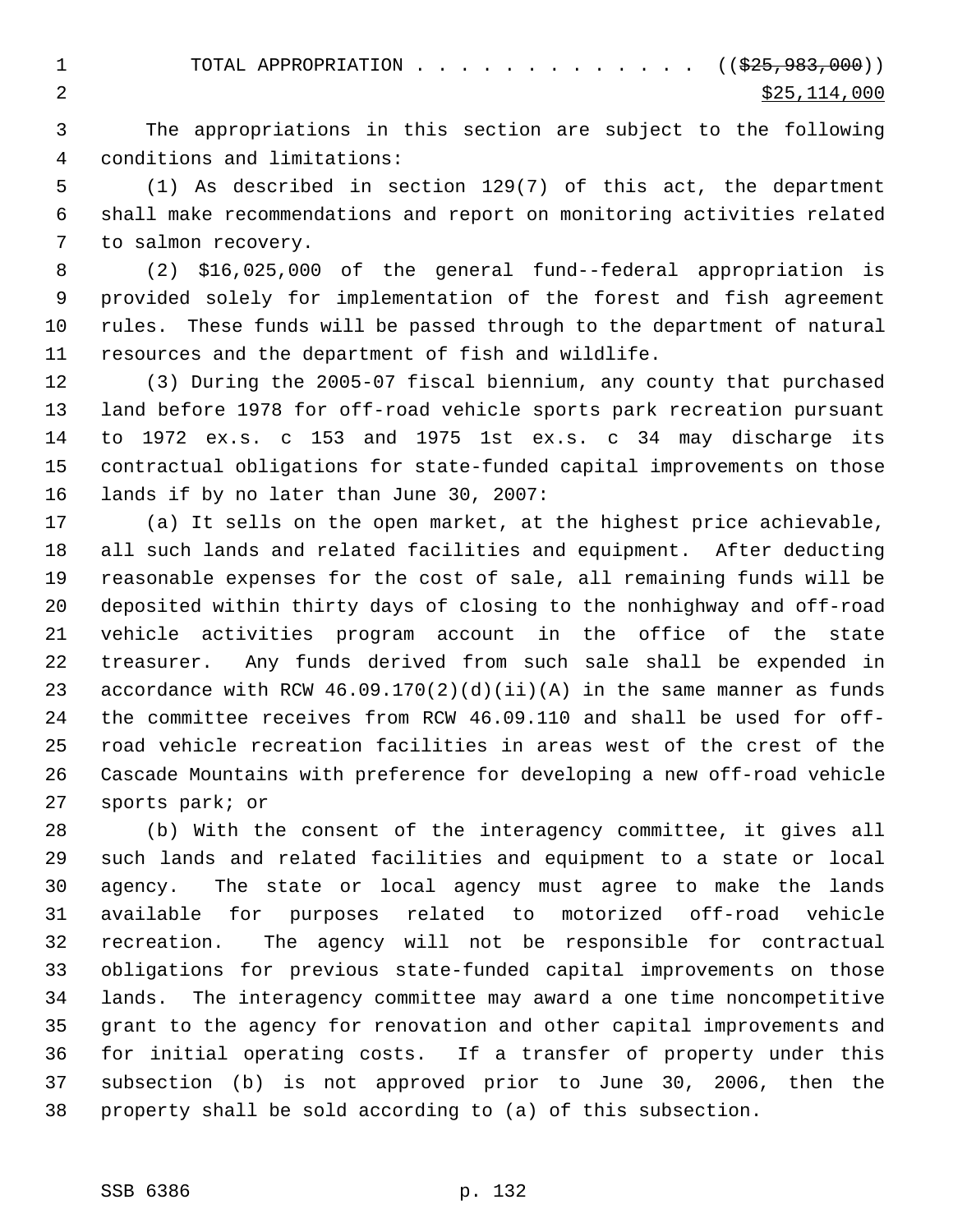TOTAL APPROPRIATION . . . . . . . . . . . . . ~~(($25,983,000))~~ <u>$25,114,000</u>

The appropriations in this section are subject to the following conditions and limitations:

(1) As described in section 129(7) of this act, the department shall make recommendations and report on monitoring activities related to salmon recovery.

(2) $16,025,000 of the general fund--federal appropriation is provided solely for implementation of the forest and fish agreement rules. These funds will be passed through to the department of natural resources and the department of fish and wildlife.

(3) During the 2005-07 fiscal biennium, any county that purchased land before 1978 for off-road vehicle sports park recreation pursuant to 1972 ex.s. c 153 and 1975 1st ex.s. c 34 may discharge its contractual obligations for state-funded capital improvements on those lands if by no later than June 30, 2007:

(a) It sells on the open market, at the highest price achievable, all such lands and related facilities and equipment. After deducting reasonable expenses for the cost of sale, all remaining funds will be deposited within thirty days of closing to the nonhighway and off-road vehicle activities program account in the office of the state treasurer. Any funds derived from such sale shall be expended in accordance with RCW 46.09.170(2)(d)(ii)(A) in the same manner as funds the committee receives from RCW 46.09.110 and shall be used for off-road vehicle recreation facilities in areas west of the crest of the Cascade Mountains with preference for developing a new off-road vehicle sports park; or

(b) With the consent of the interagency committee, it gives all such lands and related facilities and equipment to a state or local agency. The state or local agency must agree to make the lands available for purposes related to motorized off-road vehicle recreation. The agency will not be responsible for contractual obligations for previous state-funded capital improvements on those lands. The interagency committee may award a one time noncompetitive grant to the agency for renovation and other capital improvements and for initial operating costs. If a transfer of property under this subsection (b) is not approved prior to June 30, 2006, then the property shall be sold according to (a) of this subsection.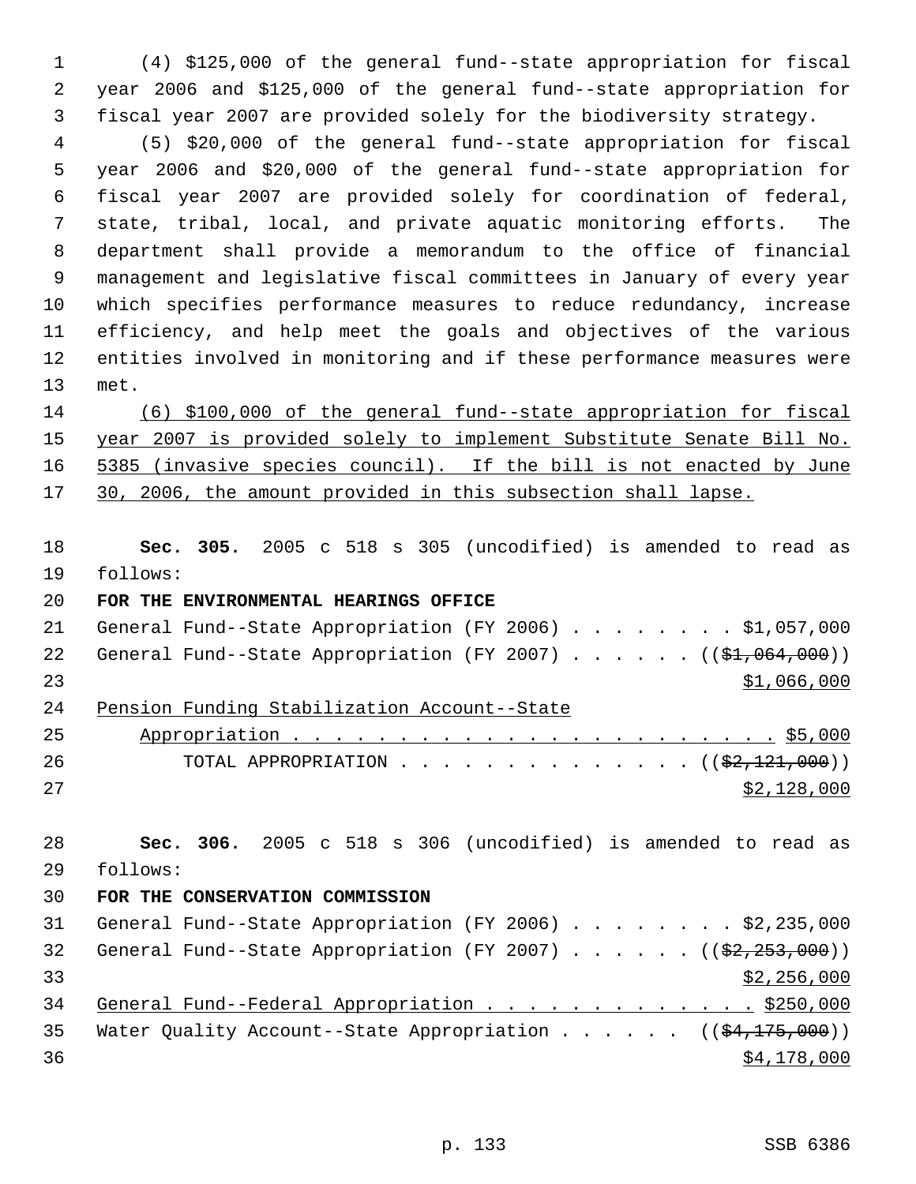(4) $125,000 of the general fund--state appropriation for fiscal year 2006 and $125,000 of the general fund--state appropriation for fiscal year 2007 are provided solely for the biodiversity strategy.

(5) $20,000 of the general fund--state appropriation for fiscal year 2006 and $20,000 of the general fund--state appropriation for fiscal year 2007 are provided solely for coordination of federal, state, tribal, local, and private aquatic monitoring efforts. The department shall provide a memorandum to the office of financial management and legislative fiscal committees in January of every year which specifies performance measures to reduce redundancy, increase efficiency, and help meet the goals and objectives of the various entities involved in monitoring and if these performance measures were met.

<u>(6) $100,000 of the general fund--state appropriation for fiscal year 2007 is provided solely to implement Substitute Senate Bill No. 5385 (invasive species council). If the bill is not enacted by June 30, 2006, the amount provided in this subsection shall lapse.</u>

**Sec. 305.** 2005 c 518 s 305 (uncodified) is amended to read as follows:

**FOR THE ENVIRONMENTAL HEARINGS OFFICE**

General Fund--State Appropriation (FY 2006) . . . . . . . . $1,057,000

General Fund--State Appropriation (FY 2007) . . . . . . ((~~$1,064,000~~)) <u>$1,066,000</u>

<u>Pension Funding Stabilization Account--State Appropriation . . . . . . . . . . . . . . . . . . . . . . . . $5,000</u>

TOTAL APPROPRIATION . . . . . . . . . . . . . . ((~~$2,121,000~~)) <u>$2,128,000</u>

**Sec. 306.** 2005 c 518 s 306 (uncodified) is amended to read as follows:

**FOR THE CONSERVATION COMMISSION**

General Fund--State Appropriation (FY 2006) . . . . . . . . $2,235,000

General Fund--State Appropriation (FY 2007) . . . . . . ((~~$2,253,000~~)) <u>$2,256,000</u>

<u>General Fund--Federal Appropriation . . . . . . . . . . . . . $250,000</u>

Water Quality Account--State Appropriation . . . . . . ((~~$4,175,000~~)) <u>$4,178,000</u>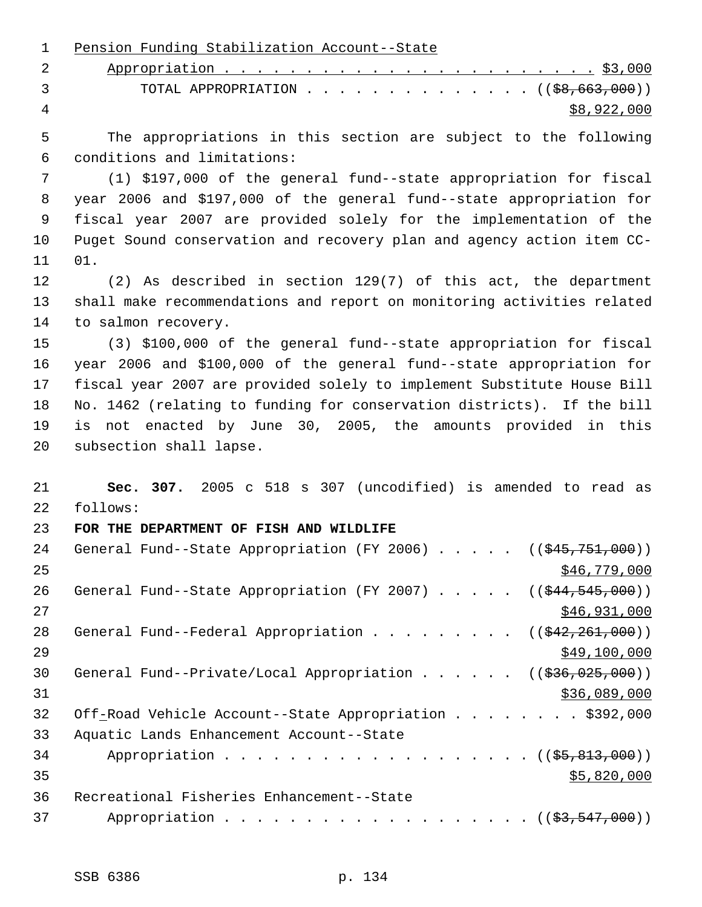Pension Funding Stabilization Account--State
Appropriation . . . . . . . . . . . . . . . . . . . . . . $3,000
TOTAL APPROPRIATION . . . . . . . . . . . . . . ((~~$8,663,000~~))
$8,922,000

The appropriations in this section are subject to the following conditions and limitations:

(1) $197,000 of the general fund--state appropriation for fiscal year 2006 and $197,000 of the general fund--state appropriation for fiscal year 2007 are provided solely for the implementation of the Puget Sound conservation and recovery plan and agency action item CC-01.

(2) As described in section 129(7) of this act, the department shall make recommendations and report on monitoring activities related to salmon recovery.

(3) $100,000 of the general fund--state appropriation for fiscal year 2006 and $100,000 of the general fund--state appropriation for fiscal year 2007 are provided solely to implement Substitute House Bill No. 1462 (relating to funding for conservation districts). If the bill is not enacted by June 30, 2005, the amounts provided in this subsection shall lapse.

**Sec. 307.** 2005 c 518 s 307 (uncodified) is amended to read as follows:

**FOR THE DEPARTMENT OF FISH AND WILDLIFE**

General Fund--State Appropriation (FY 2006) . . . . . ((~~$45,751,000~~))
$46,779,000
General Fund--State Appropriation (FY 2007) . . . . . ((~~$44,545,000~~))
$46,931,000
General Fund--Federal Appropriation . . . . . . . . . ((~~$42,261,000~~))
$49,100,000
General Fund--Private/Local Appropriation . . . . . . ((~~$36,025,000~~))
$36,089,000
Off-Road Vehicle Account--State Appropriation . . . . . . . . $392,000
Aquatic Lands Enhancement Account--State
Appropriation . . . . . . . . . . . . . . . . . . . ((~~$5,813,000~~))
$5,820,000
Recreational Fisheries Enhancement--State
Appropriation . . . . . . . . . . . . . . . . . . . ((~~$3,547,000~~))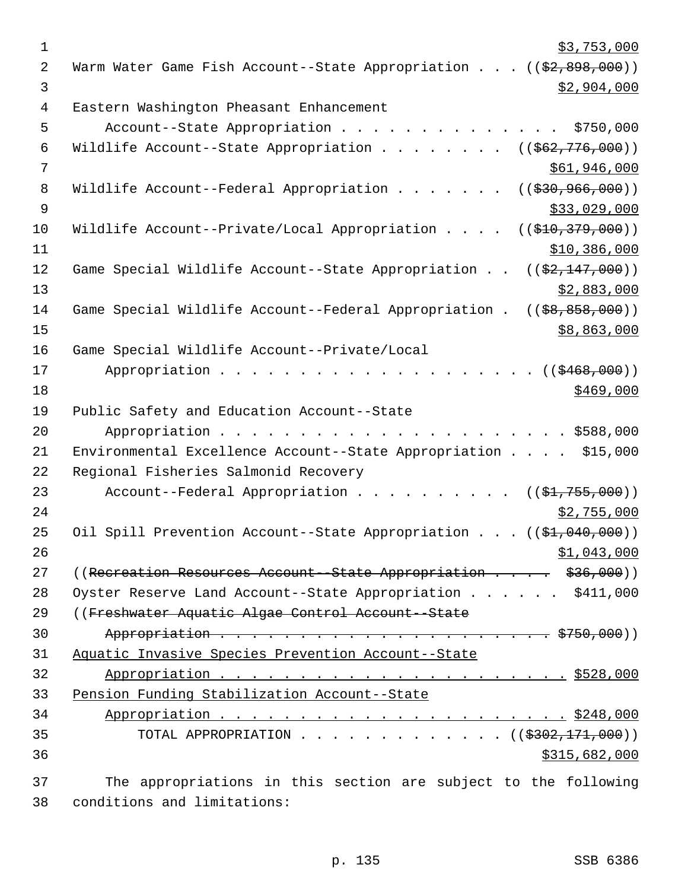$3,753,000

Warm Water Game Fish Account--State Appropriation . . . (($2,898,000))
$2,904,000

Eastern Washington Pheasant Enhancement
Account--State Appropriation . . . . . . . . . . . . . . . $750,000

Wildlife Account--State Appropriation . . . . . . . . (($62,776,000))
$61,946,000

Wildlife Account--Federal Appropriation . . . . . . . (($30,966,000))
$33,029,000

Wildlife Account--Private/Local Appropriation . . . . (($10,379,000))
$10,386,000

Game Special Wildlife Account--State Appropriation . . (($2,147,000))
$2,883,000

Game Special Wildlife Account--Federal Appropriation . (($8,858,000))
$8,863,000

Game Special Wildlife Account--Private/Local
Appropriation . . . . . . . . . . . . . . . . . . . . . (($468,000))
$469,000

Public Safety and Education Account--State
Appropriation . . . . . . . . . . . . . . . . . . . . . . . $588,000

Environmental Excellence Account--State Appropriation . . . . $15,000

Regional Fisheries Salmonid Recovery
Account--Federal Appropriation . . . . . . . . . . (($1,755,000))
$2,755,000

Oil Spill Prevention Account--State Appropriation . . . (($1,040,000))
$1,043,000

((~~Recreation Resources Account--State Appropriation . . . . $36,000~~))

Oyster Reserve Land Account--State Appropriation . . . . . . $411,000

((~~Freshwater Aquatic Algae Control Account--State~~
~~Appropriation . . . . . . . . . . . . . . . . . . . . . . $750,000~~))

Aquatic Invasive Species Prevention Account--State
Appropriation . . . . . . . . . . . . . . . . . . . . . . . $528,000

Pension Funding Stabilization Account--State
Appropriation . . . . . . . . . . . . . . . . . . . . . . . $248,000

TOTAL APPROPRIATION . . . . . . . . . . . . . (($302,171,000))
$315,682,000

The appropriations in this section are subject to the following conditions and limitations: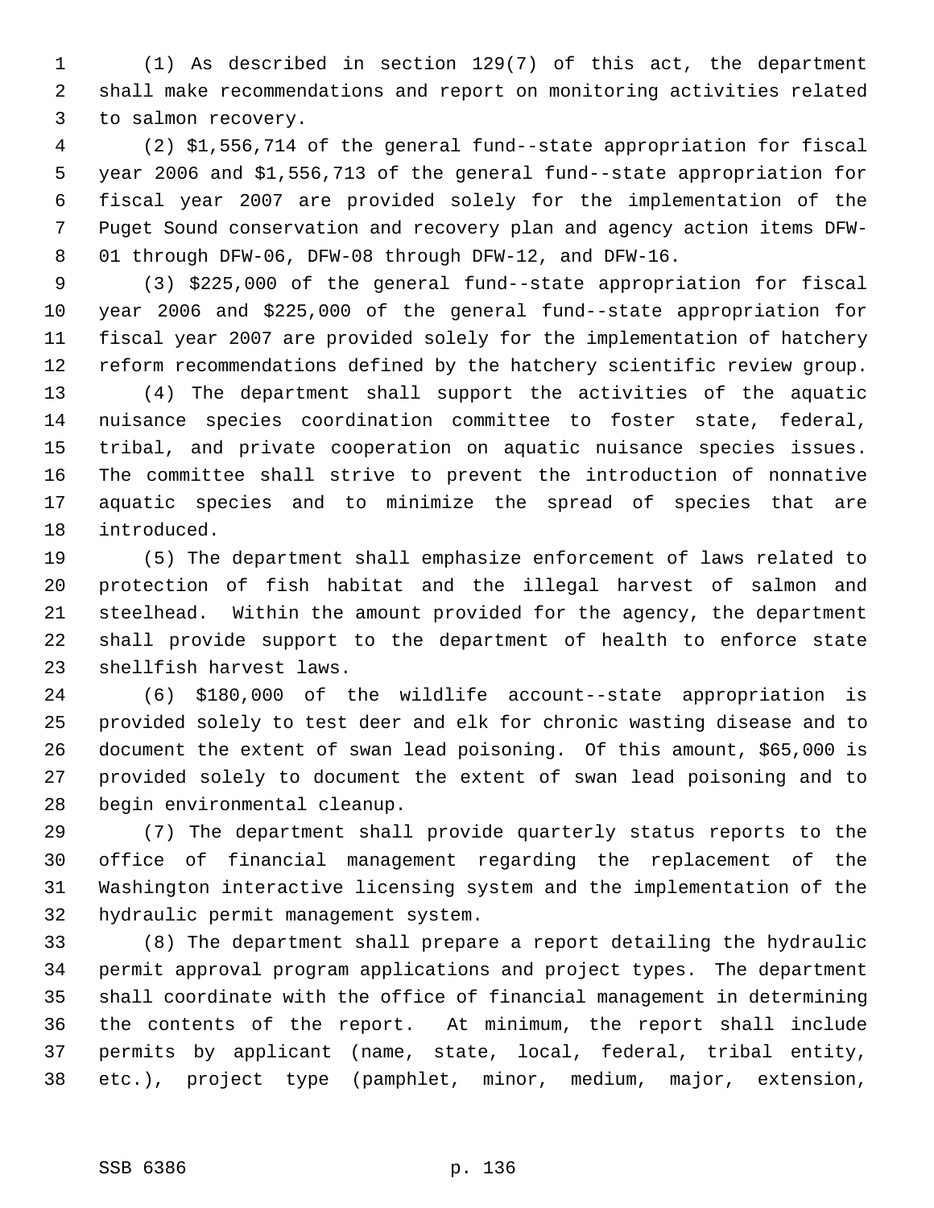(1) As described in section 129(7) of this act, the department shall make recommendations and report on monitoring activities related to salmon recovery.

(2) $1,556,714 of the general fund--state appropriation for fiscal year 2006 and $1,556,713 of the general fund--state appropriation for fiscal year 2007 are provided solely for the implementation of the Puget Sound conservation and recovery plan and agency action items DFW-01 through DFW-06, DFW-08 through DFW-12, and DFW-16.

(3) $225,000 of the general fund--state appropriation for fiscal year 2006 and $225,000 of the general fund--state appropriation for fiscal year 2007 are provided solely for the implementation of hatchery reform recommendations defined by the hatchery scientific review group.

(4) The department shall support the activities of the aquatic nuisance species coordination committee to foster state, federal, tribal, and private cooperation on aquatic nuisance species issues. The committee shall strive to prevent the introduction of nonnative aquatic species and to minimize the spread of species that are introduced.

(5) The department shall emphasize enforcement of laws related to protection of fish habitat and the illegal harvest of salmon and steelhead. Within the amount provided for the agency, the department shall provide support to the department of health to enforce state shellfish harvest laws.

(6) $180,000 of the wildlife account--state appropriation is provided solely to test deer and elk for chronic wasting disease and to document the extent of swan lead poisoning. Of this amount, $65,000 is provided solely to document the extent of swan lead poisoning and to begin environmental cleanup.

(7) The department shall provide quarterly status reports to the office of financial management regarding the replacement of the Washington interactive licensing system and the implementation of the hydraulic permit management system.

(8) The department shall prepare a report detailing the hydraulic permit approval program applications and project types. The department shall coordinate with the office of financial management in determining the contents of the report. At minimum, the report shall include permits by applicant (name, state, local, federal, tribal entity, etc.), project type (pamphlet, minor, medium, major, extension,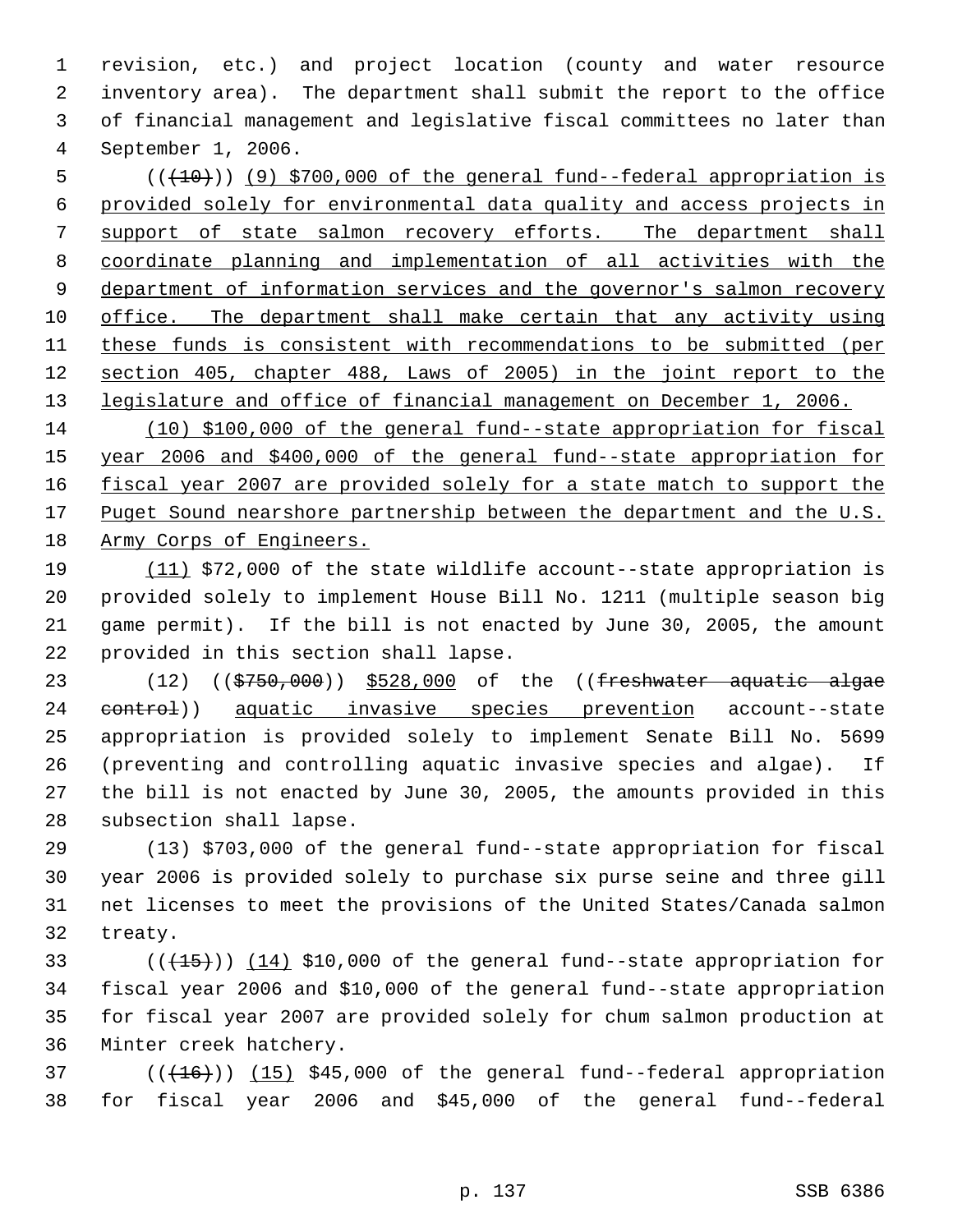revision, etc.) and project location (county and water resource inventory area). The department shall submit the report to the office of financial management and legislative fiscal committees no later than September 1, 2006.

(((10))) (9) $700,000 of the general fund--federal appropriation is provided solely for environmental data quality and access projects in support of state salmon recovery efforts. The department shall coordinate planning and implementation of all activities with the department of information services and the governor's salmon recovery office. The department shall make certain that any activity using these funds is consistent with recommendations to be submitted (per section 405, chapter 488, Laws of 2005) in the joint report to the legislature and office of financial management on December 1, 2006.

(10) $100,000 of the general fund--state appropriation for fiscal year 2006 and $400,000 of the general fund--state appropriation for fiscal year 2007 are provided solely for a state match to support the Puget Sound nearshore partnership between the department and the U.S. Army Corps of Engineers.

(11) $72,000 of the state wildlife account--state appropriation is provided solely to implement House Bill No. 1211 (multiple season big game permit). If the bill is not enacted by June 30, 2005, the amount provided in this section shall lapse.

(12) (($750,000)) $528,000 of the ((freshwater aquatic algae control)) aquatic invasive species prevention account--state appropriation is provided solely to implement Senate Bill No. 5699 (preventing and controlling aquatic invasive species and algae). If the bill is not enacted by June 30, 2005, the amounts provided in this subsection shall lapse.

(13) $703,000 of the general fund--state appropriation for fiscal year 2006 is provided solely to purchase six purse seine and three gill net licenses to meet the provisions of the United States/Canada salmon treaty.

(((15))) (14) $10,000 of the general fund--state appropriation for fiscal year 2006 and $10,000 of the general fund--state appropriation for fiscal year 2007 are provided solely for chum salmon production at Minter creek hatchery.

(((16))) (15) $45,000 of the general fund--federal appropriation for fiscal year 2006 and $45,000 of the general fund--federal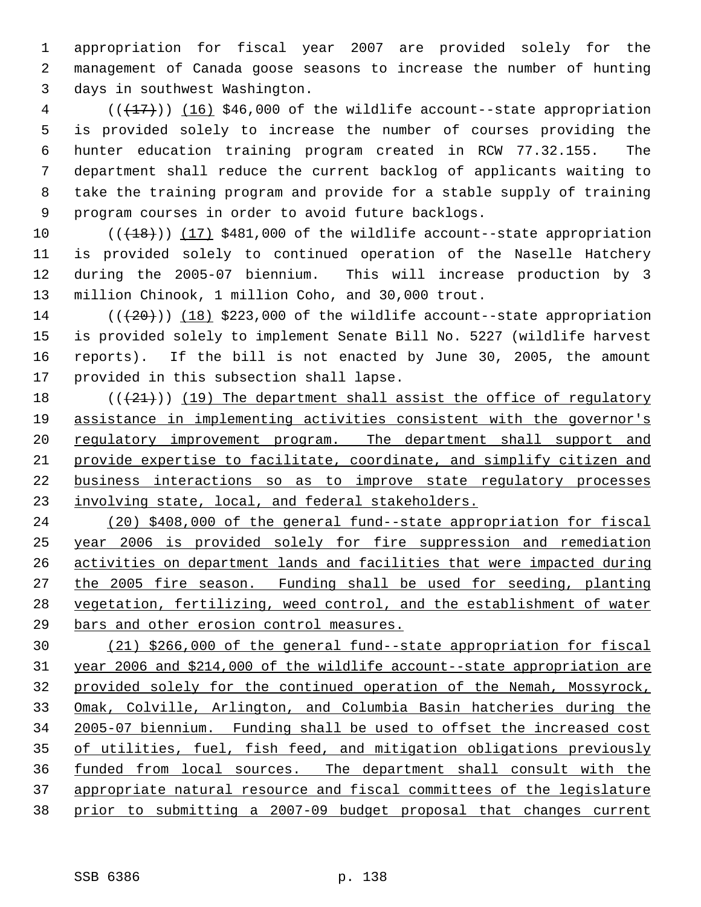appropriation for fiscal year 2007 are provided solely for the management of Canada goose seasons to increase the number of hunting days in southwest Washington.

(((17))) (16) $46,000 of the wildlife account--state appropriation is provided solely to increase the number of courses providing the hunter education training program created in RCW 77.32.155. The department shall reduce the current backlog of applicants waiting to take the training program and provide for a stable supply of training program courses in order to avoid future backlogs.

(((18))) (17) $481,000 of the wildlife account--state appropriation is provided solely to continued operation of the Naselle Hatchery during the 2005-07 biennium. This will increase production by 3 million Chinook, 1 million Coho, and 30,000 trout.

(((20))) (18) $223,000 of the wildlife account--state appropriation is provided solely to implement Senate Bill No. 5227 (wildlife harvest reports). If the bill is not enacted by June 30, 2005, the amount provided in this subsection shall lapse.

(((21))) (19) The department shall assist the office of regulatory assistance in implementing activities consistent with the governor's regulatory improvement program. The department shall support and provide expertise to facilitate, coordinate, and simplify citizen and business interactions so as to improve state regulatory processes involving state, local, and federal stakeholders.

(20) $408,000 of the general fund--state appropriation for fiscal year 2006 is provided solely for fire suppression and remediation activities on department lands and facilities that were impacted during the 2005 fire season. Funding shall be used for seeding, planting vegetation, fertilizing, weed control, and the establishment of water bars and other erosion control measures.

(21) $266,000 of the general fund--state appropriation for fiscal year 2006 and $214,000 of the wildlife account--state appropriation are provided solely for the continued operation of the Nemah, Mossyrock, Omak, Colville, Arlington, and Columbia Basin hatcheries during the 2005-07 biennium. Funding shall be used to offset the increased cost of utilities, fuel, fish feed, and mitigation obligations previously funded from local sources. The department shall consult with the appropriate natural resource and fiscal committees of the legislature prior to submitting a 2007-09 budget proposal that changes current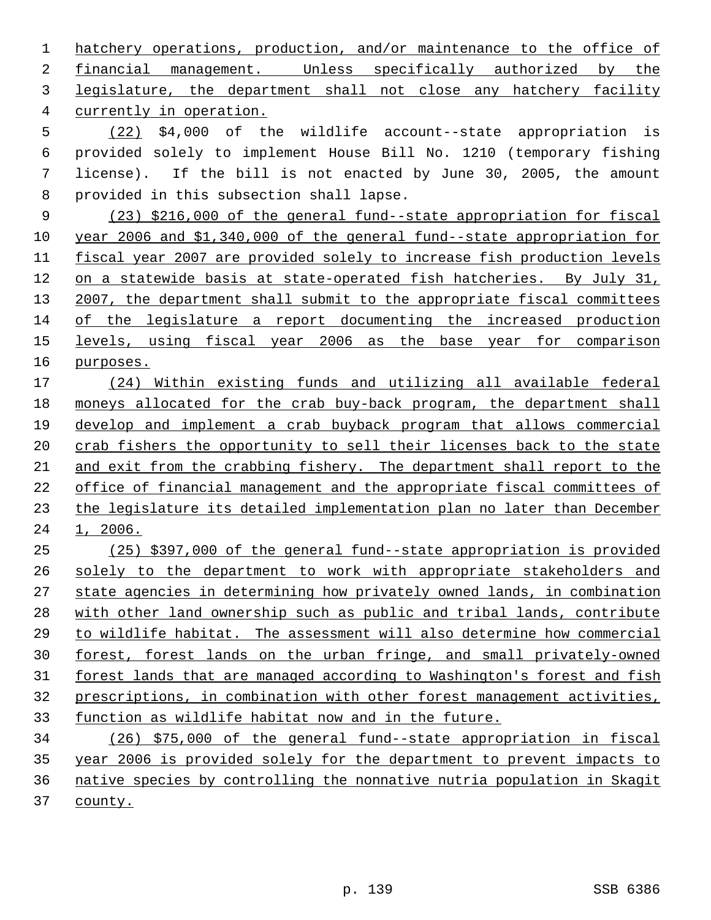hatchery operations, production, and/or maintenance to the office of financial management. Unless specifically authorized by the legislature, the department shall not close any hatchery facility currently in operation.

(22) $4,000 of the wildlife account--state appropriation is provided solely to implement House Bill No. 1210 (temporary fishing license). If the bill is not enacted by June 30, 2005, the amount provided in this subsection shall lapse.

(23) $216,000 of the general fund--state appropriation for fiscal year 2006 and $1,340,000 of the general fund--state appropriation for fiscal year 2007 are provided solely to increase fish production levels on a statewide basis at state-operated fish hatcheries. By July 31, 2007, the department shall submit to the appropriate fiscal committees of the legislature a report documenting the increased production levels, using fiscal year 2006 as the base year for comparison purposes.

(24) Within existing funds and utilizing all available federal moneys allocated for the crab buy-back program, the department shall develop and implement a crab buyback program that allows commercial crab fishers the opportunity to sell their licenses back to the state and exit from the crabbing fishery. The department shall report to the office of financial management and the appropriate fiscal committees of the legislature its detailed implementation plan no later than December 1, 2006.

(25) $397,000 of the general fund--state appropriation is provided solely to the department to work with appropriate stakeholders and state agencies in determining how privately owned lands, in combination with other land ownership such as public and tribal lands, contribute to wildlife habitat. The assessment will also determine how commercial forest, forest lands on the urban fringe, and small privately-owned forest lands that are managed according to Washington's forest and fish prescriptions, in combination with other forest management activities, function as wildlife habitat now and in the future.

(26) $75,000 of the general fund--state appropriation in fiscal year 2006 is provided solely for the department to prevent impacts to native species by controlling the nonnative nutria population in Skagit county.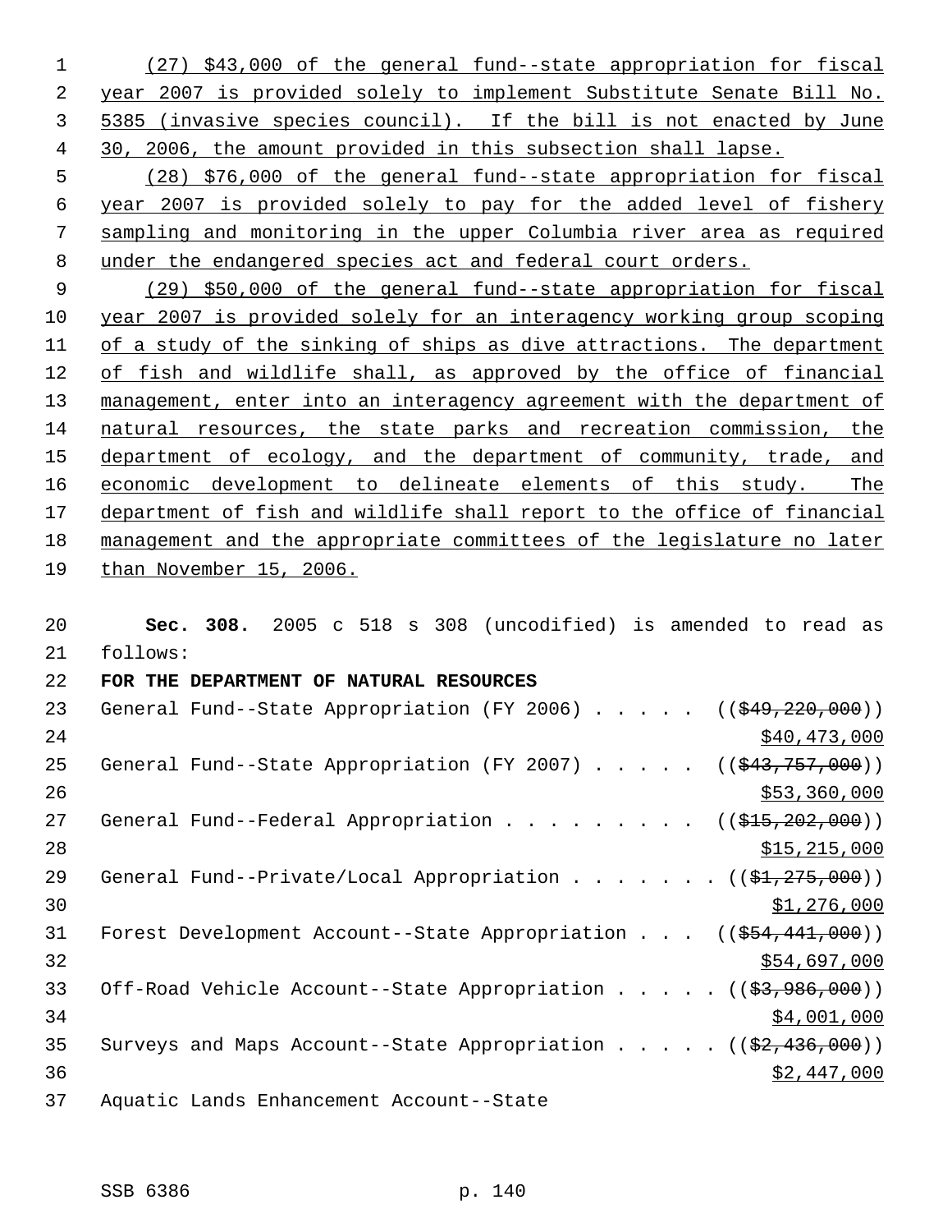(27) $43,000 of the general fund--state appropriation for fiscal year 2007 is provided solely to implement Substitute Senate Bill No. 5385 (invasive species council). If the bill is not enacted by June 30, 2006, the amount provided in this subsection shall lapse.

(28) $76,000 of the general fund--state appropriation for fiscal year 2007 is provided solely to pay for the added level of fishery sampling and monitoring in the upper Columbia river area as required under the endangered species act and federal court orders.

(29) $50,000 of the general fund--state appropriation for fiscal year 2007 is provided solely for an interagency working group scoping of a study of the sinking of ships as dive attractions. The department of fish and wildlife shall, as approved by the office of financial management, enter into an interagency agreement with the department of natural resources, the state parks and recreation commission, the department of ecology, and the department of community, trade, and economic development to delineate elements of this study. The department of fish and wildlife shall report to the office of financial management and the appropriate committees of the legislature no later than November 15, 2006.

**Sec. 308.** 2005 c 518 s 308 (uncodified) is amended to read as follows:

**FOR THE DEPARTMENT OF NATURAL RESOURCES**

General Fund--State Appropriation (FY 2006) . . . . . (($49,220,000)) $40,473,000

General Fund--State Appropriation (FY 2007) . . . . . (($43,757,000)) $53,360,000

General Fund--Federal Appropriation . . . . . . . . . (($15,202,000)) $15,215,000

General Fund--Private/Local Appropriation . . . . . . . (($1,275,000)) $1,276,000

Forest Development Account--State Appropriation . . . (($54,441,000)) $54,697,000

Off-Road Vehicle Account--State Appropriation . . . . . (($3,986,000)) $4,001,000

Surveys and Maps Account--State Appropriation . . . . . (($2,436,000)) $2,447,000

Aquatic Lands Enhancement Account--State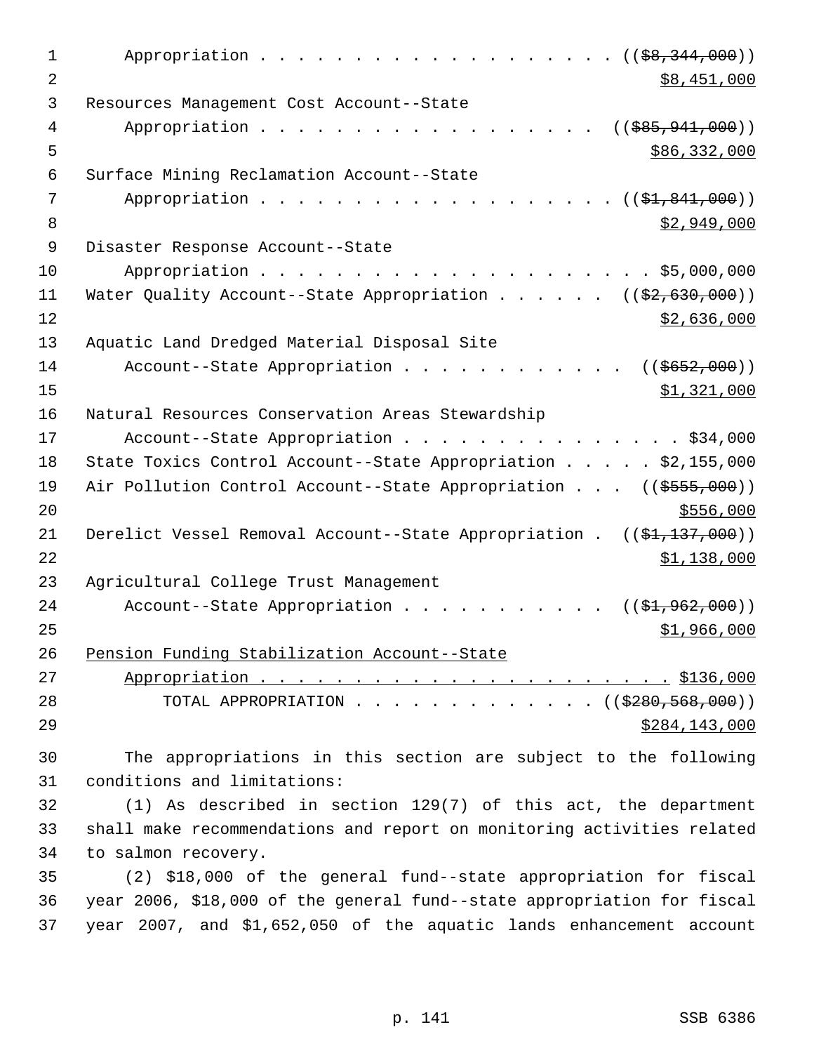Appropriation . . . . . . . . . . . . . . . . . . . . ((~~$8,344,000~~))
$8,451,000

Resources Management Cost Account--State
Appropriation . . . . . . . . . . . . . . . . . . . ((~~$85,941,000~~))
$86,332,000

Surface Mining Reclamation Account--State
Appropriation . . . . . . . . . . . . . . . . . . . . ((~~$1,841,000~~))
$2,949,000

Disaster Response Account--State
Appropriation . . . . . . . . . . . . . . . . . . . . . . $5,000,000

Water Quality Account--State Appropriation . . . . . . ((~~$2,630,000~~))
$2,636,000

Aquatic Land Dredged Material Disposal Site
Account--State Appropriation . . . . . . . . . . . . ((~~$652,000~~))
$1,321,000

Natural Resources Conservation Areas Stewardship
Account--State Appropriation . . . . . . . . . . . . . . . . $34,000

State Toxics Control Account--State Appropriation . . . . . $2,155,000

Air Pollution Control Account--State Appropriation . . . ((~~$555,000~~))
$556,000

Derelict Vessel Removal Account--State Appropriation . ((~~$1,137,000~~))
$1,138,000

Agricultural College Trust Management
Account--State Appropriation . . . . . . . . . . . ((~~$1,962,000~~))
$1,966,000

<u>Pension Funding Stabilization Account--State</u>
<u>Appropriation . . . . . . . . . . . . . . . . . . . . . . . $136,000</u>

TOTAL APPROPRIATION . . . . . . . . . . . . . ((~~$280,568,000~~))
$284,143,000

The appropriations in this section are subject to the following conditions and limitations:

(1) As described in section 129(7) of this act, the department shall make recommendations and report on monitoring activities related to salmon recovery.

(2) $18,000 of the general fund--state appropriation for fiscal year 2006, $18,000 of the general fund--state appropriation for fiscal year 2007, and $1,652,050 of the aquatic lands enhancement account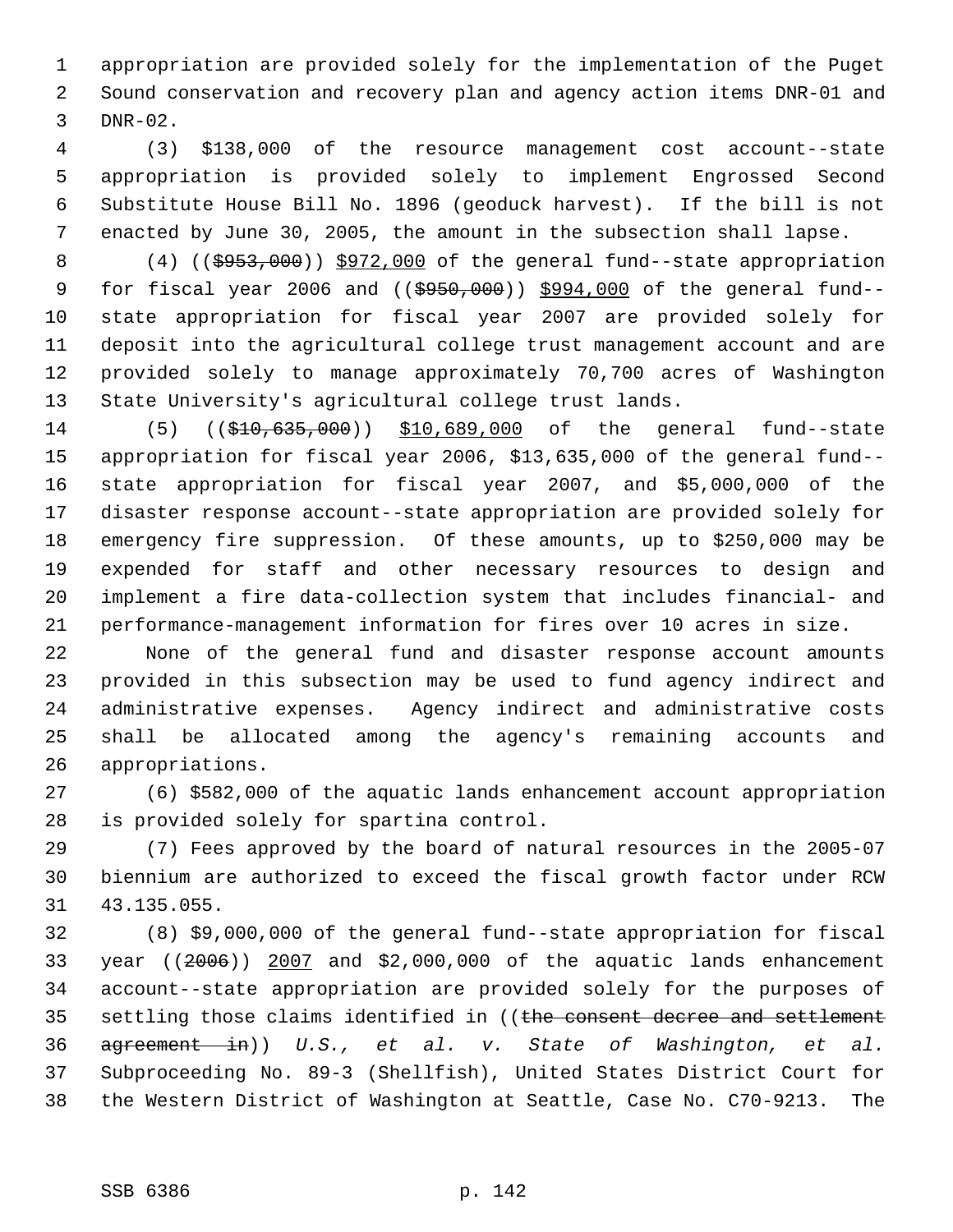appropriation are provided solely for the implementation of the Puget Sound conservation and recovery plan and agency action items DNR-01 and DNR-02.

(3) $138,000 of the resource management cost account--state appropriation is provided solely to implement Engrossed Second Substitute House Bill No. 1896 (geoduck harvest). If the bill is not enacted by June 30, 2005, the amount in the subsection shall lapse.

(4) (($953,000)) $972,000 of the general fund--state appropriation for fiscal year 2006 and (($950,000)) $994,000 of the general fund--state appropriation for fiscal year 2007 are provided solely for deposit into the agricultural college trust management account and are provided solely to manage approximately 70,700 acres of Washington State University's agricultural college trust lands.

(5) (($10,635,000)) $10,689,000 of the general fund--state appropriation for fiscal year 2006, $13,635,000 of the general fund--state appropriation for fiscal year 2007, and $5,000,000 of the disaster response account--state appropriation are provided solely for emergency fire suppression. Of these amounts, up to $250,000 may be expended for staff and other necessary resources to design and implement a fire data-collection system that includes financial- and performance-management information for fires over 10 acres in size.

None of the general fund and disaster response account amounts provided in this subsection may be used to fund agency indirect and administrative expenses. Agency indirect and administrative costs shall be allocated among the agency's remaining accounts and appropriations.

(6) $582,000 of the aquatic lands enhancement account appropriation is provided solely for spartina control.

(7) Fees approved by the board of natural resources in the 2005-07 biennium are authorized to exceed the fiscal growth factor under RCW 43.135.055.

(8) $9,000,000 of the general fund--state appropriation for fiscal year ((2006)) 2007 and $2,000,000 of the aquatic lands enhancement account--state appropriation are provided solely for the purposes of settling those claims identified in ((the consent decree and settlement agreement in)) *U.S., et al. v. State of Washington, et al.* Subproceeding No. 89-3 (Shellfish), United States District Court for the Western District of Washington at Seattle, Case No. C70-9213. The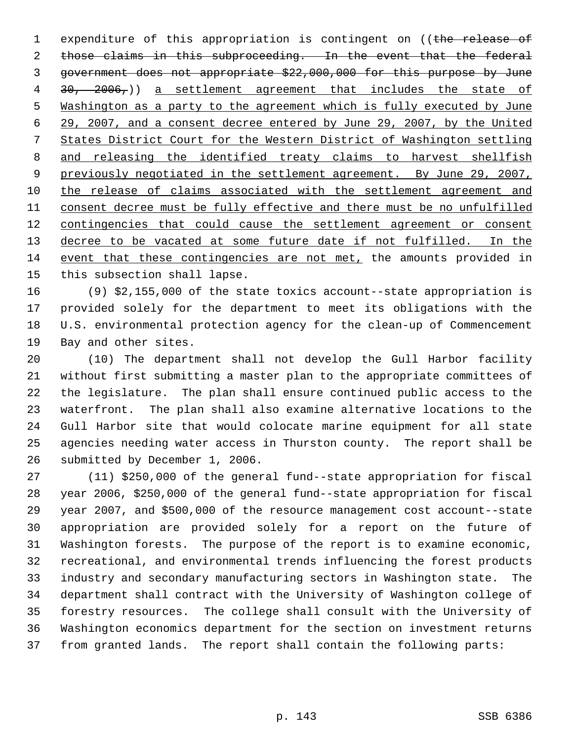expenditure of this appropriation is contingent on ((~~the release of those claims in this subproceeding. In the event that the federal government does not appropriate $22,000,000 for this purpose by June 30, 2006,~~)) <u>a settlement agreement that includes the state of Washington as a party to the agreement which is fully executed by June 29, 2007, and a consent decree entered by June 29, 2007, by the United States District Court for the Western District of Washington settling and releasing the identified treaty claims to harvest shellfish previously negotiated in the settlement agreement. By June 29, 2007, the release of claims associated with the settlement agreement and consent decree must be fully effective and there must be no unfulfilled contingencies that could cause the settlement agreement or consent decree to be vacated at some future date if not fulfilled. In the event that these contingencies are not met,</u> the amounts provided in this subsection shall lapse.

(9) $2,155,000 of the state toxics account--state appropriation is provided solely for the department to meet its obligations with the U.S. environmental protection agency for the clean-up of Commencement Bay and other sites.

(10) The department shall not develop the Gull Harbor facility without first submitting a master plan to the appropriate committees of the legislature. The plan shall ensure continued public access to the waterfront. The plan shall also examine alternative locations to the Gull Harbor site that would colocate marine equipment for all state agencies needing water access in Thurston county. The report shall be submitted by December 1, 2006.

(11) $250,000 of the general fund--state appropriation for fiscal year 2006, $250,000 of the general fund--state appropriation for fiscal year 2007, and $500,000 of the resource management cost account--state appropriation are provided solely for a report on the future of Washington forests. The purpose of the report is to examine economic, recreational, and environmental trends influencing the forest products industry and secondary manufacturing sectors in Washington state. The department shall contract with the University of Washington college of forestry resources. The college shall consult with the University of Washington economics department for the section on investment returns from granted lands. The report shall contain the following parts: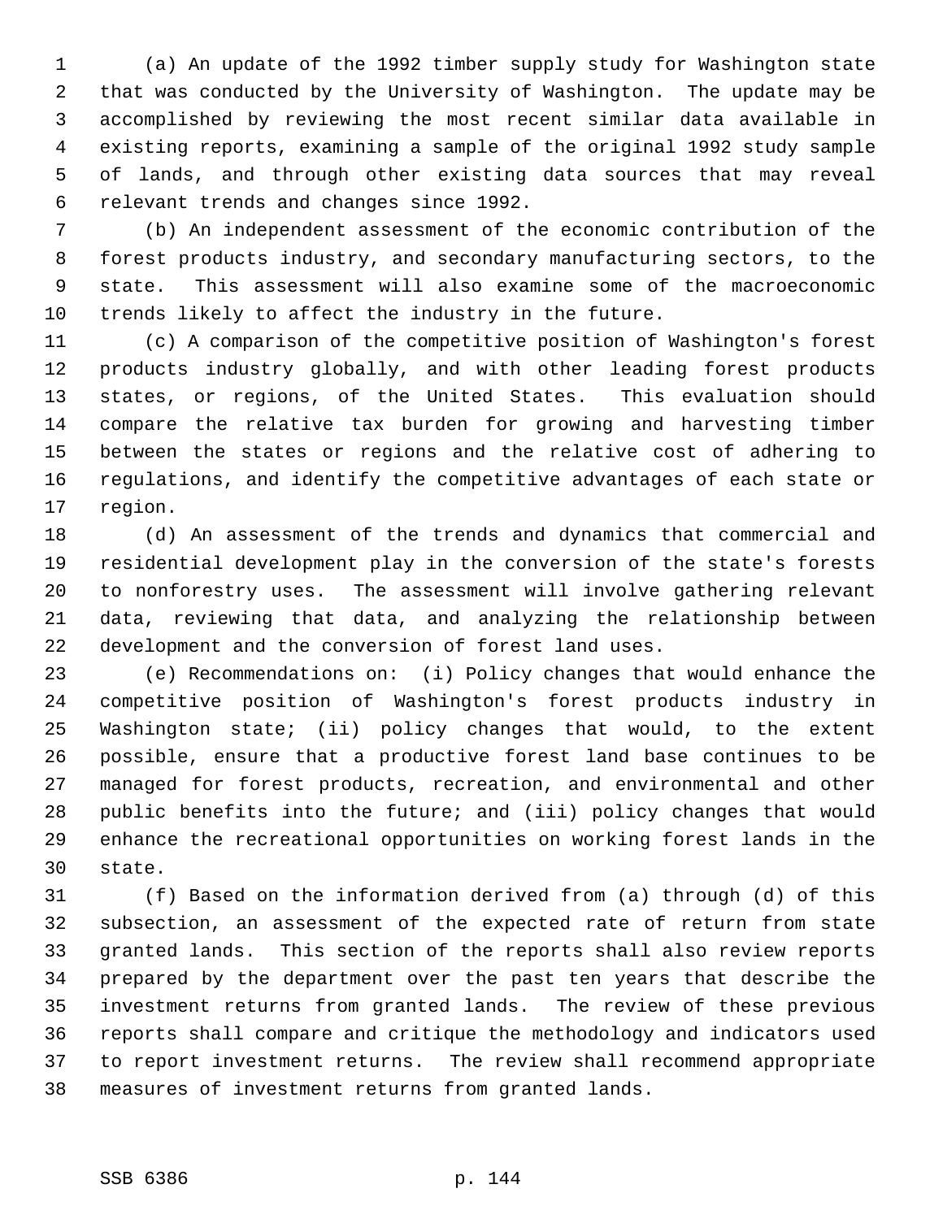(a) An update of the 1992 timber supply study for Washington state that was conducted by the University of Washington. The update may be accomplished by reviewing the most recent similar data available in existing reports, examining a sample of the original 1992 study sample of lands, and through other existing data sources that may reveal relevant trends and changes since 1992.

(b) An independent assessment of the economic contribution of the forest products industry, and secondary manufacturing sectors, to the state. This assessment will also examine some of the macroeconomic trends likely to affect the industry in the future.

(c) A comparison of the competitive position of Washington's forest products industry globally, and with other leading forest products states, or regions, of the United States. This evaluation should compare the relative tax burden for growing and harvesting timber between the states or regions and the relative cost of adhering to regulations, and identify the competitive advantages of each state or region.

(d) An assessment of the trends and dynamics that commercial and residential development play in the conversion of the state's forests to nonforestry uses. The assessment will involve gathering relevant data, reviewing that data, and analyzing the relationship between development and the conversion of forest land uses.

(e) Recommendations on: (i) Policy changes that would enhance the competitive position of Washington's forest products industry in Washington state; (ii) policy changes that would, to the extent possible, ensure that a productive forest land base continues to be managed for forest products, recreation, and environmental and other public benefits into the future; and (iii) policy changes that would enhance the recreational opportunities on working forest lands in the state.

(f) Based on the information derived from (a) through (d) of this subsection, an assessment of the expected rate of return from state granted lands. This section of the reports shall also review reports prepared by the department over the past ten years that describe the investment returns from granted lands. The review of these previous reports shall compare and critique the methodology and indicators used to report investment returns. The review shall recommend appropriate measures of investment returns from granted lands.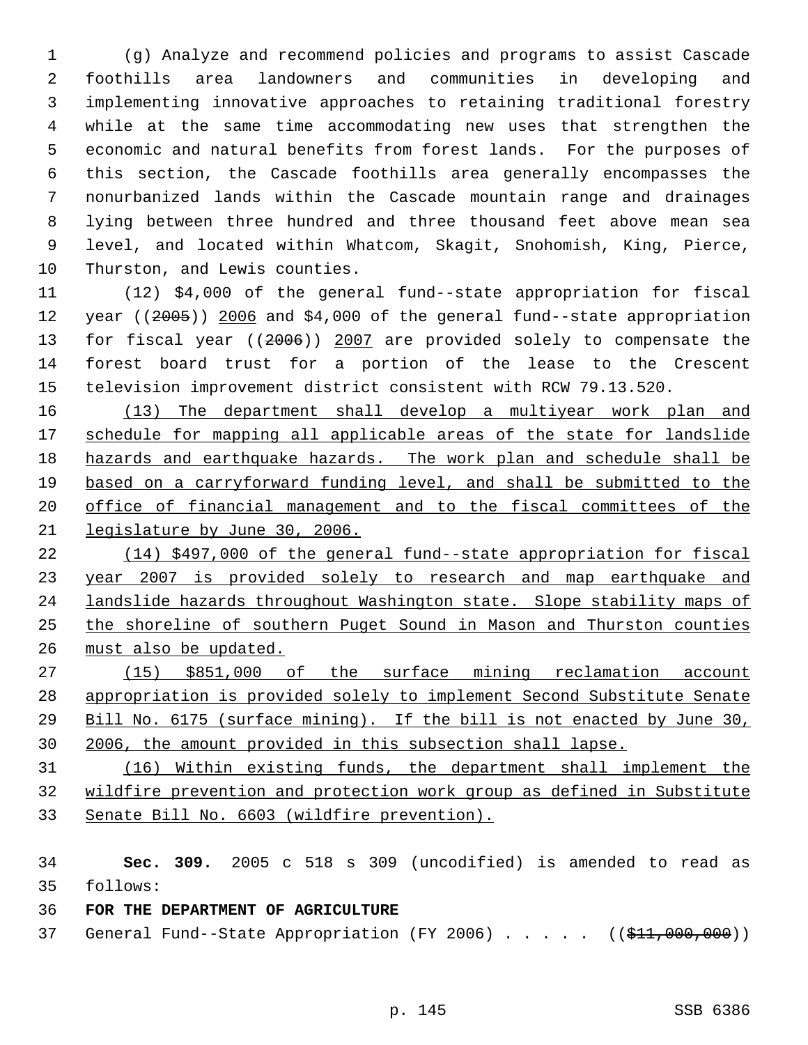(g) Analyze and recommend policies and programs to assist Cascade foothills area landowners and communities in developing and implementing innovative approaches to retaining traditional forestry while at the same time accommodating new uses that strengthen the economic and natural benefits from forest lands. For the purposes of this section, the Cascade foothills area generally encompasses the nonurbanized lands within the Cascade mountain range and drainages lying between three hundred and three thousand feet above mean sea level, and located within Whatcom, Skagit, Snohomish, King, Pierce, Thurston, and Lewis counties.

(12) $4,000 of the general fund--state appropriation for fiscal year ((~~2005~~)) 2006 and $4,000 of the general fund--state appropriation for fiscal year ((~~2006~~)) 2007 are provided solely to compensate the forest board trust for a portion of the lease to the Crescent television improvement district consistent with RCW 79.13.520.

(13) The department shall develop a multiyear work plan and schedule for mapping all applicable areas of the state for landslide hazards and earthquake hazards. The work plan and schedule shall be based on a carryforward funding level, and shall be submitted to the office of financial management and to the fiscal committees of the legislature by June 30, 2006.

(14) $497,000 of the general fund--state appropriation for fiscal year 2007 is provided solely to research and map earthquake and landslide hazards throughout Washington state. Slope stability maps of the shoreline of southern Puget Sound in Mason and Thurston counties must also be updated.

(15) $851,000 of the surface mining reclamation account appropriation is provided solely to implement Second Substitute Senate Bill No. 6175 (surface mining). If the bill is not enacted by June 30, 2006, the amount provided in this subsection shall lapse.

(16) Within existing funds, the department shall implement the wildfire prevention and protection work group as defined in Substitute Senate Bill No. 6603 (wildfire prevention).

**Sec. 309.** 2005 c 518 s 309 (uncodified) is amended to read as follows:

**FOR THE DEPARTMENT OF AGRICULTURE**

General Fund--State Appropriation (FY 2006) . . . . . ((~~$11,000,000~~))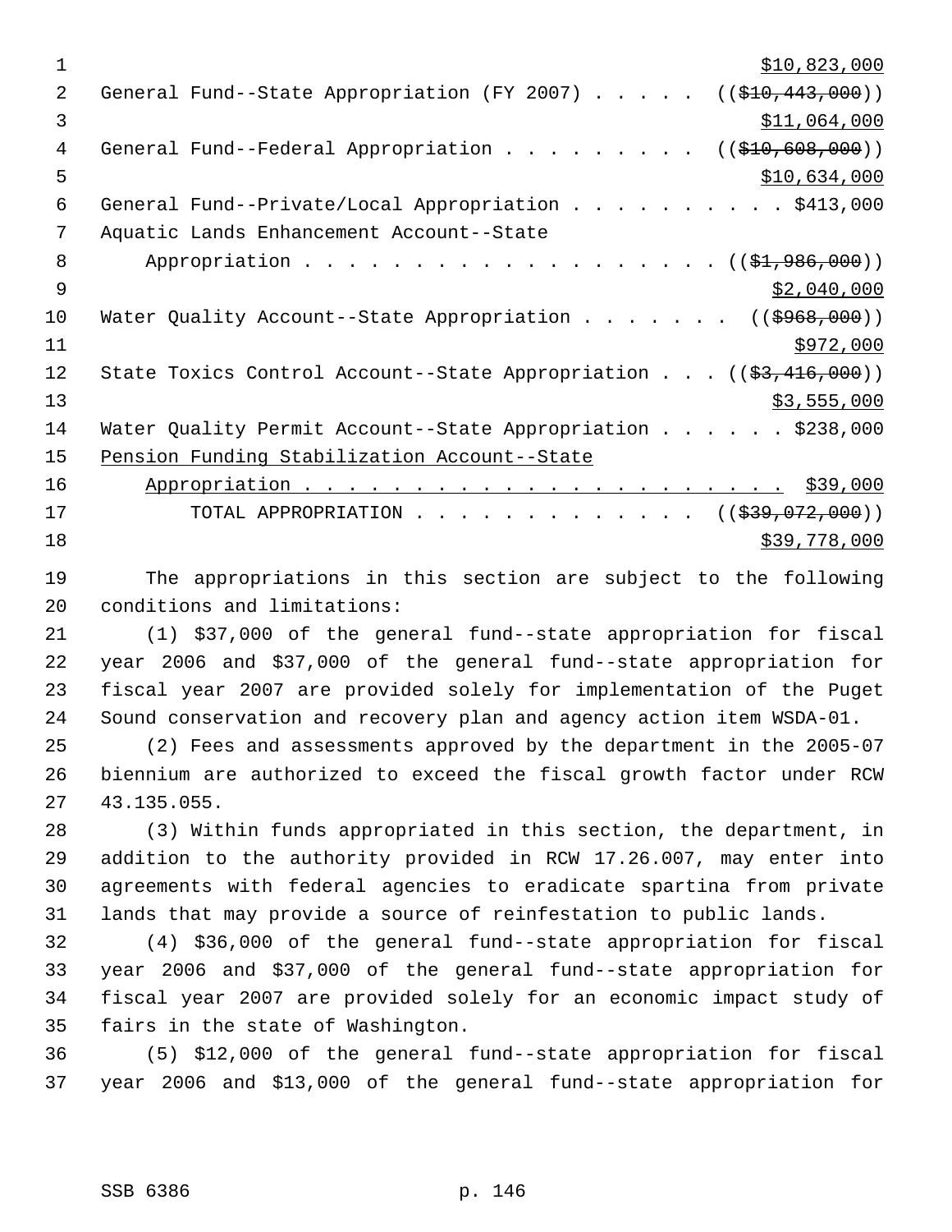$10,823,000

General Fund--State Appropriation (FY 2007) . . . . . ((~~$10,443,000~~))

$11,064,000

General Fund--Federal Appropriation . . . . . . . . . ((~~$10,608,000~~))

$10,634,000

General Fund--Private/Local Appropriation . . . . . . . . . . $413,000

Aquatic Lands Enhancement Account--State

Appropriation . . . . . . . . . . . . . . . . . . . . ((~~$1,986,000~~))

$2,040,000

Water Quality Account--State Appropriation . . . . . . . ((~~$968,000~~))

$972,000

State Toxics Control Account--State Appropriation . . . ((~~$3,416,000~~))

$3,555,000

Water Quality Permit Account--State Appropriation . . . . . . $238,000

Pension Funding Stabilization Account--State

Appropriation . . . . . . . . . . . . . . . . . . . . . . $39,000

TOTAL APPROPRIATION . . . . . . . . . . . . . ((~~$39,072,000~~))

$39,778,000

The appropriations in this section are subject to the following conditions and limitations:

(1) $37,000 of the general fund--state appropriation for fiscal year 2006 and $37,000 of the general fund--state appropriation for fiscal year 2007 are provided solely for implementation of the Puget Sound conservation and recovery plan and agency action item WSDA-01.

(2) Fees and assessments approved by the department in the 2005-07 biennium are authorized to exceed the fiscal growth factor under RCW 43.135.055.

(3) Within funds appropriated in this section, the department, in addition to the authority provided in RCW 17.26.007, may enter into agreements with federal agencies to eradicate spartina from private lands that may provide a source of reinfestation to public lands.

(4) $36,000 of the general fund--state appropriation for fiscal year 2006 and $37,000 of the general fund--state appropriation for fiscal year 2007 are provided solely for an economic impact study of fairs in the state of Washington.

(5) $12,000 of the general fund--state appropriation for fiscal year 2006 and $13,000 of the general fund--state appropriation for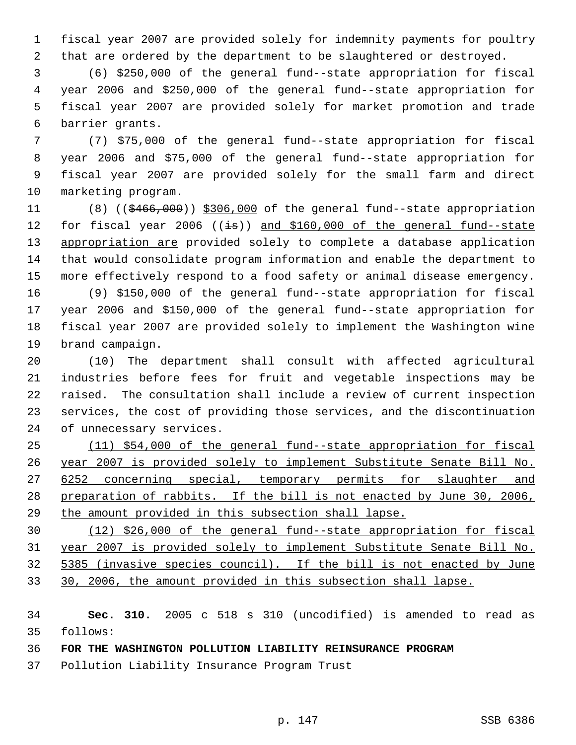fiscal year 2007 are provided solely for indemnity payments for poultry that are ordered by the department to be slaughtered or destroyed.

(6) $250,000 of the general fund--state appropriation for fiscal year 2006 and $250,000 of the general fund--state appropriation for fiscal year 2007 are provided solely for market promotion and trade barrier grants.

(7) $75,000 of the general fund--state appropriation for fiscal year 2006 and $75,000 of the general fund--state appropriation for fiscal year 2007 are provided solely for the small farm and direct marketing program.

(8) (($466,000)) $306,000 of the general fund--state appropriation for fiscal year 2006 ((is)) and $160,000 of the general fund--state appropriation are provided solely to complete a database application that would consolidate program information and enable the department to more effectively respond to a food safety or animal disease emergency.

(9) $150,000 of the general fund--state appropriation for fiscal year 2006 and $150,000 of the general fund--state appropriation for fiscal year 2007 are provided solely to implement the Washington wine brand campaign.

(10) The department shall consult with affected agricultural industries before fees for fruit and vegetable inspections may be raised. The consultation shall include a review of current inspection services, the cost of providing those services, and the discontinuation of unnecessary services.

(11) $54,000 of the general fund--state appropriation for fiscal year 2007 is provided solely to implement Substitute Senate Bill No. 6252 concerning special, temporary permits for slaughter and preparation of rabbits. If the bill is not enacted by June 30, 2006, the amount provided in this subsection shall lapse.

(12) $26,000 of the general fund--state appropriation for fiscal year 2007 is provided solely to implement Substitute Senate Bill No. 5385 (invasive species council). If the bill is not enacted by June 30, 2006, the amount provided in this subsection shall lapse.

**Sec. 310.** 2005 c 518 s 310 (uncodified) is amended to read as follows:

**FOR THE WASHINGTON POLLUTION LIABILITY REINSURANCE PROGRAM**

Pollution Liability Insurance Program Trust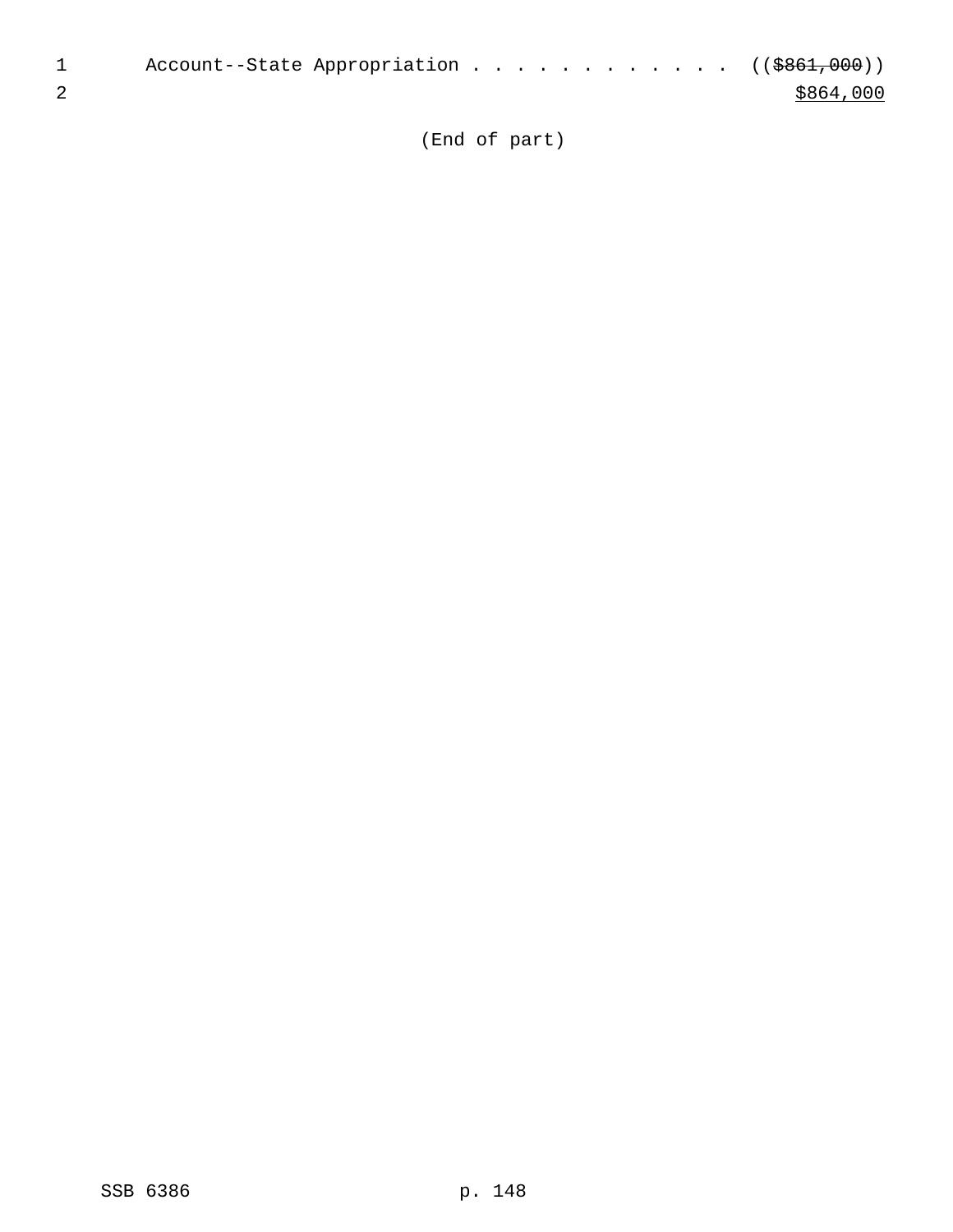Account--State Appropriation . . . . . . . . . . . . . ((~~$861,000~~))
<u>$864,000</u>

(End of part)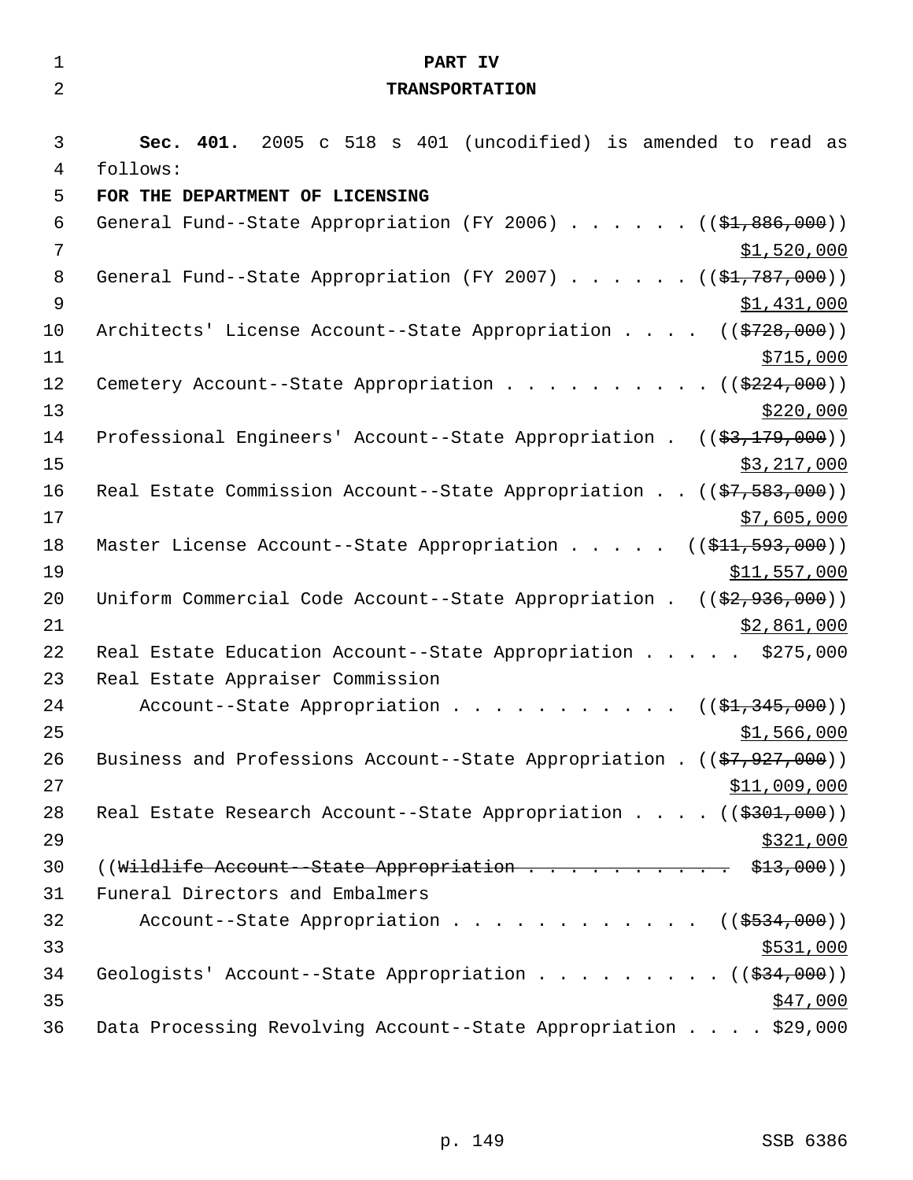# PART IV
# TRANSPORTATION

**Sec. 401.** 2005 c 518 s 401 (uncodified) is amended to read as follows:

**FOR THE DEPARTMENT OF LICENSING**

General Fund--State Appropriation (FY 2006) . . . . . . ((~~$1,886,000~~))
<u>$1,520,000</u>

General Fund--State Appropriation (FY 2007) . . . . . . ((~~$1,787,000~~))
<u>$1,431,000</u>

Architects' License Account--State Appropriation . . . . ((~~$728,000~~))
<u>$715,000</u>

Cemetery Account--State Appropriation . . . . . . . . . . ((~~$224,000~~))
<u>$220,000</u>

Professional Engineers' Account--State Appropriation . ((~~$3,179,000~~))
<u>$3,217,000</u>

Real Estate Commission Account--State Appropriation . . ((~~$7,583,000~~))
<u>$7,605,000</u>

Master License Account--State Appropriation . . . . . ((~~$11,593,000~~))
<u>$11,557,000</u>

Uniform Commercial Code Account--State Appropriation . ((~~$2,936,000~~))
<u>$2,861,000</u>

Real Estate Education Account--State Appropriation . . . . . $275,000

Real Estate Appraiser Commission
Account--State Appropriation . . . . . . . . . . . ((~~$1,345,000~~))
<u>$1,566,000</u>

Business and Professions Account--State Appropriation . ((~~$7,927,000~~))
<u>$11,009,000</u>

Real Estate Research Account--State Appropriation . . . . ((~~$301,000~~))
<u>$321,000</u>

((~~Wildlife Account--State Appropriation . . . . . . . . . . . $13,000~~))

Funeral Directors and Embalmers
Account--State Appropriation . . . . . . . . . . . . ((~~$534,000~~))
<u>$531,000</u>

Geologists' Account--State Appropriation . . . . . . . . . ((~~$34,000~~))
<u>$47,000</u>

Data Processing Revolving Account--State Appropriation . . . . $29,000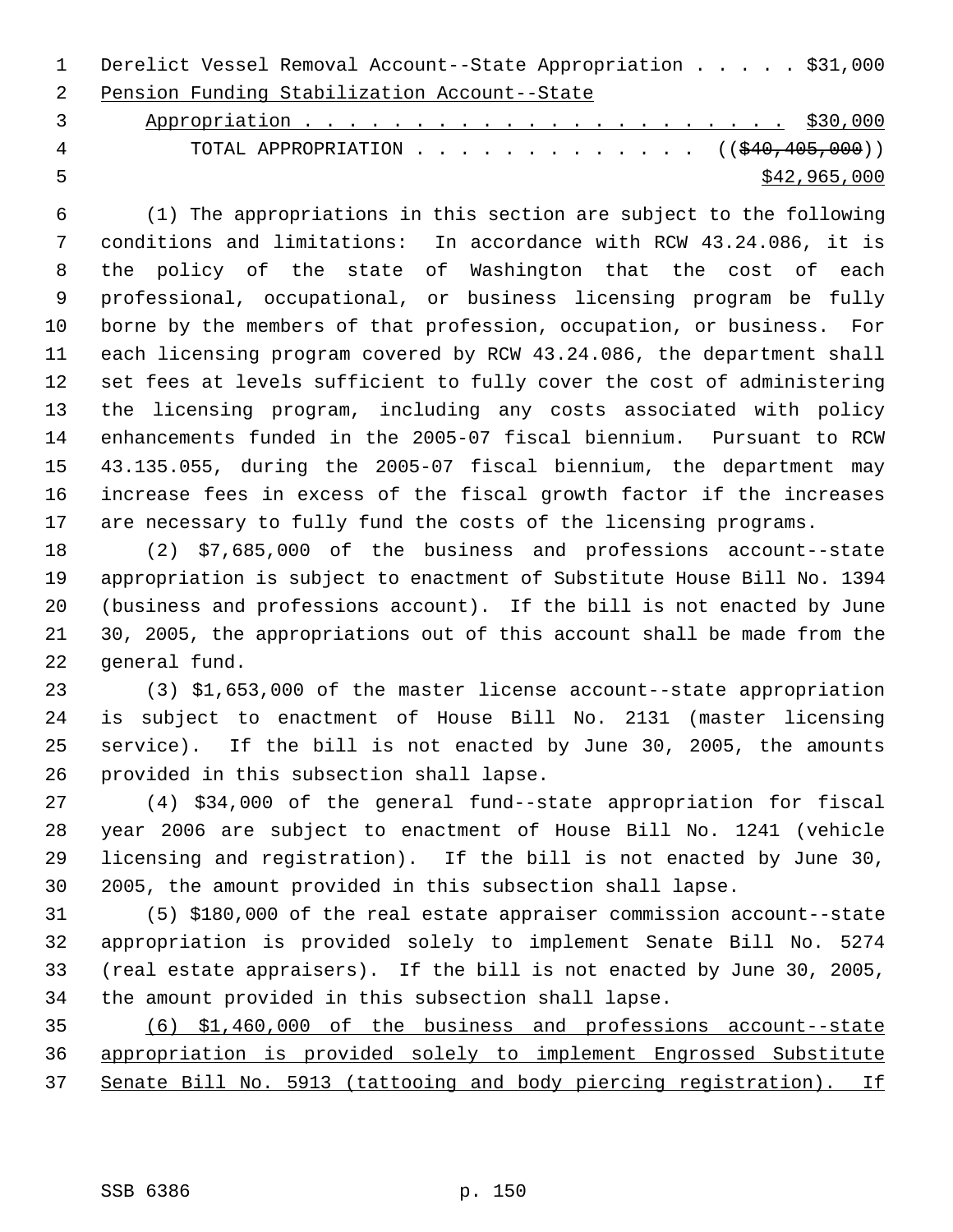Derelict Vessel Removal Account--State Appropriation . . . . . $31,000
<u>Pension Funding Stabilization Account--State</u>
<u>Appropriation . . . . . . . . . . . . . . . . . . . . . . . $30,000</u>
TOTAL APPROPRIATION . . . . . . . . . . . . . (( ~~$40,405,000~~ ))
<u>$42,965,000</u>

(1) The appropriations in this section are subject to the following conditions and limitations: In accordance with RCW 43.24.086, it is the policy of the state of Washington that the cost of each professional, occupational, or business licensing program be fully borne by the members of that profession, occupation, or business. For each licensing program covered by RCW 43.24.086, the department shall set fees at levels sufficient to fully cover the cost of administering the licensing program, including any costs associated with policy enhancements funded in the 2005-07 fiscal biennium. Pursuant to RCW 43.135.055, during the 2005-07 fiscal biennium, the department may increase fees in excess of the fiscal growth factor if the increases are necessary to fully fund the costs of the licensing programs.

(2) $7,685,000 of the business and professions account--state appropriation is subject to enactment of Substitute House Bill No. 1394 (business and professions account). If the bill is not enacted by June 30, 2005, the appropriations out of this account shall be made from the general fund.

(3) $1,653,000 of the master license account--state appropriation is subject to enactment of House Bill No. 2131 (master licensing service). If the bill is not enacted by June 30, 2005, the amounts provided in this subsection shall lapse.

(4) $34,000 of the general fund--state appropriation for fiscal year 2006 are subject to enactment of House Bill No. 1241 (vehicle licensing and registration). If the bill is not enacted by June 30, 2005, the amount provided in this subsection shall lapse.

(5) $180,000 of the real estate appraiser commission account--state appropriation is provided solely to implement Senate Bill No. 5274 (real estate appraisers). If the bill is not enacted by June 30, 2005, the amount provided in this subsection shall lapse.

<u>(6) $1,460,000 of the business and professions account--state appropriation is provided solely to implement Engrossed Substitute Senate Bill No. 5913 (tattooing and body piercing registration). If</u>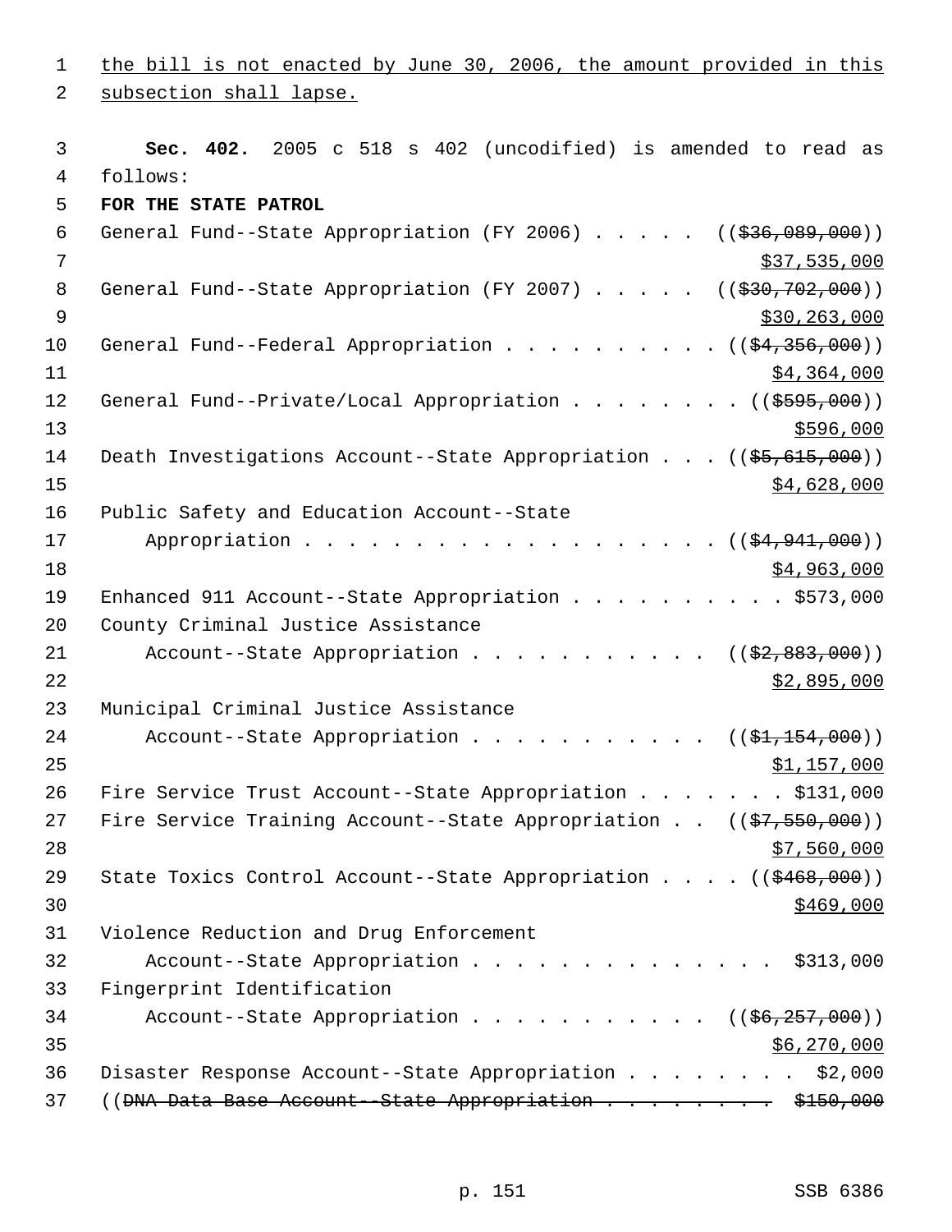the bill is not enacted by June 30, 2006, the amount provided in this subsection shall lapse.

**Sec. 402.** 2005 c 518 s 402 (uncodified) is amended to read as follows:

**FOR THE STATE PATROL**

General Fund--State Appropriation (FY 2006) . . . . . ((~~$36,089,000~~)) $37,535,000

General Fund--State Appropriation (FY 2007) . . . . . ((~~$30,702,000~~)) $30,263,000

General Fund--Federal Appropriation . . . . . . . . . . ((~~$4,356,000~~)) $4,364,000

General Fund--Private/Local Appropriation . . . . . . . . ((~~$595,000~~)) $596,000

Death Investigations Account--State Appropriation . . . ((~~$5,615,000~~)) $4,628,000

Public Safety and Education Account--State Appropriation . . . . . . . . . . . . . . . . . . . . ((~~$4,941,000~~)) $4,963,000

Enhanced 911 Account--State Appropriation . . . . . . . . . . $573,000

County Criminal Justice Assistance Account--State Appropriation . . . . . . . . . . . ((~~$2,883,000~~)) $2,895,000

Municipal Criminal Justice Assistance Account--State Appropriation . . . . . . . . . . . ((~~$1,154,000~~)) $1,157,000

Fire Service Trust Account--State Appropriation . . . . . . . $131,000

Fire Service Training Account--State Appropriation . . ((~~$7,550,000~~)) $7,560,000

State Toxics Control Account--State Appropriation . . . . ((~~$468,000~~)) $469,000

Violence Reduction and Drug Enforcement Account--State Appropriation . . . . . . . . . . . . . . . $313,000

Fingerprint Identification Account--State Appropriation . . . . . . . . . . . ((~~$6,257,000~~)) $6,270,000

Disaster Response Account--State Appropriation . . . . . . . . . $2,000

((~~DNA Data Base Account--State Appropriation . . . . . . . . . $150,000~~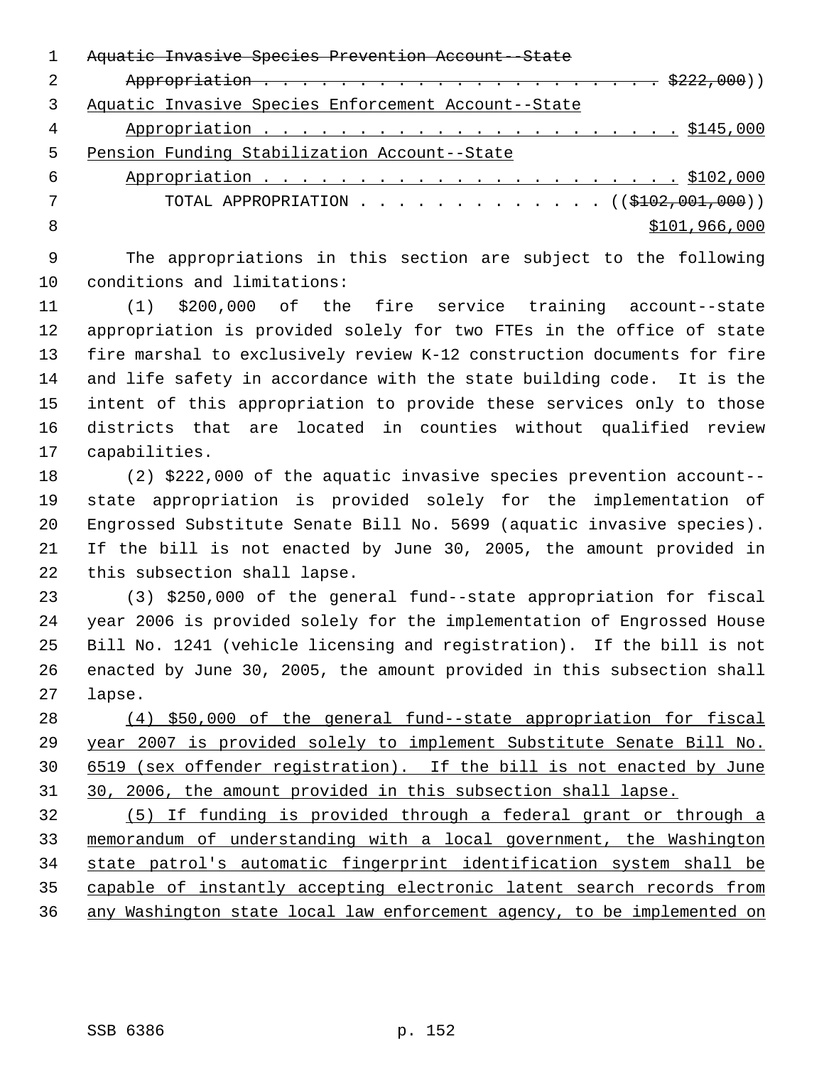~~Aquatic Invasive Species Prevention Account--State Appropriation . . . . . . . . . . . . . . . . . . . . . . . $222,000~~))

Aquatic Invasive Species Enforcement Account--State Appropriation . . . . . . . . . . . . . . . . . . . . . . . $145,000

Pension Funding Stabilization Account--State Appropriation . . . . . . . . . . . . . . . . . . . . . . . $102,000

TOTAL APPROPRIATION . . . . . . . . . . . . . ((~~$102,001,000~~)) $101,966,000

The appropriations in this section are subject to the following conditions and limitations:

(1) $200,000 of the fire service training account--state appropriation is provided solely for two FTEs in the office of state fire marshal to exclusively review K-12 construction documents for fire and life safety in accordance with the state building code. It is the intent of this appropriation to provide these services only to those districts that are located in counties without qualified review capabilities.

(2) $222,000 of the aquatic invasive species prevention account--state appropriation is provided solely for the implementation of Engrossed Substitute Senate Bill No. 5699 (aquatic invasive species). If the bill is not enacted by June 30, 2005, the amount provided in this subsection shall lapse.

(3) $250,000 of the general fund--state appropriation for fiscal year 2006 is provided solely for the implementation of Engrossed House Bill No. 1241 (vehicle licensing and registration). If the bill is not enacted by June 30, 2005, the amount provided in this subsection shall lapse.

<u>(4) $50,000 of the general fund--state appropriation for fiscal year 2007 is provided solely to implement Substitute Senate Bill No. 6519 (sex offender registration). If the bill is not enacted by June 30, 2006, the amount provided in this subsection shall lapse.</u>

<u>(5) If funding is provided through a federal grant or through a memorandum of understanding with a local government, the Washington state patrol's automatic fingerprint identification system shall be capable of instantly accepting electronic latent search records from any Washington state local law enforcement agency, to be implemented on</u>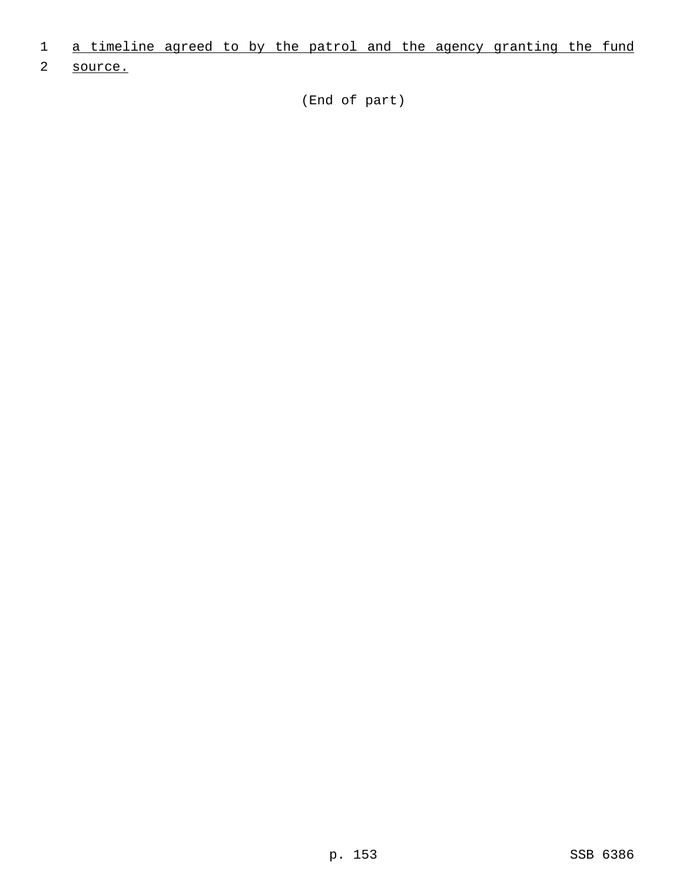a timeline agreed to by the patrol and the agency granting the fund source.

(End of part)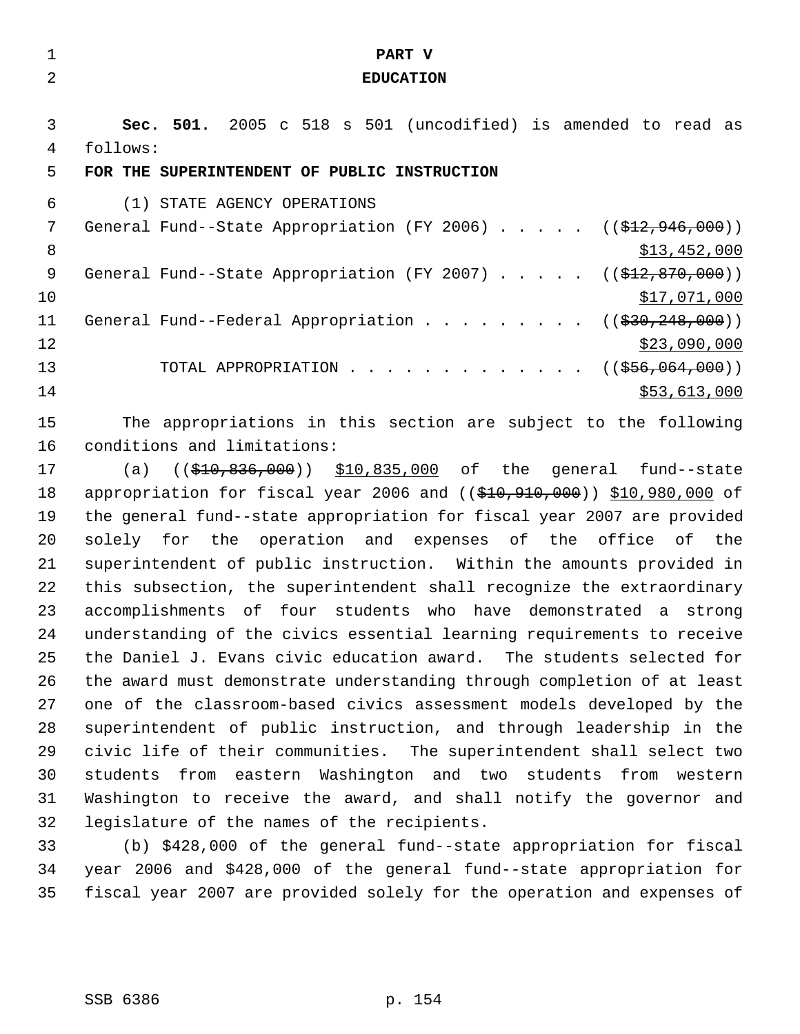**PART V**
**EDUCATION**

**Sec. 501.** 2005 c 518 s 501 (uncodified) is amended to read as follows:

**FOR THE SUPERINTENDENT OF PUBLIC INSTRUCTION**

(1) STATE AGENCY OPERATIONS

General Fund--State Appropriation (FY 2006) . . . . . ((~~$12,946,000~~)) $13,452,000

General Fund--State Appropriation (FY 2007) . . . . . ((~~$12,870,000~~)) $17,071,000

General Fund--Federal Appropriation . . . . . . . . . ((~~$30,248,000~~)) $23,090,000

TOTAL APPROPRIATION . . . . . . . . . . . . . ((~~$56,064,000~~)) $53,613,000

The appropriations in this section are subject to the following conditions and limitations:

(a) ((~~$10,836,000~~)) $10,835,000 of the general fund--state appropriation for fiscal year 2006 and ((~~$10,910,000~~)) $10,980,000 of the general fund--state appropriation for fiscal year 2007 are provided solely for the operation and expenses of the office of the superintendent of public instruction. Within the amounts provided in this subsection, the superintendent shall recognize the extraordinary accomplishments of four students who have demonstrated a strong understanding of the civics essential learning requirements to receive the Daniel J. Evans civic education award. The students selected for the award must demonstrate understanding through completion of at least one of the classroom-based civics assessment models developed by the superintendent of public instruction, and through leadership in the civic life of their communities. The superintendent shall select two students from eastern Washington and two students from western Washington to receive the award, and shall notify the governor and legislature of the names of the recipients.

(b) $428,000 of the general fund--state appropriation for fiscal year 2006 and $428,000 of the general fund--state appropriation for fiscal year 2007 are provided solely for the operation and expenses of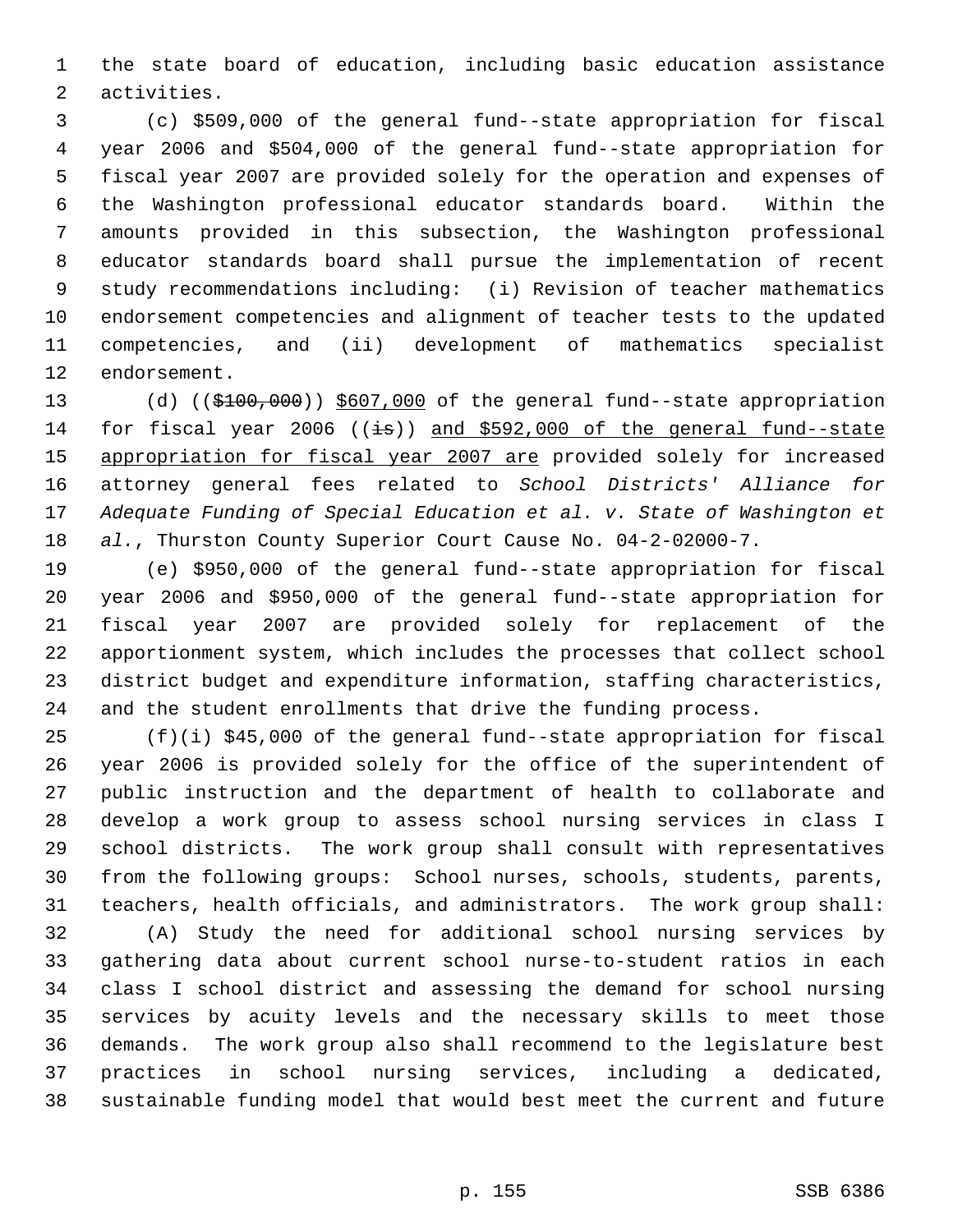the state board of education, including basic education assistance activities.

(c) $509,000 of the general fund--state appropriation for fiscal year 2006 and $504,000 of the general fund--state appropriation for fiscal year 2007 are provided solely for the operation and expenses of the Washington professional educator standards board. Within the amounts provided in this subsection, the Washington professional educator standards board shall pursue the implementation of recent study recommendations including: (i) Revision of teacher mathematics endorsement competencies and alignment of teacher tests to the updated competencies, and (ii) development of mathematics specialist endorsement.

(d) ((~~$100,000~~)) <u>$607,000</u> of the general fund--state appropriation for fiscal year 2006 ((~~is~~)) <u>and $592,000 of the general fund--state appropriation for fiscal year 2007 are</u> provided solely for increased attorney general fees related to *School Districts' Alliance for Adequate Funding of Special Education et al. v. State of Washington et al.*, Thurston County Superior Court Cause No. 04-2-02000-7.

(e) $950,000 of the general fund--state appropriation for fiscal year 2006 and $950,000 of the general fund--state appropriation for fiscal year 2007 are provided solely for replacement of the apportionment system, which includes the processes that collect school district budget and expenditure information, staffing characteristics, and the student enrollments that drive the funding process.

(f)(i) $45,000 of the general fund--state appropriation for fiscal year 2006 is provided solely for the office of the superintendent of public instruction and the department of health to collaborate and develop a work group to assess school nursing services in class I school districts. The work group shall consult with representatives from the following groups: School nurses, schools, students, parents, teachers, health officials, and administrators. The work group shall:

(A) Study the need for additional school nursing services by gathering data about current school nurse-to-student ratios in each class I school district and assessing the demand for school nursing services by acuity levels and the necessary skills to meet those demands. The work group also shall recommend to the legislature best practices in school nursing services, including a dedicated, sustainable funding model that would best meet the current and future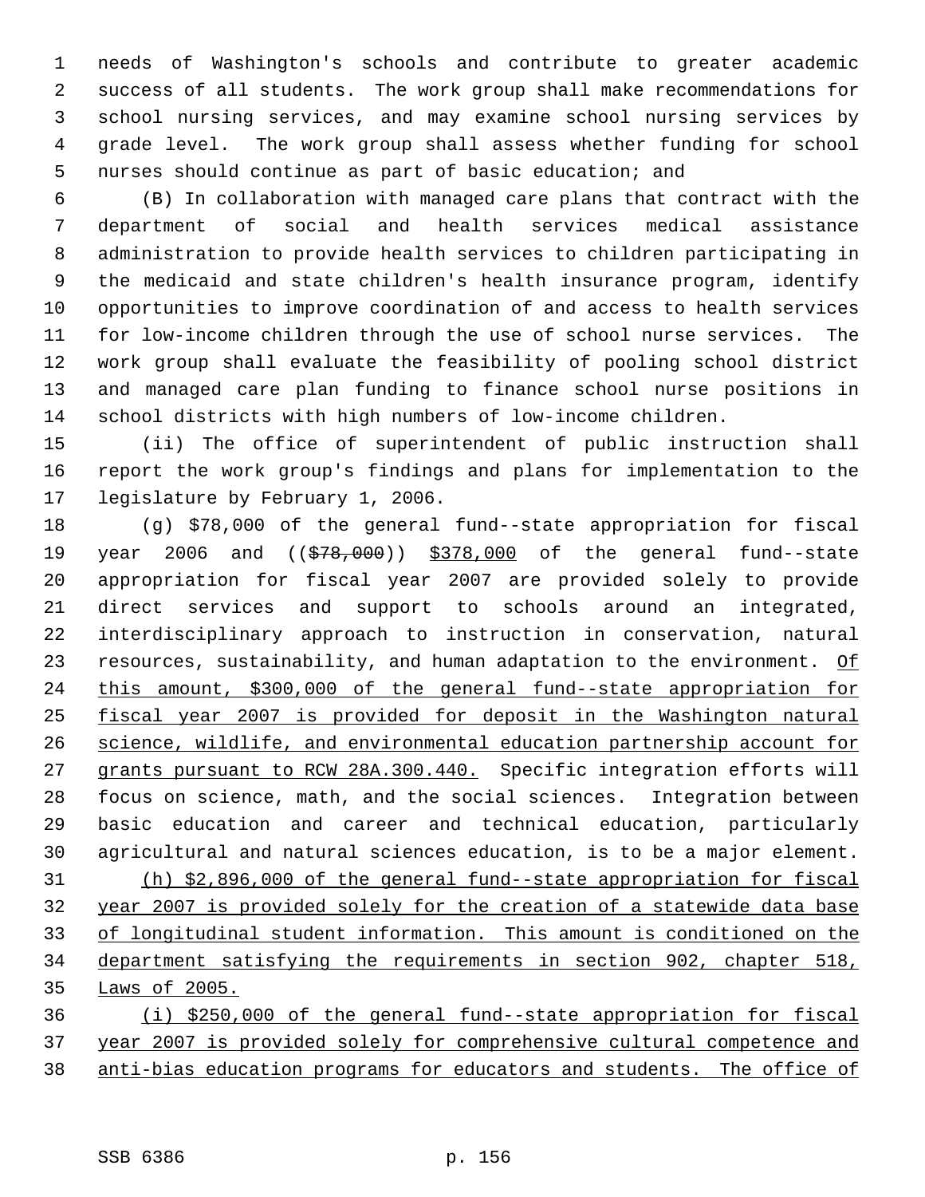needs of Washington's schools and contribute to greater academic success of all students. The work group shall make recommendations for school nursing services, and may examine school nursing services by grade level. The work group shall assess whether funding for school nurses should continue as part of basic education; and

(B) In collaboration with managed care plans that contract with the department of social and health services medical assistance administration to provide health services to children participating in the medicaid and state children's health insurance program, identify opportunities to improve coordination of and access to health services for low-income children through the use of school nurse services. The work group shall evaluate the feasibility of pooling school district and managed care plan funding to finance school nurse positions in school districts with high numbers of low-income children.

(ii) The office of superintendent of public instruction shall report the work group's findings and plans for implementation to the legislature by February 1, 2006.

(g) $78,000 of the general fund--state appropriation for fiscal year 2006 and ((~~$78,000~~)) <u>$378,000</u> of the general fund--state appropriation for fiscal year 2007 are provided solely to provide direct services and support to schools around an integrated, interdisciplinary approach to instruction in conservation, natural resources, sustainability, and human adaptation to the environment. <u>Of this amount, $300,000 of the general fund--state appropriation for fiscal year 2007 is provided for deposit in the Washington natural science, wildlife, and environmental education partnership account for grants pursuant to RCW 28A.300.440.</u> Specific integration efforts will focus on science, math, and the social sciences. Integration between basic education and career and technical education, particularly agricultural and natural sciences education, is to be a major element.

<u>(h) $2,896,000 of the general fund--state appropriation for fiscal year 2007 is provided solely for the creation of a statewide data base of longitudinal student information. This amount is conditioned on the department satisfying the requirements in section 902, chapter 518, Laws of 2005.</u>

<u>(i) $250,000 of the general fund--state appropriation for fiscal year 2007 is provided solely for comprehensive cultural competence and anti-bias education programs for educators and students. The office of</u>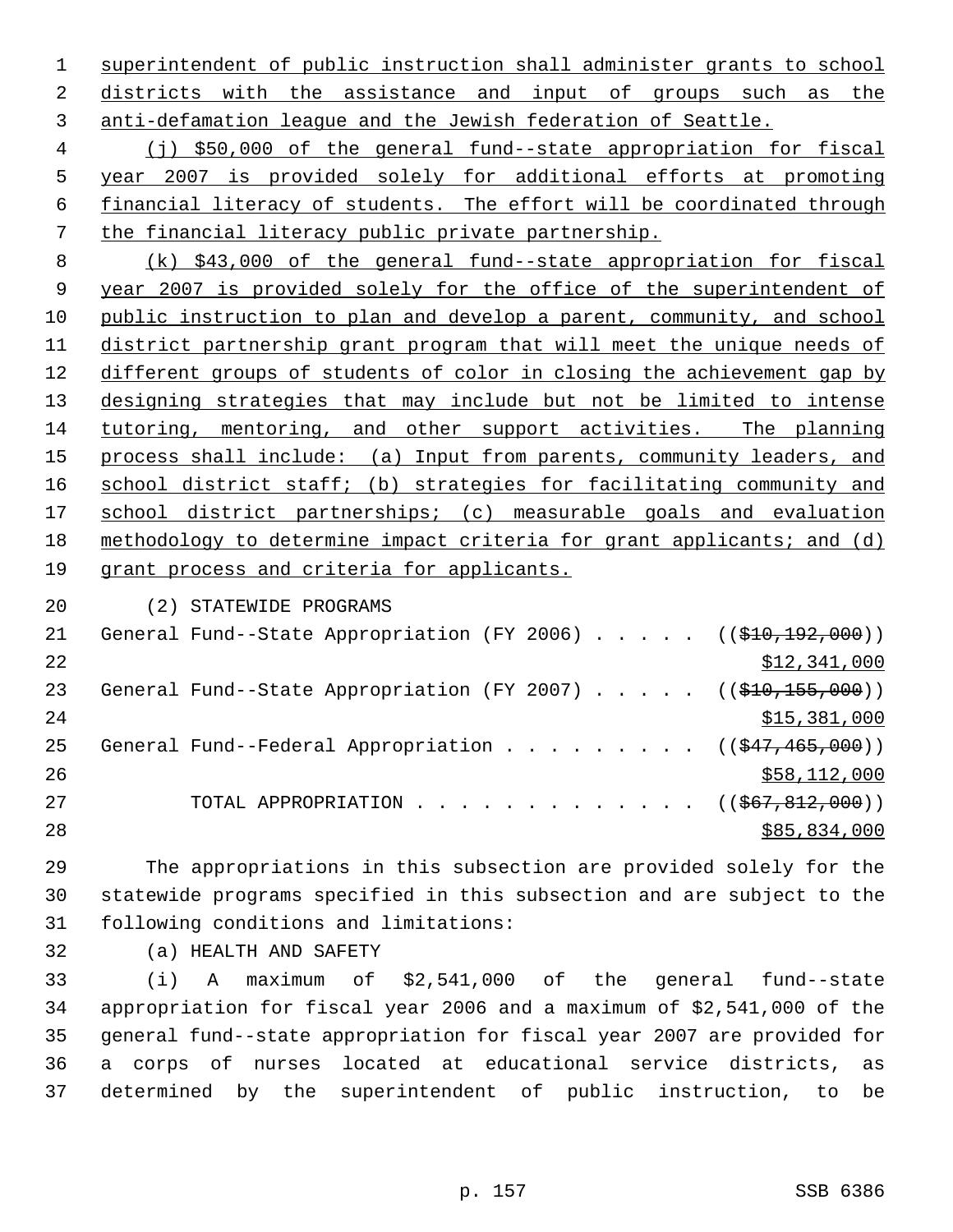superintendent of public instruction shall administer grants to school districts with the assistance and input of groups such as the anti-defamation league and the Jewish federation of Seattle.

(j) $50,000 of the general fund--state appropriation for fiscal year 2007 is provided solely for additional efforts at promoting financial literacy of students. The effort will be coordinated through the financial literacy public private partnership.

(k) $43,000 of the general fund--state appropriation for fiscal year 2007 is provided solely for the office of the superintendent of public instruction to plan and develop a parent, community, and school district partnership grant program that will meet the unique needs of different groups of students of color in closing the achievement gap by designing strategies that may include but not be limited to intense tutoring, mentoring, and other support activities. The planning process shall include: (a) Input from parents, community leaders, and school district staff; (b) strategies for facilitating community and school district partnerships; (c) measurable goals and evaluation methodology to determine impact criteria for grant applicants; and (d) grant process and criteria for applicants.

(2) STATEWIDE PROGRAMS

General Fund--State Appropriation (FY 2006) . . . . . (($10,192,000))
$12,341,000

General Fund--State Appropriation (FY 2007) . . . . . (($10,155,000))
$15,381,000

General Fund--Federal Appropriation . . . . . . . . . (($47,465,000))
$58,112,000

TOTAL APPROPRIATION . . . . . . . . . . . . . (($67,812,000))
$85,834,000

The appropriations in this subsection are provided solely for the statewide programs specified in this subsection and are subject to the following conditions and limitations:

(a) HEALTH AND SAFETY

(i) A maximum of $2,541,000 of the general fund--state appropriation for fiscal year 2006 and a maximum of $2,541,000 of the general fund--state appropriation for fiscal year 2007 are provided for a corps of nurses located at educational service districts, as determined by the superintendent of public instruction, to be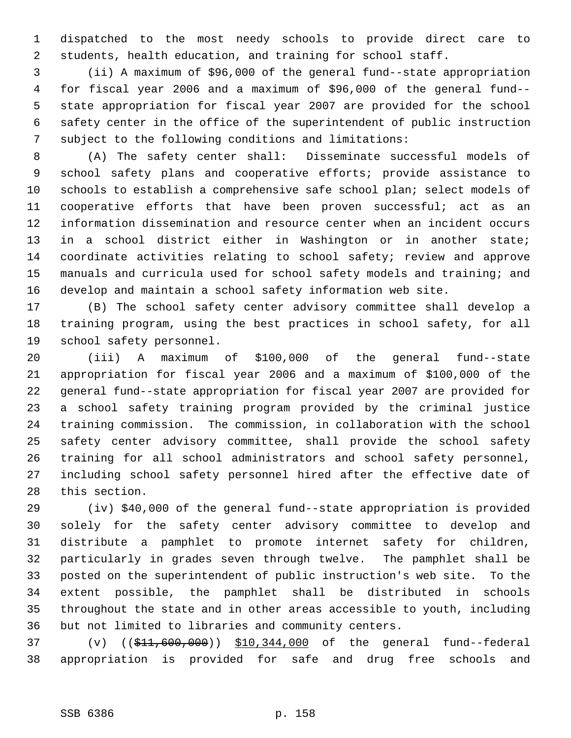dispatched to the most needy schools to provide direct care to students, health education, and training for school staff.

(ii) A maximum of $96,000 of the general fund--state appropriation for fiscal year 2006 and a maximum of $96,000 of the general fund--state appropriation for fiscal year 2007 are provided for the school safety center in the office of the superintendent of public instruction subject to the following conditions and limitations:

(A) The safety center shall: Disseminate successful models of school safety plans and cooperative efforts; provide assistance to schools to establish a comprehensive safe school plan; select models of cooperative efforts that have been proven successful; act as an information dissemination and resource center when an incident occurs in a school district either in Washington or in another state; coordinate activities relating to school safety; review and approve manuals and curricula used for school safety models and training; and develop and maintain a school safety information web site.

(B) The school safety center advisory committee shall develop a training program, using the best practices in school safety, for all school safety personnel.

(iii) A maximum of $100,000 of the general fund--state appropriation for fiscal year 2006 and a maximum of $100,000 of the general fund--state appropriation for fiscal year 2007 are provided for a school safety training program provided by the criminal justice training commission. The commission, in collaboration with the school safety center advisory committee, shall provide the school safety training for all school administrators and school safety personnel, including school safety personnel hired after the effective date of this section.

(iv) $40,000 of the general fund--state appropriation is provided solely for the safety center advisory committee to develop and distribute a pamphlet to promote internet safety for children, particularly in grades seven through twelve. The pamphlet shall be posted on the superintendent of public instruction's web site. To the extent possible, the pamphlet shall be distributed in schools throughout the state and in other areas accessible to youth, including but not limited to libraries and community centers.

(v) ((~~$11,600,000~~)) <u>$10,344,000</u> of the general fund--federal appropriation is provided for safe and drug free schools and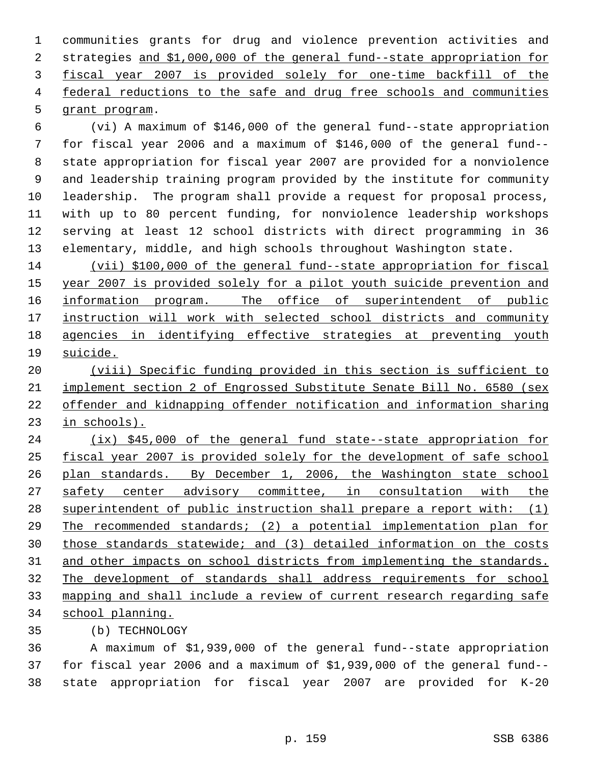communities grants for drug and violence prevention activities and strategies and $1,000,000 of the general fund--state appropriation for fiscal year 2007 is provided solely for one-time backfill of the federal reductions to the safe and drug free schools and communities grant program.

(vi) A maximum of $146,000 of the general fund--state appropriation for fiscal year 2006 and a maximum of $146,000 of the general fund--state appropriation for fiscal year 2007 are provided for a nonviolence and leadership training program provided by the institute for community leadership. The program shall provide a request for proposal process, with up to 80 percent funding, for nonviolence leadership workshops serving at least 12 school districts with direct programming in 36 elementary, middle, and high schools throughout Washington state.

(vii) $100,000 of the general fund--state appropriation for fiscal year 2007 is provided solely for a pilot youth suicide prevention and information program. The office of superintendent of public instruction will work with selected school districts and community agencies in identifying effective strategies at preventing youth suicide.

(viii) Specific funding provided in this section is sufficient to implement section 2 of Engrossed Substitute Senate Bill No. 6580 (sex offender and kidnapping offender notification and information sharing in schools).

(ix) $45,000 of the general fund state--state appropriation for fiscal year 2007 is provided solely for the development of safe school plan standards. By December 1, 2006, the Washington state school safety center advisory committee, in consultation with the superintendent of public instruction shall prepare a report with: (1) The recommended standards; (2) a potential implementation plan for those standards statewide; and (3) detailed information on the costs and other impacts on school districts from implementing the standards. The development of standards shall address requirements for school mapping and shall include a review of current research regarding safe school planning.

(b) TECHNOLOGY

A maximum of $1,939,000 of the general fund--state appropriation for fiscal year 2006 and a maximum of $1,939,000 of the general fund--state appropriation for fiscal year 2007 are provided for K-20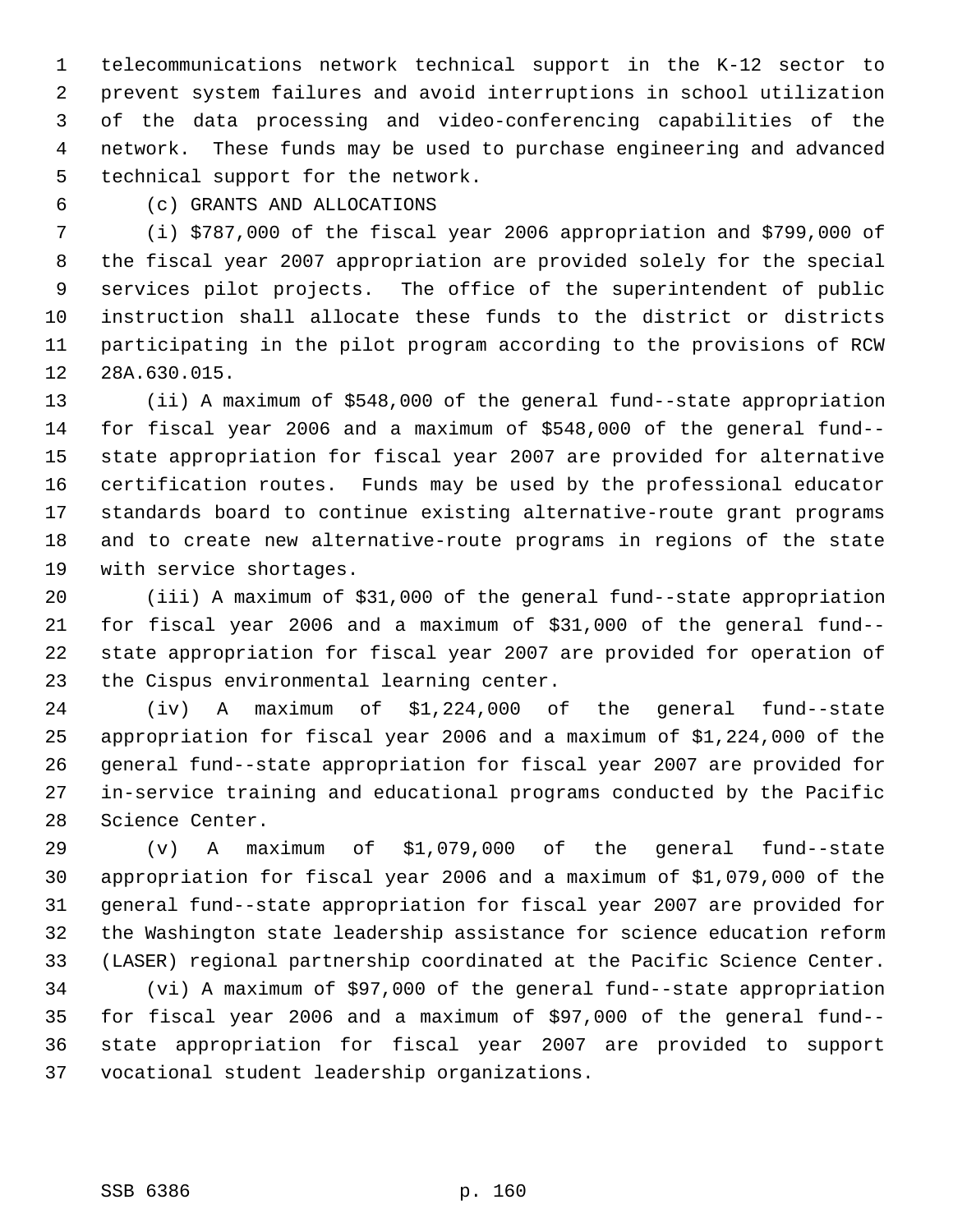telecommunications network technical support in the K-12 sector to prevent system failures and avoid interruptions in school utilization of the data processing and video-conferencing capabilities of the network. These funds may be used to purchase engineering and advanced technical support for the network.

(c) GRANTS AND ALLOCATIONS

(i) $787,000 of the fiscal year 2006 appropriation and $799,000 of the fiscal year 2007 appropriation are provided solely for the special services pilot projects. The office of the superintendent of public instruction shall allocate these funds to the district or districts participating in the pilot program according to the provisions of RCW 28A.630.015.

(ii) A maximum of $548,000 of the general fund--state appropriation for fiscal year 2006 and a maximum of $548,000 of the general fund--state appropriation for fiscal year 2007 are provided for alternative certification routes. Funds may be used by the professional educator standards board to continue existing alternative-route grant programs and to create new alternative-route programs in regions of the state with service shortages.

(iii) A maximum of $31,000 of the general fund--state appropriation for fiscal year 2006 and a maximum of $31,000 of the general fund--state appropriation for fiscal year 2007 are provided for operation of the Cispus environmental learning center.

(iv) A maximum of $1,224,000 of the general fund--state appropriation for fiscal year 2006 and a maximum of $1,224,000 of the general fund--state appropriation for fiscal year 2007 are provided for in-service training and educational programs conducted by the Pacific Science Center.

(v) A maximum of $1,079,000 of the general fund--state appropriation for fiscal year 2006 and a maximum of $1,079,000 of the general fund--state appropriation for fiscal year 2007 are provided for the Washington state leadership assistance for science education reform (LASER) regional partnership coordinated at the Pacific Science Center.

(vi) A maximum of $97,000 of the general fund--state appropriation for fiscal year 2006 and a maximum of $97,000 of the general fund--state appropriation for fiscal year 2007 are provided to support vocational student leadership organizations.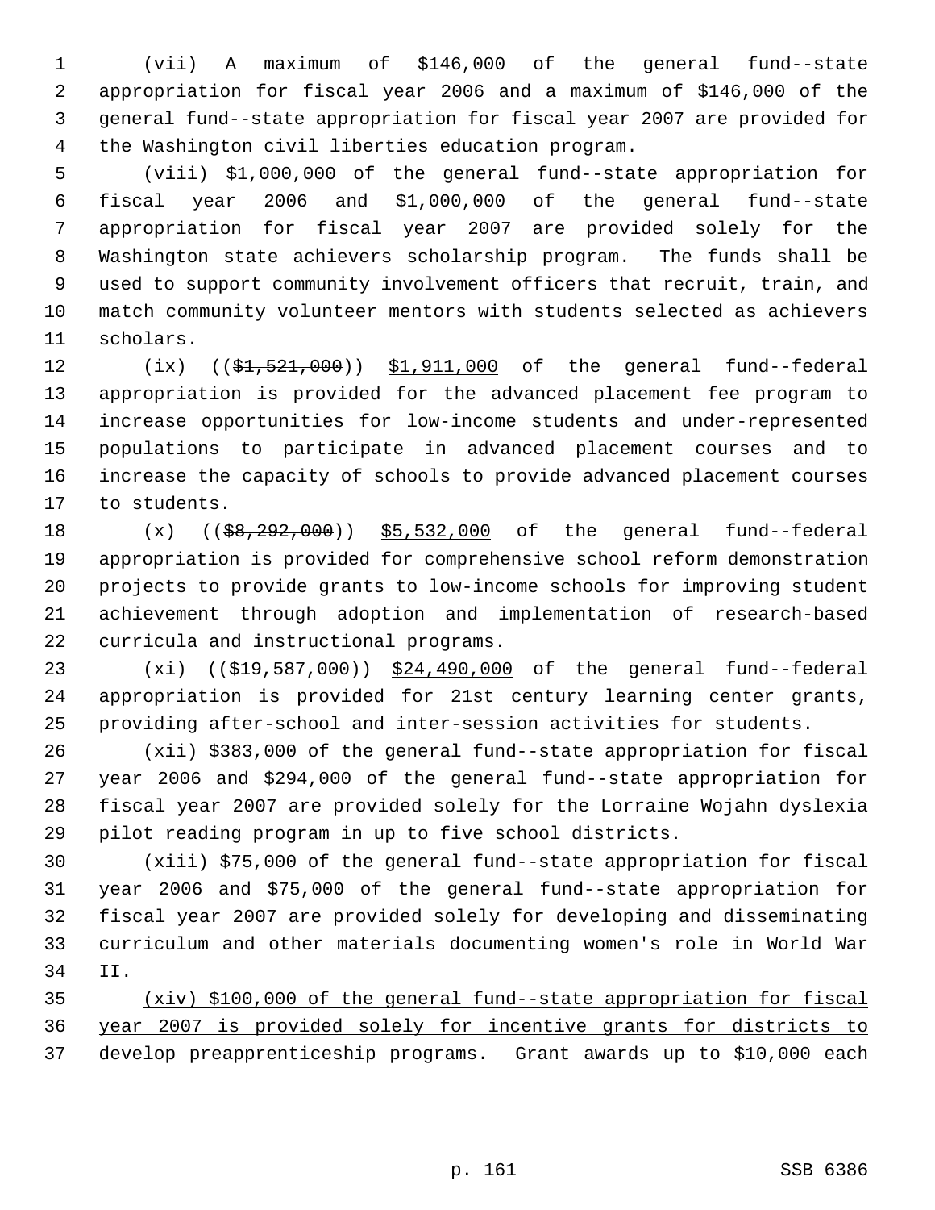(vii) A maximum of $146,000 of the general fund--state appropriation for fiscal year 2006 and a maximum of $146,000 of the general fund--state appropriation for fiscal year 2007 are provided for the Washington civil liberties education program.

(viii) $1,000,000 of the general fund--state appropriation for fiscal year 2006 and $1,000,000 of the general fund--state appropriation for fiscal year 2007 are provided solely for the Washington state achievers scholarship program. The funds shall be used to support community involvement officers that recruit, train, and match community volunteer mentors with students selected as achievers scholars.

(ix) ((~~$1,521,000~~)) <u>$1,911,000</u> of the general fund--federal appropriation is provided for the advanced placement fee program to increase opportunities for low-income students and under-represented populations to participate in advanced placement courses and to increase the capacity of schools to provide advanced placement courses to students.

(x) ((~~$8,292,000~~)) <u>$5,532,000</u> of the general fund--federal appropriation is provided for comprehensive school reform demonstration projects to provide grants to low-income schools for improving student achievement through adoption and implementation of research-based curricula and instructional programs.

(xi) ((~~$19,587,000~~)) <u>$24,490,000</u> of the general fund--federal appropriation is provided for 21st century learning center grants, providing after-school and inter-session activities for students.

(xii) $383,000 of the general fund--state appropriation for fiscal year 2006 and $294,000 of the general fund--state appropriation for fiscal year 2007 are provided solely for the Lorraine Wojahn dyslexia pilot reading program in up to five school districts.

(xiii) $75,000 of the general fund--state appropriation for fiscal year 2006 and $75,000 of the general fund--state appropriation for fiscal year 2007 are provided solely for developing and disseminating curriculum and other materials documenting women's role in World War II.

<u>(xiv) $100,000 of the general fund--state appropriation for fiscal year 2007 is provided solely for incentive grants for districts to develop preapprenticeship programs. Grant awards up to $10,000 each</u>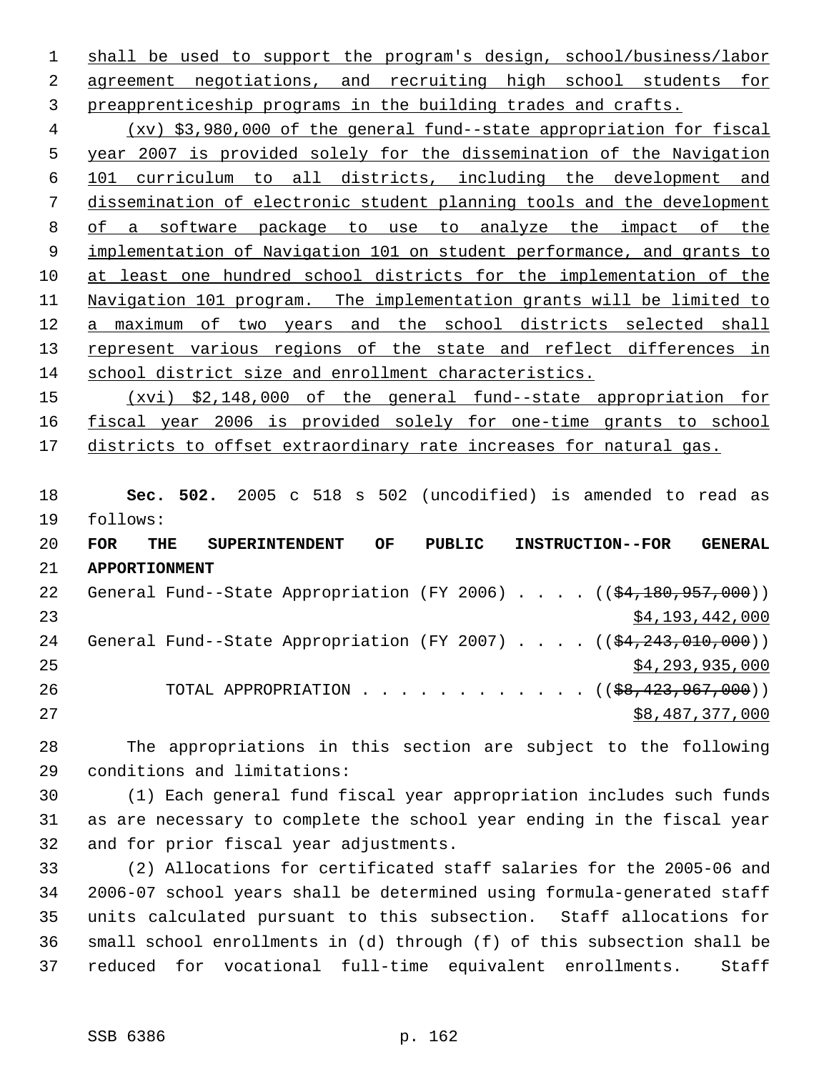shall be used to support the program's design, school/business/labor agreement negotiations, and recruiting high school students for preapprenticeship programs in the building trades and crafts.

(xv) $3,980,000 of the general fund--state appropriation for fiscal year 2007 is provided solely for the dissemination of the Navigation 101 curriculum to all districts, including the development and dissemination of electronic student planning tools and the development of a software package to use to analyze the impact of the implementation of Navigation 101 on student performance, and grants to at least one hundred school districts for the implementation of the Navigation 101 program. The implementation grants will be limited to a maximum of two years and the school districts selected shall represent various regions of the state and reflect differences in school district size and enrollment characteristics.

(xvi) $2,148,000 of the general fund--state appropriation for fiscal year 2006 is provided solely for one-time grants to school districts to offset extraordinary rate increases for natural gas.

**Sec. 502.** 2005 c 518 s 502 (uncodified) is amended to read as follows:

**FOR THE SUPERINTENDENT OF PUBLIC INSTRUCTION--FOR GENERAL APPORTIONMENT**

General Fund--State Appropriation (FY 2006) . . . . (($4,180,957,000)) $4,193,442,000

General Fund--State Appropriation (FY 2007) . . . . (($4,243,010,000)) $4,293,935,000

TOTAL APPROPRIATION . . . . . . . . . . . . (($8,423,967,000)) $8,487,377,000

The appropriations in this section are subject to the following conditions and limitations:

(1) Each general fund fiscal year appropriation includes such funds as are necessary to complete the school year ending in the fiscal year and for prior fiscal year adjustments.

(2) Allocations for certificated staff salaries for the 2005-06 and 2006-07 school years shall be determined using formula-generated staff units calculated pursuant to this subsection. Staff allocations for small school enrollments in (d) through (f) of this subsection shall be reduced for vocational full-time equivalent enrollments. Staff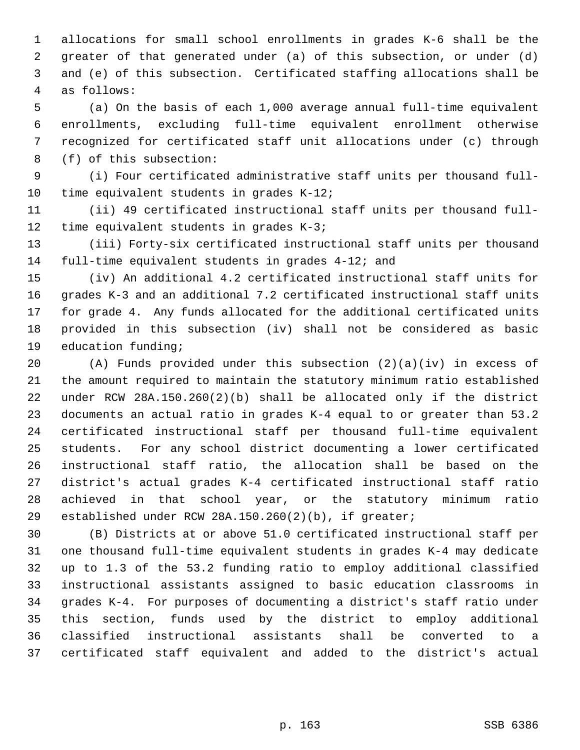allocations for small school enrollments in grades K-6 shall be the greater of that generated under (a) of this subsection, or under (d) and (e) of this subsection. Certificated staffing allocations shall be as follows:

(a) On the basis of each 1,000 average annual full-time equivalent enrollments, excluding full-time equivalent enrollment otherwise recognized for certificated staff unit allocations under (c) through (f) of this subsection:

(i) Four certificated administrative staff units per thousand full-time equivalent students in grades K-12;

(ii) 49 certificated instructional staff units per thousand full-time equivalent students in grades K-3;

(iii) Forty-six certificated instructional staff units per thousand full-time equivalent students in grades 4-12; and

(iv) An additional 4.2 certificated instructional staff units for grades K-3 and an additional 7.2 certificated instructional staff units for grade 4. Any funds allocated for the additional certificated units provided in this subsection (iv) shall not be considered as basic education funding;

(A) Funds provided under this subsection (2)(a)(iv) in excess of the amount required to maintain the statutory minimum ratio established under RCW 28A.150.260(2)(b) shall be allocated only if the district documents an actual ratio in grades K-4 equal to or greater than 53.2 certificated instructional staff per thousand full-time equivalent students. For any school district documenting a lower certificated instructional staff ratio, the allocation shall be based on the district's actual grades K-4 certificated instructional staff ratio achieved in that school year, or the statutory minimum ratio established under RCW 28A.150.260(2)(b), if greater;

(B) Districts at or above 51.0 certificated instructional staff per one thousand full-time equivalent students in grades K-4 may dedicate up to 1.3 of the 53.2 funding ratio to employ additional classified instructional assistants assigned to basic education classrooms in grades K-4. For purposes of documenting a district's staff ratio under this section, funds used by the district to employ additional classified instructional assistants shall be converted to a certificated staff equivalent and added to the district's actual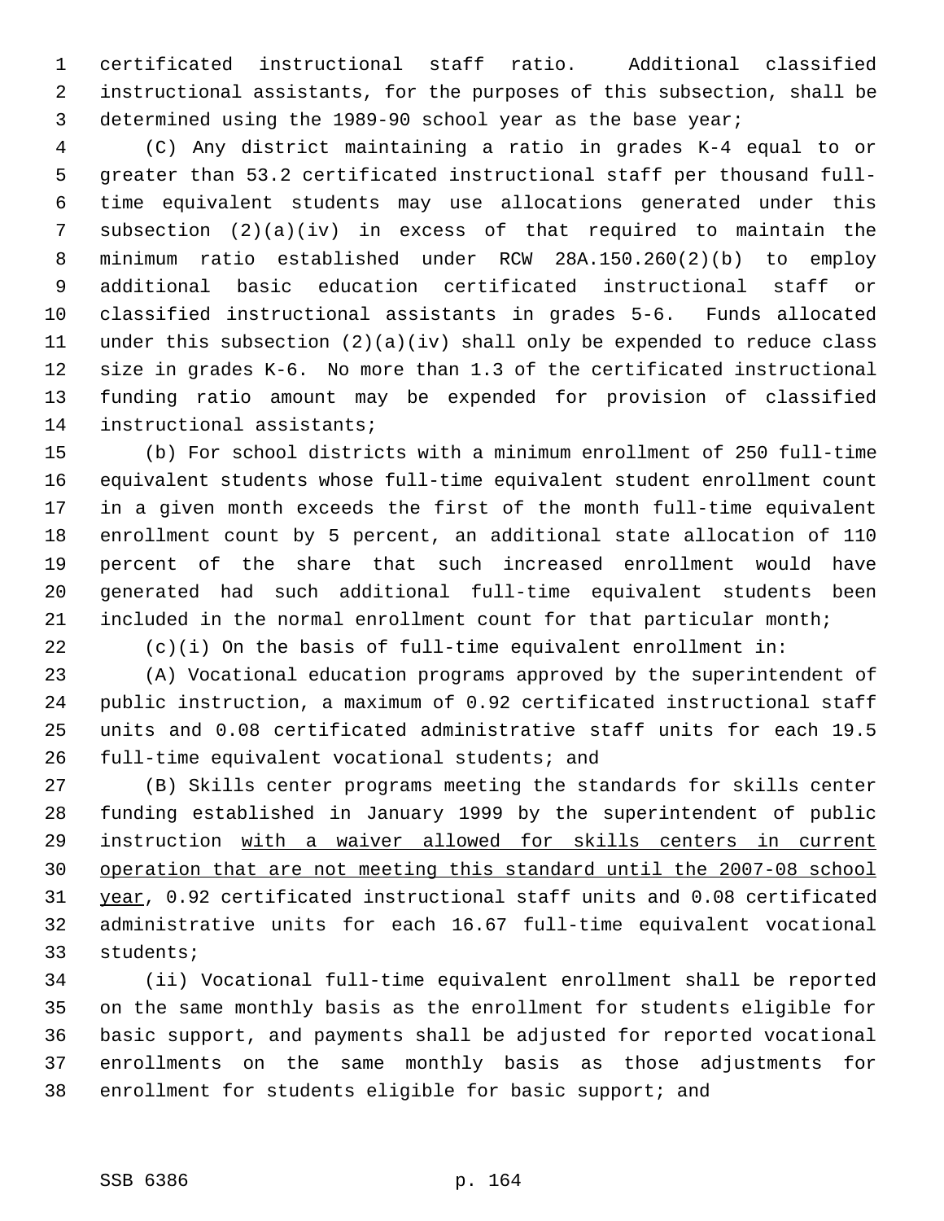certificated instructional staff ratio. Additional classified instructional assistants, for the purposes of this subsection, shall be determined using the 1989-90 school year as the base year;

(C) Any district maintaining a ratio in grades K-4 equal to or greater than 53.2 certificated instructional staff per thousand full-time equivalent students may use allocations generated under this subsection (2)(a)(iv) in excess of that required to maintain the minimum ratio established under RCW 28A.150.260(2)(b) to employ additional basic education certificated instructional staff or classified instructional assistants in grades 5-6. Funds allocated under this subsection (2)(a)(iv) shall only be expended to reduce class size in grades K-6. No more than 1.3 of the certificated instructional funding ratio amount may be expended for provision of classified instructional assistants;

(b) For school districts with a minimum enrollment of 250 full-time equivalent students whose full-time equivalent student enrollment count in a given month exceeds the first of the month full-time equivalent enrollment count by 5 percent, an additional state allocation of 110 percent of the share that such increased enrollment would have generated had such additional full-time equivalent students been included in the normal enrollment count for that particular month;

(c)(i) On the basis of full-time equivalent enrollment in:

(A) Vocational education programs approved by the superintendent of public instruction, a maximum of 0.92 certificated instructional staff units and 0.08 certificated administrative staff units for each 19.5 full-time equivalent vocational students; and

(B) Skills center programs meeting the standards for skills center funding established in January 1999 by the superintendent of public instruction with a waiver allowed for skills centers in current operation that are not meeting this standard until the 2007-08 school year, 0.92 certificated instructional staff units and 0.08 certificated administrative units for each 16.67 full-time equivalent vocational students;

(ii) Vocational full-time equivalent enrollment shall be reported on the same monthly basis as the enrollment for students eligible for basic support, and payments shall be adjusted for reported vocational enrollments on the same monthly basis as those adjustments for enrollment for students eligible for basic support; and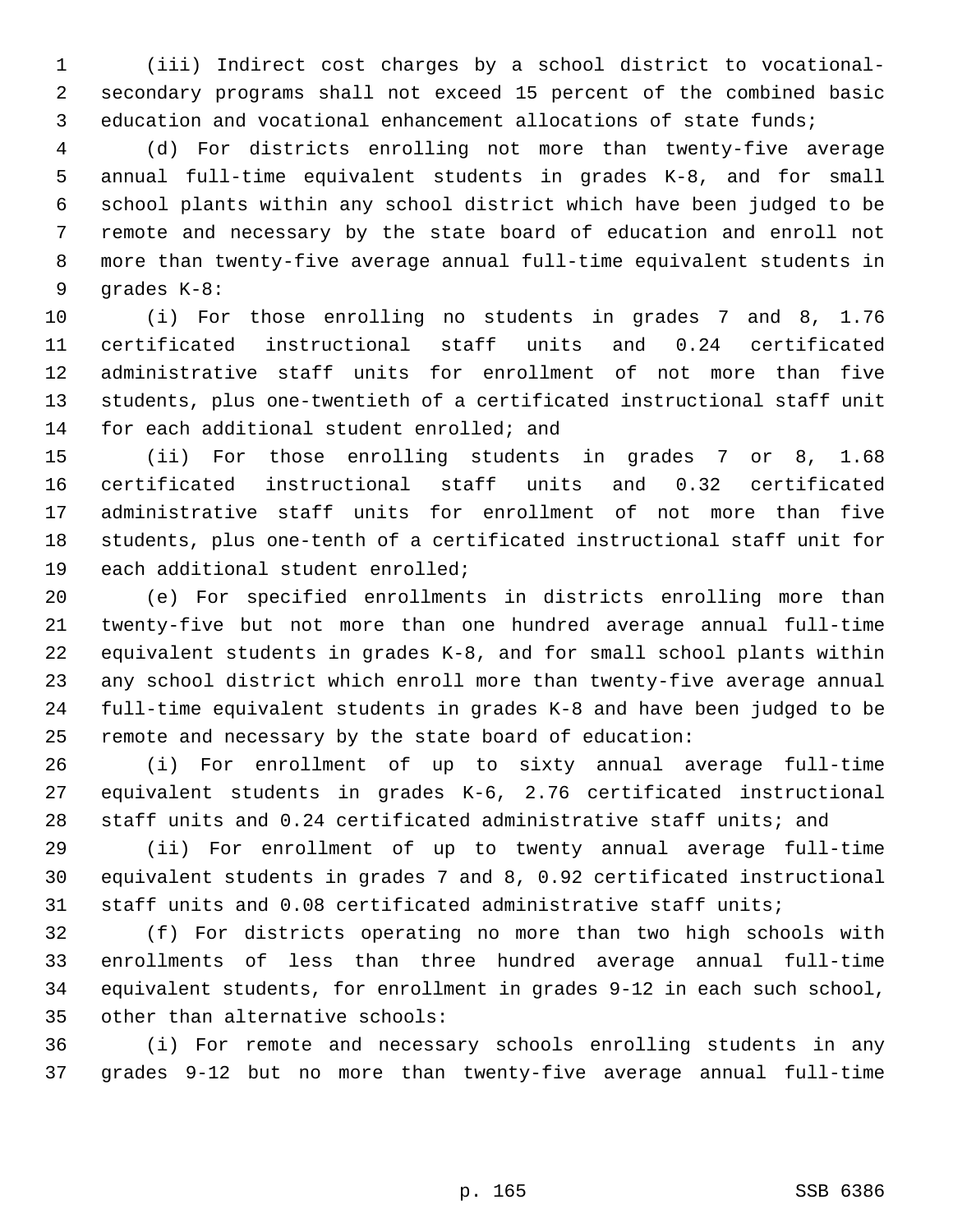(iii) Indirect cost charges by a school district to vocational-secondary programs shall not exceed 15 percent of the combined basic education and vocational enhancement allocations of state funds;

(d) For districts enrolling not more than twenty-five average annual full-time equivalent students in grades K-8, and for small school plants within any school district which have been judged to be remote and necessary by the state board of education and enroll not more than twenty-five average annual full-time equivalent students in grades K-8:

(i) For those enrolling no students in grades 7 and 8, 1.76 certificated instructional staff units and 0.24 certificated administrative staff units for enrollment of not more than five students, plus one-twentieth of a certificated instructional staff unit for each additional student enrolled; and

(ii) For those enrolling students in grades 7 or 8, 1.68 certificated instructional staff units and 0.32 certificated administrative staff units for enrollment of not more than five students, plus one-tenth of a certificated instructional staff unit for each additional student enrolled;

(e) For specified enrollments in districts enrolling more than twenty-five but not more than one hundred average annual full-time equivalent students in grades K-8, and for small school plants within any school district which enroll more than twenty-five average annual full-time equivalent students in grades K-8 and have been judged to be remote and necessary by the state board of education:

(i) For enrollment of up to sixty annual average full-time equivalent students in grades K-6, 2.76 certificated instructional staff units and 0.24 certificated administrative staff units; and

(ii) For enrollment of up to twenty annual average full-time equivalent students in grades 7 and 8, 0.92 certificated instructional staff units and 0.08 certificated administrative staff units;

(f) For districts operating no more than two high schools with enrollments of less than three hundred average annual full-time equivalent students, for enrollment in grades 9-12 in each such school, other than alternative schools:

(i) For remote and necessary schools enrolling students in any grades 9-12 but no more than twenty-five average annual full-time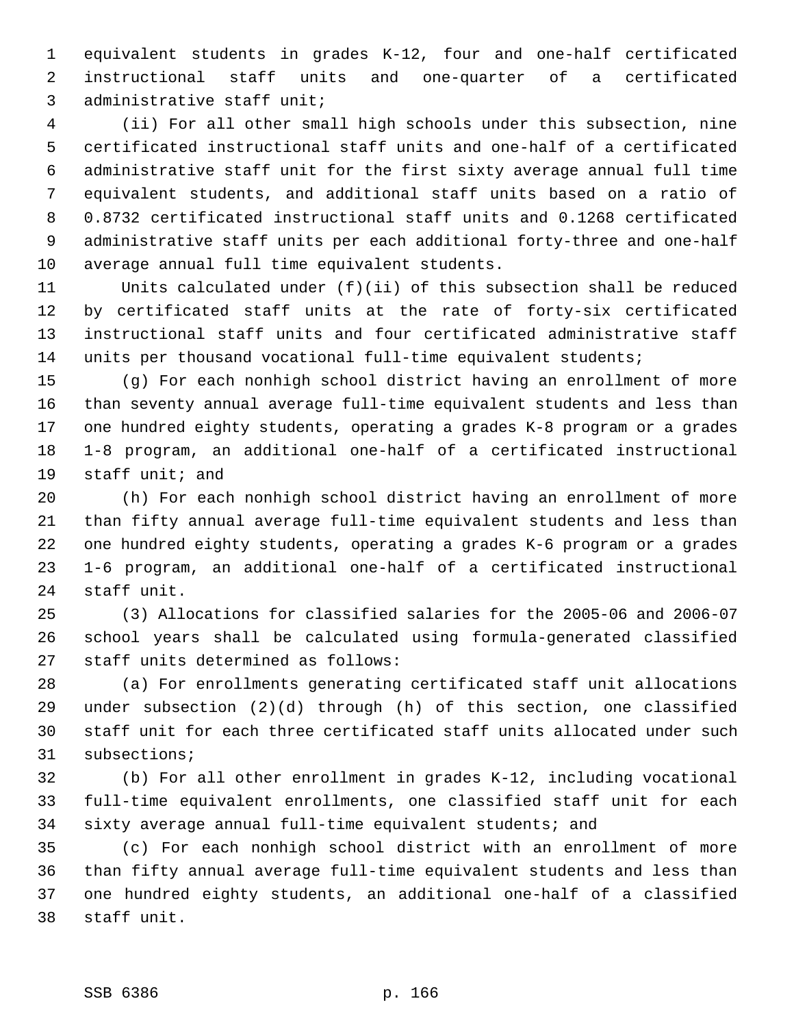equivalent students in grades K-12, four and one-half certificated instructional staff units and one-quarter of a certificated administrative staff unit;

(ii) For all other small high schools under this subsection, nine certificated instructional staff units and one-half of a certificated administrative staff unit for the first sixty average annual full time equivalent students, and additional staff units based on a ratio of 0.8732 certificated instructional staff units and 0.1268 certificated administrative staff units per each additional forty-three and one-half average annual full time equivalent students.

Units calculated under (f)(ii) of this subsection shall be reduced by certificated staff units at the rate of forty-six certificated instructional staff units and four certificated administrative staff units per thousand vocational full-time equivalent students;

(g) For each nonhigh school district having an enrollment of more than seventy annual average full-time equivalent students and less than one hundred eighty students, operating a grades K-8 program or a grades 1-8 program, an additional one-half of a certificated instructional staff unit; and

(h) For each nonhigh school district having an enrollment of more than fifty annual average full-time equivalent students and less than one hundred eighty students, operating a grades K-6 program or a grades 1-6 program, an additional one-half of a certificated instructional staff unit.

(3) Allocations for classified salaries for the 2005-06 and 2006-07 school years shall be calculated using formula-generated classified staff units determined as follows:

(a) For enrollments generating certificated staff unit allocations under subsection (2)(d) through (h) of this section, one classified staff unit for each three certificated staff units allocated under such subsections;

(b) For all other enrollment in grades K-12, including vocational full-time equivalent enrollments, one classified staff unit for each sixty average annual full-time equivalent students; and

(c) For each nonhigh school district with an enrollment of more than fifty annual average full-time equivalent students and less than one hundred eighty students, an additional one-half of a classified staff unit.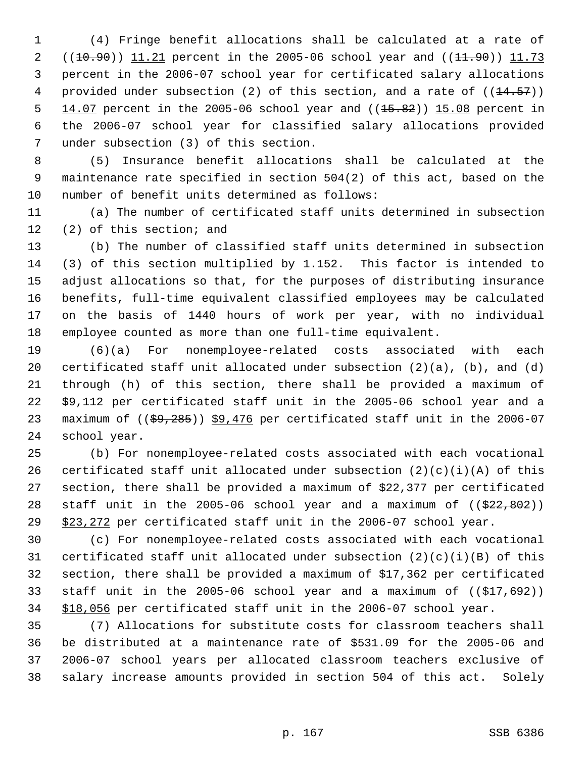(4) Fringe benefit allocations shall be calculated at a rate of ((~~10.90~~)) 11.21 percent in the 2005-06 school year and ((~~11.90~~)) 11.73 percent in the 2006-07 school year for certificated salary allocations provided under subsection (2) of this section, and a rate of ((~~14.57~~)) 14.07 percent in the 2005-06 school year and ((~~15.82~~)) 15.08 percent in the 2006-07 school year for classified salary allocations provided under subsection (3) of this section.

(5) Insurance benefit allocations shall be calculated at the maintenance rate specified in section 504(2) of this act, based on the number of benefit units determined as follows:

(a) The number of certificated staff units determined in subsection (2) of this section; and

(b) The number of classified staff units determined in subsection (3) of this section multiplied by 1.152. This factor is intended to adjust allocations so that, for the purposes of distributing insurance benefits, full-time equivalent classified employees may be calculated on the basis of 1440 hours of work per year, with no individual employee counted as more than one full-time equivalent.

(6)(a) For nonemployee-related costs associated with each certificated staff unit allocated under subsection (2)(a), (b), and (d) through (h) of this section, there shall be provided a maximum of $9,112 per certificated staff unit in the 2005-06 school year and a maximum of ((~~$9,285~~)) $9,476 per certificated staff unit in the 2006-07 school year.

(b) For nonemployee-related costs associated with each vocational certificated staff unit allocated under subsection (2)(c)(i)(A) of this section, there shall be provided a maximum of $22,377 per certificated staff unit in the 2005-06 school year and a maximum of ((~~$22,802~~)) $23,272 per certificated staff unit in the 2006-07 school year.

(c) For nonemployee-related costs associated with each vocational certificated staff unit allocated under subsection (2)(c)(i)(B) of this section, there shall be provided a maximum of $17,362 per certificated staff unit in the 2005-06 school year and a maximum of ((~~$17,692~~)) $18,056 per certificated staff unit in the 2006-07 school year.

(7) Allocations for substitute costs for classroom teachers shall be distributed at a maintenance rate of $531.09 for the 2005-06 and 2006-07 school years per allocated classroom teachers exclusive of salary increase amounts provided in section 504 of this act. Solely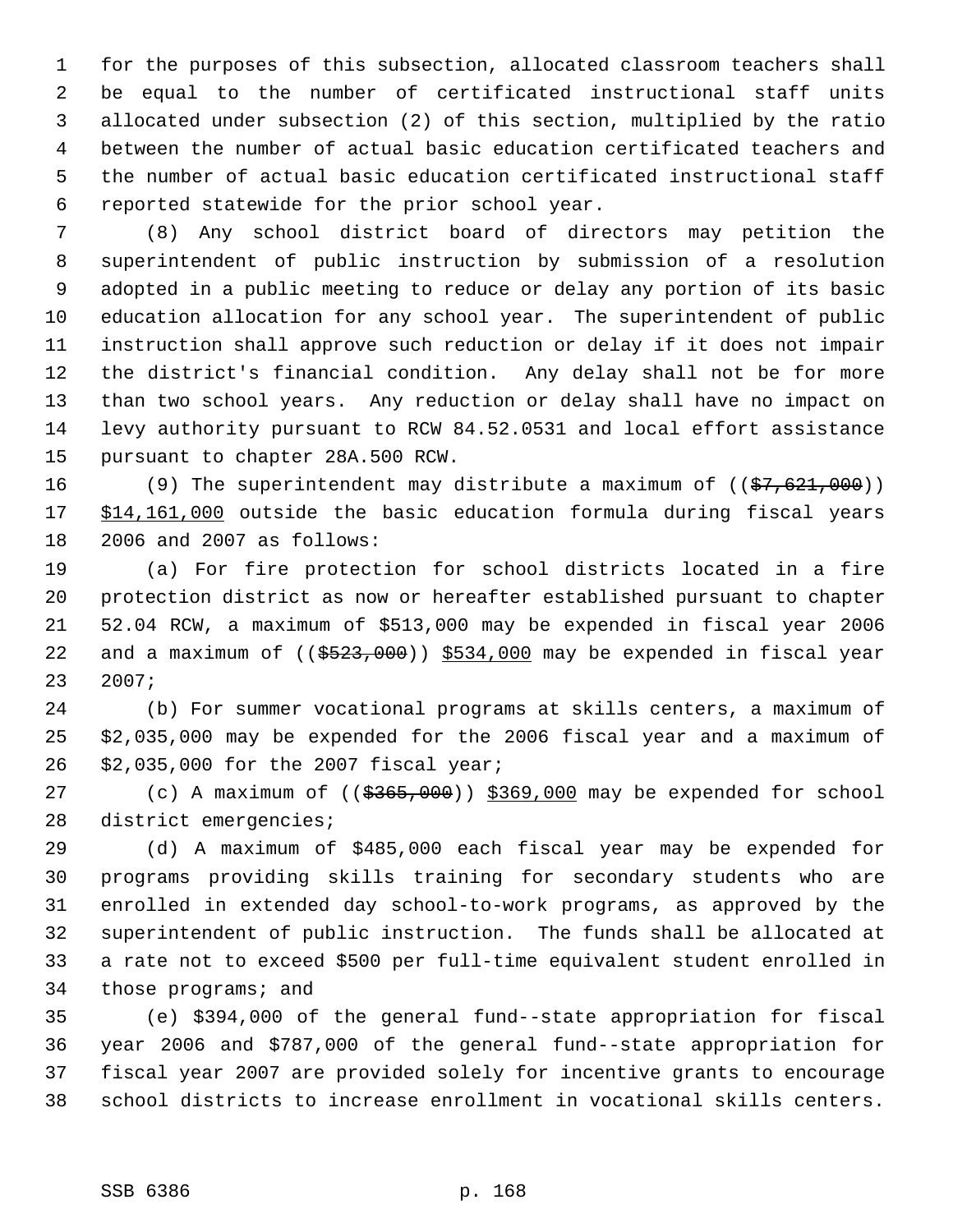for the purposes of this subsection, allocated classroom teachers shall be equal to the number of certificated instructional staff units allocated under subsection (2) of this section, multiplied by the ratio between the number of actual basic education certificated teachers and the number of actual basic education certificated instructional staff reported statewide for the prior school year.

(8) Any school district board of directors may petition the superintendent of public instruction by submission of a resolution adopted in a public meeting to reduce or delay any portion of its basic education allocation for any school year. The superintendent of public instruction shall approve such reduction or delay if it does not impair the district's financial condition. Any delay shall not be for more than two school years. Any reduction or delay shall have no impact on levy authority pursuant to RCW 84.52.0531 and local effort assistance pursuant to chapter 28A.500 RCW.

(9) The superintendent may distribute a maximum of ((~~$7,621,000~~)) <u>$14,161,000</u> outside the basic education formula during fiscal years 2006 and 2007 as follows:

(a) For fire protection for school districts located in a fire protection district as now or hereafter established pursuant to chapter 52.04 RCW, a maximum of $513,000 may be expended in fiscal year 2006 and a maximum of ((~~$523,000~~)) <u>$534,000</u> may be expended in fiscal year 2007;

(b) For summer vocational programs at skills centers, a maximum of $2,035,000 may be expended for the 2006 fiscal year and a maximum of $2,035,000 for the 2007 fiscal year;

(c) A maximum of ((~~$365,000~~)) <u>$369,000</u> may be expended for school district emergencies;

(d) A maximum of $485,000 each fiscal year may be expended for programs providing skills training for secondary students who are enrolled in extended day school-to-work programs, as approved by the superintendent of public instruction. The funds shall be allocated at a rate not to exceed $500 per full-time equivalent student enrolled in those programs; and

(e) $394,000 of the general fund--state appropriation for fiscal year 2006 and $787,000 of the general fund--state appropriation for fiscal year 2007 are provided solely for incentive grants to encourage school districts to increase enrollment in vocational skills centers.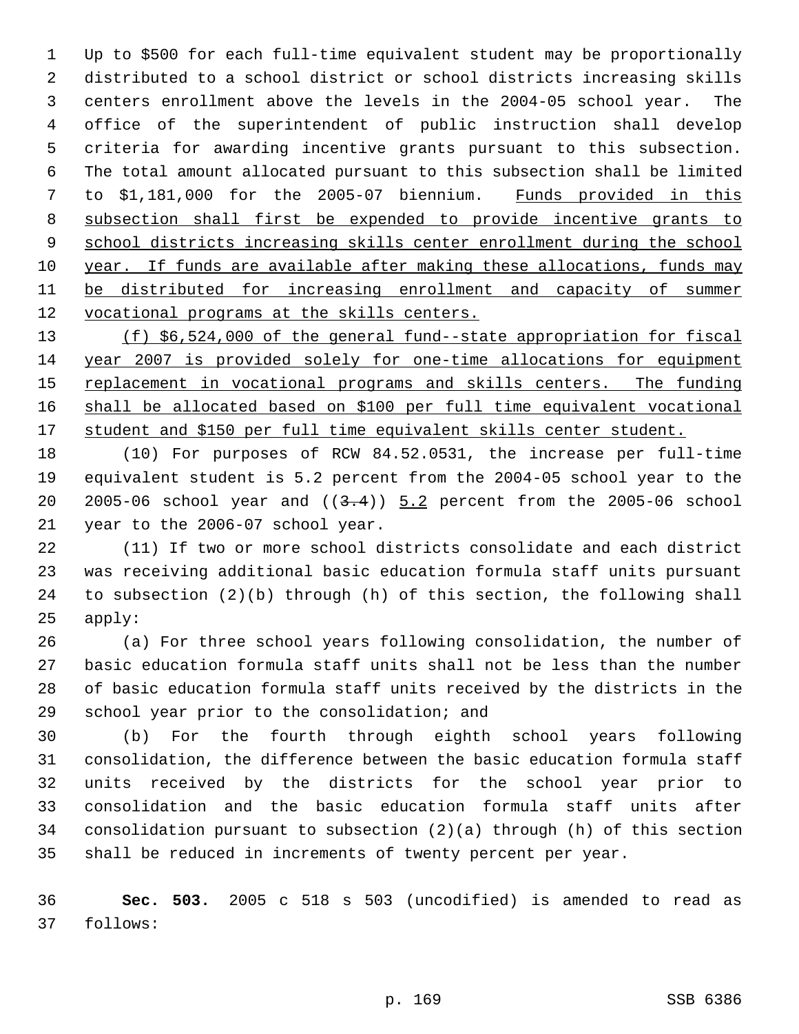Up to $500 for each full-time equivalent student may be proportionally distributed to a school district or school districts increasing skills centers enrollment above the levels in the 2004-05 school year. The office of the superintendent of public instruction shall develop criteria for awarding incentive grants pursuant to this subsection. The total amount allocated pursuant to this subsection shall be limited to $1,181,000 for the 2005-07 biennium. Funds provided in this subsection shall first be expended to provide incentive grants to school districts increasing skills center enrollment during the school year. If funds are available after making these allocations, funds may be distributed for increasing enrollment and capacity of summer vocational programs at the skills centers.

(f) $6,524,000 of the general fund--state appropriation for fiscal year 2007 is provided solely for one-time allocations for equipment replacement in vocational programs and skills centers. The funding shall be allocated based on $100 per full time equivalent vocational student and $150 per full time equivalent skills center student.

(10) For purposes of RCW 84.52.0531, the increase per full-time equivalent student is 5.2 percent from the 2004-05 school year to the 2005-06 school year and ((3.4)) 5.2 percent from the 2005-06 school year to the 2006-07 school year.

(11) If two or more school districts consolidate and each district was receiving additional basic education formula staff units pursuant to subsection (2)(b) through (h) of this section, the following shall apply:

(a) For three school years following consolidation, the number of basic education formula staff units shall not be less than the number of basic education formula staff units received by the districts in the school year prior to the consolidation; and

(b) For the fourth through eighth school years following consolidation, the difference between the basic education formula staff units received by the districts for the school year prior to consolidation and the basic education formula staff units after consolidation pursuant to subsection (2)(a) through (h) of this section shall be reduced in increments of twenty percent per year.

**Sec. 503.** 2005 c 518 s 503 (uncodified) is amended to read as follows: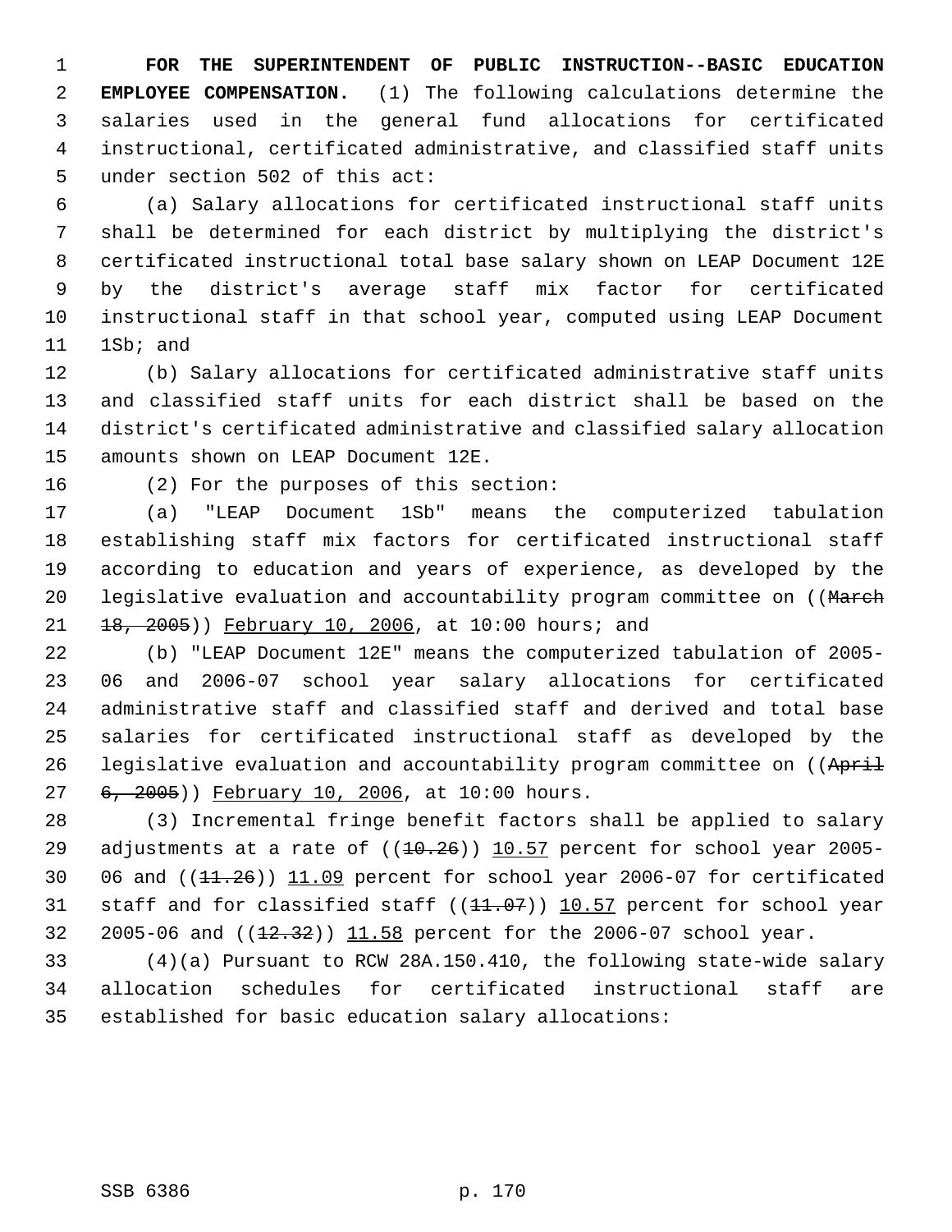**FOR THE SUPERINTENDENT OF PUBLIC INSTRUCTION--BASIC EDUCATION EMPLOYEE COMPENSATION.** (1) The following calculations determine the salaries used in the general fund allocations for certificated instructional, certificated administrative, and classified staff units under section 502 of this act:

(a) Salary allocations for certificated instructional staff units shall be determined for each district by multiplying the district's certificated instructional total base salary shown on LEAP Document 12E by the district's average staff mix factor for certificated instructional staff in that school year, computed using LEAP Document 1Sb; and

(b) Salary allocations for certificated administrative staff units and classified staff units for each district shall be based on the district's certificated administrative and classified salary allocation amounts shown on LEAP Document 12E.

(2) For the purposes of this section:

(a) "LEAP Document 1Sb" means the computerized tabulation establishing staff mix factors for certificated instructional staff according to education and years of experience, as developed by the legislative evaluation and accountability program committee on ((~~March 18, 2005~~)) <u>February 10, 2006</u>, at 10:00 hours; and

(b) "LEAP Document 12E" means the computerized tabulation of 2005-06 and 2006-07 school year salary allocations for certificated administrative staff and classified staff and derived and total base salaries for certificated instructional staff as developed by the legislative evaluation and accountability program committee on ((~~April 6, 2005~~)) <u>February 10, 2006</u>, at 10:00 hours.

(3) Incremental fringe benefit factors shall be applied to salary adjustments at a rate of ((~~10.26~~)) <u>10.57</u> percent for school year 2005-06 and ((~~11.26~~)) <u>11.09</u> percent for school year 2006-07 for certificated staff and for classified staff ((~~11.07~~)) <u>10.57</u> percent for school year 2005-06 and ((~~12.32~~)) <u>11.58</u> percent for the 2006-07 school year.

(4)(a) Pursuant to RCW 28A.150.410, the following state-wide salary allocation schedules for certificated instructional staff are established for basic education salary allocations: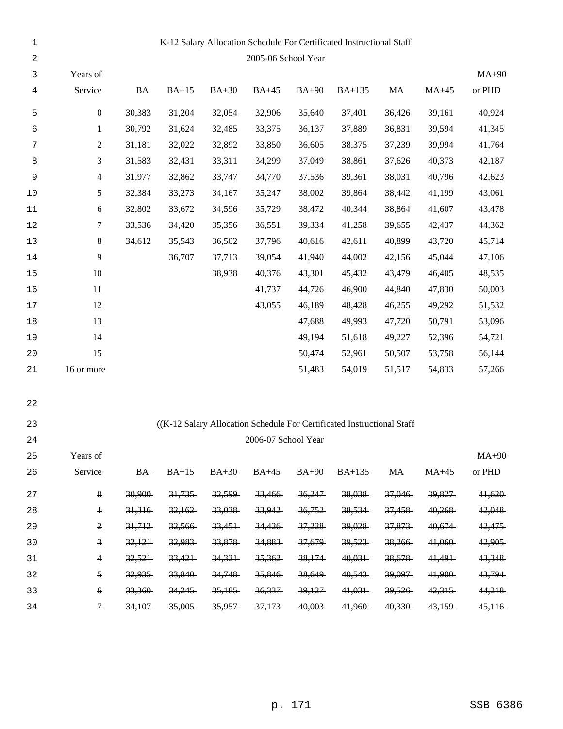K-12 Salary Allocation Schedule For Certificated Instructional Staff

2005-06 School Year

| Years of Service | BA | BA+15 | BA+30 | BA+45 | BA+90 | BA+135 | MA | MA+45 | MA+90 or PHD |
|---|---|---|---|---|---|---|---|---|---|
| 0 | 30,383 | 31,204 | 32,054 | 32,906 | 35,640 | 37,401 | 36,426 | 39,161 | 40,924 |
| 1 | 30,792 | 31,624 | 32,485 | 33,375 | 36,137 | 37,889 | 36,831 | 39,594 | 41,345 |
| 2 | 31,181 | 32,022 | 32,892 | 33,850 | 36,605 | 38,375 | 37,239 | 39,994 | 41,764 |
| 3 | 31,583 | 32,431 | 33,311 | 34,299 | 37,049 | 38,861 | 37,626 | 40,373 | 42,187 |
| 4 | 31,977 | 32,862 | 33,747 | 34,770 | 37,536 | 39,361 | 38,031 | 40,796 | 42,623 |
| 5 | 32,384 | 33,273 | 34,167 | 35,247 | 38,002 | 39,864 | 38,442 | 41,199 | 43,061 |
| 6 | 32,802 | 33,672 | 34,596 | 35,729 | 38,472 | 40,344 | 38,864 | 41,607 | 43,478 |
| 7 | 33,536 | 34,420 | 35,356 | 36,551 | 39,334 | 41,258 | 39,655 | 42,437 | 44,362 |
| 8 | 34,612 | 35,543 | 36,502 | 37,796 | 40,616 | 42,611 | 40,899 | 43,720 | 45,714 |
| 9 | | 36,707 | 37,713 | 39,054 | 41,940 | 44,002 | 42,156 | 45,044 | 47,106 |
| 10 | | | 38,938 | 40,376 | 43,301 | 45,432 | 43,479 | 46,405 | 48,535 |
| 11 | | | | 41,737 | 44,726 | 46,900 | 44,840 | 47,830 | 50,003 |
| 12 | | | | 43,055 | 46,189 | 48,428 | 46,255 | 49,292 | 51,532 |
| 13 | | | | | 47,688 | 49,993 | 47,720 | 50,791 | 53,096 |
| 14 | | | | | 49,194 | 51,618 | 49,227 | 52,396 | 54,721 |
| 15 | | | | | 50,474 | 52,961 | 50,507 | 53,758 | 56,144 |
| 16 or more | | | | | 51,483 | 54,019 | 51,517 | 54,833 | 57,266 |

((~~K-12 Salary Allocation Schedule For Certificated Instructional Staff~~

~~2006-07 School Year~~

| ~~Years of Service~~ | ~~BA~~ | ~~BA+15~~ | ~~BA+30~~ | ~~BA+45~~ | ~~BA+90~~ | ~~BA+135~~ | ~~MA~~ | ~~MA+45~~ | ~~MA+90 or PHD~~ |
|---|---|---|---|---|---|---|---|---|---|
| ~~0~~ | ~~30,900~~ | ~~31,735~~ | ~~32,599~~ | ~~33,466~~ | ~~36,247~~ | ~~38,038~~ | ~~37,046~~ | ~~39,827~~ | ~~41,620~~ |
| ~~1~~ | ~~31,316~~ | ~~32,162~~ | ~~33,038~~ | ~~33,942~~ | ~~36,752~~ | ~~38,534~~ | ~~37,458~~ | ~~40,268~~ | ~~42,048~~ |
| ~~2~~ | ~~31,712~~ | ~~32,566~~ | ~~33,451~~ | ~~34,426~~ | ~~37,228~~ | ~~39,028~~ | ~~37,873~~ | ~~40,674~~ | ~~42,475~~ |
| ~~3~~ | ~~32,121~~ | ~~32,983~~ | ~~33,878~~ | ~~34,883~~ | ~~37,679~~ | ~~39,523~~ | ~~38,266~~ | ~~41,060~~ | ~~42,905~~ |
| ~~4~~ | ~~32,521~~ | ~~33,421~~ | ~~34,321~~ | ~~35,362~~ | ~~38,174~~ | ~~40,031~~ | ~~38,678~~ | ~~41,491~~ | ~~43,348~~ |
| ~~5~~ | ~~32,935~~ | ~~33,840~~ | ~~34,748~~ | ~~35,846~~ | ~~38,649~~ | ~~40,543~~ | ~~39,097~~ | ~~41,900~~ | ~~43,794~~ |
| ~~6~~ | ~~33,360~~ | ~~34,245~~ | ~~35,185~~ | ~~36,337~~ | ~~39,127~~ | ~~41,031~~ | ~~39,526~~ | ~~42,315~~ | ~~44,218~~ |
| ~~7~~ | ~~34,107~~ | ~~35,005~~ | ~~35,957~~ | ~~37,173~~ | ~~40,003~~ | ~~41,960~~ | ~~40,330~~ | ~~43,159~~ | ~~45,116~~ |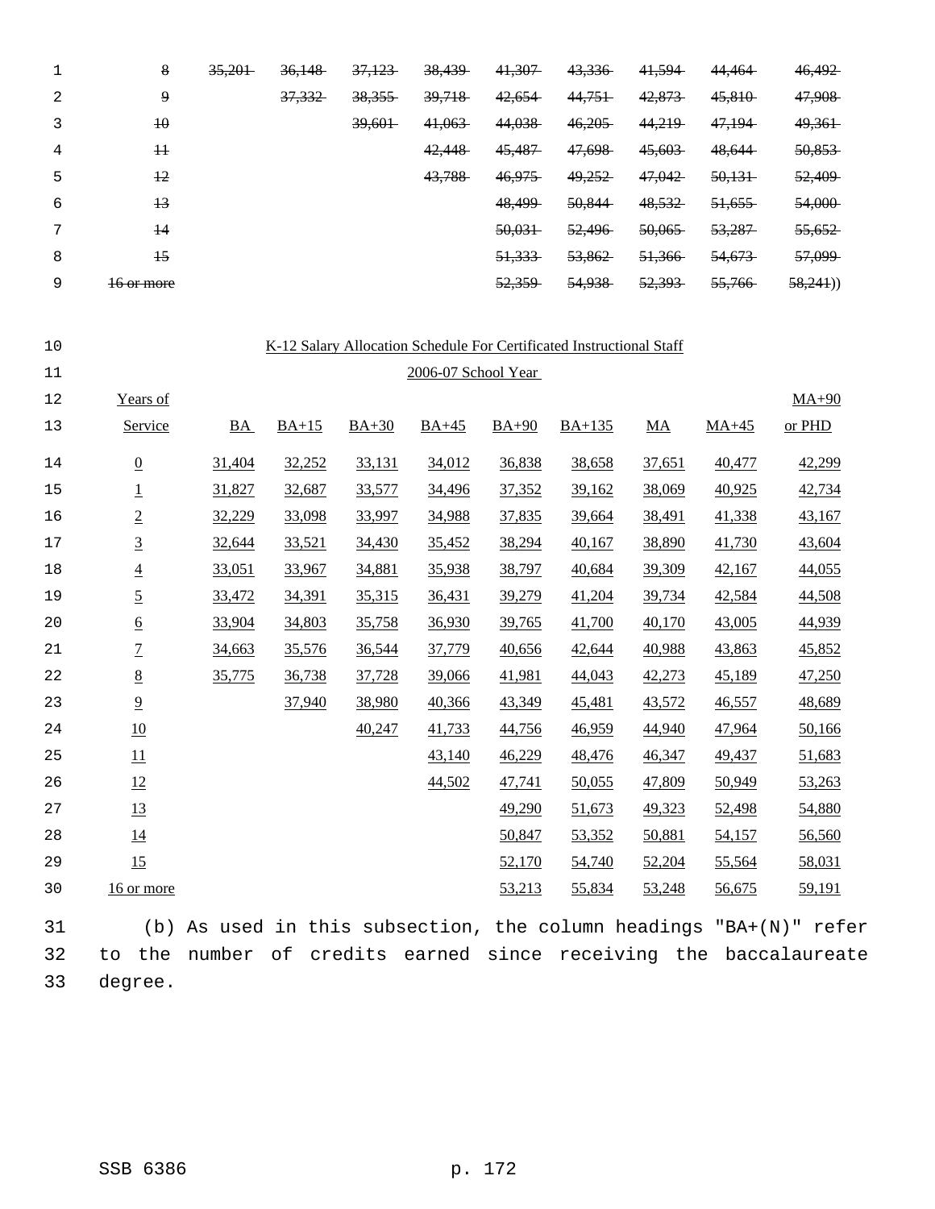| | | | | | | | | | |
|---|---|---|---|---|---|---|---|---|---|
| ~~8~~ | ~~35,201~~ | ~~36,148~~ | ~~37,123~~ | ~~38,439~~ | ~~41,307~~ | ~~43,336~~ | ~~41,594~~ | ~~44,464~~ | ~~46,492~~ |
| ~~9~~ | | ~~37,332~~ | ~~38,355~~ | ~~39,718~~ | ~~42,654~~ | ~~44,751~~ | ~~42,873~~ | ~~45,810~~ | ~~47,908~~ |
| ~~10~~ | | | ~~39,601~~ | ~~41,063~~ | ~~44,038~~ | ~~46,205~~ | ~~44,219~~ | ~~47,194~~ | ~~49,361~~ |
| ~~11~~ | | | | ~~42,448~~ | ~~45,487~~ | ~~47,698~~ | ~~45,603~~ | ~~48,644~~ | ~~50,853~~ |
| ~~12~~ | | | | ~~43,788~~ | ~~46,975~~ | ~~49,252~~ | ~~47,042~~ | ~~50,131~~ | ~~52,409~~ |
| ~~13~~ | | | | | ~~48,499~~ | ~~50,844~~ | ~~48,532~~ | ~~51,655~~ | ~~54,000~~ |
| ~~14~~ | | | | | ~~50,031~~ | ~~52,496~~ | ~~50,065~~ | ~~53,287~~ | ~~55,652~~ |
| ~~15~~ | | | | | ~~51,333~~ | ~~53,862~~ | ~~51,366~~ | ~~54,673~~ | ~~57,099~~ |
| ~~16 or more~~ | | | | | ~~52,359~~ | ~~54,938~~ | ~~52,393~~ | ~~55,766~~ | ~~58,241~~)) |

K-12 Salary Allocation Schedule For Certificated Instructional Staff

2006-07 School Year

| Years of Service | BA | BA+15 | BA+30 | BA+45 | BA+90 | BA+135 | MA | MA+45 | MA+90 or PHD |
|---|---|---|---|---|---|---|---|---|---|
| 0 | 31,404 | 32,252 | 33,131 | 34,012 | 36,838 | 38,658 | 37,651 | 40,477 | 42,299 |
| 1 | 31,827 | 32,687 | 33,577 | 34,496 | 37,352 | 39,162 | 38,069 | 40,925 | 42,734 |
| 2 | 32,229 | 33,098 | 33,997 | 34,988 | 37,835 | 39,664 | 38,491 | 41,338 | 43,167 |
| 3 | 32,644 | 33,521 | 34,430 | 35,452 | 38,294 | 40,167 | 38,890 | 41,730 | 43,604 |
| 4 | 33,051 | 33,967 | 34,881 | 35,938 | 38,797 | 40,684 | 39,309 | 42,167 | 44,055 |
| 5 | 33,472 | 34,391 | 35,315 | 36,431 | 39,279 | 41,204 | 39,734 | 42,584 | 44,508 |
| 6 | 33,904 | 34,803 | 35,758 | 36,930 | 39,765 | 41,700 | 40,170 | 43,005 | 44,939 |
| 7 | 34,663 | 35,576 | 36,544 | 37,779 | 40,656 | 42,644 | 40,988 | 43,863 | 45,852 |
| 8 | 35,775 | 36,738 | 37,728 | 39,066 | 41,981 | 44,043 | 42,273 | 45,189 | 47,250 |
| 9 | | 37,940 | 38,980 | 40,366 | 43,349 | 45,481 | 43,572 | 46,557 | 48,689 |
| 10 | | | 40,247 | 41,733 | 44,756 | 46,959 | 44,940 | 47,964 | 50,166 |
| 11 | | | | 43,140 | 46,229 | 48,476 | 46,347 | 49,437 | 51,683 |
| 12 | | | | 44,502 | 47,741 | 50,055 | 47,809 | 50,949 | 53,263 |
| 13 | | | | | 49,290 | 51,673 | 49,323 | 52,498 | 54,880 |
| 14 | | | | | 50,847 | 53,352 | 50,881 | 54,157 | 56,560 |
| 15 | | | | | 52,170 | 54,740 | 52,204 | 55,564 | 58,031 |
| 16 or more | | | | | 53,213 | 55,834 | 53,248 | 56,675 | 59,191 |

(b) As used in this subsection, the column headings "BA+(N)" refer to the number of credits earned since receiving the baccalaureate degree.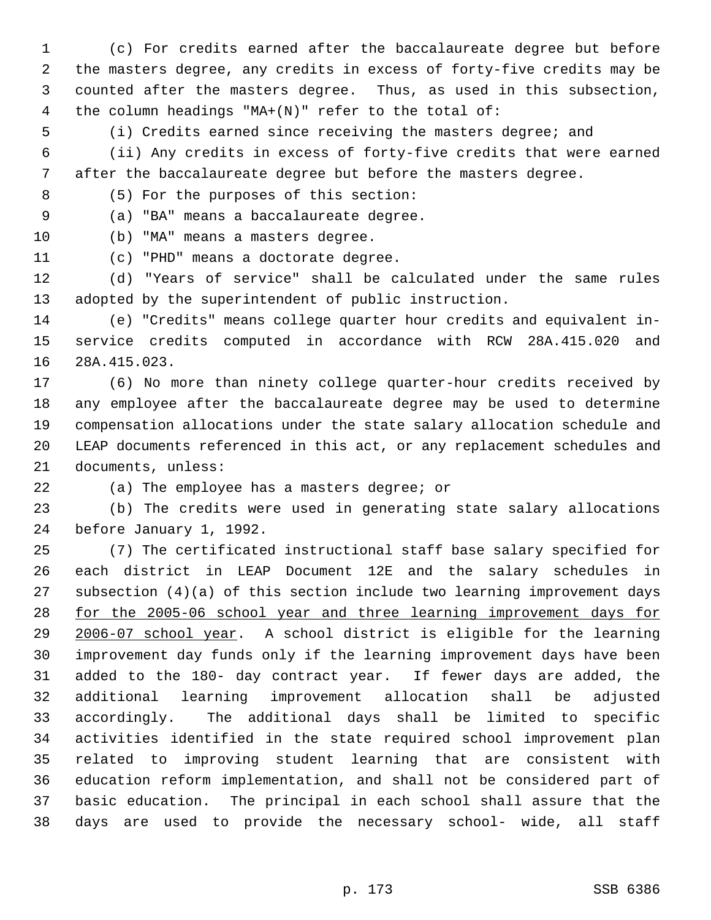(c) For credits earned after the baccalaureate degree but before the masters degree, any credits in excess of forty-five credits may be counted after the masters degree. Thus, as used in this subsection, the column headings "MA+(N)" refer to the total of:

(i) Credits earned since receiving the masters degree; and

(ii) Any credits in excess of forty-five credits that were earned after the baccalaureate degree but before the masters degree.

(5) For the purposes of this section:

(a) "BA" means a baccalaureate degree.

(b) "MA" means a masters degree.

(c) "PHD" means a doctorate degree.

(d) "Years of service" shall be calculated under the same rules adopted by the superintendent of public instruction.

(e) "Credits" means college quarter hour credits and equivalent in-service credits computed in accordance with RCW 28A.415.020 and 28A.415.023.

(6) No more than ninety college quarter-hour credits received by any employee after the baccalaureate degree may be used to determine compensation allocations under the state salary allocation schedule and LEAP documents referenced in this act, or any replacement schedules and documents, unless:

(a) The employee has a masters degree; or

(b) The credits were used in generating state salary allocations before January 1, 1992.

(7) The certificated instructional staff base salary specified for each district in LEAP Document 12E and the salary schedules in subsection (4)(a) of this section include two learning improvement days for the 2005-06 school year and three learning improvement days for 2006-07 school year. A school district is eligible for the learning improvement day funds only if the learning improvement days have been added to the 180- day contract year. If fewer days are added, the additional learning improvement allocation shall be adjusted accordingly. The additional days shall be limited to specific activities identified in the state required school improvement plan related to improving student learning that are consistent with education reform implementation, and shall not be considered part of basic education. The principal in each school shall assure that the days are used to provide the necessary school- wide, all staff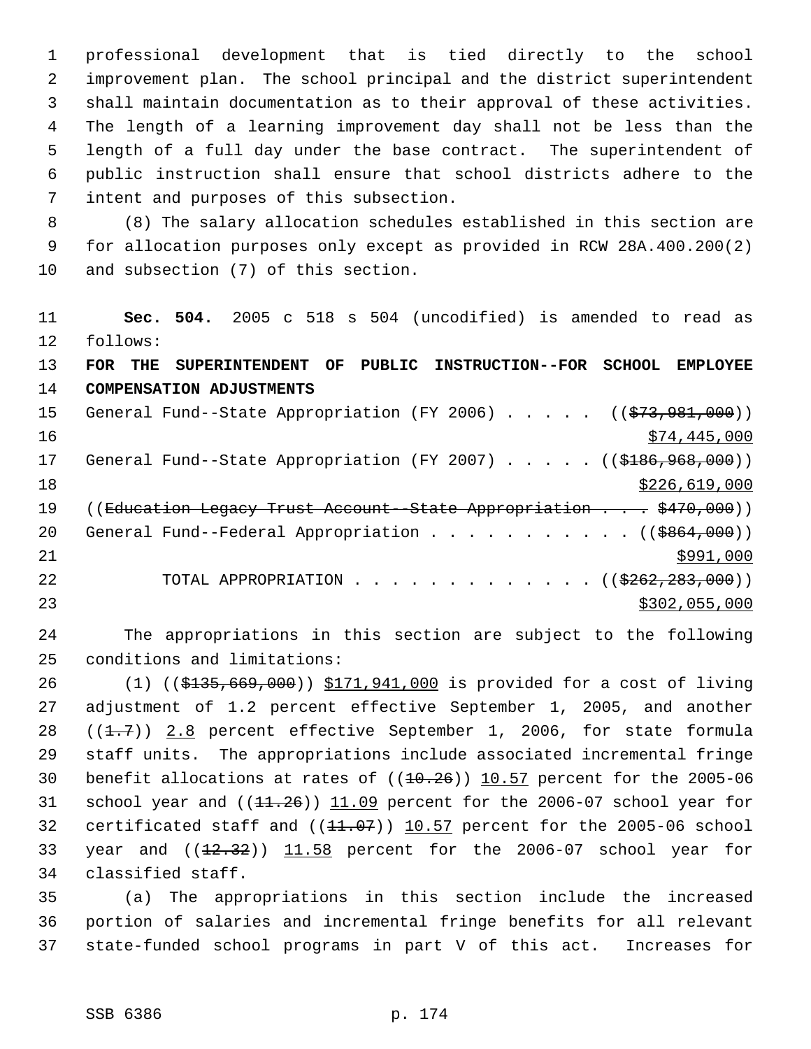professional development that is tied directly to the school improvement plan. The school principal and the district superintendent shall maintain documentation as to their approval of these activities. The length of a learning improvement day shall not be less than the length of a full day under the base contract. The superintendent of public instruction shall ensure that school districts adhere to the intent and purposes of this subsection.

(8) The salary allocation schedules established in this section are for allocation purposes only except as provided in RCW 28A.400.200(2) and subsection (7) of this section.

**Sec. 504.** 2005 c 518 s 504 (uncodified) is amended to read as follows:

**FOR THE SUPERINTENDENT OF PUBLIC INSTRUCTION--FOR SCHOOL EMPLOYEE COMPENSATION ADJUSTMENTS**

General Fund--State Appropriation (FY 2006) . . . . . ((~~$73,981,000~~))
<u>$74,445,000</u>

General Fund--State Appropriation (FY 2007) . . . . . ((~~$186,968,000~~))
<u>$226,619,000</u>

((~~Education Legacy Trust Account--State Appropriation . . . . $470,000~~))

General Fund--Federal Appropriation . . . . . . . . . . . ((~~$864,000~~))
<u>$991,000</u>

TOTAL APPROPRIATION . . . . . . . . . . . . . ((~~$262,283,000~~))
<u>$302,055,000</u>

The appropriations in this section are subject to the following conditions and limitations:

(1) ((~~$135,669,000~~)) <u>$171,941,000</u> is provided for a cost of living adjustment of 1.2 percent effective September 1, 2005, and another ((~~1.7~~)) <u>2.8</u> percent effective September 1, 2006, for state formula staff units. The appropriations include associated incremental fringe benefit allocations at rates of ((~~10.26~~)) <u>10.57</u> percent for the 2005-06 school year and ((~~11.26~~)) <u>11.09</u> percent for the 2006-07 school year for certificated staff and ((~~11.07~~)) <u>10.57</u> percent for the 2005-06 school year and ((~~12.32~~)) <u>11.58</u> percent for the 2006-07 school year for classified staff.

(a) The appropriations in this section include the increased portion of salaries and incremental fringe benefits for all relevant state-funded school programs in part V of this act. Increases for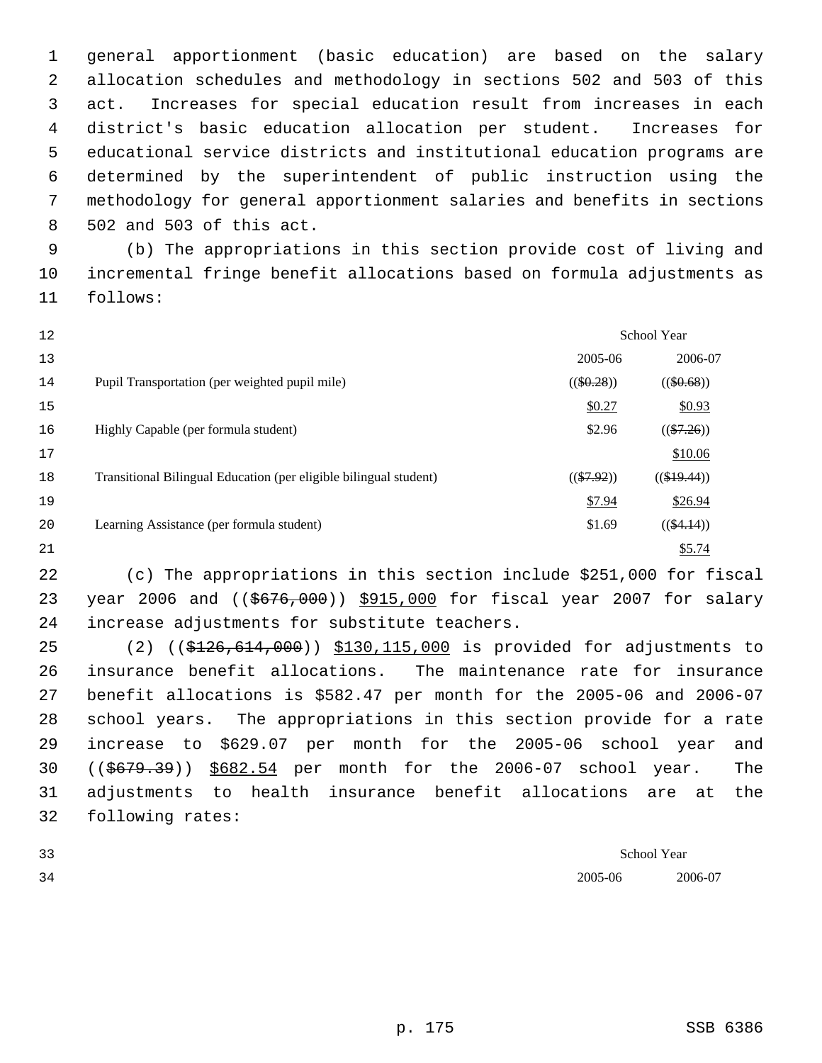general apportionment (basic education) are based on the salary allocation schedules and methodology in sections 502 and 503 of this act. Increases for special education result from increases in each district's basic education allocation per student. Increases for educational service districts and institutional education programs are determined by the superintendent of public instruction using the methodology for general apportionment salaries and benefits in sections 502 and 503 of this act.

(b) The appropriations in this section provide cost of living and incremental fringe benefit allocations based on formula adjustments as follows:

| | School Year | |
|---|---|---|
| | 2005-06 | 2006-07 |
| Pupil Transportation (per weighted pupil mile) | ((~~$0.28~~)) | ((~~$0.68~~)) |
| | $0.27 | $0.93 |
| Highly Capable (per formula student) | $2.96 | ((~~$7.26~~)) |
| | | $10.06 |
| Transitional Bilingual Education (per eligible bilingual student) | ((~~$7.92~~)) | ((~~$19.44~~)) |
| | $7.94 | $26.94 |
| Learning Assistance (per formula student) | $1.69 | ((~~$4.14~~)) |
| | | $5.74 |

(c) The appropriations in this section include $251,000 for fiscal year 2006 and ((~~$676,000~~)) $915,000 for fiscal year 2007 for salary increase adjustments for substitute teachers.

(2) ((~~$126,614,000~~)) $130,115,000 is provided for adjustments to insurance benefit allocations. The maintenance rate for insurance benefit allocations is $582.47 per month for the 2005-06 and 2006-07 school years. The appropriations in this section provide for a rate increase to $629.07 per month for the 2005-06 school year and ((~~$679.39~~)) $682.54 per month for the 2006-07 school year. The adjustments to health insurance benefit allocations are at the following rates:

| | School Year | |
|---|---|---|
| | 2005-06 | 2006-07 |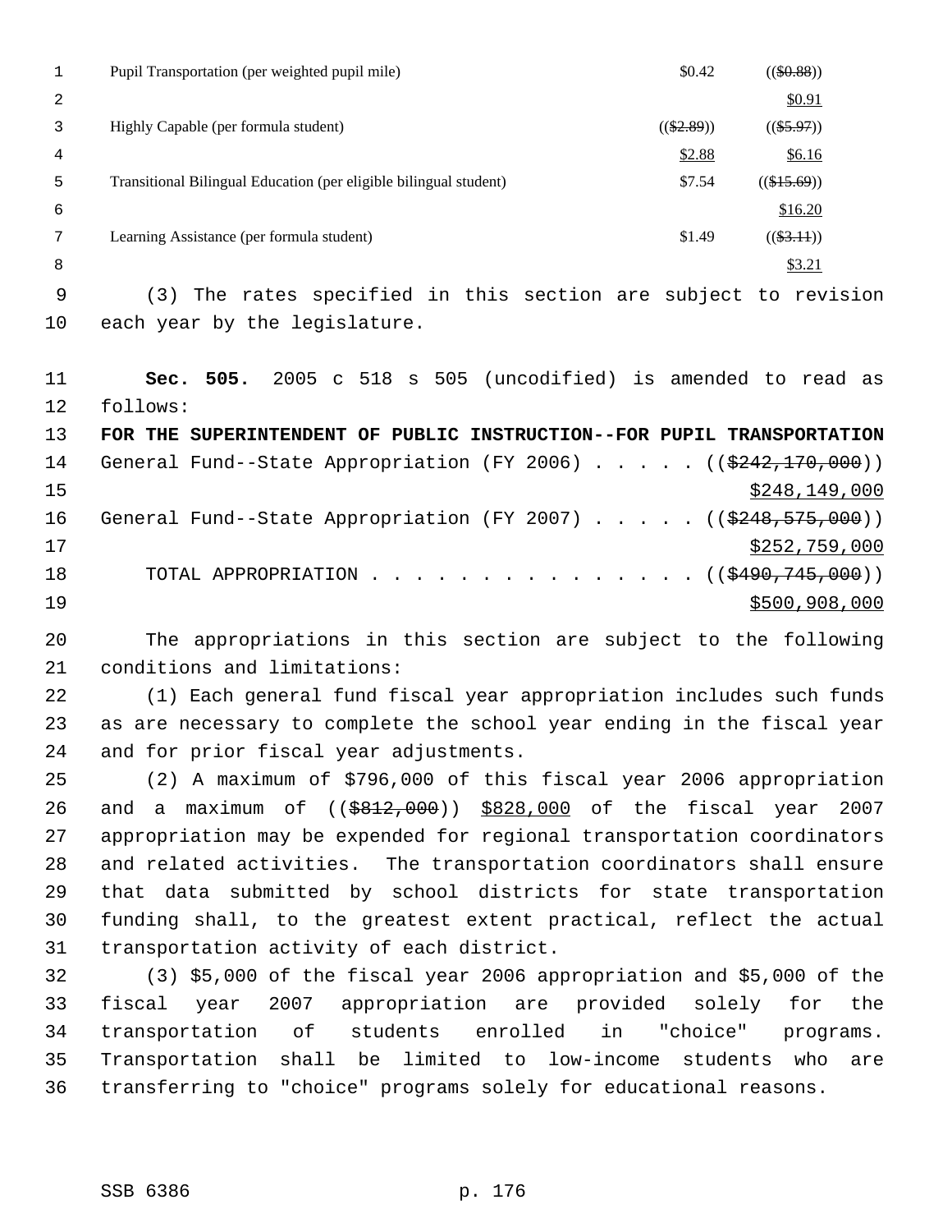| | | |
|---|---|---|
| Pupil Transportation (per weighted pupil mile) | $0.42 | (($0.88)) $0.91 |
| Highly Capable (per formula student) | (($2.89)) $2.88 | (($5.97)) $6.16 |
| Transitional Bilingual Education (per eligible bilingual student) | $7.54 | (($15.69)) $16.20 |
| Learning Assistance (per formula student) | $1.49 | (($3.11)) $3.21 |

(3) The rates specified in this section are subject to revision each year by the legislature.

**Sec. 505.** 2005 c 518 s 505 (uncodified) is amended to read as follows:

**FOR THE SUPERINTENDENT OF PUBLIC INSTRUCTION--FOR PUPIL TRANSPORTATION**

General Fund--State Appropriation (FY 2006) . . . . . (($242,170,000)) $248,149,000

General Fund--State Appropriation (FY 2007) . . . . . (($248,575,000)) $252,759,000

TOTAL APPROPRIATION . . . . . . . . . . . . . . . (($490,745,000)) $500,908,000

The appropriations in this section are subject to the following conditions and limitations:

(1) Each general fund fiscal year appropriation includes such funds as are necessary to complete the school year ending in the fiscal year and for prior fiscal year adjustments.

(2) A maximum of $796,000 of this fiscal year 2006 appropriation and a maximum of (($812,000)) $828,000 of the fiscal year 2007 appropriation may be expended for regional transportation coordinators and related activities. The transportation coordinators shall ensure that data submitted by school districts for state transportation funding shall, to the greatest extent practical, reflect the actual transportation activity of each district.

(3) $5,000 of the fiscal year 2006 appropriation and $5,000 of the fiscal year 2007 appropriation are provided solely for the transportation of students enrolled in "choice" programs. Transportation shall be limited to low-income students who are transferring to "choice" programs solely for educational reasons.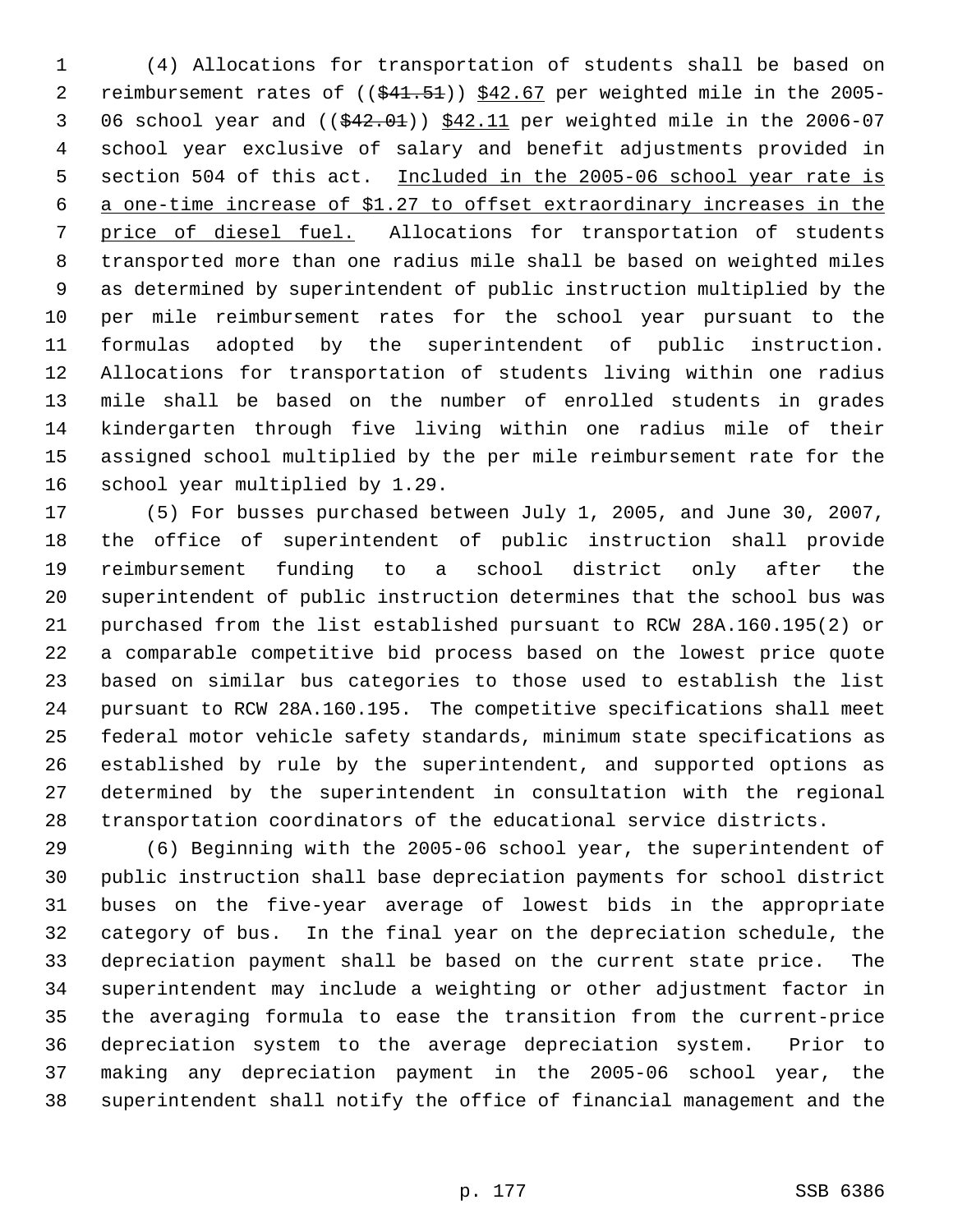(4) Allocations for transportation of students shall be based on reimbursement rates of (($41.51)) $42.67 per weighted mile in the 2005-06 school year and (($42.01)) $42.11 per weighted mile in the 2006-07 school year exclusive of salary and benefit adjustments provided in section 504 of this act. Included in the 2005-06 school year rate is a one-time increase of $1.27 to offset extraordinary increases in the price of diesel fuel. Allocations for transportation of students transported more than one radius mile shall be based on weighted miles as determined by superintendent of public instruction multiplied by the per mile reimbursement rates for the school year pursuant to the formulas adopted by the superintendent of public instruction. Allocations for transportation of students living within one radius mile shall be based on the number of enrolled students in grades kindergarten through five living within one radius mile of their assigned school multiplied by the per mile reimbursement rate for the school year multiplied by 1.29.

(5) For busses purchased between July 1, 2005, and June 30, 2007, the office of superintendent of public instruction shall provide reimbursement funding to a school district only after the superintendent of public instruction determines that the school bus was purchased from the list established pursuant to RCW 28A.160.195(2) or a comparable competitive bid process based on the lowest price quote based on similar bus categories to those used to establish the list pursuant to RCW 28A.160.195. The competitive specifications shall meet federal motor vehicle safety standards, minimum state specifications as established by rule by the superintendent, and supported options as determined by the superintendent in consultation with the regional transportation coordinators of the educational service districts.

(6) Beginning with the 2005-06 school year, the superintendent of public instruction shall base depreciation payments for school district buses on the five-year average of lowest bids in the appropriate category of bus. In the final year on the depreciation schedule, the depreciation payment shall be based on the current state price. The superintendent may include a weighting or other adjustment factor in the averaging formula to ease the transition from the current-price depreciation system to the average depreciation system. Prior to making any depreciation payment in the 2005-06 school year, the superintendent shall notify the office of financial management and the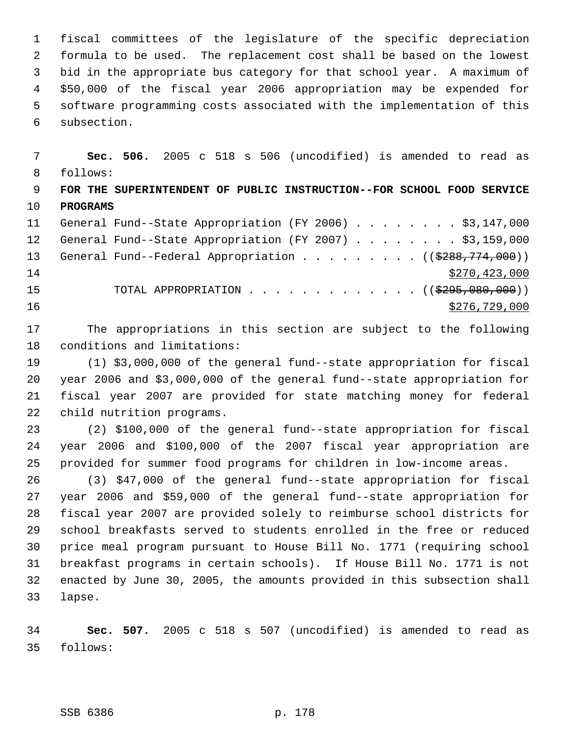fiscal committees of the legislature of the specific depreciation formula to be used. The replacement cost shall be based on the lowest bid in the appropriate bus category for that school year. A maximum of $50,000 of the fiscal year 2006 appropriation may be expended for software programming costs associated with the implementation of this subsection.

**Sec. 506.** 2005 c 518 s 506 (uncodified) is amended to read as follows:

**FOR THE SUPERINTENDENT OF PUBLIC INSTRUCTION--FOR SCHOOL FOOD SERVICE PROGRAMS**

General Fund--State Appropriation (FY 2006) . . . . . . . . . $3,147,000
General Fund--State Appropriation (FY 2007) . . . . . . . . . $3,159,000
General Fund--Federal Appropriation . . . . . . . . . . ((~~$288,774,000~~))
$270,423,000
TOTAL APPROPRIATION . . . . . . . . . . . . . . ((~~$295,080,000~~))
$276,729,000

The appropriations in this section are subject to the following conditions and limitations:

(1) $3,000,000 of the general fund--state appropriation for fiscal year 2006 and $3,000,000 of the general fund--state appropriation for fiscal year 2007 are provided for state matching money for federal child nutrition programs.

(2) $100,000 of the general fund--state appropriation for fiscal year 2006 and $100,000 of the 2007 fiscal year appropriation are provided for summer food programs for children in low-income areas.

(3) $47,000 of the general fund--state appropriation for fiscal year 2006 and $59,000 of the general fund--state appropriation for fiscal year 2007 are provided solely to reimburse school districts for school breakfasts served to students enrolled in the free or reduced price meal program pursuant to House Bill No. 1771 (requiring school breakfast programs in certain schools). If House Bill No. 1771 is not enacted by June 30, 2005, the amounts provided in this subsection shall lapse.

**Sec. 507.** 2005 c 518 s 507 (uncodified) is amended to read as follows: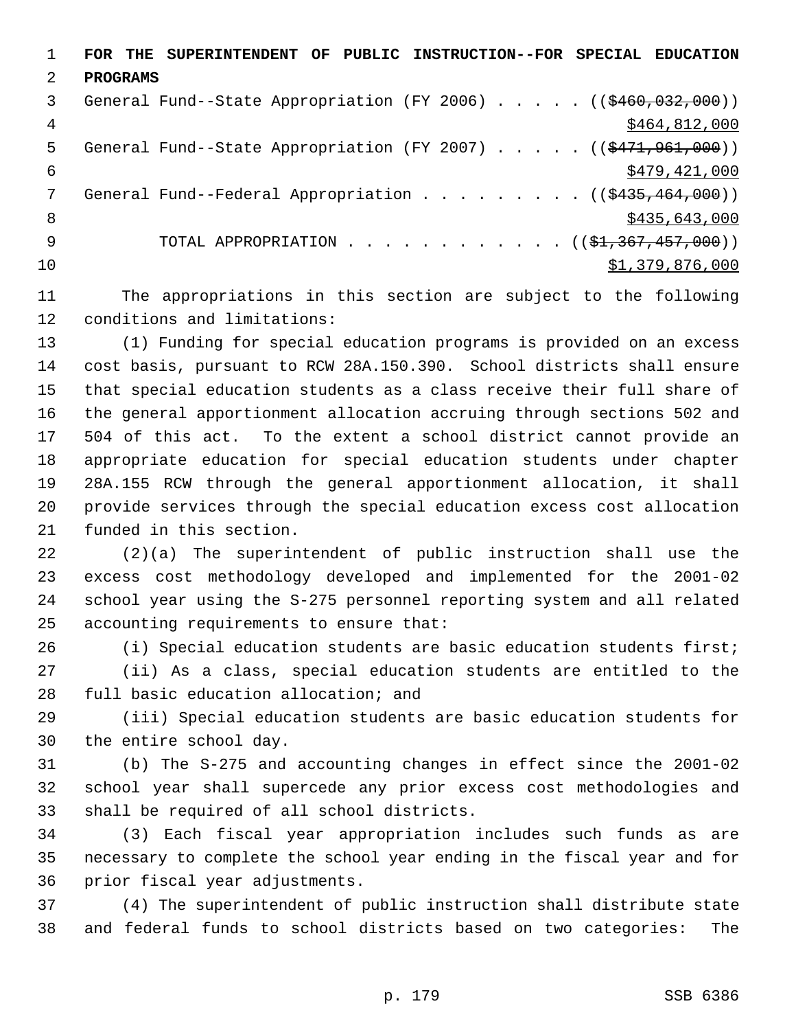**FOR THE SUPERINTENDENT OF PUBLIC INSTRUCTION--FOR SPECIAL EDUCATION PROGRAMS**

General Fund--State Appropriation (FY 2006) . . . . . ((~~$460,032,000~~))
<u>$464,812,000</u>

General Fund--State Appropriation (FY 2007) . . . . . ((~~$471,961,000~~))
<u>$479,421,000</u>

General Fund--Federal Appropriation . . . . . . . . . ((~~$435,464,000~~))
<u>$435,643,000</u>

TOTAL APPROPRIATION . . . . . . . . . . . . ((~~$1,367,457,000~~))
<u>$1,379,876,000</u>

The appropriations in this section are subject to the following conditions and limitations:

(1) Funding for special education programs is provided on an excess cost basis, pursuant to RCW 28A.150.390. School districts shall ensure that special education students as a class receive their full share of the general apportionment allocation accruing through sections 502 and 504 of this act. To the extent a school district cannot provide an appropriate education for special education students under chapter 28A.155 RCW through the general apportionment allocation, it shall provide services through the special education excess cost allocation funded in this section.

(2)(a) The superintendent of public instruction shall use the excess cost methodology developed and implemented for the 2001-02 school year using the S-275 personnel reporting system and all related accounting requirements to ensure that:

(i) Special education students are basic education students first;

(ii) As a class, special education students are entitled to the full basic education allocation; and

(iii) Special education students are basic education students for the entire school day.

(b) The S-275 and accounting changes in effect since the 2001-02 school year shall supercede any prior excess cost methodologies and shall be required of all school districts.

(3) Each fiscal year appropriation includes such funds as are necessary to complete the school year ending in the fiscal year and for prior fiscal year adjustments.

(4) The superintendent of public instruction shall distribute state and federal funds to school districts based on two categories: The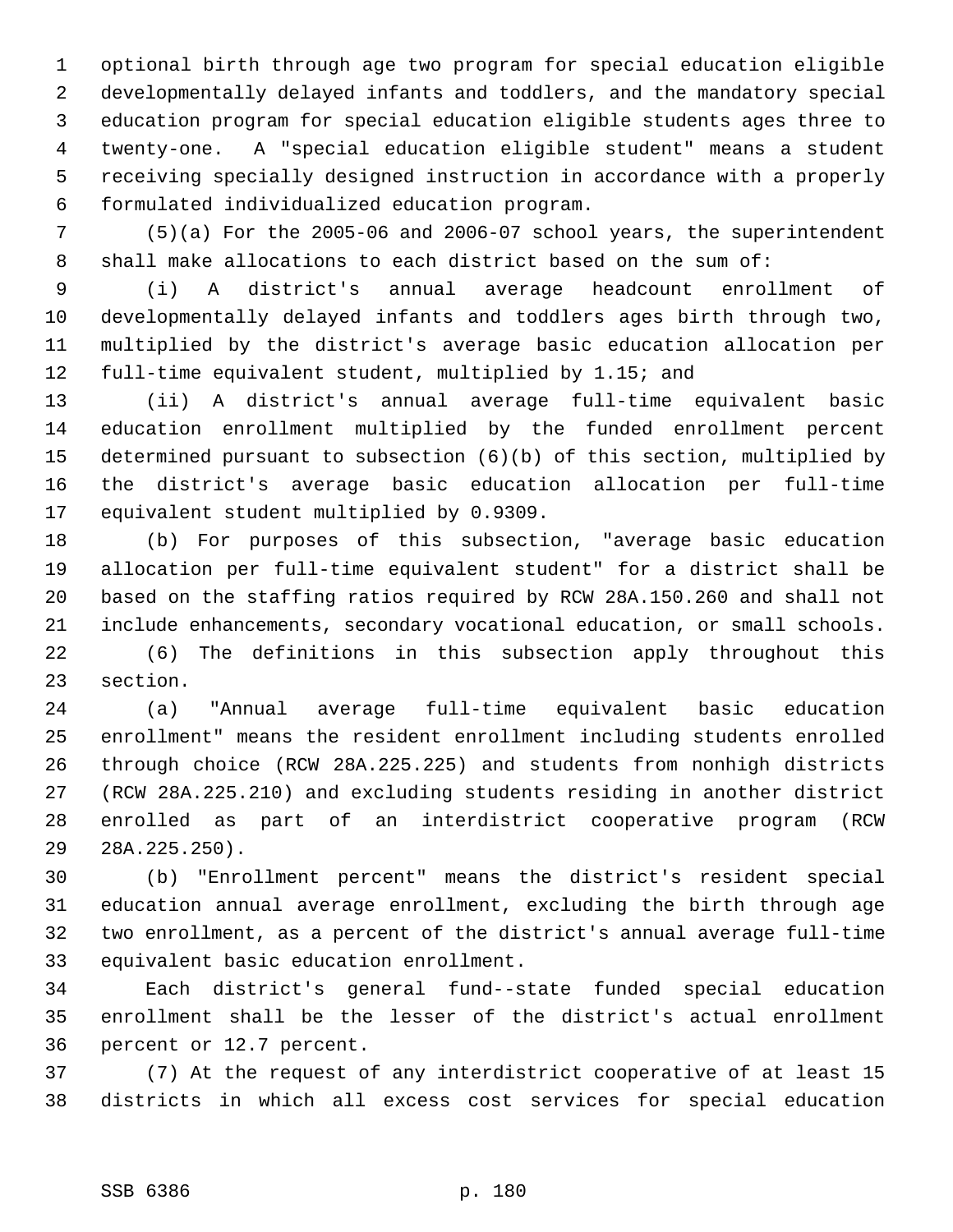optional birth through age two program for special education eligible developmentally delayed infants and toddlers, and the mandatory special education program for special education eligible students ages three to twenty-one. A "special education eligible student" means a student receiving specially designed instruction in accordance with a properly formulated individualized education program.

(5)(a) For the 2005-06 and 2006-07 school years, the superintendent shall make allocations to each district based on the sum of:

(i) A district's annual average headcount enrollment of developmentally delayed infants and toddlers ages birth through two, multiplied by the district's average basic education allocation per full-time equivalent student, multiplied by 1.15; and

(ii) A district's annual average full-time equivalent basic education enrollment multiplied by the funded enrollment percent determined pursuant to subsection (6)(b) of this section, multiplied by the district's average basic education allocation per full-time equivalent student multiplied by 0.9309.

(b) For purposes of this subsection, "average basic education allocation per full-time equivalent student" for a district shall be based on the staffing ratios required by RCW 28A.150.260 and shall not include enhancements, secondary vocational education, or small schools.

(6) The definitions in this subsection apply throughout this section.

(a) "Annual average full-time equivalent basic education enrollment" means the resident enrollment including students enrolled through choice (RCW 28A.225.225) and students from nonhigh districts (RCW 28A.225.210) and excluding students residing in another district enrolled as part of an interdistrict cooperative program (RCW 28A.225.250).

(b) "Enrollment percent" means the district's resident special education annual average enrollment, excluding the birth through age two enrollment, as a percent of the district's annual average full-time equivalent basic education enrollment.

Each district's general fund--state funded special education enrollment shall be the lesser of the district's actual enrollment percent or 12.7 percent.

(7) At the request of any interdistrict cooperative of at least 15 districts in which all excess cost services for special education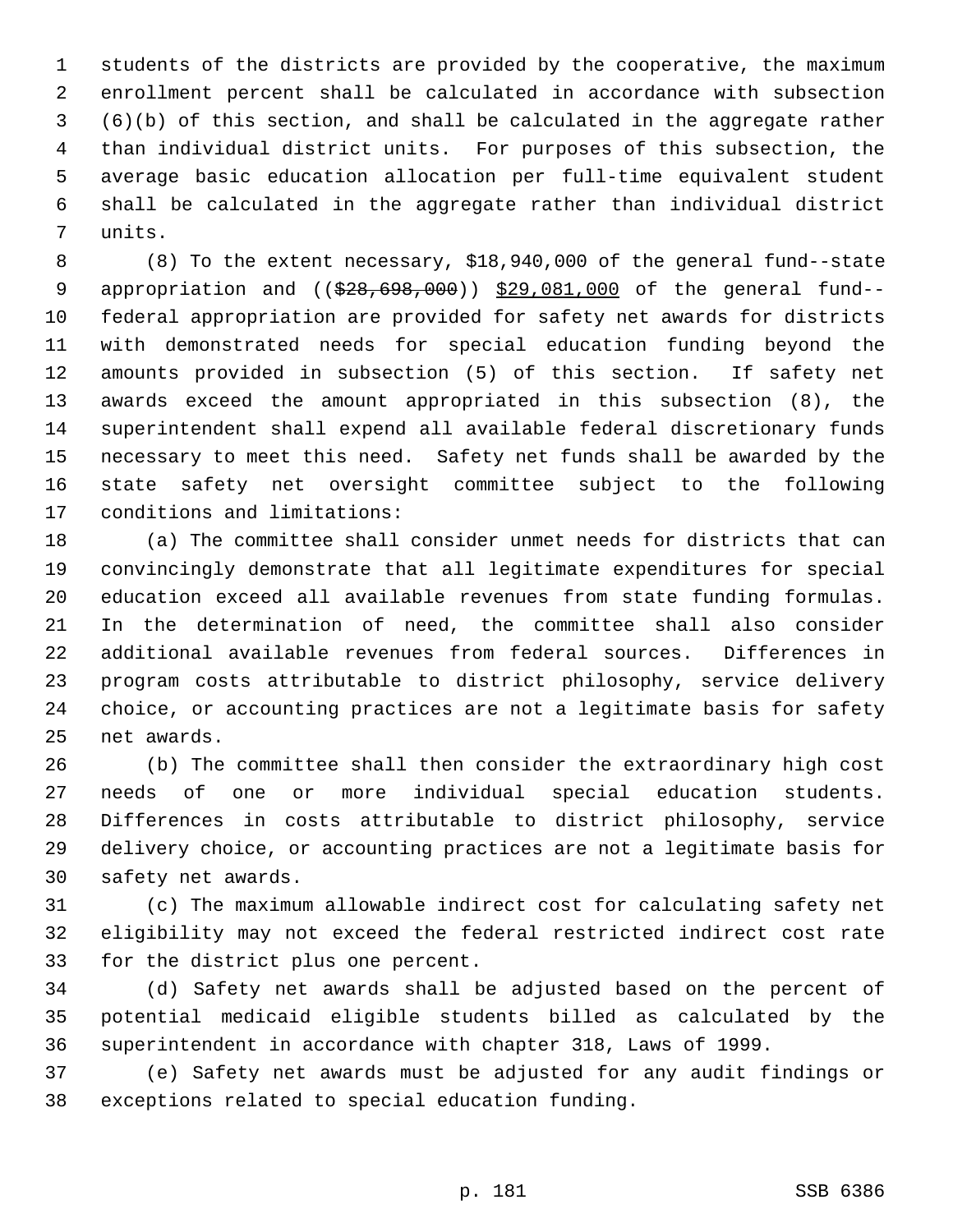students of the districts are provided by the cooperative, the maximum enrollment percent shall be calculated in accordance with subsection (6)(b) of this section, and shall be calculated in the aggregate rather than individual district units. For purposes of this subsection, the average basic education allocation per full-time equivalent student shall be calculated in the aggregate rather than individual district units.

(8) To the extent necessary, $18,940,000 of the general fund--state appropriation and ((~~$28,698,000~~)) <u>$29,081,000</u> of the general fund--federal appropriation are provided for safety net awards for districts with demonstrated needs for special education funding beyond the amounts provided in subsection (5) of this section. If safety net awards exceed the amount appropriated in this subsection (8), the superintendent shall expend all available federal discretionary funds necessary to meet this need. Safety net funds shall be awarded by the state safety net oversight committee subject to the following conditions and limitations:

(a) The committee shall consider unmet needs for districts that can convincingly demonstrate that all legitimate expenditures for special education exceed all available revenues from state funding formulas. In the determination of need, the committee shall also consider additional available revenues from federal sources. Differences in program costs attributable to district philosophy, service delivery choice, or accounting practices are not a legitimate basis for safety net awards.

(b) The committee shall then consider the extraordinary high cost needs of one or more individual special education students. Differences in costs attributable to district philosophy, service delivery choice, or accounting practices are not a legitimate basis for safety net awards.

(c) The maximum allowable indirect cost for calculating safety net eligibility may not exceed the federal restricted indirect cost rate for the district plus one percent.

(d) Safety net awards shall be adjusted based on the percent of potential medicaid eligible students billed as calculated by the superintendent in accordance with chapter 318, Laws of 1999.

(e) Safety net awards must be adjusted for any audit findings or exceptions related to special education funding.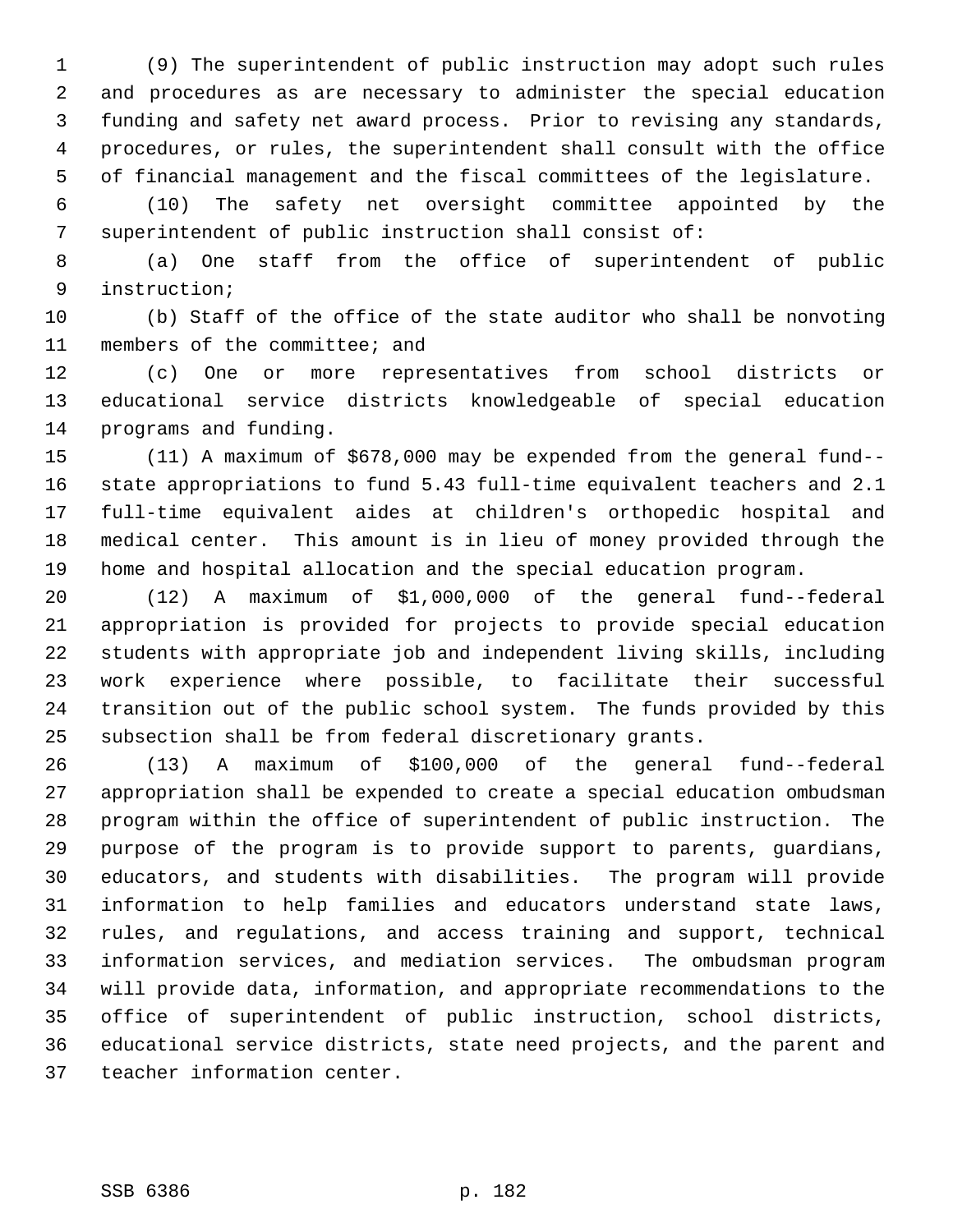(9) The superintendent of public instruction may adopt such rules and procedures as are necessary to administer the special education funding and safety net award process. Prior to revising any standards, procedures, or rules, the superintendent shall consult with the office of financial management and the fiscal committees of the legislature.

(10) The safety net oversight committee appointed by the superintendent of public instruction shall consist of:

(a) One staff from the office of superintendent of public instruction;

(b) Staff of the office of the state auditor who shall be nonvoting members of the committee; and

(c) One or more representatives from school districts or educational service districts knowledgeable of special education programs and funding.

(11) A maximum of $678,000 may be expended from the general fund--state appropriations to fund 5.43 full-time equivalent teachers and 2.1 full-time equivalent aides at children's orthopedic hospital and medical center. This amount is in lieu of money provided through the home and hospital allocation and the special education program.

(12) A maximum of $1,000,000 of the general fund--federal appropriation is provided for projects to provide special education students with appropriate job and independent living skills, including work experience where possible, to facilitate their successful transition out of the public school system. The funds provided by this subsection shall be from federal discretionary grants.

(13) A maximum of $100,000 of the general fund--federal appropriation shall be expended to create a special education ombudsman program within the office of superintendent of public instruction. The purpose of the program is to provide support to parents, guardians, educators, and students with disabilities. The program will provide information to help families and educators understand state laws, rules, and regulations, and access training and support, technical information services, and mediation services. The ombudsman program will provide data, information, and appropriate recommendations to the office of superintendent of public instruction, school districts, educational service districts, state need projects, and the parent and teacher information center.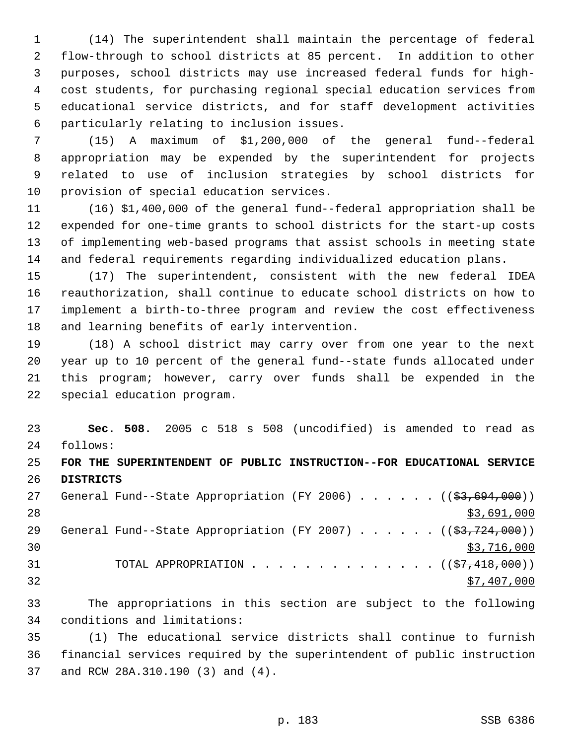(14) The superintendent shall maintain the percentage of federal flow-through to school districts at 85 percent. In addition to other purposes, school districts may use increased federal funds for high-cost students, for purchasing regional special education services from educational service districts, and for staff development activities particularly relating to inclusion issues.

(15) A maximum of $1,200,000 of the general fund--federal appropriation may be expended by the superintendent for projects related to use of inclusion strategies by school districts for provision of special education services.

(16) $1,400,000 of the general fund--federal appropriation shall be expended for one-time grants to school districts for the start-up costs of implementing web-based programs that assist schools in meeting state and federal requirements regarding individualized education plans.

(17) The superintendent, consistent with the new federal IDEA reauthorization, shall continue to educate school districts on how to implement a birth-to-three program and review the cost effectiveness and learning benefits of early intervention.

(18) A school district may carry over from one year to the next year up to 10 percent of the general fund--state funds allocated under this program; however, carry over funds shall be expended in the special education program.

**Sec. 508.** 2005 c 518 s 508 (uncodified) is amended to read as follows:

**FOR THE SUPERINTENDENT OF PUBLIC INSTRUCTION--FOR EDUCATIONAL SERVICE DISTRICTS**

General Fund--State Appropriation (FY 2006) . . . . . . ((~~$3,694,000~~)) $3,691,000

General Fund--State Appropriation (FY 2007) . . . . . . ((~~$3,724,000~~)) $3,716,000

TOTAL APPROPRIATION . . . . . . . . . . . . . . ((~~$7,418,000~~)) $7,407,000

The appropriations in this section are subject to the following conditions and limitations:

(1) The educational service districts shall continue to furnish financial services required by the superintendent of public instruction and RCW 28A.310.190 (3) and (4).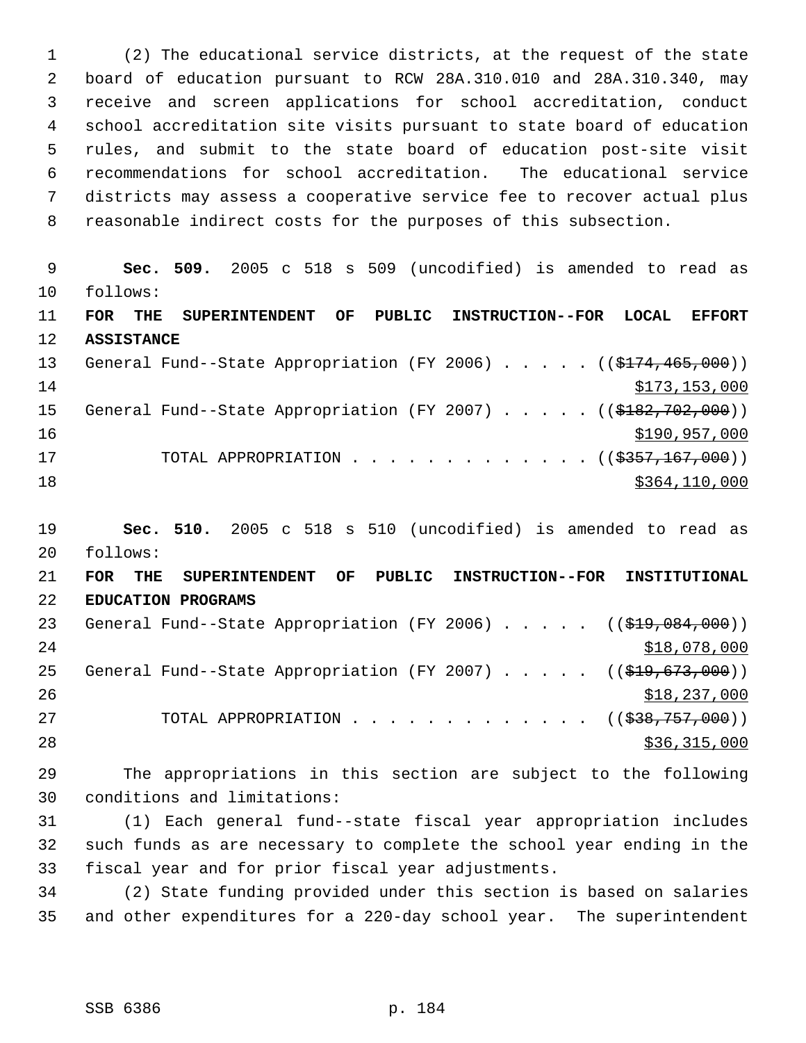(2) The educational service districts, at the request of the state board of education pursuant to RCW 28A.310.010 and 28A.310.340, may receive and screen applications for school accreditation, conduct school accreditation site visits pursuant to state board of education rules, and submit to the state board of education post-site visit recommendations for school accreditation. The educational service districts may assess a cooperative service fee to recover actual plus reasonable indirect costs for the purposes of this subsection.

**Sec. 509.** 2005 c 518 s 509 (uncodified) is amended to read as follows:

**FOR THE SUPERINTENDENT OF PUBLIC INSTRUCTION--FOR LOCAL EFFORT ASSISTANCE**

General Fund--State Appropriation (FY 2006) . . . . . ((~~$174,465,000~~)) $173,153,000

General Fund--State Appropriation (FY 2007) . . . . . ((~~$182,702,000~~)) $190,957,000

TOTAL APPROPRIATION . . . . . . . . . . . . . ((~~$357,167,000~~)) $364,110,000

**Sec. 510.** 2005 c 518 s 510 (uncodified) is amended to read as follows:

**FOR THE SUPERINTENDENT OF PUBLIC INSTRUCTION--FOR INSTITUTIONAL EDUCATION PROGRAMS**

General Fund--State Appropriation (FY 2006) . . . . . ((~~$19,084,000~~)) $18,078,000

General Fund--State Appropriation (FY 2007) . . . . . ((~~$19,673,000~~)) $18,237,000

TOTAL APPROPRIATION . . . . . . . . . . . . . ((~~$38,757,000~~)) $36,315,000

The appropriations in this section are subject to the following conditions and limitations:

(1) Each general fund--state fiscal year appropriation includes such funds as are necessary to complete the school year ending in the fiscal year and for prior fiscal year adjustments.

(2) State funding provided under this section is based on salaries and other expenditures for a 220-day school year. The superintendent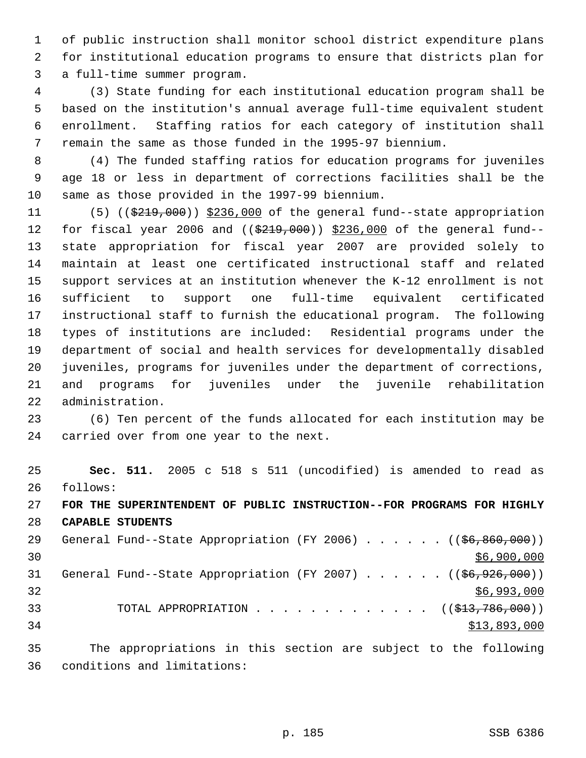of public instruction shall monitor school district expenditure plans for institutional education programs to ensure that districts plan for a full-time summer program.

(3) State funding for each institutional education program shall be based on the institution's annual average full-time equivalent student enrollment. Staffing ratios for each category of institution shall remain the same as those funded in the 1995-97 biennium.

(4) The funded staffing ratios for education programs for juveniles age 18 or less in department of corrections facilities shall be the same as those provided in the 1997-99 biennium.

(5) ((~~$219,000~~)) $236,000 of the general fund--state appropriation for fiscal year 2006 and ((~~$219,000~~)) $236,000 of the general fund--state appropriation for fiscal year 2007 are provided solely to maintain at least one certificated instructional staff and related support services at an institution whenever the K-12 enrollment is not sufficient to support one full-time equivalent certificated instructional staff to furnish the educational program. The following types of institutions are included: Residential programs under the department of social and health services for developmentally disabled juveniles, programs for juveniles under the department of corrections, and programs for juveniles under the juvenile rehabilitation administration.

(6) Ten percent of the funds allocated for each institution may be carried over from one year to the next.

**Sec. 511.** 2005 c 518 s 511 (uncodified) is amended to read as follows:

**FOR THE SUPERINTENDENT OF PUBLIC INSTRUCTION--FOR PROGRAMS FOR HIGHLY CAPABLE STUDENTS**

General Fund--State Appropriation (FY 2006) . . . . . . ((~~$6,860,000~~))
$6,900,000

General Fund--State Appropriation (FY 2007) . . . . . . ((~~$6,926,000~~))
$6,993,000

TOTAL APPROPRIATION . . . . . . . . . . . . . ((~~$13,786,000~~))
$13,893,000

The appropriations in this section are subject to the following conditions and limitations: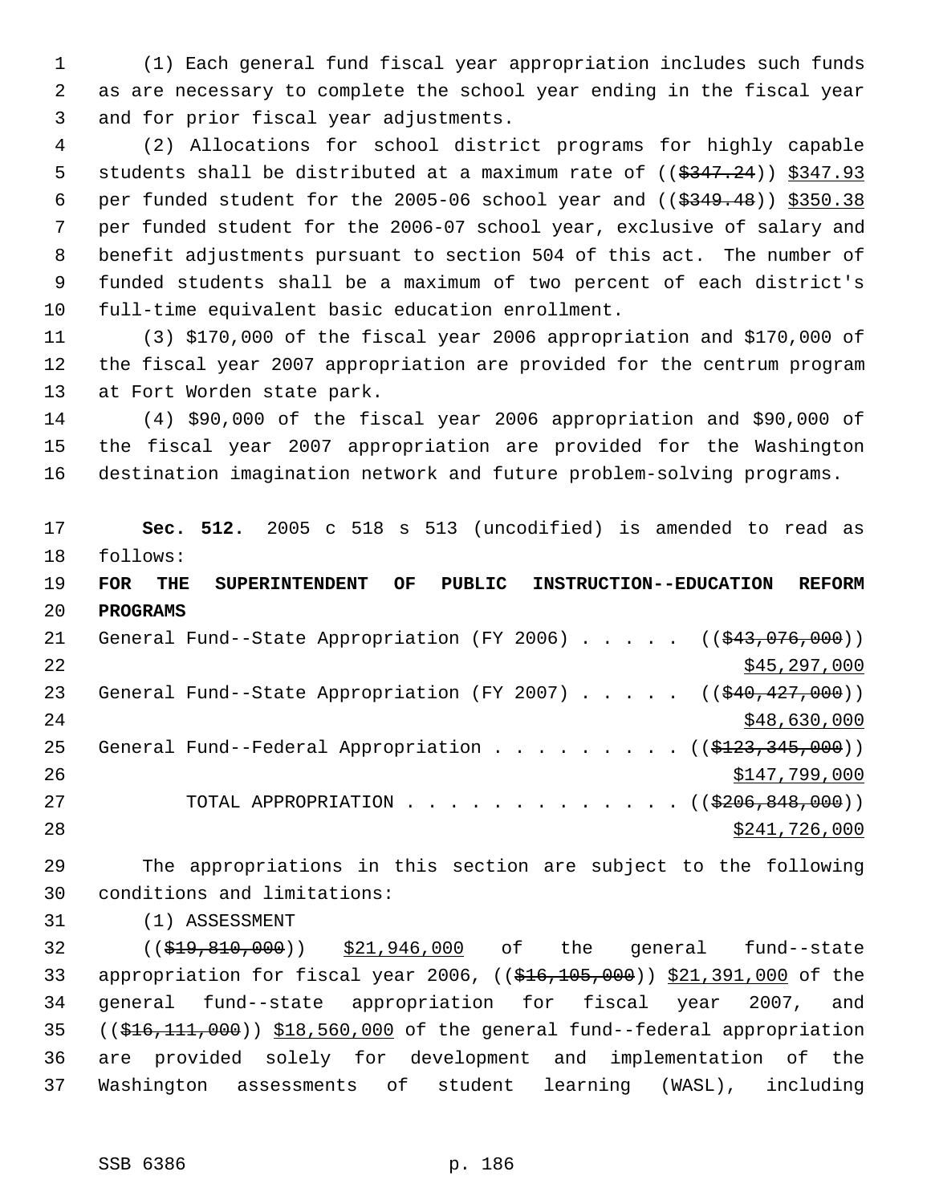(1) Each general fund fiscal year appropriation includes such funds as are necessary to complete the school year ending in the fiscal year and for prior fiscal year adjustments.

(2) Allocations for school district programs for highly capable students shall be distributed at a maximum rate of ((~~$347.24~~)) $347.93 per funded student for the 2005-06 school year and ((~~$349.48~~)) $350.38 per funded student for the 2006-07 school year, exclusive of salary and benefit adjustments pursuant to section 504 of this act. The number of funded students shall be a maximum of two percent of each district's full-time equivalent basic education enrollment.

(3) $170,000 of the fiscal year 2006 appropriation and $170,000 of the fiscal year 2007 appropriation are provided for the centrum program at Fort Worden state park.

(4) $90,000 of the fiscal year 2006 appropriation and $90,000 of the fiscal year 2007 appropriation are provided for the Washington destination imagination network and future problem-solving programs.

**Sec. 512.** 2005 c 518 s 513 (uncodified) is amended to read as follows:

**FOR THE SUPERINTENDENT OF PUBLIC INSTRUCTION--EDUCATION REFORM PROGRAMS**

| | |
|---|---|
| General Fund--State Appropriation (FY 2006) . . . . . | ((~~$43,076,000~~)) $45,297,000 |
| General Fund--State Appropriation (FY 2007) . . . . . | ((~~$40,427,000~~)) $48,630,000 |
| General Fund--Federal Appropriation . . . . . . . . . | ((~~$123,345,000~~)) $147,799,000 |
| TOTAL APPROPRIATION . . . . . . . . . . . . . | ((~~$206,848,000~~)) $241,726,000 |

The appropriations in this section are subject to the following conditions and limitations:

(1) ASSESSMENT

((~~$19,810,000~~)) $21,946,000 of the general fund--state appropriation for fiscal year 2006, ((~~$16,105,000~~)) $21,391,000 of the general fund--state appropriation for fiscal year 2007, and ((~~$16,111,000~~)) $18,560,000 of the general fund--federal appropriation are provided solely for development and implementation of the Washington assessments of student learning (WASL), including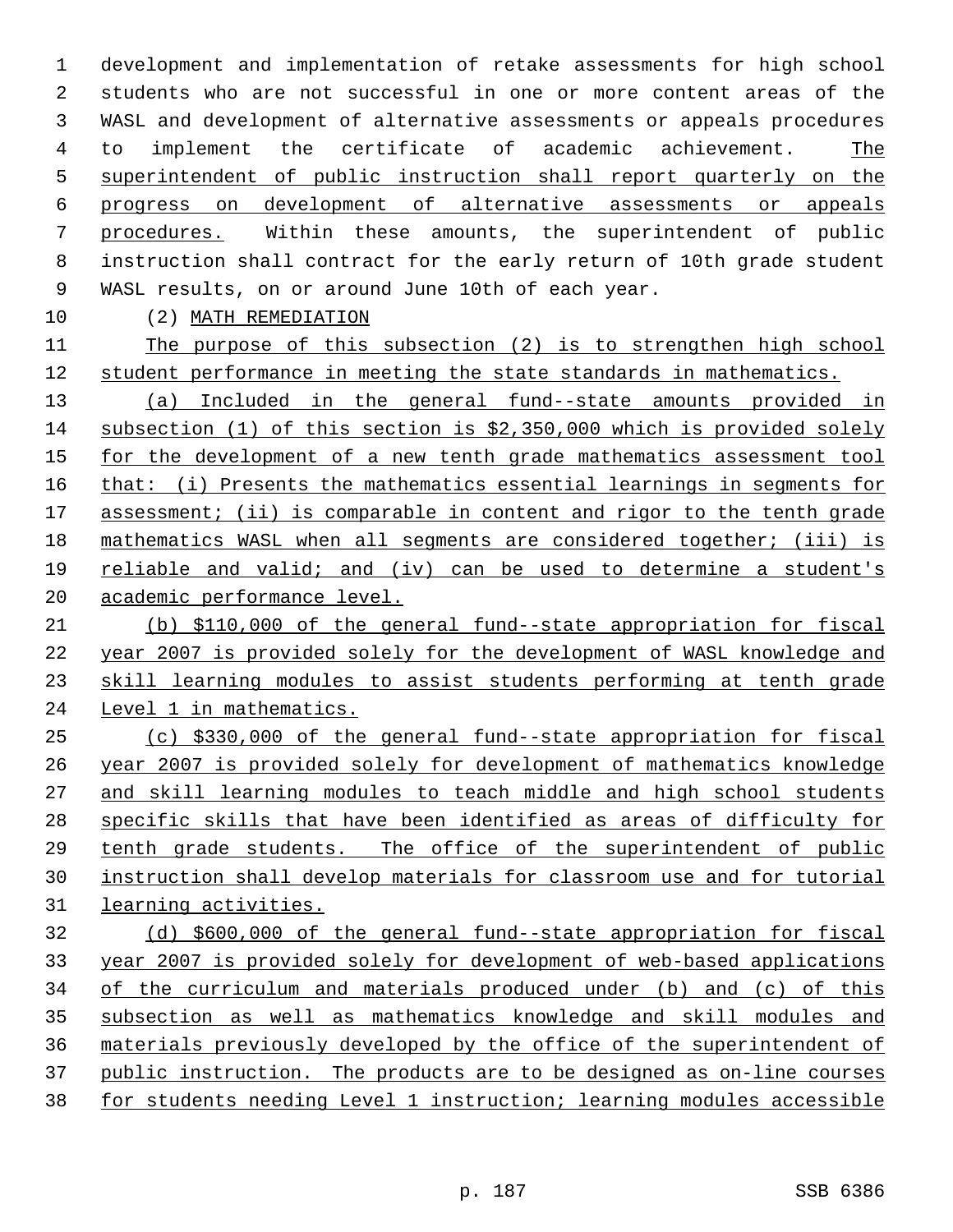development and implementation of retake assessments for high school students who are not successful in one or more content areas of the WASL and development of alternative assessments or appeals procedures to implement the certificate of academic achievement. The superintendent of public instruction shall report quarterly on the progress on development of alternative assessments or appeals procedures. Within these amounts, the superintendent of public instruction shall contract for the early return of 10th grade student WASL results, on or around June 10th of each year.

(2) MATH REMEDIATION

The purpose of this subsection (2) is to strengthen high school student performance in meeting the state standards in mathematics.

(a) Included in the general fund--state amounts provided in subsection (1) of this section is $2,350,000 which is provided solely for the development of a new tenth grade mathematics assessment tool that: (i) Presents the mathematics essential learnings in segments for assessment; (ii) is comparable in content and rigor to the tenth grade mathematics WASL when all segments are considered together; (iii) is reliable and valid; and (iv) can be used to determine a student's academic performance level.

(b) $110,000 of the general fund--state appropriation for fiscal year 2007 is provided solely for the development of WASL knowledge and skill learning modules to assist students performing at tenth grade Level 1 in mathematics.

(c) $330,000 of the general fund--state appropriation for fiscal year 2007 is provided solely for development of mathematics knowledge and skill learning modules to teach middle and high school students specific skills that have been identified as areas of difficulty for tenth grade students. The office of the superintendent of public instruction shall develop materials for classroom use and for tutorial learning activities.

(d) $600,000 of the general fund--state appropriation for fiscal year 2007 is provided solely for development of web-based applications of the curriculum and materials produced under (b) and (c) of this subsection as well as mathematics knowledge and skill modules and materials previously developed by the office of the superintendent of public instruction. The products are to be designed as on-line courses for students needing Level 1 instruction; learning modules accessible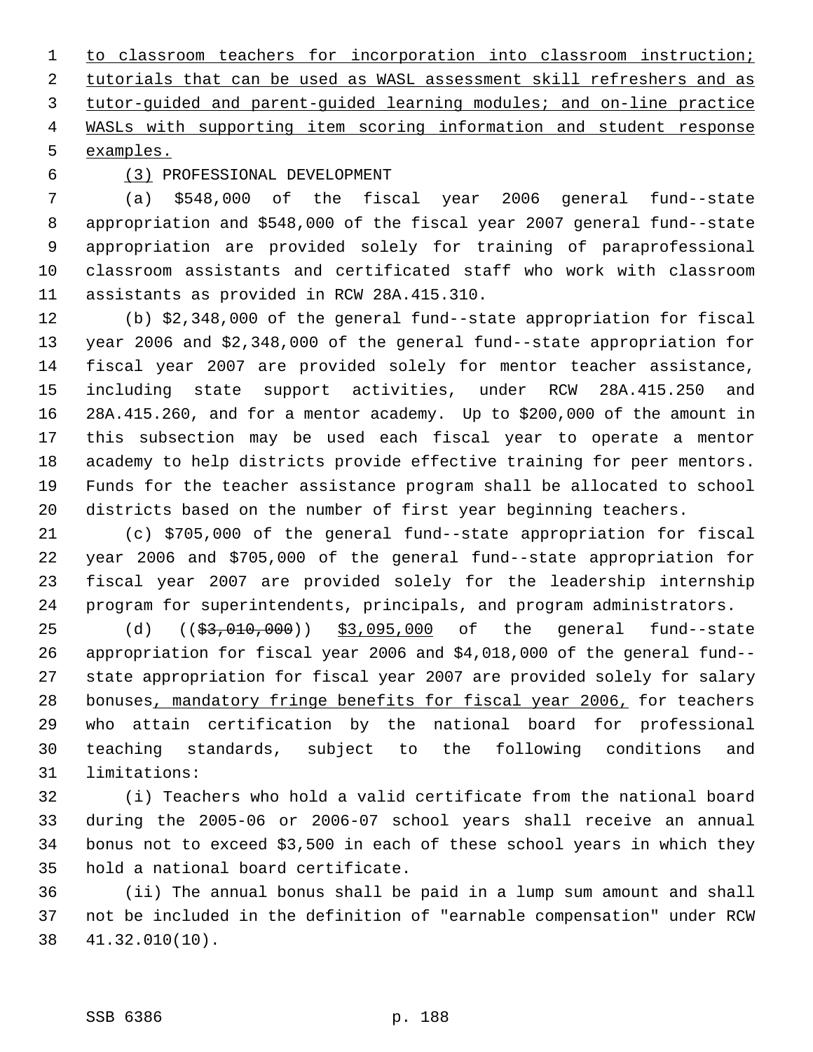to classroom teachers for incorporation into classroom instruction; tutorials that can be used as WASL assessment skill refreshers and as tutor-guided and parent-guided learning modules; and on-line practice WASLs with supporting item scoring information and student response examples.

(3) PROFESSIONAL DEVELOPMENT

(a) $548,000 of the fiscal year 2006 general fund--state appropriation and $548,000 of the fiscal year 2007 general fund--state appropriation are provided solely for training of paraprofessional classroom assistants and certificated staff who work with classroom assistants as provided in RCW 28A.415.310.

(b) $2,348,000 of the general fund--state appropriation for fiscal year 2006 and $2,348,000 of the general fund--state appropriation for fiscal year 2007 are provided solely for mentor teacher assistance, including state support activities, under RCW 28A.415.250 and 28A.415.260, and for a mentor academy. Up to $200,000 of the amount in this subsection may be used each fiscal year to operate a mentor academy to help districts provide effective training for peer mentors. Funds for the teacher assistance program shall be allocated to school districts based on the number of first year beginning teachers.

(c) $705,000 of the general fund--state appropriation for fiscal year 2006 and $705,000 of the general fund--state appropriation for fiscal year 2007 are provided solely for the leadership internship program for superintendents, principals, and program administrators.

(d) (($3,010,000)) $3,095,000 of the general fund--state appropriation for fiscal year 2006 and $4,018,000 of the general fund--state appropriation for fiscal year 2007 are provided solely for salary bonuses, mandatory fringe benefits for fiscal year 2006, for teachers who attain certification by the national board for professional teaching standards, subject to the following conditions and limitations:

(i) Teachers who hold a valid certificate from the national board during the 2005-06 or 2006-07 school years shall receive an annual bonus not to exceed $3,500 in each of these school years in which they hold a national board certificate.

(ii) The annual bonus shall be paid in a lump sum amount and shall not be included in the definition of "earnable compensation" under RCW 41.32.010(10).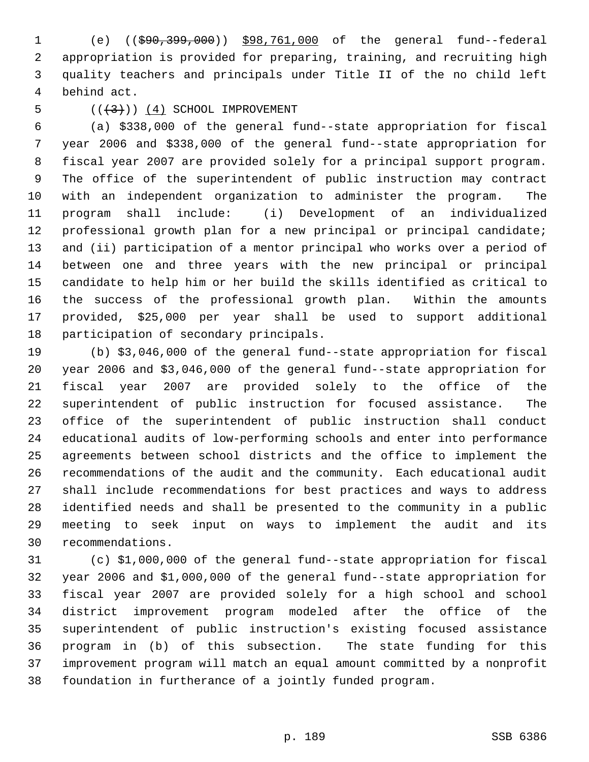(e) (($90,399,000)) $98,761,000 of the general fund--federal appropriation is provided for preparing, training, and recruiting high quality teachers and principals under Title II of the no child left behind act.

(((3))) (4) SCHOOL IMPROVEMENT

(a) $338,000 of the general fund--state appropriation for fiscal year 2006 and $338,000 of the general fund--state appropriation for fiscal year 2007 are provided solely for a principal support program. The office of the superintendent of public instruction may contract with an independent organization to administer the program. The program shall include: (i) Development of an individualized professional growth plan for a new principal or principal candidate; and (ii) participation of a mentor principal who works over a period of between one and three years with the new principal or principal candidate to help him or her build the skills identified as critical to the success of the professional growth plan. Within the amounts provided, $25,000 per year shall be used to support additional participation of secondary principals.

(b) $3,046,000 of the general fund--state appropriation for fiscal year 2006 and $3,046,000 of the general fund--state appropriation for fiscal year 2007 are provided solely to the office of the superintendent of public instruction for focused assistance. The office of the superintendent of public instruction shall conduct educational audits of low-performing schools and enter into performance agreements between school districts and the office to implement the recommendations of the audit and the community. Each educational audit shall include recommendations for best practices and ways to address identified needs and shall be presented to the community in a public meeting to seek input on ways to implement the audit and its recommendations.

(c) $1,000,000 of the general fund--state appropriation for fiscal year 2006 and $1,000,000 of the general fund--state appropriation for fiscal year 2007 are provided solely for a high school and school district improvement program modeled after the office of the superintendent of public instruction's existing focused assistance program in (b) of this subsection. The state funding for this improvement program will match an equal amount committed by a nonprofit foundation in furtherance of a jointly funded program.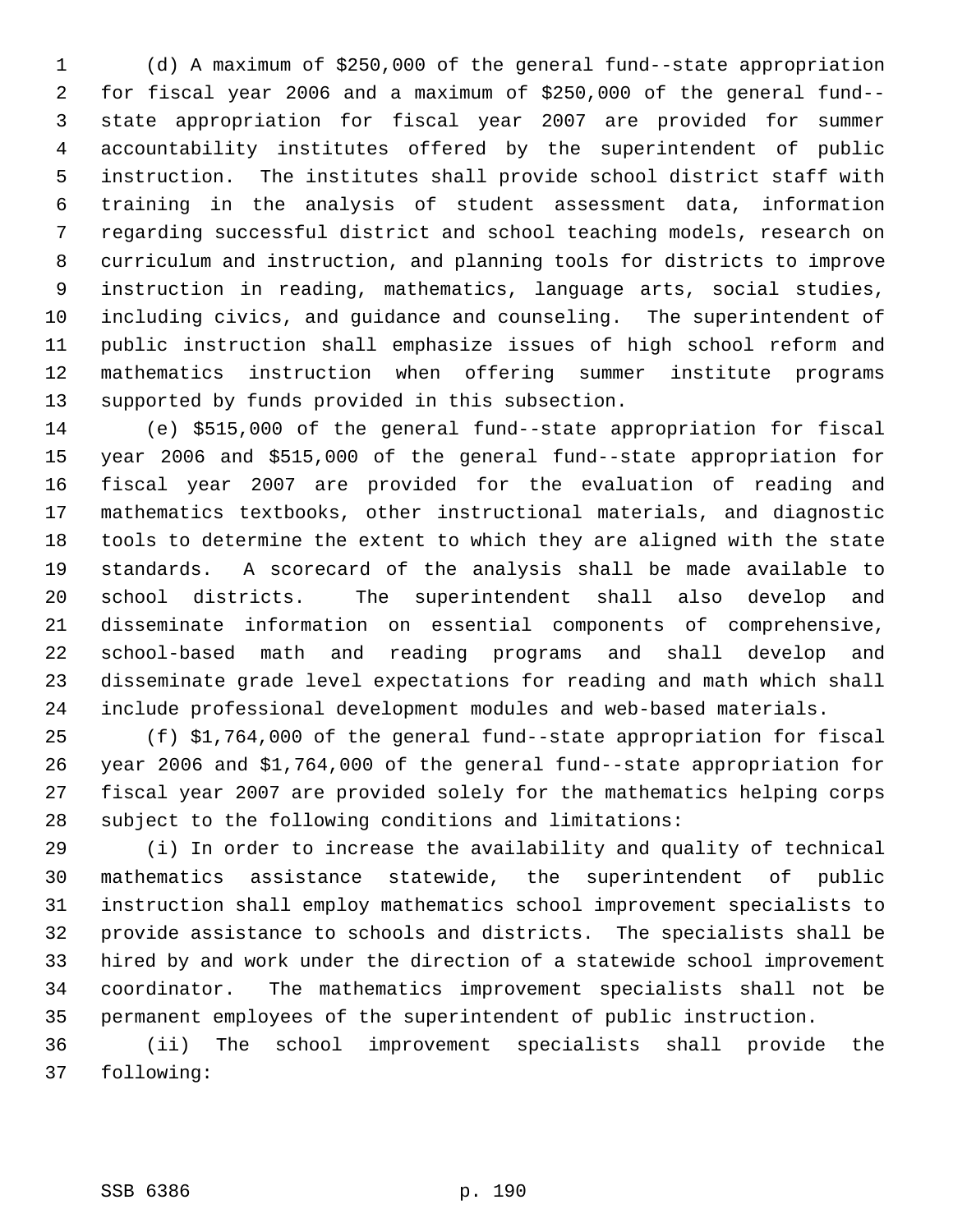(d) A maximum of $250,000 of the general fund--state appropriation for fiscal year 2006 and a maximum of $250,000 of the general fund--state appropriation for fiscal year 2007 are provided for summer accountability institutes offered by the superintendent of public instruction. The institutes shall provide school district staff with training in the analysis of student assessment data, information regarding successful district and school teaching models, research on curriculum and instruction, and planning tools for districts to improve instruction in reading, mathematics, language arts, social studies, including civics, and guidance and counseling. The superintendent of public instruction shall emphasize issues of high school reform and mathematics instruction when offering summer institute programs supported by funds provided in this subsection.

(e) $515,000 of the general fund--state appropriation for fiscal year 2006 and $515,000 of the general fund--state appropriation for fiscal year 2007 are provided for the evaluation of reading and mathematics textbooks, other instructional materials, and diagnostic tools to determine the extent to which they are aligned with the state standards. A scorecard of the analysis shall be made available to school districts. The superintendent shall also develop and disseminate information on essential components of comprehensive, school-based math and reading programs and shall develop and disseminate grade level expectations for reading and math which shall include professional development modules and web-based materials.

(f) $1,764,000 of the general fund--state appropriation for fiscal year 2006 and $1,764,000 of the general fund--state appropriation for fiscal year 2007 are provided solely for the mathematics helping corps subject to the following conditions and limitations:

(i) In order to increase the availability and quality of technical mathematics assistance statewide, the superintendent of public instruction shall employ mathematics school improvement specialists to provide assistance to schools and districts. The specialists shall be hired by and work under the direction of a statewide school improvement coordinator. The mathematics improvement specialists shall not be permanent employees of the superintendent of public instruction.

(ii) The school improvement specialists shall provide the following: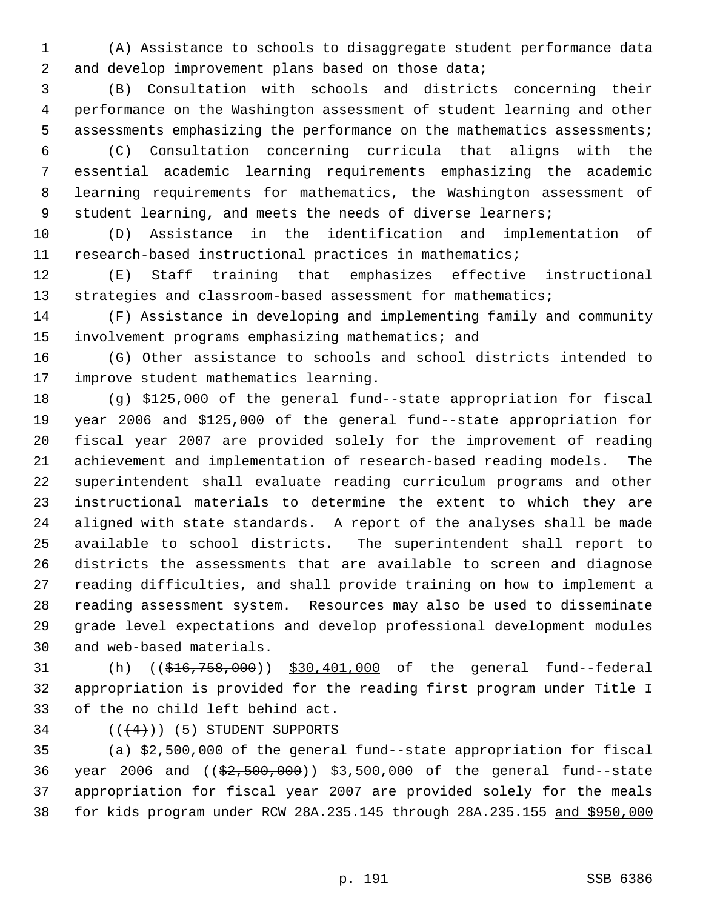(A) Assistance to schools to disaggregate student performance data and develop improvement plans based on those data;

(B) Consultation with schools and districts concerning their performance on the Washington assessment of student learning and other assessments emphasizing the performance on the mathematics assessments;

(C) Consultation concerning curricula that aligns with the essential academic learning requirements emphasizing the academic learning requirements for mathematics, the Washington assessment of student learning, and meets the needs of diverse learners;

(D) Assistance in the identification and implementation of research-based instructional practices in mathematics;

(E) Staff training that emphasizes effective instructional strategies and classroom-based assessment for mathematics;

(F) Assistance in developing and implementing family and community involvement programs emphasizing mathematics; and

(G) Other assistance to schools and school districts intended to improve student mathematics learning.

(g) $125,000 of the general fund--state appropriation for fiscal year 2006 and $125,000 of the general fund--state appropriation for fiscal year 2007 are provided solely for the improvement of reading achievement and implementation of research-based reading models. The superintendent shall evaluate reading curriculum programs and other instructional materials to determine the extent to which they are aligned with state standards. A report of the analyses shall be made available to school districts. The superintendent shall report to districts the assessments that are available to screen and diagnose reading difficulties, and shall provide training on how to implement a reading assessment system. Resources may also be used to disseminate grade level expectations and develop professional development modules and web-based materials.

(h) ((~~$16,758,000~~)) <u>$30,401,000</u> of the general fund--federal appropriation is provided for the reading first program under Title I of the no child left behind act.

((~~(4)~~)) <u>(5)</u> STUDENT SUPPORTS

(a) $2,500,000 of the general fund--state appropriation for fiscal year 2006 and ((~~$2,500,000~~)) <u>$3,500,000</u> of the general fund--state appropriation for fiscal year 2007 are provided solely for the meals for kids program under RCW 28A.235.145 through 28A.235.155 <u>and $950,000</u>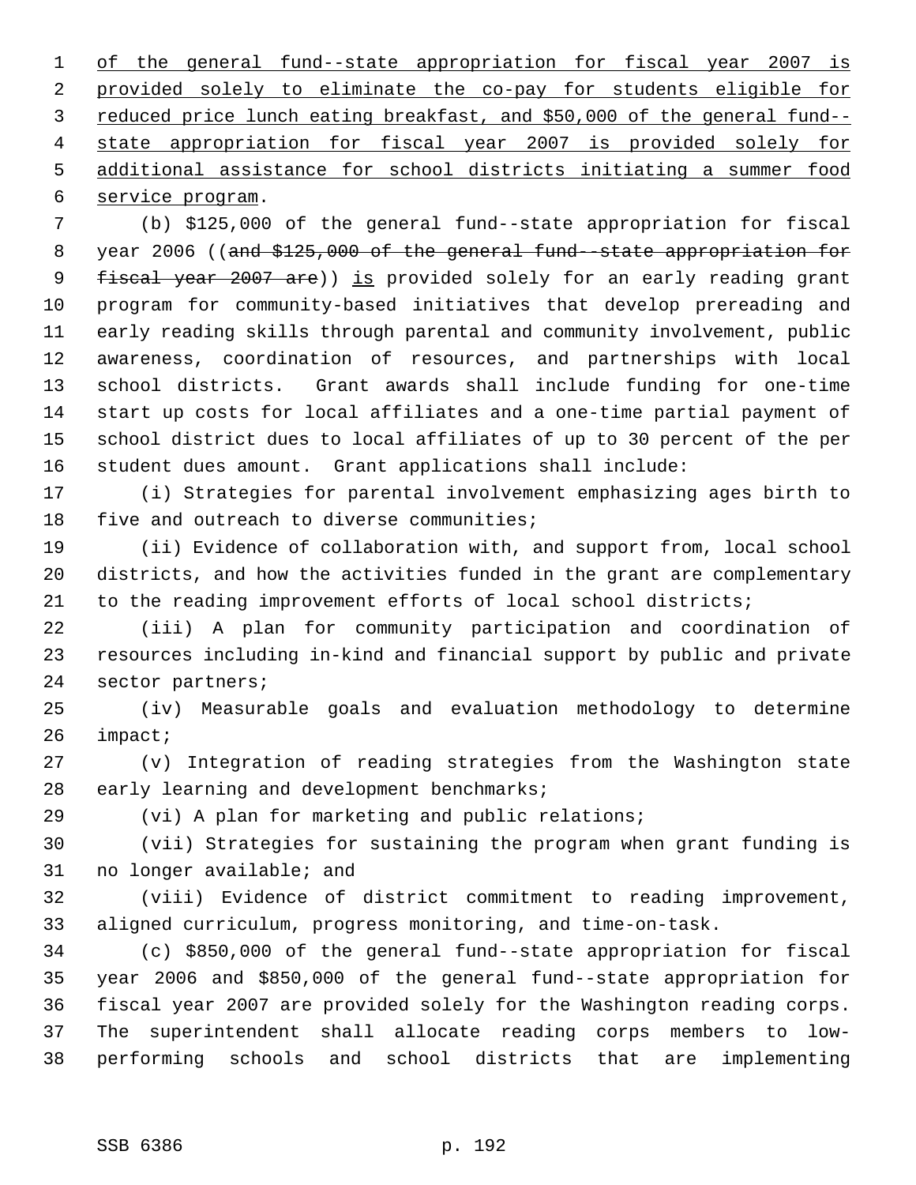of the general fund--state appropriation for fiscal year 2007 is provided solely to eliminate the co-pay for students eligible for reduced price lunch eating breakfast, and $50,000 of the general fund--state appropriation for fiscal year 2007 is provided solely for additional assistance for school districts initiating a summer food service program.

(b) $125,000 of the general fund--state appropriation for fiscal year 2006 ((~~and $125,000 of the general fund--state appropriation for fiscal year 2007 are~~)) is provided solely for an early reading grant program for community-based initiatives that develop prereading and early reading skills through parental and community involvement, public awareness, coordination of resources, and partnerships with local school districts. Grant awards shall include funding for one-time start up costs for local affiliates and a one-time partial payment of school district dues to local affiliates of up to 30 percent of the per student dues amount. Grant applications shall include:

(i) Strategies for parental involvement emphasizing ages birth to five and outreach to diverse communities;

(ii) Evidence of collaboration with, and support from, local school districts, and how the activities funded in the grant are complementary to the reading improvement efforts of local school districts;

(iii) A plan for community participation and coordination of resources including in-kind and financial support by public and private sector partners;

(iv) Measurable goals and evaluation methodology to determine impact;

(v) Integration of reading strategies from the Washington state early learning and development benchmarks;

(vi) A plan for marketing and public relations;

(vii) Strategies for sustaining the program when grant funding is no longer available; and

(viii) Evidence of district commitment to reading improvement, aligned curriculum, progress monitoring, and time-on-task.

(c) $850,000 of the general fund--state appropriation for fiscal year 2006 and $850,000 of the general fund--state appropriation for fiscal year 2007 are provided solely for the Washington reading corps. The superintendent shall allocate reading corps members to low-performing schools and school districts that are implementing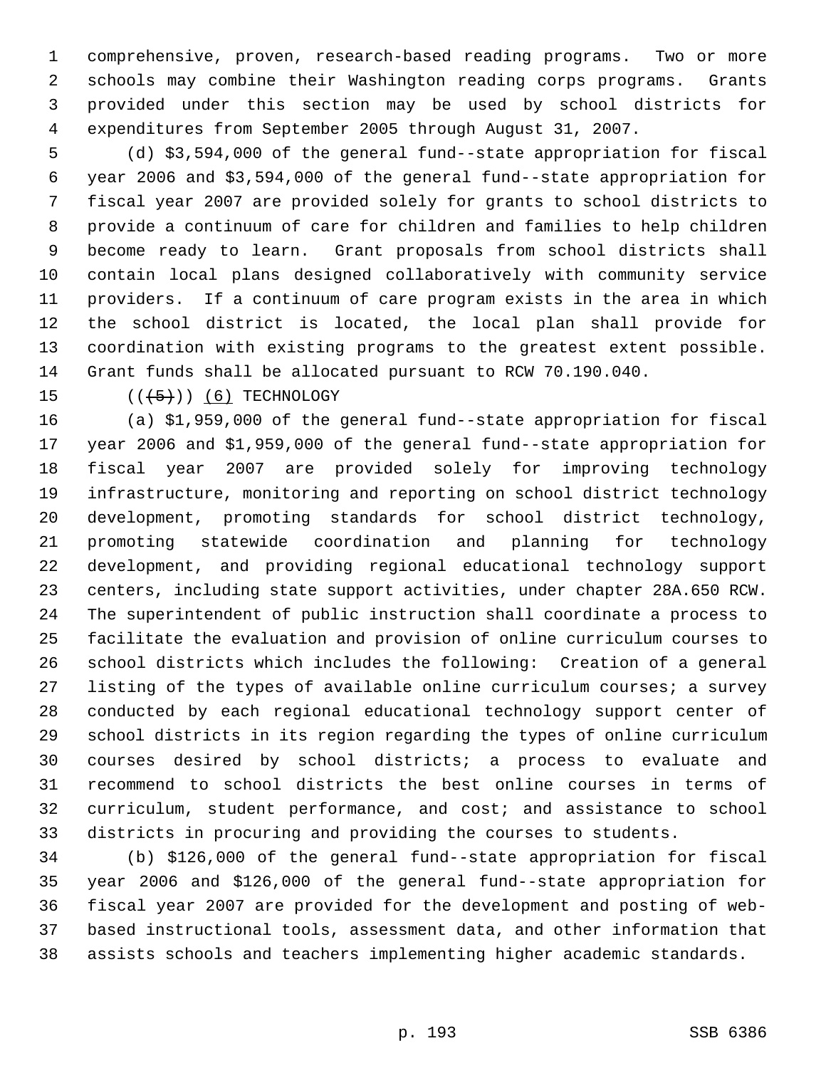comprehensive, proven, research-based reading programs. Two or more schools may combine their Washington reading corps programs. Grants provided under this section may be used by school districts for expenditures from September 2005 through August 31, 2007.

(d) $3,594,000 of the general fund--state appropriation for fiscal year 2006 and $3,594,000 of the general fund--state appropriation for fiscal year 2007 are provided solely for grants to school districts to provide a continuum of care for children and families to help children become ready to learn. Grant proposals from school districts shall contain local plans designed collaboratively with community service providers. If a continuum of care program exists in the area in which the school district is located, the local plan shall provide for coordination with existing programs to the greatest extent possible. Grant funds shall be allocated pursuant to RCW 70.190.040.

~~((5))~~ (6) TECHNOLOGY

(a) $1,959,000 of the general fund--state appropriation for fiscal year 2006 and $1,959,000 of the general fund--state appropriation for fiscal year 2007 are provided solely for improving technology infrastructure, monitoring and reporting on school district technology development, promoting standards for school district technology, promoting statewide coordination and planning for technology development, and providing regional educational technology support centers, including state support activities, under chapter 28A.650 RCW. The superintendent of public instruction shall coordinate a process to facilitate the evaluation and provision of online curriculum courses to school districts which includes the following: Creation of a general listing of the types of available online curriculum courses; a survey conducted by each regional educational technology support center of school districts in its region regarding the types of online curriculum courses desired by school districts; a process to evaluate and recommend to school districts the best online courses in terms of curriculum, student performance, and cost; and assistance to school districts in procuring and providing the courses to students.

(b) $126,000 of the general fund--state appropriation for fiscal year 2006 and $126,000 of the general fund--state appropriation for fiscal year 2007 are provided for the development and posting of web-based instructional tools, assessment data, and other information that assists schools and teachers implementing higher academic standards.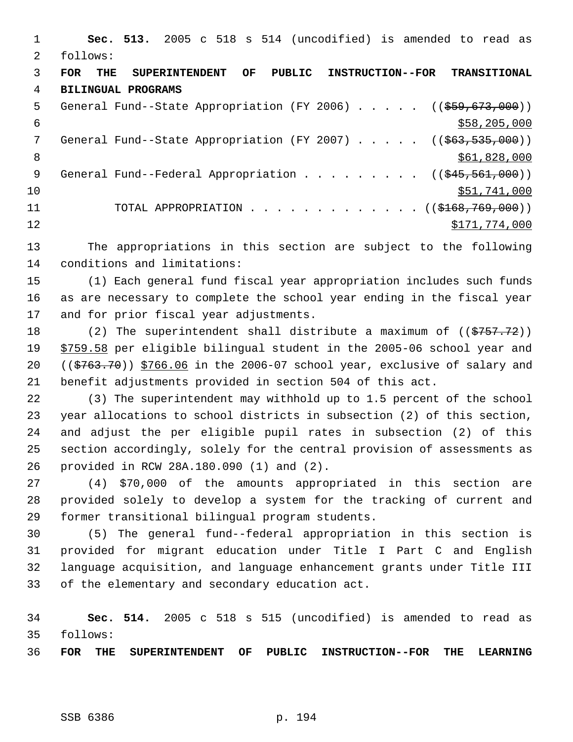**Sec. 513.** 2005 c 518 s 514 (uncodified) is amended to read as follows:

**FOR THE SUPERINTENDENT OF PUBLIC INSTRUCTION--FOR TRANSITIONAL BILINGUAL PROGRAMS**

General Fund--State Appropriation (FY 2006) . . . . . ((~~$59,673,000~~)) $58,205,000

General Fund--State Appropriation (FY 2007) . . . . . ((~~$63,535,000~~)) $61,828,000

General Fund--Federal Appropriation . . . . . . . . . ((~~$45,561,000~~)) $51,741,000

TOTAL APPROPRIATION . . . . . . . . . . . . . ((~~$168,769,000~~)) $171,774,000

The appropriations in this section are subject to the following conditions and limitations:

(1) Each general fund fiscal year appropriation includes such funds as are necessary to complete the school year ending in the fiscal year and for prior fiscal year adjustments.

(2) The superintendent shall distribute a maximum of ((~~$757.72~~)) $759.58 per eligible bilingual student in the 2005-06 school year and ((~~$763.70~~)) $766.06 in the 2006-07 school year, exclusive of salary and benefit adjustments provided in section 504 of this act.

(3) The superintendent may withhold up to 1.5 percent of the school year allocations to school districts in subsection (2) of this section, and adjust the per eligible pupil rates in subsection (2) of this section accordingly, solely for the central provision of assessments as provided in RCW 28A.180.090 (1) and (2).

(4) $70,000 of the amounts appropriated in this section are provided solely to develop a system for the tracking of current and former transitional bilingual program students.

(5) The general fund--federal appropriation in this section is provided for migrant education under Title I Part C and English language acquisition, and language enhancement grants under Title III of the elementary and secondary education act.

**Sec. 514.** 2005 c 518 s 515 (uncodified) is amended to read as follows:

**FOR THE SUPERINTENDENT OF PUBLIC INSTRUCTION--FOR THE LEARNING**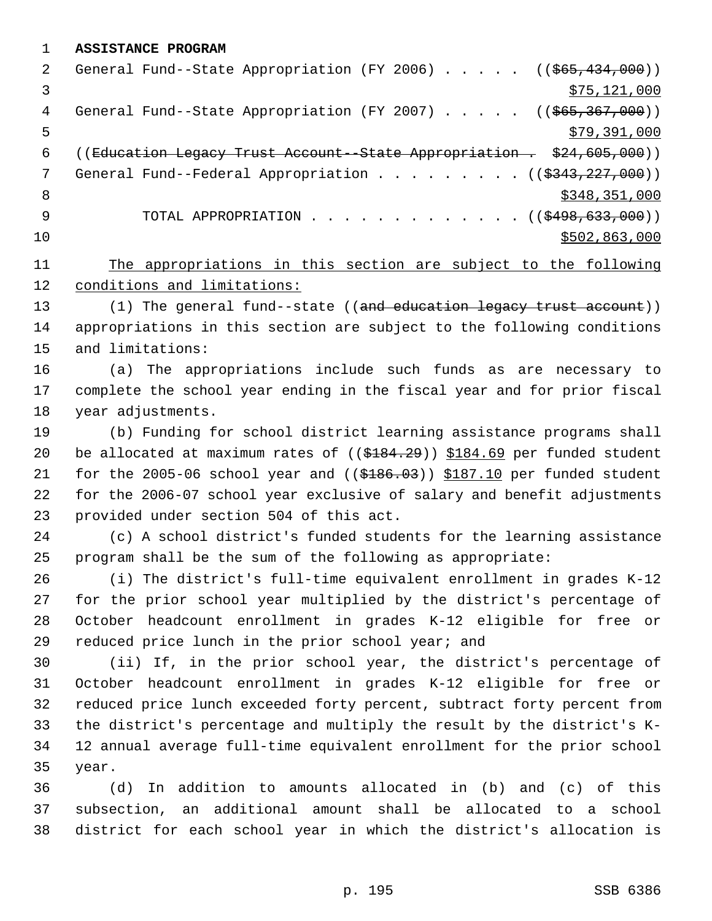**ASSISTANCE PROGRAM**

General Fund--State Appropriation (FY 2006) . . . . . (($65,434,000))
$75,121,000

General Fund--State Appropriation (FY 2007) . . . . . (($65,367,000))
$79,391,000

((Education Legacy Trust Account--State Appropriation . $24,605,000))

General Fund--Federal Appropriation . . . . . . . . . (($343,227,000))
$348,351,000

TOTAL APPROPRIATION . . . . . . . . . . . . . (($498,633,000))
$502,863,000

The appropriations in this section are subject to the following conditions and limitations:

(1) The general fund--state ((and education legacy trust account)) appropriations in this section are subject to the following conditions and limitations:

(a) The appropriations include such funds as are necessary to complete the school year ending in the fiscal year and for prior fiscal year adjustments.

(b) Funding for school district learning assistance programs shall be allocated at maximum rates of (($184.29)) $184.69 per funded student for the 2005-06 school year and (($186.03)) $187.10 per funded student for the 2006-07 school year exclusive of salary and benefit adjustments provided under section 504 of this act.

(c) A school district's funded students for the learning assistance program shall be the sum of the following as appropriate:

(i) The district's full-time equivalent enrollment in grades K-12 for the prior school year multiplied by the district's percentage of October headcount enrollment in grades K-12 eligible for free or reduced price lunch in the prior school year; and

(ii) If, in the prior school year, the district's percentage of October headcount enrollment in grades K-12 eligible for free or reduced price lunch exceeded forty percent, subtract forty percent from the district's percentage and multiply the result by the district's K-12 annual average full-time equivalent enrollment for the prior school year.

(d) In addition to amounts allocated in (b) and (c) of this subsection, an additional amount shall be allocated to a school district for each school year in which the district's allocation is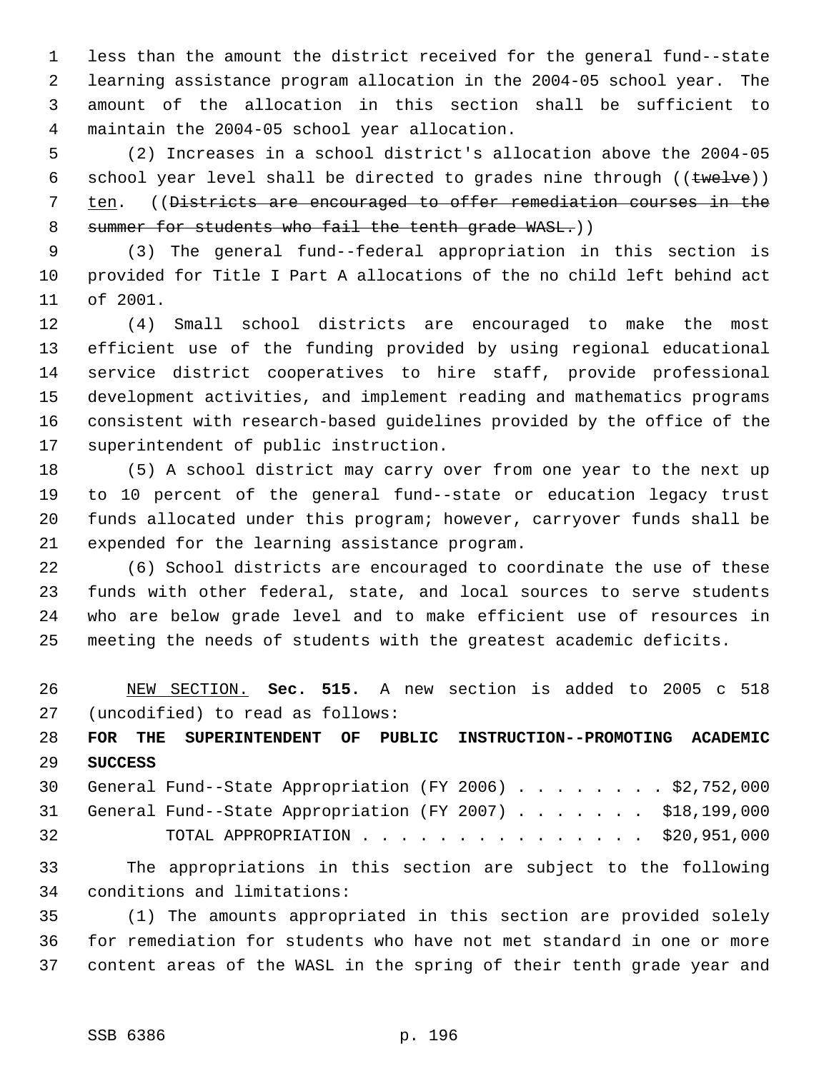less than the amount the district received for the general fund--state learning assistance program allocation in the 2004-05 school year. The amount of the allocation in this section shall be sufficient to maintain the 2004-05 school year allocation.

(2) Increases in a school district's allocation above the 2004-05 school year level shall be directed to grades nine through ((~~twelve~~)) ten. ((~~Districts are encouraged to offer remediation courses in the summer for students who fail the tenth grade WASL.~~))

(3) The general fund--federal appropriation in this section is provided for Title I Part A allocations of the no child left behind act of 2001.

(4) Small school districts are encouraged to make the most efficient use of the funding provided by using regional educational service district cooperatives to hire staff, provide professional development activities, and implement reading and mathematics programs consistent with research-based guidelines provided by the office of the superintendent of public instruction.

(5) A school district may carry over from one year to the next up to 10 percent of the general fund--state or education legacy trust funds allocated under this program; however, carryover funds shall be expended for the learning assistance program.

(6) School districts are encouraged to coordinate the use of these funds with other federal, state, and local sources to serve students who are below grade level and to make efficient use of resources in meeting the needs of students with the greatest academic deficits.

NEW SECTION. **Sec. 515.** A new section is added to 2005 c 518 (uncodified) to read as follows:

**FOR THE SUPERINTENDENT OF PUBLIC INSTRUCTION--PROMOTING ACADEMIC SUCCESS**

General Fund--State Appropriation (FY 2006) . . . . . . . . $2,752,000
General Fund--State Appropriation (FY 2007) . . . . . . . $18,199,000
TOTAL APPROPRIATION . . . . . . . . . . . . . . . $20,951,000

The appropriations in this section are subject to the following conditions and limitations:

(1) The amounts appropriated in this section are provided solely for remediation for students who have not met standard in one or more content areas of the WASL in the spring of their tenth grade year and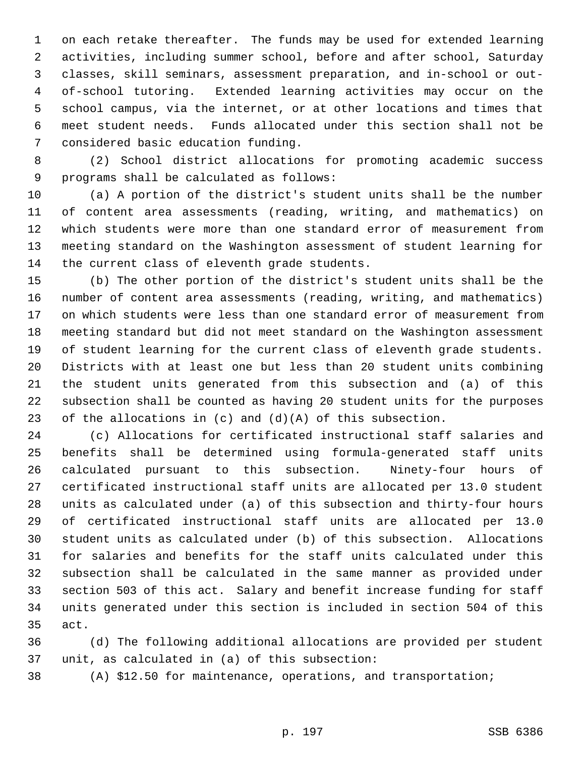on each retake thereafter. The funds may be used for extended learning activities, including summer school, before and after school, Saturday classes, skill seminars, assessment preparation, and in-school or out-of-school tutoring. Extended learning activities may occur on the school campus, via the internet, or at other locations and times that meet student needs. Funds allocated under this section shall not be considered basic education funding.

(2) School district allocations for promoting academic success programs shall be calculated as follows:

(a) A portion of the district's student units shall be the number of content area assessments (reading, writing, and mathematics) on which students were more than one standard error of measurement from meeting standard on the Washington assessment of student learning for the current class of eleventh grade students.

(b) The other portion of the district's student units shall be the number of content area assessments (reading, writing, and mathematics) on which students were less than one standard error of measurement from meeting standard but did not meet standard on the Washington assessment of student learning for the current class of eleventh grade students. Districts with at least one but less than 20 student units combining the student units generated from this subsection and (a) of this subsection shall be counted as having 20 student units for the purposes of the allocations in (c) and (d)(A) of this subsection.

(c) Allocations for certificated instructional staff salaries and benefits shall be determined using formula-generated staff units calculated pursuant to this subsection. Ninety-four hours of certificated instructional staff units are allocated per 13.0 student units as calculated under (a) of this subsection and thirty-four hours of certificated instructional staff units are allocated per 13.0 student units as calculated under (b) of this subsection. Allocations for salaries and benefits for the staff units calculated under this subsection shall be calculated in the same manner as provided under section 503 of this act. Salary and benefit increase funding for staff units generated under this section is included in section 504 of this act.

(d) The following additional allocations are provided per student unit, as calculated in (a) of this subsection:

(A) $12.50 for maintenance, operations, and transportation;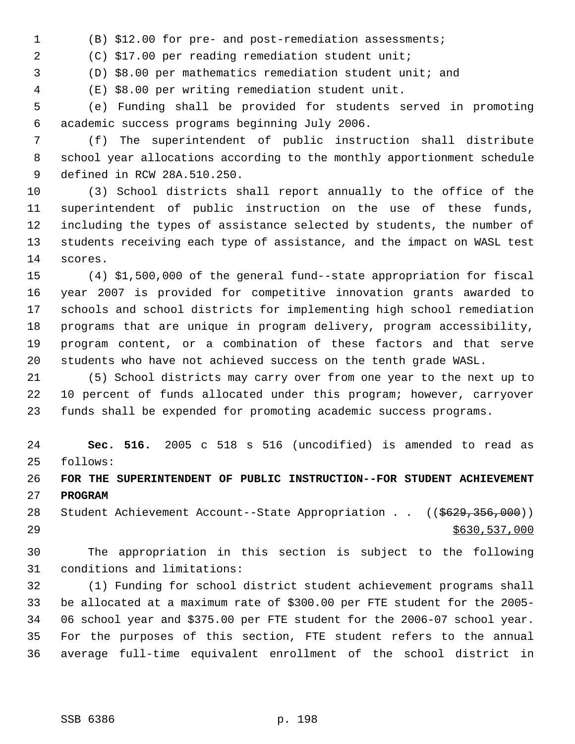(B) $12.00 for pre- and post-remediation assessments;

(C) $17.00 per reading remediation student unit;

(D) $8.00 per mathematics remediation student unit; and

(E) $8.00 per writing remediation student unit.

(e) Funding shall be provided for students served in promoting academic success programs beginning July 2006.

(f) The superintendent of public instruction shall distribute school year allocations according to the monthly apportionment schedule defined in RCW 28A.510.250.

(3) School districts shall report annually to the office of the superintendent of public instruction on the use of these funds, including the types of assistance selected by students, the number of students receiving each type of assistance, and the impact on WASL test scores.

(4) $1,500,000 of the general fund--state appropriation for fiscal year 2007 is provided for competitive innovation grants awarded to schools and school districts for implementing high school remediation programs that are unique in program delivery, program accessibility, program content, or a combination of these factors and that serve students who have not achieved success on the tenth grade WASL.

(5) School districts may carry over from one year to the next up to 10 percent of funds allocated under this program; however, carryover funds shall be expended for promoting academic success programs.

**Sec. 516.** 2005 c 518 s 516 (uncodified) is amended to read as follows:

**FOR THE SUPERINTENDENT OF PUBLIC INSTRUCTION--FOR STUDENT ACHIEVEMENT PROGRAM**

Student Achievement Account--State Appropriation . . (( ~~$629,356,000~~ ))
<u>$630,537,000</u>

The appropriation in this section is subject to the following conditions and limitations:

(1) Funding for school district student achievement programs shall be allocated at a maximum rate of $300.00 per FTE student for the 2005-06 school year and $375.00 per FTE student for the 2006-07 school year. For the purposes of this section, FTE student refers to the annual average full-time equivalent enrollment of the school district in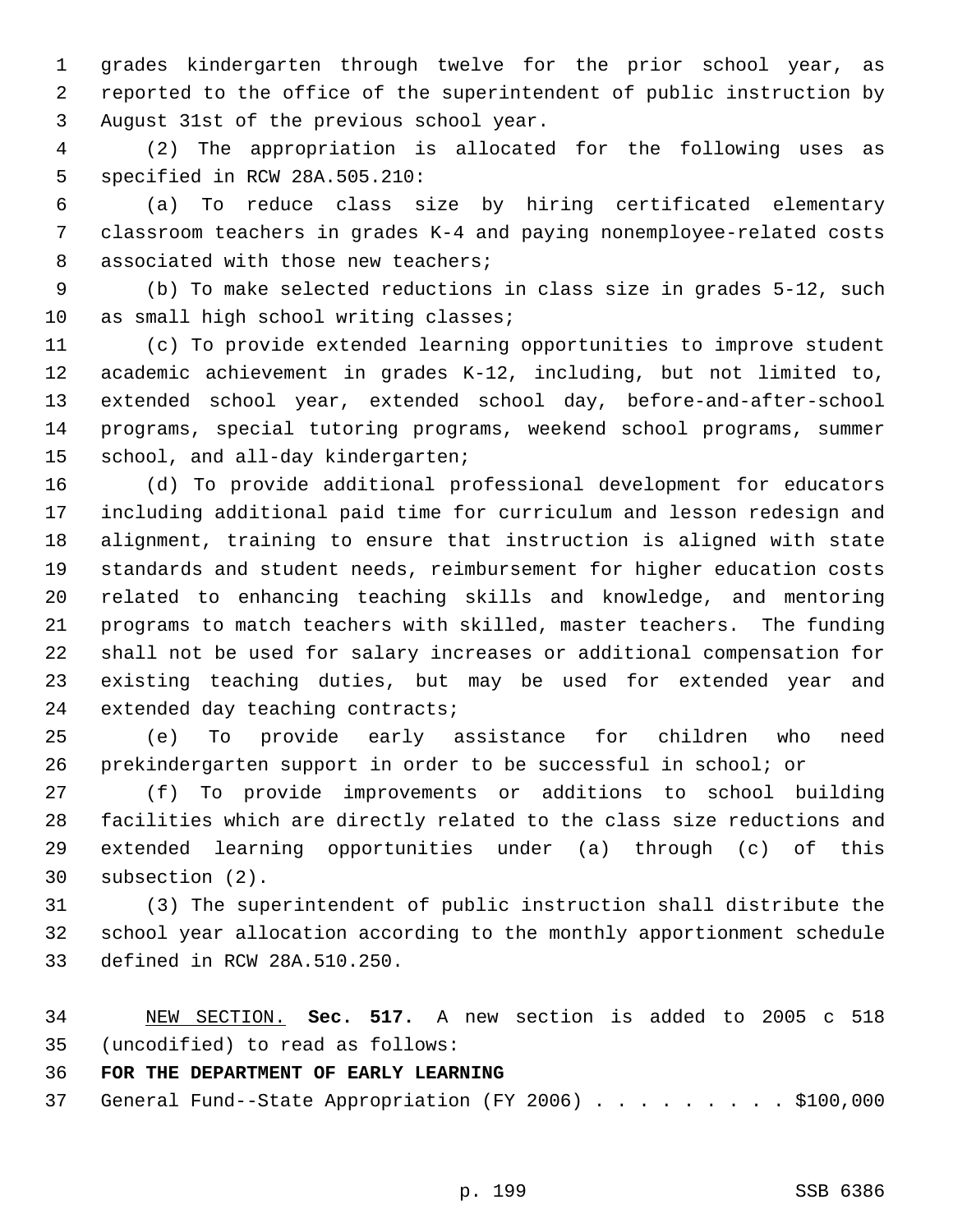grades kindergarten through twelve for the prior school year, as reported to the office of the superintendent of public instruction by August 31st of the previous school year.

(2) The appropriation is allocated for the following uses as specified in RCW 28A.505.210:

(a) To reduce class size by hiring certificated elementary classroom teachers in grades K-4 and paying nonemployee-related costs associated with those new teachers;

(b) To make selected reductions in class size in grades 5-12, such as small high school writing classes;

(c) To provide extended learning opportunities to improve student academic achievement in grades K-12, including, but not limited to, extended school year, extended school day, before-and-after-school programs, special tutoring programs, weekend school programs, summer school, and all-day kindergarten;

(d) To provide additional professional development for educators including additional paid time for curriculum and lesson redesign and alignment, training to ensure that instruction is aligned with state standards and student needs, reimbursement for higher education costs related to enhancing teaching skills and knowledge, and mentoring programs to match teachers with skilled, master teachers. The funding shall not be used for salary increases or additional compensation for existing teaching duties, but may be used for extended year and extended day teaching contracts;

(e) To provide early assistance for children who need prekindergarten support in order to be successful in school; or

(f) To provide improvements or additions to school building facilities which are directly related to the class size reductions and extended learning opportunities under (a) through (c) of this subsection (2).

(3) The superintendent of public instruction shall distribute the school year allocation according to the monthly apportionment schedule defined in RCW 28A.510.250.

NEW SECTION. **Sec. 517.** A new section is added to 2005 c 518 (uncodified) to read as follows:

**FOR THE DEPARTMENT OF EARLY LEARNING**

General Fund--State Appropriation (FY 2006) . . . . . . . . . $100,000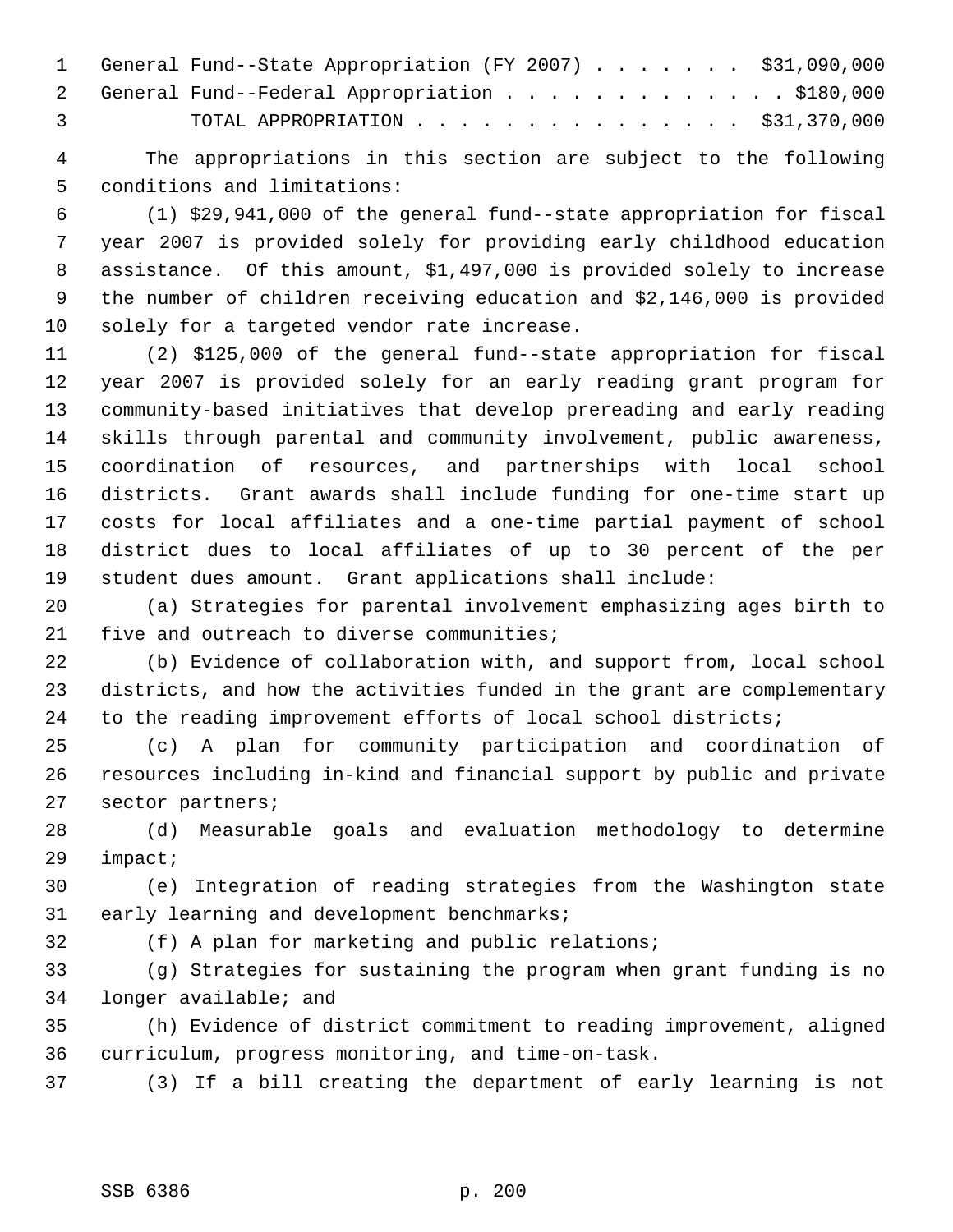General Fund--State Appropriation (FY 2007) . . . . . . . $31,090,000
General Fund--Federal Appropriation . . . . . . . . . . . . . $180,000
TOTAL APPROPRIATION . . . . . . . . . . . . . . . $31,370,000

The appropriations in this section are subject to the following conditions and limitations:

(1) $29,941,000 of the general fund--state appropriation for fiscal year 2007 is provided solely for providing early childhood education assistance. Of this amount, $1,497,000 is provided solely to increase the number of children receiving education and $2,146,000 is provided solely for a targeted vendor rate increase.

(2) $125,000 of the general fund--state appropriation for fiscal year 2007 is provided solely for an early reading grant program for community-based initiatives that develop prereading and early reading skills through parental and community involvement, public awareness, coordination of resources, and partnerships with local school districts. Grant awards shall include funding for one-time start up costs for local affiliates and a one-time partial payment of school district dues to local affiliates of up to 30 percent of the per student dues amount. Grant applications shall include:

(a) Strategies for parental involvement emphasizing ages birth to five and outreach to diverse communities;

(b) Evidence of collaboration with, and support from, local school districts, and how the activities funded in the grant are complementary to the reading improvement efforts of local school districts;

(c) A plan for community participation and coordination of resources including in-kind and financial support by public and private sector partners;

(d) Measurable goals and evaluation methodology to determine impact;

(e) Integration of reading strategies from the Washington state early learning and development benchmarks;

(f) A plan for marketing and public relations;

(g) Strategies for sustaining the program when grant funding is no longer available; and

(h) Evidence of district commitment to reading improvement, aligned curriculum, progress monitoring, and time-on-task.

(3) If a bill creating the department of early learning is not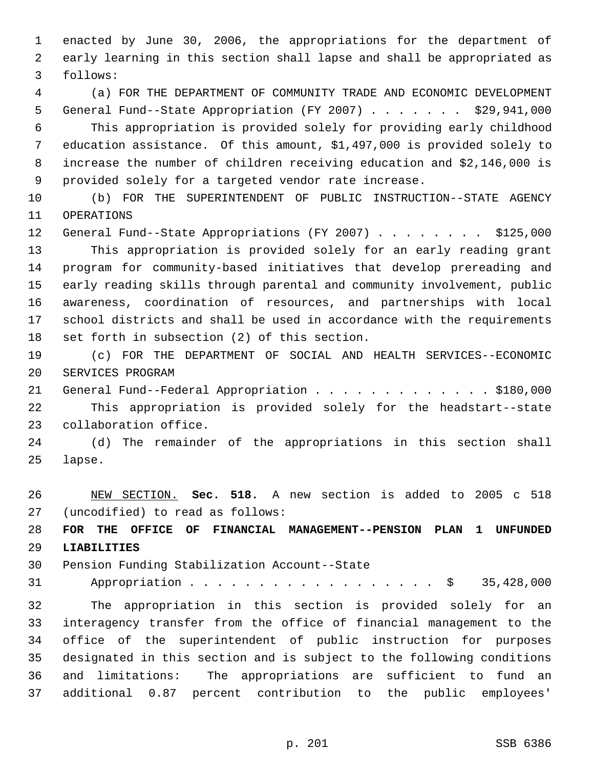enacted by June 30, 2006, the appropriations for the department of early learning in this section shall lapse and shall be appropriated as follows:

(a) FOR THE DEPARTMENT OF COMMUNITY TRADE AND ECONOMIC DEVELOPMENT
General Fund--State Appropriation (FY 2007) . . . . . . . $29,941,000

This appropriation is provided solely for providing early childhood education assistance. Of this amount, $1,497,000 is provided solely to increase the number of children receiving education and $2,146,000 is provided solely for a targeted vendor rate increase.

(b) FOR THE SUPERINTENDENT OF PUBLIC INSTRUCTION--STATE AGENCY OPERATIONS
General Fund--State Appropriations (FY 2007) . . . . . . . . $125,000

This appropriation is provided solely for an early reading grant program for community-based initiatives that develop prereading and early reading skills through parental and community involvement, public awareness, coordination of resources, and partnerships with local school districts and shall be used in accordance with the requirements set forth in subsection (2) of this section.

(c) FOR THE DEPARTMENT OF SOCIAL AND HEALTH SERVICES--ECONOMIC SERVICES PROGRAM
General Fund--Federal Appropriation . . . . . . . . . . . . . $180,000

This appropriation is provided solely for the headstart--state collaboration office.

(d) The remainder of the appropriations in this section shall lapse.

NEW SECTION. **Sec. 518.** A new section is added to 2005 c 518 (uncodified) to read as follows:

**FOR THE OFFICE OF FINANCIAL MANAGEMENT--PENSION PLAN 1 UNFUNDED LIABILITIES**

Pension Funding Stabilization Account--State
Appropriation . . . . . . . . . . . . . . . . . . $ 35,428,000

The appropriation in this section is provided solely for an interagency transfer from the office of financial management to the office of the superintendent of public instruction for purposes designated in this section and is subject to the following conditions and limitations: The appropriations are sufficient to fund an additional 0.87 percent contribution to the public employees'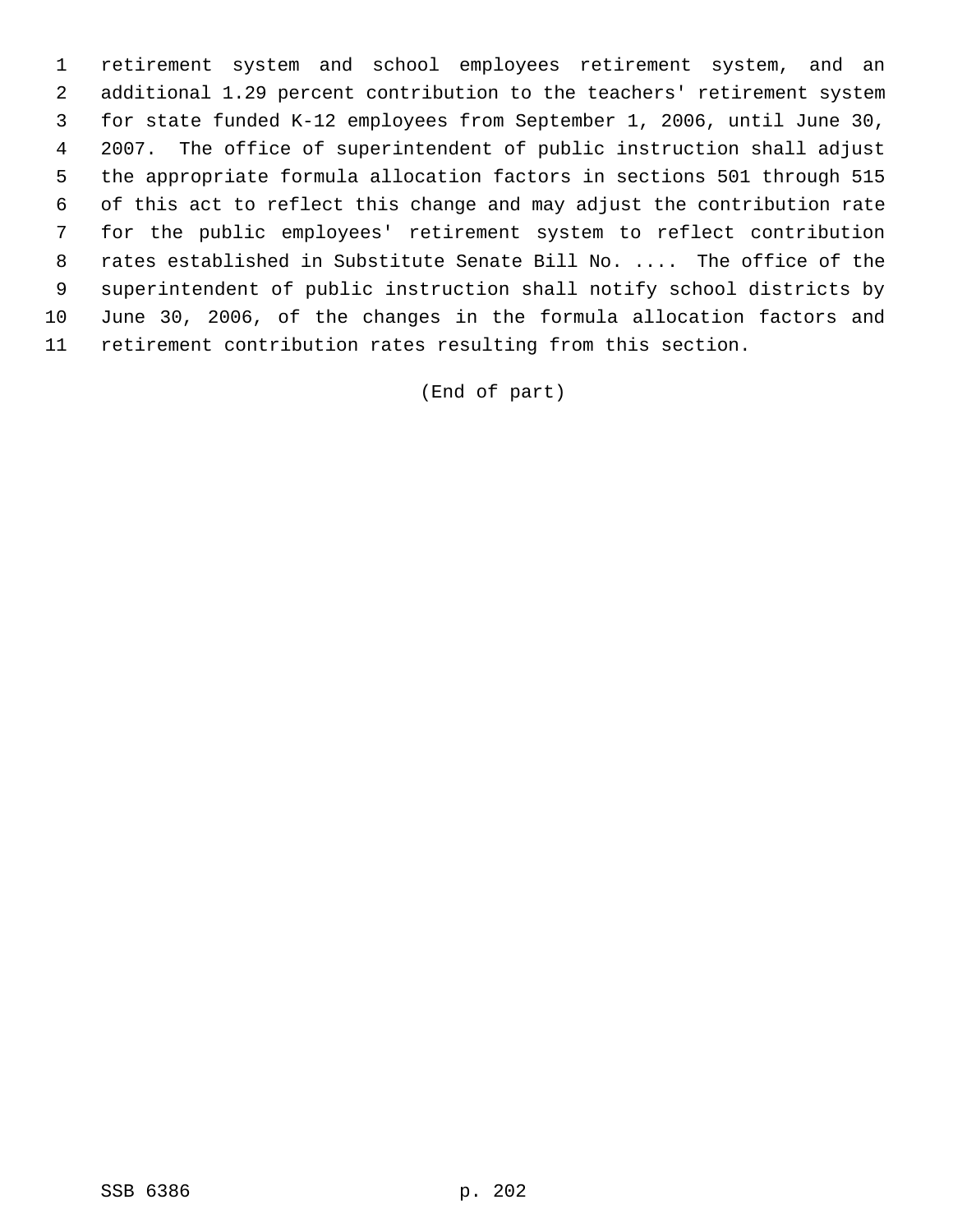retirement system and school employees retirement system, and an additional 1.29 percent contribution to the teachers' retirement system for state funded K-12 employees from September 1, 2006, until June 30, 2007. The office of superintendent of public instruction shall adjust the appropriate formula allocation factors in sections 501 through 515 of this act to reflect this change and may adjust the contribution rate for the public employees' retirement system to reflect contribution rates established in Substitute Senate Bill No. .... The office of the superintendent of public instruction shall notify school districts by June 30, 2006, of the changes in the formula allocation factors and retirement contribution rates resulting from this section.

(End of part)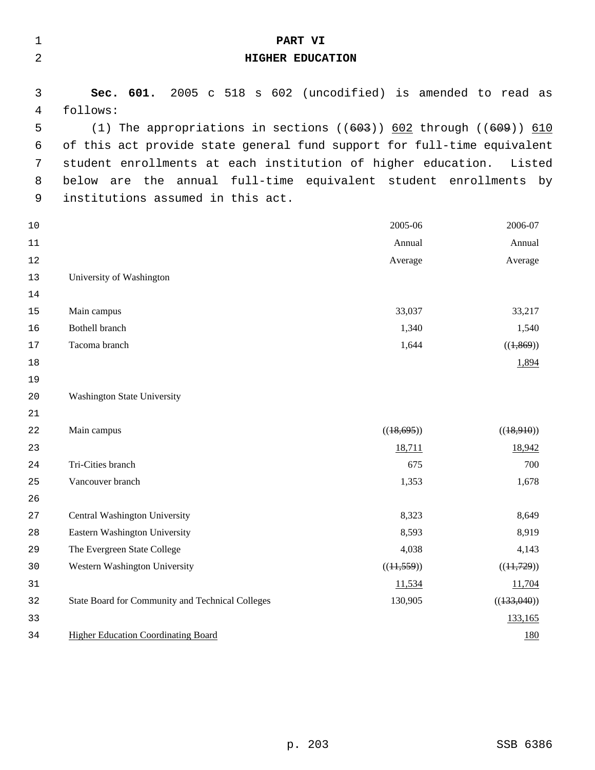# PART VI
## HIGHER EDUCATION

**Sec. 601.** 2005 c 518 s 602 (uncodified) is amended to read as follows:

(1) The appropriations in sections ((~~603~~)) <u>602</u> through ((~~609~~)) <u>610</u> of this act provide state general fund support for full-time equivalent student enrollments at each institution of higher education. Listed below are the annual full-time equivalent student enrollments by institutions assumed in this act.

| | 2005-06 Annual Average | 2006-07 Annual Average |
|---|---|---|
| University of Washington | | |
| Main campus | 33,037 | 33,217 |
| Bothell branch | 1,340 | 1,540 |
| Tacoma branch | 1,644 | ((~~1,869~~)) <u>1,894</u> |
| Washington State University | | |
| Main campus | ((~~18,695~~)) <u>18,711</u> | ((~~18,910~~)) <u>18,942</u> |
| Tri-Cities branch | 675 | 700 |
| Vancouver branch | 1,353 | 1,678 |
| Central Washington University | 8,323 | 8,649 |
| Eastern Washington University | 8,593 | 8,919 |
| The Evergreen State College | 4,038 | 4,143 |
| Western Washington University | ((~~11,559~~)) <u>11,534</u> | ((~~11,729~~)) <u>11,704</u> |
| State Board for Community and Technical Colleges | 130,905 | ((~~133,040~~)) <u>133,165</u> |
| <u>Higher Education Coordinating Board</u> | | <u>180</u> |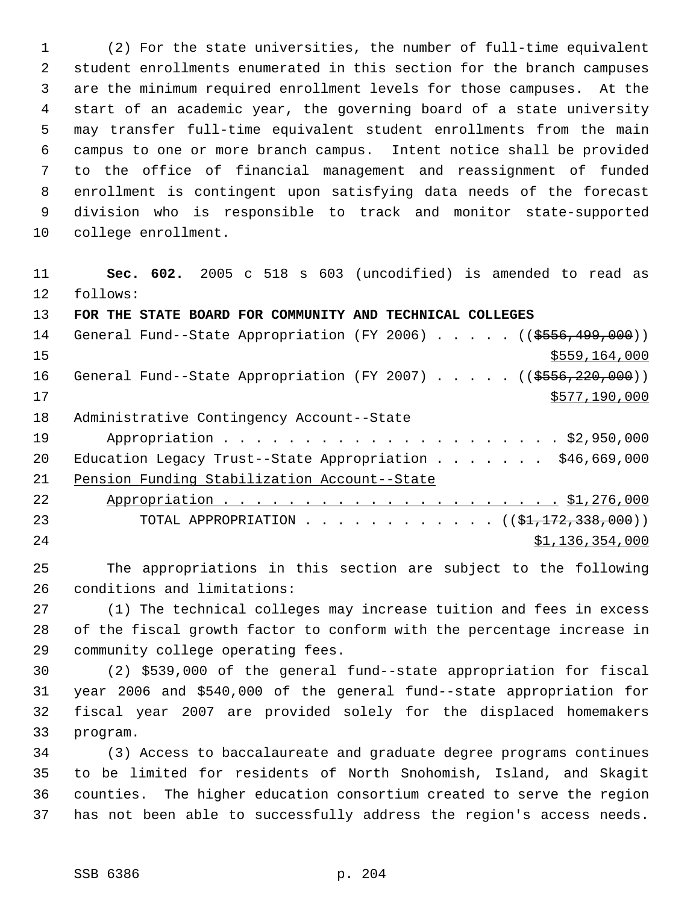(2) For the state universities, the number of full-time equivalent student enrollments enumerated in this section for the branch campuses are the minimum required enrollment levels for those campuses. At the start of an academic year, the governing board of a state university may transfer full-time equivalent student enrollments from the main campus to one or more branch campus. Intent notice shall be provided to the office of financial management and reassignment of funded enrollment is contingent upon satisfying data needs of the forecast division who is responsible to track and monitor state-supported college enrollment.

**Sec. 602.** 2005 c 518 s 603 (uncodified) is amended to read as follows:

**FOR THE STATE BOARD FOR COMMUNITY AND TECHNICAL COLLEGES**

General Fund--State Appropriation (FY 2006) . . . . . ((~~$556,499,000~~))
<u>$559,164,000</u>

General Fund--State Appropriation (FY 2007) . . . . . ((~~$556,220,000~~))
<u>$577,190,000</u>

Administrative Contingency Account--State Appropriation . . . . . . . . . . . . . . . . . . . . . . $2,950,000

Education Legacy Trust--State Appropriation . . . . . . . $46,669,000

<u>Pension Funding Stabilization Account--State Appropriation . . . . . . . . . . . . . . . . . . . . . . $1,276,000</u>

TOTAL APPROPRIATION . . . . . . . . . . . . ((~~$1,172,338,000~~))
<u>$1,136,354,000</u>

The appropriations in this section are subject to the following conditions and limitations:

(1) The technical colleges may increase tuition and fees in excess of the fiscal growth factor to conform with the percentage increase in community college operating fees.

(2) $539,000 of the general fund--state appropriation for fiscal year 2006 and $540,000 of the general fund--state appropriation for fiscal year 2007 are provided solely for the displaced homemakers program.

(3) Access to baccalaureate and graduate degree programs continues to be limited for residents of North Snohomish, Island, and Skagit counties. The higher education consortium created to serve the region has not been able to successfully address the region's access needs.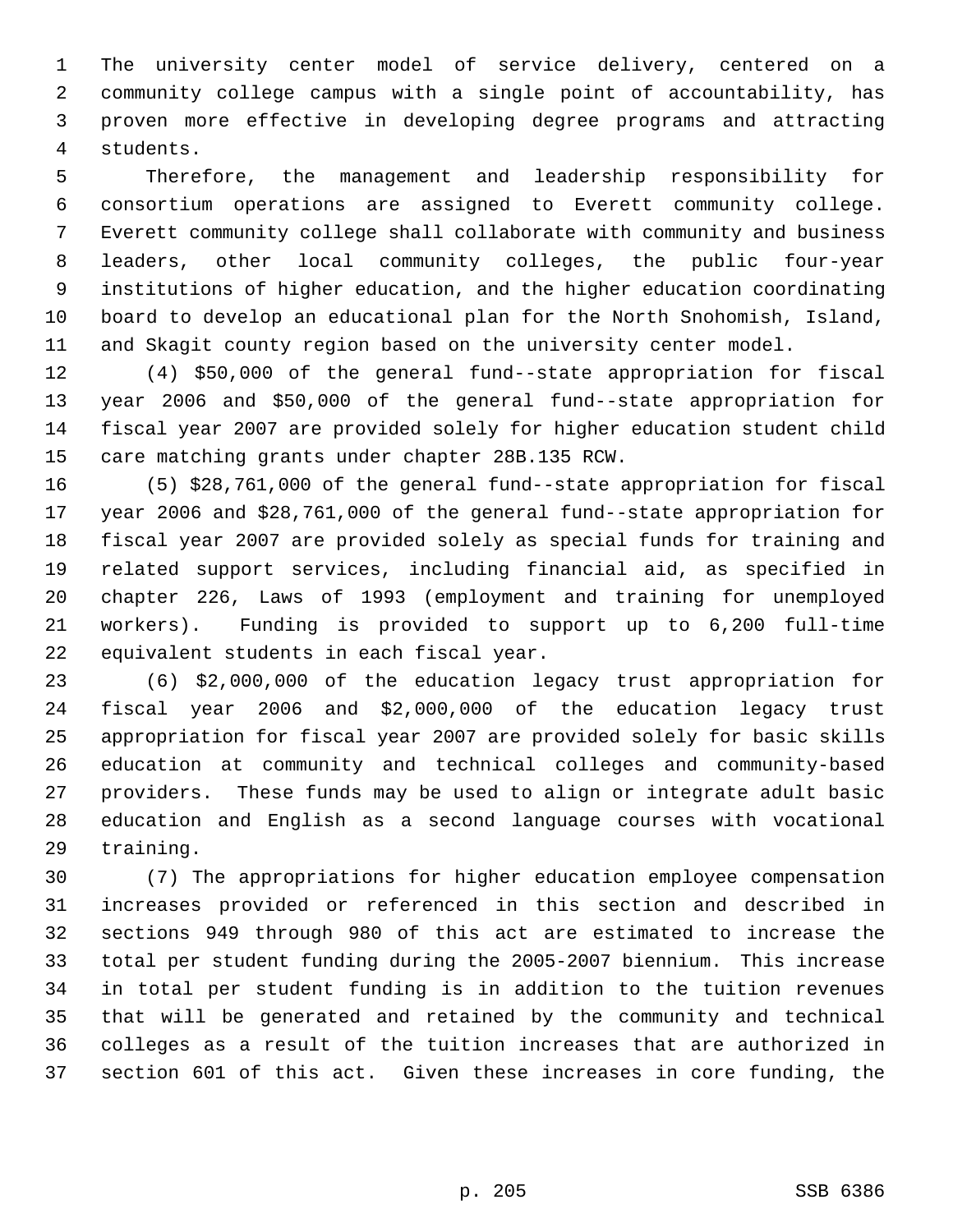The university center model of service delivery, centered on a community college campus with a single point of accountability, has proven more effective in developing degree programs and attracting students.

Therefore, the management and leadership responsibility for consortium operations are assigned to Everett community college. Everett community college shall collaborate with community and business leaders, other local community colleges, the public four-year institutions of higher education, and the higher education coordinating board to develop an educational plan for the North Snohomish, Island, and Skagit county region based on the university center model.

(4) $50,000 of the general fund--state appropriation for fiscal year 2006 and $50,000 of the general fund--state appropriation for fiscal year 2007 are provided solely for higher education student child care matching grants under chapter 28B.135 RCW.

(5) $28,761,000 of the general fund--state appropriation for fiscal year 2006 and $28,761,000 of the general fund--state appropriation for fiscal year 2007 are provided solely as special funds for training and related support services, including financial aid, as specified in chapter 226, Laws of 1993 (employment and training for unemployed workers). Funding is provided to support up to 6,200 full-time equivalent students in each fiscal year.

(6) $2,000,000 of the education legacy trust appropriation for fiscal year 2006 and $2,000,000 of the education legacy trust appropriation for fiscal year 2007 are provided solely for basic skills education at community and technical colleges and community-based providers. These funds may be used to align or integrate adult basic education and English as a second language courses with vocational training.

(7) The appropriations for higher education employee compensation increases provided or referenced in this section and described in sections 949 through 980 of this act are estimated to increase the total per student funding during the 2005-2007 biennium. This increase in total per student funding is in addition to the tuition revenues that will be generated and retained by the community and technical colleges as a result of the tuition increases that are authorized in section 601 of this act. Given these increases in core funding, the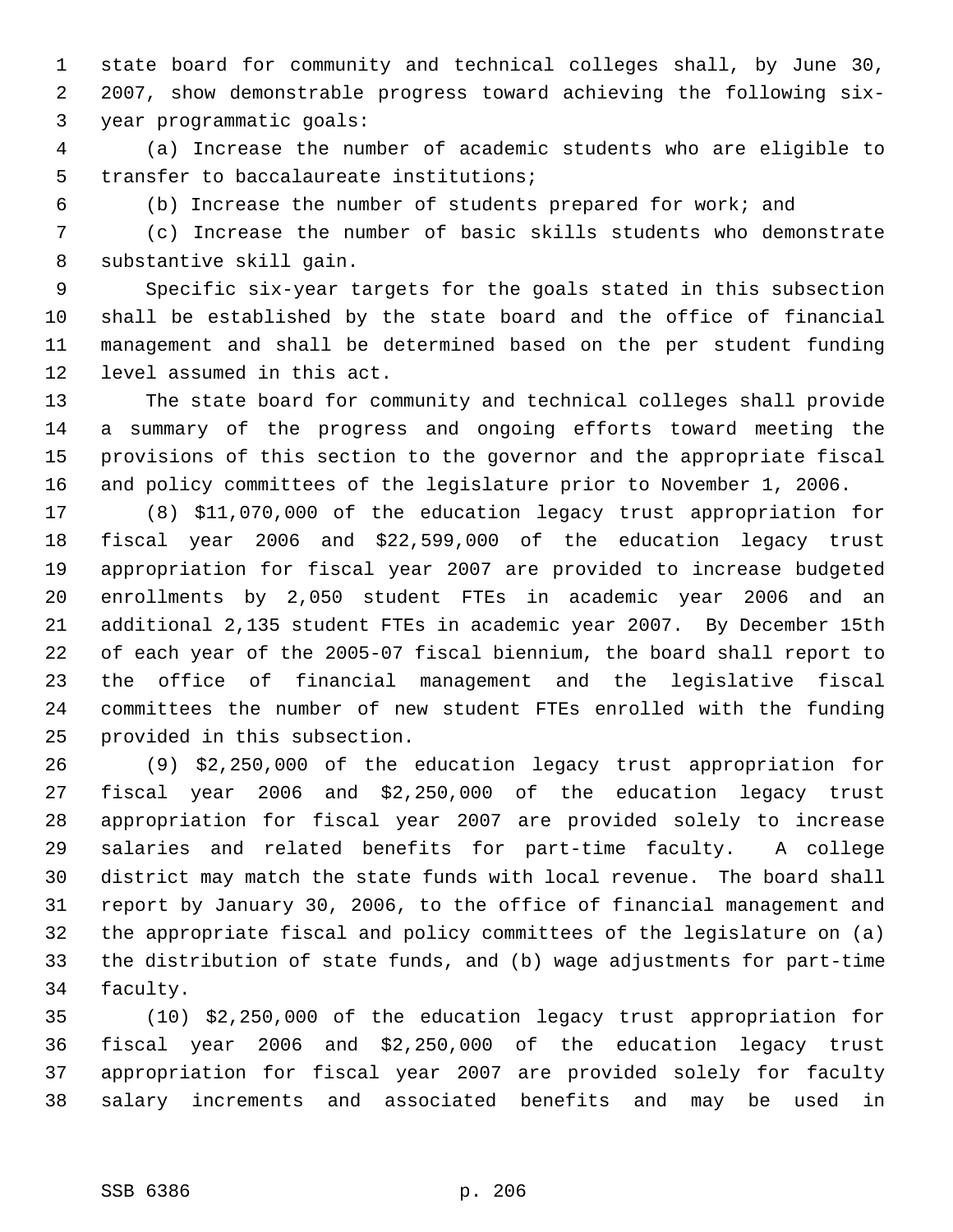state board for community and technical colleges shall, by June 30, 2007, show demonstrable progress toward achieving the following six-year programmatic goals:

(a) Increase the number of academic students who are eligible to transfer to baccalaureate institutions;

(b) Increase the number of students prepared for work; and

(c) Increase the number of basic skills students who demonstrate substantive skill gain.

Specific six-year targets for the goals stated in this subsection shall be established by the state board and the office of financial management and shall be determined based on the per student funding level assumed in this act.

The state board for community and technical colleges shall provide a summary of the progress and ongoing efforts toward meeting the provisions of this section to the governor and the appropriate fiscal and policy committees of the legislature prior to November 1, 2006.

(8) $11,070,000 of the education legacy trust appropriation for fiscal year 2006 and $22,599,000 of the education legacy trust appropriation for fiscal year 2007 are provided to increase budgeted enrollments by 2,050 student FTEs in academic year 2006 and an additional 2,135 student FTEs in academic year 2007. By December 15th of each year of the 2005-07 fiscal biennium, the board shall report to the office of financial management and the legislative fiscal committees the number of new student FTEs enrolled with the funding provided in this subsection.

(9) $2,250,000 of the education legacy trust appropriation for fiscal year 2006 and $2,250,000 of the education legacy trust appropriation for fiscal year 2007 are provided solely to increase salaries and related benefits for part-time faculty. A college district may match the state funds with local revenue. The board shall report by January 30, 2006, to the office of financial management and the appropriate fiscal and policy committees of the legislature on (a) the distribution of state funds, and (b) wage adjustments for part-time faculty.

(10) $2,250,000 of the education legacy trust appropriation for fiscal year 2006 and $2,250,000 of the education legacy trust appropriation for fiscal year 2007 are provided solely for faculty salary increments and associated benefits and may be used in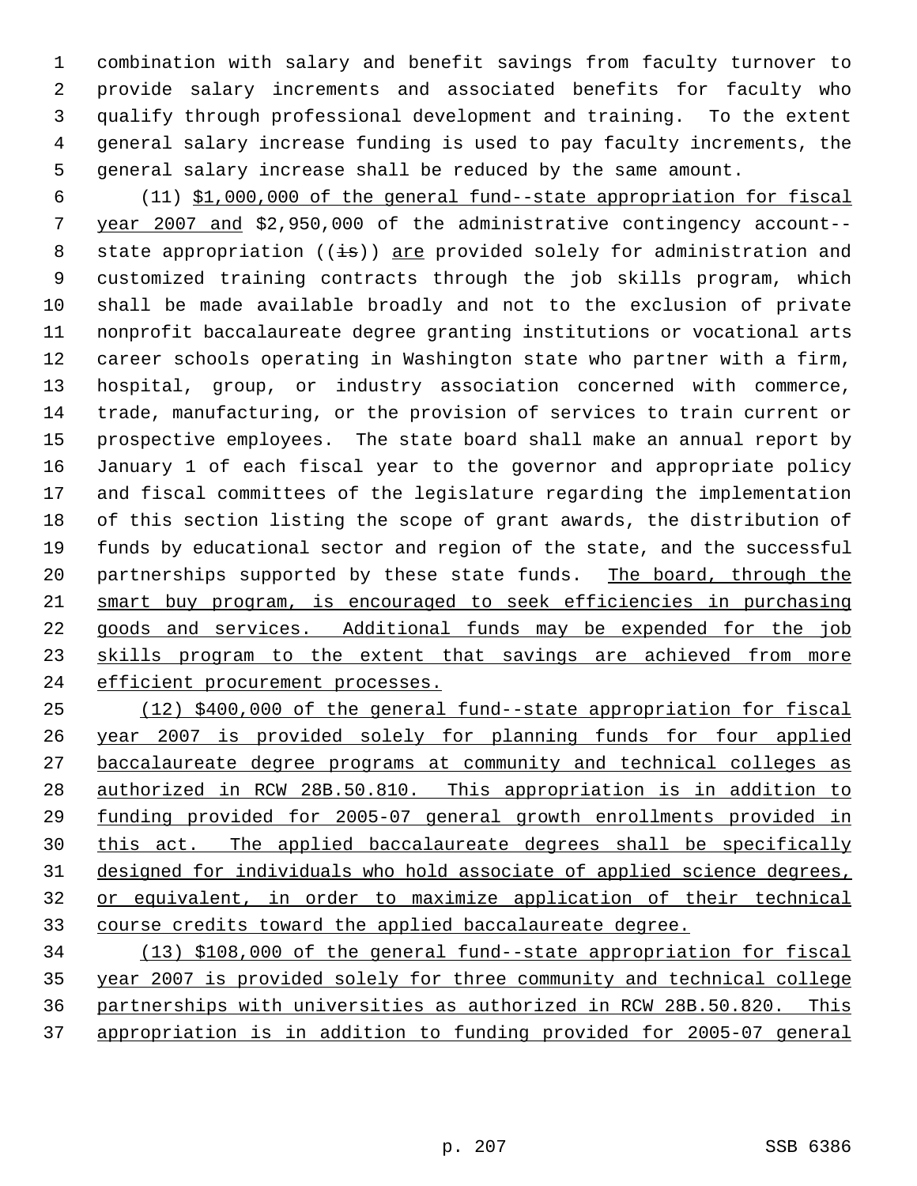combination with salary and benefit savings from faculty turnover to provide salary increments and associated benefits for faculty who qualify through professional development and training. To the extent general salary increase funding is used to pay faculty increments, the general salary increase shall be reduced by the same amount.

(11) $1,000,000 of the general fund--state appropriation for fiscal year 2007 and $2,950,000 of the administrative contingency account--state appropriation ((is)) are provided solely for administration and customized training contracts through the job skills program, which shall be made available broadly and not to the exclusion of private nonprofit baccalaureate degree granting institutions or vocational arts career schools operating in Washington state who partner with a firm, hospital, group, or industry association concerned with commerce, trade, manufacturing, or the provision of services to train current or prospective employees. The state board shall make an annual report by January 1 of each fiscal year to the governor and appropriate policy and fiscal committees of the legislature regarding the implementation of this section listing the scope of grant awards, the distribution of funds by educational sector and region of the state, and the successful partnerships supported by these state funds. The board, through the smart buy program, is encouraged to seek efficiencies in purchasing goods and services. Additional funds may be expended for the job skills program to the extent that savings are achieved from more efficient procurement processes.

(12) $400,000 of the general fund--state appropriation for fiscal year 2007 is provided solely for planning funds for four applied baccalaureate degree programs at community and technical colleges as authorized in RCW 28B.50.810. This appropriation is in addition to funding provided for 2005-07 general growth enrollments provided in this act. The applied baccalaureate degrees shall be specifically designed for individuals who hold associate of applied science degrees, or equivalent, in order to maximize application of their technical course credits toward the applied baccalaureate degree.

(13) $108,000 of the general fund--state appropriation for fiscal year 2007 is provided solely for three community and technical college partnerships with universities as authorized in RCW 28B.50.820. This appropriation is in addition to funding provided for 2005-07 general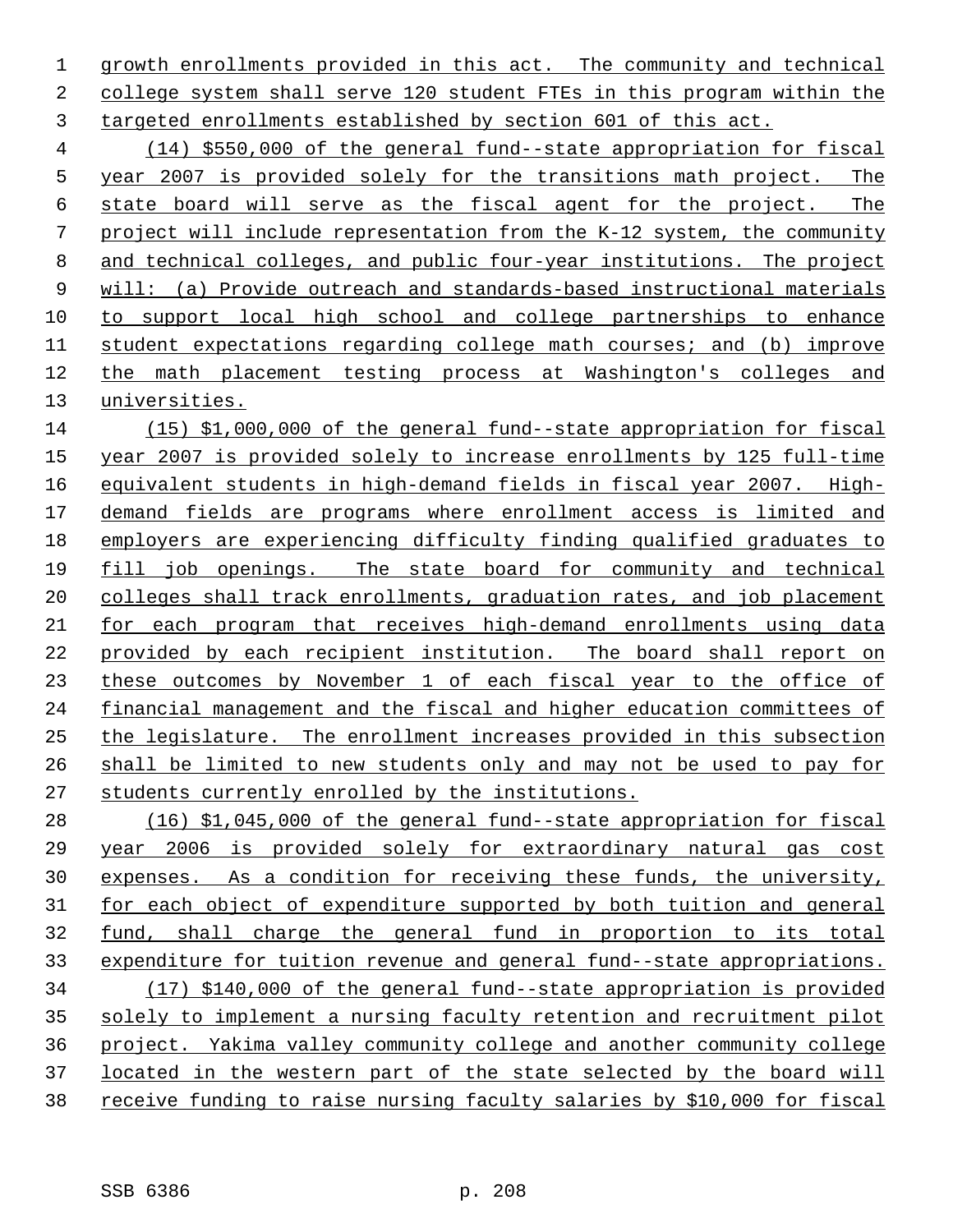growth enrollments provided in this act. The community and technical college system shall serve 120 student FTEs in this program within the targeted enrollments established by section 601 of this act.

(14) $550,000 of the general fund--state appropriation for fiscal year 2007 is provided solely for the transitions math project. The state board will serve as the fiscal agent for the project. The project will include representation from the K-12 system, the community and technical colleges, and public four-year institutions. The project will: (a) Provide outreach and standards-based instructional materials to support local high school and college partnerships to enhance student expectations regarding college math courses; and (b) improve the math placement testing process at Washington's colleges and universities.

(15) $1,000,000 of the general fund--state appropriation for fiscal year 2007 is provided solely to increase enrollments by 125 full-time equivalent students in high-demand fields in fiscal year 2007. High-demand fields are programs where enrollment access is limited and employers are experiencing difficulty finding qualified graduates to fill job openings. The state board for community and technical colleges shall track enrollments, graduation rates, and job placement for each program that receives high-demand enrollments using data provided by each recipient institution. The board shall report on these outcomes by November 1 of each fiscal year to the office of financial management and the fiscal and higher education committees of the legislature. The enrollment increases provided in this subsection shall be limited to new students only and may not be used to pay for students currently enrolled by the institutions.

(16) $1,045,000 of the general fund--state appropriation for fiscal year 2006 is provided solely for extraordinary natural gas cost expenses. As a condition for receiving these funds, the university, for each object of expenditure supported by both tuition and general fund, shall charge the general fund in proportion to its total expenditure for tuition revenue and general fund--state appropriations.

(17) $140,000 of the general fund--state appropriation is provided solely to implement a nursing faculty retention and recruitment pilot project. Yakima valley community college and another community college located in the western part of the state selected by the board will receive funding to raise nursing faculty salaries by $10,000 for fiscal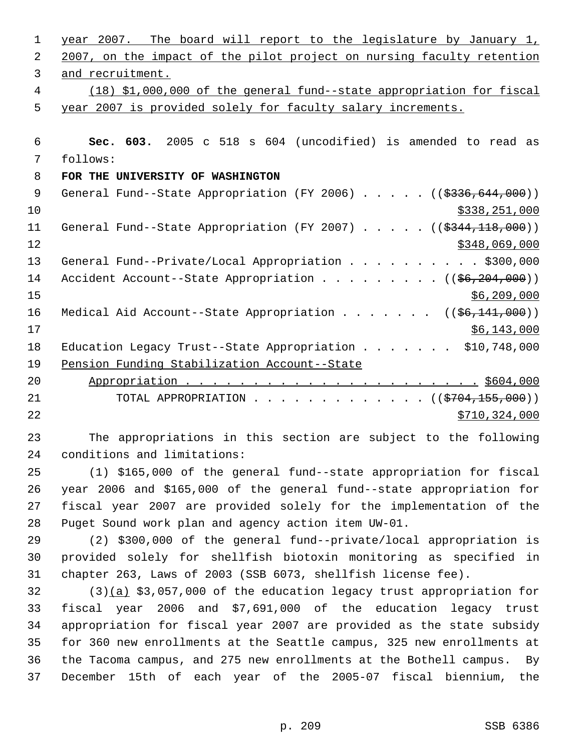year 2007. The board will report to the legislature by January 1, 2007, on the impact of the pilot project on nursing faculty retention and recruitment.

(18) $1,000,000 of the general fund--state appropriation for fiscal year 2007 is provided solely for faculty salary increments.

**Sec. 603.** 2005 c 518 s 604 (uncodified) is amended to read as follows:

**FOR THE UNIVERSITY OF WASHINGTON**

General Fund--State Appropriation (FY 2006) . . . . . ((~~$336,644,000~~)) $338,251,000

General Fund--State Appropriation (FY 2007) . . . . . ((~~$344,118,000~~)) $348,069,000

General Fund--Private/Local Appropriation . . . . . . . . . . $300,000

Accident Account--State Appropriation . . . . . . . . . ((~~$6,204,000~~)) $6,209,000

Medical Aid Account--State Appropriation . . . . . . . ((~~$6,141,000~~)) $6,143,000

Education Legacy Trust--State Appropriation . . . . . . . $10,748,000

Pension Funding Stabilization Account--State Appropriation . . . . . . . . . . . . . . . . . . . . . . . $604,000

TOTAL APPROPRIATION . . . . . . . . . . . . . ((~~$704,155,000~~)) $710,324,000

The appropriations in this section are subject to the following conditions and limitations:

(1) $165,000 of the general fund--state appropriation for fiscal year 2006 and $165,000 of the general fund--state appropriation for fiscal year 2007 are provided solely for the implementation of the Puget Sound work plan and agency action item UW-01.

(2) $300,000 of the general fund--private/local appropriation is provided solely for shellfish biotoxin monitoring as specified in chapter 263, Laws of 2003 (SSB 6073, shellfish license fee).

(3)(a) $3,057,000 of the education legacy trust appropriation for fiscal year 2006 and $7,691,000 of the education legacy trust appropriation for fiscal year 2007 are provided as the state subsidy for 360 new enrollments at the Seattle campus, 325 new enrollments at the Tacoma campus, and 275 new enrollments at the Bothell campus. By December 15th of each year of the 2005-07 fiscal biennium, the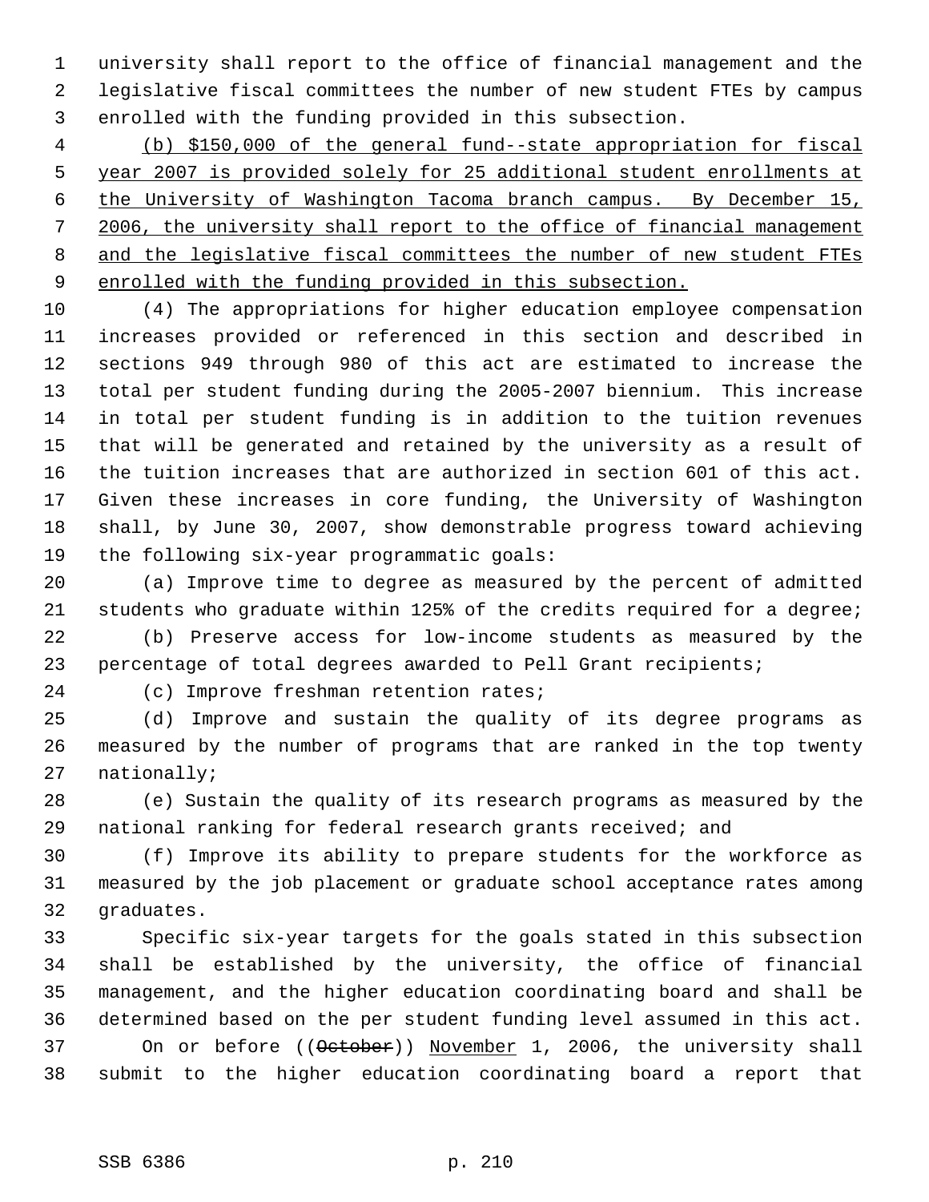university shall report to the office of financial management and the legislative fiscal committees the number of new student FTEs by campus enrolled with the funding provided in this subsection.

(b) $150,000 of the general fund--state appropriation for fiscal year 2007 is provided solely for 25 additional student enrollments at the University of Washington Tacoma branch campus. By December 15, 2006, the university shall report to the office of financial management and the legislative fiscal committees the number of new student FTEs enrolled with the funding provided in this subsection.

(4) The appropriations for higher education employee compensation increases provided or referenced in this section and described in sections 949 through 980 of this act are estimated to increase the total per student funding during the 2005-2007 biennium. This increase in total per student funding is in addition to the tuition revenues that will be generated and retained by the university as a result of the tuition increases that are authorized in section 601 of this act. Given these increases in core funding, the University of Washington shall, by June 30, 2007, show demonstrable progress toward achieving the following six-year programmatic goals:

(a) Improve time to degree as measured by the percent of admitted students who graduate within 125% of the credits required for a degree;

(b) Preserve access for low-income students as measured by the percentage of total degrees awarded to Pell Grant recipients;

(c) Improve freshman retention rates;

(d) Improve and sustain the quality of its degree programs as measured by the number of programs that are ranked in the top twenty nationally;

(e) Sustain the quality of its research programs as measured by the national ranking for federal research grants received; and

(f) Improve its ability to prepare students for the workforce as measured by the job placement or graduate school acceptance rates among graduates.

Specific six-year targets for the goals stated in this subsection shall be established by the university, the office of financial management, and the higher education coordinating board and shall be determined based on the per student funding level assumed in this act.

On or before ((~~October~~)) November 1, 2006, the university shall submit to the higher education coordinating board a report that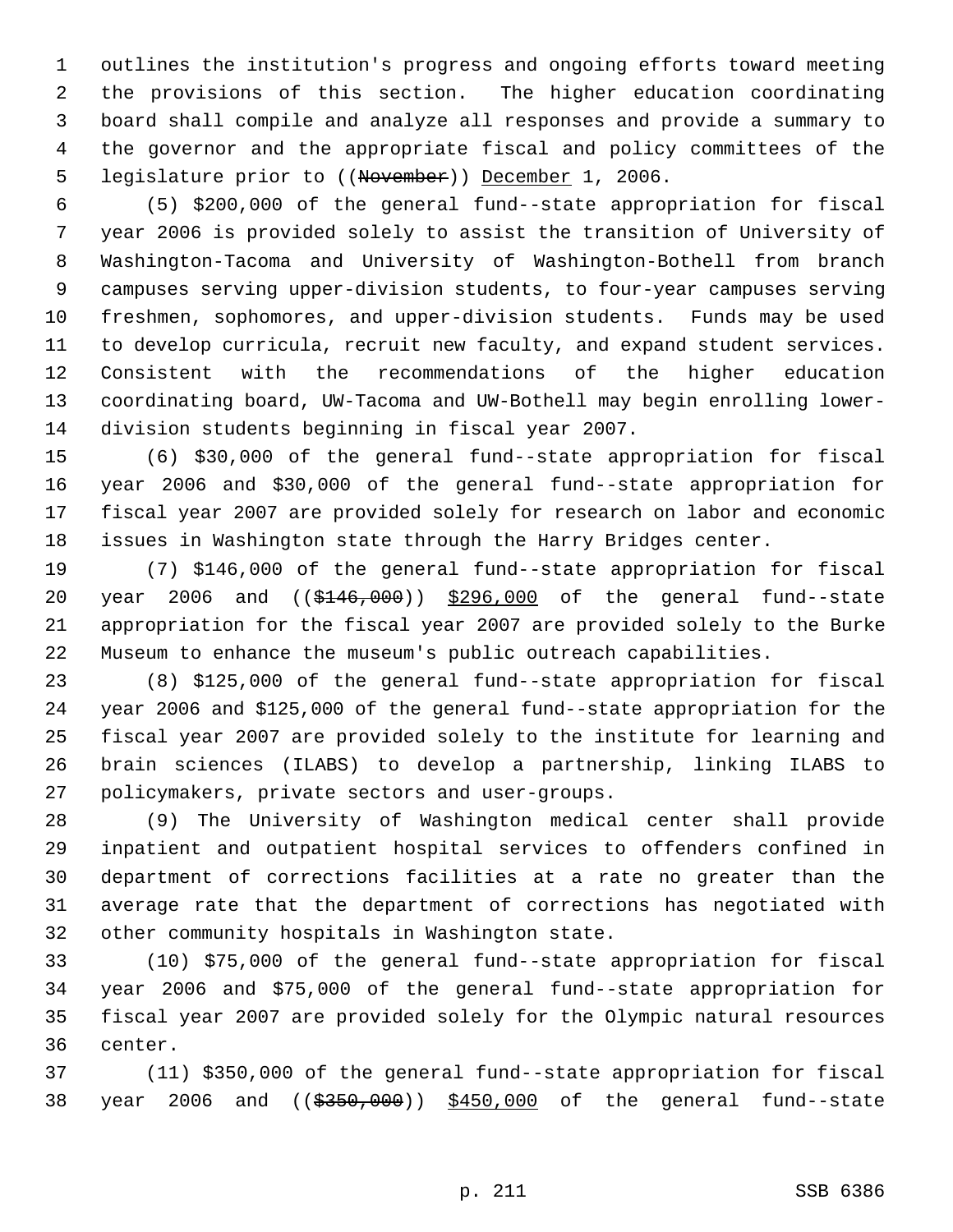outlines the institution's progress and ongoing efforts toward meeting the provisions of this section. The higher education coordinating board shall compile and analyze all responses and provide a summary to the governor and the appropriate fiscal and policy committees of the legislature prior to ((~~November~~)) <u>December</u> 1, 2006.

(5) $200,000 of the general fund--state appropriation for fiscal year 2006 is provided solely to assist the transition of University of Washington-Tacoma and University of Washington-Bothell from branch campuses serving upper-division students, to four-year campuses serving freshmen, sophomores, and upper-division students. Funds may be used to develop curricula, recruit new faculty, and expand student services. Consistent with the recommendations of the higher education coordinating board, UW-Tacoma and UW-Bothell may begin enrolling lower-division students beginning in fiscal year 2007.

(6) $30,000 of the general fund--state appropriation for fiscal year 2006 and $30,000 of the general fund--state appropriation for fiscal year 2007 are provided solely for research on labor and economic issues in Washington state through the Harry Bridges center.

(7) $146,000 of the general fund--state appropriation for fiscal year 2006 and ((~~$146,000~~)) <u>$296,000</u> of the general fund--state appropriation for the fiscal year 2007 are provided solely to the Burke Museum to enhance the museum's public outreach capabilities.

(8) $125,000 of the general fund--state appropriation for fiscal year 2006 and $125,000 of the general fund--state appropriation for the fiscal year 2007 are provided solely to the institute for learning and brain sciences (ILABS) to develop a partnership, linking ILABS to policymakers, private sectors and user-groups.

(9) The University of Washington medical center shall provide inpatient and outpatient hospital services to offenders confined in department of corrections facilities at a rate no greater than the average rate that the department of corrections has negotiated with other community hospitals in Washington state.

(10) $75,000 of the general fund--state appropriation for fiscal year 2006 and $75,000 of the general fund--state appropriation for fiscal year 2007 are provided solely for the Olympic natural resources center.

(11) $350,000 of the general fund--state appropriation for fiscal year 2006 and ((~~$350,000~~)) <u>$450,000</u> of the general fund--state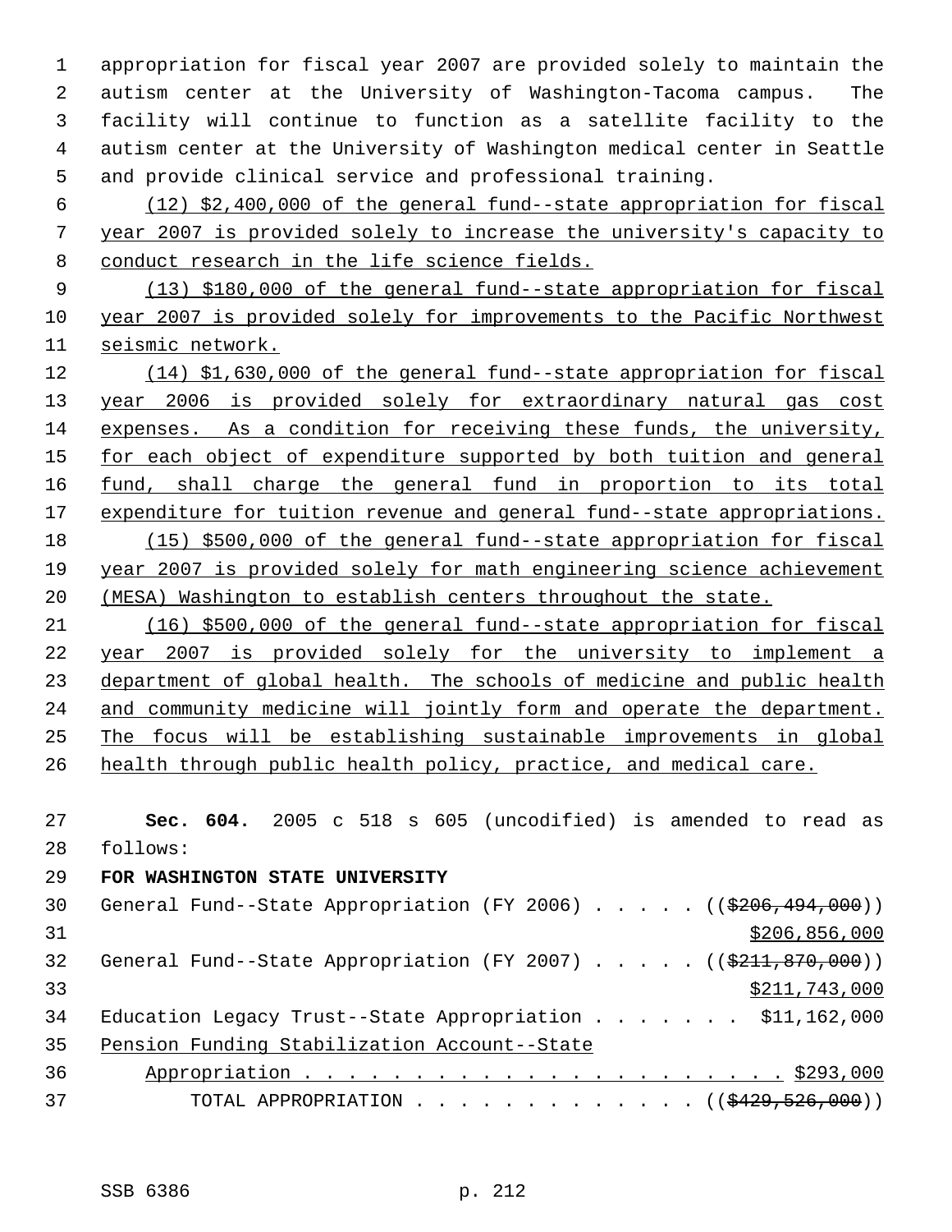appropriation for fiscal year 2007 are provided solely to maintain the autism center at the University of Washington-Tacoma campus. The facility will continue to function as a satellite facility to the autism center at the University of Washington medical center in Seattle and provide clinical service and professional training.

(12) $2,400,000 of the general fund--state appropriation for fiscal year 2007 is provided solely to increase the university's capacity to conduct research in the life science fields.

(13) $180,000 of the general fund--state appropriation for fiscal year 2007 is provided solely for improvements to the Pacific Northwest seismic network.

(14) $1,630,000 of the general fund--state appropriation for fiscal year 2006 is provided solely for extraordinary natural gas cost expenses. As a condition for receiving these funds, the university, for each object of expenditure supported by both tuition and general fund, shall charge the general fund in proportion to its total expenditure for tuition revenue and general fund--state appropriations.

(15) $500,000 of the general fund--state appropriation for fiscal year 2007 is provided solely for math engineering science achievement (MESA) Washington to establish centers throughout the state.

(16) $500,000 of the general fund--state appropriation for fiscal year 2007 is provided solely for the university to implement a department of global health. The schools of medicine and public health and community medicine will jointly form and operate the department. The focus will be establishing sustainable improvements in global health through public health policy, practice, and medical care.

**Sec. 604.** 2005 c 518 s 605 (uncodified) is amended to read as follows:

**FOR WASHINGTON STATE UNIVERSITY**

General Fund--State Appropriation (FY 2006) . . . . . (($206,494,000)) $206,856,000

General Fund--State Appropriation (FY 2007) . . . . . (($211,870,000)) $211,743,000

Education Legacy Trust--State Appropriation . . . . . . . $11,162,000

Pension Funding Stabilization Account--State Appropriation . . . . . . . . . . . . . . . . . . . . . . . $293,000

TOTAL APPROPRIATION . . . . . . . . . . . . . (($429,526,000))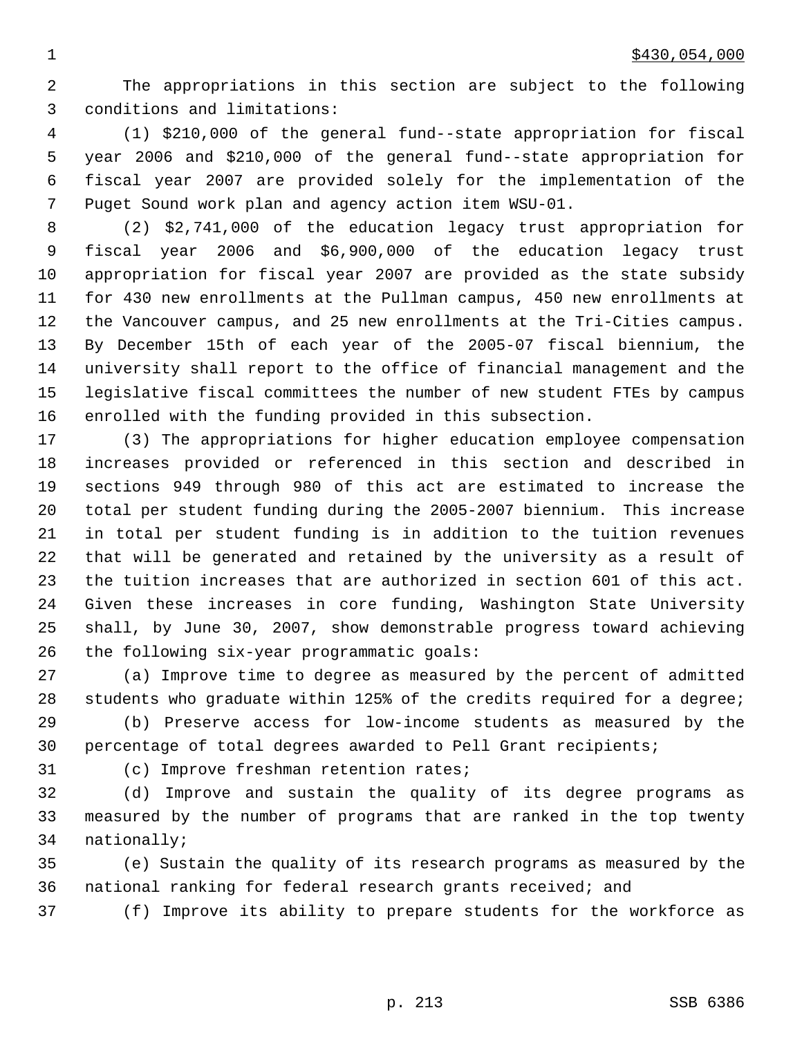$430,054,000

The appropriations in this section are subject to the following conditions and limitations:

(1) $210,000 of the general fund--state appropriation for fiscal year 2006 and $210,000 of the general fund--state appropriation for fiscal year 2007 are provided solely for the implementation of the Puget Sound work plan and agency action item WSU-01.

(2) $2,741,000 of the education legacy trust appropriation for fiscal year 2006 and $6,900,000 of the education legacy trust appropriation for fiscal year 2007 are provided as the state subsidy for 430 new enrollments at the Pullman campus, 450 new enrollments at the Vancouver campus, and 25 new enrollments at the Tri-Cities campus. By December 15th of each year of the 2005-07 fiscal biennium, the university shall report to the office of financial management and the legislative fiscal committees the number of new student FTEs by campus enrolled with the funding provided in this subsection.

(3) The appropriations for higher education employee compensation increases provided or referenced in this section and described in sections 949 through 980 of this act are estimated to increase the total per student funding during the 2005-2007 biennium. This increase in total per student funding is in addition to the tuition revenues that will be generated and retained by the university as a result of the tuition increases that are authorized in section 601 of this act. Given these increases in core funding, Washington State University shall, by June 30, 2007, show demonstrable progress toward achieving the following six-year programmatic goals:

(a) Improve time to degree as measured by the percent of admitted students who graduate within 125% of the credits required for a degree;

(b) Preserve access for low-income students as measured by the percentage of total degrees awarded to Pell Grant recipients;

(c) Improve freshman retention rates;

(d) Improve and sustain the quality of its degree programs as measured by the number of programs that are ranked in the top twenty nationally;

(e) Sustain the quality of its research programs as measured by the national ranking for federal research grants received; and

(f) Improve its ability to prepare students for the workforce as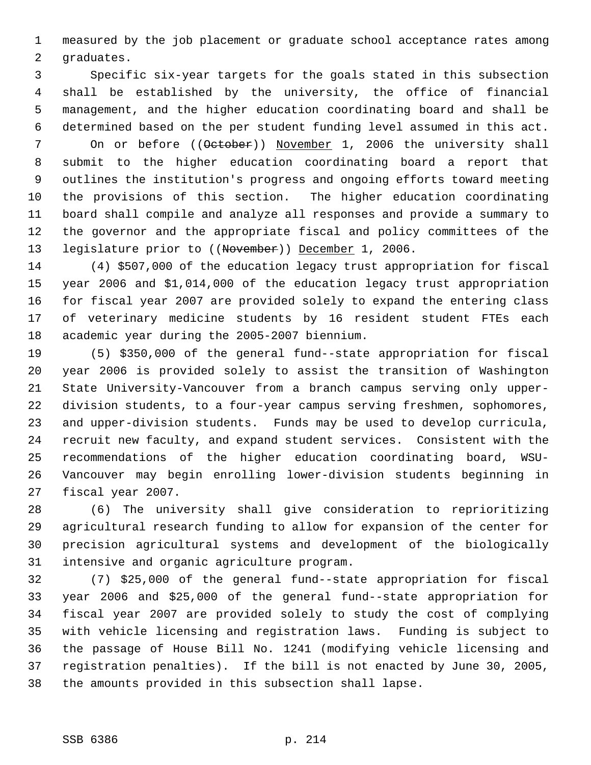measured by the job placement or graduate school acceptance rates among graduates.

Specific six-year targets for the goals stated in this subsection shall be established by the university, the office of financial management, and the higher education coordinating board and shall be determined based on the per student funding level assumed in this act.

On or before ((~~October~~)) <u>November</u> 1, 2006 the university shall submit to the higher education coordinating board a report that outlines the institution's progress and ongoing efforts toward meeting the provisions of this section. The higher education coordinating board shall compile and analyze all responses and provide a summary to the governor and the appropriate fiscal and policy committees of the legislature prior to ((~~November~~)) <u>December</u> 1, 2006.

(4) $507,000 of the education legacy trust appropriation for fiscal year 2006 and $1,014,000 of the education legacy trust appropriation for fiscal year 2007 are provided solely to expand the entering class of veterinary medicine students by 16 resident student FTEs each academic year during the 2005-2007 biennium.

(5) $350,000 of the general fund--state appropriation for fiscal year 2006 is provided solely to assist the transition of Washington State University-Vancouver from a branch campus serving only upper-division students, to a four-year campus serving freshmen, sophomores, and upper-division students. Funds may be used to develop curricula, recruit new faculty, and expand student services. Consistent with the recommendations of the higher education coordinating board, WSU-Vancouver may begin enrolling lower-division students beginning in fiscal year 2007.

(6) The university shall give consideration to reprioritizing agricultural research funding to allow for expansion of the center for precision agricultural systems and development of the biologically intensive and organic agriculture program.

(7) $25,000 of the general fund--state appropriation for fiscal year 2006 and $25,000 of the general fund--state appropriation for fiscal year 2007 are provided solely to study the cost of complying with vehicle licensing and registration laws. Funding is subject to the passage of House Bill No. 1241 (modifying vehicle licensing and registration penalties). If the bill is not enacted by June 30, 2005, the amounts provided in this subsection shall lapse.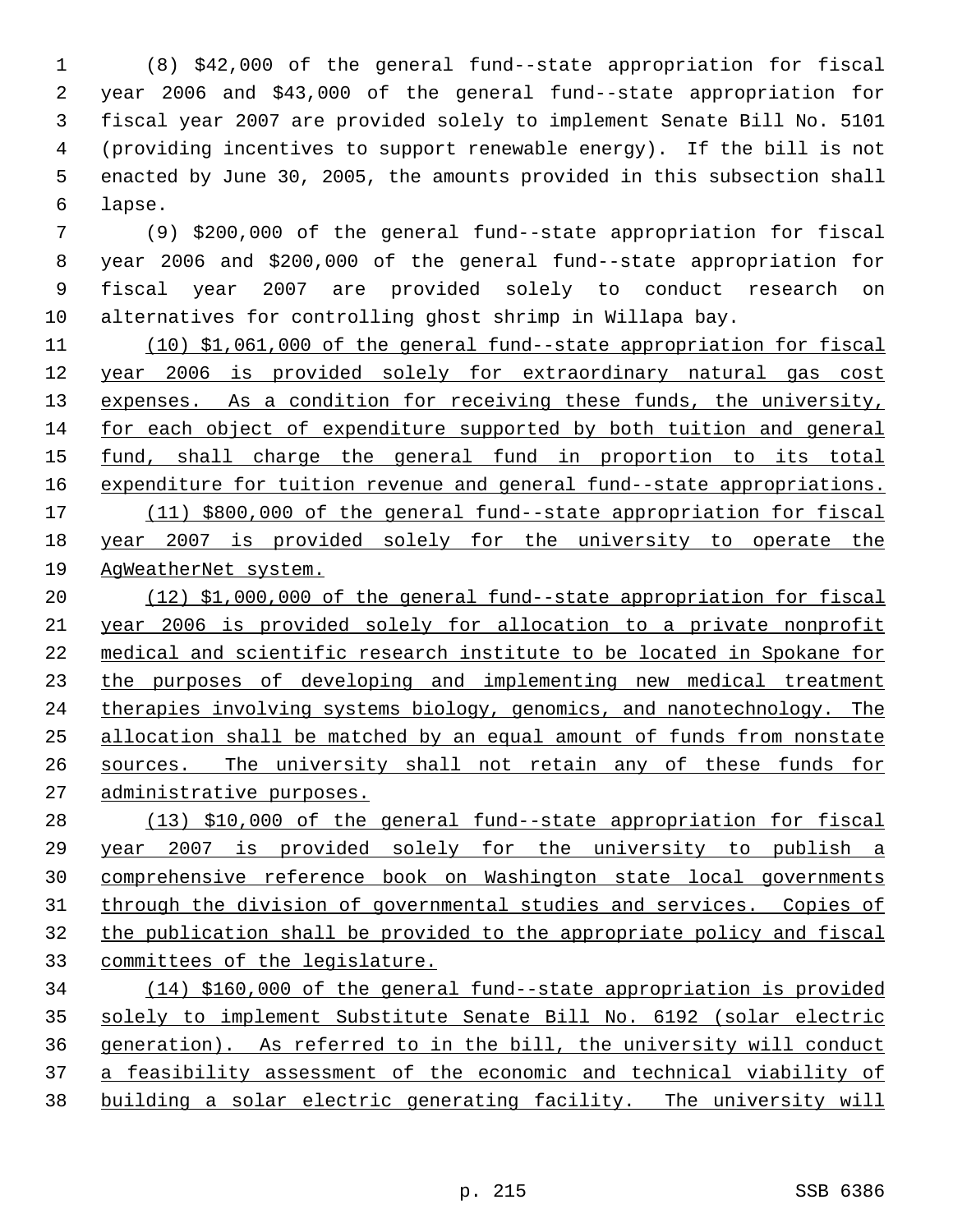(8) $42,000 of the general fund--state appropriation for fiscal year 2006 and $43,000 of the general fund--state appropriation for fiscal year 2007 are provided solely to implement Senate Bill No. 5101 (providing incentives to support renewable energy). If the bill is not enacted by June 30, 2005, the amounts provided in this subsection shall lapse.

(9) $200,000 of the general fund--state appropriation for fiscal year 2006 and $200,000 of the general fund--state appropriation for fiscal year 2007 are provided solely to conduct research on alternatives for controlling ghost shrimp in Willapa bay.

<u>(10) $1,061,000 of the general fund--state appropriation for fiscal year 2006 is provided solely for extraordinary natural gas cost expenses. As a condition for receiving these funds, the university, for each object of expenditure supported by both tuition and general fund, shall charge the general fund in proportion to its total expenditure for tuition revenue and general fund--state appropriations.</u>

<u>(11) $800,000 of the general fund--state appropriation for fiscal year 2007 is provided solely for the university to operate the AgWeatherNet system.</u>

<u>(12) $1,000,000 of the general fund--state appropriation for fiscal year 2006 is provided solely for allocation to a private nonprofit medical and scientific research institute to be located in Spokane for the purposes of developing and implementing new medical treatment therapies involving systems biology, genomics, and nanotechnology. The allocation shall be matched by an equal amount of funds from nonstate sources. The university shall not retain any of these funds for administrative purposes.</u>

<u>(13) $10,000 of the general fund--state appropriation for fiscal year 2007 is provided solely for the university to publish a comprehensive reference book on Washington state local governments through the division of governmental studies and services. Copies of the publication shall be provided to the appropriate policy and fiscal committees of the legislature.</u>

<u>(14) $160,000 of the general fund--state appropriation is provided solely to implement Substitute Senate Bill No. 6192 (solar electric generation). As referred to in the bill, the university will conduct a feasibility assessment of the economic and technical viability of building a solar electric generating facility. The university will</u>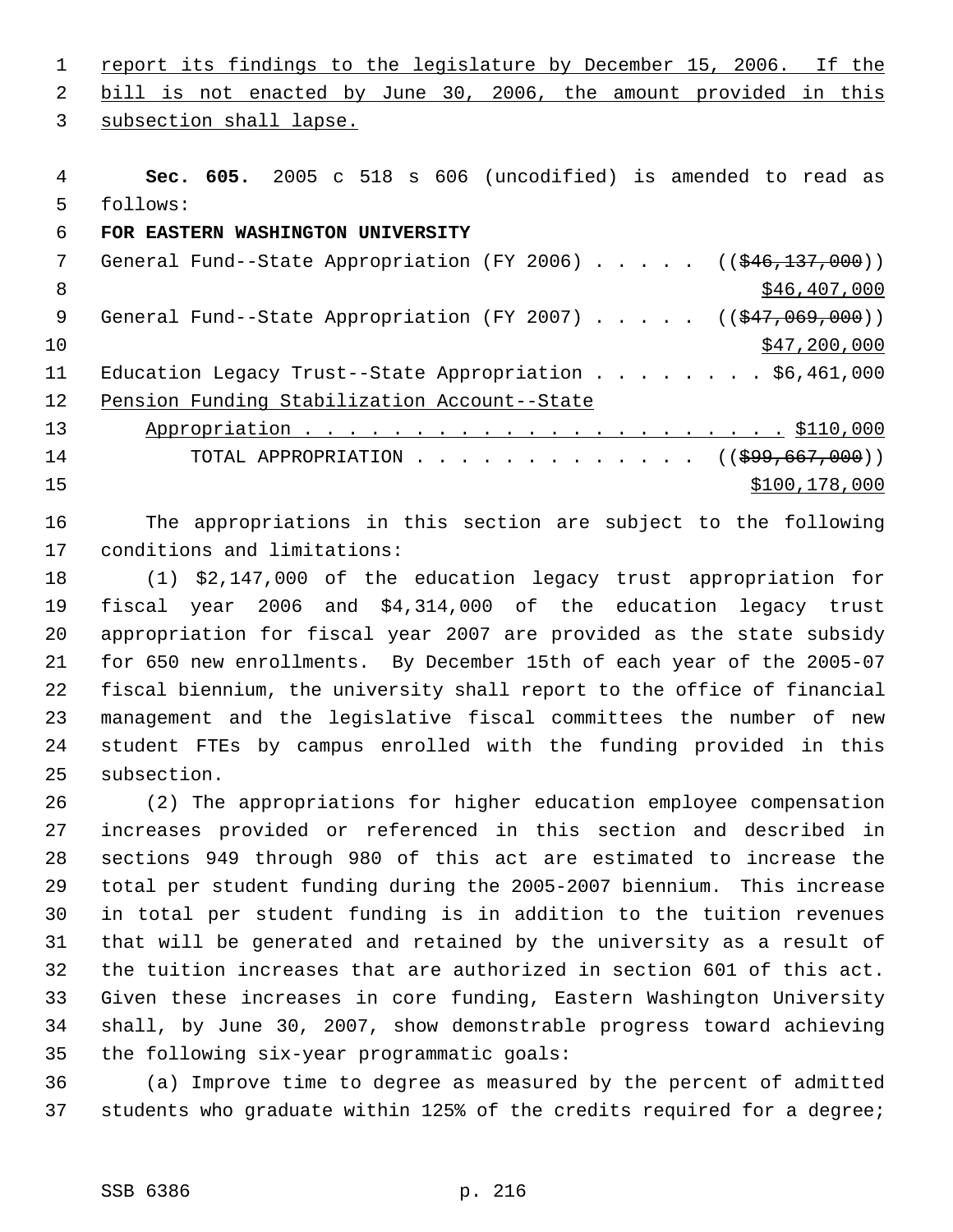report its findings to the legislature by December 15, 2006. If the bill is not enacted by June 30, 2006, the amount provided in this subsection shall lapse.

**Sec. 605.** 2005 c 518 s 606 (uncodified) is amended to read as follows:

**FOR EASTERN WASHINGTON UNIVERSITY**

General Fund--State Appropriation (FY 2006) . . . . . ((~~$46,137,000~~)) $46,407,000

General Fund--State Appropriation (FY 2007) . . . . . ((~~$47,069,000~~)) $47,200,000

Education Legacy Trust--State Appropriation . . . . . . . . $6,461,000

Pension Funding Stabilization Account--State Appropriation . . . . . . . . . . . . . . . . . . . . . . . $110,000

TOTAL APPROPRIATION . . . . . . . . . . . . . ((~~$99,667,000~~)) $100,178,000

The appropriations in this section are subject to the following conditions and limitations:

(1) $2,147,000 of the education legacy trust appropriation for fiscal year 2006 and $4,314,000 of the education legacy trust appropriation for fiscal year 2007 are provided as the state subsidy for 650 new enrollments. By December 15th of each year of the 2005-07 fiscal biennium, the university shall report to the office of financial management and the legislative fiscal committees the number of new student FTEs by campus enrolled with the funding provided in this subsection.

(2) The appropriations for higher education employee compensation increases provided or referenced in this section and described in sections 949 through 980 of this act are estimated to increase the total per student funding during the 2005-2007 biennium. This increase in total per student funding is in addition to the tuition revenues that will be generated and retained by the university as a result of the tuition increases that are authorized in section 601 of this act. Given these increases in core funding, Eastern Washington University shall, by June 30, 2007, show demonstrable progress toward achieving the following six-year programmatic goals:

(a) Improve time to degree as measured by the percent of admitted students who graduate within 125% of the credits required for a degree;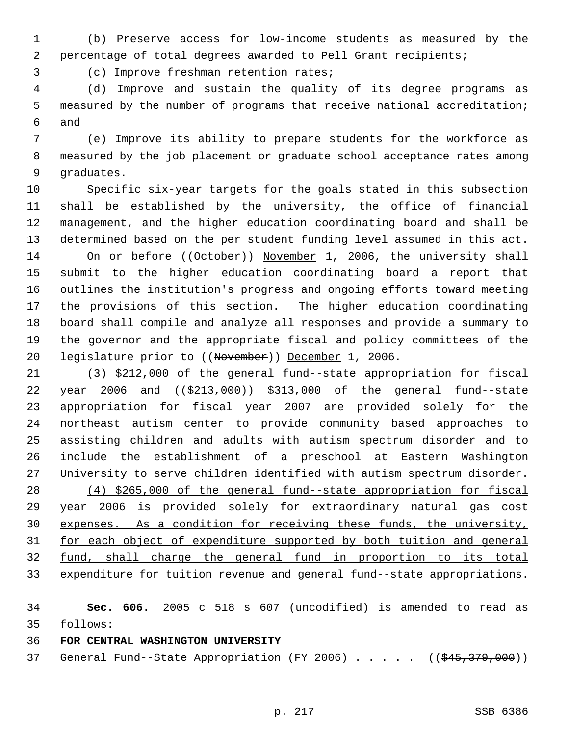(b) Preserve access for low-income students as measured by the percentage of total degrees awarded to Pell Grant recipients;

(c) Improve freshman retention rates;

(d) Improve and sustain the quality of its degree programs as measured by the number of programs that receive national accreditation; and

(e) Improve its ability to prepare students for the workforce as measured by the job placement or graduate school acceptance rates among graduates.

Specific six-year targets for the goals stated in this subsection shall be established by the university, the office of financial management, and the higher education coordinating board and shall be determined based on the per student funding level assumed in this act. On or before ((~~October~~)) <u>November</u> 1, 2006, the university shall submit to the higher education coordinating board a report that outlines the institution's progress and ongoing efforts toward meeting the provisions of this section. The higher education coordinating board shall compile and analyze all responses and provide a summary to the governor and the appropriate fiscal and policy committees of the legislature prior to ((~~November~~)) <u>December</u> 1, 2006.

(3) $212,000 of the general fund--state appropriation for fiscal year 2006 and ((~~$213,000~~)) <u>$313,000</u> of the general fund--state appropriation for fiscal year 2007 are provided solely for the northeast autism center to provide community based approaches to assisting children and adults with autism spectrum disorder and to include the establishment of a preschool at Eastern Washington University to serve children identified with autism spectrum disorder.

<u>(4) $265,000 of the general fund--state appropriation for fiscal year 2006 is provided solely for extraordinary natural gas cost expenses. As a condition for receiving these funds, the university, for each object of expenditure supported by both tuition and general fund, shall charge the general fund in proportion to its total expenditure for tuition revenue and general fund--state appropriations.</u>

**Sec. 606.** 2005 c 518 s 607 (uncodified) is amended to read as follows:

**FOR CENTRAL WASHINGTON UNIVERSITY**

General Fund--State Appropriation (FY 2006) . . . . . ((~~$45,379,000~~))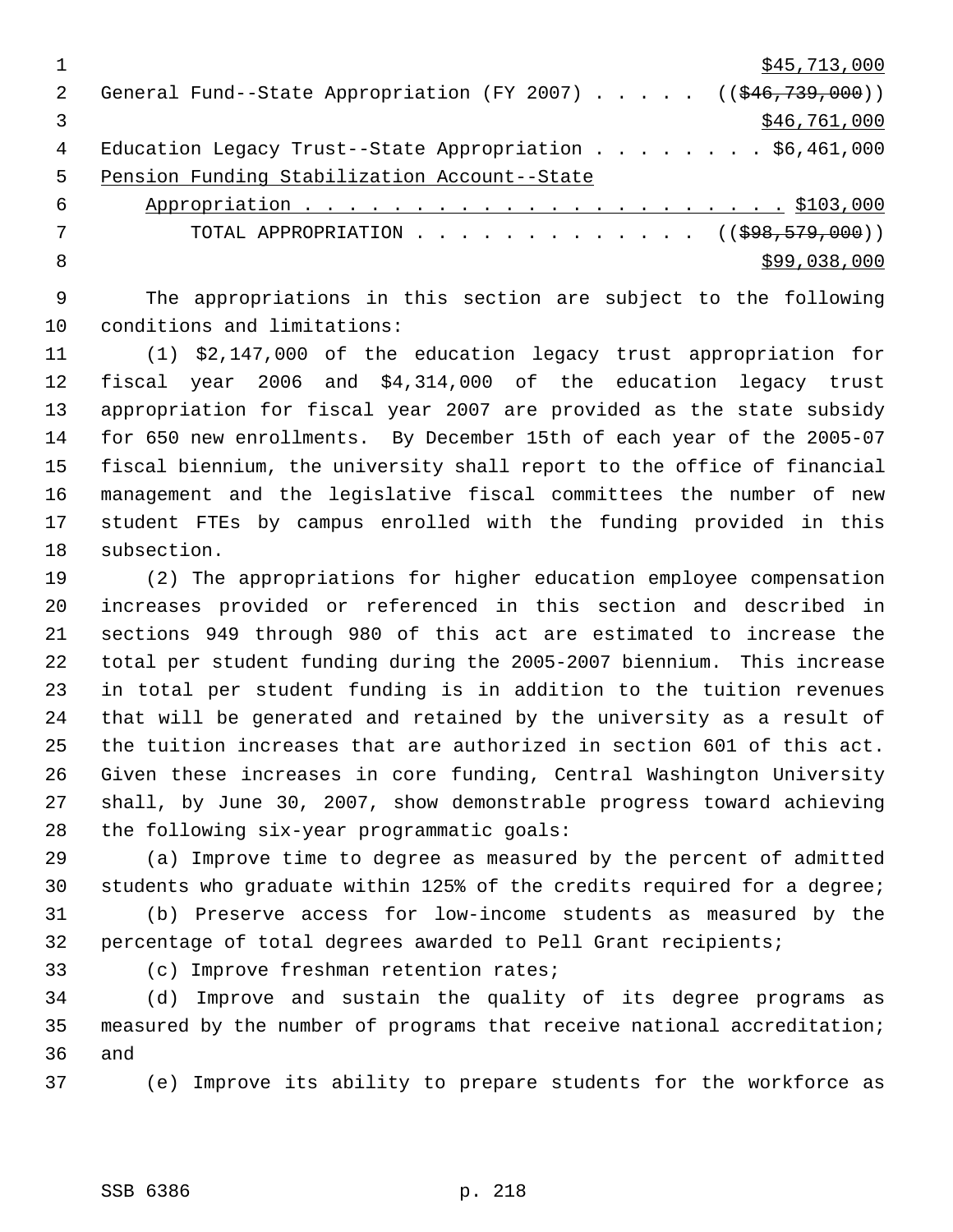$45,713,000

General Fund--State Appropriation (FY 2007) . . . . . (($46,739,000))
$46,761,000

Education Legacy Trust--State Appropriation . . . . . . . . $6,461,000

Pension Funding Stabilization Account--State Appropriation . . . . . . . . . . . . . . . . . . . . . . . $103,000

TOTAL APPROPRIATION . . . . . . . . . . . . . (($98,579,000))
$99,038,000

The appropriations in this section are subject to the following conditions and limitations:

(1) $2,147,000 of the education legacy trust appropriation for fiscal year 2006 and $4,314,000 of the education legacy trust appropriation for fiscal year 2007 are provided as the state subsidy for 650 new enrollments. By December 15th of each year of the 2005-07 fiscal biennium, the university shall report to the office of financial management and the legislative fiscal committees the number of new student FTEs by campus enrolled with the funding provided in this subsection.

(2) The appropriations for higher education employee compensation increases provided or referenced in this section and described in sections 949 through 980 of this act are estimated to increase the total per student funding during the 2005-2007 biennium. This increase in total per student funding is in addition to the tuition revenues that will be generated and retained by the university as a result of the tuition increases that are authorized in section 601 of this act. Given these increases in core funding, Central Washington University shall, by June 30, 2007, show demonstrable progress toward achieving the following six-year programmatic goals:

(a) Improve time to degree as measured by the percent of admitted students who graduate within 125% of the credits required for a degree;

(b) Preserve access for low-income students as measured by the percentage of total degrees awarded to Pell Grant recipients;

(c) Improve freshman retention rates;

(d) Improve and sustain the quality of its degree programs as measured by the number of programs that receive national accreditation; and

(e) Improve its ability to prepare students for the workforce as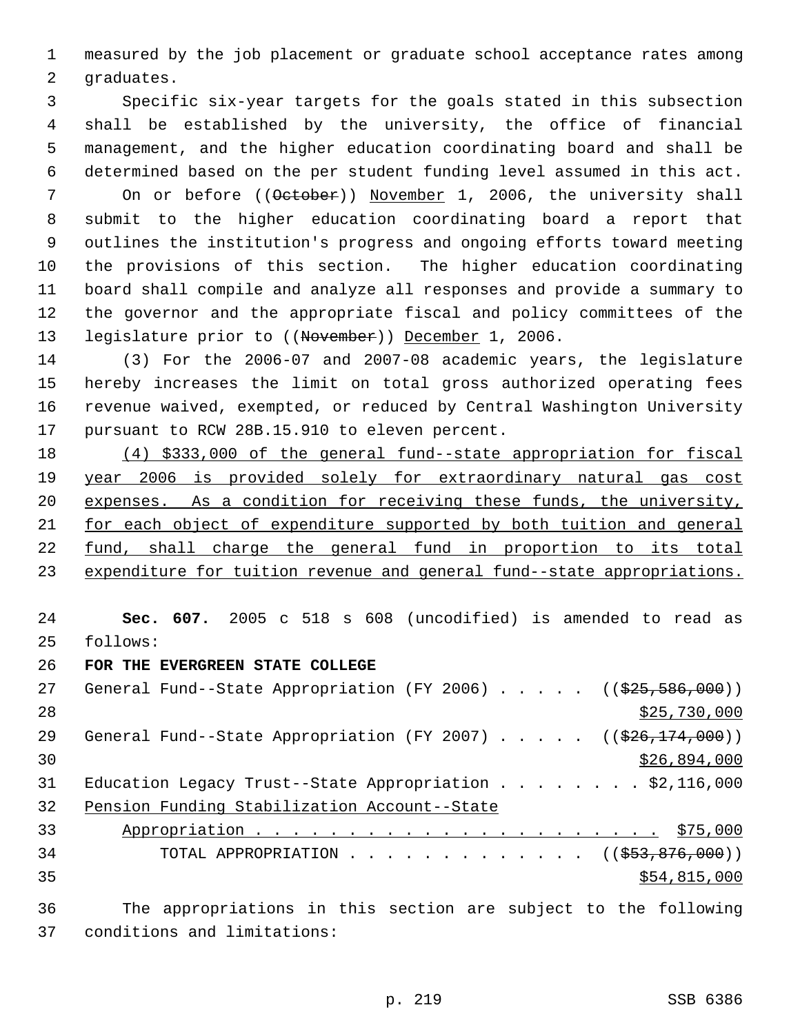measured by the job placement or graduate school acceptance rates among graduates.

Specific six-year targets for the goals stated in this subsection shall be established by the university, the office of financial management, and the higher education coordinating board and shall be determined based on the per student funding level assumed in this act.

On or before ((~~October~~)) November 1, 2006, the university shall submit to the higher education coordinating board a report that outlines the institution's progress and ongoing efforts toward meeting the provisions of this section. The higher education coordinating board shall compile and analyze all responses and provide a summary to the governor and the appropriate fiscal and policy committees of the legislature prior to ((~~November~~)) December 1, 2006.

(3) For the 2006-07 and 2007-08 academic years, the legislature hereby increases the limit on total gross authorized operating fees revenue waived, exempted, or reduced by Central Washington University pursuant to RCW 28B.15.910 to eleven percent.

(4) $333,000 of the general fund--state appropriation for fiscal year 2006 is provided solely for extraordinary natural gas cost expenses. As a condition for receiving these funds, the university, for each object of expenditure supported by both tuition and general fund, shall charge the general fund in proportion to its total expenditure for tuition revenue and general fund--state appropriations.

**Sec. 607.** 2005 c 518 s 608 (uncodified) is amended to read as follows:

**FOR THE EVERGREEN STATE COLLEGE**

General Fund--State Appropriation (FY 2006) . . . . . ((~~$25,586,000~~)) $25,730,000

General Fund--State Appropriation (FY 2007) . . . . . ((~~$26,174,000~~)) $26,894,000

Education Legacy Trust--State Appropriation . . . . . . . . $2,116,000

Pension Funding Stabilization Account--State Appropriation . . . . . . . . . . . . . . . . . . . . . . . $75,000

TOTAL APPROPRIATION . . . . . . . . . . . . . ((~~$53,876,000~~)) $54,815,000

The appropriations in this section are subject to the following conditions and limitations: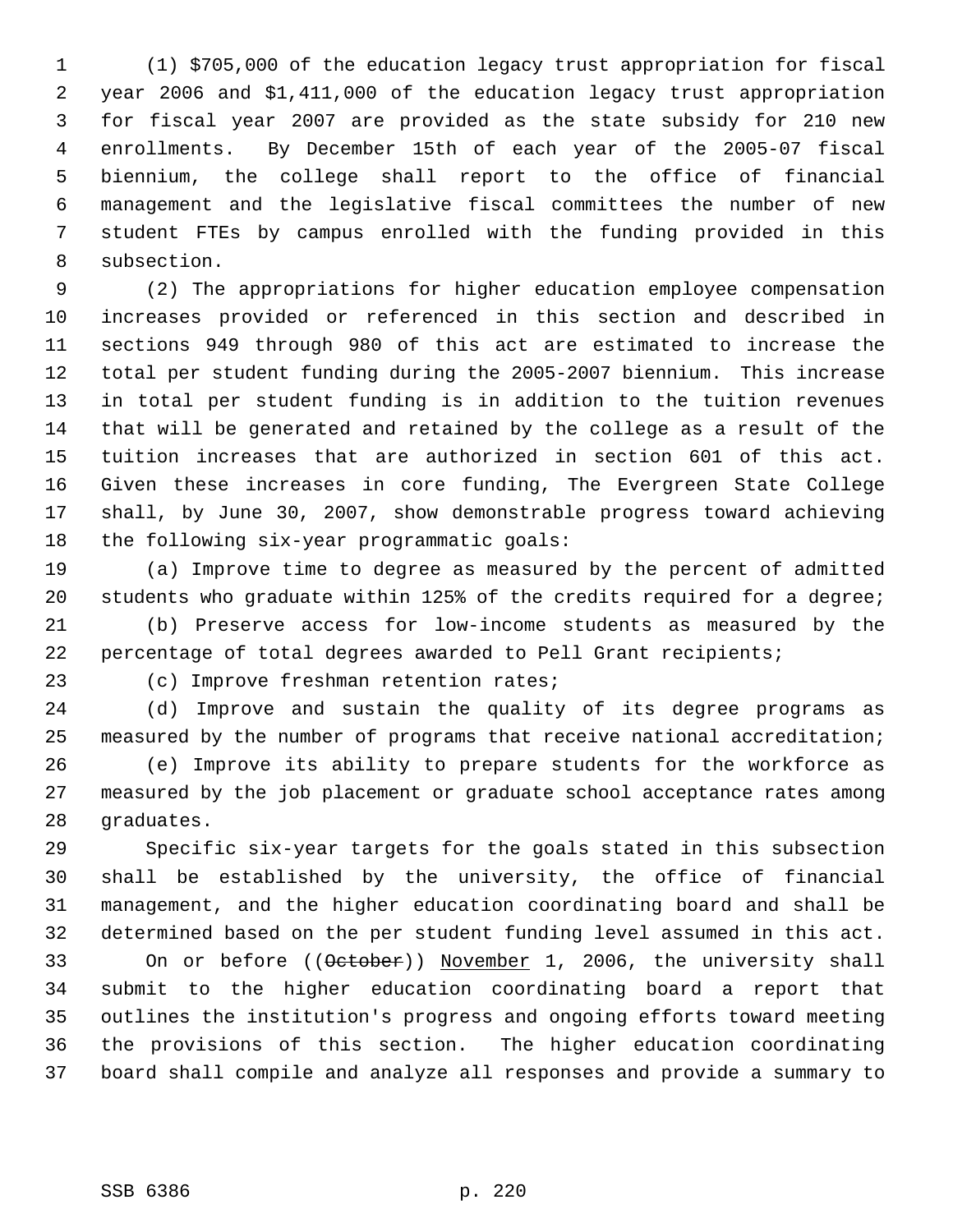(1) $705,000 of the education legacy trust appropriation for fiscal year 2006 and $1,411,000 of the education legacy trust appropriation for fiscal year 2007 are provided as the state subsidy for 210 new enrollments. By December 15th of each year of the 2005-07 fiscal biennium, the college shall report to the office of financial management and the legislative fiscal committees the number of new student FTEs by campus enrolled with the funding provided in this subsection.

(2) The appropriations for higher education employee compensation increases provided or referenced in this section and described in sections 949 through 980 of this act are estimated to increase the total per student funding during the 2005-2007 biennium. This increase in total per student funding is in addition to the tuition revenues that will be generated and retained by the college as a result of the tuition increases that are authorized in section 601 of this act. Given these increases in core funding, The Evergreen State College shall, by June 30, 2007, show demonstrable progress toward achieving the following six-year programmatic goals:

(a) Improve time to degree as measured by the percent of admitted students who graduate within 125% of the credits required for a degree;

(b) Preserve access for low-income students as measured by the percentage of total degrees awarded to Pell Grant recipients;

(c) Improve freshman retention rates;

(d) Improve and sustain the quality of its degree programs as measured by the number of programs that receive national accreditation;

(e) Improve its ability to prepare students for the workforce as measured by the job placement or graduate school acceptance rates among graduates.

Specific six-year targets for the goals stated in this subsection shall be established by the university, the office of financial management, and the higher education coordinating board and shall be determined based on the per student funding level assumed in this act. On or before ((~~October~~)) November 1, 2006, the university shall submit to the higher education coordinating board a report that outlines the institution's progress and ongoing efforts toward meeting the provisions of this section. The higher education coordinating board shall compile and analyze all responses and provide a summary to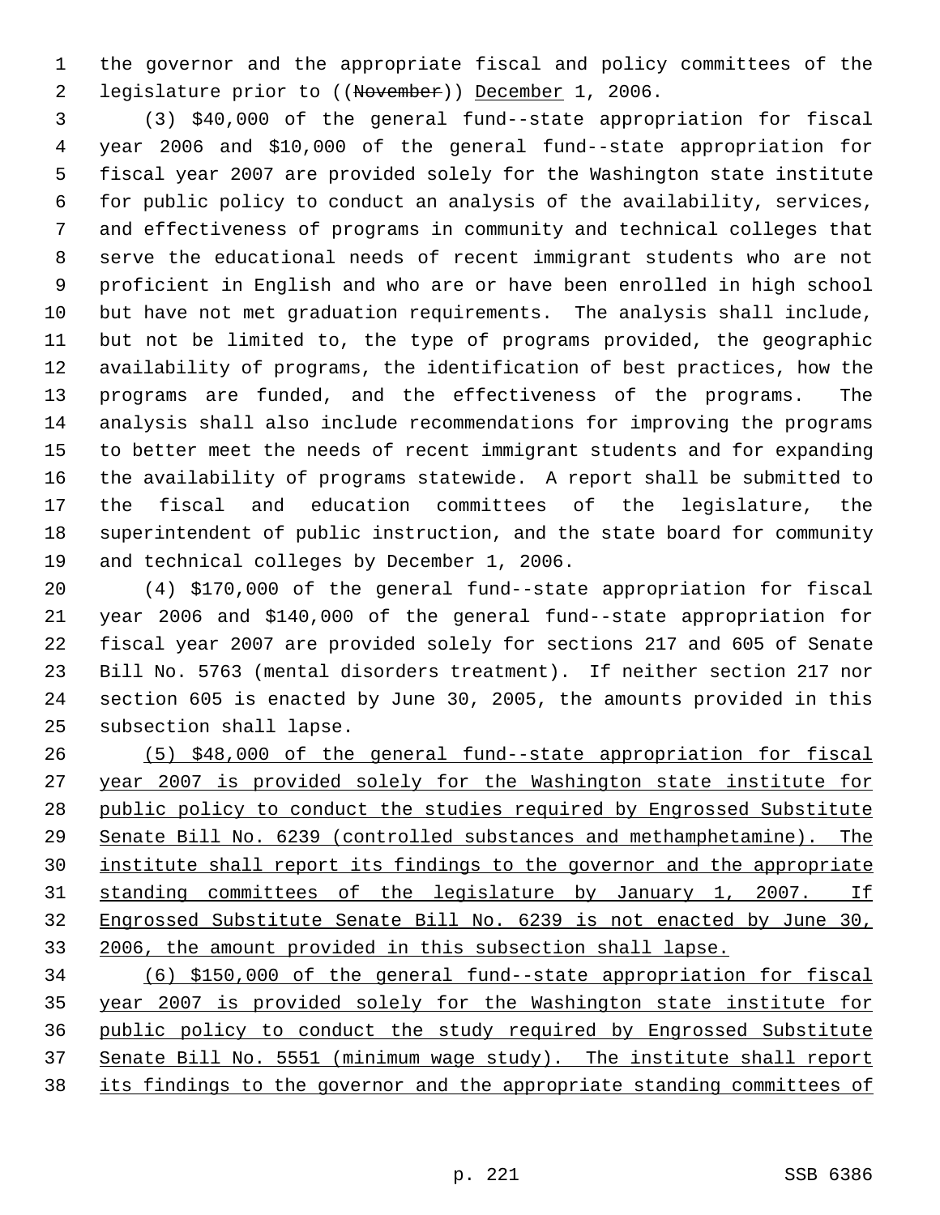the governor and the appropriate fiscal and policy committees of the legislature prior to ((~~November~~)) <u>December</u> 1, 2006.

(3) $40,000 of the general fund--state appropriation for fiscal year 2006 and $10,000 of the general fund--state appropriation for fiscal year 2007 are provided solely for the Washington state institute for public policy to conduct an analysis of the availability, services, and effectiveness of programs in community and technical colleges that serve the educational needs of recent immigrant students who are not proficient in English and who are or have been enrolled in high school but have not met graduation requirements. The analysis shall include, but not be limited to, the type of programs provided, the geographic availability of programs, the identification of best practices, how the programs are funded, and the effectiveness of the programs. The analysis shall also include recommendations for improving the programs to better meet the needs of recent immigrant students and for expanding the availability of programs statewide. A report shall be submitted to the fiscal and education committees of the legislature, the superintendent of public instruction, and the state board for community and technical colleges by December 1, 2006.

(4) $170,000 of the general fund--state appropriation for fiscal year 2006 and $140,000 of the general fund--state appropriation for fiscal year 2007 are provided solely for sections 217 and 605 of Senate Bill No. 5763 (mental disorders treatment). If neither section 217 nor section 605 is enacted by June 30, 2005, the amounts provided in this subsection shall lapse.

<u>(5) $48,000 of the general fund--state appropriation for fiscal year 2007 is provided solely for the Washington state institute for public policy to conduct the studies required by Engrossed Substitute Senate Bill No. 6239 (controlled substances and methamphetamine). The institute shall report its findings to the governor and the appropriate standing committees of the legislature by January 1, 2007. If Engrossed Substitute Senate Bill No. 6239 is not enacted by June 30, 2006, the amount provided in this subsection shall lapse.</u>

<u>(6) $150,000 of the general fund--state appropriation for fiscal year 2007 is provided solely for the Washington state institute for public policy to conduct the study required by Engrossed Substitute Senate Bill No. 5551 (minimum wage study). The institute shall report its findings to the governor and the appropriate standing committees of</u>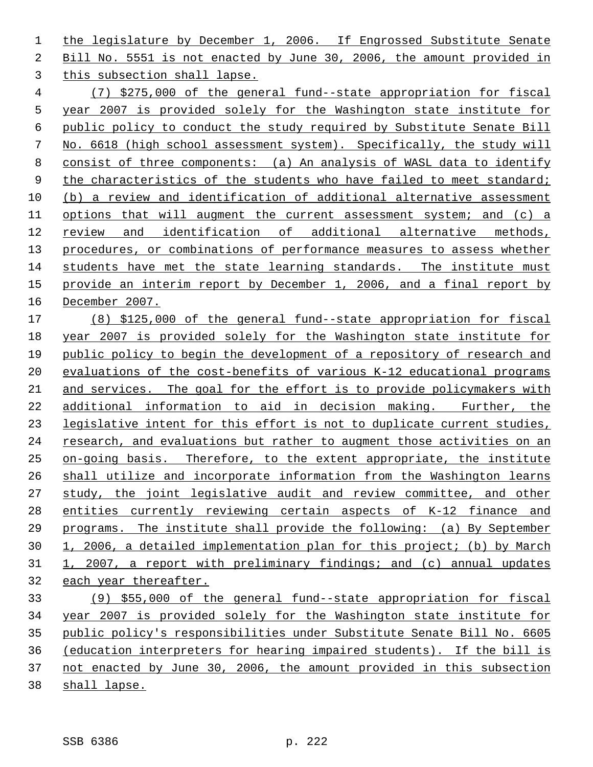the legislature by December 1, 2006. If Engrossed Substitute Senate Bill No. 5551 is not enacted by June 30, 2006, the amount provided in this subsection shall lapse.

(7) $275,000 of the general fund--state appropriation for fiscal year 2007 is provided solely for the Washington state institute for public policy to conduct the study required by Substitute Senate Bill No. 6618 (high school assessment system). Specifically, the study will consist of three components: (a) An analysis of WASL data to identify the characteristics of the students who have failed to meet standard; (b) a review and identification of additional alternative assessment options that will augment the current assessment system; and (c) a review and identification of additional alternative methods, procedures, or combinations of performance measures to assess whether students have met the state learning standards. The institute must provide an interim report by December 1, 2006, and a final report by December 2007.

(8) $125,000 of the general fund--state appropriation for fiscal year 2007 is provided solely for the Washington state institute for public policy to begin the development of a repository of research and evaluations of the cost-benefits of various K-12 educational programs and services. The goal for the effort is to provide policymakers with additional information to aid in decision making. Further, the legislative intent for this effort is not to duplicate current studies, research, and evaluations but rather to augment those activities on an on-going basis. Therefore, to the extent appropriate, the institute shall utilize and incorporate information from the Washington learns study, the joint legislative audit and review committee, and other entities currently reviewing certain aspects of K-12 finance and programs. The institute shall provide the following: (a) By September 1, 2006, a detailed implementation plan for this project; (b) by March 1, 2007, a report with preliminary findings; and (c) annual updates each year thereafter.

(9) $55,000 of the general fund--state appropriation for fiscal year 2007 is provided solely for the Washington state institute for public policy's responsibilities under Substitute Senate Bill No. 6605 (education interpreters for hearing impaired students). If the bill is not enacted by June 30, 2006, the amount provided in this subsection shall lapse.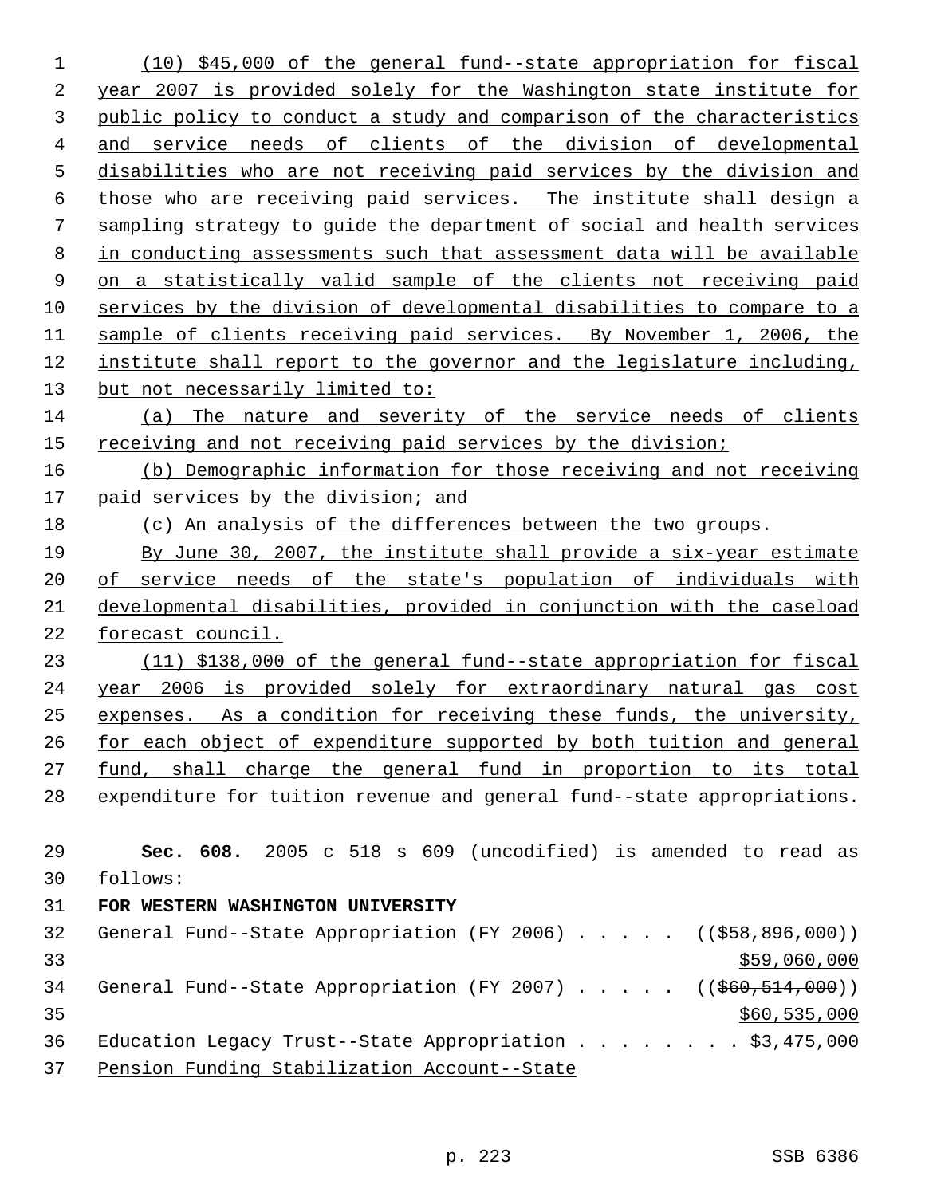(10) $45,000 of the general fund--state appropriation for fiscal year 2007 is provided solely for the Washington state institute for public policy to conduct a study and comparison of the characteristics and service needs of clients of the division of developmental disabilities who are not receiving paid services by the division and those who are receiving paid services. The institute shall design a sampling strategy to guide the department of social and health services in conducting assessments such that assessment data will be available on a statistically valid sample of the clients not receiving paid services by the division of developmental disabilities to compare to a sample of clients receiving paid services. By November 1, 2006, the institute shall report to the governor and the legislature including, but not necessarily limited to:

(a) The nature and severity of the service needs of clients receiving and not receiving paid services by the division;

(b) Demographic information for those receiving and not receiving paid services by the division; and

(c) An analysis of the differences between the two groups.

By June 30, 2007, the institute shall provide a six-year estimate of service needs of the state's population of individuals with developmental disabilities, provided in conjunction with the caseload forecast council.

(11) $138,000 of the general fund--state appropriation for fiscal year 2006 is provided solely for extraordinary natural gas cost expenses. As a condition for receiving these funds, the university, for each object of expenditure supported by both tuition and general fund, shall charge the general fund in proportion to its total expenditure for tuition revenue and general fund--state appropriations.

**Sec. 608.** 2005 c 518 s 609 (uncodified) is amended to read as follows:

**FOR WESTERN WASHINGTON UNIVERSITY**

General Fund--State Appropriation (FY 2006) . . . . . (($58,896,000)) $59,060,000

General Fund--State Appropriation (FY 2007) . . . . . (($60,514,000)) $60,535,000

Education Legacy Trust--State Appropriation . . . . . . . . $3,475,000

Pension Funding Stabilization Account--State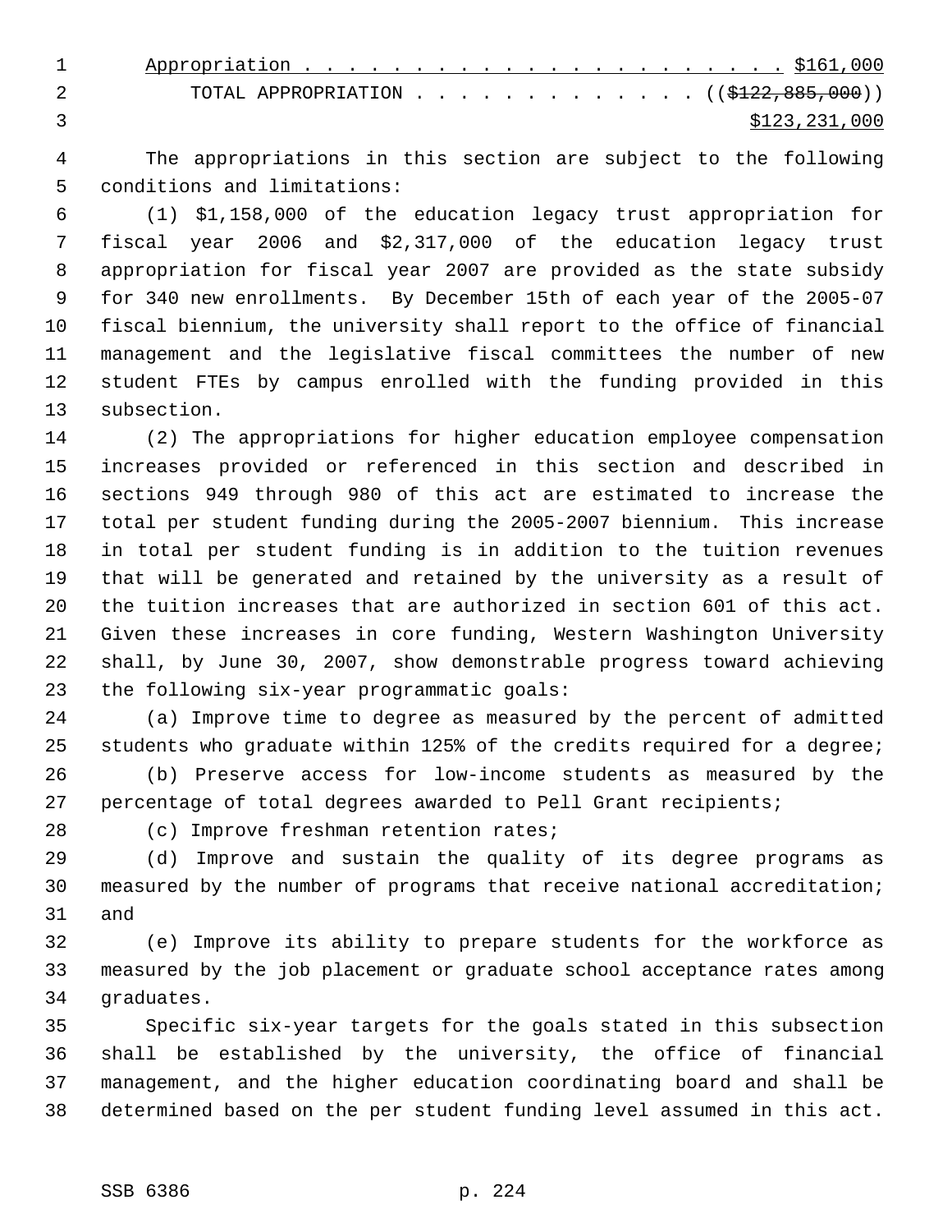Appropriation . . . . . . . . . . . . . . . . . . . . . . $161,000

TOTAL APPROPRIATION . . . . . . . . . . . . . ((~~$122,885,000~~))
$123,231,000

The appropriations in this section are subject to the following conditions and limitations:

(1) $1,158,000 of the education legacy trust appropriation for fiscal year 2006 and $2,317,000 of the education legacy trust appropriation for fiscal year 2007 are provided as the state subsidy for 340 new enrollments. By December 15th of each year of the 2005-07 fiscal biennium, the university shall report to the office of financial management and the legislative fiscal committees the number of new student FTEs by campus enrolled with the funding provided in this subsection.

(2) The appropriations for higher education employee compensation increases provided or referenced in this section and described in sections 949 through 980 of this act are estimated to increase the total per student funding during the 2005-2007 biennium. This increase in total per student funding is in addition to the tuition revenues that will be generated and retained by the university as a result of the tuition increases that are authorized in section 601 of this act. Given these increases in core funding, Western Washington University shall, by June 30, 2007, show demonstrable progress toward achieving the following six-year programmatic goals:

(a) Improve time to degree as measured by the percent of admitted students who graduate within 125% of the credits required for a degree;

(b) Preserve access for low-income students as measured by the percentage of total degrees awarded to Pell Grant recipients;

(c) Improve freshman retention rates;

(d) Improve and sustain the quality of its degree programs as measured by the number of programs that receive national accreditation; and

(e) Improve its ability to prepare students for the workforce as measured by the job placement or graduate school acceptance rates among graduates.

Specific six-year targets for the goals stated in this subsection shall be established by the university, the office of financial management, and the higher education coordinating board and shall be determined based on the per student funding level assumed in this act.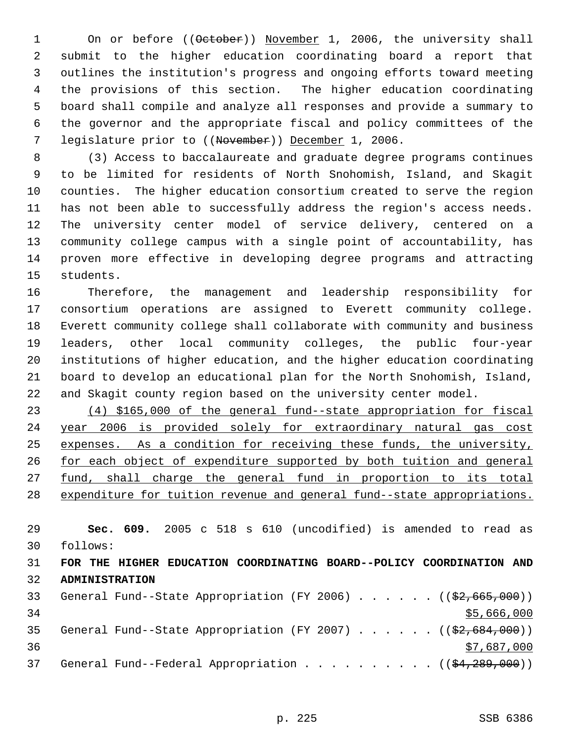On or before ((~~October~~)) November 1, 2006, the university shall submit to the higher education coordinating board a report that outlines the institution's progress and ongoing efforts toward meeting the provisions of this section. The higher education coordinating board shall compile and analyze all responses and provide a summary to the governor and the appropriate fiscal and policy committees of the legislature prior to ((~~November~~)) December 1, 2006.

(3) Access to baccalaureate and graduate degree programs continues to be limited for residents of North Snohomish, Island, and Skagit counties. The higher education consortium created to serve the region has not been able to successfully address the region's access needs. The university center model of service delivery, centered on a community college campus with a single point of accountability, has proven more effective in developing degree programs and attracting students.

Therefore, the management and leadership responsibility for consortium operations are assigned to Everett community college. Everett community college shall collaborate with community and business leaders, other local community colleges, the public four-year institutions of higher education, and the higher education coordinating board to develop an educational plan for the North Snohomish, Island, and Skagit county region based on the university center model.

(4) $165,000 of the general fund--state appropriation for fiscal year 2006 is provided solely for extraordinary natural gas cost expenses. As a condition for receiving these funds, the university, for each object of expenditure supported by both tuition and general fund, shall charge the general fund in proportion to its total expenditure for tuition revenue and general fund--state appropriations.

**Sec. 609.** 2005 c 518 s 610 (uncodified) is amended to read as follows:

**FOR THE HIGHER EDUCATION COORDINATING BOARD--POLICY COORDINATION AND ADMINISTRATION**

General Fund--State Appropriation (FY 2006) . . . . . . ((~~$2,665,000~~))
$5,666,000

General Fund--State Appropriation (FY 2007) . . . . . . ((~~$2,684,000~~))
$7,687,000

General Fund--Federal Appropriation . . . . . . . . . . ((~~$4,289,000~~))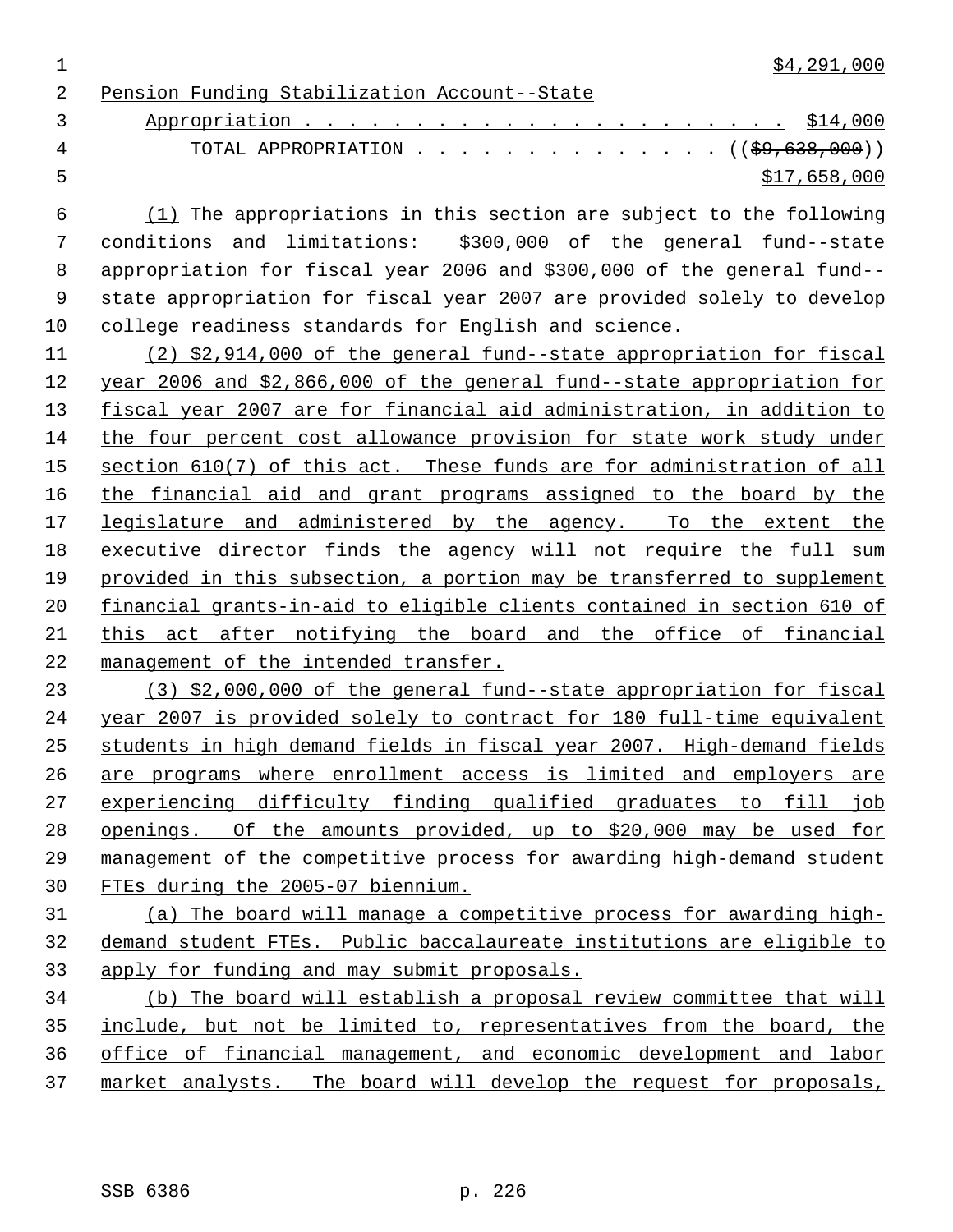$4,291,000

Pension Funding Stabilization Account--State Appropriation . . . . . . . . . . . . . . . . . . . . . . $14,000

TOTAL APPROPRIATION . . . . . . . . . . . . . . (($9,638,000)) $17,658,000

(1) The appropriations in this section are subject to the following conditions and limitations: $300,000 of the general fund--state appropriation for fiscal year 2006 and $300,000 of the general fund--state appropriation for fiscal year 2007 are provided solely to develop college readiness standards for English and science.

(2) $2,914,000 of the general fund--state appropriation for fiscal year 2006 and $2,866,000 of the general fund--state appropriation for fiscal year 2007 are for financial aid administration, in addition to the four percent cost allowance provision for state work study under section 610(7) of this act. These funds are for administration of all the financial aid and grant programs assigned to the board by the legislature and administered by the agency. To the extent the executive director finds the agency will not require the full sum provided in this subsection, a portion may be transferred to supplement financial grants-in-aid to eligible clients contained in section 610 of this act after notifying the board and the office of financial management of the intended transfer.

(3) $2,000,000 of the general fund--state appropriation for fiscal year 2007 is provided solely to contract for 180 full-time equivalent students in high demand fields in fiscal year 2007. High-demand fields are programs where enrollment access is limited and employers are experiencing difficulty finding qualified graduates to fill job openings. Of the amounts provided, up to $20,000 may be used for management of the competitive process for awarding high-demand student FTEs during the 2005-07 biennium.

(a) The board will manage a competitive process for awarding high-demand student FTEs. Public baccalaureate institutions are eligible to apply for funding and may submit proposals.

(b) The board will establish a proposal review committee that will include, but not be limited to, representatives from the board, the office of financial management, and economic development and labor market analysts. The board will develop the request for proposals,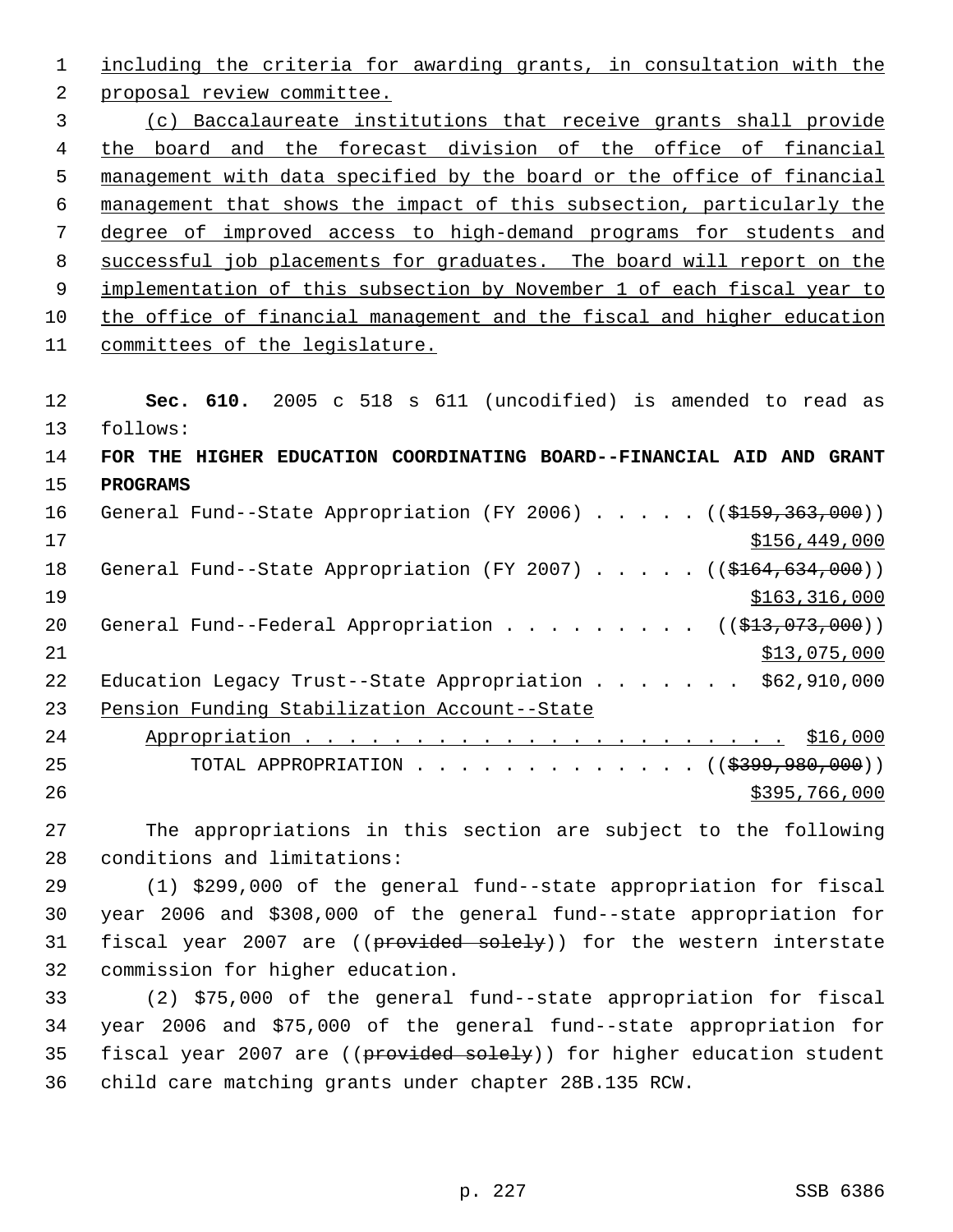including the criteria for awarding grants, in consultation with the proposal review committee.

(c) Baccalaureate institutions that receive grants shall provide the board and the forecast division of the office of financial management with data specified by the board or the office of financial management that shows the impact of this subsection, particularly the degree of improved access to high-demand programs for students and successful job placements for graduates. The board will report on the implementation of this subsection by November 1 of each fiscal year to the office of financial management and the fiscal and higher education committees of the legislature.

**Sec. 610.** 2005 c 518 s 611 (uncodified) is amended to read as follows:

**FOR THE HIGHER EDUCATION COORDINATING BOARD--FINANCIAL AID AND GRANT PROGRAMS**

General Fund--State Appropriation (FY 2006) . . . . . ((~~$159,363,000~~)) $156,449,000

General Fund--State Appropriation (FY 2007) . . . . . ((~~$164,634,000~~)) $163,316,000

General Fund--Federal Appropriation . . . . . . . . . ((~~$13,073,000~~)) $13,075,000

Education Legacy Trust--State Appropriation . . . . . . . $62,910,000

Pension Funding Stabilization Account--State Appropriation . . . . . . . . . . . . . . . . . . . . . . $16,000

TOTAL APPROPRIATION . . . . . . . . . . . . . ((~~$399,980,000~~)) $395,766,000

The appropriations in this section are subject to the following conditions and limitations:

(1) $299,000 of the general fund--state appropriation for fiscal year 2006 and $308,000 of the general fund--state appropriation for fiscal year 2007 are ((~~provided solely~~)) for the western interstate commission for higher education.

(2) $75,000 of the general fund--state appropriation for fiscal year 2006 and $75,000 of the general fund--state appropriation for fiscal year 2007 are ((~~provided solely~~)) for higher education student child care matching grants under chapter 28B.135 RCW.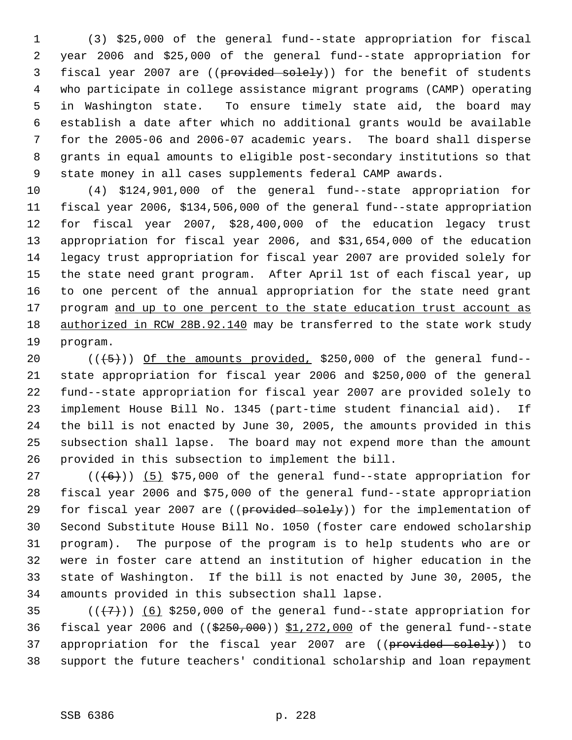(3) $25,000 of the general fund--state appropriation for fiscal year 2006 and $25,000 of the general fund--state appropriation for fiscal year 2007 are ((~~provided solely~~)) for the benefit of students who participate in college assistance migrant programs (CAMP) operating in Washington state. To ensure timely state aid, the board may establish a date after which no additional grants would be available for the 2005-06 and 2006-07 academic years. The board shall disperse grants in equal amounts to eligible post-secondary institutions so that state money in all cases supplements federal CAMP awards.

(4) $124,901,000 of the general fund--state appropriation for fiscal year 2006, $134,506,000 of the general fund--state appropriation for fiscal year 2007, $28,400,000 of the education legacy trust appropriation for fiscal year 2006, and $31,654,000 of the education legacy trust appropriation for fiscal year 2007 are provided solely for the state need grant program. After April 1st of each fiscal year, up to one percent of the annual appropriation for the state need grant program <u>and up to one percent to the state education trust account as authorized in RCW 28B.92.140</u> may be transferred to the state work study program.

((~~(5)~~)) <u>Of the amounts provided,</u> $250,000 of the general fund--state appropriation for fiscal year 2006 and $250,000 of the general fund--state appropriation for fiscal year 2007 are provided solely to implement House Bill No. 1345 (part-time student financial aid). If the bill is not enacted by June 30, 2005, the amounts provided in this subsection shall lapse. The board may not expend more than the amount provided in this subsection to implement the bill.

((~~(6)~~)) <u>(5)</u> $75,000 of the general fund--state appropriation for fiscal year 2006 and $75,000 of the general fund--state appropriation for fiscal year 2007 are ((~~provided solely~~)) for the implementation of Second Substitute House Bill No. 1050 (foster care endowed scholarship program). The purpose of the program is to help students who are or were in foster care attend an institution of higher education in the state of Washington. If the bill is not enacted by June 30, 2005, the amounts provided in this subsection shall lapse.

((~~(7)~~)) <u>(6)</u> $250,000 of the general fund--state appropriation for fiscal year 2006 and ((~~$250,000~~)) <u>$1,272,000</u> of the general fund--state appropriation for the fiscal year 2007 are ((~~provided solely~~)) to support the future teachers' conditional scholarship and loan repayment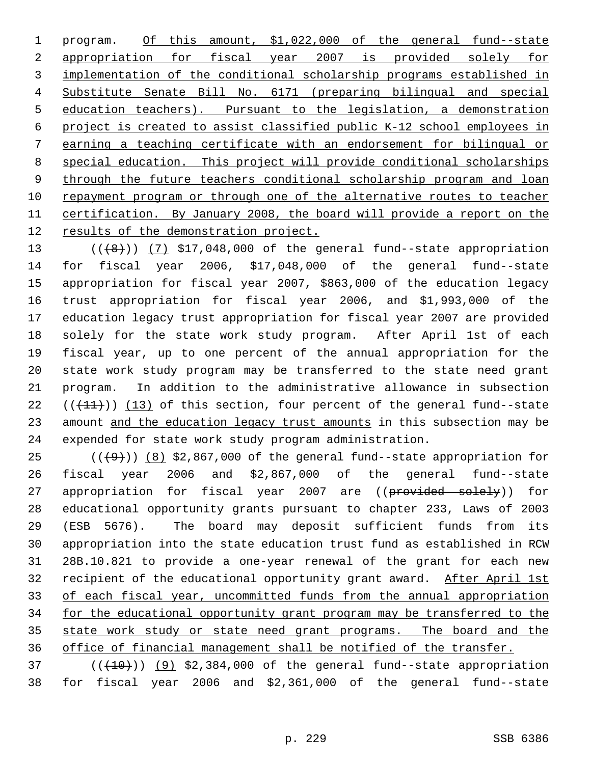program. Of this amount, $1,022,000 of the general fund--state appropriation for fiscal year 2007 is provided solely for implementation of the conditional scholarship programs established in Substitute Senate Bill No. 6171 (preparing bilingual and special education teachers). Pursuant to the legislation, a demonstration project is created to assist classified public K-12 school employees in earning a teaching certificate with an endorsement for bilingual or special education. This project will provide conditional scholarships through the future teachers conditional scholarship program and loan repayment program or through one of the alternative routes to teacher certification. By January 2008, the board will provide a report on the results of the demonstration project.

(((8))) (7) $17,048,000 of the general fund--state appropriation for fiscal year 2006, $17,048,000 of the general fund--state appropriation for fiscal year 2007, $863,000 of the education legacy trust appropriation for fiscal year 2006, and $1,993,000 of the education legacy trust appropriation for fiscal year 2007 are provided solely for the state work study program. After April 1st of each fiscal year, up to one percent of the annual appropriation for the state work study program may be transferred to the state need grant program. In addition to the administrative allowance in subsection (((11))) (13) of this section, four percent of the general fund--state amount and the education legacy trust amounts in this subsection may be expended for state work study program administration.

(((9))) (8) $2,867,000 of the general fund--state appropriation for fiscal year 2006 and $2,867,000 of the general fund--state appropriation for fiscal year 2007 are ((~~provided solely~~)) for educational opportunity grants pursuant to chapter 233, Laws of 2003 (ESB 5676). The board may deposit sufficient funds from its appropriation into the state education trust fund as established in RCW 28B.10.821 to provide a one-year renewal of the grant for each new recipient of the educational opportunity grant award. After April 1st of each fiscal year, uncommitted funds from the annual appropriation for the educational opportunity grant program may be transferred to the state work study or state need grant programs. The board and the office of financial management shall be notified of the transfer.

(((10))) (9) $2,384,000 of the general fund--state appropriation for fiscal year 2006 and $2,361,000 of the general fund--state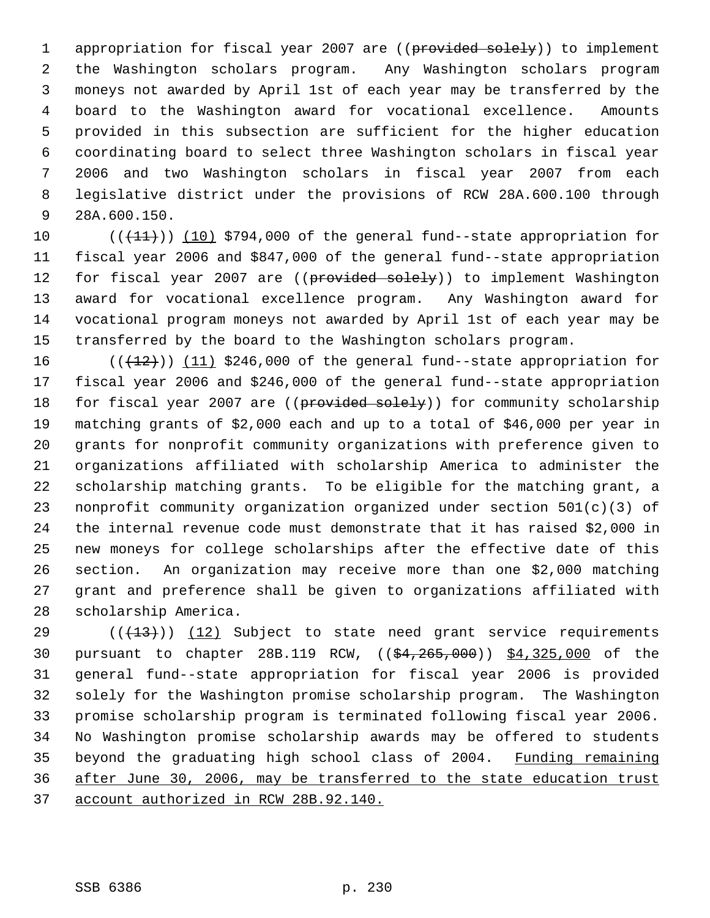appropriation for fiscal year 2007 are ((~~provided solely~~)) to implement the Washington scholars program. Any Washington scholars program moneys not awarded by April 1st of each year may be transferred by the board to the Washington award for vocational excellence. Amounts provided in this subsection are sufficient for the higher education coordinating board to select three Washington scholars in fiscal year 2006 and two Washington scholars in fiscal year 2007 from each legislative district under the provisions of RCW 28A.600.100 through 28A.600.150.

((~~(11)~~)) <u>(10)</u> $794,000 of the general fund--state appropriation for fiscal year 2006 and $847,000 of the general fund--state appropriation for fiscal year 2007 are ((~~provided solely~~)) to implement Washington award for vocational excellence program. Any Washington award for vocational program moneys not awarded by April 1st of each year may be transferred by the board to the Washington scholars program.

((~~(12)~~)) <u>(11)</u> $246,000 of the general fund--state appropriation for fiscal year 2006 and $246,000 of the general fund--state appropriation for fiscal year 2007 are ((~~provided solely~~)) for community scholarship matching grants of $2,000 each and up to a total of $46,000 per year in grants for nonprofit community organizations with preference given to organizations affiliated with scholarship America to administer the scholarship matching grants. To be eligible for the matching grant, a nonprofit community organization organized under section 501(c)(3) of the internal revenue code must demonstrate that it has raised $2,000 in new moneys for college scholarships after the effective date of this section. An organization may receive more than one $2,000 matching grant and preference shall be given to organizations affiliated with scholarship America.

((~~(13)~~)) <u>(12)</u> Subject to state need grant service requirements pursuant to chapter 28B.119 RCW, ((~~$4,265,000~~)) <u>$4,325,000</u> of the general fund--state appropriation for fiscal year 2006 is provided solely for the Washington promise scholarship program. The Washington promise scholarship program is terminated following fiscal year 2006. No Washington promise scholarship awards may be offered to students beyond the graduating high school class of 2004. <u>Funding remaining after June 30, 2006, may be transferred to the state education trust account authorized in RCW 28B.92.140.</u>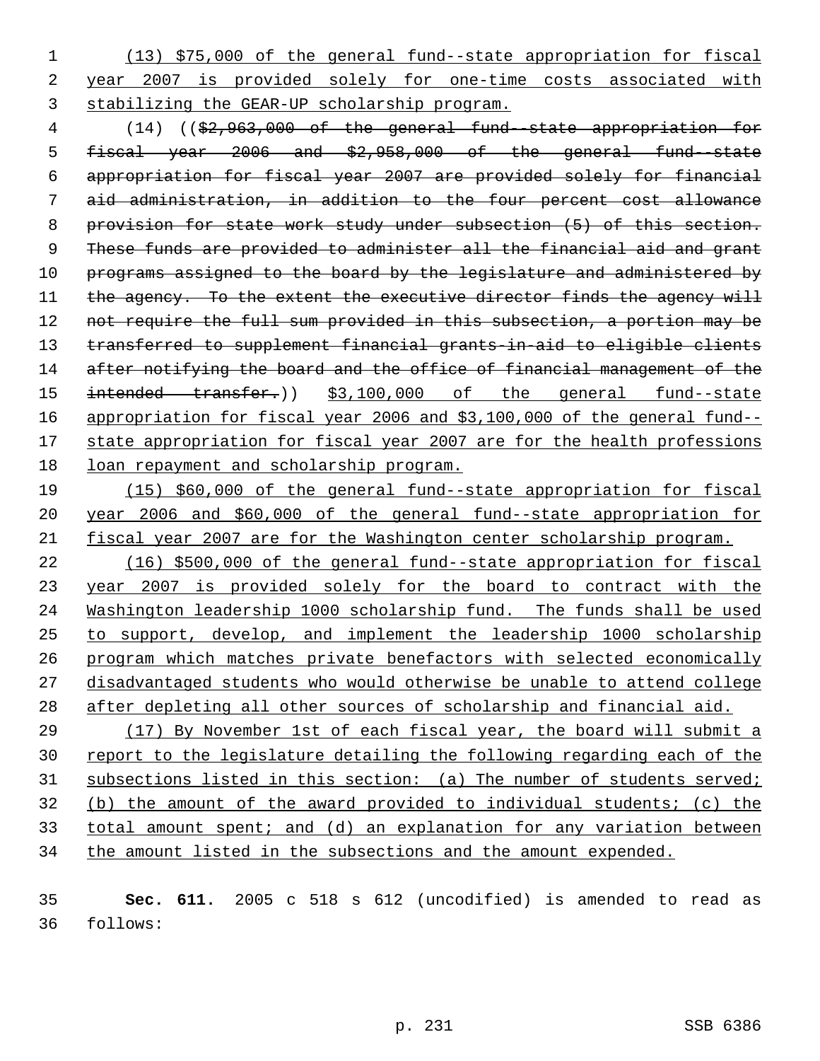(13) $75,000 of the general fund--state appropriation for fiscal year 2007 is provided solely for one-time costs associated with stabilizing the GEAR-UP scholarship program.

(14) (($2,963,000 of the general fund--state appropriation for fiscal year 2006 and $2,958,000 of the general fund--state appropriation for fiscal year 2007 are provided solely for financial aid administration, in addition to the four percent cost allowance provision for state work study under subsection (5) of this section. These funds are provided to administer all the financial aid and grant programs assigned to the board by the legislature and administered by the agency. To the extent the executive director finds the agency will not require the full sum provided in this subsection, a portion may be transferred to supplement financial grants-in-aid to eligible clients after notifying the board and the office of financial management of the intended transfer.)) $3,100,000 of the general fund--state appropriation for fiscal year 2006 and $3,100,000 of the general fund--state appropriation for fiscal year 2007 are for the health professions loan repayment and scholarship program.

(15) $60,000 of the general fund--state appropriation for fiscal year 2006 and $60,000 of the general fund--state appropriation for fiscal year 2007 are for the Washington center scholarship program.

(16) $500,000 of the general fund--state appropriation for fiscal year 2007 is provided solely for the board to contract with the Washington leadership 1000 scholarship fund. The funds shall be used to support, develop, and implement the leadership 1000 scholarship program which matches private benefactors with selected economically disadvantaged students who would otherwise be unable to attend college after depleting all other sources of scholarship and financial aid.

(17) By November 1st of each fiscal year, the board will submit a report to the legislature detailing the following regarding each of the subsections listed in this section: (a) The number of students served; (b) the amount of the award provided to individual students; (c) the total amount spent; and (d) an explanation for any variation between the amount listed in the subsections and the amount expended.

**Sec. 611.** 2005 c 518 s 612 (uncodified) is amended to read as follows: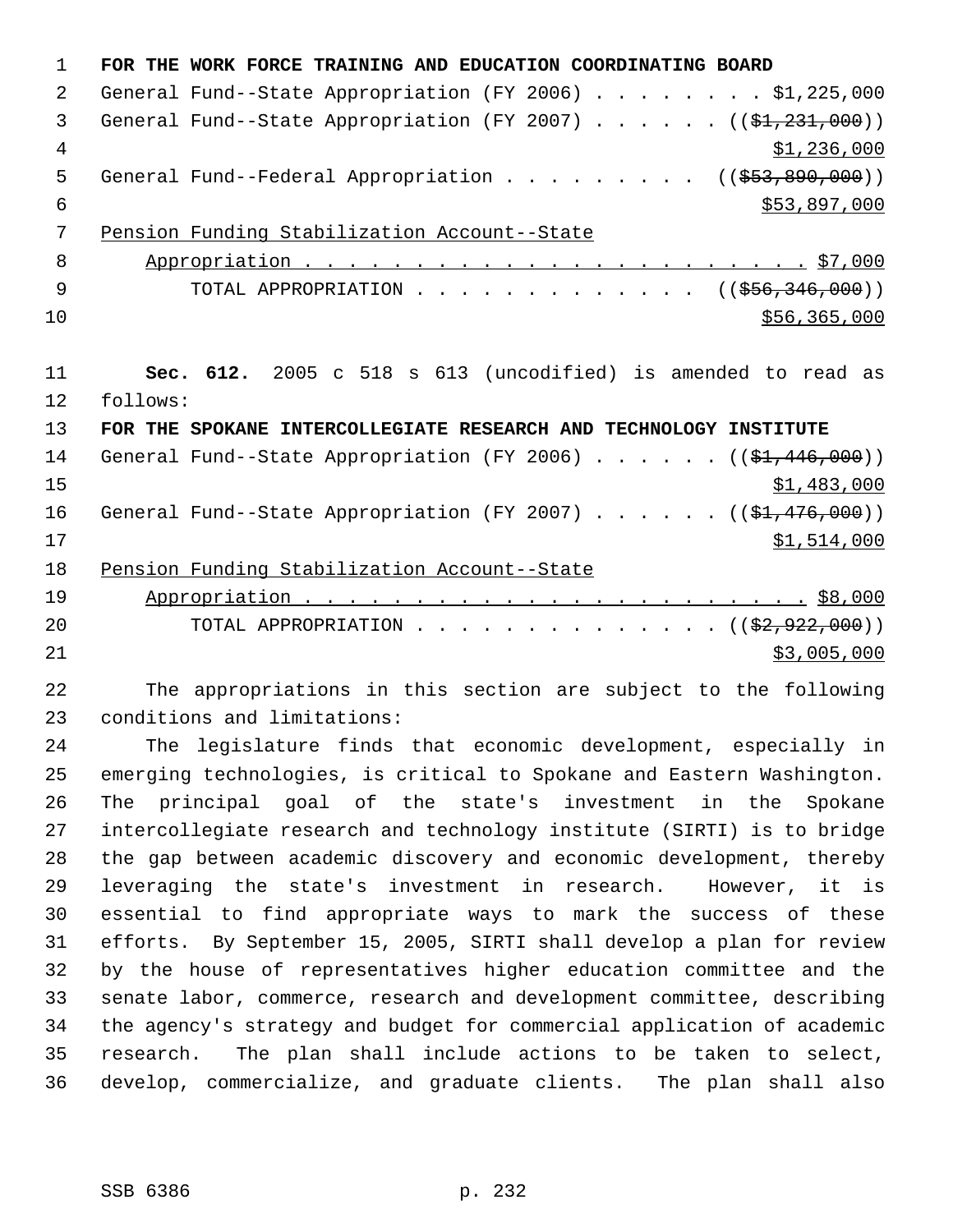**FOR THE WORK FORCE TRAINING AND EDUCATION COORDINATING BOARD**

General Fund--State Appropriation (FY 2006) . . . . . . . . $1,225,000

General Fund--State Appropriation (FY 2007) . . . . . . (($1,231,000)) $1,236,000

General Fund--Federal Appropriation . . . . . . . . . (($53,890,000)) $53,897,000

Pension Funding Stabilization Account--State Appropriation . . . . . . . . . . . . . . . . . . . . . . . . $7,000

TOTAL APPROPRIATION . . . . . . . . . . . . . (($56,346,000)) $56,365,000

**Sec. 612.** 2005 c 518 s 613 (uncodified) is amended to read as follows:

**FOR THE SPOKANE INTERCOLLEGIATE RESEARCH AND TECHNOLOGY INSTITUTE**

General Fund--State Appropriation (FY 2006) . . . . . . (($1,446,000)) $1,483,000

General Fund--State Appropriation (FY 2007) . . . . . . (($1,476,000)) $1,514,000

Pension Funding Stabilization Account--State Appropriation . . . . . . . . . . . . . . . . . . . . . . . . $8,000

TOTAL APPROPRIATION . . . . . . . . . . . . . . (($2,922,000)) $3,005,000

The appropriations in this section are subject to the following conditions and limitations:

The legislature finds that economic development, especially in emerging technologies, is critical to Spokane and Eastern Washington. The principal goal of the state's investment in the Spokane intercollegiate research and technology institute (SIRTI) is to bridge the gap between academic discovery and economic development, thereby leveraging the state's investment in research. However, it is essential to find appropriate ways to mark the success of these efforts. By September 15, 2005, SIRTI shall develop a plan for review by the house of representatives higher education committee and the senate labor, commerce, research and development committee, describing the agency's strategy and budget for commercial application of academic research. The plan shall include actions to be taken to select, develop, commercialize, and graduate clients. The plan shall also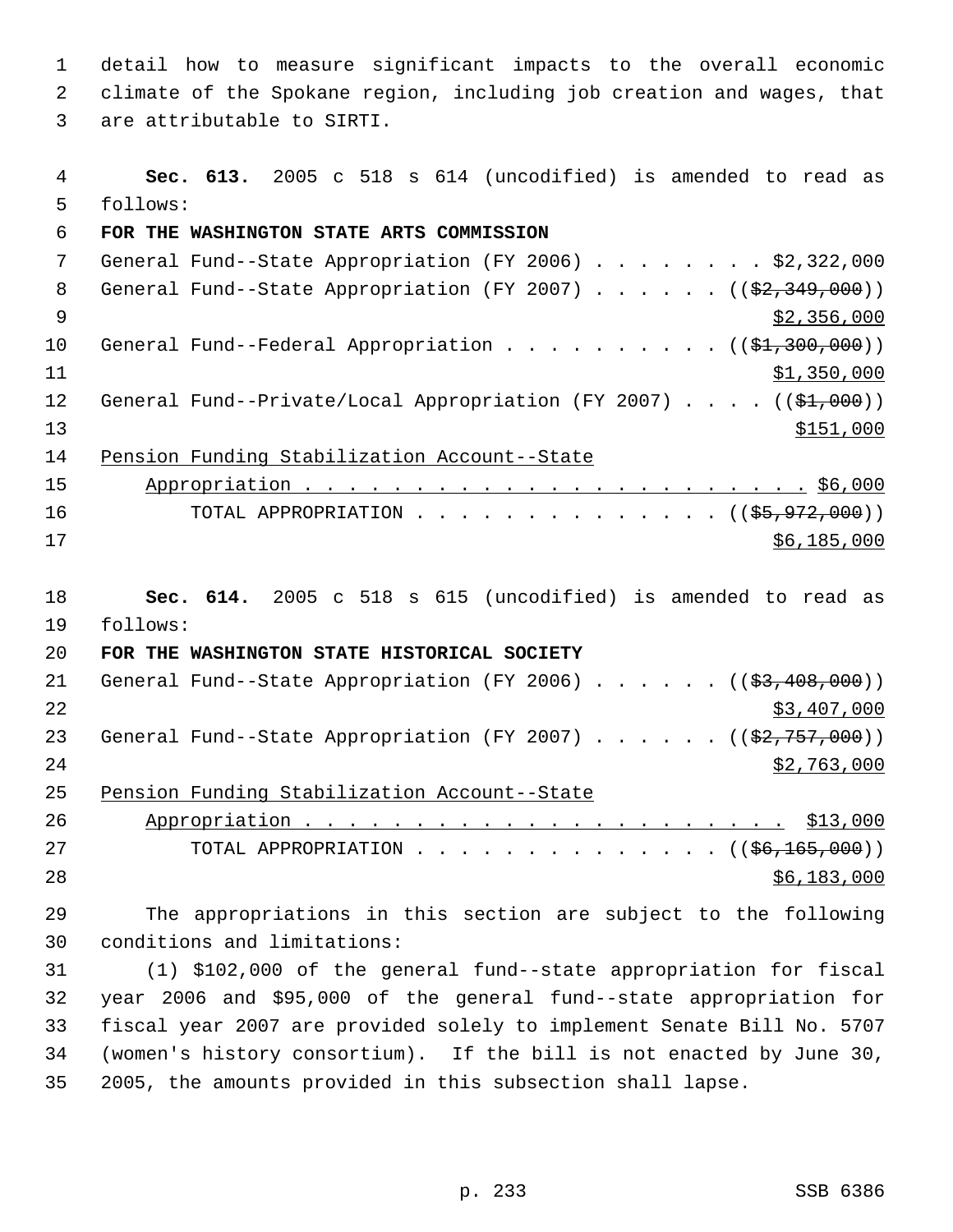detail how to measure significant impacts to the overall economic climate of the Spokane region, including job creation and wages, that are attributable to SIRTI.

**Sec. 613.** 2005 c 518 s 614 (uncodified) is amended to read as follows:

**FOR THE WASHINGTON STATE ARTS COMMISSION**

General Fund--State Appropriation (FY 2006) . . . . . . . . $2,322,000
General Fund--State Appropriation (FY 2007) . . . . . . ((~~$2,349,000~~)) <u>$2,356,000</u>
General Fund--Federal Appropriation . . . . . . . . . . ((~~$1,300,000~~)) <u>$1,350,000</u>
General Fund--Private/Local Appropriation (FY 2007) . . . . ((~~$1,000~~)) <u>$151,000</u>
<u>Pension Funding Stabilization Account--State Appropriation . . . . . . . . . . . . . . . . . . . . . . . . $6,000</u>
TOTAL APPROPRIATION . . . . . . . . . . . . . . . ((~~$5,972,000~~)) <u>$6,185,000</u>

**Sec. 614.** 2005 c 518 s 615 (uncodified) is amended to read as follows:

**FOR THE WASHINGTON STATE HISTORICAL SOCIETY**

General Fund--State Appropriation (FY 2006) . . . . . . ((~~$3,408,000~~)) <u>$3,407,000</u>
General Fund--State Appropriation (FY 2007) . . . . . . ((~~$2,757,000~~)) <u>$2,763,000</u>
<u>Pension Funding Stabilization Account--State Appropriation . . . . . . . . . . . . . . . . . . . . . . . $13,000</u>
TOTAL APPROPRIATION . . . . . . . . . . . . . . . ((~~$6,165,000~~)) <u>$6,183,000</u>

The appropriations in this section are subject to the following conditions and limitations:

(1) $102,000 of the general fund--state appropriation for fiscal year 2006 and $95,000 of the general fund--state appropriation for fiscal year 2007 are provided solely to implement Senate Bill No. 5707 (women's history consortium). If the bill is not enacted by June 30, 2005, the amounts provided in this subsection shall lapse.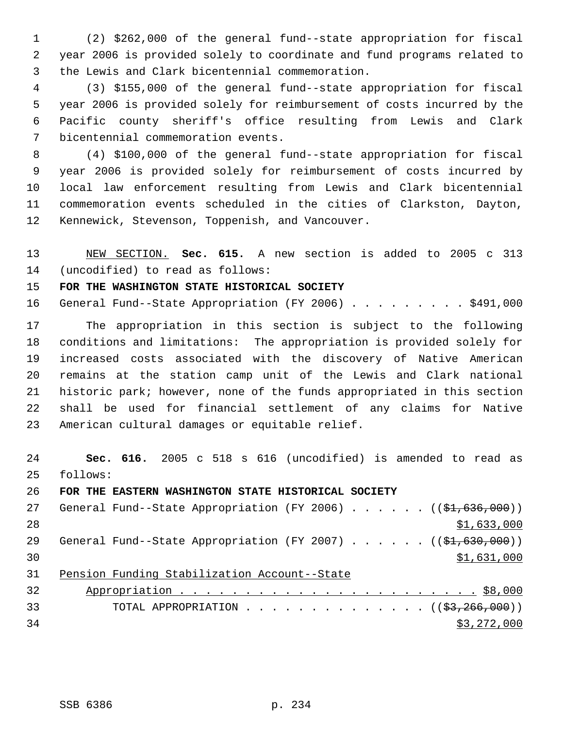(2) $262,000 of the general fund--state appropriation for fiscal year 2006 is provided solely to coordinate and fund programs related to the Lewis and Clark bicentennial commemoration.

(3) $155,000 of the general fund--state appropriation for fiscal year 2006 is provided solely for reimbursement of costs incurred by the Pacific county sheriff's office resulting from Lewis and Clark bicentennial commemoration events.

(4) $100,000 of the general fund--state appropriation for fiscal year 2006 is provided solely for reimbursement of costs incurred by local law enforcement resulting from Lewis and Clark bicentennial commemoration events scheduled in the cities of Clarkston, Dayton, Kennewick, Stevenson, Toppenish, and Vancouver.

NEW SECTION. **Sec. 615.** A new section is added to 2005 c 313 (uncodified) to read as follows:

**FOR THE WASHINGTON STATE HISTORICAL SOCIETY**

General Fund--State Appropriation (FY 2006) . . . . . . . . . $491,000

The appropriation in this section is subject to the following conditions and limitations: The appropriation is provided solely for increased costs associated with the discovery of Native American remains at the station camp unit of the Lewis and Clark national historic park; however, none of the funds appropriated in this section shall be used for financial settlement of any claims for Native American cultural damages or equitable relief.

**Sec. 616.** 2005 c 518 s 616 (uncodified) is amended to read as follows:

**FOR THE EASTERN WASHINGTON STATE HISTORICAL SOCIETY**

General Fund--State Appropriation (FY 2006) . . . . . . (($1,636,000))
$1,633,000

General Fund--State Appropriation (FY 2007) . . . . . . (($1,630,000))
$1,631,000

Pension Funding Stabilization Account--State
Appropriation . . . . . . . . . . . . . . . . . . . . . . . $8,000

TOTAL APPROPRIATION . . . . . . . . . . . . . . (($3,266,000))
$3,272,000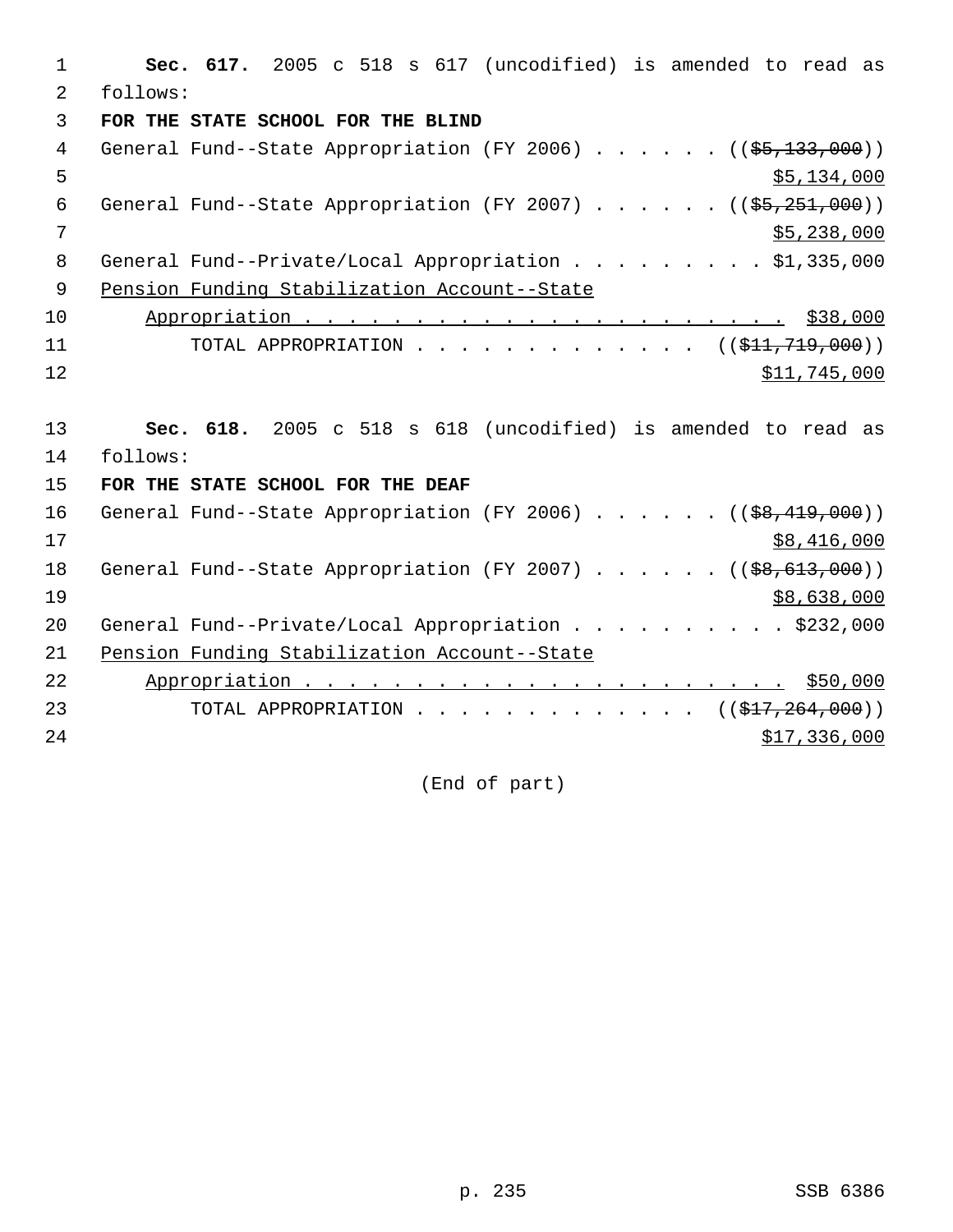**Sec. 617.** 2005 c 518 s 617 (uncodified) is amended to read as follows:

**FOR THE STATE SCHOOL FOR THE BLIND**

General Fund--State Appropriation (FY 2006) . . . . . . ((~~$5,133,000~~)) $5,134,000

General Fund--State Appropriation (FY 2007) . . . . . . ((~~$5,251,000~~)) $5,238,000

General Fund--Private/Local Appropriation . . . . . . . . . $1,335,000

Pension Funding Stabilization Account--State Appropriation . . . . . . . . . . . . . . . . . . . . . . . $38,000

TOTAL APPROPRIATION . . . . . . . . . . . . . ((~~$11,719,000~~)) $11,745,000

**Sec. 618.** 2005 c 518 s 618 (uncodified) is amended to read as follows:

**FOR THE STATE SCHOOL FOR THE DEAF**

General Fund--State Appropriation (FY 2006) . . . . . . ((~~$8,419,000~~)) $8,416,000

General Fund--State Appropriation (FY 2007) . . . . . . ((~~$8,613,000~~)) $8,638,000

General Fund--Private/Local Appropriation . . . . . . . . . . $232,000

Pension Funding Stabilization Account--State Appropriation . . . . . . . . . . . . . . . . . . . . . . . $50,000

TOTAL APPROPRIATION . . . . . . . . . . . . . ((~~$17,264,000~~)) $17,336,000

(End of part)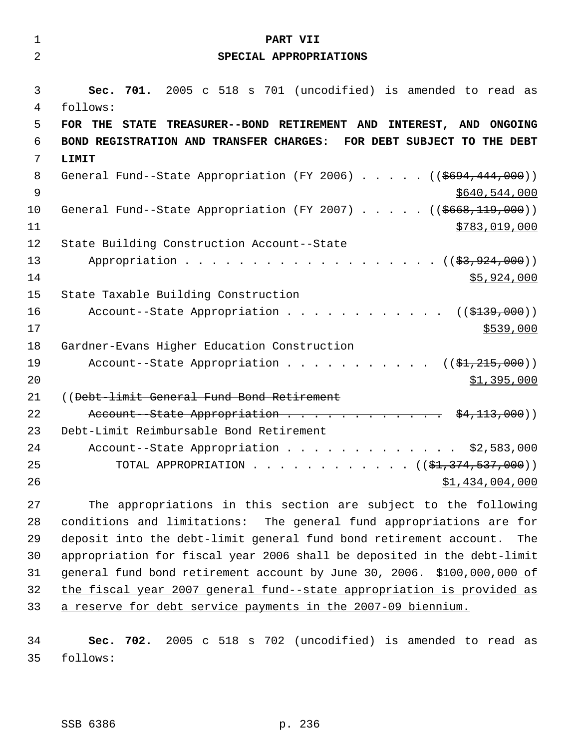# PART VII

## SPECIAL APPROPRIATIONS

**Sec. 701.** 2005 c 518 s 701 (uncodified) is amended to read as follows:

**FOR THE STATE TREASURER--BOND RETIREMENT AND INTEREST, AND ONGOING BOND REGISTRATION AND TRANSFER CHARGES: FOR DEBT SUBJECT TO THE DEBT LIMIT**

General Fund--State Appropriation (FY 2006) . . . . . ((~~$694,444,000~~))
$640,544,000

General Fund--State Appropriation (FY 2007) . . . . . ((~~$668,119,000~~))
$783,019,000

State Building Construction Account--State Appropriation . . . . . . . . . . . . . . . . . . . . ((~~$3,924,000~~))
$5,924,000

State Taxable Building Construction Account--State Appropriation . . . . . . . . . . . . . ((~~$139,000~~))
$539,000

Gardner-Evans Higher Education Construction Account--State Appropriation . . . . . . . . . . . ((~~$1,215,000~~))
$1,395,000

((~~Debt-limit General Fund Bond Retirement Account--State Appropriation . . . . . . . . . . . . . $4,113,000~~))

Debt-Limit Reimbursable Bond Retirement Account--State Appropriation . . . . . . . . . . . . . . $2,583,000

TOTAL APPROPRIATION . . . . . . . . . . . . . ((~~$1,374,537,000~~))
$1,434,004,000

The appropriations in this section are subject to the following conditions and limitations: The general fund appropriations are for deposit into the debt-limit general fund bond retirement account. The appropriation for fiscal year 2006 shall be deposited in the debt-limit general fund bond retirement account by June 30, 2006. $100,000,000 of the fiscal year 2007 general fund--state appropriation is provided as a reserve for debt service payments in the 2007-09 biennium.

**Sec. 702.** 2005 c 518 s 702 (uncodified) is amended to read as follows: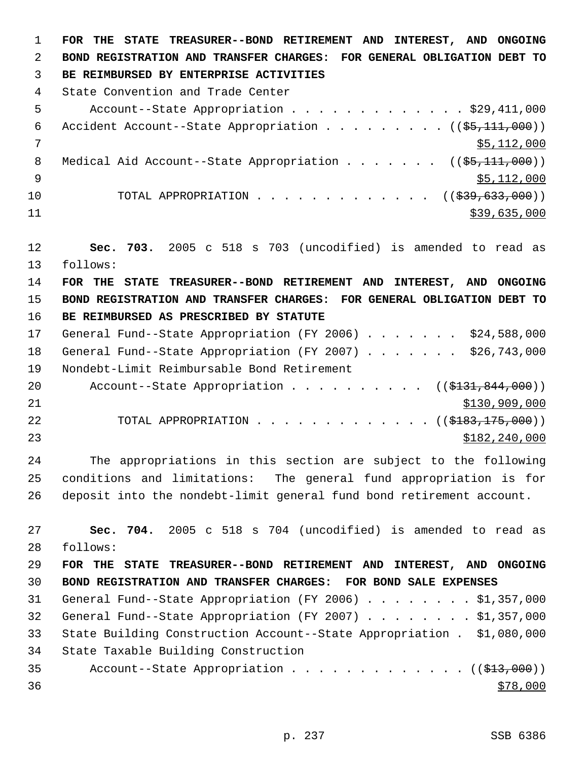**FOR THE STATE TREASURER--BOND RETIREMENT AND INTEREST, AND ONGOING BOND REGISTRATION AND TRANSFER CHARGES: FOR GENERAL OBLIGATION DEBT TO BE REIMBURSED BY ENTERPRISE ACTIVITIES**

State Convention and Trade Center Account--State Appropriation . . . . . . . . . . . . . . $29,411,000

Accident Account--State Appropriation . . . . . . . . . . ((~~$5,111,000~~)) $5,112,000

Medical Aid Account--State Appropriation . . . . . . . . ((~~$5,111,000~~)) $5,112,000

TOTAL APPROPRIATION . . . . . . . . . . . . . . ((~~$39,633,000~~)) $39,635,000

**Sec. 703.** 2005 c 518 s 703 (uncodified) is amended to read as follows:

**FOR THE STATE TREASURER--BOND RETIREMENT AND INTEREST, AND ONGOING BOND REGISTRATION AND TRANSFER CHARGES: FOR GENERAL OBLIGATION DEBT TO BE REIMBURSED AS PRESCRIBED BY STATUTE**

General Fund--State Appropriation (FY 2006) . . . . . . . $24,588,000

General Fund--State Appropriation (FY 2007) . . . . . . . $26,743,000

Nondebt-Limit Reimbursable Bond Retirement Account--State Appropriation . . . . . . . . . . ((~~$131,844,000~~)) $130,909,000

TOTAL APPROPRIATION . . . . . . . . . . . . . . ((~~$183,175,000~~)) $182,240,000

The appropriations in this section are subject to the following conditions and limitations: The general fund appropriation is for deposit into the nondebt-limit general fund bond retirement account.

**Sec. 704.** 2005 c 518 s 704 (uncodified) is amended to read as follows:

**FOR THE STATE TREASURER--BOND RETIREMENT AND INTEREST, AND ONGOING BOND REGISTRATION AND TRANSFER CHARGES: FOR BOND SALE EXPENSES**

General Fund--State Appropriation (FY 2006) . . . . . . . . $1,357,000

General Fund--State Appropriation (FY 2007) . . . . . . . . $1,357,000

State Building Construction Account--State Appropriation . $1,080,000

State Taxable Building Construction Account--State Appropriation . . . . . . . . . . . . . . ((~~$13,000~~)) $78,000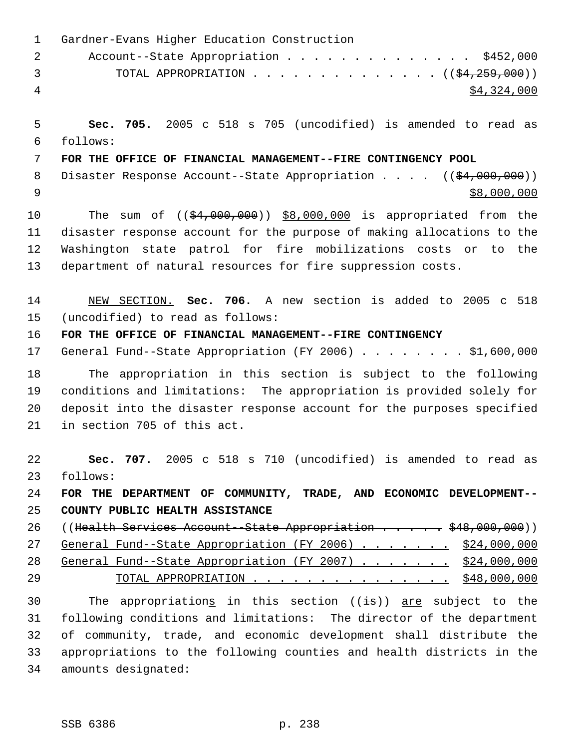Gardner-Evans Higher Education Construction
    Account--State Appropriation . . . . . . . . . . . . . . $452,000
        TOTAL APPROPRIATION . . . . . . . . . . . . . . (($4,259,000))
$4,324,000

**Sec. 705.** 2005 c 518 s 705 (uncodified) is amended to read as follows:

**FOR THE OFFICE OF FINANCIAL MANAGEMENT--FIRE CONTINGENCY POOL**

Disaster Response Account--State Appropriation . . . . (($4,000,000))
$8,000,000

The sum of (($4,000,000)) $8,000,000 is appropriated from the disaster response account for the purpose of making allocations to the Washington state patrol for fire mobilizations costs or to the department of natural resources for fire suppression costs.

NEW SECTION. **Sec. 706.** A new section is added to 2005 c 518 (uncodified) to read as follows:

**FOR THE OFFICE OF FINANCIAL MANAGEMENT--FIRE CONTINGENCY**

General Fund--State Appropriation (FY 2006) . . . . . . . . $1,600,000

The appropriation in this section is subject to the following conditions and limitations: The appropriation is provided solely for deposit into the disaster response account for the purposes specified in section 705 of this act.

**Sec. 707.** 2005 c 518 s 710 (uncodified) is amended to read as follows:

**FOR THE DEPARTMENT OF COMMUNITY, TRADE, AND ECONOMIC DEVELOPMENT--COUNTY PUBLIC HEALTH ASSISTANCE**

((Health Services Account--State Appropriation . . . . . . $48,000,000))
General Fund--State Appropriation (FY 2006) . . . . . . . $24,000,000
General Fund--State Appropriation (FY 2007) . . . . . . . $24,000,000
        TOTAL APPROPRIATION . . . . . . . . . . . . . . . $48,000,000

The appropriations in this section ((is)) are subject to the following conditions and limitations: The director of the department of community, trade, and economic development shall distribute the appropriations to the following counties and health districts in the amounts designated: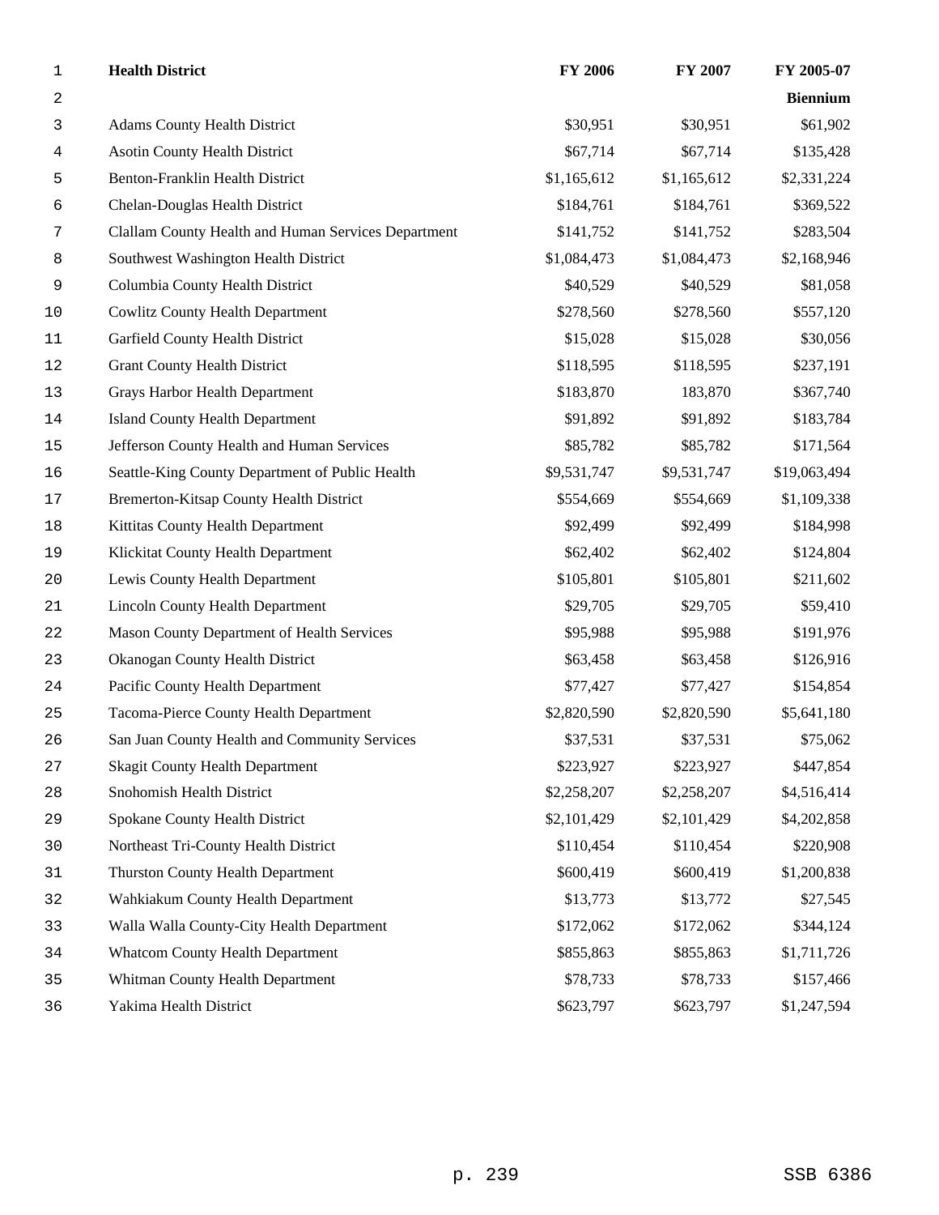| Health District | FY 2006 | FY 2007 | FY 2005-07 Biennium |
|---|---|---|---|
| Adams County Health District | $30,951 | $30,951 | $61,902 |
| Asotin County Health District | $67,714 | $67,714 | $135,428 |
| Benton-Franklin Health District | $1,165,612 | $1,165,612 | $2,331,224 |
| Chelan-Douglas Health District | $184,761 | $184,761 | $369,522 |
| Clallam County Health and Human Services Department | $141,752 | $141,752 | $283,504 |
| Southwest Washington Health District | $1,084,473 | $1,084,473 | $2,168,946 |
| Columbia County Health District | $40,529 | $40,529 | $81,058 |
| Cowlitz County Health Department | $278,560 | $278,560 | $557,120 |
| Garfield County Health District | $15,028 | $15,028 | $30,056 |
| Grant County Health District | $118,595 | $118,595 | $237,191 |
| Grays Harbor Health Department | $183,870 | 183,870 | $367,740 |
| Island County Health Department | $91,892 | $91,892 | $183,784 |
| Jefferson County Health and Human Services | $85,782 | $85,782 | $171,564 |
| Seattle-King County Department of Public Health | $9,531,747 | $9,531,747 | $19,063,494 |
| Bremerton-Kitsap County Health District | $554,669 | $554,669 | $1,109,338 |
| Kittitas County Health Department | $92,499 | $92,499 | $184,998 |
| Klickitat County Health Department | $62,402 | $62,402 | $124,804 |
| Lewis County Health Department | $105,801 | $105,801 | $211,602 |
| Lincoln County Health Department | $29,705 | $29,705 | $59,410 |
| Mason County Department of Health Services | $95,988 | $95,988 | $191,976 |
| Okanogan County Health District | $63,458 | $63,458 | $126,916 |
| Pacific County Health Department | $77,427 | $77,427 | $154,854 |
| Tacoma-Pierce County Health Department | $2,820,590 | $2,820,590 | $5,641,180 |
| San Juan County Health and Community Services | $37,531 | $37,531 | $75,062 |
| Skagit County Health Department | $223,927 | $223,927 | $447,854 |
| Snohomish Health District | $2,258,207 | $2,258,207 | $4,516,414 |
| Spokane County Health District | $2,101,429 | $2,101,429 | $4,202,858 |
| Northeast Tri-County Health District | $110,454 | $110,454 | $220,908 |
| Thurston County Health Department | $600,419 | $600,419 | $1,200,838 |
| Wahkiakum County Health Department | $13,773 | $13,772 | $27,545 |
| Walla Walla County-City Health Department | $172,062 | $172,062 | $344,124 |
| Whatcom County Health Department | $855,863 | $855,863 | $1,711,726 |
| Whitman County Health Department | $78,733 | $78,733 | $157,466 |
| Yakima Health District | $623,797 | $623,797 | $1,247,594 |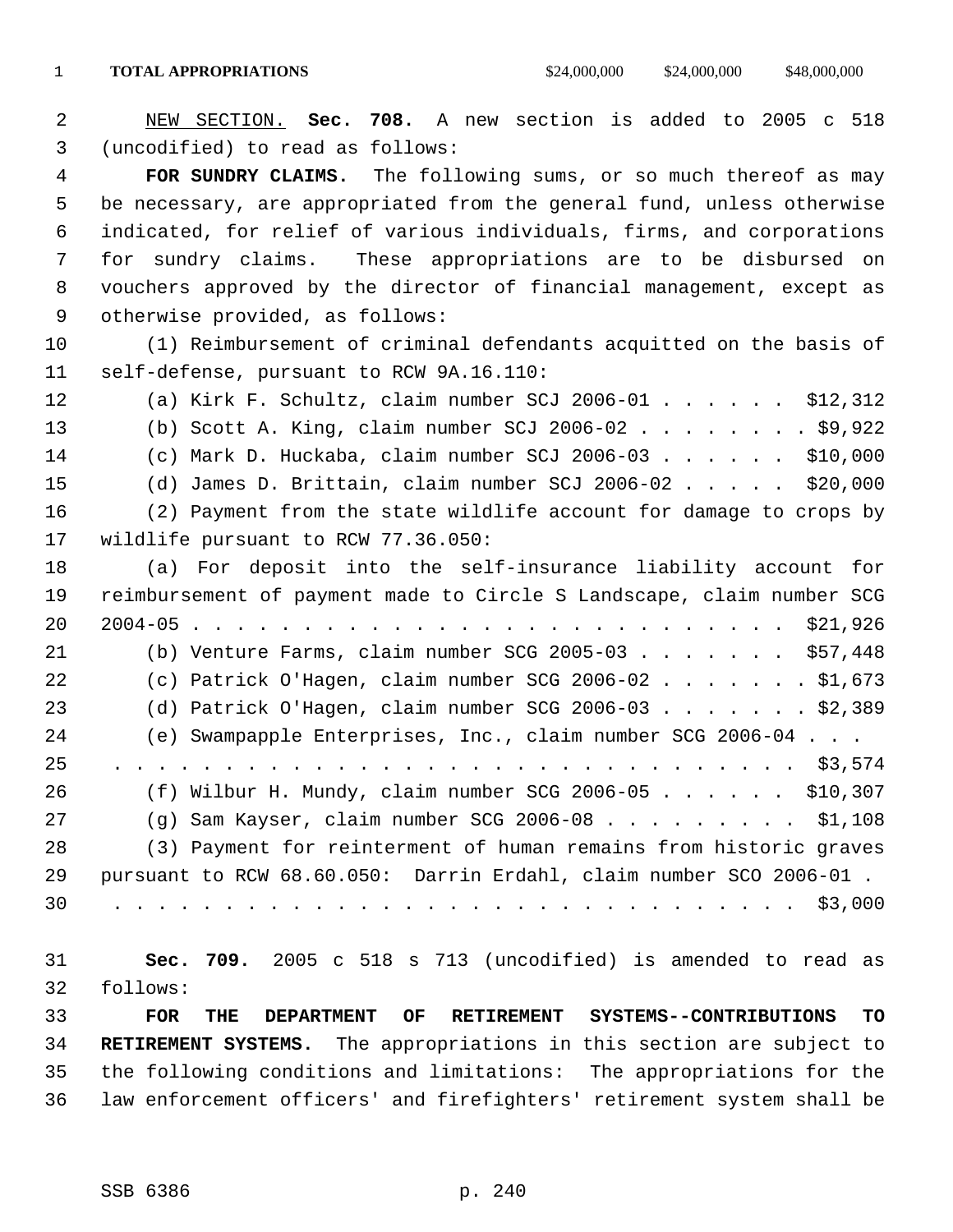| **TOTAL APPROPRIATIONS** | $24,000,000 | $24,000,000 | $48,000,000 |
|---|---|---|---|

NEW SECTION. **Sec. 708.** A new section is added to 2005 c 518 (uncodified) to read as follows:

**FOR SUNDRY CLAIMS.** The following sums, or so much thereof as may be necessary, are appropriated from the general fund, unless otherwise indicated, for relief of various individuals, firms, and corporations for sundry claims. These appropriations are to be disbursed on vouchers approved by the director of financial management, except as otherwise provided, as follows:

(1) Reimbursement of criminal defendants acquitted on the basis of self-defense, pursuant to RCW 9A.16.110:

(a) Kirk F. Schultz, claim number SCJ 2006-01 . . . . . . $12,312

(b) Scott A. King, claim number SCJ 2006-02 . . . . . . . . $9,922

(c) Mark D. Huckaba, claim number SCJ 2006-03 . . . . . . $10,000

(d) James D. Brittain, claim number SCJ 2006-02 . . . . . $20,000

(2) Payment from the state wildlife account for damage to crops by wildlife pursuant to RCW 77.36.050:

(a) For deposit into the self-insurance liability account for reimbursement of payment made to Circle S Landscape, claim number SCG 2004-05 . . . . . . . . . . . . . . . . . . . . . . . . . . $21,926

(b) Venture Farms, claim number SCG 2005-03 . . . . . . . $57,448

(c) Patrick O'Hagen, claim number SCG 2006-02 . . . . . . . $1,673

(d) Patrick O'Hagen, claim number SCG 2006-03 . . . . . . . $2,389

(e) Swampapple Enterprises, Inc., claim number SCG 2006-04 . . . . . . . . . . . . . . . . . . . . . . . . . . . . . . . . . . $3,574

(f) Wilbur H. Mundy, claim number SCG 2006-05 . . . . . . $10,307

(g) Sam Kayser, claim number SCG 2006-08 . . . . . . . . . $1,108

(3) Payment for reinterment of human remains from historic graves pursuant to RCW 68.60.050: Darrin Erdahl, claim number SCO 2006-01 . . . . . . . . . . . . . . . . . . . . . . . . . . . . . . . . . . $3,000

**Sec. 709.** 2005 c 518 s 713 (uncodified) is amended to read as follows:

**FOR THE DEPARTMENT OF RETIREMENT SYSTEMS--CONTRIBUTIONS TO RETIREMENT SYSTEMS.** The appropriations in this section are subject to the following conditions and limitations: The appropriations for the law enforcement officers' and firefighters' retirement system shall be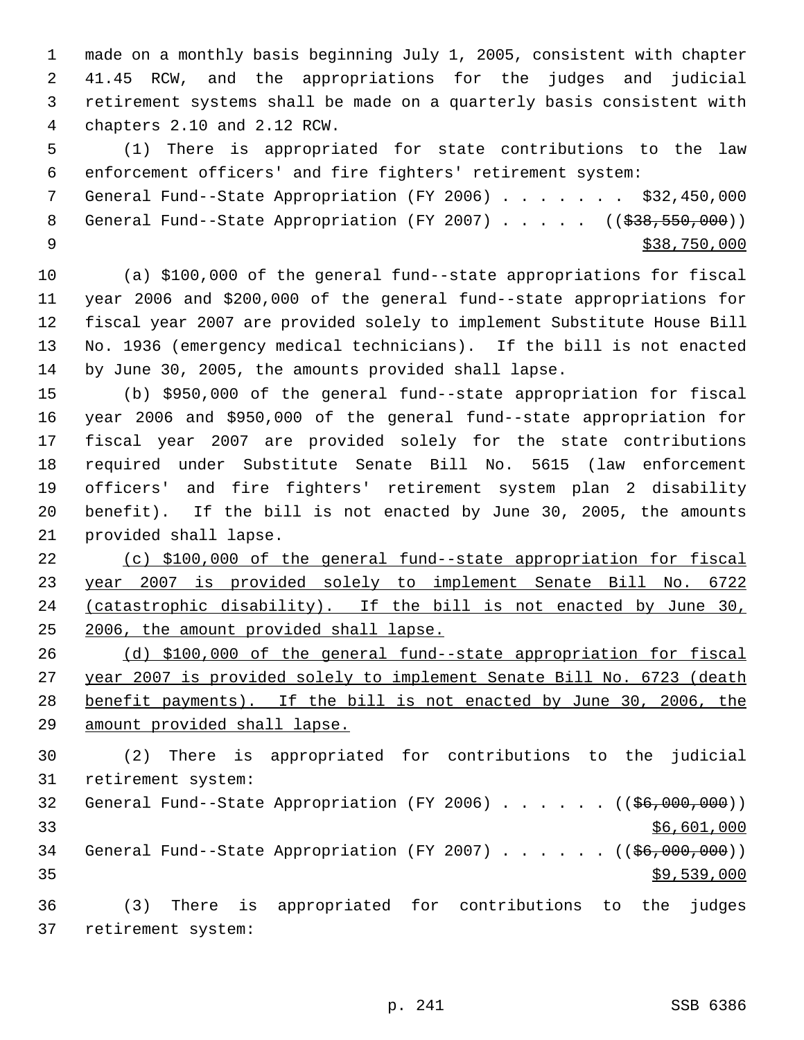made on a monthly basis beginning July 1, 2005, consistent with chapter 41.45 RCW, and the appropriations for the judges and judicial retirement systems shall be made on a quarterly basis consistent with chapters 2.10 and 2.12 RCW.

(1) There is appropriated for state contributions to the law enforcement officers' and fire fighters' retirement system:

General Fund--State Appropriation (FY 2006) . . . . . . . $32,450,000
General Fund--State Appropriation (FY 2007) . . . . . (( ~~$38,550,000~~ ))
<u>$38,750,000</u>

(a) $100,000 of the general fund--state appropriations for fiscal year 2006 and $200,000 of the general fund--state appropriations for fiscal year 2007 are provided solely to implement Substitute House Bill No. 1936 (emergency medical technicians). If the bill is not enacted by June 30, 2005, the amounts provided shall lapse.

(b) $950,000 of the general fund--state appropriation for fiscal year 2006 and $950,000 of the general fund--state appropriation for fiscal year 2007 are provided solely for the state contributions required under Substitute Senate Bill No. 5615 (law enforcement officers' and fire fighters' retirement system plan 2 disability benefit). If the bill is not enacted by June 30, 2005, the amounts provided shall lapse.

<u>(c) $100,000 of the general fund--state appropriation for fiscal year 2007 is provided solely to implement Senate Bill No. 6722 (catastrophic disability). If the bill is not enacted by June 30, 2006, the amount provided shall lapse.</u>

<u>(d) $100,000 of the general fund--state appropriation for fiscal year 2007 is provided solely to implement Senate Bill No. 6723 (death benefit payments). If the bill is not enacted by June 30, 2006, the amount provided shall lapse.</u>

(2) There is appropriated for contributions to the judicial retirement system:

General Fund--State Appropriation (FY 2006) . . . . . . (( ~~$6,000,000~~ ))
<u>$6,601,000</u>
General Fund--State Appropriation (FY 2007) . . . . . . (( ~~$6,000,000~~ ))
<u>$9,539,000</u>

(3) There is appropriated for contributions to the judges retirement system: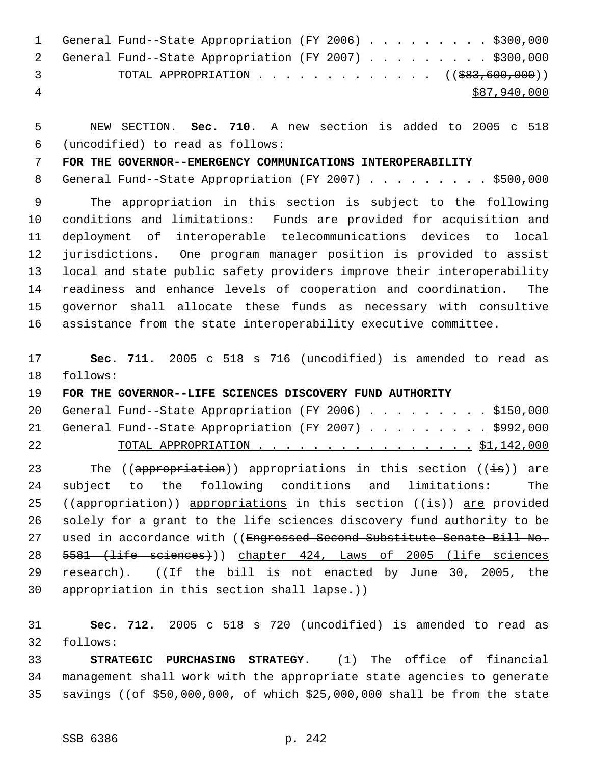General Fund--State Appropriation (FY 2006) . . . . . . . . . $300,000
General Fund--State Appropriation (FY 2007) . . . . . . . . . $300,000
TOTAL APPROPRIATION . . . . . . . . . . . . . ((~~$83,600,000~~))
<u>$87,940,000</u>

<u>NEW SECTION.</u> **Sec. 710.** A new section is added to 2005 c 518 (uncodified) to read as follows:

**FOR THE GOVERNOR--EMERGENCY COMMUNICATIONS INTEROPERABILITY**

General Fund--State Appropriation (FY 2007) . . . . . . . . . $500,000

The appropriation in this section is subject to the following conditions and limitations: Funds are provided for acquisition and deployment of interoperable telecommunications devices to local jurisdictions. One program manager position is provided to assist local and state public safety providers improve their interoperability readiness and enhance levels of cooperation and coordination. The governor shall allocate these funds as necessary with consultive assistance from the state interoperability executive committee.

**Sec. 711.** 2005 c 518 s 716 (uncodified) is amended to read as follows:

**FOR THE GOVERNOR--LIFE SCIENCES DISCOVERY FUND AUTHORITY**

General Fund--State Appropriation (FY 2006) . . . . . . . . . $150,000
<u>General Fund--State Appropriation (FY 2007) . . . . . . . . . $992,000</u>
<u>TOTAL APPROPRIATION . . . . . . . . . . . . . . . . $1,142,000</u>

The ((~~appropriation~~)) <u>appropriations</u> in this section ((~~is~~)) <u>are</u> subject to the following conditions and limitations: The ((~~appropriation~~)) <u>appropriations</u> in this section ((~~is~~)) <u>are</u> provided solely for a grant to the life sciences discovery fund authority to be used in accordance with ((~~Engrossed Second Substitute Senate Bill No. 5581 (life sciences)~~)) <u>chapter 424, Laws of 2005 (life sciences research)</u>. ((~~If the bill is not enacted by June 30, 2005, the appropriation in this section shall lapse.~~))

**Sec. 712.** 2005 c 518 s 720 (uncodified) is amended to read as follows:

**STRATEGIC PURCHASING STRATEGY.** (1) The office of financial management shall work with the appropriate state agencies to generate savings ((~~of $50,000,000, of which $25,000,000 shall be from the state~~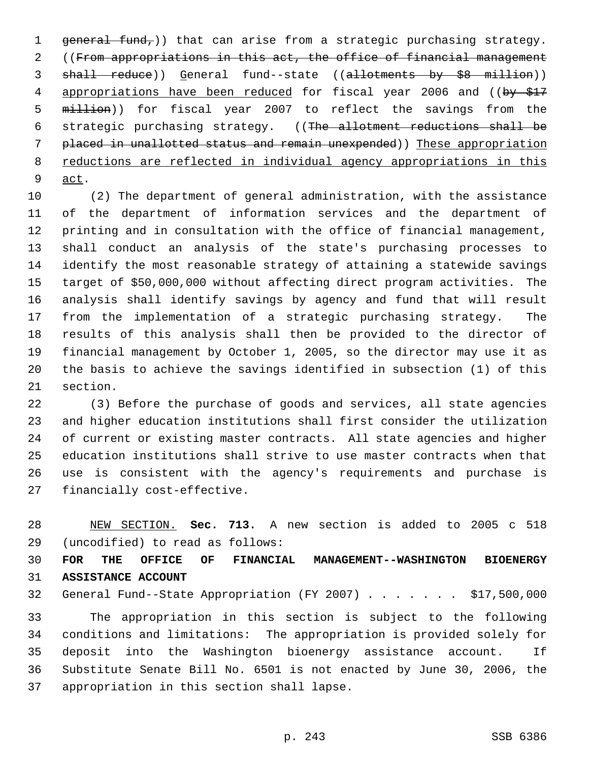general fund,)) that can arise from a strategic purchasing strategy. ((From appropriations in this act, the office of financial management shall reduce)) General fund--state ((allotments by $8 million)) appropriations have been reduced for fiscal year 2006 and ((by $17 million)) for fiscal year 2007 to reflect the savings from the strategic purchasing strategy. ((The allotment reductions shall be placed in unallotted status and remain unexpended)) These appropriation reductions are reflected in individual agency appropriations in this act.

(2) The department of general administration, with the assistance of the department of information services and the department of printing and in consultation with the office of financial management, shall conduct an analysis of the state's purchasing processes to identify the most reasonable strategy of attaining a statewide savings target of $50,000,000 without affecting direct program activities. The analysis shall identify savings by agency and fund that will result from the implementation of a strategic purchasing strategy. The results of this analysis shall then be provided to the director of financial management by October 1, 2005, so the director may use it as the basis to achieve the savings identified in subsection (1) of this section.

(3) Before the purchase of goods and services, all state agencies and higher education institutions shall first consider the utilization of current or existing master contracts. All state agencies and higher education institutions shall strive to use master contracts when that use is consistent with the agency's requirements and purchase is financially cost-effective.

NEW SECTION. **Sec. 713.** A new section is added to 2005 c 518 (uncodified) to read as follows:

**FOR THE OFFICE OF FINANCIAL MANAGEMENT--WASHINGTON BIOENERGY ASSISTANCE ACCOUNT**

General Fund--State Appropriation (FY 2007) . . . . . . . $17,500,000

The appropriation in this section is subject to the following conditions and limitations: The appropriation is provided solely for deposit into the Washington bioenergy assistance account. If Substitute Senate Bill No. 6501 is not enacted by June 30, 2006, the appropriation in this section shall lapse.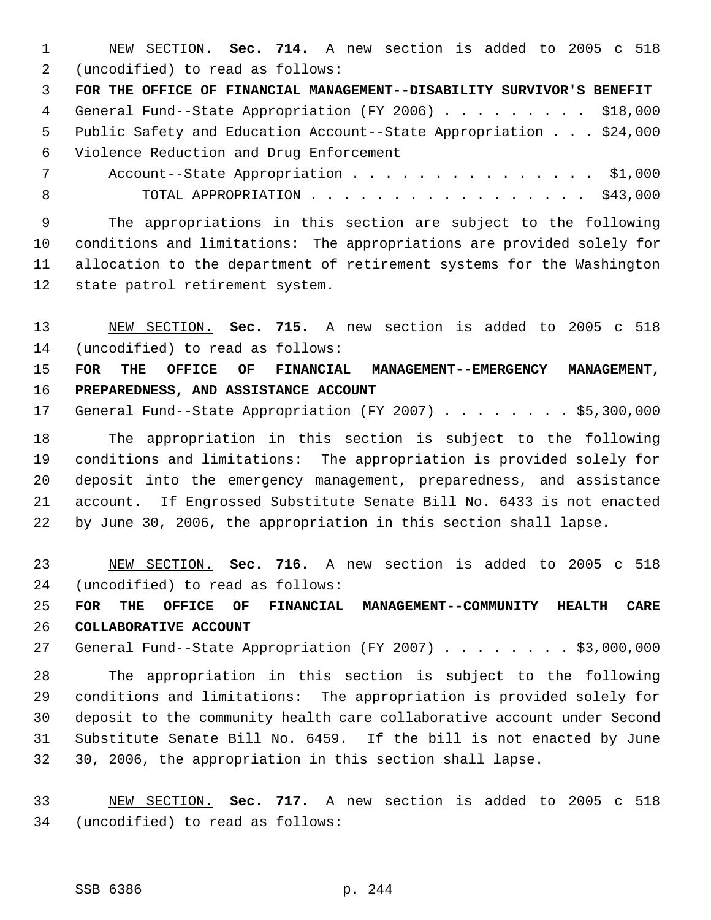NEW SECTION. **Sec. 714.** A new section is added to 2005 c 518 (uncodified) to read as follows:

**FOR THE OFFICE OF FINANCIAL MANAGEMENT--DISABILITY SURVIVOR'S BENEFIT**

General Fund--State Appropriation (FY 2006) . . . . . . . . . $18,000
Public Safety and Education Account--State Appropriation . . . $24,000
Violence Reduction and Drug Enforcement
    Account--State Appropriation . . . . . . . . . . . . . . . $1,000
        TOTAL APPROPRIATION . . . . . . . . . . . . . . . . . $43,000

The appropriations in this section are subject to the following conditions and limitations: The appropriations are provided solely for allocation to the department of retirement systems for the Washington state patrol retirement system.

NEW SECTION. **Sec. 715.** A new section is added to 2005 c 518 (uncodified) to read as follows:

**FOR THE OFFICE OF FINANCIAL MANAGEMENT--EMERGENCY MANAGEMENT, PREPAREDNESS, AND ASSISTANCE ACCOUNT**

General Fund--State Appropriation (FY 2007) . . . . . . . . $5,300,000

The appropriation in this section is subject to the following conditions and limitations: The appropriation is provided solely for deposit into the emergency management, preparedness, and assistance account. If Engrossed Substitute Senate Bill No. 6433 is not enacted by June 30, 2006, the appropriation in this section shall lapse.

NEW SECTION. **Sec. 716.** A new section is added to 2005 c 518 (uncodified) to read as follows:

**FOR THE OFFICE OF FINANCIAL MANAGEMENT--COMMUNITY HEALTH CARE COLLABORATIVE ACCOUNT**

General Fund--State Appropriation (FY 2007) . . . . . . . . $3,000,000

The appropriation in this section is subject to the following conditions and limitations: The appropriation is provided solely for deposit to the community health care collaborative account under Second Substitute Senate Bill No. 6459. If the bill is not enacted by June 30, 2006, the appropriation in this section shall lapse.

NEW SECTION. **Sec. 717.** A new section is added to 2005 c 518 (uncodified) to read as follows: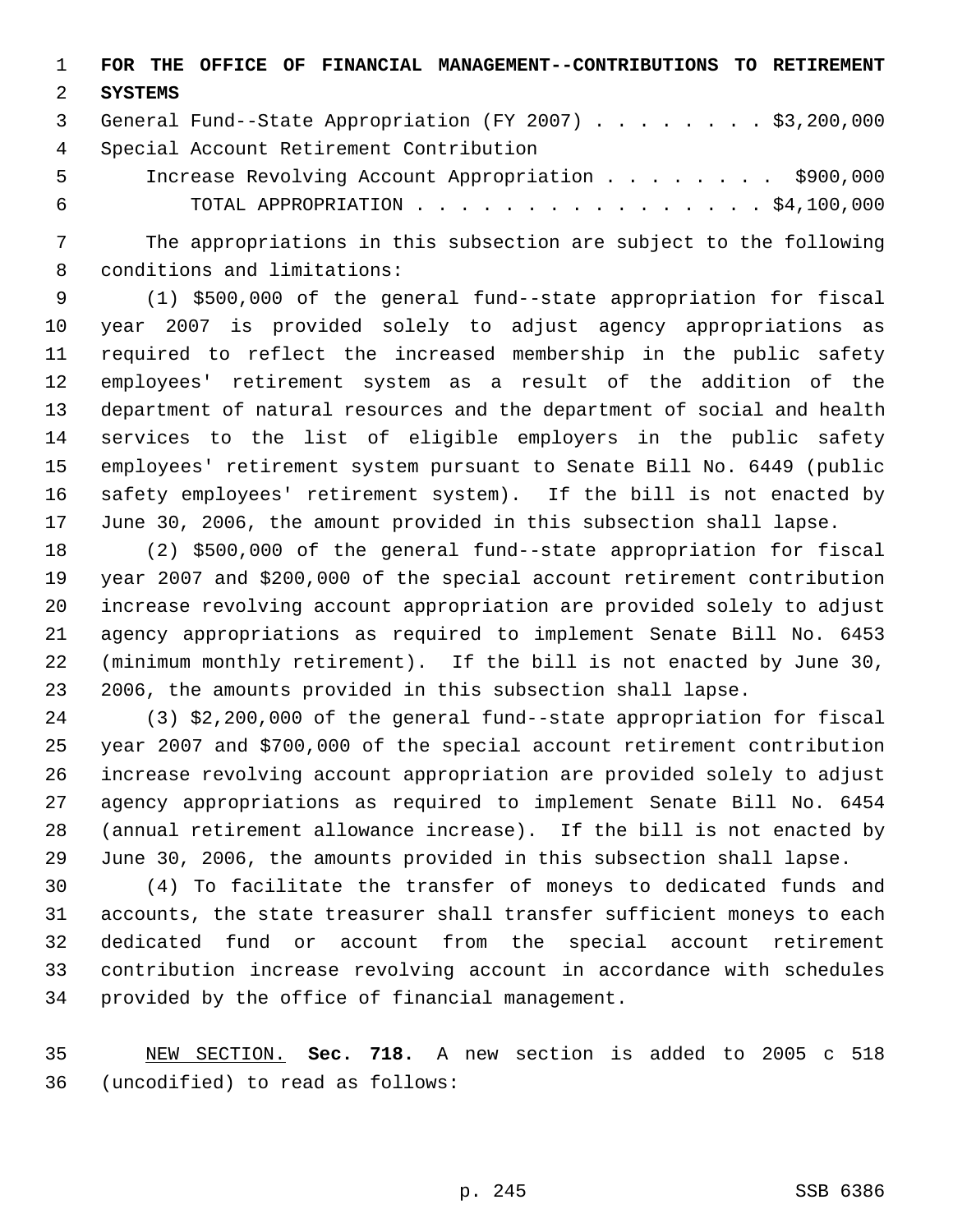**FOR THE OFFICE OF FINANCIAL MANAGEMENT--CONTRIBUTIONS TO RETIREMENT SYSTEMS**

General Fund--State Appropriation (FY 2007) . . . . . . . . $3,200,000

Special Account Retirement Contribution

Increase Revolving Account Appropriation . . . . . . . . $900,000

TOTAL APPROPRIATION . . . . . . . . . . . . . . . . $4,100,000

The appropriations in this subsection are subject to the following conditions and limitations:

(1) $500,000 of the general fund--state appropriation for fiscal year 2007 is provided solely to adjust agency appropriations as required to reflect the increased membership in the public safety employees' retirement system as a result of the addition of the department of natural resources and the department of social and health services to the list of eligible employers in the public safety employees' retirement system pursuant to Senate Bill No. 6449 (public safety employees' retirement system). If the bill is not enacted by June 30, 2006, the amount provided in this subsection shall lapse.

(2) $500,000 of the general fund--state appropriation for fiscal year 2007 and $200,000 of the special account retirement contribution increase revolving account appropriation are provided solely to adjust agency appropriations as required to implement Senate Bill No. 6453 (minimum monthly retirement). If the bill is not enacted by June 30, 2006, the amounts provided in this subsection shall lapse.

(3) $2,200,000 of the general fund--state appropriation for fiscal year 2007 and $700,000 of the special account retirement contribution increase revolving account appropriation are provided solely to adjust agency appropriations as required to implement Senate Bill No. 6454 (annual retirement allowance increase). If the bill is not enacted by June 30, 2006, the amounts provided in this subsection shall lapse.

(4) To facilitate the transfer of moneys to dedicated funds and accounts, the state treasurer shall transfer sufficient moneys to each dedicated fund or account from the special account retirement contribution increase revolving account in accordance with schedules provided by the office of financial management.

NEW SECTION. **Sec. 718.** A new section is added to 2005 c 518 (uncodified) to read as follows: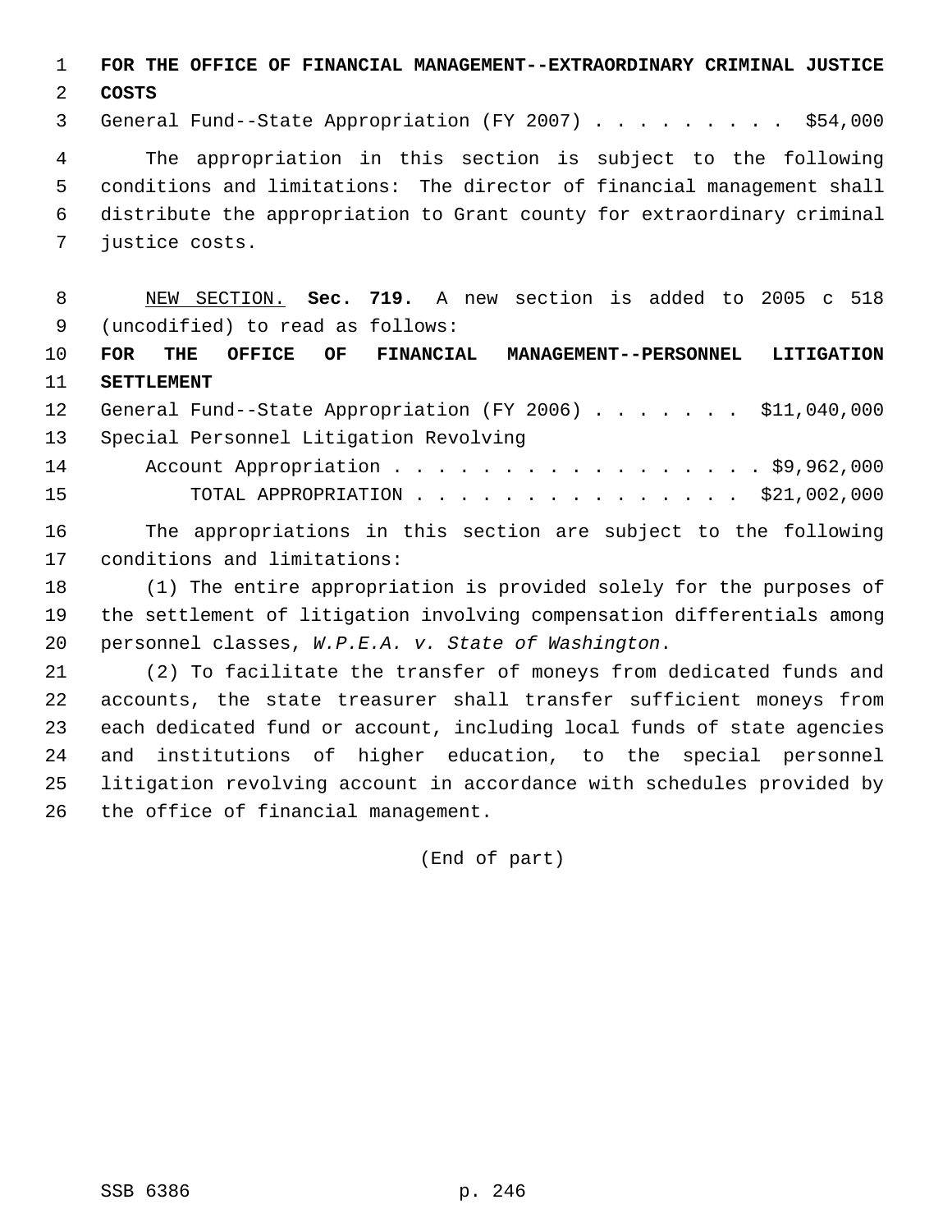**FOR THE OFFICE OF FINANCIAL MANAGEMENT--EXTRAORDINARY CRIMINAL JUSTICE COSTS**

General Fund--State Appropriation (FY 2007) . . . . . . . . . $54,000

The appropriation in this section is subject to the following conditions and limitations: The director of financial management shall distribute the appropriation to Grant county for extraordinary criminal justice costs.

NEW SECTION. **Sec. 719.** A new section is added to 2005 c 518 (uncodified) to read as follows:

**FOR THE OFFICE OF FINANCIAL MANAGEMENT--PERSONNEL LITIGATION SETTLEMENT**

General Fund--State Appropriation (FY 2006) . . . . . . . $11,040,000

Special Personnel Litigation Revolving Account Appropriation . . . . . . . . . . . . . . . . . . $9,962,000

TOTAL APPROPRIATION . . . . . . . . . . . . . . . $21,002,000

The appropriations in this section are subject to the following conditions and limitations:

(1) The entire appropriation is provided solely for the purposes of the settlement of litigation involving compensation differentials among personnel classes, *W.P.E.A. v. State of Washington*.

(2) To facilitate the transfer of moneys from dedicated funds and accounts, the state treasurer shall transfer sufficient moneys from each dedicated fund or account, including local funds of state agencies and institutions of higher education, to the special personnel litigation revolving account in accordance with schedules provided by the office of financial management.

(End of part)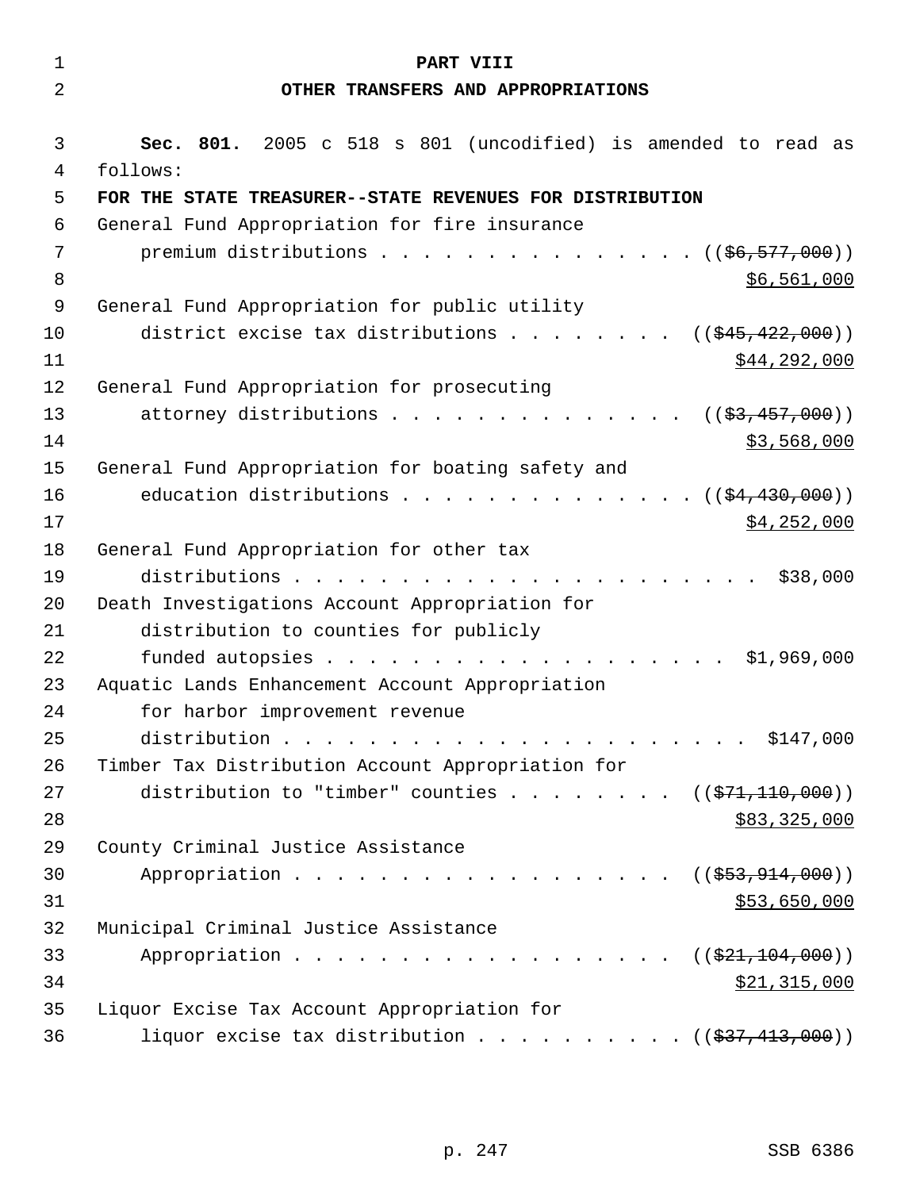# PART VIII

## OTHER TRANSFERS AND APPROPRIATIONS

**Sec. 801.** 2005 c 518 s 801 (uncodified) is amended to read as follows:

**FOR THE STATE TREASURER--STATE REVENUES FOR DISTRIBUTION**

General Fund Appropriation for fire insurance premium distributions . . . . . . . . . . . . . . . . ((~~$6,577,000~~)) <u>$6,561,000</u>

General Fund Appropriation for public utility district excise tax distributions . . . . . . . . (( ~~$45,422,000~~)) <u>$44,292,000</u>

General Fund Appropriation for prosecuting attorney distributions . . . . . . . . . . . . . . . (( ~~$3,457,000~~)) <u>$3,568,000</u>

General Fund Appropriation for boating safety and education distributions . . . . . . . . . . . . . . . (( ~~$4,430,000~~)) <u>$4,252,000</u>

General Fund Appropriation for other tax distributions . . . . . . . . . . . . . . . . . . . . . . . . . $38,000

Death Investigations Account Appropriation for distribution to counties for publicly funded autopsies . . . . . . . . . . . . . . . . . . . . . $1,969,000

Aquatic Lands Enhancement Account Appropriation for harbor improvement revenue distribution . . . . . . . . . . . . . . . . . . . . . . . . $147,000

Timber Tax Distribution Account Appropriation for distribution to "timber" counties . . . . . . . . (( ~~$71,110,000~~)) <u>$83,325,000</u>

County Criminal Justice Assistance Appropriation . . . . . . . . . . . . . . . . . . . . (( ~~$53,914,000~~)) <u>$53,650,000</u>

Municipal Criminal Justice Assistance Appropriation . . . . . . . . . . . . . . . . . . . . (( ~~$21,104,000~~)) <u>$21,315,000</u>

Liquor Excise Tax Account Appropriation for liquor excise tax distribution . . . . . . . . . . (( ~~$37,413,000~~))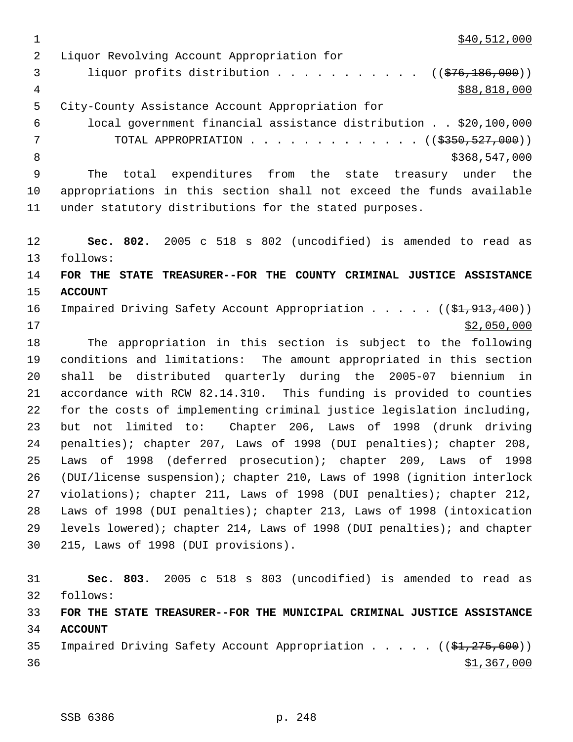$40,512,000

Liquor Revolving Account Appropriation for
liquor profits distribution . . . . . . . . . . . ((~~$76,186,000~~))
$88,818,000

City-County Assistance Account Appropriation for
local government financial assistance distribution . . $20,100,000

TOTAL APPROPRIATION . . . . . . . . . . . . . ((~~$350,527,000~~))
$368,547,000

The total expenditures from the state treasury under the appropriations in this section shall not exceed the funds available under statutory distributions for the stated purposes.

**Sec. 802.** 2005 c 518 s 802 (uncodified) is amended to read as follows:

**FOR THE STATE TREASURER--FOR THE COUNTY CRIMINAL JUSTICE ASSISTANCE ACCOUNT**

Impaired Driving Safety Account Appropriation . . . . . ((~~$1,913,400~~))
$2,050,000

The appropriation in this section is subject to the following conditions and limitations: The amount appropriated in this section shall be distributed quarterly during the 2005-07 biennium in accordance with RCW 82.14.310. This funding is provided to counties for the costs of implementing criminal justice legislation including, but not limited to: Chapter 206, Laws of 1998 (drunk driving penalties); chapter 207, Laws of 1998 (DUI penalties); chapter 208, Laws of 1998 (deferred prosecution); chapter 209, Laws of 1998 (DUI/license suspension); chapter 210, Laws of 1998 (ignition interlock violations); chapter 211, Laws of 1998 (DUI penalties); chapter 212, Laws of 1998 (DUI penalties); chapter 213, Laws of 1998 (intoxication levels lowered); chapter 214, Laws of 1998 (DUI penalties); and chapter 215, Laws of 1998 (DUI provisions).

**Sec. 803.** 2005 c 518 s 803 (uncodified) is amended to read as follows:

**FOR THE STATE TREASURER--FOR THE MUNICIPAL CRIMINAL JUSTICE ASSISTANCE ACCOUNT**

Impaired Driving Safety Account Appropriation . . . . . ((~~$1,275,600~~))
$1,367,000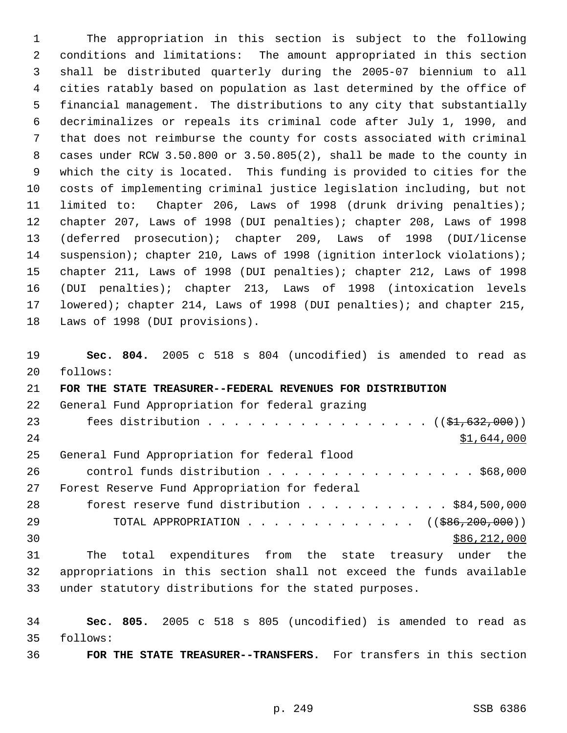The appropriation in this section is subject to the following conditions and limitations: The amount appropriated in this section shall be distributed quarterly during the 2005-07 biennium to all cities ratably based on population as last determined by the office of financial management. The distributions to any city that substantially decriminalizes or repeals its criminal code after July 1, 1990, and that does not reimburse the county for costs associated with criminal cases under RCW 3.50.800 or 3.50.805(2), shall be made to the county in which the city is located. This funding is provided to cities for the costs of implementing criminal justice legislation including, but not limited to: Chapter 206, Laws of 1998 (drunk driving penalties); chapter 207, Laws of 1998 (DUI penalties); chapter 208, Laws of 1998 (deferred prosecution); chapter 209, Laws of 1998 (DUI/license suspension); chapter 210, Laws of 1998 (ignition interlock violations); chapter 211, Laws of 1998 (DUI penalties); chapter 212, Laws of 1998 (DUI penalties); chapter 213, Laws of 1998 (intoxication levels lowered); chapter 214, Laws of 1998 (DUI penalties); and chapter 215, Laws of 1998 (DUI provisions).

**Sec. 804.** 2005 c 518 s 804 (uncodified) is amended to read as follows:

**FOR THE STATE TREASURER--FEDERAL REVENUES FOR DISTRIBUTION**

General Fund Appropriation for federal grazing fees distribution . . . . . . . . . . . . . . . . . (($1,632,000))
$1,644,000

General Fund Appropriation for federal flood control funds distribution . . . . . . . . . . . . . . . . $68,000

Forest Reserve Fund Appropriation for federal forest reserve fund distribution . . . . . . . . . . . $84,500,000

TOTAL APPROPRIATION . . . . . . . . . . . . . . (($86,200,000))
$86,212,000

The total expenditures from the state treasury under the appropriations in this section shall not exceed the funds available under statutory distributions for the stated purposes.

**Sec. 805.** 2005 c 518 s 805 (uncodified) is amended to read as follows:

**FOR THE STATE TREASURER--TRANSFERS.** For transfers in this section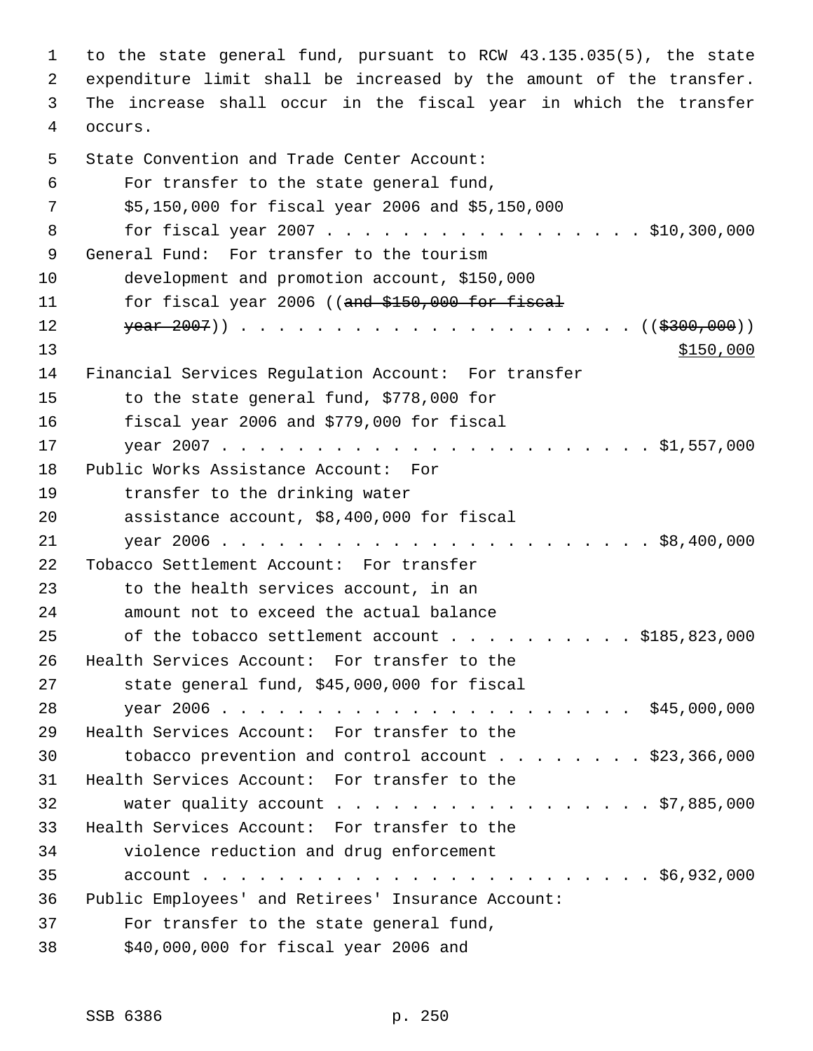to the state general fund, pursuant to RCW 43.135.035(5), the state expenditure limit shall be increased by the amount of the transfer. The increase shall occur in the fiscal year in which the transfer occurs.

State Convention and Trade Center Account:
For transfer to the state general fund, $5,150,000 for fiscal year 2006 and $5,150,000 for fiscal year 2007 . . . . . . . . . . . . . . . . . $10,300,000

General Fund: For transfer to the tourism development and promotion account, $150,000 for fiscal year 2006 ((~~and $150,000 for fiscal year 2007~~)) . . . . . . . . . . . . . . . . . . . . . ((~~$300,000~~))
<u>$150,000</u>

Financial Services Regulation Account: For transfer to the state general fund, $778,000 for fiscal year 2006 and $779,000 for fiscal year 2007 . . . . . . . . . . . . . . . . . . . . . . . . $1,557,000

Public Works Assistance Account: For transfer to the drinking water assistance account, $8,400,000 for fiscal year 2006 . . . . . . . . . . . . . . . . . . . . . . . . $8,400,000

Tobacco Settlement Account: For transfer to the health services account, in an amount not to exceed the actual balance of the tobacco settlement account . . . . . . . . . . $185,823,000

Health Services Account: For transfer to the state general fund, $45,000,000 for fiscal year 2006 . . . . . . . . . . . . . . . . . . . . . . . $45,000,000

Health Services Account: For transfer to the tobacco prevention and control account . . . . . . . . $23,366,000

Health Services Account: For transfer to the water quality account . . . . . . . . . . . . . . . . . $7,885,000

Health Services Account: For transfer to the violence reduction and drug enforcement account . . . . . . . . . . . . . . . . . . . . . . . . $6,932,000

Public Employees' and Retirees' Insurance Account:
For transfer to the state general fund, $40,000,000 for fiscal year 2006 and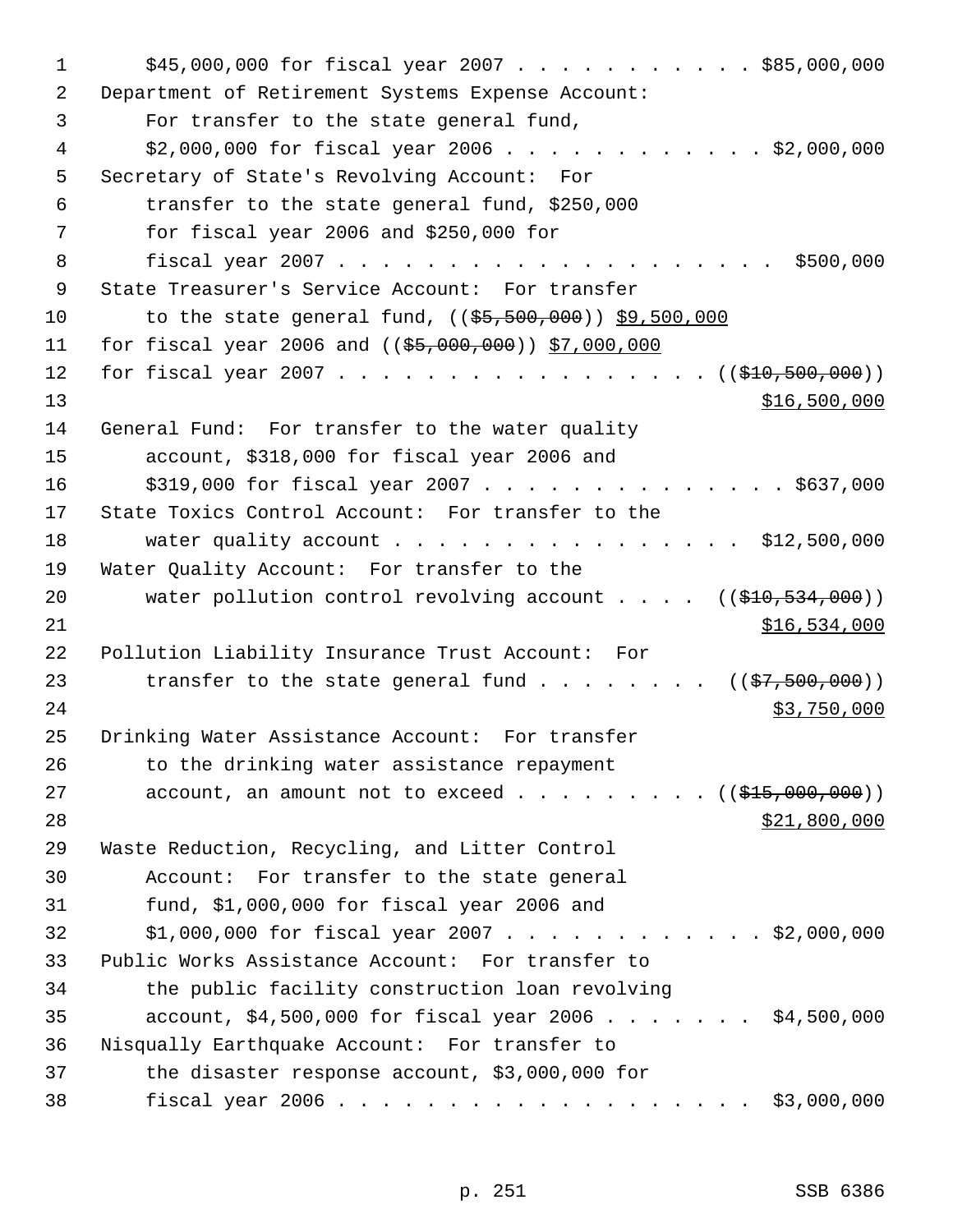$45,000,000 for fiscal year 2007 . . . . . . . . . . . $85,000,000

Department of Retirement Systems Expense Account: For transfer to the state general fund, $2,000,000 for fiscal year 2006 . . . . . . . . . . . . $2,000,000

Secretary of State's Revolving Account: For transfer to the state general fund, $250,000 for fiscal year 2006 and $250,000 for fiscal year 2007 . . . . . . . . . . . . . . . . . . . . $500,000

State Treasurer's Service Account: For transfer to the state general fund, ((~~$5,500,000~~)) <u>$9,500,000</u> for fiscal year 2006 and ((~~$5,000,000~~)) <u>$7,000,000</u> for fiscal year 2007 . . . . . . . . . . . . . . . . . . ((~~$10,500,000~~)) <u>$16,500,000</u>

General Fund: For transfer to the water quality account, $318,000 for fiscal year 2006 and $319,000 for fiscal year 2007 . . . . . . . . . . . . . . $637,000

State Toxics Control Account: For transfer to the water quality account . . . . . . . . . . . . . . . . $12,500,000

Water Quality Account: For transfer to the water pollution control revolving account . . . . ((~~$10,534,000~~)) <u>$16,534,000</u>

Pollution Liability Insurance Trust Account: For transfer to the state general fund . . . . . . . . ((~~$7,500,000~~)) <u>$3,750,000</u>

Drinking Water Assistance Account: For transfer to the drinking water assistance repayment account, an amount not to exceed . . . . . . . . . ((~~$15,000,000~~)) <u>$21,800,000</u>

Waste Reduction, Recycling, and Litter Control Account: For transfer to the state general fund, $1,000,000 for fiscal year 2006 and $1,000,000 for fiscal year 2007 . . . . . . . . . . . . $2,000,000

Public Works Assistance Account: For transfer to the public facility construction loan revolving account, $4,500,000 for fiscal year 2006 . . . . . . . $4,500,000

Nisqually Earthquake Account: For transfer to the disaster response account, $3,000,000 for fiscal year 2006 . . . . . . . . . . . . . . . . . . . $3,000,000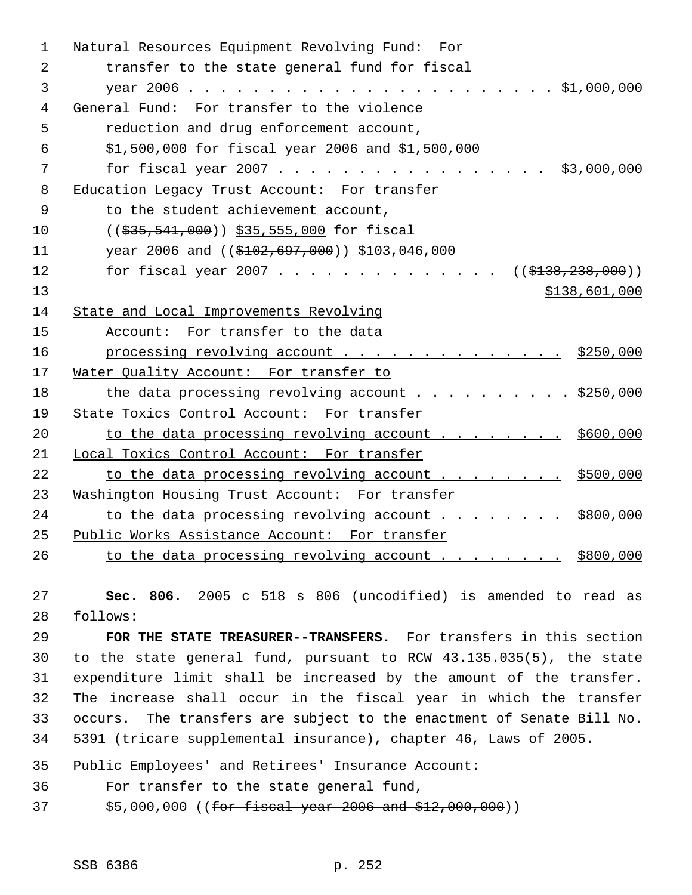Natural Resources Equipment Revolving Fund: For transfer to the state general fund for fiscal year 2006 . . . . . . . . . . . . . . . . . . . . . . . $1,000,000

General Fund: For transfer to the violence reduction and drug enforcement account, $1,500,000 for fiscal year 2006 and $1,500,000 for fiscal year 2007 . . . . . . . . . . . . . . . . . $3,000,000

Education Legacy Trust Account: For transfer to the student achievement account, ((~~$35,541,000~~)) <u>$35,555,000</u> for fiscal year 2006 and ((~~$102,697,000~~)) <u>$103,046,000</u> for fiscal year 2007 . . . . . . . . . . . . . . ((~~$138,238,000~~)) <u>$138,601,000</u>

<u>State and Local Improvements Revolving Account: For transfer to the data processing revolving account . . . . . . . . . . . . . . . $250,000</u>

<u>Water Quality Account: For transfer to the data processing revolving account . . . . . . . . . . . $250,000</u>

<u>State Toxics Control Account: For transfer to the data processing revolving account . . . . . . . . . $600,000</u>

<u>Local Toxics Control Account: For transfer to the data processing revolving account . . . . . . . . . $500,000</u>

<u>Washington Housing Trust Account: For transfer to the data processing revolving account . . . . . . . . . $800,000</u>

<u>Public Works Assistance Account: For transfer to the data processing revolving account . . . . . . . . . $800,000</u>

**Sec. 806.** 2005 c 518 s 806 (uncodified) is amended to read as follows:

**FOR THE STATE TREASURER--TRANSFERS.** For transfers in this section to the state general fund, pursuant to RCW 43.135.035(5), the state expenditure limit shall be increased by the amount of the transfer. The increase shall occur in the fiscal year in which the transfer occurs. The transfers are subject to the enactment of Senate Bill No. 5391 (tricare supplemental insurance), chapter 46, Laws of 2005.

Public Employees' and Retirees' Insurance Account: For transfer to the state general fund, $5,000,000 ((~~for fiscal year 2006 and $12,000,000~~))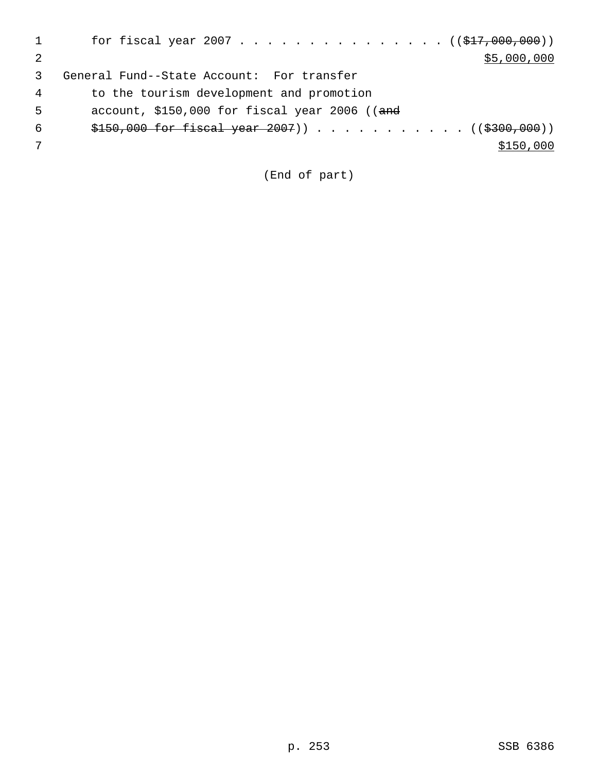for fiscal year 2007 . . . . . . . . . . . . . . . (($17,000,000))

$5,000,000

General Fund--State Account: For transfer to the tourism development and promotion account, $150,000 for fiscal year 2006 ((and $150,000 for fiscal year 2007)) . . . . . . . . . . . (($300,000))

$150,000

(End of part)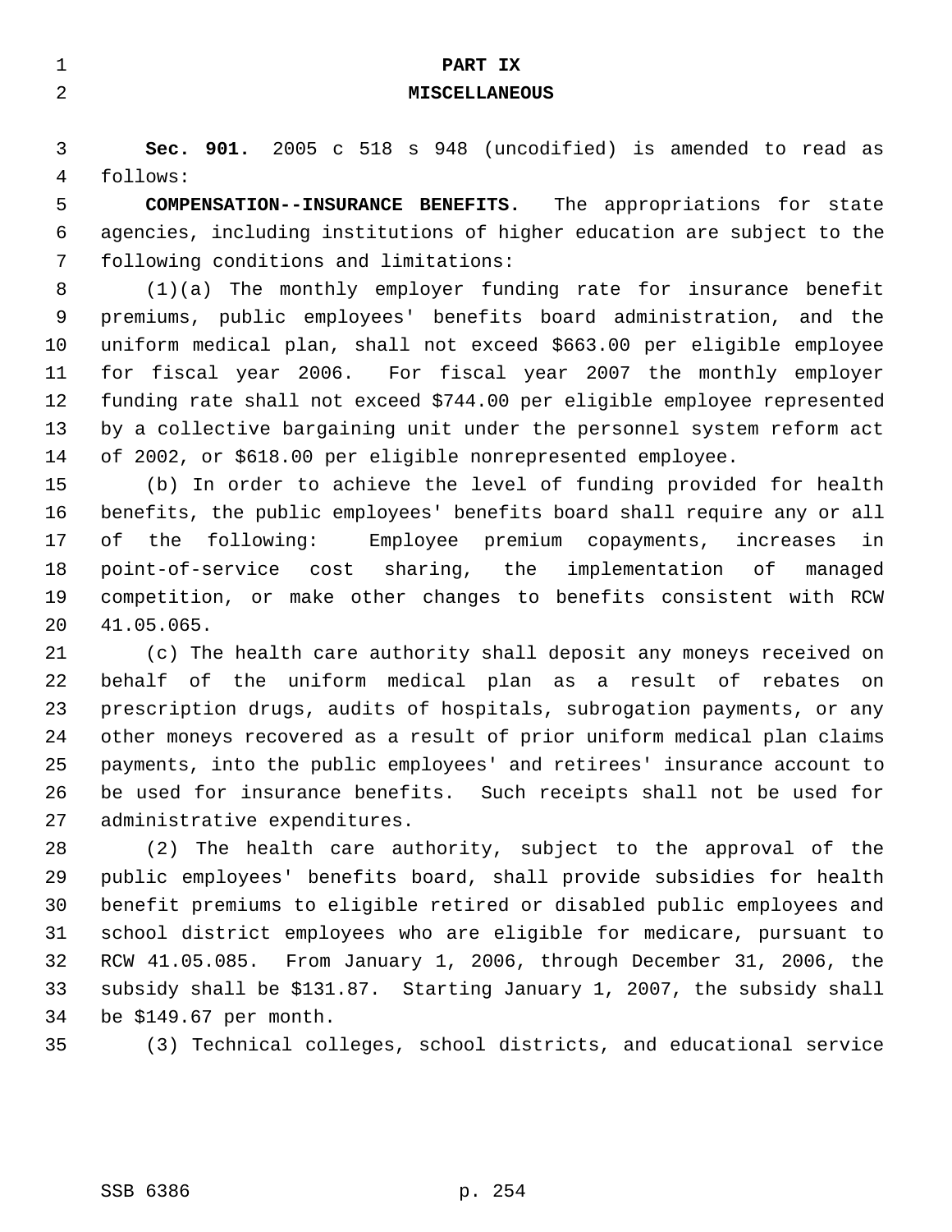# PART IX
# MISCELLANEOUS

**Sec. 901.** 2005 c 518 s 948 (uncodified) is amended to read as follows:

**COMPENSATION--INSURANCE BENEFITS.** The appropriations for state agencies, including institutions of higher education are subject to the following conditions and limitations:

(1)(a) The monthly employer funding rate for insurance benefit premiums, public employees' benefits board administration, and the uniform medical plan, shall not exceed $663.00 per eligible employee for fiscal year 2006. For fiscal year 2007 the monthly employer funding rate shall not exceed $744.00 per eligible employee represented by a collective bargaining unit under the personnel system reform act of 2002, or $618.00 per eligible nonrepresented employee.

(b) In order to achieve the level of funding provided for health benefits, the public employees' benefits board shall require any or all of the following: Employee premium copayments, increases in point-of-service cost sharing, the implementation of managed competition, or make other changes to benefits consistent with RCW 41.05.065.

(c) The health care authority shall deposit any moneys received on behalf of the uniform medical plan as a result of rebates on prescription drugs, audits of hospitals, subrogation payments, or any other moneys recovered as a result of prior uniform medical plan claims payments, into the public employees' and retirees' insurance account to be used for insurance benefits. Such receipts shall not be used for administrative expenditures.

(2) The health care authority, subject to the approval of the public employees' benefits board, shall provide subsidies for health benefit premiums to eligible retired or disabled public employees and school district employees who are eligible for medicare, pursuant to RCW 41.05.085. From January 1, 2006, through December 31, 2006, the subsidy shall be $131.87. Starting January 1, 2007, the subsidy shall be $149.67 per month.

(3) Technical colleges, school districts, and educational service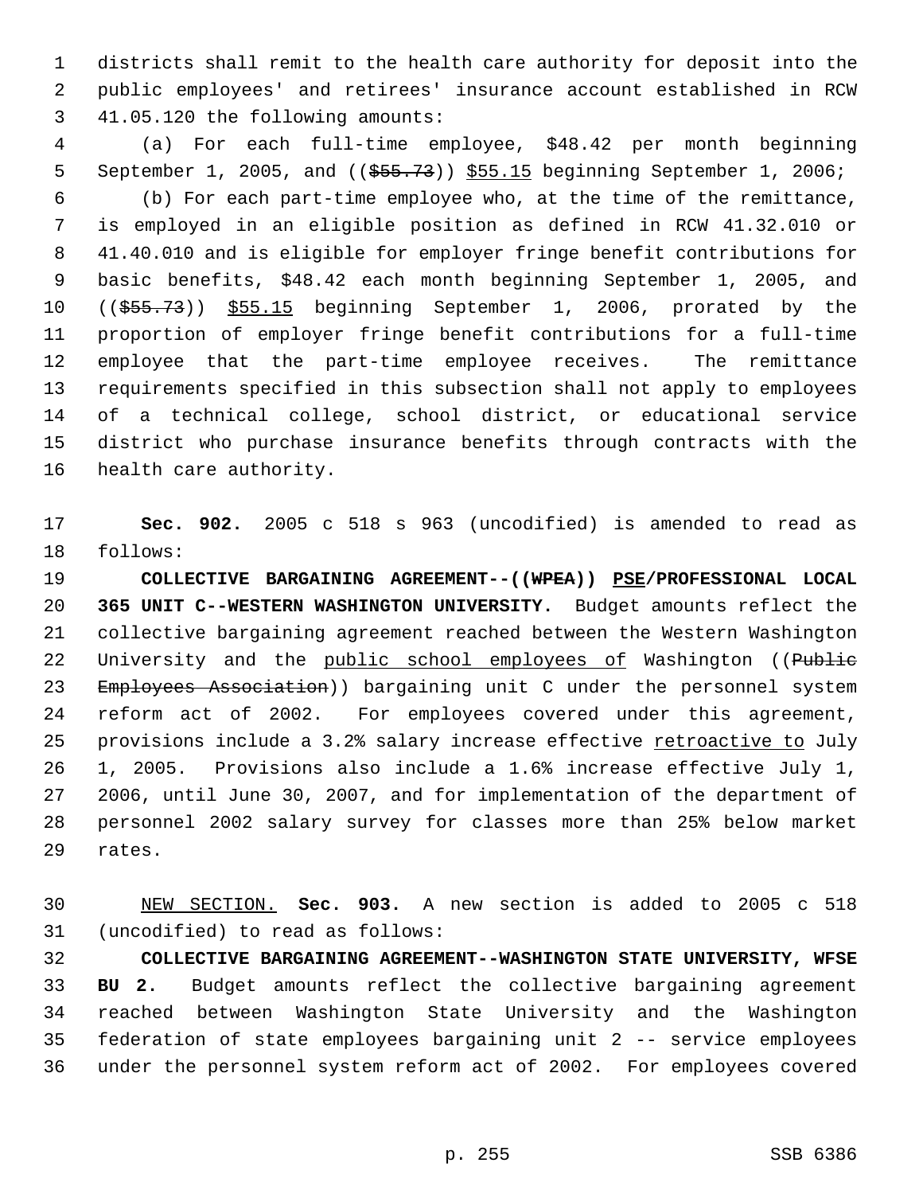districts shall remit to the health care authority for deposit into the public employees' and retirees' insurance account established in RCW 41.05.120 the following amounts:

(a) For each full-time employee, $48.42 per month beginning September 1, 2005, and (($55.73)) $55.15 beginning September 1, 2006;

(b) For each part-time employee who, at the time of the remittance, is employed in an eligible position as defined in RCW 41.32.010 or 41.40.010 and is eligible for employer fringe benefit contributions for basic benefits, $48.42 each month beginning September 1, 2005, and (($55.73)) $55.15 beginning September 1, 2006, prorated by the proportion of employer fringe benefit contributions for a full-time employee that the part-time employee receives. The remittance requirements specified in this subsection shall not apply to employees of a technical college, school district, or educational service district who purchase insurance benefits through contracts with the health care authority.

**Sec. 902.** 2005 c 518 s 963 (uncodified) is amended to read as follows:

**COLLECTIVE BARGAINING AGREEMENT--((WPEA)) PSE/PROFESSIONAL LOCAL 365 UNIT C--WESTERN WASHINGTON UNIVERSITY.** Budget amounts reflect the collective bargaining agreement reached between the Western Washington University and the public school employees of Washington ((Public Employees Association)) bargaining unit C under the personnel system reform act of 2002. For employees covered under this agreement, provisions include a 3.2% salary increase effective retroactive to July 1, 2005. Provisions also include a 1.6% increase effective July 1, 2006, until June 30, 2007, and for implementation of the department of personnel 2002 salary survey for classes more than 25% below market rates.

NEW SECTION. **Sec. 903.** A new section is added to 2005 c 518 (uncodified) to read as follows:

**COLLECTIVE BARGAINING AGREEMENT--WASHINGTON STATE UNIVERSITY, WFSE BU 2.** Budget amounts reflect the collective bargaining agreement reached between Washington State University and the Washington federation of state employees bargaining unit 2 -- service employees under the personnel system reform act of 2002. For employees covered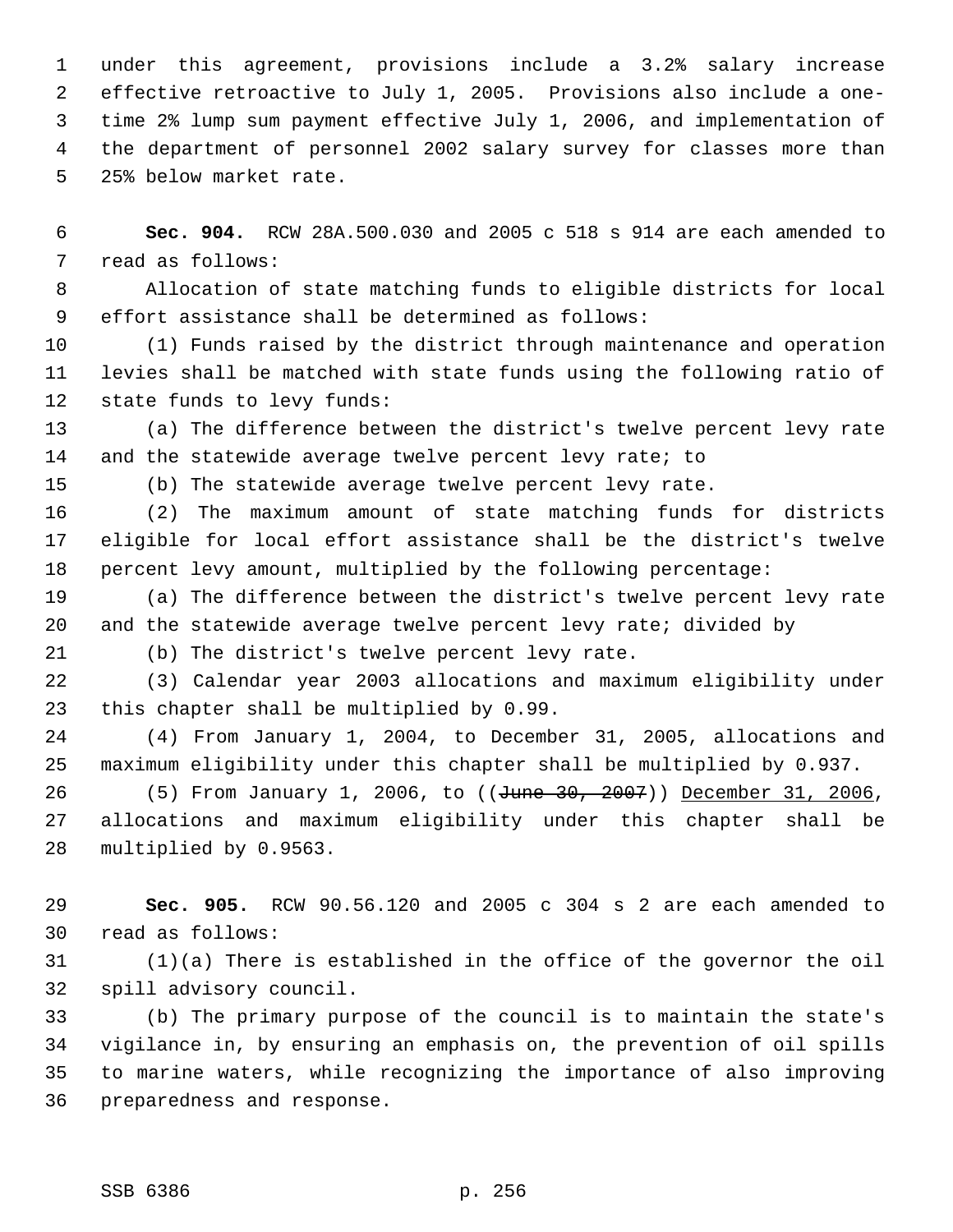under this agreement, provisions include a 3.2% salary increase effective retroactive to July 1, 2005. Provisions also include a one-time 2% lump sum payment effective July 1, 2006, and implementation of the department of personnel 2002 salary survey for classes more than 25% below market rate.

**Sec. 904.** RCW 28A.500.030 and 2005 c 518 s 914 are each amended to read as follows:

Allocation of state matching funds to eligible districts for local effort assistance shall be determined as follows:

(1) Funds raised by the district through maintenance and operation levies shall be matched with state funds using the following ratio of state funds to levy funds:

(a) The difference between the district's twelve percent levy rate and the statewide average twelve percent levy rate; to

(b) The statewide average twelve percent levy rate.

(2) The maximum amount of state matching funds for districts eligible for local effort assistance shall be the district's twelve percent levy amount, multiplied by the following percentage:

(a) The difference between the district's twelve percent levy rate and the statewide average twelve percent levy rate; divided by

(b) The district's twelve percent levy rate.

(3) Calendar year 2003 allocations and maximum eligibility under this chapter shall be multiplied by 0.99.

(4) From January 1, 2004, to December 31, 2005, allocations and maximum eligibility under this chapter shall be multiplied by 0.937.

(5) From January 1, 2006, to ((~~June 30, 2007~~)) <u>December 31, 2006</u>, allocations and maximum eligibility under this chapter shall be multiplied by 0.9563.

**Sec. 905.** RCW 90.56.120 and 2005 c 304 s 2 are each amended to read as follows:

(1)(a) There is established in the office of the governor the oil spill advisory council.

(b) The primary purpose of the council is to maintain the state's vigilance in, by ensuring an emphasis on, the prevention of oil spills to marine waters, while recognizing the importance of also improving preparedness and response.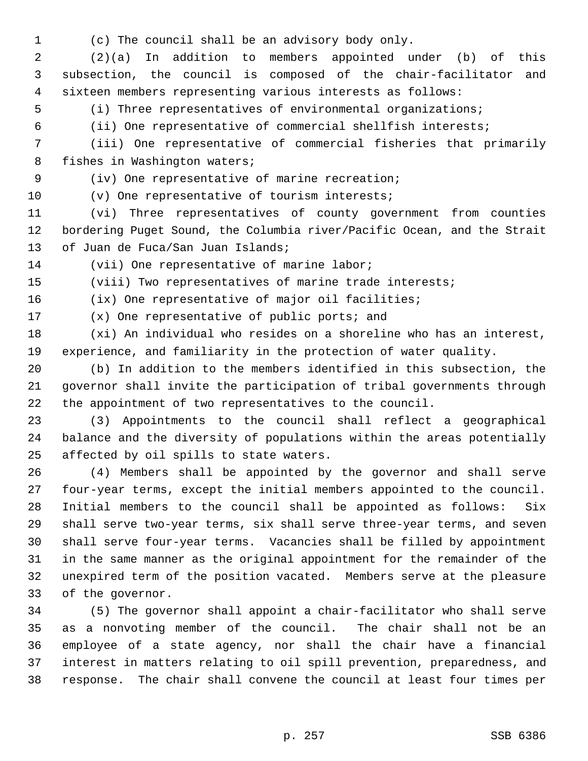(c) The council shall be an advisory body only.

(2)(a) In addition to members appointed under (b) of this subsection, the council is composed of the chair-facilitator and sixteen members representing various interests as follows:

(i) Three representatives of environmental organizations;

(ii) One representative of commercial shellfish interests;

(iii) One representative of commercial fisheries that primarily fishes in Washington waters;

(iv) One representative of marine recreation;

(v) One representative of tourism interests;

(vi) Three representatives of county government from counties bordering Puget Sound, the Columbia river/Pacific Ocean, and the Strait of Juan de Fuca/San Juan Islands;

(vii) One representative of marine labor;

(viii) Two representatives of marine trade interests;

(ix) One representative of major oil facilities;

(x) One representative of public ports; and

(xi) An individual who resides on a shoreline who has an interest, experience, and familiarity in the protection of water quality.

(b) In addition to the members identified in this subsection, the governor shall invite the participation of tribal governments through the appointment of two representatives to the council.

(3) Appointments to the council shall reflect a geographical balance and the diversity of populations within the areas potentially affected by oil spills to state waters.

(4) Members shall be appointed by the governor and shall serve four-year terms, except the initial members appointed to the council. Initial members to the council shall be appointed as follows: Six shall serve two-year terms, six shall serve three-year terms, and seven shall serve four-year terms. Vacancies shall be filled by appointment in the same manner as the original appointment for the remainder of the unexpired term of the position vacated. Members serve at the pleasure of the governor.

(5) The governor shall appoint a chair-facilitator who shall serve as a nonvoting member of the council. The chair shall not be an employee of a state agency, nor shall the chair have a financial interest in matters relating to oil spill prevention, preparedness, and response. The chair shall convene the council at least four times per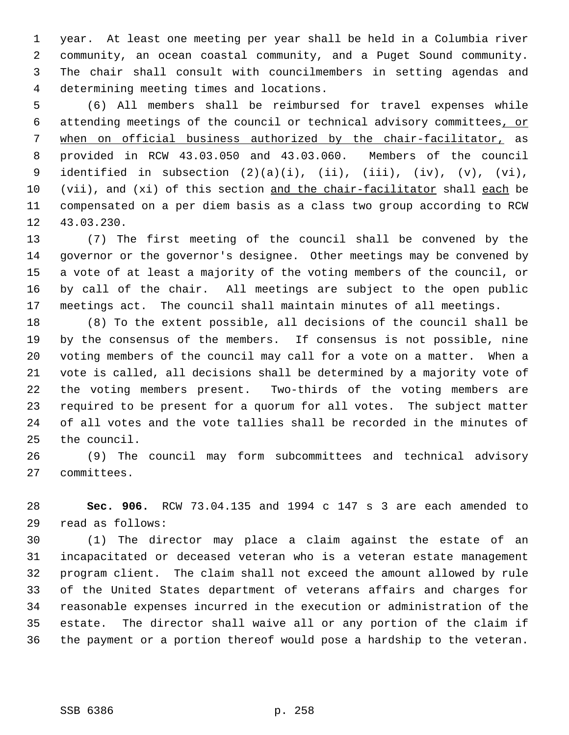year. At least one meeting per year shall be held in a Columbia river community, an ocean coastal community, and a Puget Sound community. The chair shall consult with councilmembers in setting agendas and determining meeting times and locations.

(6) All members shall be reimbursed for travel expenses while attending meetings of the council or technical advisory committees, or when on official business authorized by the chair-facilitator, as provided in RCW 43.03.050 and 43.03.060. Members of the council identified in subsection (2)(a)(i), (ii), (iii), (iv), (v), (vi), (vii), and (xi) of this section and the chair-facilitator shall each be compensated on a per diem basis as a class two group according to RCW 43.03.230.

(7) The first meeting of the council shall be convened by the governor or the governor's designee. Other meetings may be convened by a vote of at least a majority of the voting members of the council, or by call of the chair. All meetings are subject to the open public meetings act. The council shall maintain minutes of all meetings.

(8) To the extent possible, all decisions of the council shall be by the consensus of the members. If consensus is not possible, nine voting members of the council may call for a vote on a matter. When a vote is called, all decisions shall be determined by a majority vote of the voting members present. Two-thirds of the voting members are required to be present for a quorum for all votes. The subject matter of all votes and the vote tallies shall be recorded in the minutes of the council.

(9) The council may form subcommittees and technical advisory committees.

**Sec. 906.** RCW 73.04.135 and 1994 c 147 s 3 are each amended to read as follows:

(1) The director may place a claim against the estate of an incapacitated or deceased veteran who is a veteran estate management program client. The claim shall not exceed the amount allowed by rule of the United States department of veterans affairs and charges for reasonable expenses incurred in the execution or administration of the estate. The director shall waive all or any portion of the claim if the payment or a portion thereof would pose a hardship to the veteran.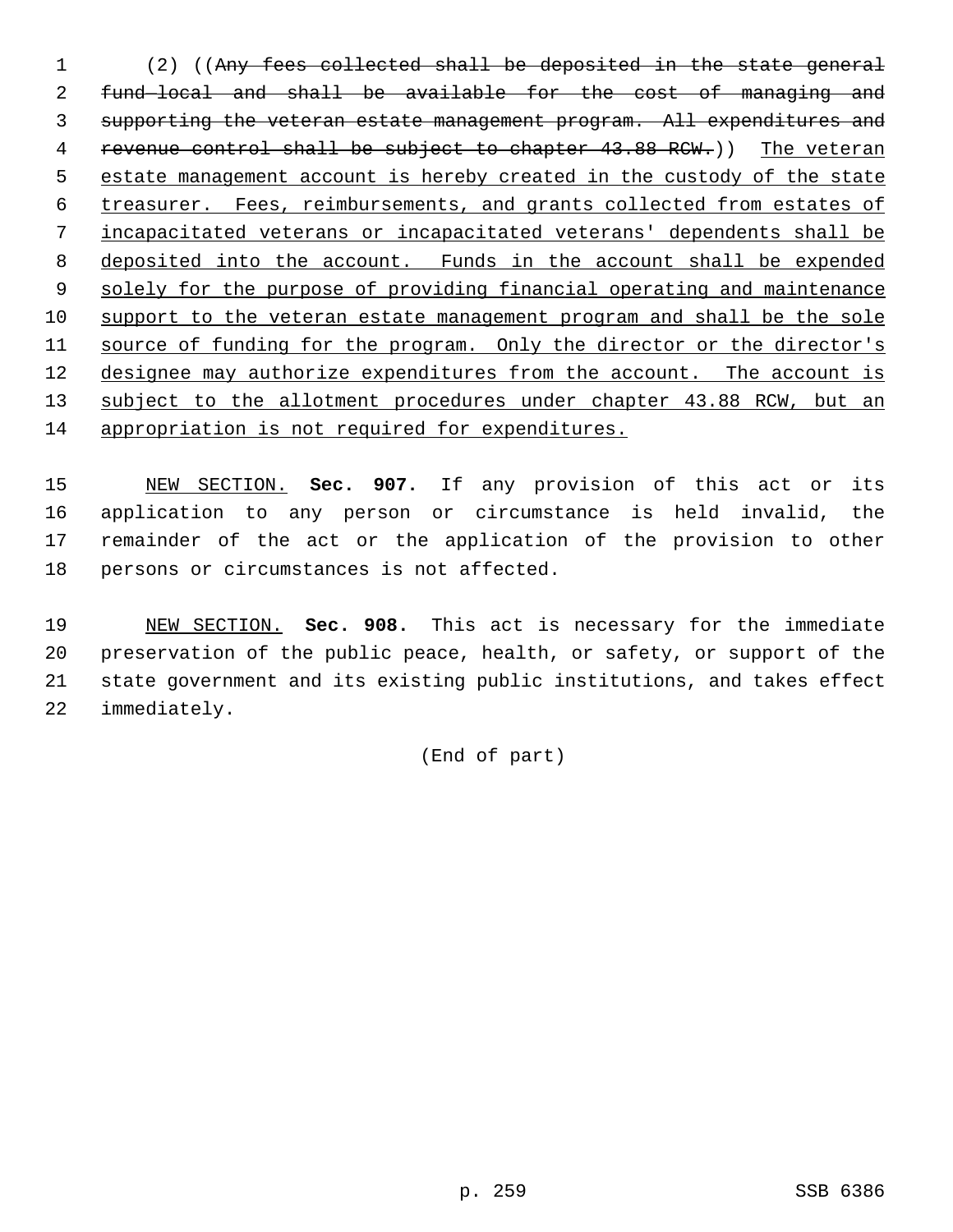(2) ((~~Any fees collected shall be deposited in the state general fund-local and shall be available for the cost of managing and supporting the veteran estate management program. All expenditures and revenue control shall be subject to chapter 43.88 RCW.~~)) <u>The veteran estate management account is hereby created in the custody of the state treasurer. Fees, reimbursements, and grants collected from estates of incapacitated veterans or incapacitated veterans' dependents shall be deposited into the account. Funds in the account shall be expended solely for the purpose of providing financial operating and maintenance support to the veteran estate management program and shall be the sole source of funding for the program. Only the director or the director's designee may authorize expenditures from the account. The account is subject to the allotment procedures under chapter 43.88 RCW, but an appropriation is not required for expenditures.</u>

<u>NEW SECTION.</u> **Sec. 907.** If any provision of this act or its application to any person or circumstance is held invalid, the remainder of the act or the application of the provision to other persons or circumstances is not affected.

<u>NEW SECTION.</u> **Sec. 908.** This act is necessary for the immediate preservation of the public peace, health, or safety, or support of the state government and its existing public institutions, and takes effect immediately.

(End of part)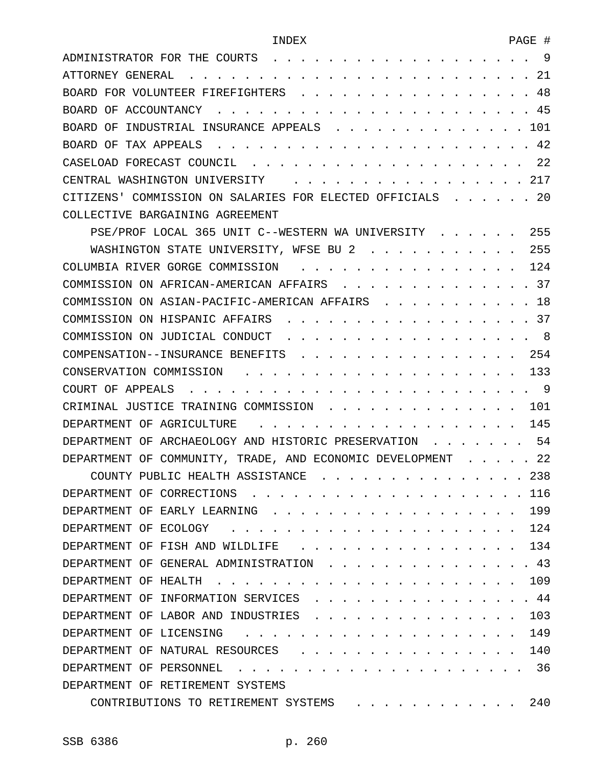| INDEX | PAGE # |
|---|---|
| ADMINISTRATOR FOR THE COURTS | 9 |
| ATTORNEY GENERAL | 21 |
| BOARD FOR VOLUNTEER FIREFIGHTERS | 48 |
| BOARD OF ACCOUNTANCY | 45 |
| BOARD OF INDUSTRIAL INSURANCE APPEALS | 101 |
| BOARD OF TAX APPEALS | 42 |
| CASELOAD FORECAST COUNCIL | 22 |
| CENTRAL WASHINGTON UNIVERSITY | 217 |
| CITIZENS' COMMISSION ON SALARIES FOR ELECTED OFFICIALS | 20 |
| COLLECTIVE BARGAINING AGREEMENT | |
| PSE/PROF LOCAL 365 UNIT C--WESTERN WA UNIVERSITY | 255 |
| WASHINGTON STATE UNIVERSITY, WFSE BU 2 | 255 |
| COLUMBIA RIVER GORGE COMMISSION | 124 |
| COMMISSION ON AFRICAN-AMERICAN AFFAIRS | 37 |
| COMMISSION ON ASIAN-PACIFIC-AMERICAN AFFAIRS | 18 |
| COMMISSION ON HISPANIC AFFAIRS | 37 |
| COMMISSION ON JUDICIAL CONDUCT | 8 |
| COMPENSATION--INSURANCE BENEFITS | 254 |
| CONSERVATION COMMISSION | 133 |
| COURT OF APPEALS | 9 |
| CRIMINAL JUSTICE TRAINING COMMISSION | 101 |
| DEPARTMENT OF AGRICULTURE | 145 |
| DEPARTMENT OF ARCHAEOLOGY AND HISTORIC PRESERVATION | 54 |
| DEPARTMENT OF COMMUNITY, TRADE, AND ECONOMIC DEVELOPMENT | 22 |
| COUNTY PUBLIC HEALTH ASSISTANCE | 238 |
| DEPARTMENT OF CORRECTIONS | 116 |
| DEPARTMENT OF EARLY LEARNING | 199 |
| DEPARTMENT OF ECOLOGY | 124 |
| DEPARTMENT OF FISH AND WILDLIFE | 134 |
| DEPARTMENT OF GENERAL ADMINISTRATION | 43 |
| DEPARTMENT OF HEALTH | 109 |
| DEPARTMENT OF INFORMATION SERVICES | 44 |
| DEPARTMENT OF LABOR AND INDUSTRIES | 103 |
| DEPARTMENT OF LICENSING | 149 |
| DEPARTMENT OF NATURAL RESOURCES | 140 |
| DEPARTMENT OF PERSONNEL | 36 |
| DEPARTMENT OF RETIREMENT SYSTEMS | |
| CONTRIBUTIONS TO RETIREMENT SYSTEMS | 240 |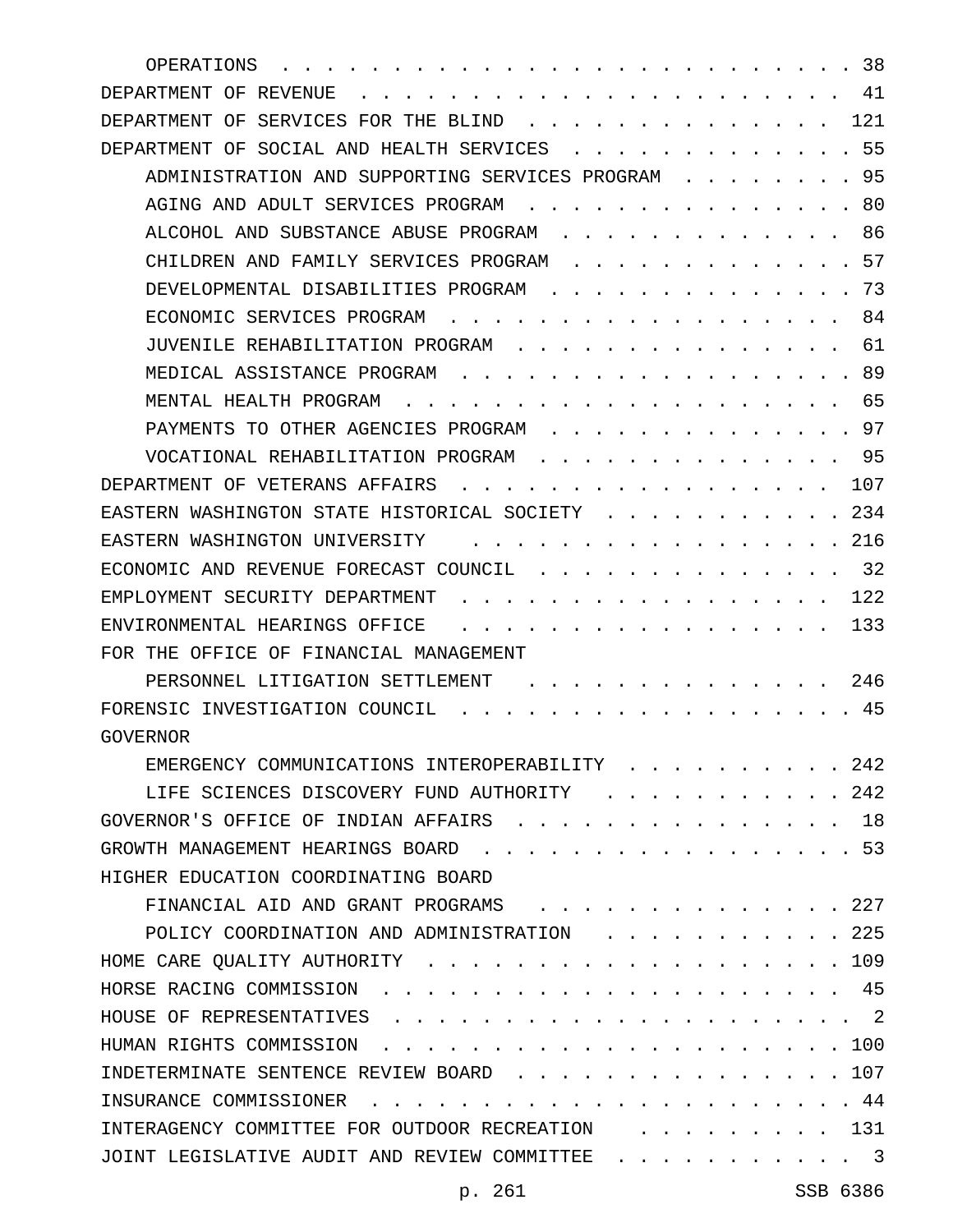| | |
|---|---|
| OPERATIONS | 38 |
| DEPARTMENT OF REVENUE | 41 |
| DEPARTMENT OF SERVICES FOR THE BLIND | 121 |
| DEPARTMENT OF SOCIAL AND HEALTH SERVICES | 55 |
| ADMINISTRATION AND SUPPORTING SERVICES PROGRAM | 95 |
| AGING AND ADULT SERVICES PROGRAM | 80 |
| ALCOHOL AND SUBSTANCE ABUSE PROGRAM | 86 |
| CHILDREN AND FAMILY SERVICES PROGRAM | 57 |
| DEVELOPMENTAL DISABILITIES PROGRAM | 73 |
| ECONOMIC SERVICES PROGRAM | 84 |
| JUVENILE REHABILITATION PROGRAM | 61 |
| MEDICAL ASSISTANCE PROGRAM | 89 |
| MENTAL HEALTH PROGRAM | 65 |
| PAYMENTS TO OTHER AGENCIES PROGRAM | 97 |
| VOCATIONAL REHABILITATION PROGRAM | 95 |
| DEPARTMENT OF VETERANS AFFAIRS | 107 |
| EASTERN WASHINGTON STATE HISTORICAL SOCIETY | 234 |
| EASTERN WASHINGTON UNIVERSITY | 216 |
| ECONOMIC AND REVENUE FORECAST COUNCIL | 32 |
| EMPLOYMENT SECURITY DEPARTMENT | 122 |
| ENVIRONMENTAL HEARINGS OFFICE | 133 |
| FOR THE OFFICE OF FINANCIAL MANAGEMENT | |
| PERSONNEL LITIGATION SETTLEMENT | 246 |
| FORENSIC INVESTIGATION COUNCIL | 45 |
| GOVERNOR | |
| EMERGENCY COMMUNICATIONS INTEROPERABILITY | 242 |
| LIFE SCIENCES DISCOVERY FUND AUTHORITY | 242 |
| GOVERNOR'S OFFICE OF INDIAN AFFAIRS | 18 |
| GROWTH MANAGEMENT HEARINGS BOARD | 53 |
| HIGHER EDUCATION COORDINATING BOARD | |
| FINANCIAL AID AND GRANT PROGRAMS | 227 |
| POLICY COORDINATION AND ADMINISTRATION | 225 |
| HOME CARE QUALITY AUTHORITY | 109 |
| HORSE RACING COMMISSION | 45 |
| HOUSE OF REPRESENTATIVES | 2 |
| HUMAN RIGHTS COMMISSION | 100 |
| INDETERMINATE SENTENCE REVIEW BOARD | 107 |
| INSURANCE COMMISSIONER | 44 |
| INTERAGENCY COMMITTEE FOR OUTDOOR RECREATION | 131 |
| JOINT LEGISLATIVE AUDIT AND REVIEW COMMITTEE | 3 |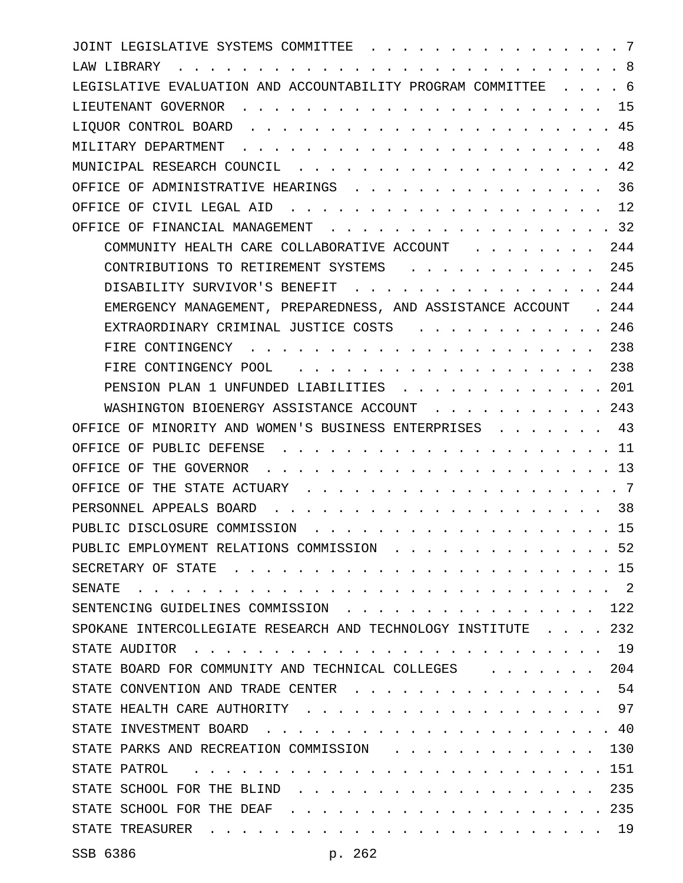JOINT LEGISLATIVE SYSTEMS COMMITTEE . . . . . . . . . . . . . . . . 7
LAW LIBRARY . . . . . . . . . . . . . . . . . . . . . . . . . . . . 8
LEGISLATIVE EVALUATION AND ACCOUNTABILITY PROGRAM COMMITTEE . . . . 6
LIEUTENANT GOVERNOR . . . . . . . . . . . . . . . . . . . . . . . 15
LIQUOR CONTROL BOARD . . . . . . . . . . . . . . . . . . . . . . . 45
MILITARY DEPARTMENT . . . . . . . . . . . . . . . . . . . . . . . 48
MUNICIPAL RESEARCH COUNCIL . . . . . . . . . . . . . . . . . . . . 42
OFFICE OF ADMINISTRATIVE HEARINGS . . . . . . . . . . . . . . . . 36
OFFICE OF CIVIL LEGAL AID . . . . . . . . . . . . . . . . . . . . 12
OFFICE OF FINANCIAL MANAGEMENT . . . . . . . . . . . . . . . . . . 32
    COMMUNITY HEALTH CARE COLLABORATIVE ACCOUNT . . . . . . . . 244
    CONTRIBUTIONS TO RETIREMENT SYSTEMS . . . . . . . . . . . . 245
    DISABILITY SURVIVOR'S BENEFIT . . . . . . . . . . . . . . . . 244
    EMERGENCY MANAGEMENT, PREPAREDNESS, AND ASSISTANCE ACCOUNT . 244
    EXTRAORDINARY CRIMINAL JUSTICE COSTS . . . . . . . . . . . . 246
    FIRE CONTINGENCY . . . . . . . . . . . . . . . . . . . . . . 238
    FIRE CONTINGENCY POOL . . . . . . . . . . . . . . . . . . . . 238
    PENSION PLAN 1 UNFUNDED LIABILITIES . . . . . . . . . . . . . 201
    WASHINGTON BIOENERGY ASSISTANCE ACCOUNT . . . . . . . . . . . 243
OFFICE OF MINORITY AND WOMEN'S BUSINESS ENTERPRISES . . . . . . . 43
OFFICE OF PUBLIC DEFENSE . . . . . . . . . . . . . . . . . . . . . 11
OFFICE OF THE GOVERNOR . . . . . . . . . . . . . . . . . . . . . . 13
OFFICE OF THE STATE ACTUARY . . . . . . . . . . . . . . . . . . . . 7
PERSONNEL APPEALS BOARD . . . . . . . . . . . . . . . . . . . . . 38
PUBLIC DISCLOSURE COMMISSION . . . . . . . . . . . . . . . . . . . 15
PUBLIC EMPLOYMENT RELATIONS COMMISSION . . . . . . . . . . . . . . 52
SECRETARY OF STATE . . . . . . . . . . . . . . . . . . . . . . . . 15
SENATE . . . . . . . . . . . . . . . . . . . . . . . . . . . . . . 2
SENTENCING GUIDELINES COMMISSION . . . . . . . . . . . . . . . . 122
SPOKANE INTERCOLLEGIATE RESEARCH AND TECHNOLOGY INSTITUTE . . . . 232
STATE AUDITOR . . . . . . . . . . . . . . . . . . . . . . . . . . 19
STATE BOARD FOR COMMUNITY AND TECHNICAL COLLEGES . . . . . . . . 204
STATE CONVENTION AND TRADE CENTER . . . . . . . . . . . . . . . . 54
STATE HEALTH CARE AUTHORITY . . . . . . . . . . . . . . . . . . . 97
STATE INVESTMENT BOARD . . . . . . . . . . . . . . . . . . . . . . 40
STATE PARKS AND RECREATION COMMISSION . . . . . . . . . . . . . 130
STATE PATROL . . . . . . . . . . . . . . . . . . . . . . . . . . 151
STATE SCHOOL FOR THE BLIND . . . . . . . . . . . . . . . . . . . 235
STATE SCHOOL FOR THE DEAF . . . . . . . . . . . . . . . . . . . . 235
STATE TREASURER . . . . . . . . . . . . . . . . . . . . . . . . . 19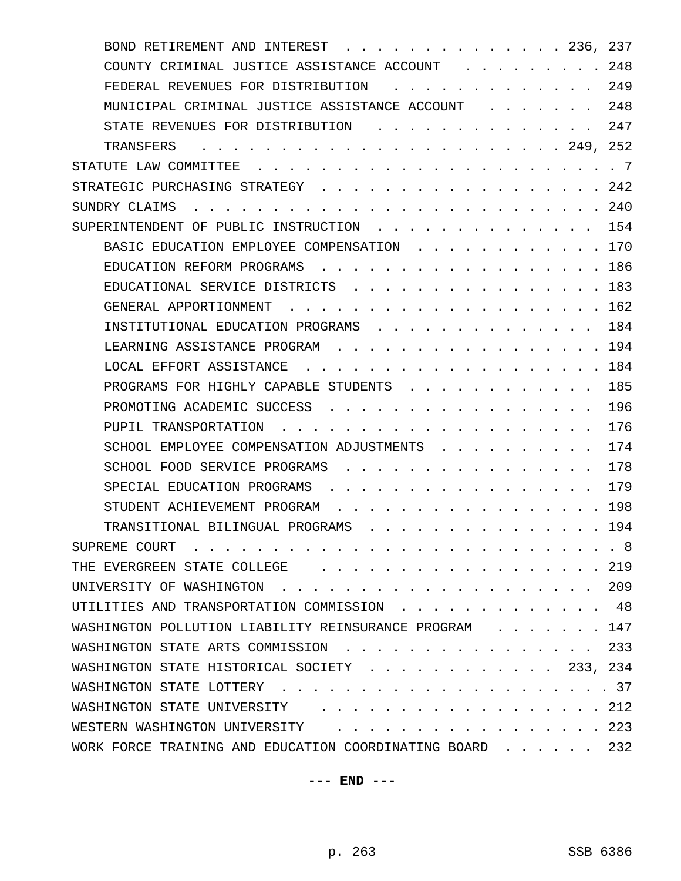BOND RETIREMENT AND INTEREST . . . . . . . . . . . . . . 236, 237
COUNTY CRIMINAL JUSTICE ASSISTANCE ACCOUNT . . . . . . . . . 248
FEDERAL REVENUES FOR DISTRIBUTION . . . . . . . . . . . . . 249
MUNICIPAL CRIMINAL JUSTICE ASSISTANCE ACCOUNT . . . . . . . 248
STATE REVENUES FOR DISTRIBUTION . . . . . . . . . . . . . . 247
TRANSFERS . . . . . . . . . . . . . . . . . . . . . . . . 249, 252

STATUTE LAW COMMITTEE . . . . . . . . . . . . . . . . . . . . . . . 7
STRATEGIC PURCHASING STRATEGY . . . . . . . . . . . . . . . . . . 242
SUNDRY CLAIMS . . . . . . . . . . . . . . . . . . . . . . . . . . 240
SUPERINTENDENT OF PUBLIC INSTRUCTION . . . . . . . . . . . . . . 154

BASIC EDUCATION EMPLOYEE COMPENSATION . . . . . . . . . . . . 170
EDUCATION REFORM PROGRAMS . . . . . . . . . . . . . . . . . . 186
EDUCATIONAL SERVICE DISTRICTS . . . . . . . . . . . . . . . . 183
GENERAL APPORTIONMENT . . . . . . . . . . . . . . . . . . . . 162
INSTITUTIONAL EDUCATION PROGRAMS . . . . . . . . . . . . . . 184
LEARNING ASSISTANCE PROGRAM . . . . . . . . . . . . . . . . . 194
LOCAL EFFORT ASSISTANCE . . . . . . . . . . . . . . . . . . . 184
PROGRAMS FOR HIGHLY CAPABLE STUDENTS . . . . . . . . . . . . 185
PROMOTING ACADEMIC SUCCESS . . . . . . . . . . . . . . . . . 196
PUPIL TRANSPORTATION . . . . . . . . . . . . . . . . . . . . 176
SCHOOL EMPLOYEE COMPENSATION ADJUSTMENTS . . . . . . . . . . 174
SCHOOL FOOD SERVICE PROGRAMS . . . . . . . . . . . . . . . . 178
SPECIAL EDUCATION PROGRAMS . . . . . . . . . . . . . . . . . 179
STUDENT ACHIEVEMENT PROGRAM . . . . . . . . . . . . . . . . . 198
TRANSITIONAL BILINGUAL PROGRAMS . . . . . . . . . . . . . . . 194

SUPREME COURT . . . . . . . . . . . . . . . . . . . . . . . . . . . 8
THE EVERGREEN STATE COLLEGE . . . . . . . . . . . . . . . . . . . 219
UNIVERSITY OF WASHINGTON . . . . . . . . . . . . . . . . . . . . 209
UTILITIES AND TRANSPORTATION COMMISSION . . . . . . . . . . . . . 48
WASHINGTON POLLUTION LIABILITY REINSURANCE PROGRAM . . . . . . . 147
WASHINGTON STATE ARTS COMMISSION . . . . . . . . . . . . . . . . 233
WASHINGTON STATE HISTORICAL SOCIETY . . . . . . . . . . . . 233, 234
WASHINGTON STATE LOTTERY . . . . . . . . . . . . . . . . . . . . . 37
WASHINGTON STATE UNIVERSITY . . . . . . . . . . . . . . . . . . . 212
WESTERN WASHINGTON UNIVERSITY . . . . . . . . . . . . . . . . . . 223
WORK FORCE TRAINING AND EDUCATION COORDINATING BOARD . . . . . . 232

**--- END ---**